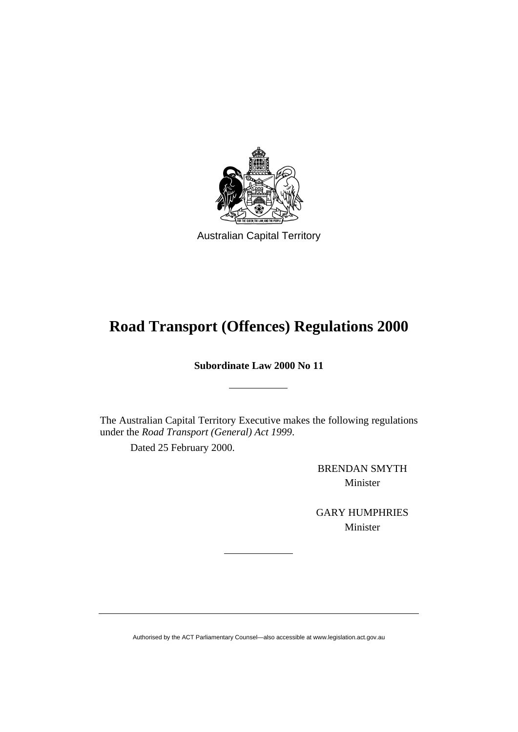Australian Capital Territory

# Road Transport (Offences) Regulations 2000

**Subordinate Law 2000 No 11**

---

The Australian Capital Territory Executive makes the following regulations under the *Road Transport (General) Act 1999*.

Dated 25 February 2000.

BRENDAN SMYTH
Minister

GARY HUMPHRIES
Minister

---

Authorised by the ACT Parliamentary Counsel—also accessible at www.legislation.act.gov.au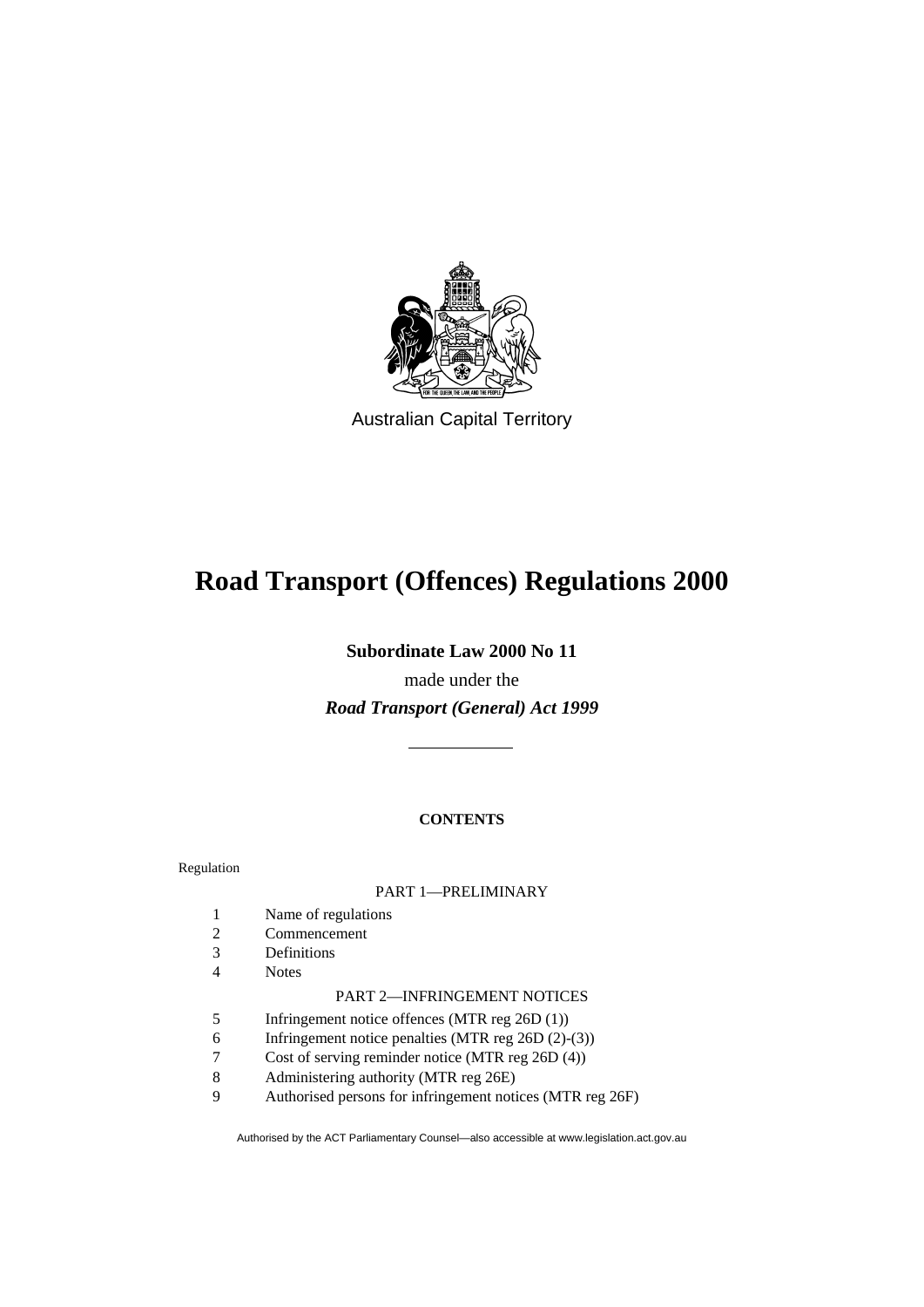Australian Capital Territory

# Road Transport (Offences) Regulations 2000

**Subordinate Law 2000 No 11**

made under the

***Road Transport (General) Act 1999***

---

**CONTENTS**

Regulation

PART 1—PRELIMINARY

1 Name of regulations
2 Commencement
3 Definitions
4 Notes

PART 2—INFRINGEMENT NOTICES

5 Infringement notice offences (MTR reg 26D (1))
6 Infringement notice penalties (MTR reg 26D (2)-(3))
7 Cost of serving reminder notice (MTR reg 26D (4))
8 Administering authority (MTR reg 26E)
9 Authorised persons for infringement notices (MTR reg 26F)

Authorised by the ACT Parliamentary Counsel—also accessible at www.legislation.act.gov.au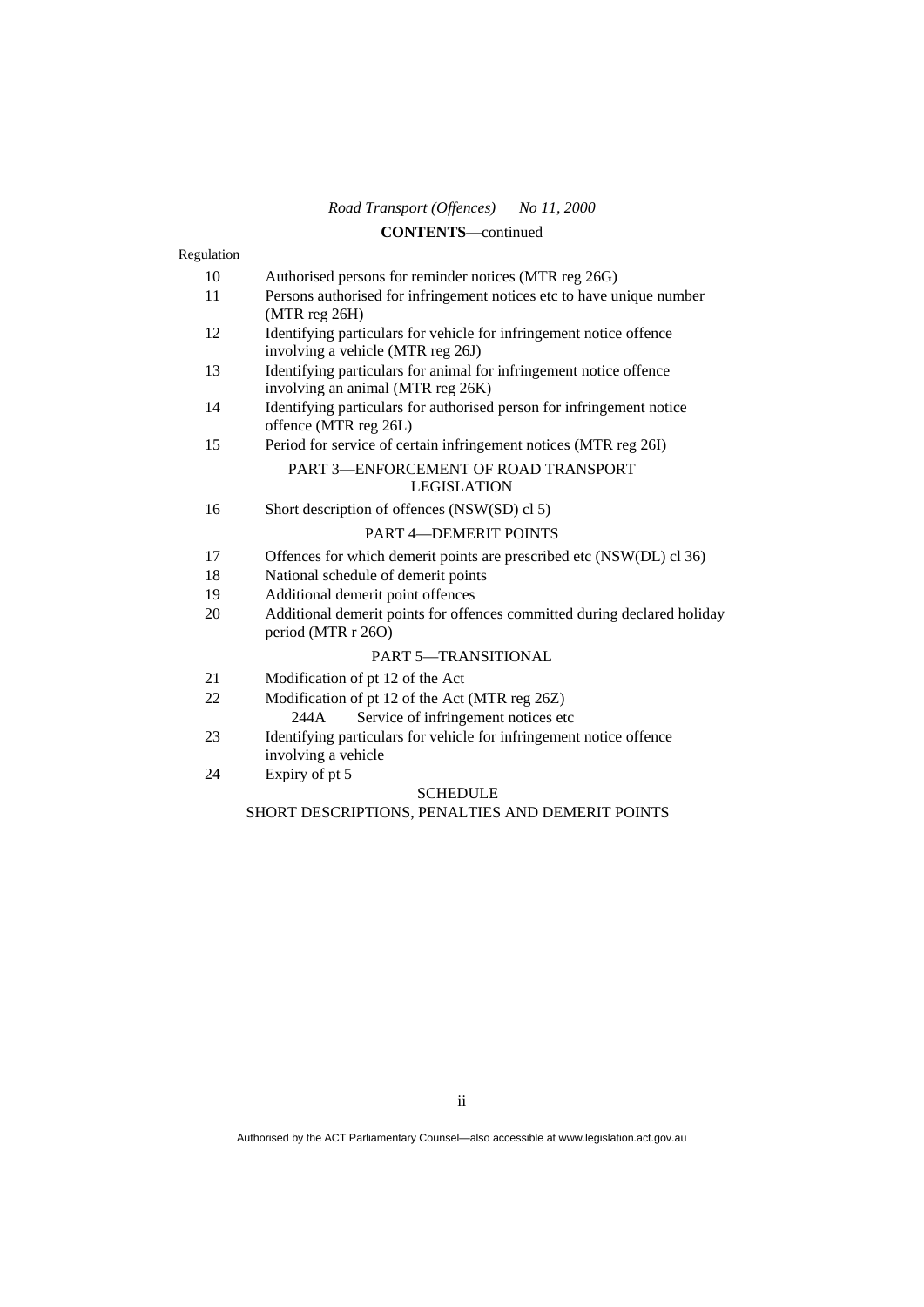*Road Transport (Offences) No 11, 2000*

**CONTENTS**—continued

Regulation

10 Authorised persons for reminder notices (MTR reg 26G)

11 Persons authorised for infringement notices etc to have unique number (MTR reg 26H)

12 Identifying particulars for vehicle for infringement notice offence involving a vehicle (MTR reg 26J)

13 Identifying particulars for animal for infringement notice offence involving an animal (MTR reg 26K)

14 Identifying particulars for authorised person for infringement notice offence (MTR reg 26L)

15 Period for service of certain infringement notices (MTR reg 26I)

PART 3—ENFORCEMENT OF ROAD TRANSPORT LEGISLATION

16 Short description of offences (NSW(SD) cl 5)

PART 4—DEMERIT POINTS

17 Offences for which demerit points are prescribed etc (NSW(DL) cl 36)

18 National schedule of demerit points

19 Additional demerit point offences

20 Additional demerit points for offences committed during declared holiday period (MTR r 26O)

PART 5—TRANSITIONAL

21 Modification of pt 12 of the Act

22 Modification of pt 12 of the Act (MTR reg 26Z)

244A Service of infringement notices etc

23 Identifying particulars for vehicle for infringement notice offence involving a vehicle

24 Expiry of pt 5

SCHEDULE

SHORT DESCRIPTIONS, PENALTIES AND DEMERIT POINTS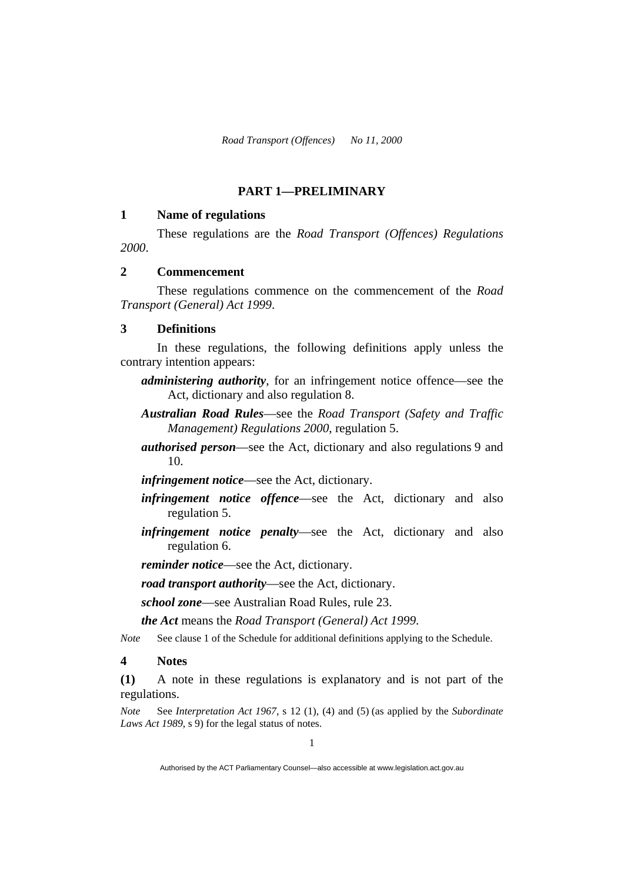## PART 1—PRELIMINARY

### 1 Name of regulations

These regulations are the *Road Transport (Offences) Regulations 2000*.

### 2 Commencement

These regulations commence on the commencement of the *Road Transport (General) Act 1999*.

### 3 Definitions

In these regulations, the following definitions apply unless the contrary intention appears:

***administering authority***, for an infringement notice offence—see the Act, dictionary and also regulation 8.

***Australian Road Rules***—see the *Road Transport (Safety and Traffic Management) Regulations 2000*, regulation 5.

***authorised person***—see the Act, dictionary and also regulations 9 and 10.

***infringement notice***—see the Act, dictionary.

***infringement notice offence***—see the Act, dictionary and also regulation 5.

***infringement notice penalty***—see the Act, dictionary and also regulation 6.

***reminder notice***—see the Act, dictionary.

***road transport authority***—see the Act, dictionary.

***school zone***—see Australian Road Rules, rule 23.

***the Act*** means the *Road Transport (General) Act 1999*.

*Note* See clause 1 of the Schedule for additional definitions applying to the Schedule.

### 4 Notes

**(1)** A note in these regulations is explanatory and is not part of the regulations.

*Note* See *Interpretation Act 1967*, s 12 (1), (4) and (5) (as applied by the *Subordinate Laws Act 1989*, s 9) for the legal status of notes.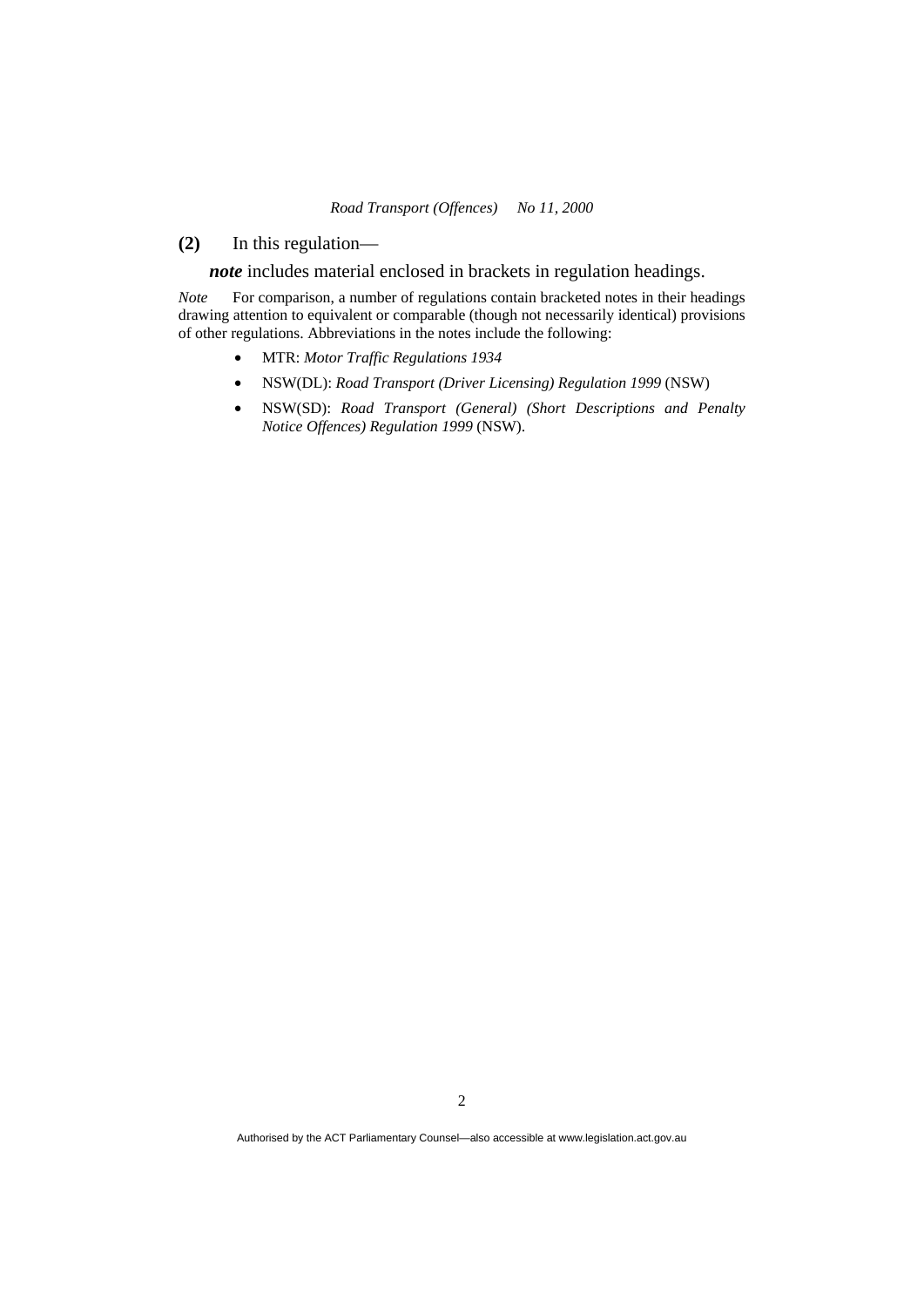**(2)** In this regulation—

***note*** includes material enclosed in brackets in regulation headings.

*Note* For comparison, a number of regulations contain bracketed notes in their headings drawing attention to equivalent or comparable (though not necessarily identical) provisions of other regulations. Abbreviations in the notes include the following:

- MTR: *Motor Traffic Regulations 1934*
- NSW(DL): *Road Transport (Driver Licensing) Regulation 1999* (NSW)
- NSW(SD): *Road Transport (General) (Short Descriptions and Penalty Notice Offences) Regulation 1999* (NSW).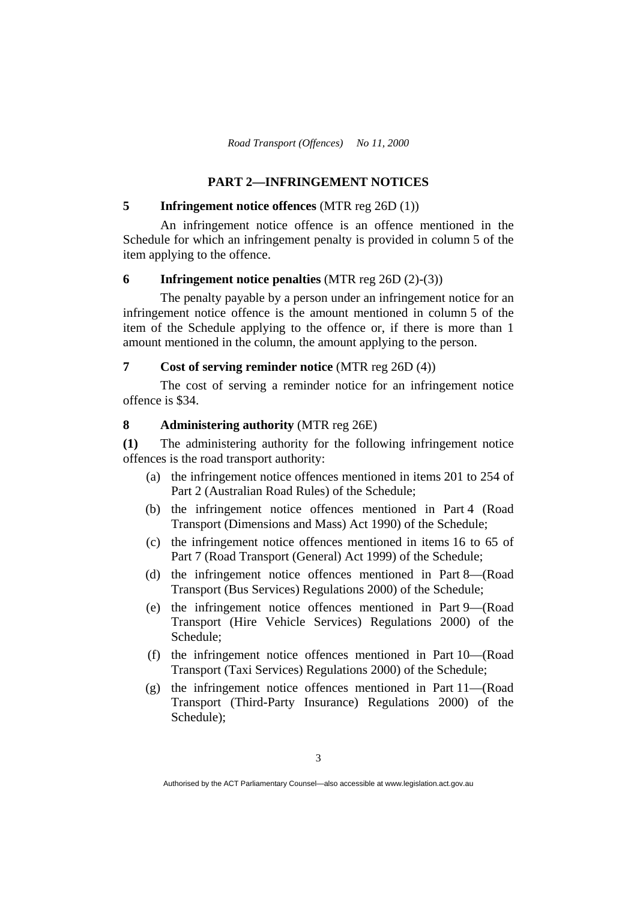## PART 2—INFRINGEMENT NOTICES

### 5 Infringement notice offences (MTR reg 26D (1))

An infringement notice offence is an offence mentioned in the Schedule for which an infringement penalty is provided in column 5 of the item applying to the offence.

### 6 Infringement notice penalties (MTR reg 26D (2)-(3))

The penalty payable by a person under an infringement notice for an infringement notice offence is the amount mentioned in column 5 of the item of the Schedule applying to the offence or, if there is more than 1 amount mentioned in the column, the amount applying to the person.

### 7 Cost of serving reminder notice (MTR reg 26D (4))

The cost of serving a reminder notice for an infringement notice offence is $34.

### 8 Administering authority (MTR reg 26E)

**(1)** The administering authority for the following infringement notice offences is the road transport authority:

- (a) the infringement notice offences mentioned in items 201 to 254 of Part 2 (Australian Road Rules) of the Schedule;
- (b) the infringement notice offences mentioned in Part 4 (Road Transport (Dimensions and Mass) Act 1990) of the Schedule;
- (c) the infringement notice offences mentioned in items 16 to 65 of Part 7 (Road Transport (General) Act 1999) of the Schedule;
- (d) the infringement notice offences mentioned in Part 8—(Road Transport (Bus Services) Regulations 2000) of the Schedule;
- (e) the infringement notice offences mentioned in Part 9—(Road Transport (Hire Vehicle Services) Regulations 2000) of the Schedule;
- (f) the infringement notice offences mentioned in Part 10—(Road Transport (Taxi Services) Regulations 2000) of the Schedule;
- (g) the infringement notice offences mentioned in Part 11—(Road Transport (Third-Party Insurance) Regulations 2000) of the Schedule);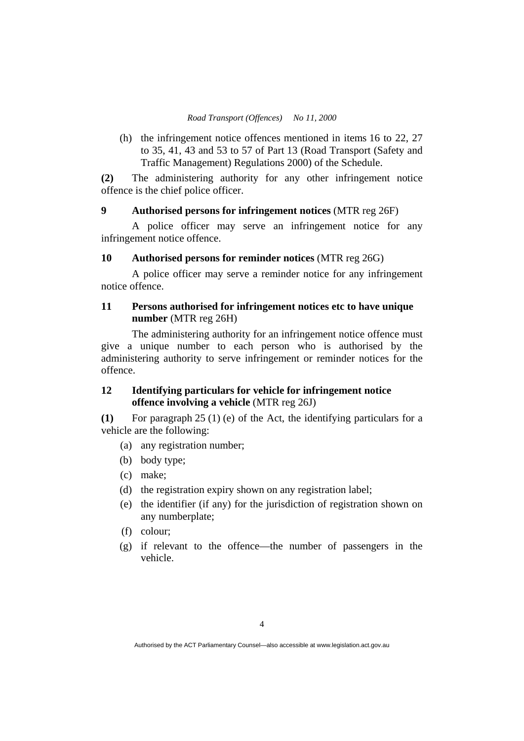(h) the infringement notice offences mentioned in items 16 to 22, 27 to 35, 41, 43 and 53 to 57 of Part 13 (Road Transport (Safety and Traffic Management) Regulations 2000) of the Schedule.

**(2)** The administering authority for any other infringement notice offence is the chief police officer.

### 9 Authorised persons for infringement notices (MTR reg 26F)

A police officer may serve an infringement notice for any infringement notice offence.

### 10 Authorised persons for reminder notices (MTR reg 26G)

A police officer may serve a reminder notice for any infringement notice offence.

### 11 Persons authorised for infringement notices etc to have unique number (MTR reg 26H)

The administering authority for an infringement notice offence must give a unique number to each person who is authorised by the administering authority to serve infringement or reminder notices for the offence.

### 12 Identifying particulars for vehicle for infringement notice offence involving a vehicle (MTR reg 26J)

**(1)** For paragraph 25 (1) (e) of the Act, the identifying particulars for a vehicle are the following:

(a) any registration number;

(b) body type;

(c) make;

(d) the registration expiry shown on any registration label;

(e) the identifier (if any) for the jurisdiction of registration shown on any numberplate;

(f) colour;

(g) if relevant to the offence—the number of passengers in the vehicle.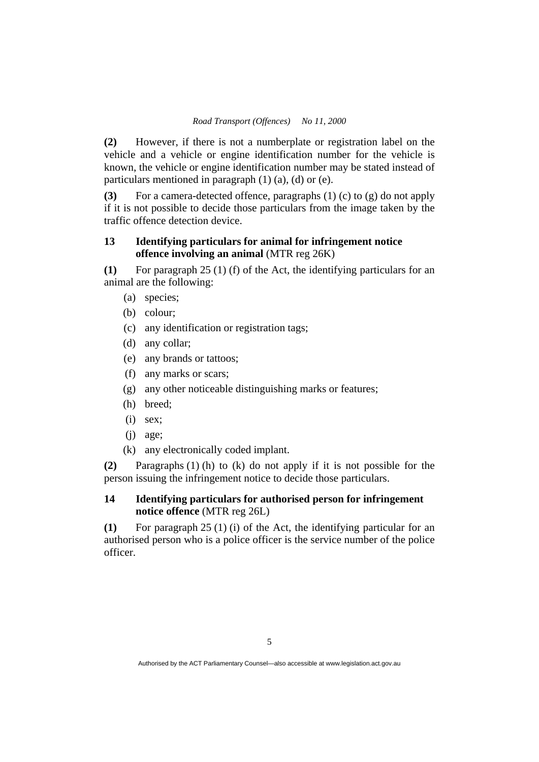**(2)** However, if there is not a numberplate or registration label on the vehicle and a vehicle or engine identification number for the vehicle is known, the vehicle or engine identification number may be stated instead of particulars mentioned in paragraph (1) (a), (d) or (e).

**(3)** For a camera-detected offence, paragraphs (1) (c) to (g) do not apply if it is not possible to decide those particulars from the image taken by the traffic offence detection device.

### 13 Identifying particulars for animal for infringement notice offence involving an animal (MTR reg 26K)

**(1)** For paragraph 25 (1) (f) of the Act, the identifying particulars for an animal are the following:

(a) species;

(b) colour;

(c) any identification or registration tags;

(d) any collar;

(e) any brands or tattoos;

(f) any marks or scars;

(g) any other noticeable distinguishing marks or features;

(h) breed;

(i) sex;

(j) age;

(k) any electronically coded implant.

**(2)** Paragraphs (1) (h) to (k) do not apply if it is not possible for the person issuing the infringement notice to decide those particulars.

### 14 Identifying particulars for authorised person for infringement notice offence (MTR reg 26L)

**(1)** For paragraph 25 (1) (i) of the Act, the identifying particular for an authorised person who is a police officer is the service number of the police officer.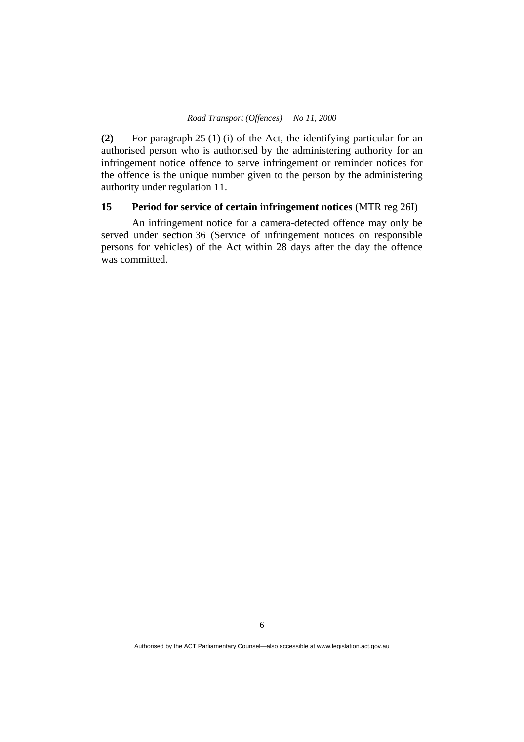**(2)** For paragraph 25 (1) (i) of the Act, the identifying particular for an authorised person who is authorised by the administering authority for an infringement notice offence to serve infringement or reminder notices for the offence is the unique number given to the person by the administering authority under regulation 11.

### 15 Period for service of certain infringement notices (MTR reg 26I)

An infringement notice for a camera-detected offence may only be served under section 36 (Service of infringement notices on responsible persons for vehicles) of the Act within 28 days after the day the offence was committed.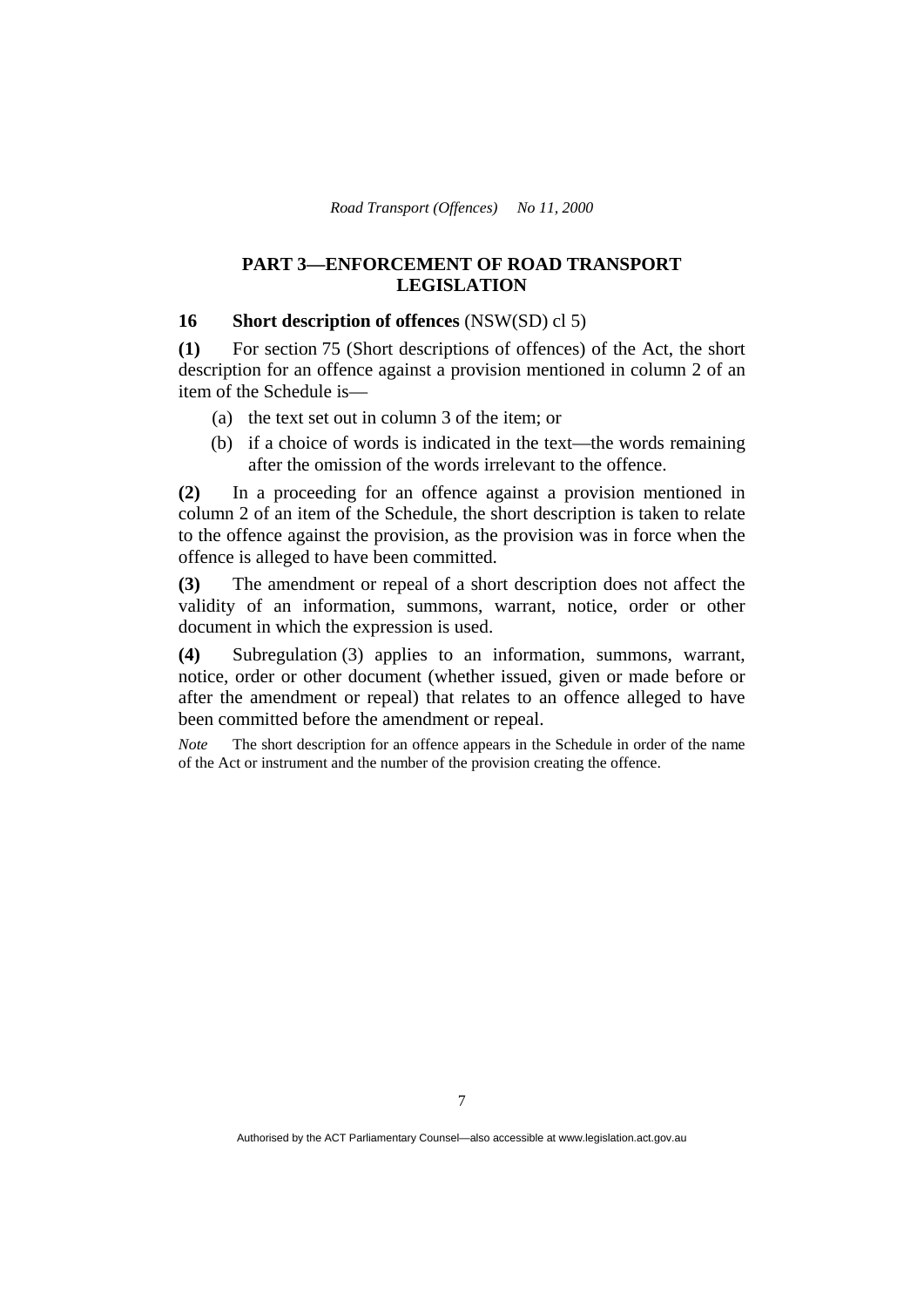## PART 3—ENFORCEMENT OF ROAD TRANSPORT LEGISLATION

### 16 Short description of offences (NSW(SD) cl 5)

**(1)** For section 75 (Short descriptions of offences) of the Act, the short description for an offence against a provision mentioned in column 2 of an item of the Schedule is—

(a) the text set out in column 3 of the item; or

(b) if a choice of words is indicated in the text—the words remaining after the omission of the words irrelevant to the offence.

**(2)** In a proceeding for an offence against a provision mentioned in column 2 of an item of the Schedule, the short description is taken to relate to the offence against the provision, as the provision was in force when the offence is alleged to have been committed.

**(3)** The amendment or repeal of a short description does not affect the validity of an information, summons, warrant, notice, order or other document in which the expression is used.

**(4)** Subregulation (3) applies to an information, summons, warrant, notice, order or other document (whether issued, given or made before or after the amendment or repeal) that relates to an offence alleged to have been committed before the amendment or repeal.

*Note* The short description for an offence appears in the Schedule in order of the name of the Act or instrument and the number of the provision creating the offence.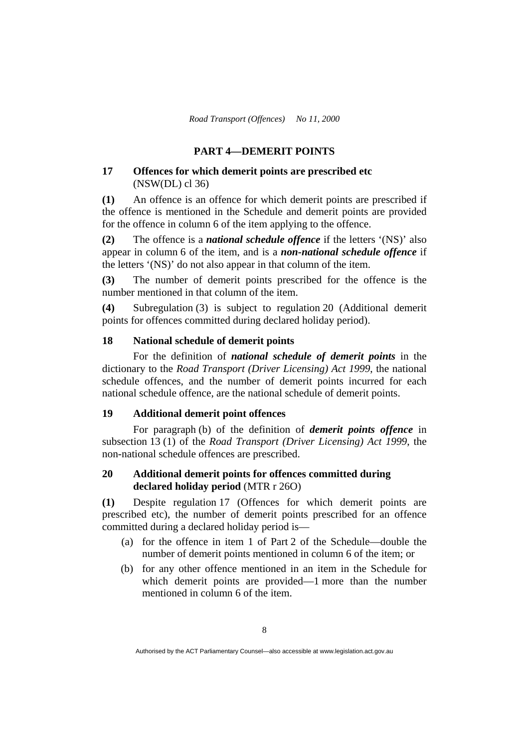## PART 4—DEMERIT POINTS

### 17 Offences for which demerit points are prescribed etc (NSW(DL) cl 36)

**(1)** An offence is an offence for which demerit points are prescribed if the offence is mentioned in the Schedule and demerit points are provided for the offence in column 6 of the item applying to the offence.

**(2)** The offence is a ***national schedule offence*** if the letters '(NS)' also appear in column 6 of the item, and is a ***non-national schedule offence*** if the letters '(NS)' do not also appear in that column of the item.

**(3)** The number of demerit points prescribed for the offence is the number mentioned in that column of the item.

**(4)** Subregulation (3) is subject to regulation 20 (Additional demerit points for offences committed during declared holiday period).

### 18 National schedule of demerit points

For the definition of ***national schedule of demerit points*** in the dictionary to the *Road Transport (Driver Licensing) Act 1999*, the national schedule offences, and the number of demerit points incurred for each national schedule offence, are the national schedule of demerit points.

### 19 Additional demerit point offences

For paragraph (b) of the definition of ***demerit points offence*** in subsection 13 (1) of the *Road Transport (Driver Licensing) Act 1999*, the non-national schedule offences are prescribed.

### 20 Additional demerit points for offences committed during declared holiday period (MTR r 26O)

**(1)** Despite regulation 17 (Offences for which demerit points are prescribed etc), the number of demerit points prescribed for an offence committed during a declared holiday period is—

- (a) for the offence in item 1 of Part 2 of the Schedule—double the number of demerit points mentioned in column 6 of the item; or
- (b) for any other offence mentioned in an item in the Schedule for which demerit points are provided—1 more than the number mentioned in column 6 of the item.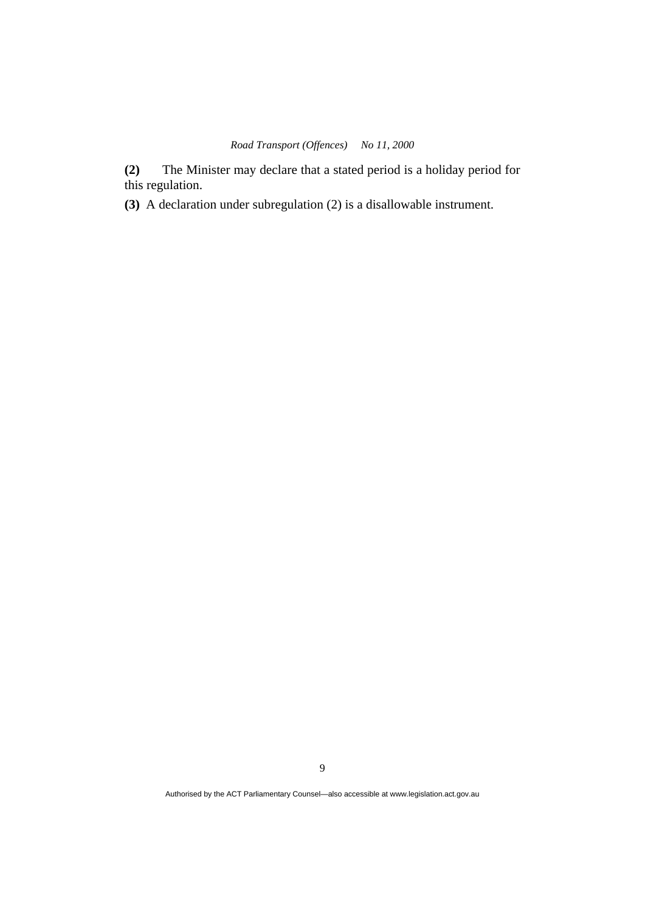**(2)** The Minister may declare that a stated period is a holiday period for this regulation.

**(3)** A declaration under subregulation (2) is a disallowable instrument.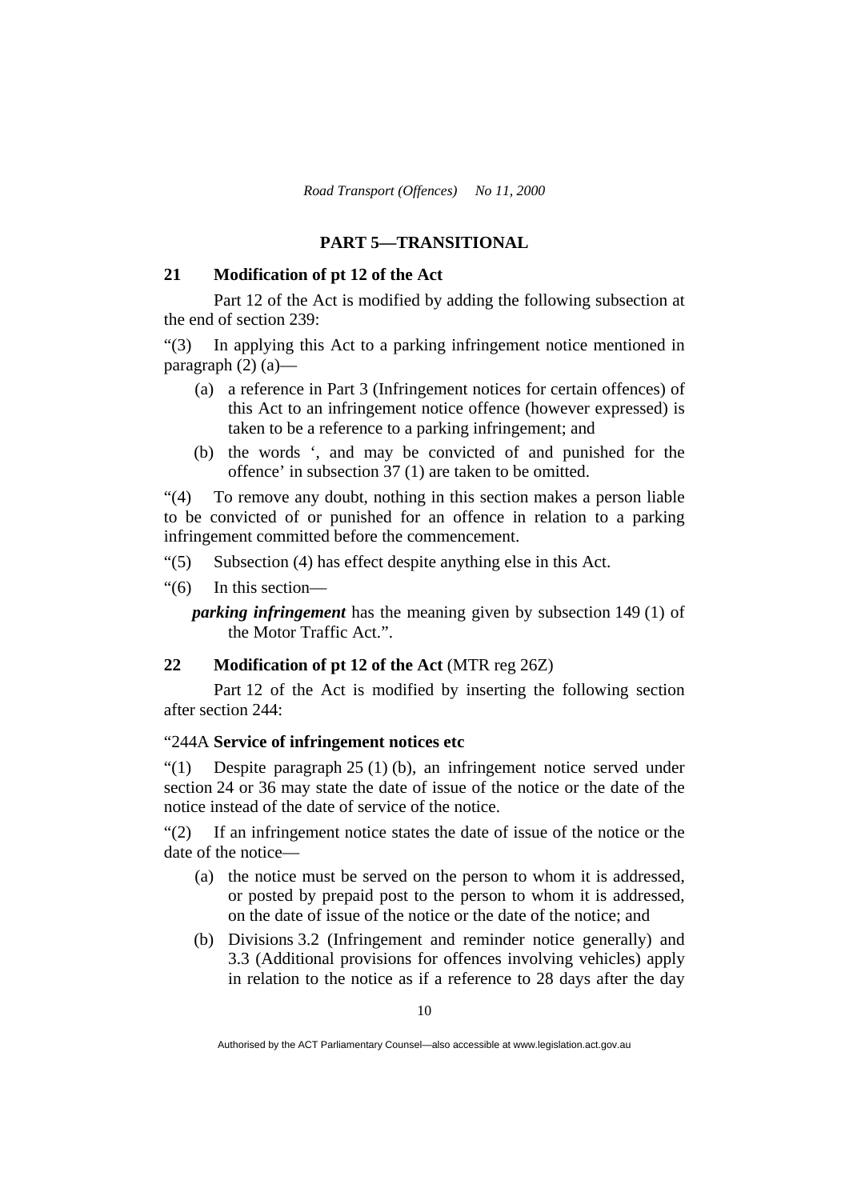## PART 5—TRANSITIONAL

### 21 Modification of pt 12 of the Act

Part 12 of the Act is modified by adding the following subsection at the end of section 239:

"(3) In applying this Act to a parking infringement notice mentioned in paragraph (2) (a)—

- (a) a reference in Part 3 (Infringement notices for certain offences) of this Act to an infringement notice offence (however expressed) is taken to be a reference to a parking infringement; and
- (b) the words ', and may be convicted of and punished for the offence' in subsection 37 (1) are taken to be omitted.

"(4) To remove any doubt, nothing in this section makes a person liable to be convicted of or punished for an offence in relation to a parking infringement committed before the commencement.

"(5) Subsection (4) has effect despite anything else in this Act.

"(6) In this section—

***parking infringement*** has the meaning given by subsection 149 (1) of the Motor Traffic Act.".

### 22 Modification of pt 12 of the Act (MTR reg 26Z)

Part 12 of the Act is modified by inserting the following section after section 244:

"244A **Service of infringement notices etc**

"(1) Despite paragraph 25 (1) (b), an infringement notice served under section 24 or 36 may state the date of issue of the notice or the date of the notice instead of the date of service of the notice.

"(2) If an infringement notice states the date of issue of the notice or the date of the notice—

- (a) the notice must be served on the person to whom it is addressed, or posted by prepaid post to the person to whom it is addressed, on the date of issue of the notice or the date of the notice; and
- (b) Divisions 3.2 (Infringement and reminder notice generally) and 3.3 (Additional provisions for offences involving vehicles) apply in relation to the notice as if a reference to 28 days after the day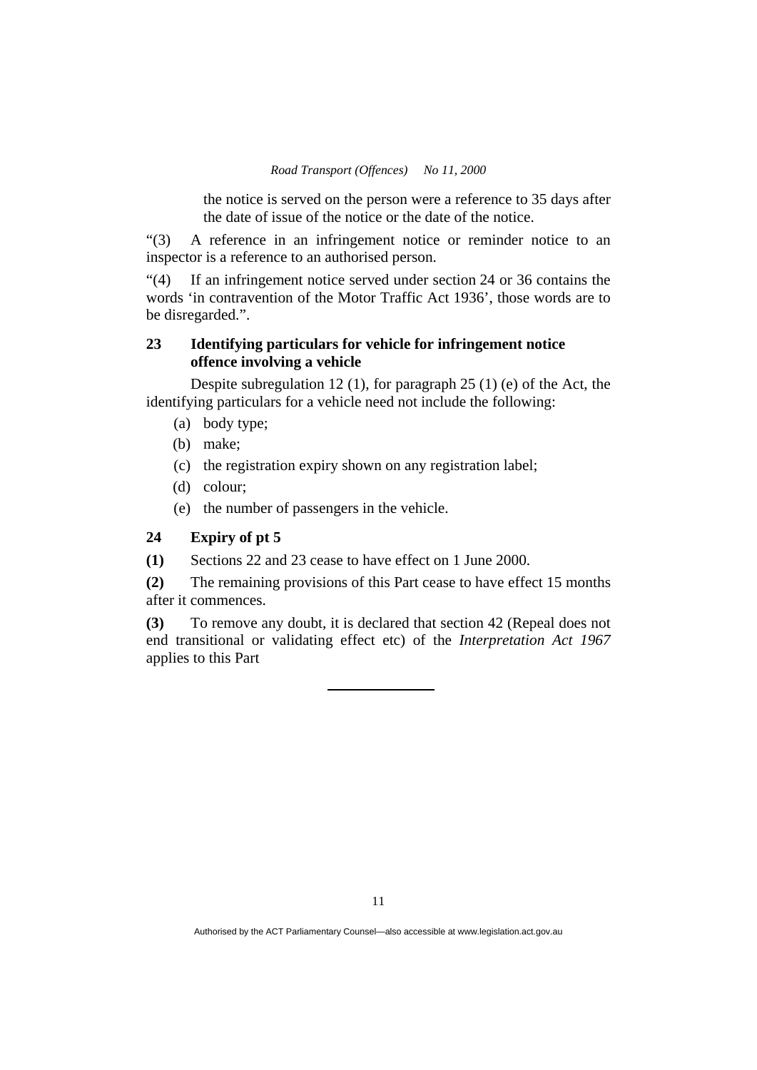the notice is served on the person were a reference to 35 days after the date of issue of the notice or the date of the notice.

"(3) A reference in an infringement notice or reminder notice to an inspector is a reference to an authorised person.

"(4) If an infringement notice served under section 24 or 36 contains the words 'in contravention of the Motor Traffic Act 1936', those words are to be disregarded.".

### 23 Identifying particulars for vehicle for infringement notice offence involving a vehicle

Despite subregulation 12 (1), for paragraph 25 (1) (e) of the Act, the identifying particulars for a vehicle need not include the following:

(a) body type;

(b) make;

(c) the registration expiry shown on any registration label;

(d) colour;

(e) the number of passengers in the vehicle.

### 24 Expiry of pt 5

**(1)** Sections 22 and 23 cease to have effect on 1 June 2000.

**(2)** The remaining provisions of this Part cease to have effect 15 months after it commences.

**(3)** To remove any doubt, it is declared that section 42 (Repeal does not end transitional or validating effect etc) of the *Interpretation Act 1967* applies to this Part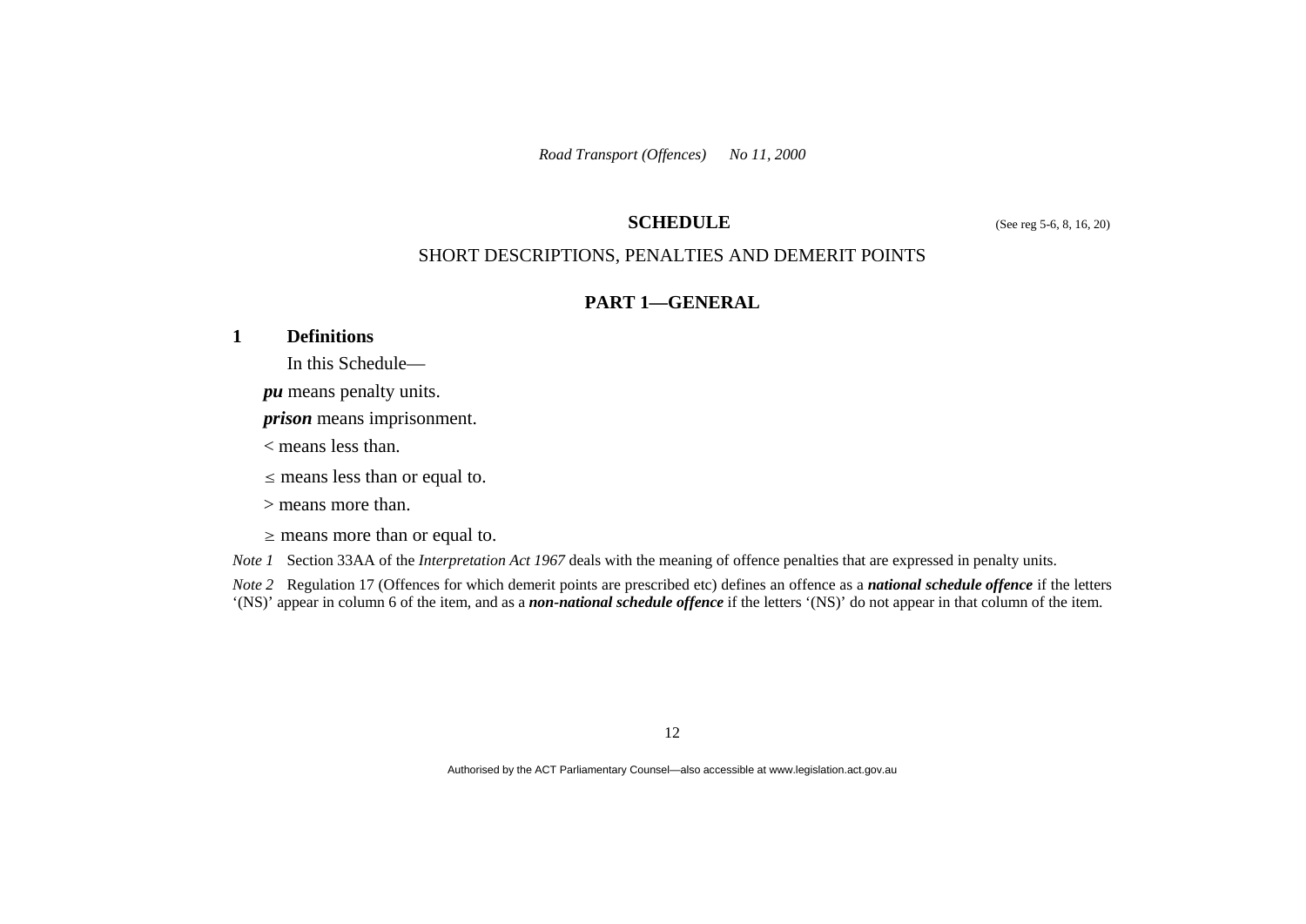## SCHEDULE

(See reg 5-6, 8, 16, 20)

SHORT DESCRIPTIONS, PENALTIES AND DEMERIT POINTS

### PART 1—GENERAL

**1 Definitions**

In this Schedule—

***pu*** means penalty units.

***prison*** means imprisonment.

< means less than.

≤ means less than or equal to.

> means more than.

≥ means more than or equal to.

*Note 1* Section 33AA of the *Interpretation Act 1967* deals with the meaning of offence penalties that are expressed in penalty units.

*Note 2* Regulation 17 (Offences for which demerit points are prescribed etc) defines an offence as a ***national schedule offence*** if the letters '(NS)' appear in column 6 of the item, and as a ***non-national schedule offence*** if the letters '(NS)' do not appear in that column of the item.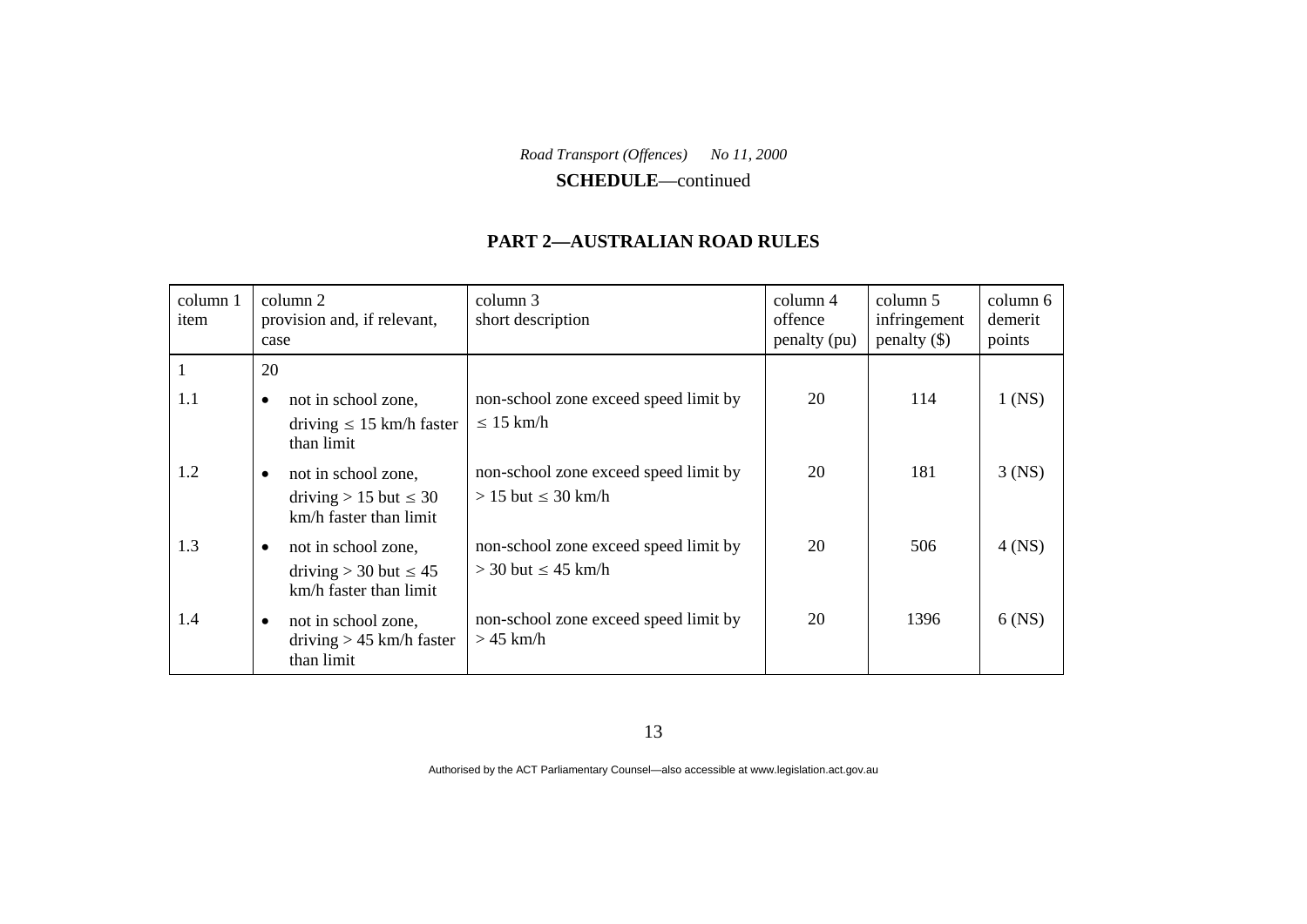*Road Transport (Offences) No 11, 2000*

**SCHEDULE**—continued

## PART 2—AUSTRALIAN ROAD RULES

| column 1 item | column 2 provision and, if relevant, case | column 3 short description | column 4 offence penalty (pu) | column 5 infringement penalty ($) | column 6 demerit points |
|---|---|---|---|---|---|
| 1 | 20 | | | | |
| 1.1 | • not in school zone, driving ≤ 15 km/h faster than limit | non-school zone exceed speed limit by ≤ 15 km/h | 20 | 114 | 1 (NS) |
| 1.2 | • not in school zone, driving > 15 but ≤ 30 km/h faster than limit | non-school zone exceed speed limit by > 15 but ≤ 30 km/h | 20 | 181 | 3 (NS) |
| 1.3 | • not in school zone, driving > 30 but ≤ 45 km/h faster than limit | non-school zone exceed speed limit by > 30 but ≤ 45 km/h | 20 | 506 | 4 (NS) |
| 1.4 | • not in school zone, driving > 45 km/h faster than limit | non-school zone exceed speed limit by > 45 km/h | 20 | 1396 | 6 (NS) |

Authorised by the ACT Parliamentary Counsel—also accessible at www.legislation.act.gov.au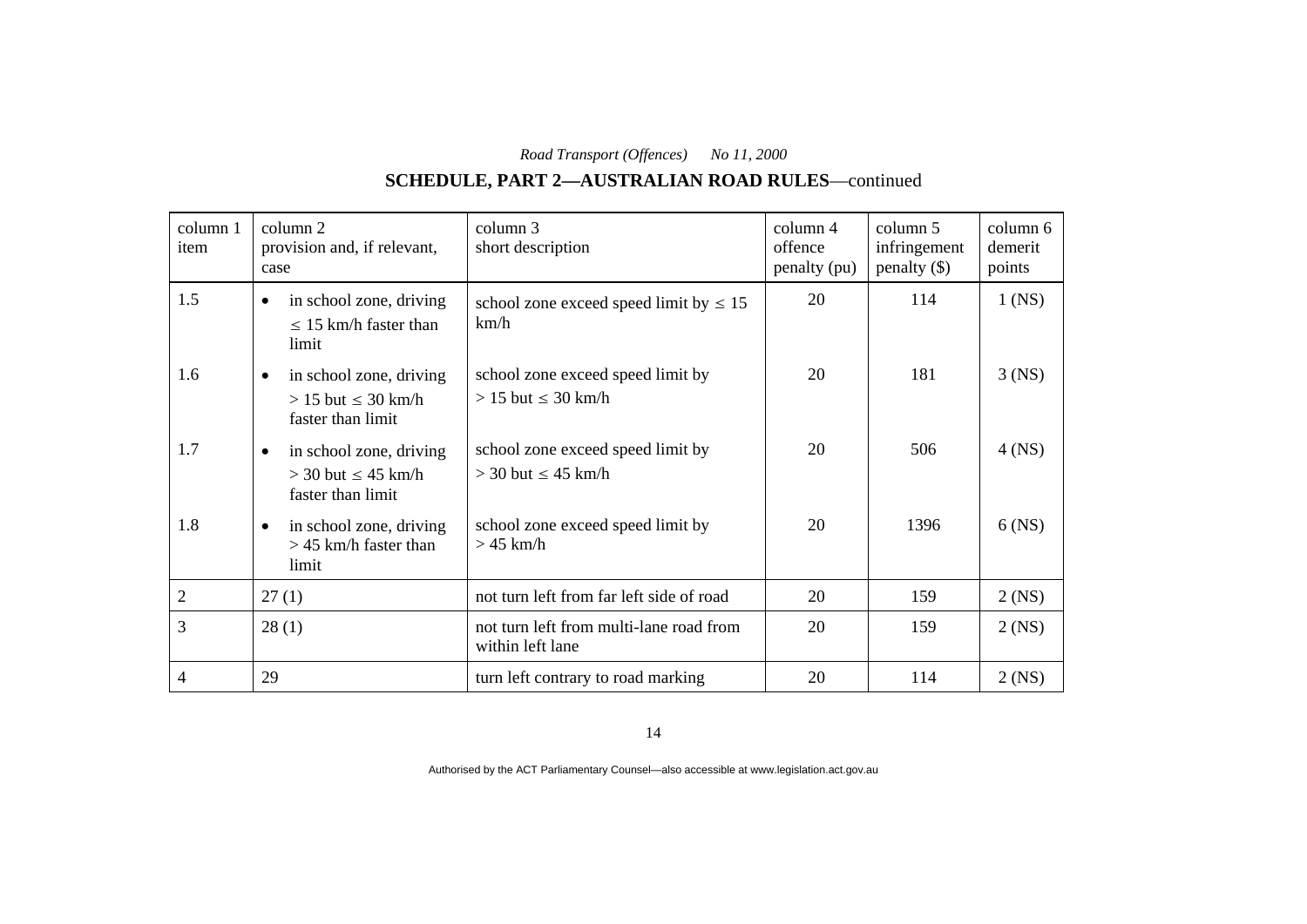## SCHEDULE, PART 2—AUSTRALIAN ROAD RULES—continued

| column 1 item | column 2 provision and, if relevant, case | column 3 short description | column 4 offence penalty (pu) | column 5 infringement penalty ($) | column 6 demerit points |
|---|---|---|---|---|---|
| 1.5 | • in school zone, driving ≤ 15 km/h faster than limit | school zone exceed speed limit by ≤ 15 km/h | 20 | 114 | 1 (NS) |
| 1.6 | • in school zone, driving > 15 but ≤ 30 km/h faster than limit | school zone exceed speed limit by > 15 but ≤ 30 km/h | 20 | 181 | 3 (NS) |
| 1.7 | • in school zone, driving > 30 but ≤ 45 km/h faster than limit | school zone exceed speed limit by > 30 but ≤ 45 km/h | 20 | 506 | 4 (NS) |
| 1.8 | • in school zone, driving > 45 km/h faster than limit | school zone exceed speed limit by > 45 km/h | 20 | 1396 | 6 (NS) |
| 2 | 27 (1) | not turn left from far left side of road | 20 | 159 | 2 (NS) |
| 3 | 28 (1) | not turn left from multi-lane road from within left lane | 20 | 159 | 2 (NS) |
| 4 | 29 | turn left contrary to road marking | 20 | 114 | 2 (NS) |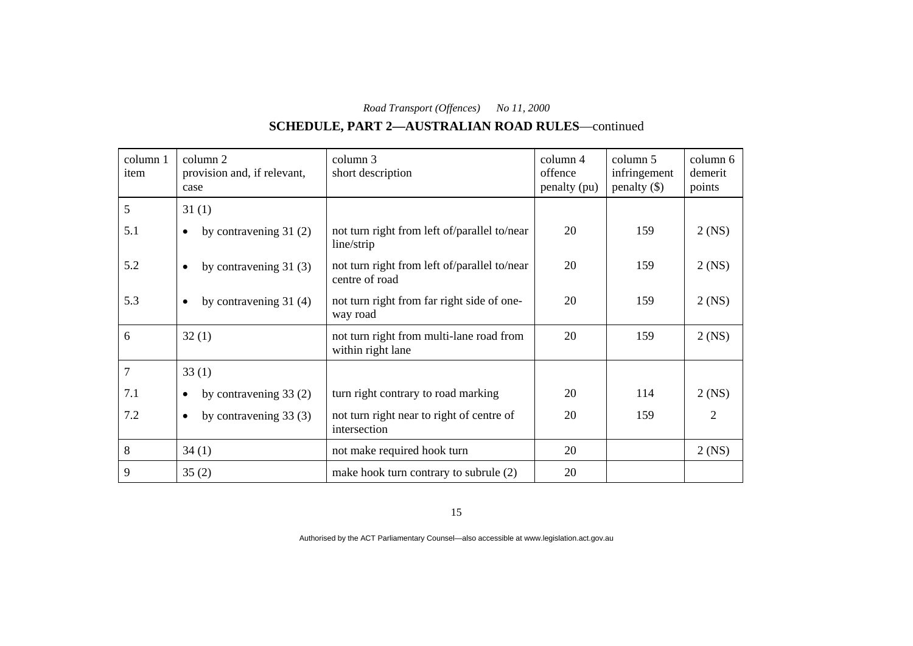## SCHEDULE, PART 2—AUSTRALIAN ROAD RULES—continued

| column 1 item | column 2 provision and, if relevant, case | column 3 short description | column 4 offence penalty (pu) | column 5 infringement penalty ($) | column 6 demerit points |
|---|---|---|---|---|---|
| 5 | 31 (1) | | | | |
| 5.1 | • by contravening 31 (2) | not turn right from left of/parallel to/near line/strip | 20 | 159 | 2 (NS) |
| 5.2 | • by contravening 31 (3) | not turn right from left of/parallel to/near centre of road | 20 | 159 | 2 (NS) |
| 5.3 | • by contravening 31 (4) | not turn right from far right side of one-way road | 20 | 159 | 2 (NS) |
| 6 | 32 (1) | not turn right from multi-lane road from within right lane | 20 | 159 | 2 (NS) |
| 7 | 33 (1) | | | | |
| 7.1 | • by contravening 33 (2) | turn right contrary to road marking | 20 | 114 | 2 (NS) |
| 7.2 | • by contravening 33 (3) | not turn right near to right of centre of intersection | 20 | 159 | 2 |
| 8 | 34 (1) | not make required hook turn | 20 | | 2 (NS) |
| 9 | 35 (2) | make hook turn contrary to subrule (2) | 20 | | |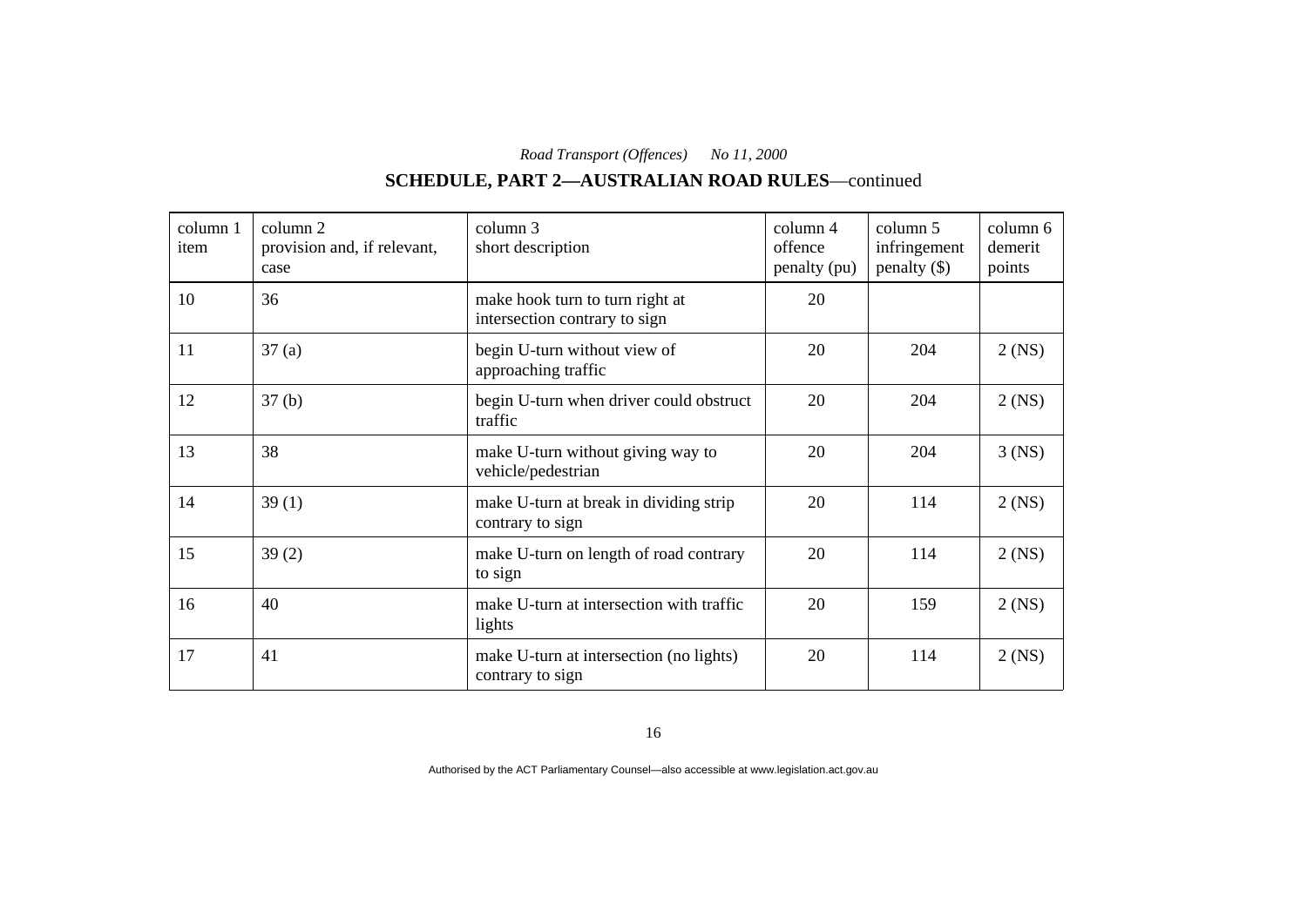## SCHEDULE, PART 2—AUSTRALIAN ROAD RULES—continued

| column 1 item | column 2 provision and, if relevant, case | column 3 short description | column 4 offence penalty (pu) | column 5 infringement penalty ($) | column 6 demerit points |
|---|---|---|---|---|---|
| 10 | 36 | make hook turn to turn right at intersection contrary to sign | 20 | | |
| 11 | 37 (a) | begin U-turn without view of approaching traffic | 20 | 204 | 2 (NS) |
| 12 | 37 (b) | begin U-turn when driver could obstruct traffic | 20 | 204 | 2 (NS) |
| 13 | 38 | make U-turn without giving way to vehicle/pedestrian | 20 | 204 | 3 (NS) |
| 14 | 39 (1) | make U-turn at break in dividing strip contrary to sign | 20 | 114 | 2 (NS) |
| 15 | 39 (2) | make U-turn on length of road contrary to sign | 20 | 114 | 2 (NS) |
| 16 | 40 | make U-turn at intersection with traffic lights | 20 | 159 | 2 (NS) |
| 17 | 41 | make U-turn at intersection (no lights) contrary to sign | 20 | 114 | 2 (NS) |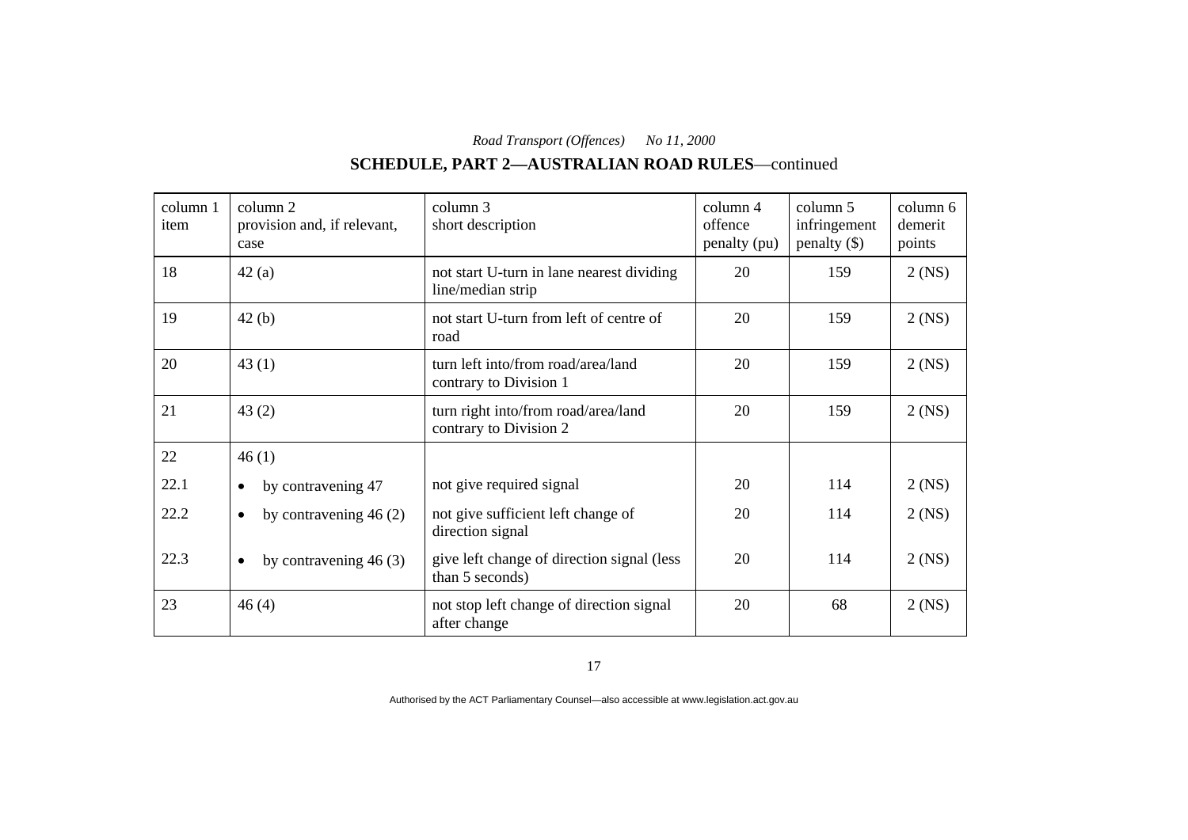## SCHEDULE, PART 2—AUSTRALIAN ROAD RULES—continued

| column 1 item | column 2 provision and, if relevant, case | column 3 short description | column 4 offence penalty (pu) | column 5 infringement penalty ($) | column 6 demerit points |
|---|---|---|---|---|---|
| 18 | 42 (a) | not start U-turn in lane nearest dividing line/median strip | 20 | 159 | 2 (NS) |
| 19 | 42 (b) | not start U-turn from left of centre of road | 20 | 159 | 2 (NS) |
| 20 | 43 (1) | turn left into/from road/area/land contrary to Division 1 | 20 | 159 | 2 (NS) |
| 21 | 43 (2) | turn right into/from road/area/land contrary to Division 2 | 20 | 159 | 2 (NS) |
| 22 | 46 (1) | | | | |
| 22.1 | • by contravening 47 | not give required signal | 20 | 114 | 2 (NS) |
| 22.2 | • by contravening 46 (2) | not give sufficient left change of direction signal | 20 | 114 | 2 (NS) |
| 22.3 | • by contravening 46 (3) | give left change of direction signal (less than 5 seconds) | 20 | 114 | 2 (NS) |
| 23 | 46 (4) | not stop left change of direction signal after change | 20 | 68 | 2 (NS) |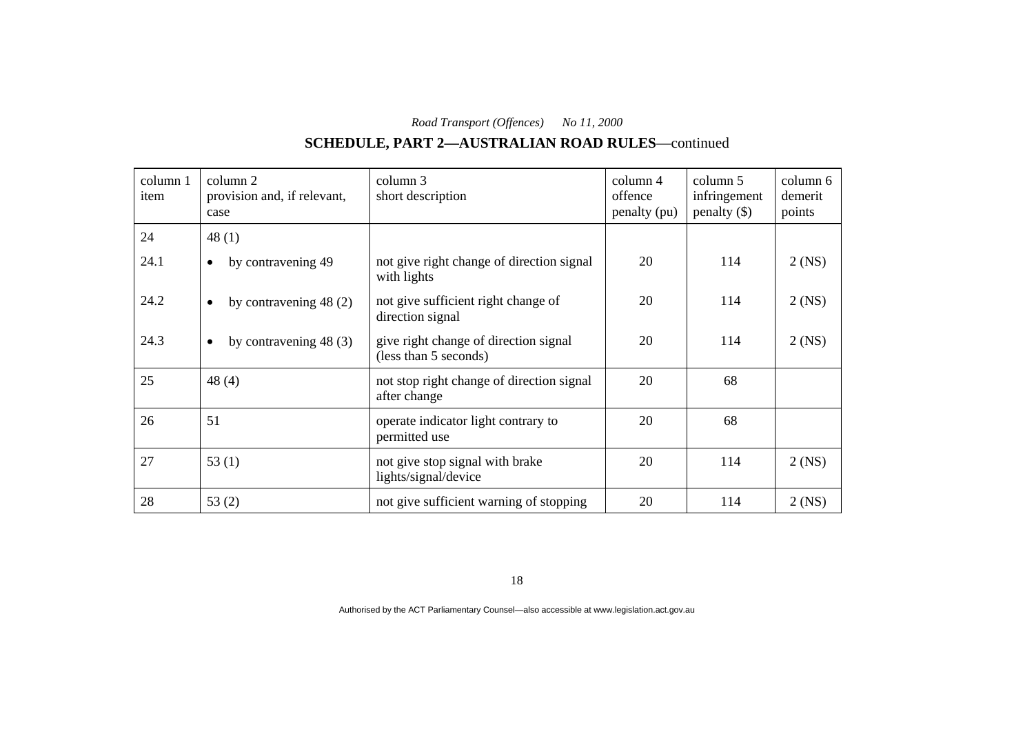## SCHEDULE, PART 2—AUSTRALIAN ROAD RULES—continued

| column 1 item | column 2 provision and, if relevant, case | column 3 short description | column 4 offence penalty (pu) | column 5 infringement penalty ($) | column 6 demerit points |
|---|---|---|---|---|---|
| 24 | 48 (1) | | | | |
| 24.1 | • by contravening 49 | not give right change of direction signal with lights | 20 | 114 | 2 (NS) |
| 24.2 | • by contravening 48 (2) | not give sufficient right change of direction signal | 20 | 114 | 2 (NS) |
| 24.3 | • by contravening 48 (3) | give right change of direction signal (less than 5 seconds) | 20 | 114 | 2 (NS) |
| 25 | 48 (4) | not stop right change of direction signal after change | 20 | 68 | |
| 26 | 51 | operate indicator light contrary to permitted use | 20 | 68 | |
| 27 | 53 (1) | not give stop signal with brake lights/signal/device | 20 | 114 | 2 (NS) |
| 28 | 53 (2) | not give sufficient warning of stopping | 20 | 114 | 2 (NS) |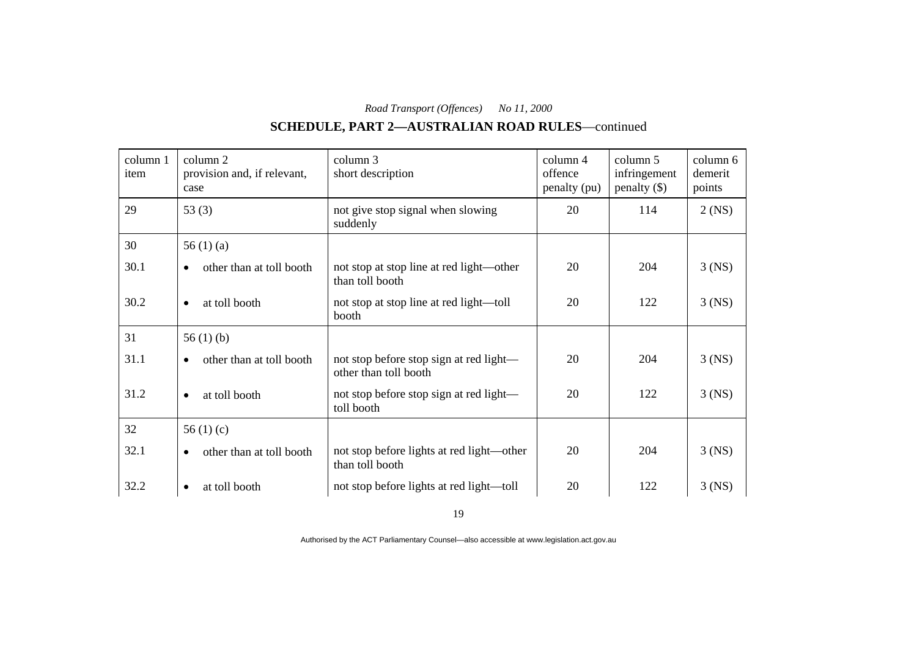## SCHEDULE, PART 2—AUSTRALIAN ROAD RULES—continued

| column 1 item | column 2 provision and, if relevant, case | column 3 short description | column 4 offence penalty (pu) | column 5 infringement penalty ($) | column 6 demerit points |
|---|---|---|---|---|---|
| 29 | 53 (3) | not give stop signal when slowing suddenly | 20 | 114 | 2 (NS) |
| 30 | 56 (1) (a) | | | | |
| 30.1 | • other than at toll booth | not stop at stop line at red light—other than toll booth | 20 | 204 | 3 (NS) |
| 30.2 | • at toll booth | not stop at stop line at red light—toll booth | 20 | 122 | 3 (NS) |
| 31 | 56 (1) (b) | | | | |
| 31.1 | • other than at toll booth | not stop before stop sign at red light—other than toll booth | 20 | 204 | 3 (NS) |
| 31.2 | • at toll booth | not stop before stop sign at red light—toll booth | 20 | 122 | 3 (NS) |
| 32 | 56 (1) (c) | | | | |
| 32.1 | • other than at toll booth | not stop before lights at red light—other than toll booth | 20 | 204 | 3 (NS) |
| 32.2 | • at toll booth | not stop before lights at red light—toll | 20 | 122 | 3 (NS) |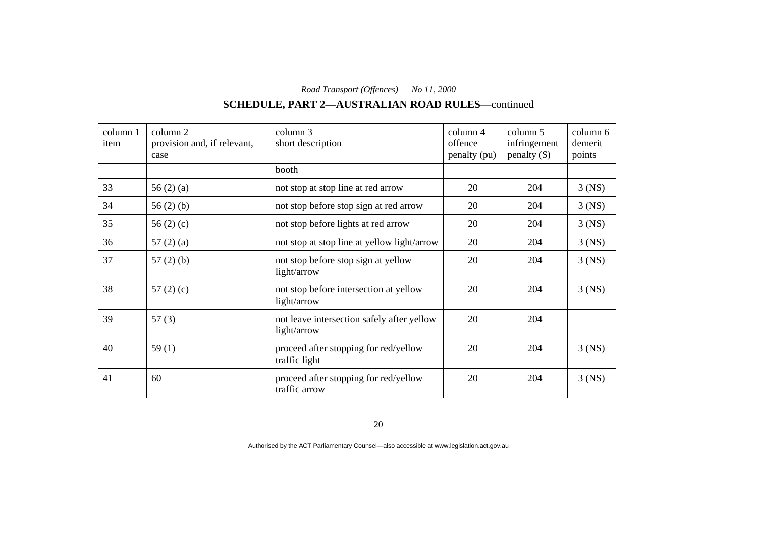## SCHEDULE, PART 2—AUSTRALIAN ROAD RULES—continued

| column 1 item | column 2 provision and, if relevant, case | column 3 short description | column 4 offence penalty (pu) | column 5 infringement penalty ($) | column 6 demerit points |
|---|---|---|---|---|---|
| | | booth | | | |
| 33 | 56 (2) (a) | not stop at stop line at red arrow | 20 | 204 | 3 (NS) |
| 34 | 56 (2) (b) | not stop before stop sign at red arrow | 20 | 204 | 3 (NS) |
| 35 | 56 (2) (c) | not stop before lights at red arrow | 20 | 204 | 3 (NS) |
| 36 | 57 (2) (a) | not stop at stop line at yellow light/arrow | 20 | 204 | 3 (NS) |
| 37 | 57 (2) (b) | not stop before stop sign at yellow light/arrow | 20 | 204 | 3 (NS) |
| 38 | 57 (2) (c) | not stop before intersection at yellow light/arrow | 20 | 204 | 3 (NS) |
| 39 | 57 (3) | not leave intersection safely after yellow light/arrow | 20 | 204 | |
| 40 | 59 (1) | proceed after stopping for red/yellow traffic light | 20 | 204 | 3 (NS) |
| 41 | 60 | proceed after stopping for red/yellow traffic arrow | 20 | 204 | 3 (NS) |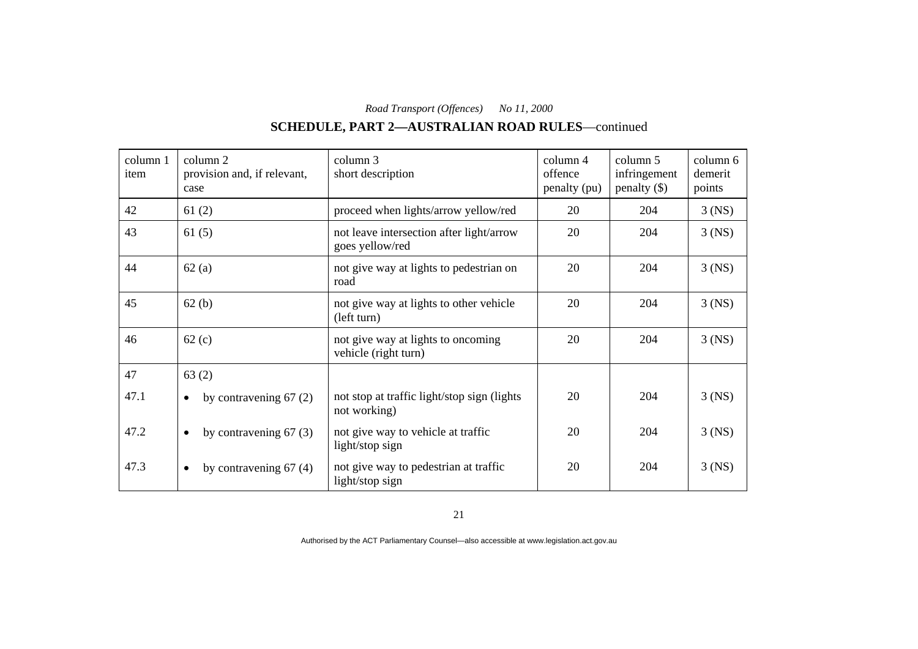## SCHEDULE, PART 2—AUSTRALIAN ROAD RULES—continued

| column 1 item | column 2 provision and, if relevant, case | column 3 short description | column 4 offence penalty (pu) | column 5 infringement penalty ($) | column 6 demerit points |
|---|---|---|---|---|---|
| 42 | 61 (2) | proceed when lights/arrow yellow/red | 20 | 204 | 3 (NS) |
| 43 | 61 (5) | not leave intersection after light/arrow goes yellow/red | 20 | 204 | 3 (NS) |
| 44 | 62 (a) | not give way at lights to pedestrian on road | 20 | 204 | 3 (NS) |
| 45 | 62 (b) | not give way at lights to other vehicle (left turn) | 20 | 204 | 3 (NS) |
| 46 | 62 (c) | not give way at lights to oncoming vehicle (right turn) | 20 | 204 | 3 (NS) |
| 47 | 63 (2) | | | | |
| 47.1 | • by contravening 67 (2) | not stop at traffic light/stop sign (lights not working) | 20 | 204 | 3 (NS) |
| 47.2 | • by contravening 67 (3) | not give way to vehicle at traffic light/stop sign | 20 | 204 | 3 (NS) |
| 47.3 | • by contravening 67 (4) | not give way to pedestrian at traffic light/stop sign | 20 | 204 | 3 (NS) |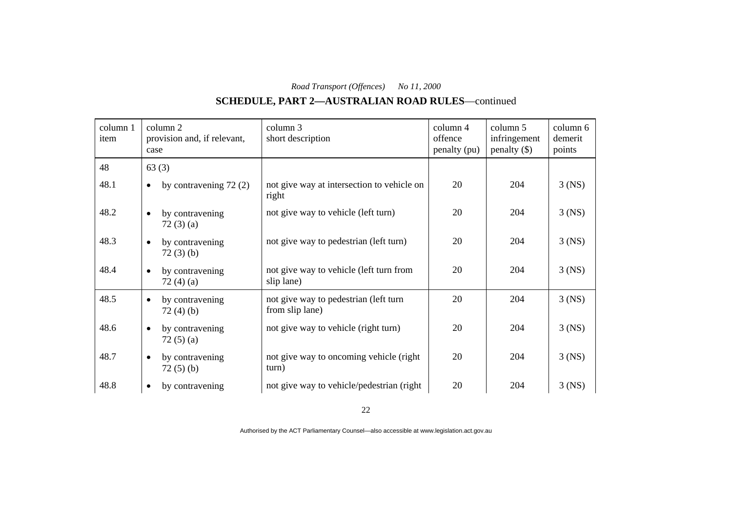## SCHEDULE, PART 2—AUSTRALIAN ROAD RULES—continued

| column 1 item | column 2 provision and, if relevant, case | column 3 short description | column 4 offence penalty (pu) | column 5 infringement penalty ($) | column 6 demerit points |
|---|---|---|---|---|---|
| 48 | 63 (3) | | | | |
| 48.1 | • by contravening 72 (2) | not give way at intersection to vehicle on right | 20 | 204 | 3 (NS) |
| 48.2 | • by contravening 72 (3) (a) | not give way to vehicle (left turn) | 20 | 204 | 3 (NS) |
| 48.3 | • by contravening 72 (3) (b) | not give way to pedestrian (left turn) | 20 | 204 | 3 (NS) |
| 48.4 | • by contravening 72 (4) (a) | not give way to vehicle (left turn from slip lane) | 20 | 204 | 3 (NS) |
| 48.5 | • by contravening 72 (4) (b) | not give way to pedestrian (left turn from slip lane) | 20 | 204 | 3 (NS) |
| 48.6 | • by contravening 72 (5) (a) | not give way to vehicle (right turn) | 20 | 204 | 3 (NS) |
| 48.7 | • by contravening 72 (5) (b) | not give way to oncoming vehicle (right turn) | 20 | 204 | 3 (NS) |
| 48.8 | • by contravening | not give way to vehicle/pedestrian (right | 20 | 204 | 3 (NS) |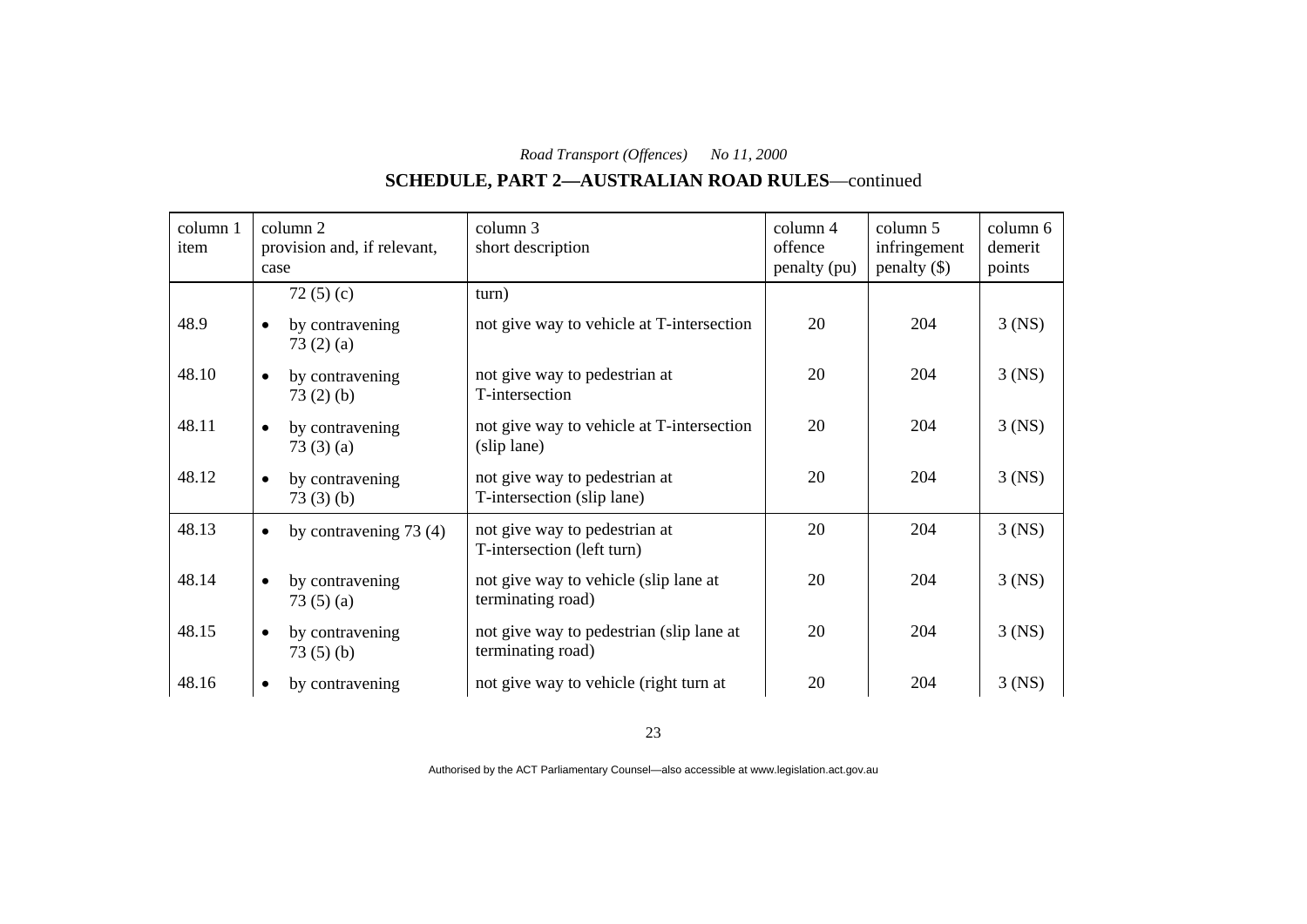## SCHEDULE, PART 2—AUSTRALIAN ROAD RULES—continued

| column 1 item | column 2 provision and, if relevant, case | column 3 short description | column 4 offence penalty (pu) | column 5 infringement penalty ($) | column 6 demerit points |
|---|---|---|---|---|---|
| | 72 (5) (c) | turn) | | | |
| 48.9 | • by contravening 73 (2) (a) | not give way to vehicle at T-intersection | 20 | 204 | 3 (NS) |
| 48.10 | • by contravening 73 (2) (b) | not give way to pedestrian at T-intersection | 20 | 204 | 3 (NS) |
| 48.11 | • by contravening 73 (3) (a) | not give way to vehicle at T-intersection (slip lane) | 20 | 204 | 3 (NS) |
| 48.12 | • by contravening 73 (3) (b) | not give way to pedestrian at T-intersection (slip lane) | 20 | 204 | 3 (NS) |
| 48.13 | • by contravening 73 (4) | not give way to pedestrian at T-intersection (left turn) | 20 | 204 | 3 (NS) |
| 48.14 | • by contravening 73 (5) (a) | not give way to vehicle (slip lane at terminating road) | 20 | 204 | 3 (NS) |
| 48.15 | • by contravening 73 (5) (b) | not give way to pedestrian (slip lane at terminating road) | 20 | 204 | 3 (NS) |
| 48.16 | • by contravening | not give way to vehicle (right turn at | 20 | 204 | 3 (NS) |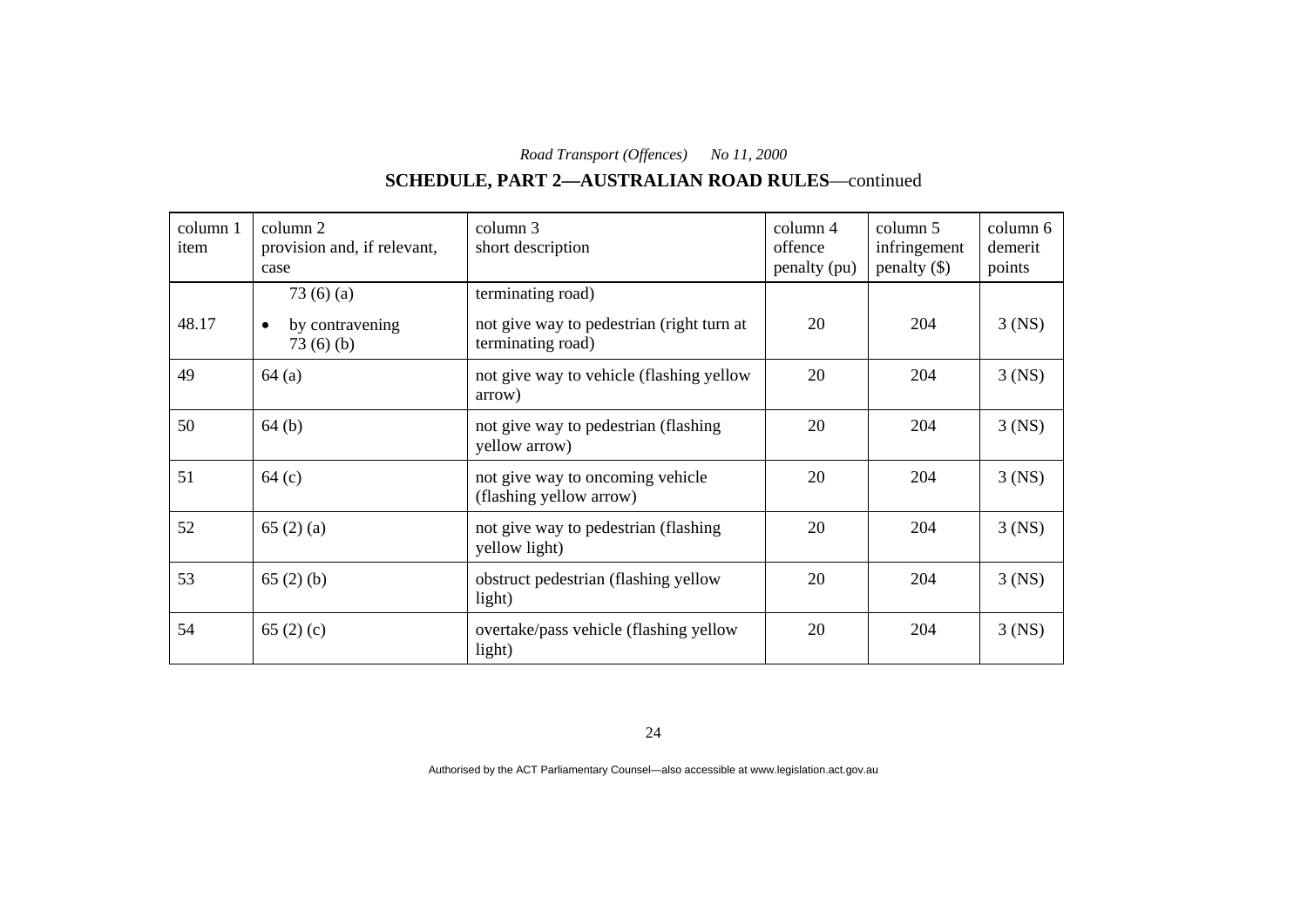## SCHEDULE, PART 2—AUSTRALIAN ROAD RULES—continued

| column 1 item | column 2 provision and, if relevant, case | column 3 short description | column 4 offence penalty (pu) | column 5 infringement penalty ($) | column 6 demerit points |
|---|---|---|---|---|---|
| | 73 (6) (a) | terminating road) | | | |
| 48.17 | • by contravening 73 (6) (b) | not give way to pedestrian (right turn at terminating road) | 20 | 204 | 3 (NS) |
| 49 | 64 (a) | not give way to vehicle (flashing yellow arrow) | 20 | 204 | 3 (NS) |
| 50 | 64 (b) | not give way to pedestrian (flashing yellow arrow) | 20 | 204 | 3 (NS) |
| 51 | 64 (c) | not give way to oncoming vehicle (flashing yellow arrow) | 20 | 204 | 3 (NS) |
| 52 | 65 (2) (a) | not give way to pedestrian (flashing yellow light) | 20 | 204 | 3 (NS) |
| 53 | 65 (2) (b) | obstruct pedestrian (flashing yellow light) | 20 | 204 | 3 (NS) |
| 54 | 65 (2) (c) | overtake/pass vehicle (flashing yellow light) | 20 | 204 | 3 (NS) |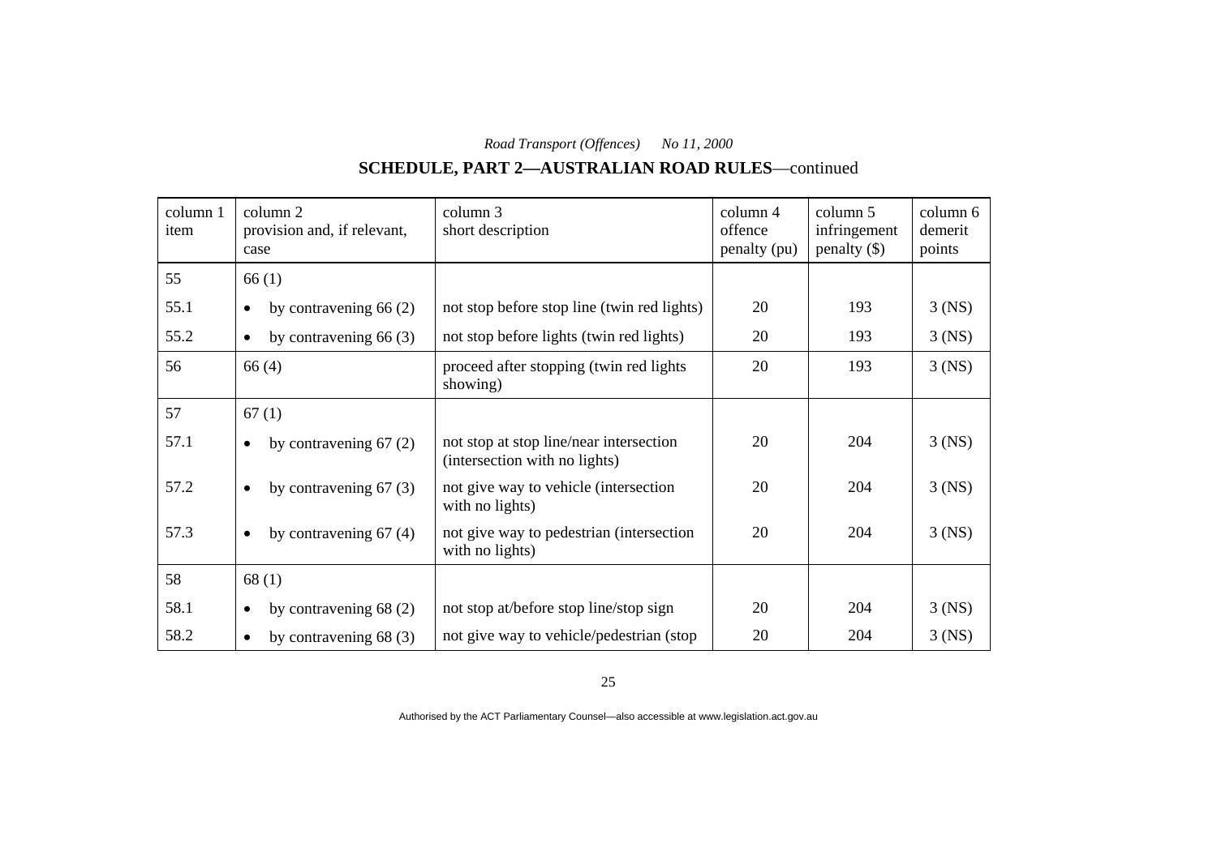## SCHEDULE, PART 2—AUSTRALIAN ROAD RULES—continued

| column 1 item | column 2 provision and, if relevant, case | column 3 short description | column 4 offence penalty (pu) | column 5 infringement penalty ($) | column 6 demerit points |
|---|---|---|---|---|---|
| 55 | 66 (1) | | | | |
| 55.1 | • by contravening 66 (2) | not stop before stop line (twin red lights) | 20 | 193 | 3 (NS) |
| 55.2 | • by contravening 66 (3) | not stop before lights (twin red lights) | 20 | 193 | 3 (NS) |
| 56 | 66 (4) | proceed after stopping (twin red lights showing) | 20 | 193 | 3 (NS) |
| 57 | 67 (1) | | | | |
| 57.1 | • by contravening 67 (2) | not stop at stop line/near intersection (intersection with no lights) | 20 | 204 | 3 (NS) |
| 57.2 | • by contravening 67 (3) | not give way to vehicle (intersection with no lights) | 20 | 204 | 3 (NS) |
| 57.3 | • by contravening 67 (4) | not give way to pedestrian (intersection with no lights) | 20 | 204 | 3 (NS) |
| 58 | 68 (1) | | | | |
| 58.1 | • by contravening 68 (2) | not stop at/before stop line/stop sign | 20 | 204 | 3 (NS) |
| 58.2 | • by contravening 68 (3) | not give way to vehicle/pedestrian (stop | 20 | 204 | 3 (NS) |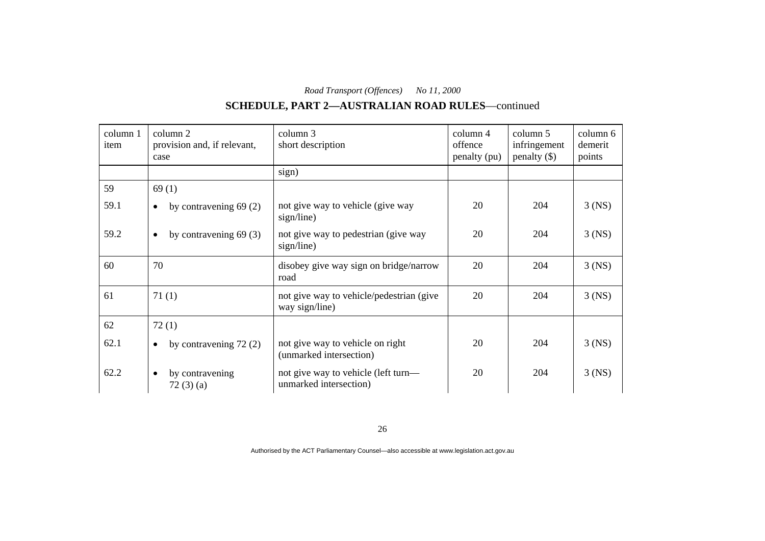**SCHEDULE, PART 2—AUSTRALIAN ROAD RULES**—continued

| column 1 item | column 2 provision and, if relevant, case | column 3 short description | column 4 offence penalty (pu) | column 5 infringement penalty ($) | column 6 demerit points |
|---|---|---|---|---|---|
| | | sign) | | | |
| 59 | 69 (1) | | | | |
| 59.1 | • by contravening 69 (2) | not give way to vehicle (give way sign/line) | 20 | 204 | 3 (NS) |
| 59.2 | • by contravening 69 (3) | not give way to pedestrian (give way sign/line) | 20 | 204 | 3 (NS) |
| 60 | 70 | disobey give way sign on bridge/narrow road | 20 | 204 | 3 (NS) |
| 61 | 71 (1) | not give way to vehicle/pedestrian (give way sign/line) | 20 | 204 | 3 (NS) |
| 62 | 72 (1) | | | | |
| 62.1 | • by contravening 72 (2) | not give way to vehicle on right (unmarked intersection) | 20 | 204 | 3 (NS) |
| 62.2 | • by contravening 72 (3) (a) | not give way to vehicle (left turn—unmarked intersection) | 20 | 204 | 3 (NS) |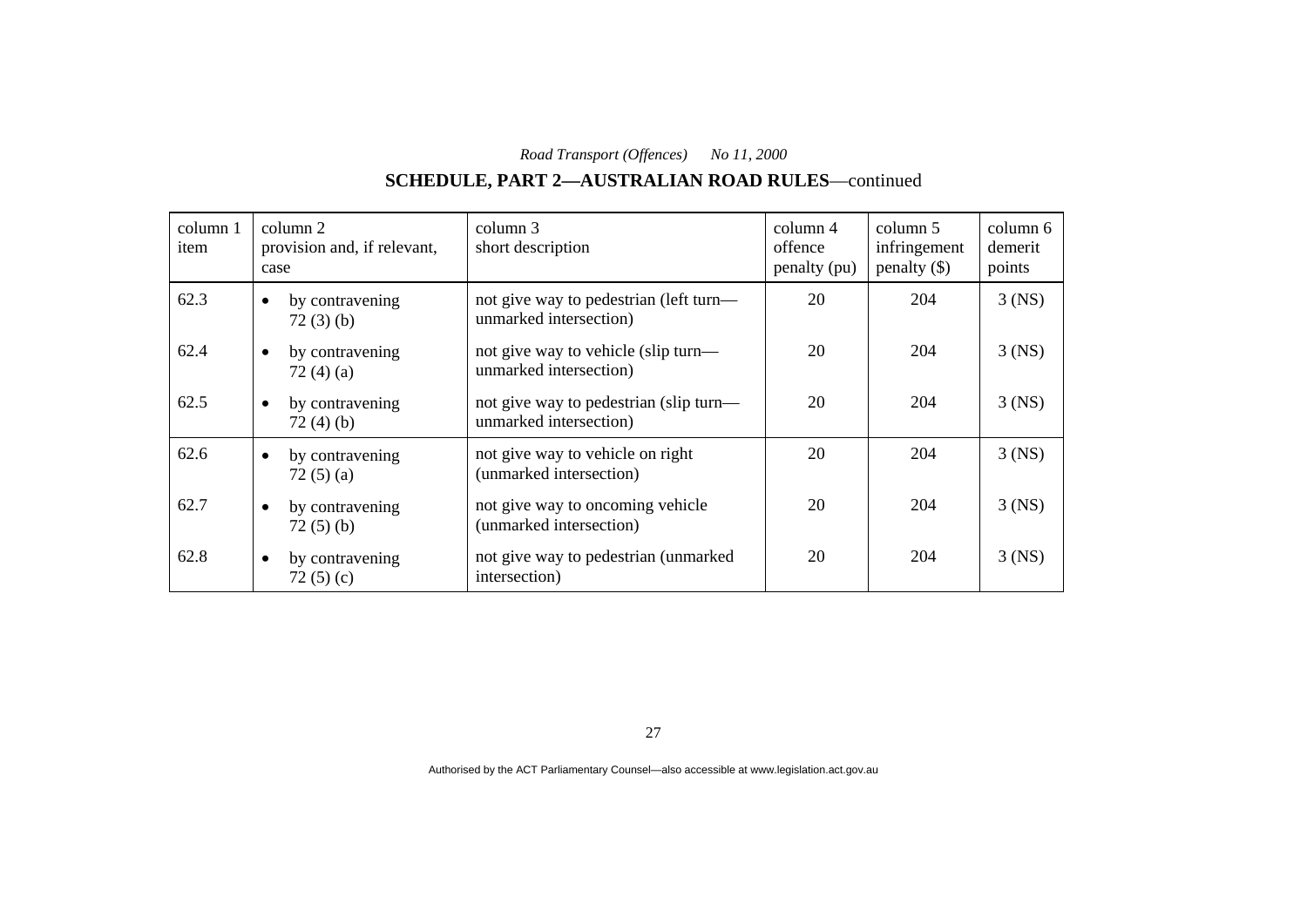## SCHEDULE, PART 2—AUSTRALIAN ROAD RULES—continued

| column 1 item | column 2 provision and, if relevant, case | column 3 short description | column 4 offence penalty (pu) | column 5 infringement penalty ($) | column 6 demerit points |
|---|---|---|---|---|---|
| 62.3 | • by contravening 72 (3) (b) | not give way to pedestrian (left turn—unmarked intersection) | 20 | 204 | 3 (NS) |
| 62.4 | • by contravening 72 (4) (a) | not give way to vehicle (slip turn—unmarked intersection) | 20 | 204 | 3 (NS) |
| 62.5 | • by contravening 72 (4) (b) | not give way to pedestrian (slip turn—unmarked intersection) | 20 | 204 | 3 (NS) |
| 62.6 | • by contravening 72 (5) (a) | not give way to vehicle on right (unmarked intersection) | 20 | 204 | 3 (NS) |
| 62.7 | • by contravening 72 (5) (b) | not give way to oncoming vehicle (unmarked intersection) | 20 | 204 | 3 (NS) |
| 62.8 | • by contravening 72 (5) (c) | not give way to pedestrian (unmarked intersection) | 20 | 204 | 3 (NS) |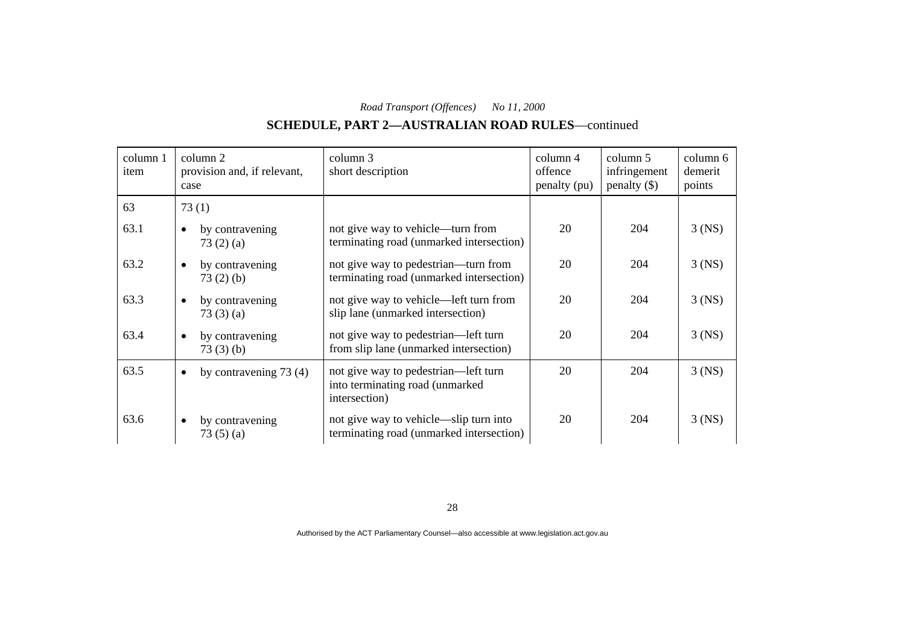## SCHEDULE, PART 2—AUSTRALIAN ROAD RULES—continued

| column 1 item | column 2 provision and, if relevant, case | column 3 short description | column 4 offence penalty (pu) | column 5 infringement penalty ($) | column 6 demerit points |
|---|---|---|---|---|---|
| 63 | 73 (1) | | | | |
| 63.1 | • by contravening 73 (2) (a) | not give way to vehicle—turn from terminating road (unmarked intersection) | 20 | 204 | 3 (NS) |
| 63.2 | • by contravening 73 (2) (b) | not give way to pedestrian—turn from terminating road (unmarked intersection) | 20 | 204 | 3 (NS) |
| 63.3 | • by contravening 73 (3) (a) | not give way to vehicle—left turn from slip lane (unmarked intersection) | 20 | 204 | 3 (NS) |
| 63.4 | • by contravening 73 (3) (b) | not give way to pedestrian—left turn from slip lane (unmarked intersection) | 20 | 204 | 3 (NS) |
| 63.5 | • by contravening 73 (4) | not give way to pedestrian—left turn into terminating road (unmarked intersection) | 20 | 204 | 3 (NS) |
| 63.6 | • by contravening 73 (5) (a) | not give way to vehicle—slip turn into terminating road (unmarked intersection) | 20 | 204 | 3 (NS) |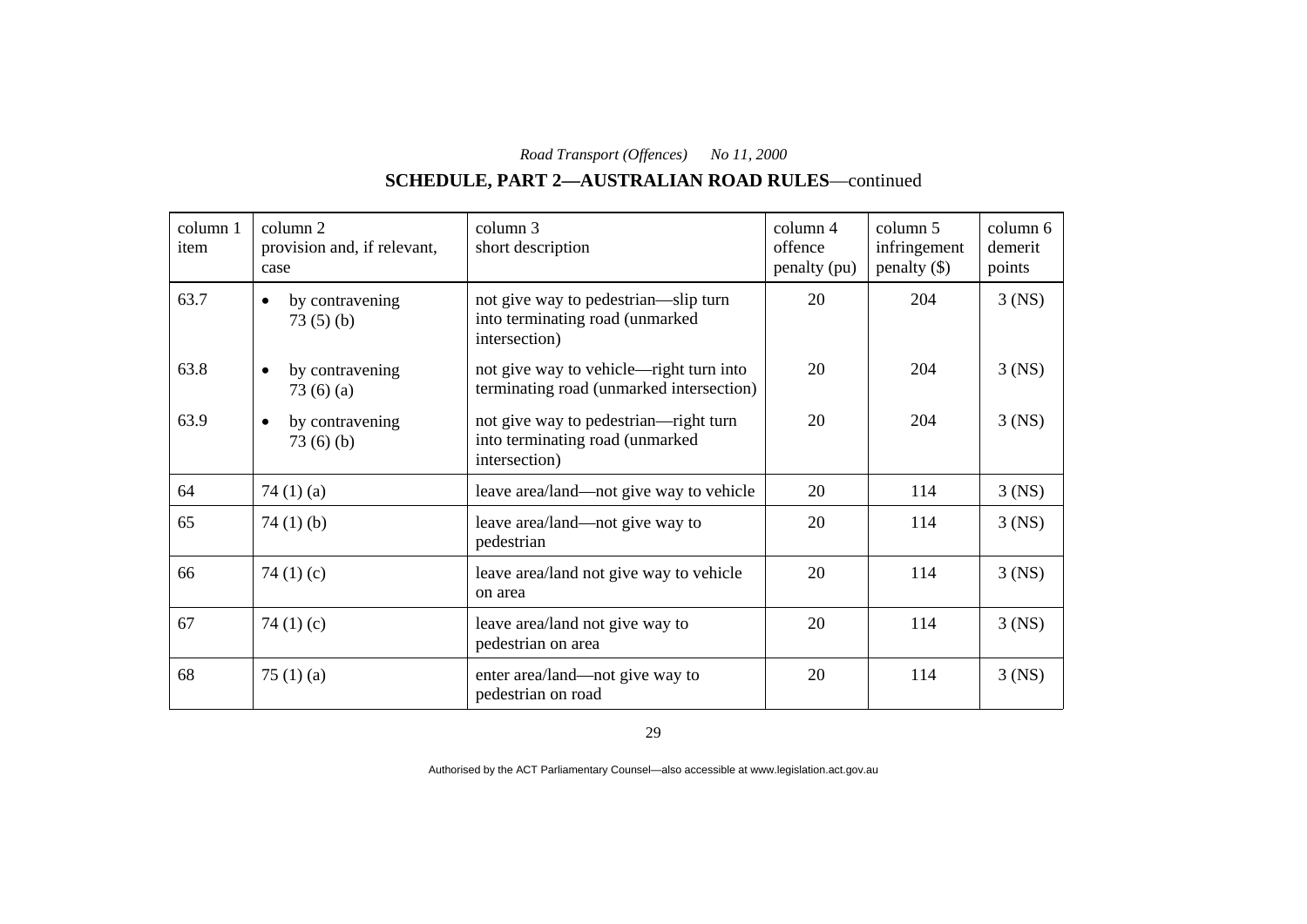## SCHEDULE, PART 2—AUSTRALIAN ROAD RULES—continued

| column 1 item | column 2 provision and, if relevant, case | column 3 short description | column 4 offence penalty (pu) | column 5 infringement penalty ($) | column 6 demerit points |
|---|---|---|---|---|---|
| 63.7 | • by contravening 73 (5) (b) | not give way to pedestrian—slip turn into terminating road (unmarked intersection) | 20 | 204 | 3 (NS) |
| 63.8 | • by contravening 73 (6) (a) | not give way to vehicle—right turn into terminating road (unmarked intersection) | 20 | 204 | 3 (NS) |
| 63.9 | • by contravening 73 (6) (b) | not give way to pedestrian—right turn into terminating road (unmarked intersection) | 20 | 204 | 3 (NS) |
| 64 | 74 (1) (a) | leave area/land—not give way to vehicle | 20 | 114 | 3 (NS) |
| 65 | 74 (1) (b) | leave area/land—not give way to pedestrian | 20 | 114 | 3 (NS) |
| 66 | 74 (1) (c) | leave area/land not give way to vehicle on area | 20 | 114 | 3 (NS) |
| 67 | 74 (1) (c) | leave area/land not give way to pedestrian on area | 20 | 114 | 3 (NS) |
| 68 | 75 (1) (a) | enter area/land—not give way to pedestrian on road | 20 | 114 | 3 (NS) |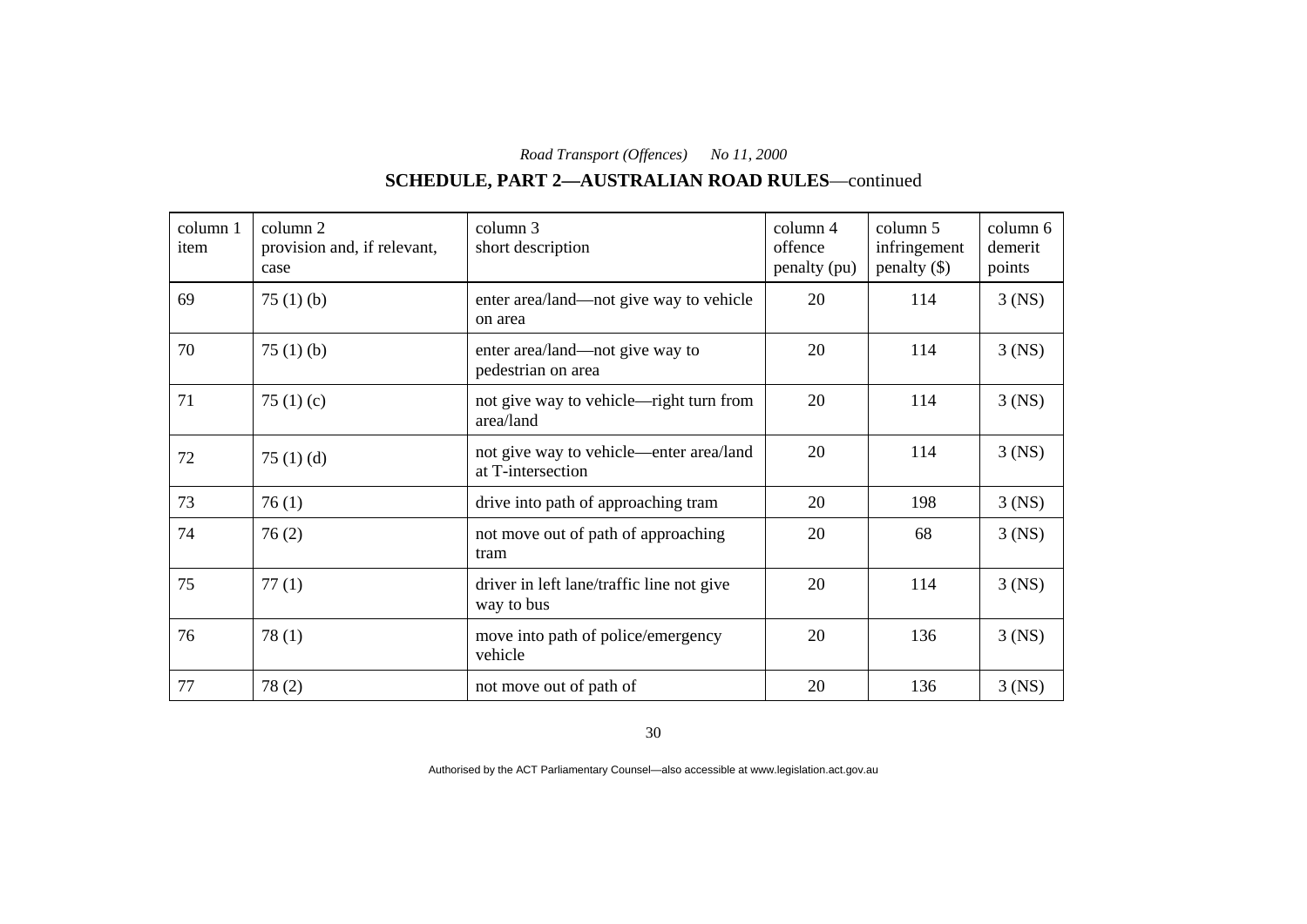## SCHEDULE, PART 2—AUSTRALIAN ROAD RULES—continued

| column 1 item | column 2 provision and, if relevant, case | column 3 short description | column 4 offence penalty (pu) | column 5 infringement penalty ($) | column 6 demerit points |
|---|---|---|---|---|---|
| 69 | 75 (1) (b) | enter area/land—not give way to vehicle on area | 20 | 114 | 3 (NS) |
| 70 | 75 (1) (b) | enter area/land—not give way to pedestrian on area | 20 | 114 | 3 (NS) |
| 71 | 75 (1) (c) | not give way to vehicle—right turn from area/land | 20 | 114 | 3 (NS) |
| 72 | 75 (1) (d) | not give way to vehicle—enter area/land at T-intersection | 20 | 114 | 3 (NS) |
| 73 | 76 (1) | drive into path of approaching tram | 20 | 198 | 3 (NS) |
| 74 | 76 (2) | not move out of path of approaching tram | 20 | 68 | 3 (NS) |
| 75 | 77 (1) | driver in left lane/traffic line not give way to bus | 20 | 114 | 3 (NS) |
| 76 | 78 (1) | move into path of police/emergency vehicle | 20 | 136 | 3 (NS) |
| 77 | 78 (2) | not move out of path of | 20 | 136 | 3 (NS) |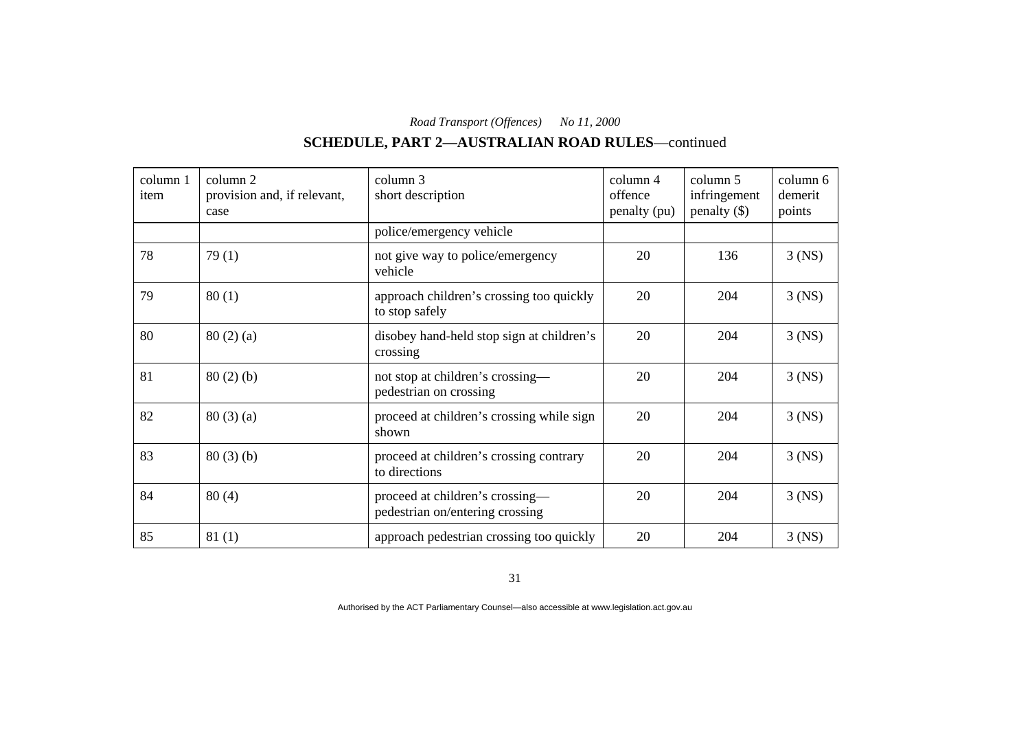## SCHEDULE, PART 2—AUSTRALIAN ROAD RULES—continued

| column 1 item | column 2 provision and, if relevant, case | column 3 short description | column 4 offence penalty (pu) | column 5 infringement penalty ($) | column 6 demerit points |
|---|---|---|---|---|---|
| | | police/emergency vehicle | | | |
| 78 | 79 (1) | not give way to police/emergency vehicle | 20 | 136 | 3 (NS) |
| 79 | 80 (1) | approach children's crossing too quickly to stop safely | 20 | 204 | 3 (NS) |
| 80 | 80 (2) (a) | disobey hand-held stop sign at children's crossing | 20 | 204 | 3 (NS) |
| 81 | 80 (2) (b) | not stop at children's crossing—pedestrian on crossing | 20 | 204 | 3 (NS) |
| 82 | 80 (3) (a) | proceed at children's crossing while sign shown | 20 | 204 | 3 (NS) |
| 83 | 80 (3) (b) | proceed at children's crossing contrary to directions | 20 | 204 | 3 (NS) |
| 84 | 80 (4) | proceed at children's crossing—pedestrian on/entering crossing | 20 | 204 | 3 (NS) |
| 85 | 81 (1) | approach pedestrian crossing too quickly | 20 | 204 | 3 (NS) |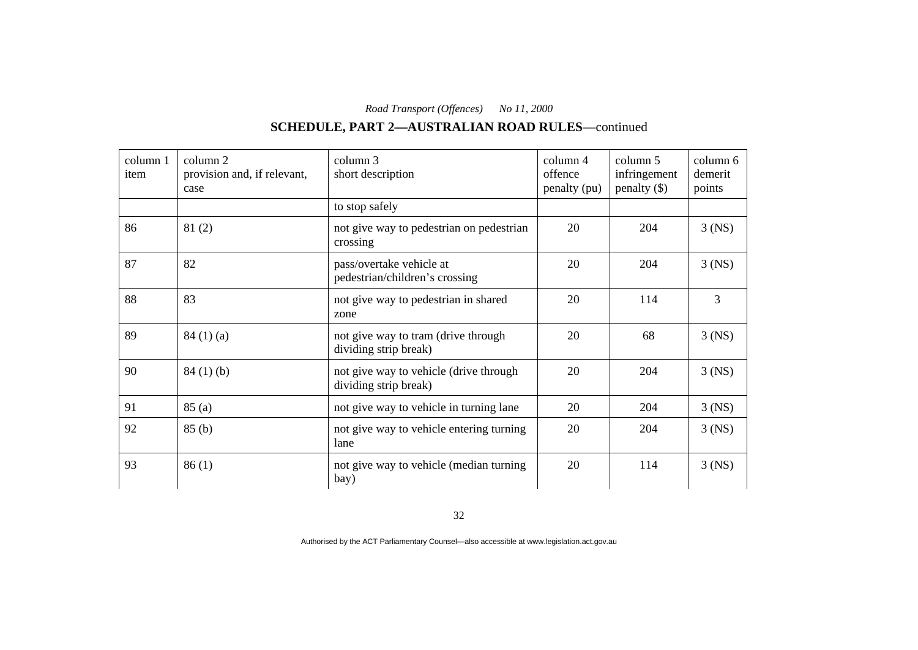## SCHEDULE, PART 2—AUSTRALIAN ROAD RULES—continued

| column 1 item | column 2 provision and, if relevant, case | column 3 short description | column 4 offence penalty (pu) | column 5 infringement penalty ($) | column 6 demerit points |
|---|---|---|---|---|---|
| | | to stop safely | | | |
| 86 | 81 (2) | not give way to pedestrian on pedestrian crossing | 20 | 204 | 3 (NS) |
| 87 | 82 | pass/overtake vehicle at pedestrian/children's crossing | 20 | 204 | 3 (NS) |
| 88 | 83 | not give way to pedestrian in shared zone | 20 | 114 | 3 |
| 89 | 84 (1) (a) | not give way to tram (drive through dividing strip break) | 20 | 68 | 3 (NS) |
| 90 | 84 (1) (b) | not give way to vehicle (drive through dividing strip break) | 20 | 204 | 3 (NS) |
| 91 | 85 (a) | not give way to vehicle in turning lane | 20 | 204 | 3 (NS) |
| 92 | 85 (b) | not give way to vehicle entering turning lane | 20 | 204 | 3 (NS) |
| 93 | 86 (1) | not give way to vehicle (median turning bay) | 20 | 114 | 3 (NS) |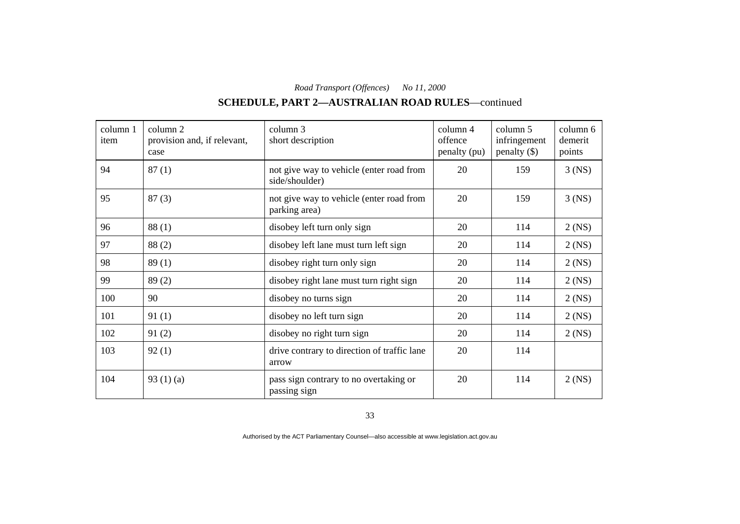## SCHEDULE, PART 2—AUSTRALIAN ROAD RULES—continued

| column 1 item | column 2 provision and, if relevant, case | column 3 short description | column 4 offence penalty (pu) | column 5 infringement penalty ($) | column 6 demerit points |
|---|---|---|---|---|---|
| 94 | 87 (1) | not give way to vehicle (enter road from side/shoulder) | 20 | 159 | 3 (NS) |
| 95 | 87 (3) | not give way to vehicle (enter road from parking area) | 20 | 159 | 3 (NS) |
| 96 | 88 (1) | disobey left turn only sign | 20 | 114 | 2 (NS) |
| 97 | 88 (2) | disobey left lane must turn left sign | 20 | 114 | 2 (NS) |
| 98 | 89 (1) | disobey right turn only sign | 20 | 114 | 2 (NS) |
| 99 | 89 (2) | disobey right lane must turn right sign | 20 | 114 | 2 (NS) |
| 100 | 90 | disobey no turns sign | 20 | 114 | 2 (NS) |
| 101 | 91 (1) | disobey no left turn sign | 20 | 114 | 2 (NS) |
| 102 | 91 (2) | disobey no right turn sign | 20 | 114 | 2 (NS) |
| 103 | 92 (1) | drive contrary to direction of traffic lane arrow | 20 | 114 | |
| 104 | 93 (1) (a) | pass sign contrary to no overtaking or passing sign | 20 | 114 | 2 (NS) |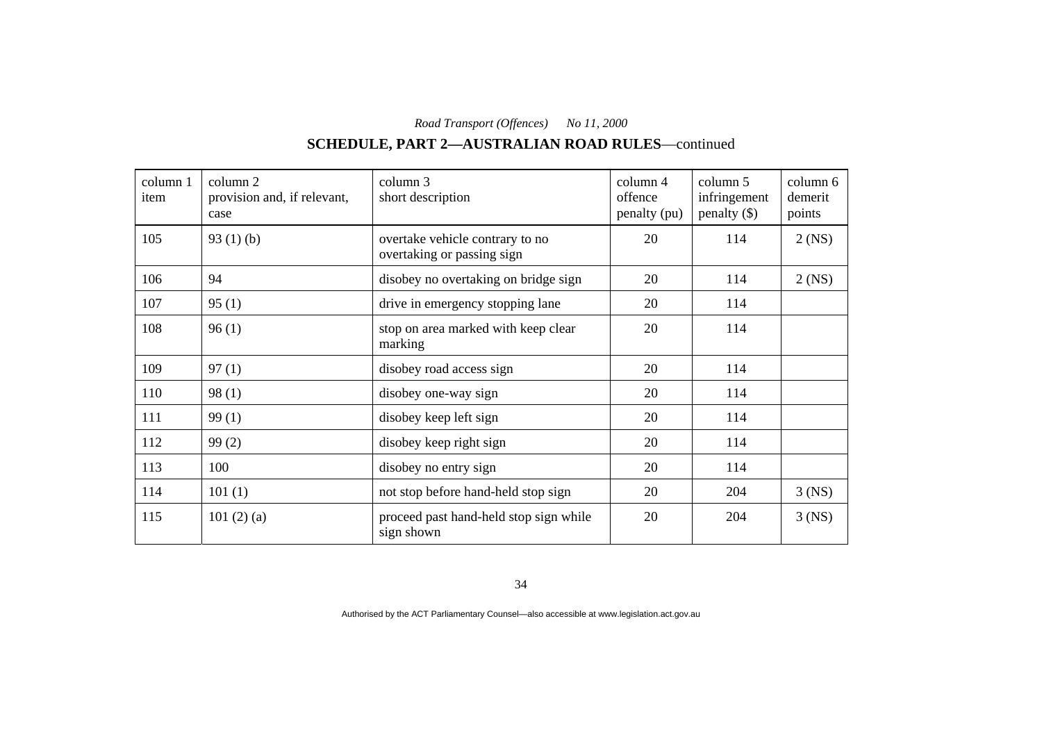## SCHEDULE, PART 2—AUSTRALIAN ROAD RULES—continued

| column 1 item | column 2 provision and, if relevant, case | column 3 short description | column 4 offence penalty (pu) | column 5 infringement penalty ($) | column 6 demerit points |
|---|---|---|---|---|---|
| 105 | 93 (1) (b) | overtake vehicle contrary to no overtaking or passing sign | 20 | 114 | 2 (NS) |
| 106 | 94 | disobey no overtaking on bridge sign | 20 | 114 | 2 (NS) |
| 107 | 95 (1) | drive in emergency stopping lane | 20 | 114 | |
| 108 | 96 (1) | stop on area marked with keep clear marking | 20 | 114 | |
| 109 | 97 (1) | disobey road access sign | 20 | 114 | |
| 110 | 98 (1) | disobey one-way sign | 20 | 114 | |
| 111 | 99 (1) | disobey keep left sign | 20 | 114 | |
| 112 | 99 (2) | disobey keep right sign | 20 | 114 | |
| 113 | 100 | disobey no entry sign | 20 | 114 | |
| 114 | 101 (1) | not stop before hand-held stop sign | 20 | 204 | 3 (NS) |
| 115 | 101 (2) (a) | proceed past hand-held stop sign while sign shown | 20 | 204 | 3 (NS) |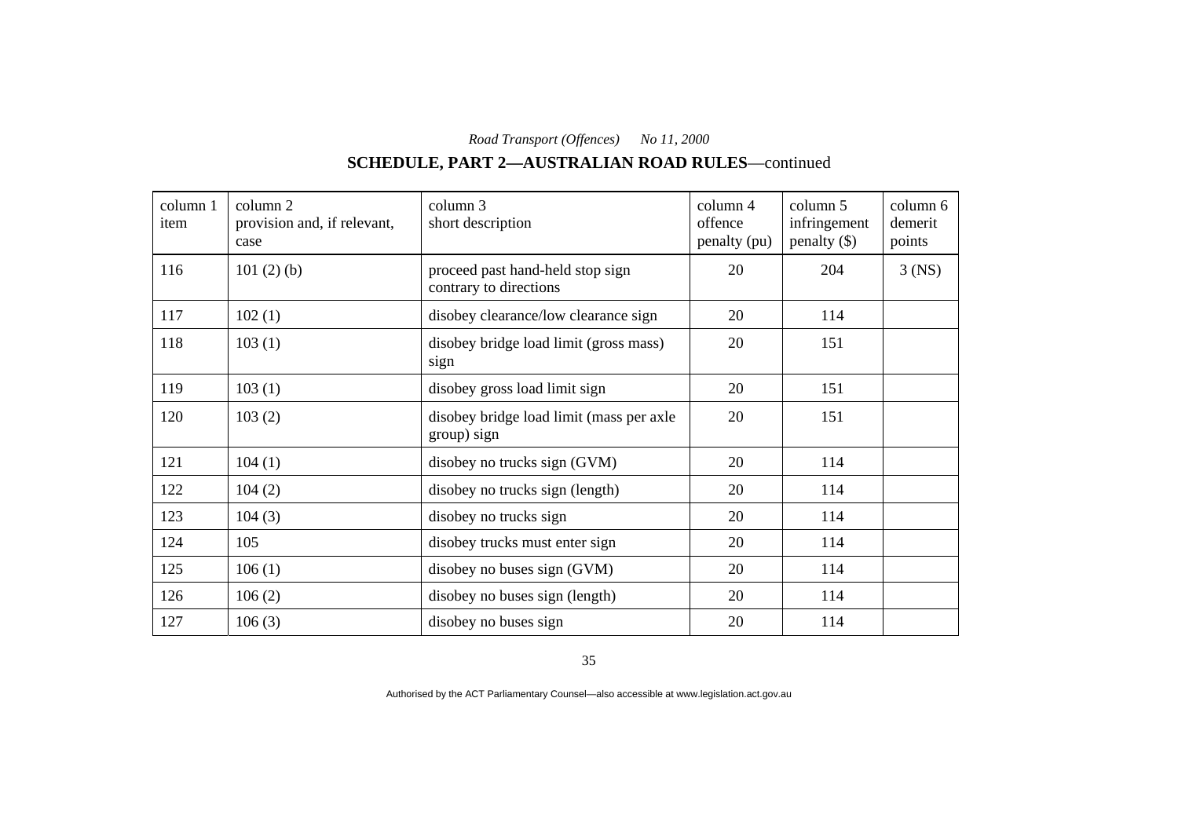## SCHEDULE, PART 2—AUSTRALIAN ROAD RULES—continued

| column 1 item | column 2 provision and, if relevant, case | column 3 short description | column 4 offence penalty (pu) | column 5 infringement penalty ($) | column 6 demerit points |
|---|---|---|---|---|---|
| 116 | 101 (2) (b) | proceed past hand-held stop sign contrary to directions | 20 | 204 | 3 (NS) |
| 117 | 102 (1) | disobey clearance/low clearance sign | 20 | 114 | |
| 118 | 103 (1) | disobey bridge load limit (gross mass) sign | 20 | 151 | |
| 119 | 103 (1) | disobey gross load limit sign | 20 | 151 | |
| 120 | 103 (2) | disobey bridge load limit (mass per axle group) sign | 20 | 151 | |
| 121 | 104 (1) | disobey no trucks sign (GVM) | 20 | 114 | |
| 122 | 104 (2) | disobey no trucks sign (length) | 20 | 114 | |
| 123 | 104 (3) | disobey no trucks sign | 20 | 114 | |
| 124 | 105 | disobey trucks must enter sign | 20 | 114 | |
| 125 | 106 (1) | disobey no buses sign (GVM) | 20 | 114 | |
| 126 | 106 (2) | disobey no buses sign (length) | 20 | 114 | |
| 127 | 106 (3) | disobey no buses sign | 20 | 114 | |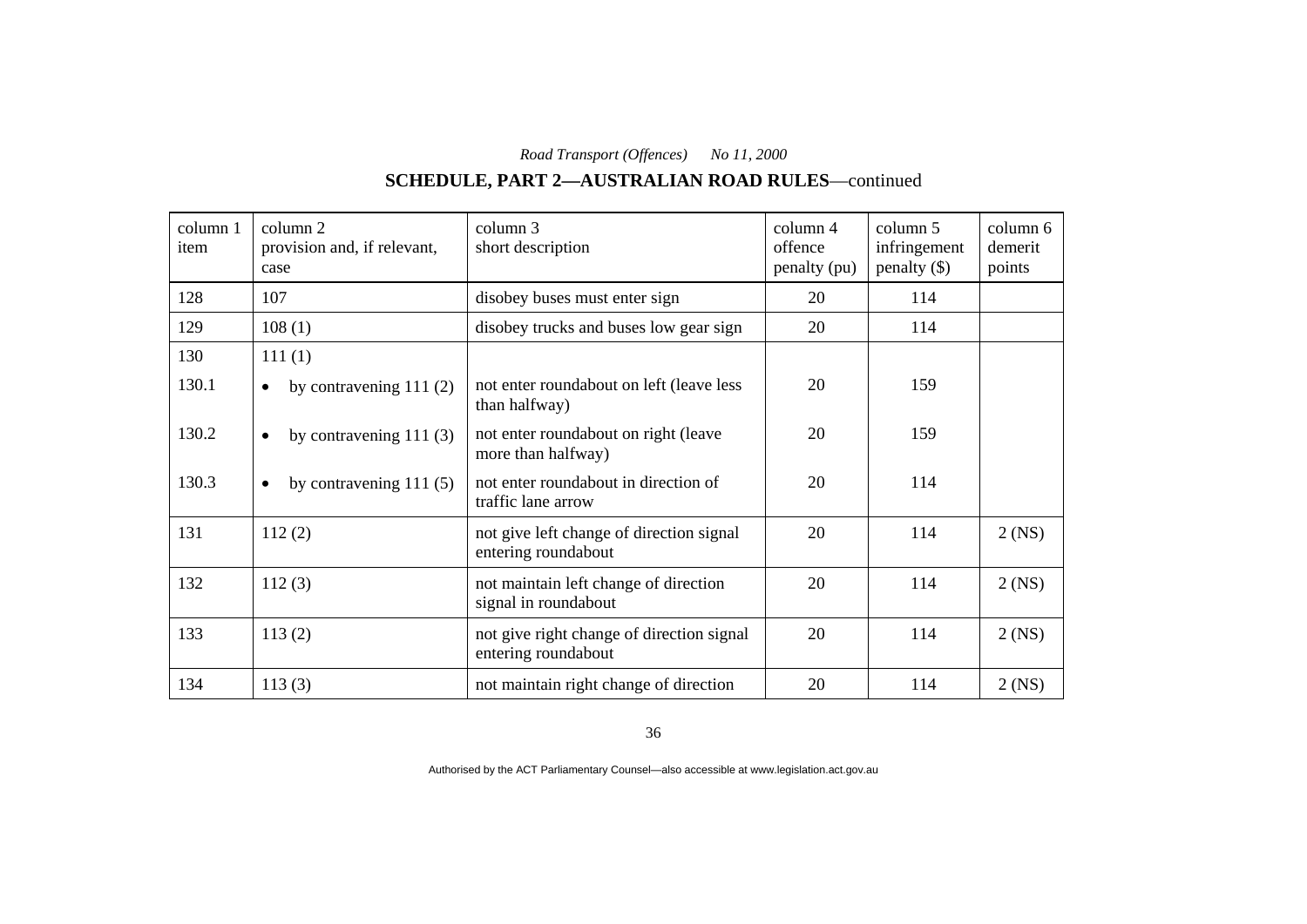## SCHEDULE, PART 2—AUSTRALIAN ROAD RULES—continued

| column 1 item | column 2 provision and, if relevant, case | column 3 short description | column 4 offence penalty (pu) | column 5 infringement penalty ($) | column 6 demerit points |
|---|---|---|---|---|---|
| 128 | 107 | disobey buses must enter sign | 20 | 114 | |
| 129 | 108 (1) | disobey trucks and buses low gear sign | 20 | 114 | |
| 130 | 111 (1) | | | | |
| 130.1 | • by contravening 111 (2) | not enter roundabout on left (leave less than halfway) | 20 | 159 | |
| 130.2 | • by contravening 111 (3) | not enter roundabout on right (leave more than halfway) | 20 | 159 | |
| 130.3 | • by contravening 111 (5) | not enter roundabout in direction of traffic lane arrow | 20 | 114 | |
| 131 | 112 (2) | not give left change of direction signal entering roundabout | 20 | 114 | 2 (NS) |
| 132 | 112 (3) | not maintain left change of direction signal in roundabout | 20 | 114 | 2 (NS) |
| 133 | 113 (2) | not give right change of direction signal entering roundabout | 20 | 114 | 2 (NS) |
| 134 | 113 (3) | not maintain right change of direction | 20 | 114 | 2 (NS) |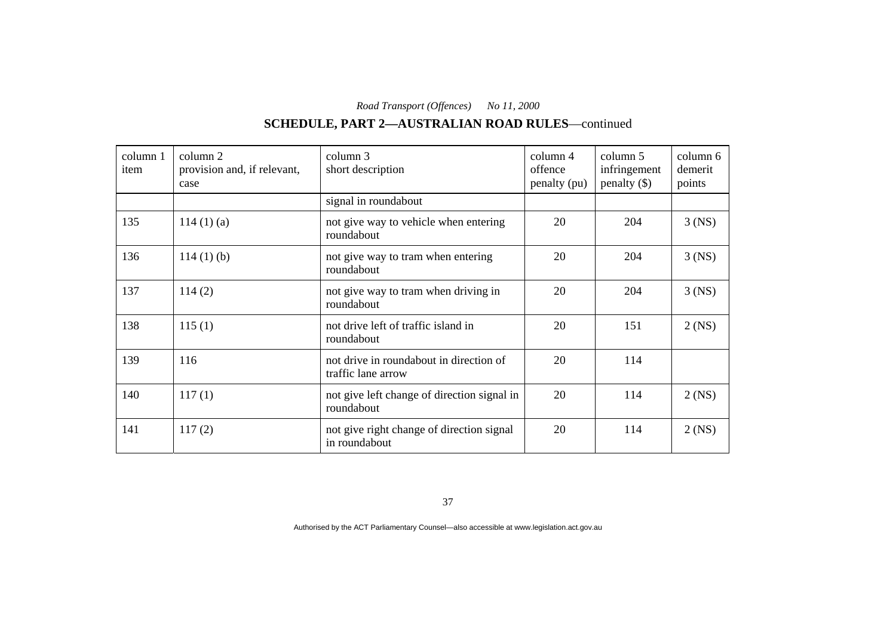## SCHEDULE, PART 2—AUSTRALIAN ROAD RULES—continued

| column 1 item | column 2 provision and, if relevant, case | column 3 short description | column 4 offence penalty (pu) | column 5 infringement penalty ($) | column 6 demerit points |
|---|---|---|---|---|---|
| | | signal in roundabout | | | |
| 135 | 114 (1) (a) | not give way to vehicle when entering roundabout | 20 | 204 | 3 (NS) |
| 136 | 114 (1) (b) | not give way to tram when entering roundabout | 20 | 204 | 3 (NS) |
| 137 | 114 (2) | not give way to tram when driving in roundabout | 20 | 204 | 3 (NS) |
| 138 | 115 (1) | not drive left of traffic island in roundabout | 20 | 151 | 2 (NS) |
| 139 | 116 | not drive in roundabout in direction of traffic lane arrow | 20 | 114 | |
| 140 | 117 (1) | not give left change of direction signal in roundabout | 20 | 114 | 2 (NS) |
| 141 | 117 (2) | not give right change of direction signal in roundabout | 20 | 114 | 2 (NS) |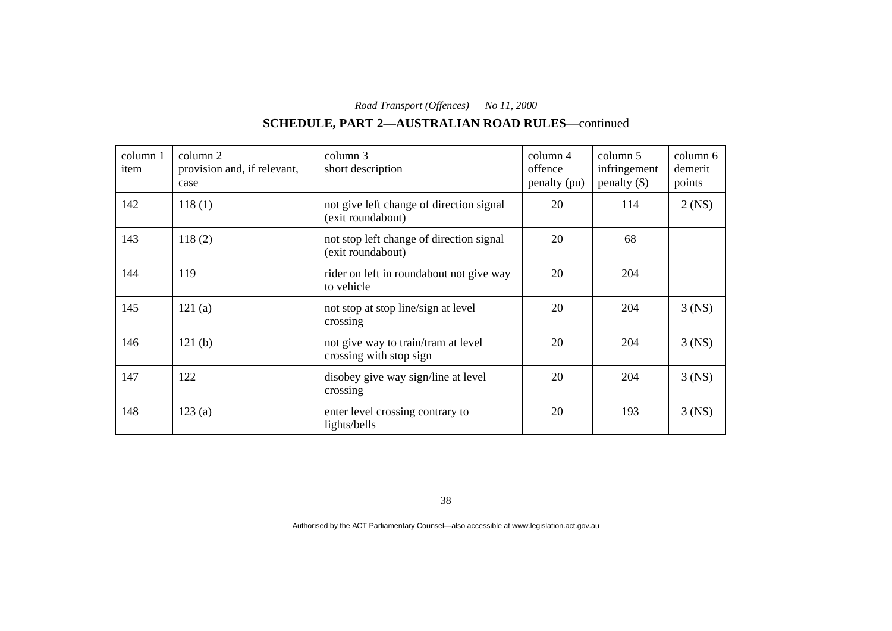## SCHEDULE, PART 2—AUSTRALIAN ROAD RULES—continued

| column 1 item | column 2 provision and, if relevant, case | column 3 short description | column 4 offence penalty (pu) | column 5 infringement penalty ($) | column 6 demerit points |
|---|---|---|---|---|---|
| 142 | 118 (1) | not give left change of direction signal (exit roundabout) | 20 | 114 | 2 (NS) |
| 143 | 118 (2) | not stop left change of direction signal (exit roundabout) | 20 | 68 | |
| 144 | 119 | rider on left in roundabout not give way to vehicle | 20 | 204 | |
| 145 | 121 (a) | not stop at stop line/sign at level crossing | 20 | 204 | 3 (NS) |
| 146 | 121 (b) | not give way to train/tram at level crossing with stop sign | 20 | 204 | 3 (NS) |
| 147 | 122 | disobey give way sign/line at level crossing | 20 | 204 | 3 (NS) |
| 148 | 123 (a) | enter level crossing contrary to lights/bells | 20 | 193 | 3 (NS) |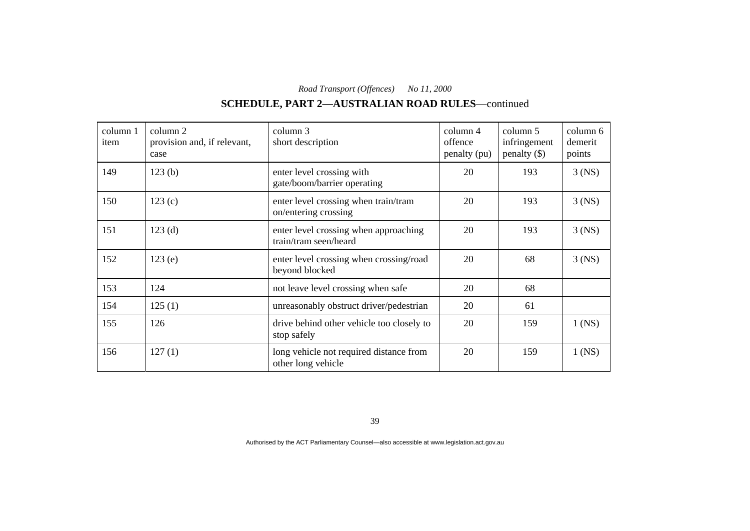## SCHEDULE, PART 2—AUSTRALIAN ROAD RULES—continued

| column 1 item | column 2 provision and, if relevant, case | column 3 short description | column 4 offence penalty (pu) | column 5 infringement penalty ($) | column 6 demerit points |
|---|---|---|---|---|---|
| 149 | 123 (b) | enter level crossing with gate/boom/barrier operating | 20 | 193 | 3 (NS) |
| 150 | 123 (c) | enter level crossing when train/tram on/entering crossing | 20 | 193 | 3 (NS) |
| 151 | 123 (d) | enter level crossing when approaching train/tram seen/heard | 20 | 193 | 3 (NS) |
| 152 | 123 (e) | enter level crossing when crossing/road beyond blocked | 20 | 68 | 3 (NS) |
| 153 | 124 | not leave level crossing when safe | 20 | 68 | |
| 154 | 125 (1) | unreasonably obstruct driver/pedestrian | 20 | 61 | |
| 155 | 126 | drive behind other vehicle too closely to stop safely | 20 | 159 | 1 (NS) |
| 156 | 127 (1) | long vehicle not required distance from other long vehicle | 20 | 159 | 1 (NS) |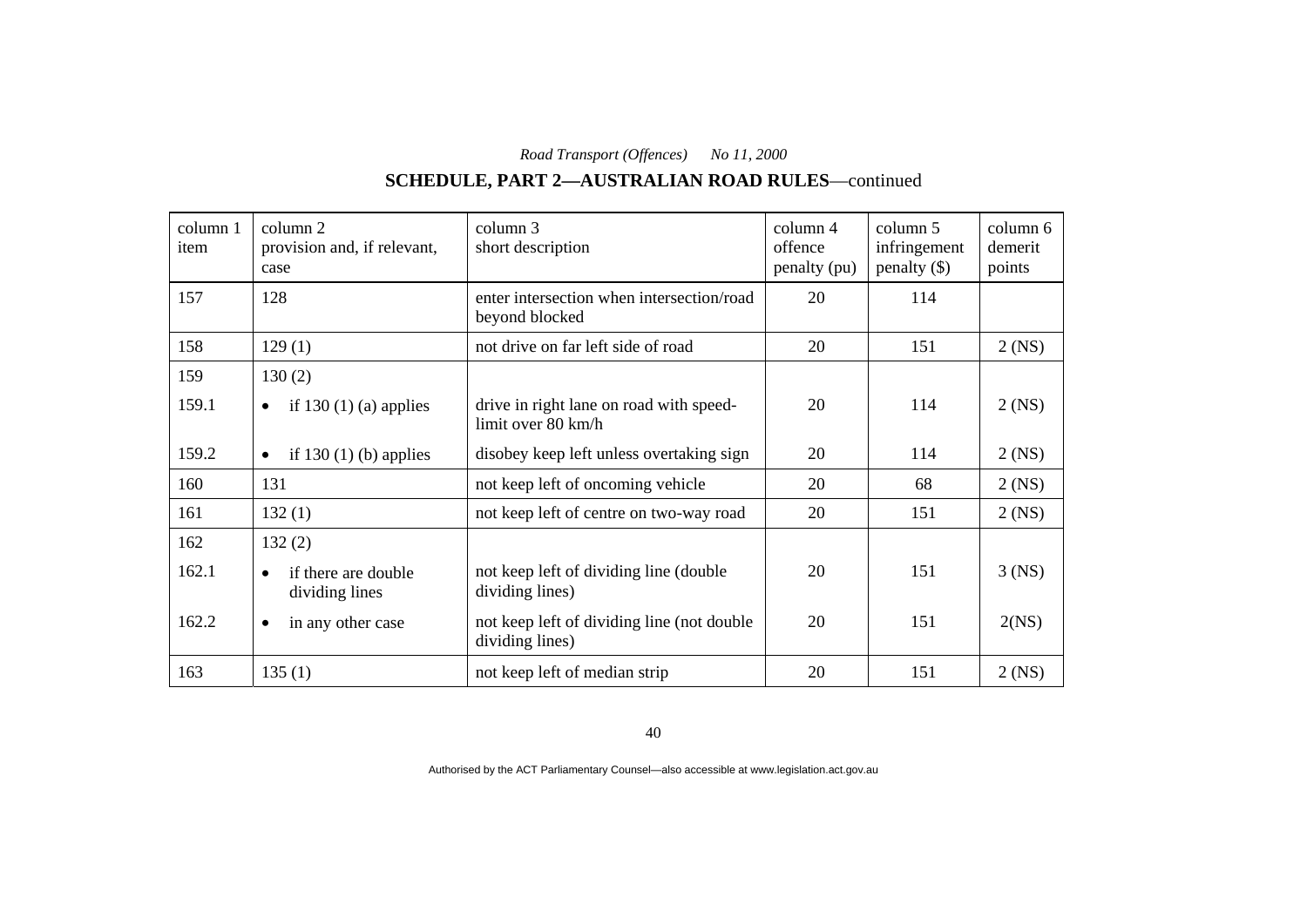## SCHEDULE, PART 2—AUSTRALIAN ROAD RULES—continued

| column 1 item | column 2 provision and, if relevant, case | column 3 short description | column 4 offence penalty (pu) | column 5 infringement penalty ($) | column 6 demerit points |
|---|---|---|---|---|---|
| 157 | 128 | enter intersection when intersection/road beyond blocked | 20 | 114 | |
| 158 | 129 (1) | not drive on far left side of road | 20 | 151 | 2 (NS) |
| 159 | 130 (2) | | | | |
| 159.1 | • if 130 (1) (a) applies | drive in right lane on road with speed-limit over 80 km/h | 20 | 114 | 2 (NS) |
| 159.2 | • if 130 (1) (b) applies | disobey keep left unless overtaking sign | 20 | 114 | 2 (NS) |
| 160 | 131 | not keep left of oncoming vehicle | 20 | 68 | 2 (NS) |
| 161 | 132 (1) | not keep left of centre on two-way road | 20 | 151 | 2 (NS) |
| 162 | 132 (2) | | | | |
| 162.1 | • if there are double dividing lines | not keep left of dividing line (double dividing lines) | 20 | 151 | 3 (NS) |
| 162.2 | • in any other case | not keep left of dividing line (not double dividing lines) | 20 | 151 | 2(NS) |
| 163 | 135 (1) | not keep left of median strip | 20 | 151 | 2 (NS) |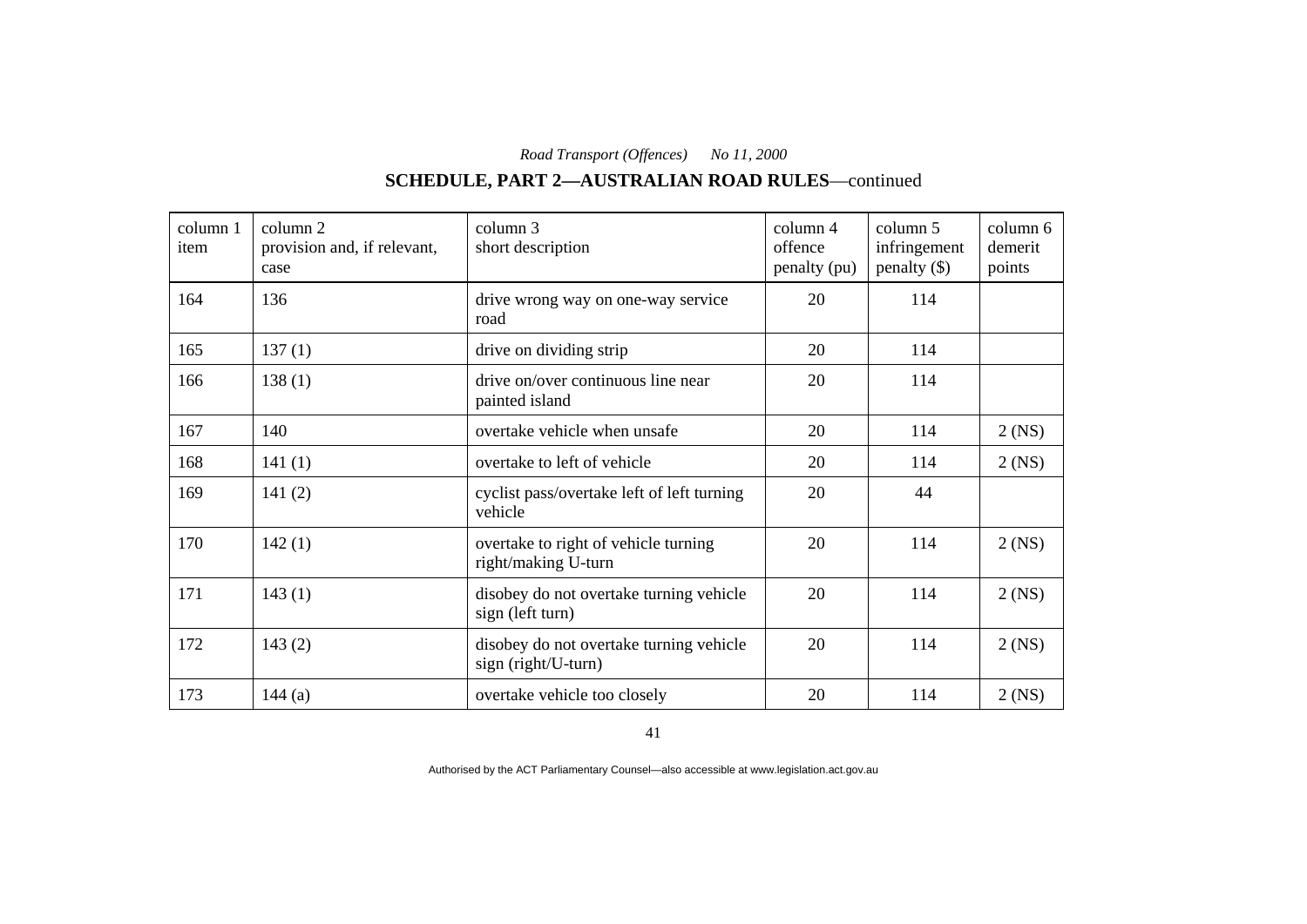## SCHEDULE, PART 2—AUSTRALIAN ROAD RULES—continued

| column 1 item | column 2 provision and, if relevant, case | column 3 short description | column 4 offence penalty (pu) | column 5 infringement penalty ($) | column 6 demerit points |
|---|---|---|---|---|---|
| 164 | 136 | drive wrong way on one-way service road | 20 | 114 | |
| 165 | 137 (1) | drive on dividing strip | 20 | 114 | |
| 166 | 138 (1) | drive on/over continuous line near painted island | 20 | 114 | |
| 167 | 140 | overtake vehicle when unsafe | 20 | 114 | 2 (NS) |
| 168 | 141 (1) | overtake to left of vehicle | 20 | 114 | 2 (NS) |
| 169 | 141 (2) | cyclist pass/overtake left of left turning vehicle | 20 | 44 | |
| 170 | 142 (1) | overtake to right of vehicle turning right/making U-turn | 20 | 114 | 2 (NS) |
| 171 | 143 (1) | disobey do not overtake turning vehicle sign (left turn) | 20 | 114 | 2 (NS) |
| 172 | 143 (2) | disobey do not overtake turning vehicle sign (right/U-turn) | 20 | 114 | 2 (NS) |
| 173 | 144 (a) | overtake vehicle too closely | 20 | 114 | 2 (NS) |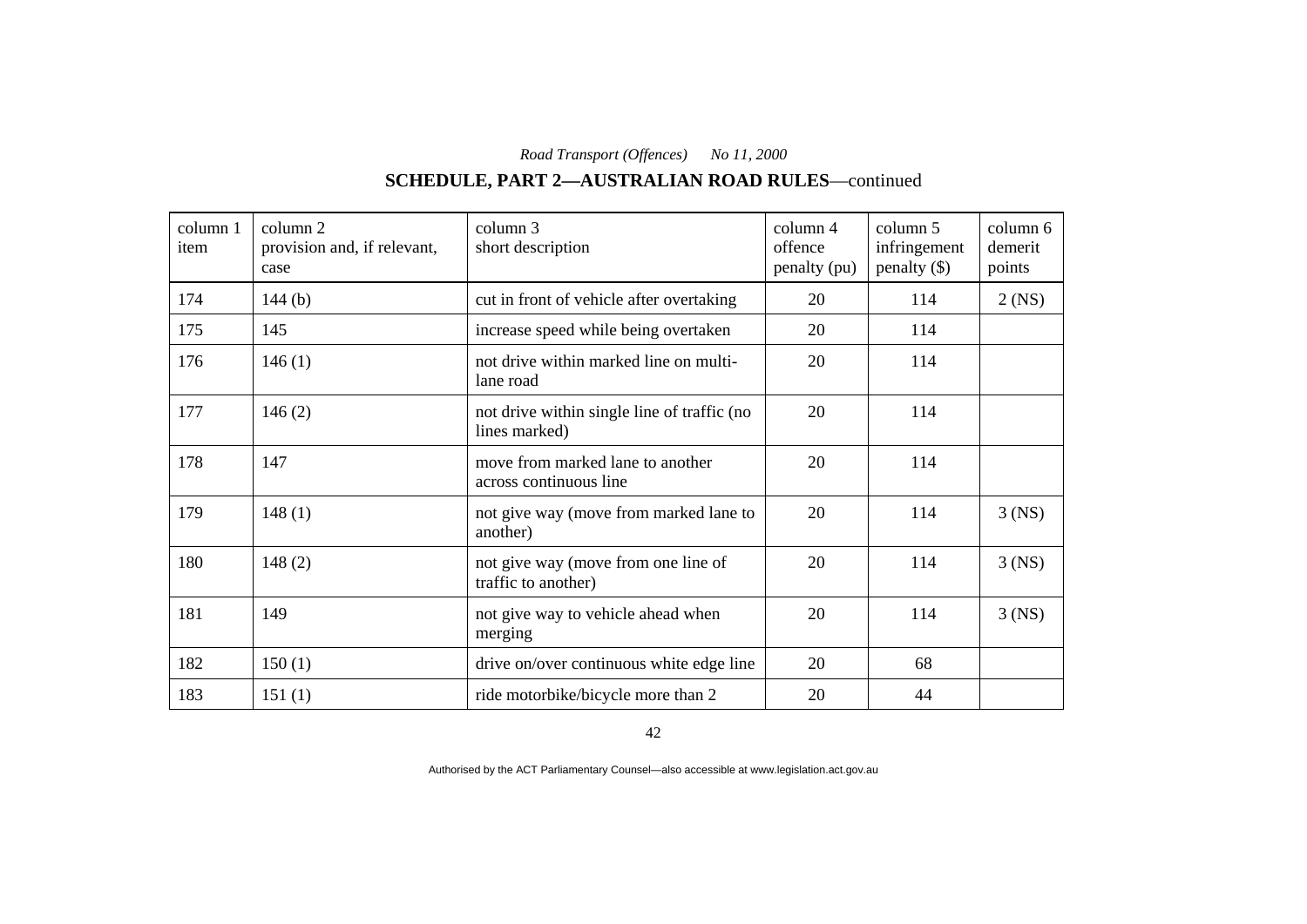## SCHEDULE, PART 2—AUSTRALIAN ROAD RULES—continued

| column 1 item | column 2 provision and, if relevant, case | column 3 short description | column 4 offence penalty (pu) | column 5 infringement penalty ($) | column 6 demerit points |
|---|---|---|---|---|---|
| 174 | 144 (b) | cut in front of vehicle after overtaking | 20 | 114 | 2 (NS) |
| 175 | 145 | increase speed while being overtaken | 20 | 114 | |
| 176 | 146 (1) | not drive within marked line on multi-lane road | 20 | 114 | |
| 177 | 146 (2) | not drive within single line of traffic (no lines marked) | 20 | 114 | |
| 178 | 147 | move from marked lane to another across continuous line | 20 | 114 | |
| 179 | 148 (1) | not give way (move from marked lane to another) | 20 | 114 | 3 (NS) |
| 180 | 148 (2) | not give way (move from one line of traffic to another) | 20 | 114 | 3 (NS) |
| 181 | 149 | not give way to vehicle ahead when merging | 20 | 114 | 3 (NS) |
| 182 | 150 (1) | drive on/over continuous white edge line | 20 | 68 | |
| 183 | 151 (1) | ride motorbike/bicycle more than 2 | 20 | 44 | |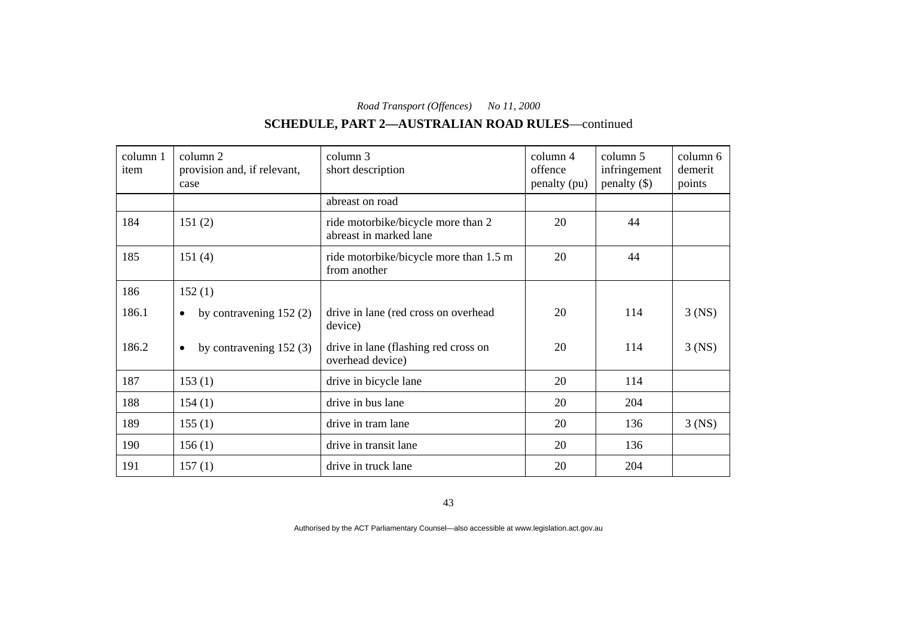## SCHEDULE, PART 2—AUSTRALIAN ROAD RULES—continued

| column 1 item | column 2 provision and, if relevant, case | column 3 short description | column 4 offence penalty (pu) | column 5 infringement penalty ($) | column 6 demerit points |
|---|---|---|---|---|---|
| | | abreast on road | | | |
| 184 | 151 (2) | ride motorbike/bicycle more than 2 abreast in marked lane | 20 | 44 | |
| 185 | 151 (4) | ride motorbike/bicycle more than 1.5 m from another | 20 | 44 | |
| 186 | 152 (1) | | | | |
| 186.1 | • by contravening 152 (2) | drive in lane (red cross on overhead device) | 20 | 114 | 3 (NS) |
| 186.2 | • by contravening 152 (3) | drive in lane (flashing red cross on overhead device) | 20 | 114 | 3 (NS) |
| 187 | 153 (1) | drive in bicycle lane | 20 | 114 | |
| 188 | 154 (1) | drive in bus lane | 20 | 204 | |
| 189 | 155 (1) | drive in tram lane | 20 | 136 | 3 (NS) |
| 190 | 156 (1) | drive in transit lane | 20 | 136 | |
| 191 | 157 (1) | drive in truck lane | 20 | 204 | |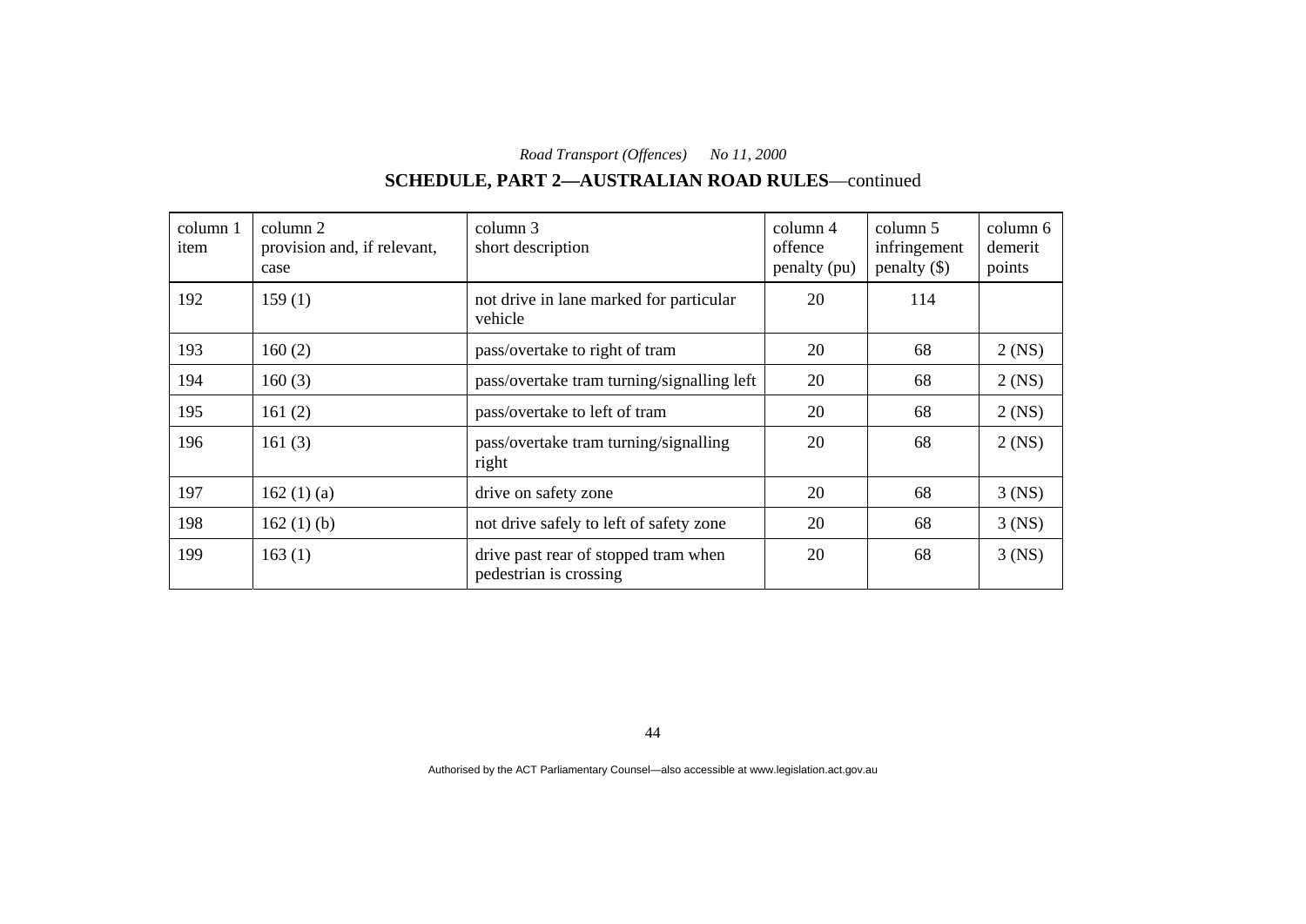## SCHEDULE, PART 2—AUSTRALIAN ROAD RULES—continued

| column 1 item | column 2 provision and, if relevant, case | column 3 short description | column 4 offence penalty (pu) | column 5 infringement penalty ($) | column 6 demerit points |
|---|---|---|---|---|---|
| 192 | 159 (1) | not drive in lane marked for particular vehicle | 20 | 114 | |
| 193 | 160 (2) | pass/overtake to right of tram | 20 | 68 | 2 (NS) |
| 194 | 160 (3) | pass/overtake tram turning/signalling left | 20 | 68 | 2 (NS) |
| 195 | 161 (2) | pass/overtake to left of tram | 20 | 68 | 2 (NS) |
| 196 | 161 (3) | pass/overtake tram turning/signalling right | 20 | 68 | 2 (NS) |
| 197 | 162 (1) (a) | drive on safety zone | 20 | 68 | 3 (NS) |
| 198 | 162 (1) (b) | not drive safely to left of safety zone | 20 | 68 | 3 (NS) |
| 199 | 163 (1) | drive past rear of stopped tram when pedestrian is crossing | 20 | 68 | 3 (NS) |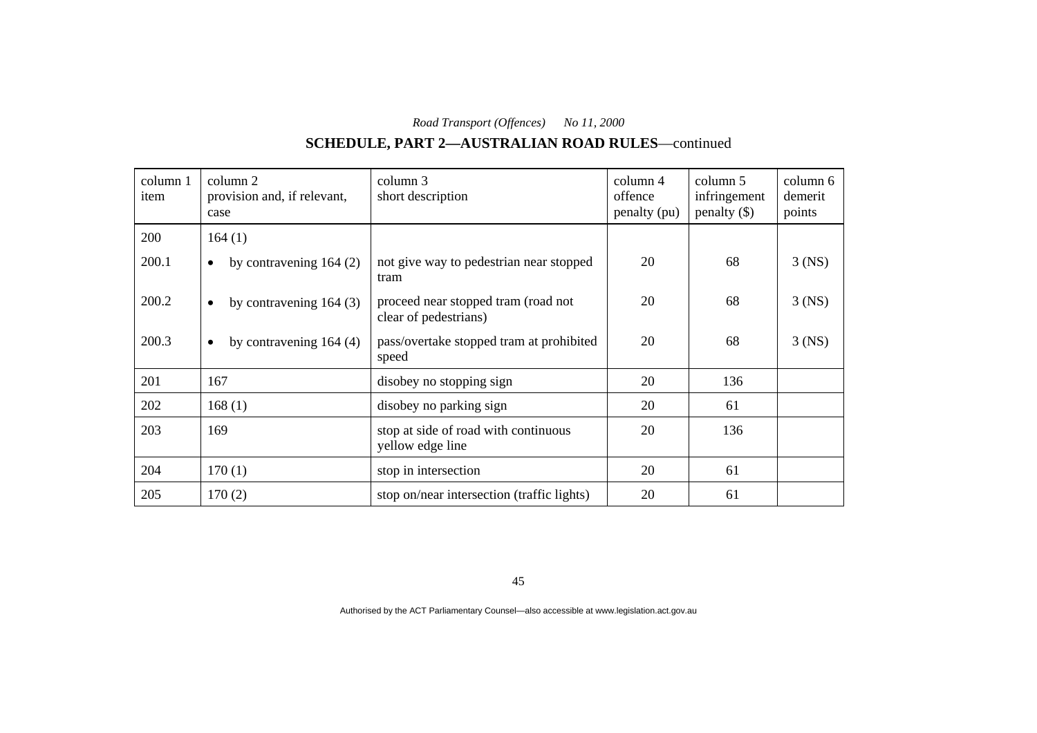## SCHEDULE, PART 2—AUSTRALIAN ROAD RULES—continued

| column 1 item | column 2 provision and, if relevant, case | column 3 short description | column 4 offence penalty (pu) | column 5 infringement penalty ($) | column 6 demerit points |
|---|---|---|---|---|---|
| 200 | 164 (1) | | | | |
| 200.1 | • by contravening 164 (2) | not give way to pedestrian near stopped tram | 20 | 68 | 3 (NS) |
| 200.2 | • by contravening 164 (3) | proceed near stopped tram (road not clear of pedestrians) | 20 | 68 | 3 (NS) |
| 200.3 | • by contravening 164 (4) | pass/overtake stopped tram at prohibited speed | 20 | 68 | 3 (NS) |
| 201 | 167 | disobey no stopping sign | 20 | 136 | |
| 202 | 168 (1) | disobey no parking sign | 20 | 61 | |
| 203 | 169 | stop at side of road with continuous yellow edge line | 20 | 136 | |
| 204 | 170 (1) | stop in intersection | 20 | 61 | |
| 205 | 170 (2) | stop on/near intersection (traffic lights) | 20 | 61 | |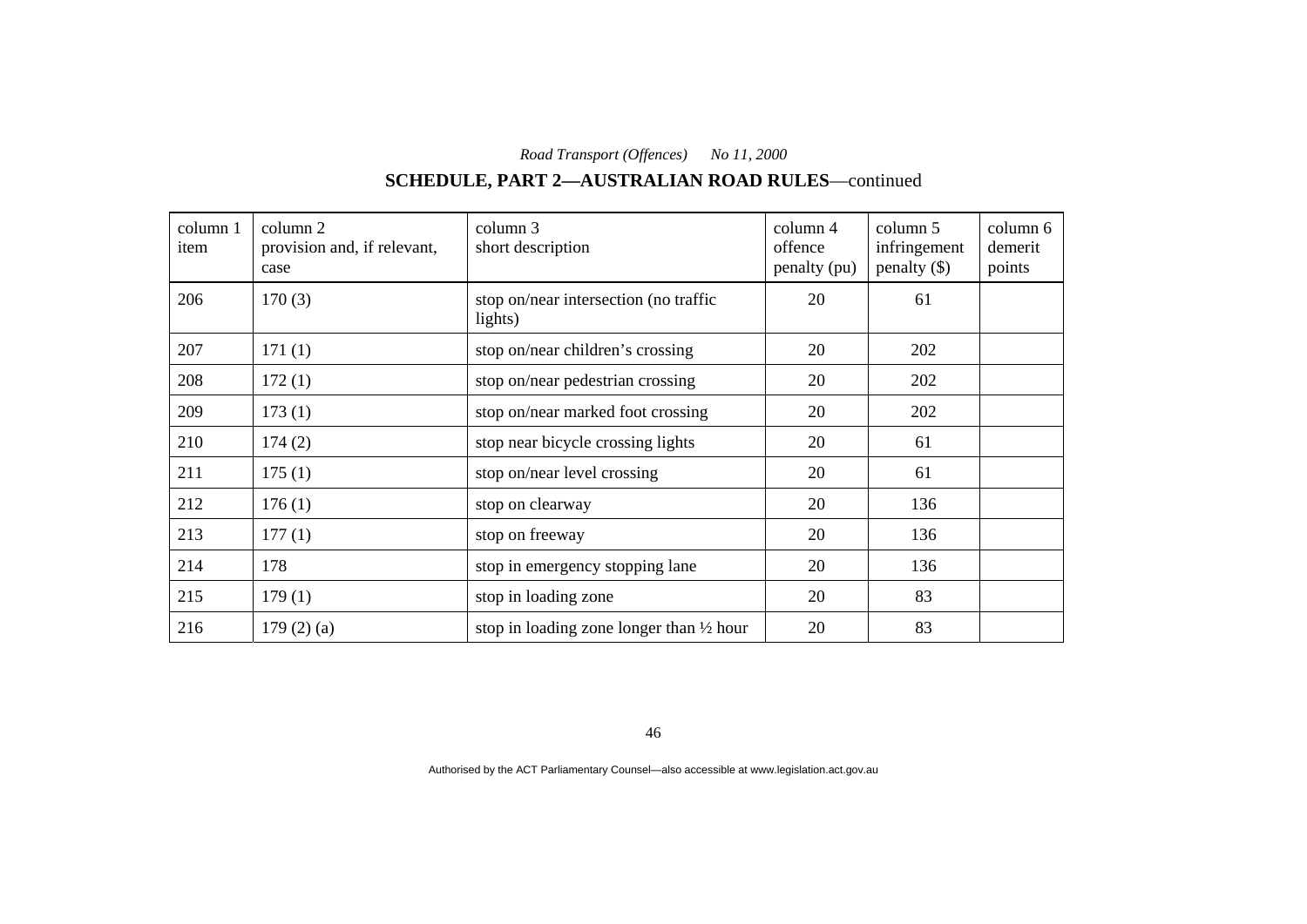## SCHEDULE, PART 2—AUSTRALIAN ROAD RULES—continued

| column 1 item | column 2 provision and, if relevant, case | column 3 short description | column 4 offence penalty (pu) | column 5 infringement penalty ($) | column 6 demerit points |
|---|---|---|---|---|---|
| 206 | 170 (3) | stop on/near intersection (no traffic lights) | 20 | 61 | |
| 207 | 171 (1) | stop on/near children's crossing | 20 | 202 | |
| 208 | 172 (1) | stop on/near pedestrian crossing | 20 | 202 | |
| 209 | 173 (1) | stop on/near marked foot crossing | 20 | 202 | |
| 210 | 174 (2) | stop near bicycle crossing lights | 20 | 61 | |
| 211 | 175 (1) | stop on/near level crossing | 20 | 61 | |
| 212 | 176 (1) | stop on clearway | 20 | 136 | |
| 213 | 177 (1) | stop on freeway | 20 | 136 | |
| 214 | 178 | stop in emergency stopping lane | 20 | 136 | |
| 215 | 179 (1) | stop in loading zone | 20 | 83 | |
| 216 | 179 (2) (a) | stop in loading zone longer than ½ hour | 20 | 83 | |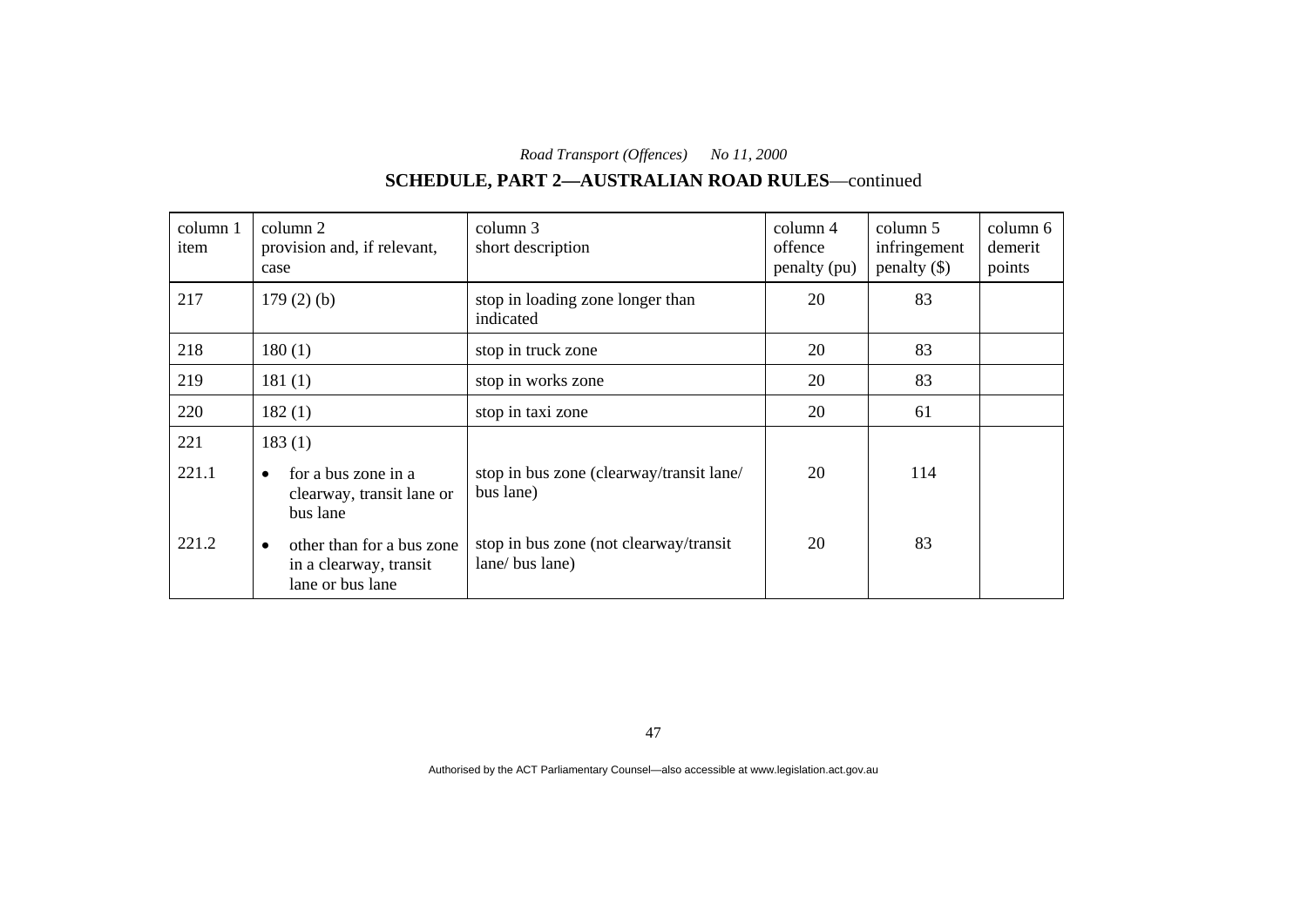## SCHEDULE, PART 2—AUSTRALIAN ROAD RULES—continued

| column 1 item | column 2 provision and, if relevant, case | column 3 short description | column 4 offence penalty (pu) | column 5 infringement penalty ($) | column 6 demerit points |
|---|---|---|---|---|---|
| 217 | 179 (2) (b) | stop in loading zone longer than indicated | 20 | 83 | |
| 218 | 180 (1) | stop in truck zone | 20 | 83 | |
| 219 | 181 (1) | stop in works zone | 20 | 83 | |
| 220 | 182 (1) | stop in taxi zone | 20 | 61 | |
| 221 | 183 (1) | | | | |
| 221.1 | • for a bus zone in a clearway, transit lane or bus lane | stop in bus zone (clearway/transit lane/ bus lane) | 20 | 114 | |
| 221.2 | • other than for a bus zone in a clearway, transit lane or bus lane | stop in bus zone (not clearway/transit lane/ bus lane) | 20 | 83 | |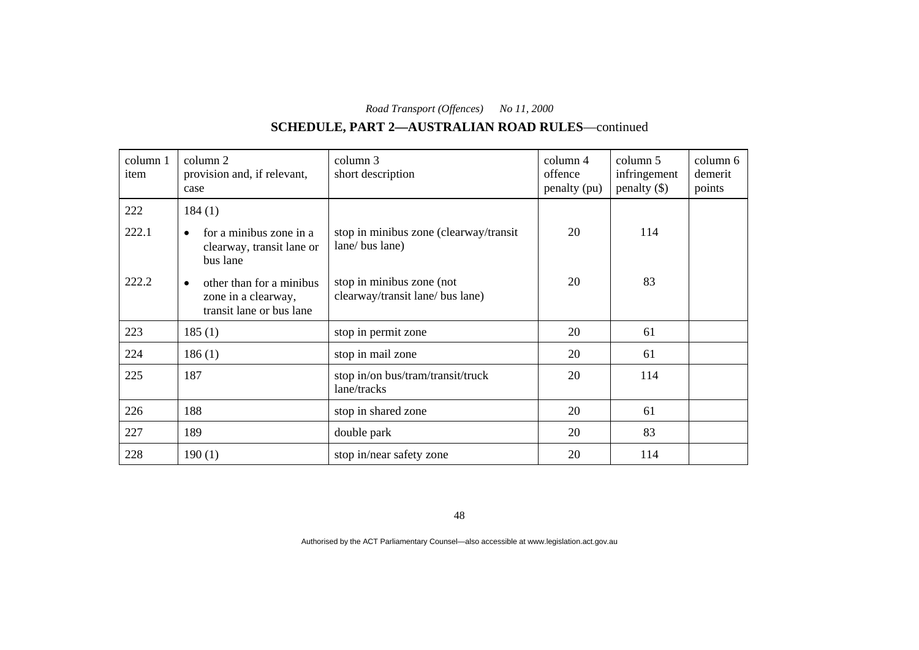## SCHEDULE, PART 2—AUSTRALIAN ROAD RULES—continued

| column 1 item | column 2 provision and, if relevant, case | column 3 short description | column 4 offence penalty (pu) | column 5 infringement penalty ($) | column 6 demerit points |
|---|---|---|---|---|---|
| 222 | 184 (1) | | | | |
| 222.1 | • for a minibus zone in a clearway, transit lane or bus lane | stop in minibus zone (clearway/transit lane/ bus lane) | 20 | 114 | |
| 222.2 | • other than for a minibus zone in a clearway, transit lane or bus lane | stop in minibus zone (not clearway/transit lane/ bus lane) | 20 | 83 | |
| 223 | 185 (1) | stop in permit zone | 20 | 61 | |
| 224 | 186 (1) | stop in mail zone | 20 | 61 | |
| 225 | 187 | stop in/on bus/tram/transit/truck lane/tracks | 20 | 114 | |
| 226 | 188 | stop in shared zone | 20 | 61 | |
| 227 | 189 | double park | 20 | 83 | |
| 228 | 190 (1) | stop in/near safety zone | 20 | 114 | |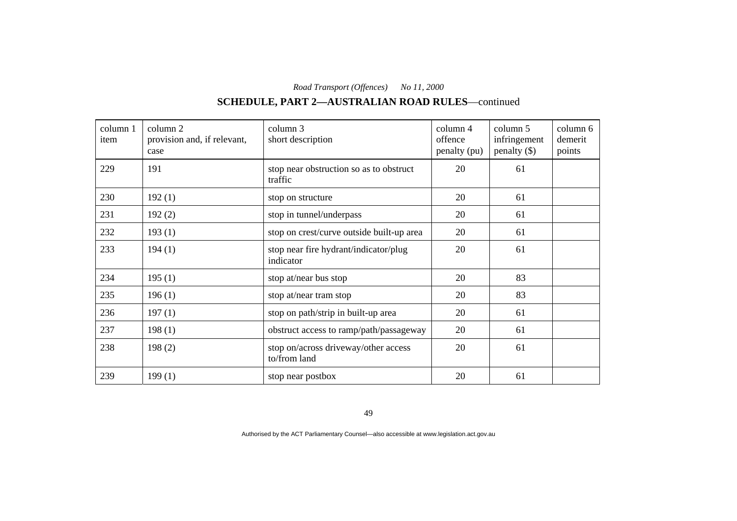## SCHEDULE, PART 2—AUSTRALIAN ROAD RULES—continued

| column 1 item | column 2 provision and, if relevant, case | column 3 short description | column 4 offence penalty (pu) | column 5 infringement penalty ($) | column 6 demerit points |
|---|---|---|---|---|---|
| 229 | 191 | stop near obstruction so as to obstruct traffic | 20 | 61 | |
| 230 | 192 (1) | stop on structure | 20 | 61 | |
| 231 | 192 (2) | stop in tunnel/underpass | 20 | 61 | |
| 232 | 193 (1) | stop on crest/curve outside built-up area | 20 | 61 | |
| 233 | 194 (1) | stop near fire hydrant/indicator/plug indicator | 20 | 61 | |
| 234 | 195 (1) | stop at/near bus stop | 20 | 83 | |
| 235 | 196 (1) | stop at/near tram stop | 20 | 83 | |
| 236 | 197 (1) | stop on path/strip in built-up area | 20 | 61 | |
| 237 | 198 (1) | obstruct access to ramp/path/passageway | 20 | 61 | |
| 238 | 198 (2) | stop on/across driveway/other access to/from land | 20 | 61 | |
| 239 | 199 (1) | stop near postbox | 20 | 61 | |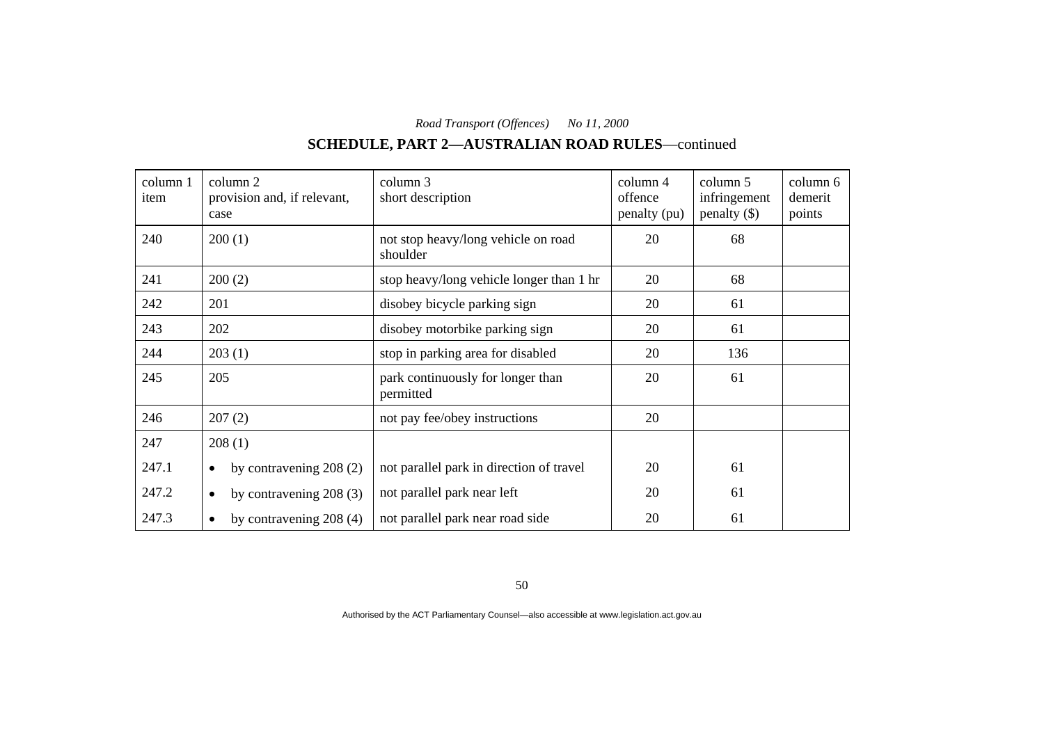## SCHEDULE, PART 2—AUSTRALIAN ROAD RULES—continued

| column 1 item | column 2 provision and, if relevant, case | column 3 short description | column 4 offence penalty (pu) | column 5 infringement penalty ($) | column 6 demerit points |
|---|---|---|---|---|---|
| 240 | 200 (1) | not stop heavy/long vehicle on road shoulder | 20 | 68 | |
| 241 | 200 (2) | stop heavy/long vehicle longer than 1 hr | 20 | 68 | |
| 242 | 201 | disobey bicycle parking sign | 20 | 61 | |
| 243 | 202 | disobey motorbike parking sign | 20 | 61 | |
| 244 | 203 (1) | stop in parking area for disabled | 20 | 136 | |
| 245 | 205 | park continuously for longer than permitted | 20 | 61 | |
| 246 | 207 (2) | not pay fee/obey instructions | 20 | | |
| 247 | 208 (1) | | | | |
| 247.1 | • by contravening 208 (2) | not parallel park in direction of travel | 20 | 61 | |
| 247.2 | • by contravening 208 (3) | not parallel park near left | 20 | 61 | |
| 247.3 | • by contravening 208 (4) | not parallel park near road side | 20 | 61 | |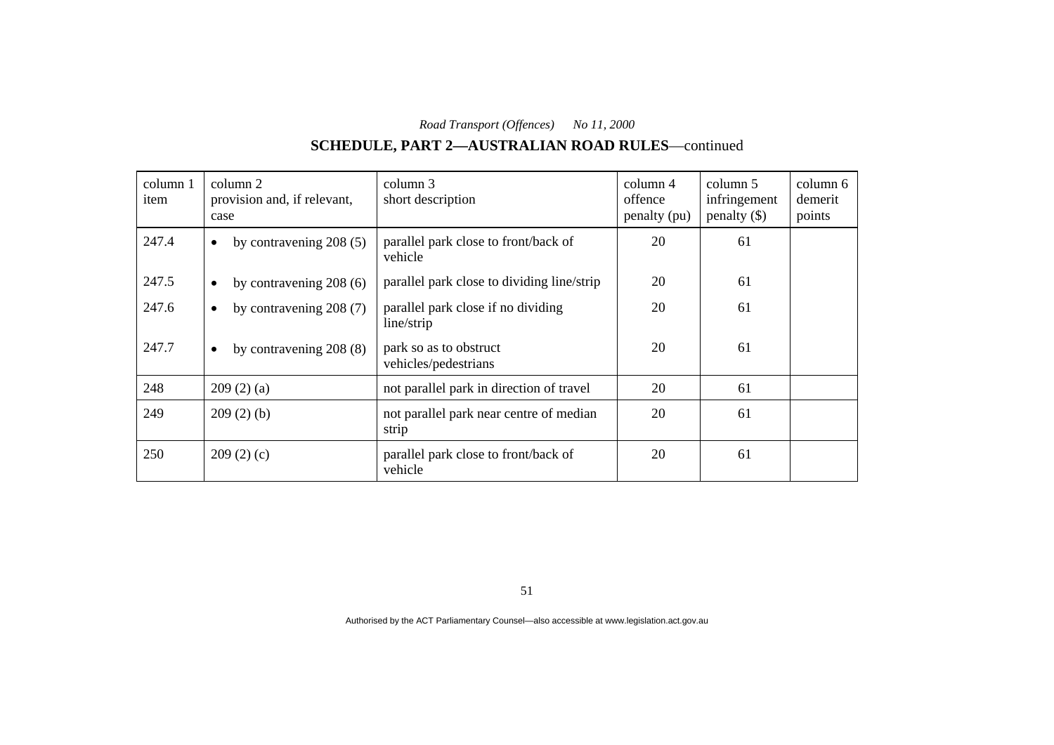## SCHEDULE, PART 2—AUSTRALIAN ROAD RULES—continued

| column 1 item | column 2 provision and, if relevant, case | column 3 short description | column 4 offence penalty (pu) | column 5 infringement penalty ($) | column 6 demerit points |
|---|---|---|---|---|---|
| 247.4 | • by contravening 208 (5) | parallel park close to front/back of vehicle | 20 | 61 | |
| 247.5 | • by contravening 208 (6) | parallel park close to dividing line/strip | 20 | 61 | |
| 247.6 | • by contravening 208 (7) | parallel park close if no dividing line/strip | 20 | 61 | |
| 247.7 | • by contravening 208 (8) | park so as to obstruct vehicles/pedestrians | 20 | 61 | |
| 248 | 209 (2) (a) | not parallel park in direction of travel | 20 | 61 | |
| 249 | 209 (2) (b) | not parallel park near centre of median strip | 20 | 61 | |
| 250 | 209 (2) (c) | parallel park close to front/back of vehicle | 20 | 61 | |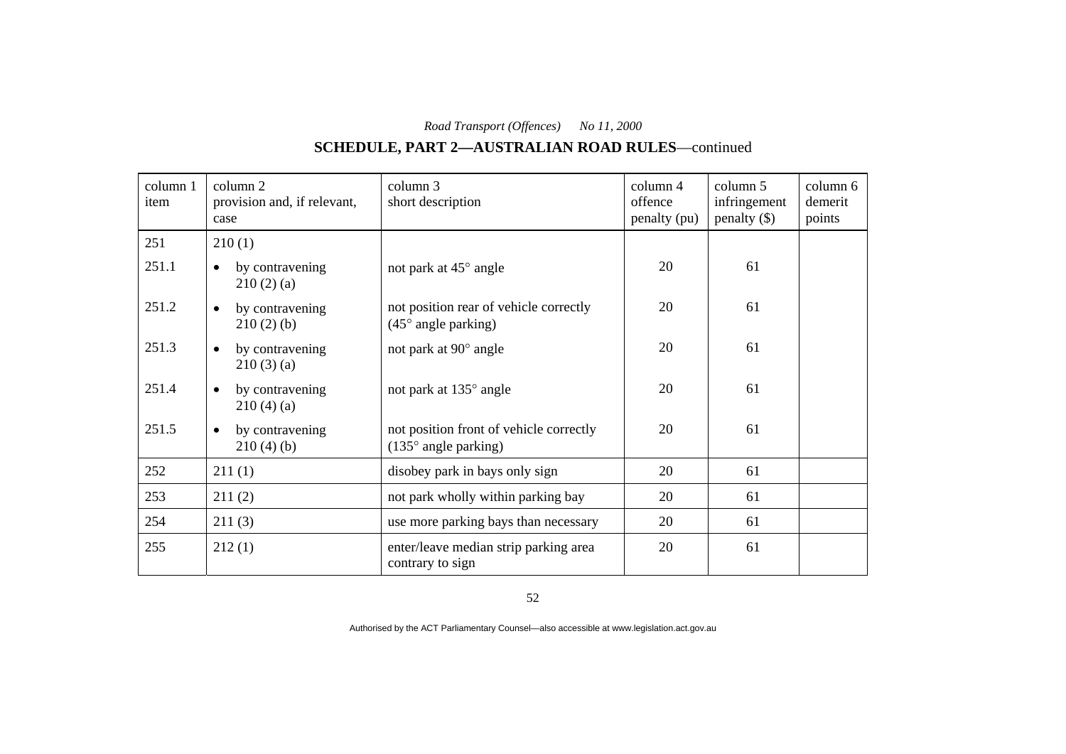## SCHEDULE, PART 2—AUSTRALIAN ROAD RULES—continued

| column 1 item | column 2 provision and, if relevant, case | column 3 short description | column 4 offence penalty (pu) | column 5 infringement penalty ($) | column 6 demerit points |
|---|---|---|---|---|---|
| 251 | 210 (1) | | | | |
| 251.1 | • by contravening 210 (2) (a) | not park at 45° angle | 20 | 61 | |
| 251.2 | • by contravening 210 (2) (b) | not position rear of vehicle correctly (45° angle parking) | 20 | 61 | |
| 251.3 | • by contravening 210 (3) (a) | not park at 90° angle | 20 | 61 | |
| 251.4 | • by contravening 210 (4) (a) | not park at 135° angle | 20 | 61 | |
| 251.5 | • by contravening 210 (4) (b) | not position front of vehicle correctly (135° angle parking) | 20 | 61 | |
| 252 | 211 (1) | disobey park in bays only sign | 20 | 61 | |
| 253 | 211 (2) | not park wholly within parking bay | 20 | 61 | |
| 254 | 211 (3) | use more parking bays than necessary | 20 | 61 | |
| 255 | 212 (1) | enter/leave median strip parking area contrary to sign | 20 | 61 | |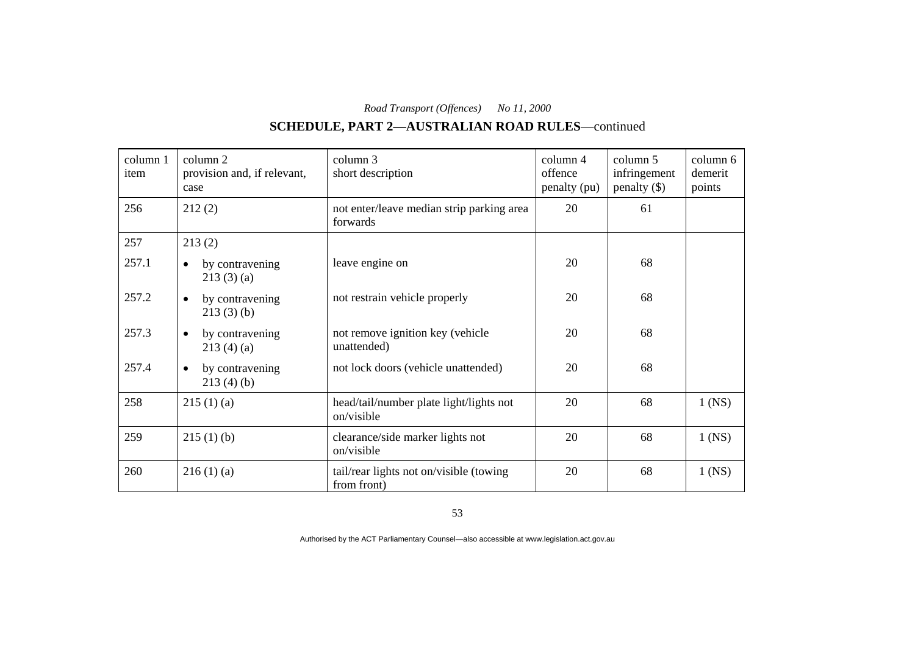## SCHEDULE, PART 2—AUSTRALIAN ROAD RULES—continued

| column 1 item | column 2 provision and, if relevant, case | column 3 short description | column 4 offence penalty (pu) | column 5 infringement penalty ($) | column 6 demerit points |
|---|---|---|---|---|---|
| 256 | 212 (2) | not enter/leave median strip parking area forwards | 20 | 61 | |
| 257 | 213 (2) | | | | |
| 257.1 | • by contravening 213 (3) (a) | leave engine on | 20 | 68 | |
| 257.2 | • by contravening 213 (3) (b) | not restrain vehicle properly | 20 | 68 | |
| 257.3 | • by contravening 213 (4) (a) | not remove ignition key (vehicle unattended) | 20 | 68 | |
| 257.4 | • by contravening 213 (4) (b) | not lock doors (vehicle unattended) | 20 | 68 | |
| 258 | 215 (1) (a) | head/tail/number plate light/lights not on/visible | 20 | 68 | 1 (NS) |
| 259 | 215 (1) (b) | clearance/side marker lights not on/visible | 20 | 68 | 1 (NS) |
| 260 | 216 (1) (a) | tail/rear lights not on/visible (towing from front) | 20 | 68 | 1 (NS) |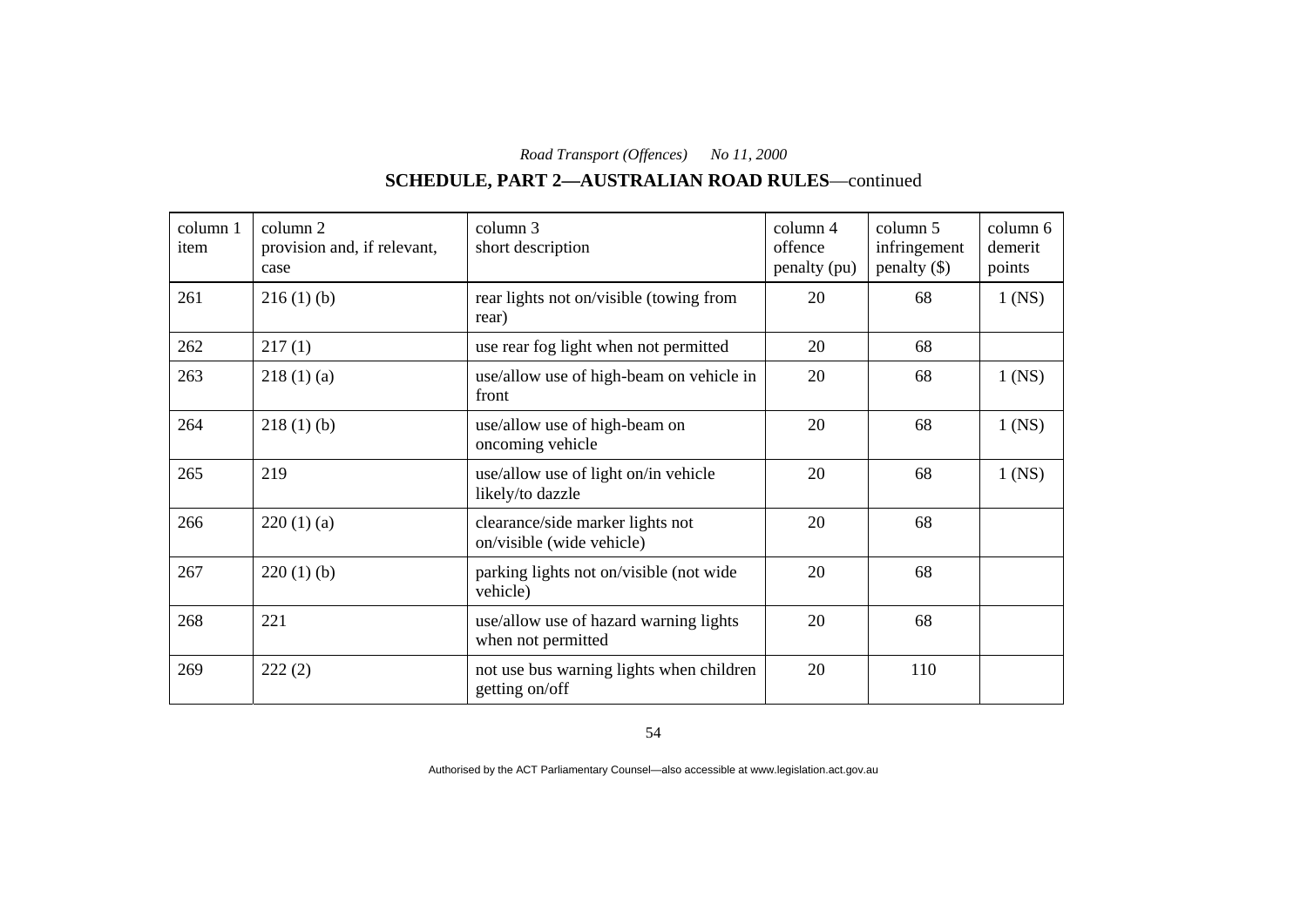## SCHEDULE, PART 2—AUSTRALIAN ROAD RULES—continued

| column 1 item | column 2 provision and, if relevant, case | column 3 short description | column 4 offence penalty (pu) | column 5 infringement penalty ($) | column 6 demerit points |
|---|---|---|---|---|---|
| 261 | 216 (1) (b) | rear lights not on/visible (towing from rear) | 20 | 68 | 1 (NS) |
| 262 | 217 (1) | use rear fog light when not permitted | 20 | 68 | |
| 263 | 218 (1) (a) | use/allow use of high-beam on vehicle in front | 20 | 68 | 1 (NS) |
| 264 | 218 (1) (b) | use/allow use of high-beam on oncoming vehicle | 20 | 68 | 1 (NS) |
| 265 | 219 | use/allow use of light on/in vehicle likely/to dazzle | 20 | 68 | 1 (NS) |
| 266 | 220 (1) (a) | clearance/side marker lights not on/visible (wide vehicle) | 20 | 68 | |
| 267 | 220 (1) (b) | parking lights not on/visible (not wide vehicle) | 20 | 68 | |
| 268 | 221 | use/allow use of hazard warning lights when not permitted | 20 | 68 | |
| 269 | 222 (2) | not use bus warning lights when children getting on/off | 20 | 110 | |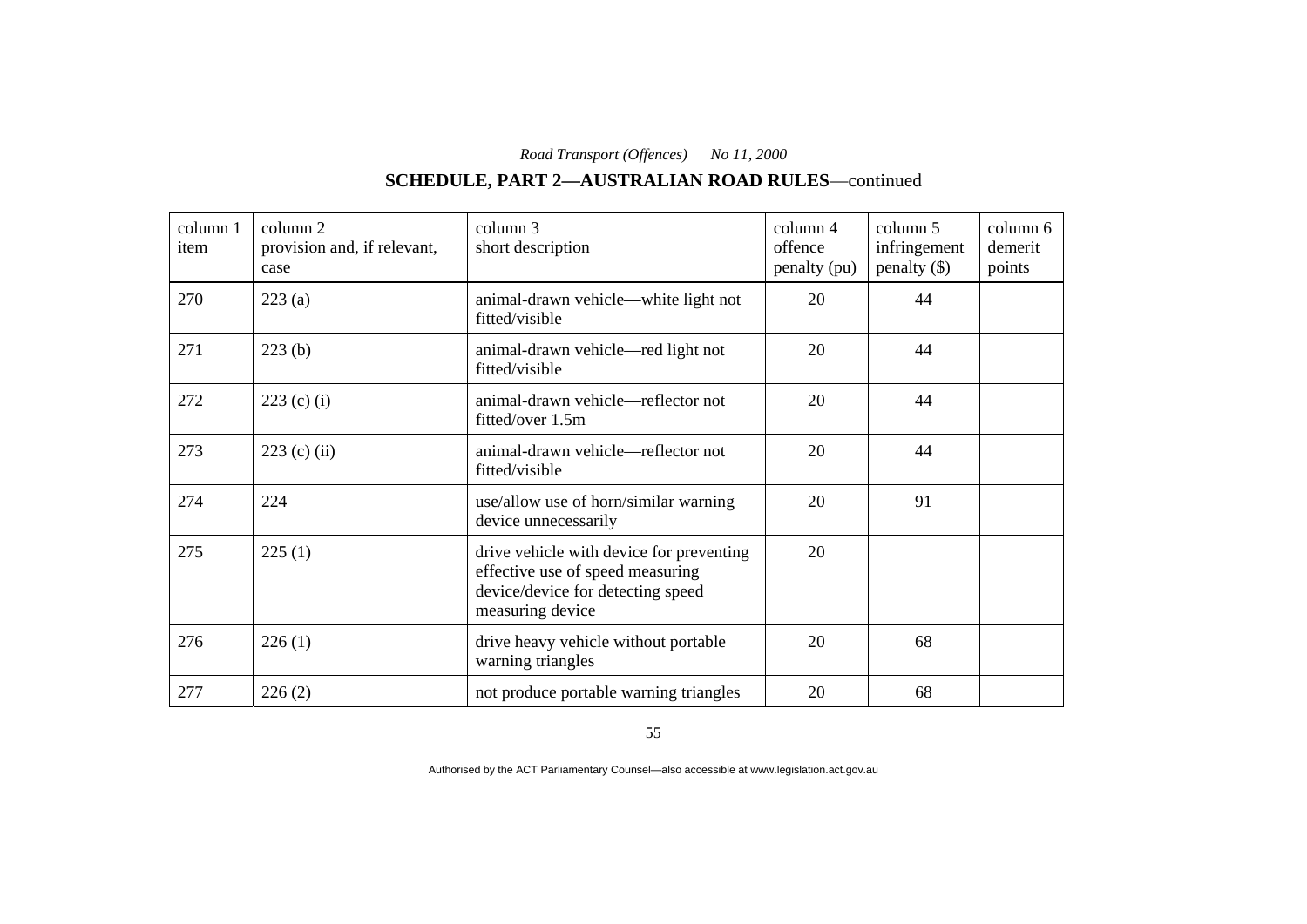## SCHEDULE, PART 2—AUSTRALIAN ROAD RULES—continued

| column 1 item | column 2 provision and, if relevant, case | column 3 short description | column 4 offence penalty (pu) | column 5 infringement penalty ($) | column 6 demerit points |
|---|---|---|---|---|---|
| 270 | 223 (a) | animal-drawn vehicle—white light not fitted/visible | 20 | 44 | |
| 271 | 223 (b) | animal-drawn vehicle—red light not fitted/visible | 20 | 44 | |
| 272 | 223 (c) (i) | animal-drawn vehicle—reflector not fitted/over 1.5m | 20 | 44 | |
| 273 | 223 (c) (ii) | animal-drawn vehicle—reflector not fitted/visible | 20 | 44 | |
| 274 | 224 | use/allow use of horn/similar warning device unnecessarily | 20 | 91 | |
| 275 | 225 (1) | drive vehicle with device for preventing effective use of speed measuring device/device for detecting speed measuring device | 20 | | |
| 276 | 226 (1) | drive heavy vehicle without portable warning triangles | 20 | 68 | |
| 277 | 226 (2) | not produce portable warning triangles | 20 | 68 | |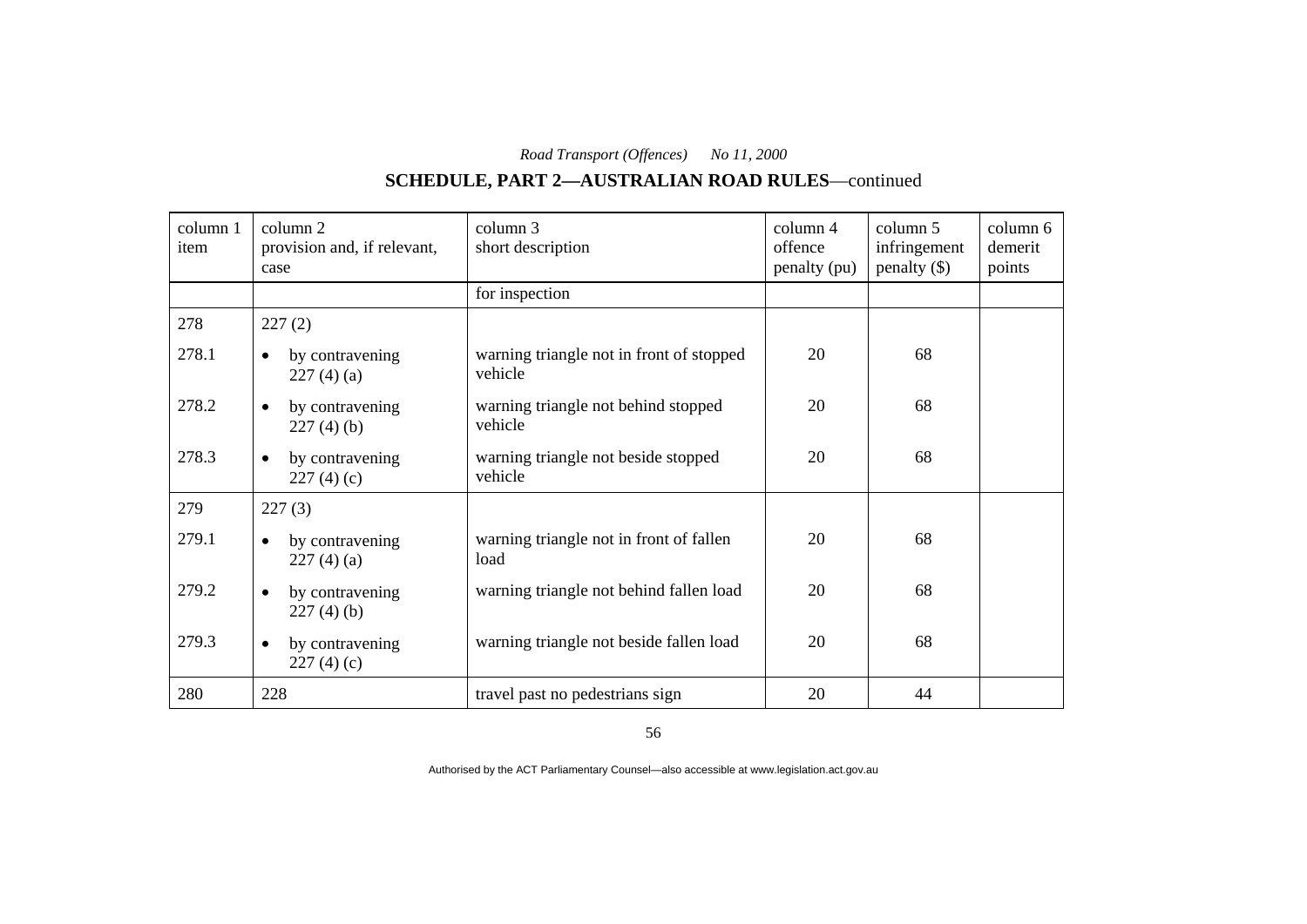**SCHEDULE, PART 2—AUSTRALIAN ROAD RULES**—continued

| column 1 item | column 2 provision and, if relevant, case | column 3 short description | column 4 offence penalty (pu) | column 5 infringement penalty ($) | column 6 demerit points |
|---|---|---|---|---|---|
| | | for inspection | | | |
| 278 | 227 (2) | | | | |
| 278.1 | • by contravening 227 (4) (a) | warning triangle not in front of stopped vehicle | 20 | 68 | |
| 278.2 | • by contravening 227 (4) (b) | warning triangle not behind stopped vehicle | 20 | 68 | |
| 278.3 | • by contravening 227 (4) (c) | warning triangle not beside stopped vehicle | 20 | 68 | |
| 279 | 227 (3) | | | | |
| 279.1 | • by contravening 227 (4) (a) | warning triangle not in front of fallen load | 20 | 68 | |
| 279.2 | • by contravening 227 (4) (b) | warning triangle not behind fallen load | 20 | 68 | |
| 279.3 | • by contravening 227 (4) (c) | warning triangle not beside fallen load | 20 | 68 | |
| 280 | 228 | travel past no pedestrians sign | 20 | 44 | |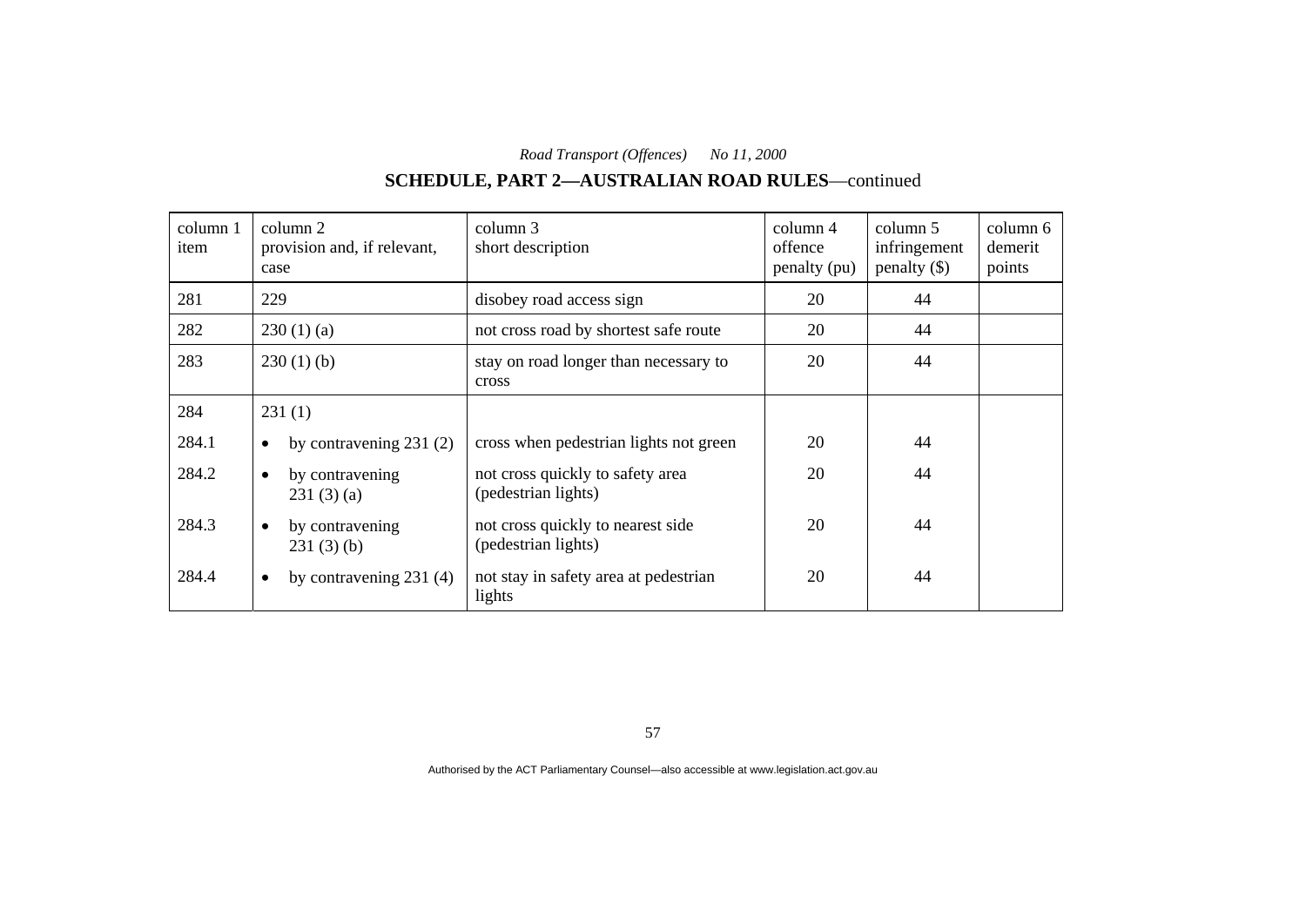## SCHEDULE, PART 2—AUSTRALIAN ROAD RULES—continued

| column 1 item | column 2 provision and, if relevant, case | column 3 short description | column 4 offence penalty (pu) | column 5 infringement penalty ($) | column 6 demerit points |
|---|---|---|---|---|---|
| 281 | 229 | disobey road access sign | 20 | 44 | |
| 282 | 230 (1) (a) | not cross road by shortest safe route | 20 | 44 | |
| 283 | 230 (1) (b) | stay on road longer than necessary to cross | 20 | 44 | |
| 284 | 231 (1) | | | | |
| 284.1 | • by contravening 231 (2) | cross when pedestrian lights not green | 20 | 44 | |
| 284.2 | • by contravening 231 (3) (a) | not cross quickly to safety area (pedestrian lights) | 20 | 44 | |
| 284.3 | • by contravening 231 (3) (b) | not cross quickly to nearest side (pedestrian lights) | 20 | 44 | |
| 284.4 | • by contravening 231 (4) | not stay in safety area at pedestrian lights | 20 | 44 | |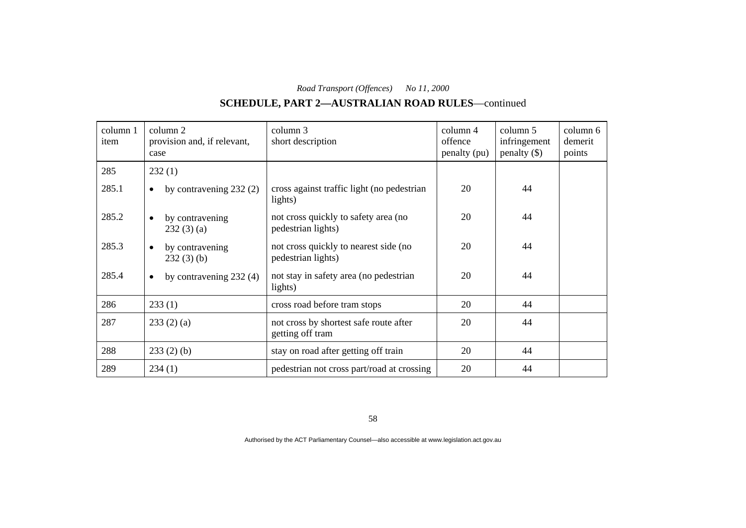## SCHEDULE, PART 2—AUSTRALIAN ROAD RULES—continued

| column 1 item | column 2 provision and, if relevant, case | column 3 short description | column 4 offence penalty (pu) | column 5 infringement penalty ($) | column 6 demerit points |
|---|---|---|---|---|---|
| 285 | 232 (1) | | | | |
| 285.1 | • by contravening 232 (2) | cross against traffic light (no pedestrian lights) | 20 | 44 | |
| 285.2 | • by contravening 232 (3) (a) | not cross quickly to safety area (no pedestrian lights) | 20 | 44 | |
| 285.3 | • by contravening 232 (3) (b) | not cross quickly to nearest side (no pedestrian lights) | 20 | 44 | |
| 285.4 | • by contravening 232 (4) | not stay in safety area (no pedestrian lights) | 20 | 44 | |
| 286 | 233 (1) | cross road before tram stops | 20 | 44 | |
| 287 | 233 (2) (a) | not cross by shortest safe route after getting off tram | 20 | 44 | |
| 288 | 233 (2) (b) | stay on road after getting off train | 20 | 44 | |
| 289 | 234 (1) | pedestrian not cross part/road at crossing | 20 | 44 | |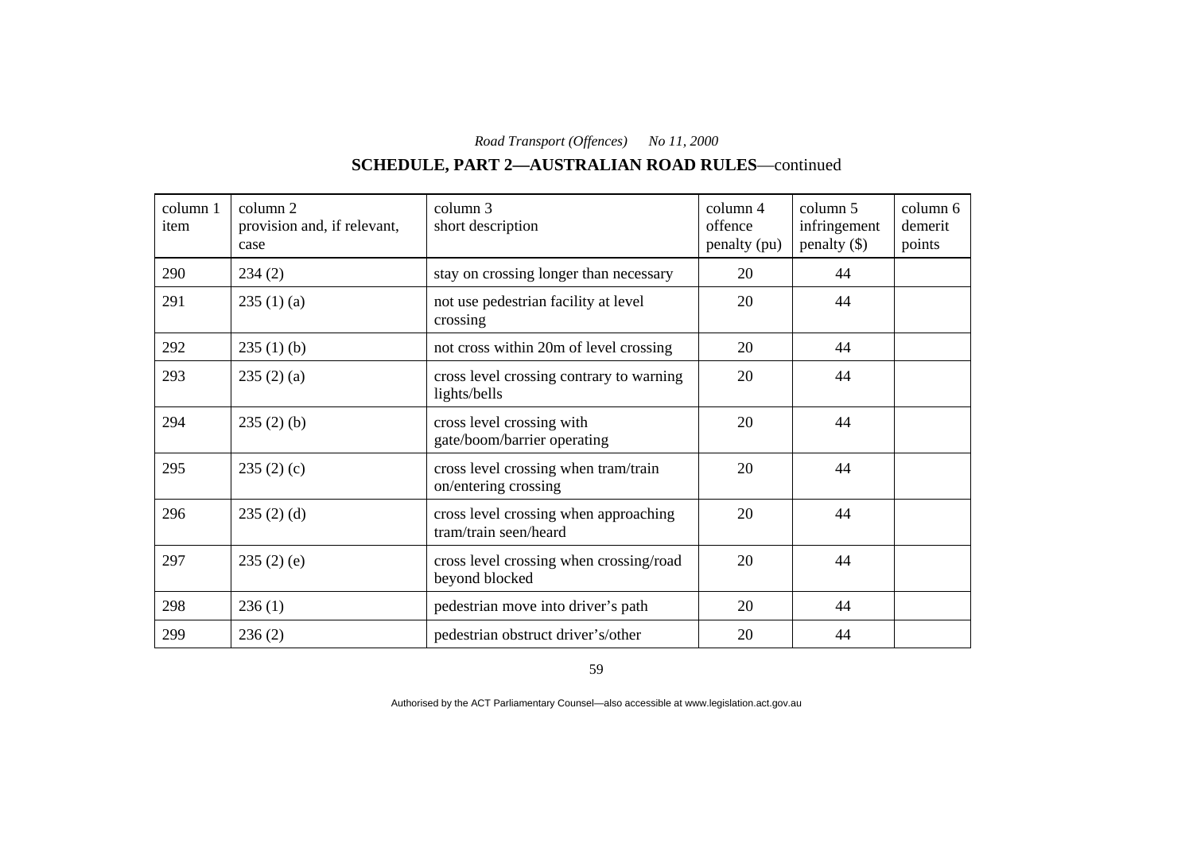## SCHEDULE, PART 2—AUSTRALIAN ROAD RULES—continued

| column 1 item | column 2 provision and, if relevant, case | column 3 short description | column 4 offence penalty (pu) | column 5 infringement penalty ($) | column 6 demerit points |
|---|---|---|---|---|---|
| 290 | 234 (2) | stay on crossing longer than necessary | 20 | 44 | |
| 291 | 235 (1) (a) | not use pedestrian facility at level crossing | 20 | 44 | |
| 292 | 235 (1) (b) | not cross within 20m of level crossing | 20 | 44 | |
| 293 | 235 (2) (a) | cross level crossing contrary to warning lights/bells | 20 | 44 | |
| 294 | 235 (2) (b) | cross level crossing with gate/boom/barrier operating | 20 | 44 | |
| 295 | 235 (2) (c) | cross level crossing when tram/train on/entering crossing | 20 | 44 | |
| 296 | 235 (2) (d) | cross level crossing when approaching tram/train seen/heard | 20 | 44 | |
| 297 | 235 (2) (e) | cross level crossing when crossing/road beyond blocked | 20 | 44 | |
| 298 | 236 (1) | pedestrian move into driver's path | 20 | 44 | |
| 299 | 236 (2) | pedestrian obstruct driver's/other | 20 | 44 | |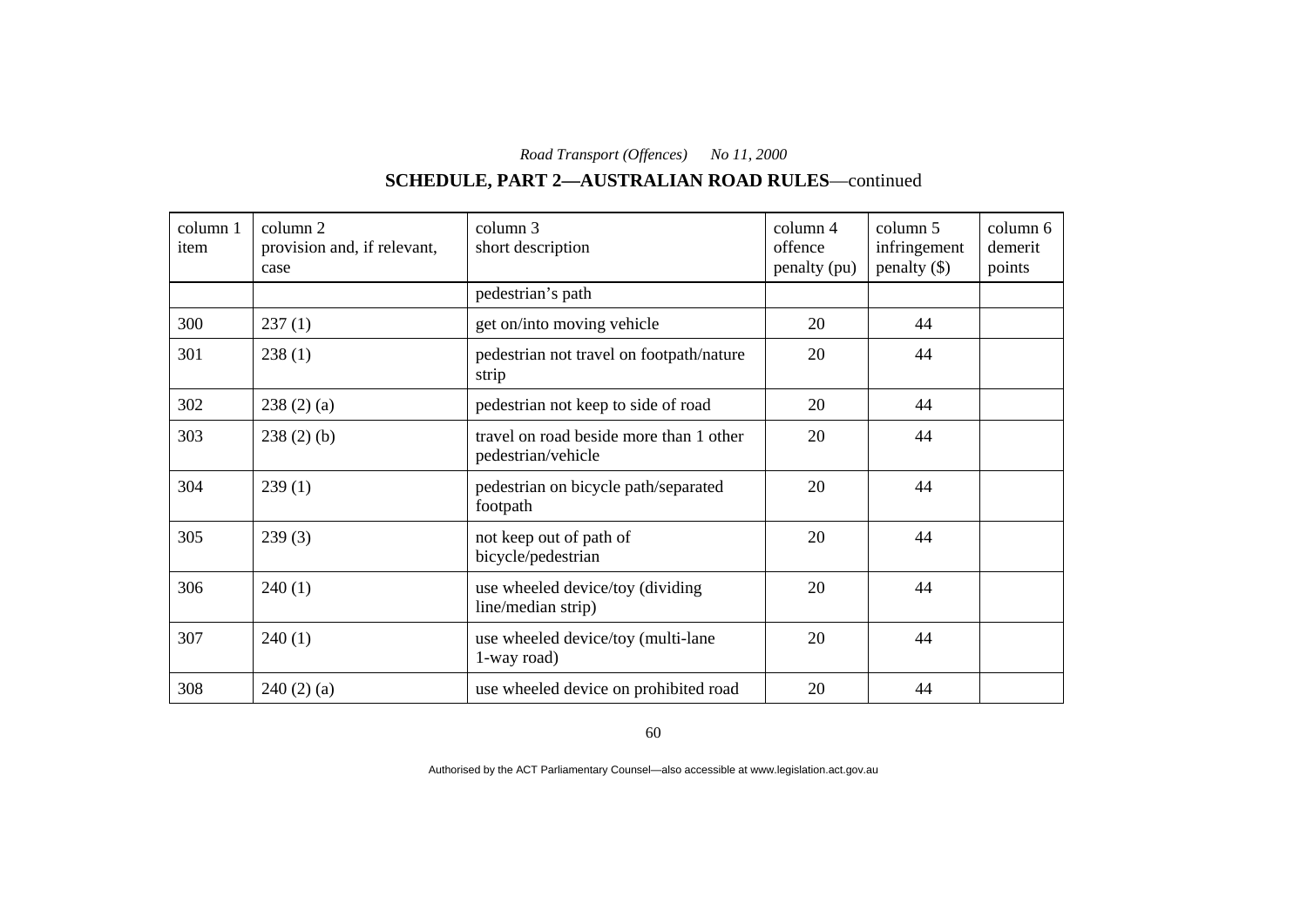## SCHEDULE, PART 2—AUSTRALIAN ROAD RULES—continued

| column 1 item | column 2 provision and, if relevant, case | column 3 short description | column 4 offence penalty (pu) | column 5 infringement penalty ($) | column 6 demerit points |
|---|---|---|---|---|---|
| | | pedestrian's path | | | |
| 300 | 237 (1) | get on/into moving vehicle | 20 | 44 | |
| 301 | 238 (1) | pedestrian not travel on footpath/nature strip | 20 | 44 | |
| 302 | 238 (2) (a) | pedestrian not keep to side of road | 20 | 44 | |
| 303 | 238 (2) (b) | travel on road beside more than 1 other pedestrian/vehicle | 20 | 44 | |
| 304 | 239 (1) | pedestrian on bicycle path/separated footpath | 20 | 44 | |
| 305 | 239 (3) | not keep out of path of bicycle/pedestrian | 20 | 44 | |
| 306 | 240 (1) | use wheeled device/toy (dividing line/median strip) | 20 | 44 | |
| 307 | 240 (1) | use wheeled device/toy (multi-lane 1-way road) | 20 | 44 | |
| 308 | 240 (2) (a) | use wheeled device on prohibited road | 20 | 44 | |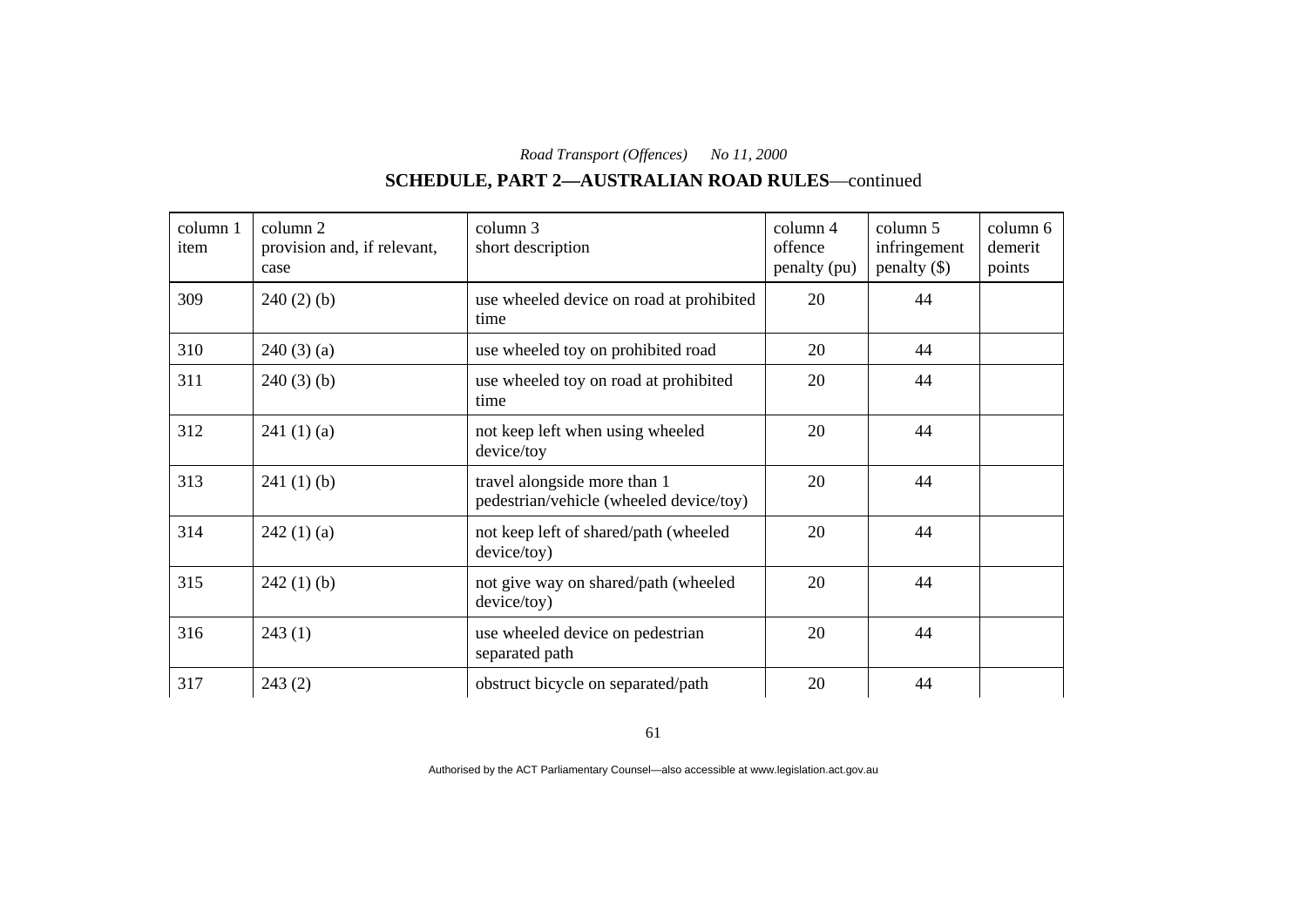## SCHEDULE, PART 2—AUSTRALIAN ROAD RULES—continued

| column 1 item | column 2 provision and, if relevant, case | column 3 short description | column 4 offence penalty (pu) | column 5 infringement penalty ($) | column 6 demerit points |
|---|---|---|---|---|---|
| 309 | 240 (2) (b) | use wheeled device on road at prohibited time | 20 | 44 | |
| 310 | 240 (3) (a) | use wheeled toy on prohibited road | 20 | 44 | |
| 311 | 240 (3) (b) | use wheeled toy on road at prohibited time | 20 | 44 | |
| 312 | 241 (1) (a) | not keep left when using wheeled device/toy | 20 | 44 | |
| 313 | 241 (1) (b) | travel alongside more than 1 pedestrian/vehicle (wheeled device/toy) | 20 | 44 | |
| 314 | 242 (1) (a) | not keep left of shared/path (wheeled device/toy) | 20 | 44 | |
| 315 | 242 (1) (b) | not give way on shared/path (wheeled device/toy) | 20 | 44 | |
| 316 | 243 (1) | use wheeled device on pedestrian separated path | 20 | 44 | |
| 317 | 243 (2) | obstruct bicycle on separated/path | 20 | 44 | |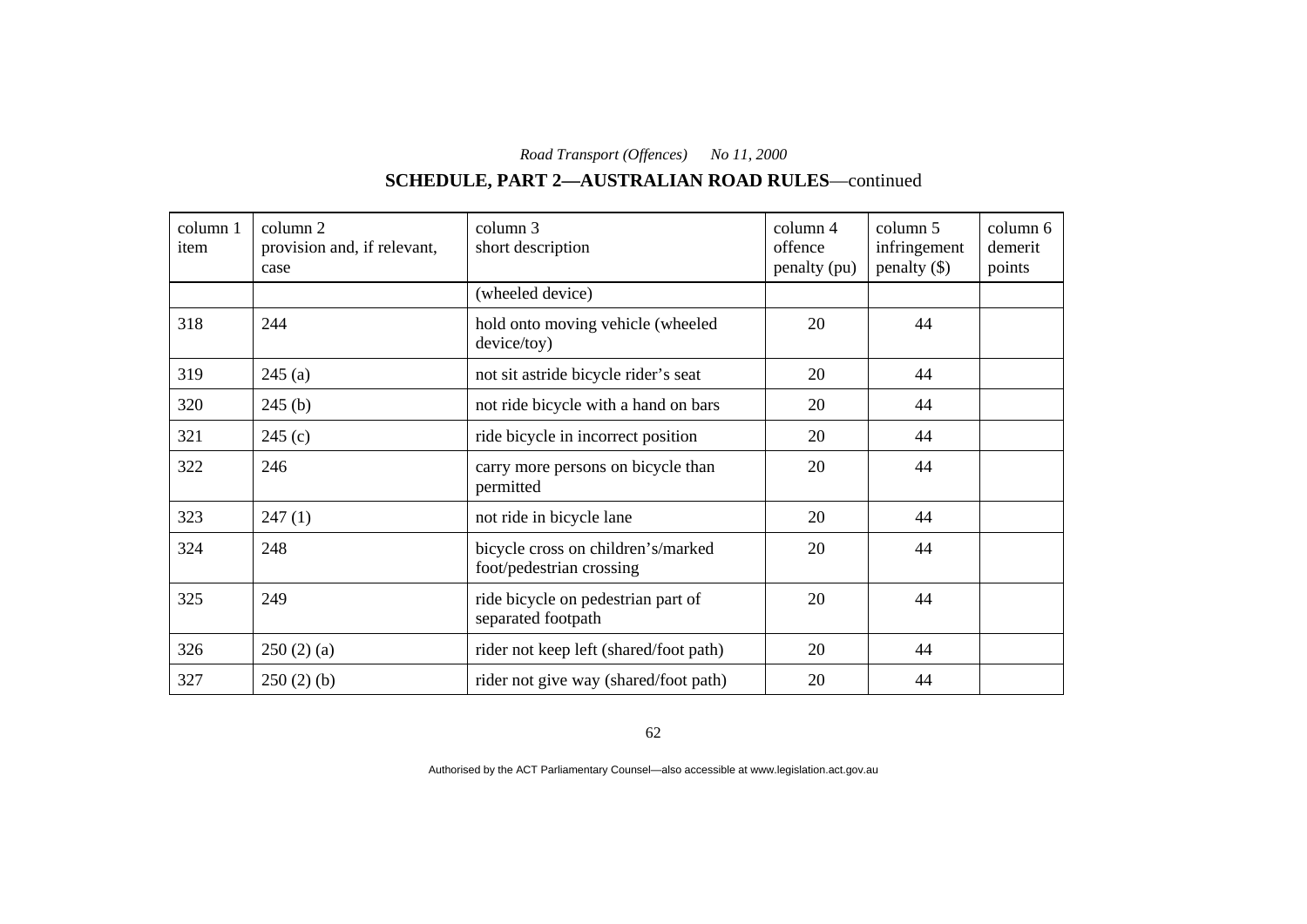## SCHEDULE, PART 2—AUSTRALIAN ROAD RULES—continued

| column 1 item | column 2 provision and, if relevant, case | column 3 short description | column 4 offence penalty (pu) | column 5 infringement penalty ($) | column 6 demerit points |
|---|---|---|---|---|---|
| | | (wheeled device) | | | |
| 318 | 244 | hold onto moving vehicle (wheeled device/toy) | 20 | 44 | |
| 319 | 245 (a) | not sit astride bicycle rider's seat | 20 | 44 | |
| 320 | 245 (b) | not ride bicycle with a hand on bars | 20 | 44 | |
| 321 | 245 (c) | ride bicycle in incorrect position | 20 | 44 | |
| 322 | 246 | carry more persons on bicycle than permitted | 20 | 44 | |
| 323 | 247 (1) | not ride in bicycle lane | 20 | 44 | |
| 324 | 248 | bicycle cross on children's/marked foot/pedestrian crossing | 20 | 44 | |
| 325 | 249 | ride bicycle on pedestrian part of separated footpath | 20 | 44 | |
| 326 | 250 (2) (a) | rider not keep left (shared/foot path) | 20 | 44 | |
| 327 | 250 (2) (b) | rider not give way (shared/foot path) | 20 | 44 | |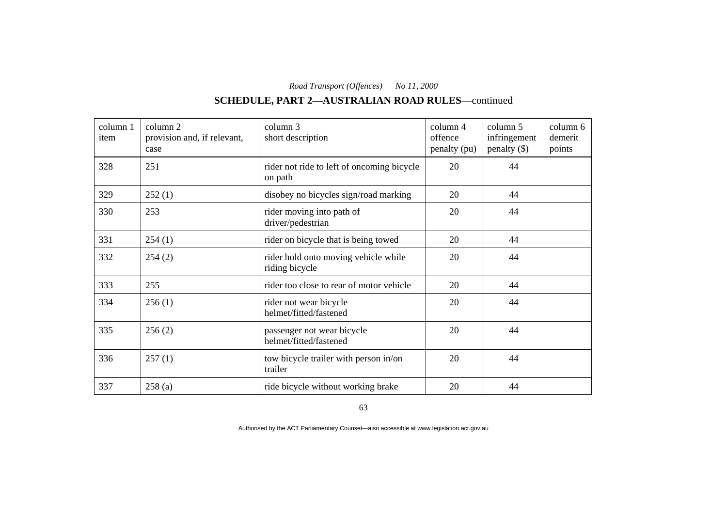## SCHEDULE, PART 2—AUSTRALIAN ROAD RULES—continued

| column 1 item | column 2 provision and, if relevant, case | column 3 short description | column 4 offence penalty (pu) | column 5 infringement penalty ($) | column 6 demerit points |
|---|---|---|---|---|---|
| 328 | 251 | rider not ride to left of oncoming bicycle on path | 20 | 44 | |
| 329 | 252 (1) | disobey no bicycles sign/road marking | 20 | 44 | |
| 330 | 253 | rider moving into path of driver/pedestrian | 20 | 44 | |
| 331 | 254 (1) | rider on bicycle that is being towed | 20 | 44 | |
| 332 | 254 (2) | rider hold onto moving vehicle while riding bicycle | 20 | 44 | |
| 333 | 255 | rider too close to rear of motor vehicle | 20 | 44 | |
| 334 | 256 (1) | rider not wear bicycle helmet/fitted/fastened | 20 | 44 | |
| 335 | 256 (2) | passenger not wear bicycle helmet/fitted/fastened | 20 | 44 | |
| 336 | 257 (1) | tow bicycle trailer with person in/on trailer | 20 | 44 | |
| 337 | 258 (a) | ride bicycle without working brake | 20 | 44 | |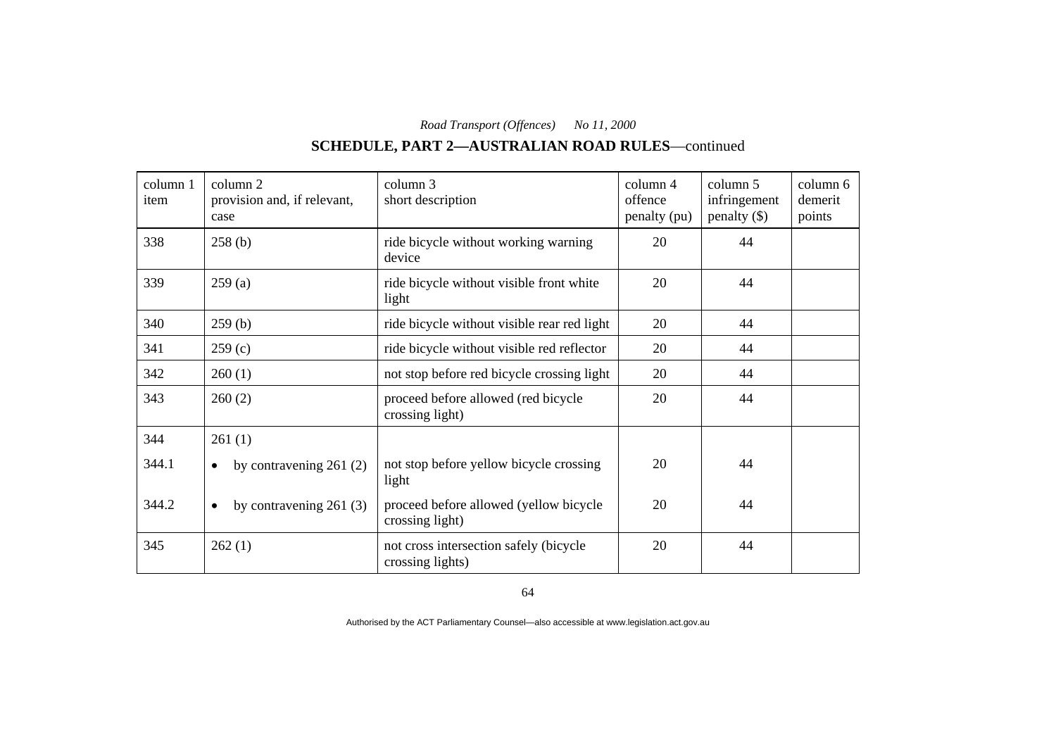## SCHEDULE, PART 2—AUSTRALIAN ROAD RULES—continued

| column 1 item | column 2 provision and, if relevant, case | column 3 short description | column 4 offence penalty (pu) | column 5 infringement penalty ($) | column 6 demerit points |
|---|---|---|---|---|---|
| 338 | 258 (b) | ride bicycle without working warning device | 20 | 44 | |
| 339 | 259 (a) | ride bicycle without visible front white light | 20 | 44 | |
| 340 | 259 (b) | ride bicycle without visible rear red light | 20 | 44 | |
| 341 | 259 (c) | ride bicycle without visible red reflector | 20 | 44 | |
| 342 | 260 (1) | not stop before red bicycle crossing light | 20 | 44 | |
| 343 | 260 (2) | proceed before allowed (red bicycle crossing light) | 20 | 44 | |
| 344 | 261 (1) | | | | |
| 344.1 | • by contravening 261 (2) | not stop before yellow bicycle crossing light | 20 | 44 | |
| 344.2 | • by contravening 261 (3) | proceed before allowed (yellow bicycle crossing light) | 20 | 44 | |
| 345 | 262 (1) | not cross intersection safely (bicycle crossing lights) | 20 | 44 | |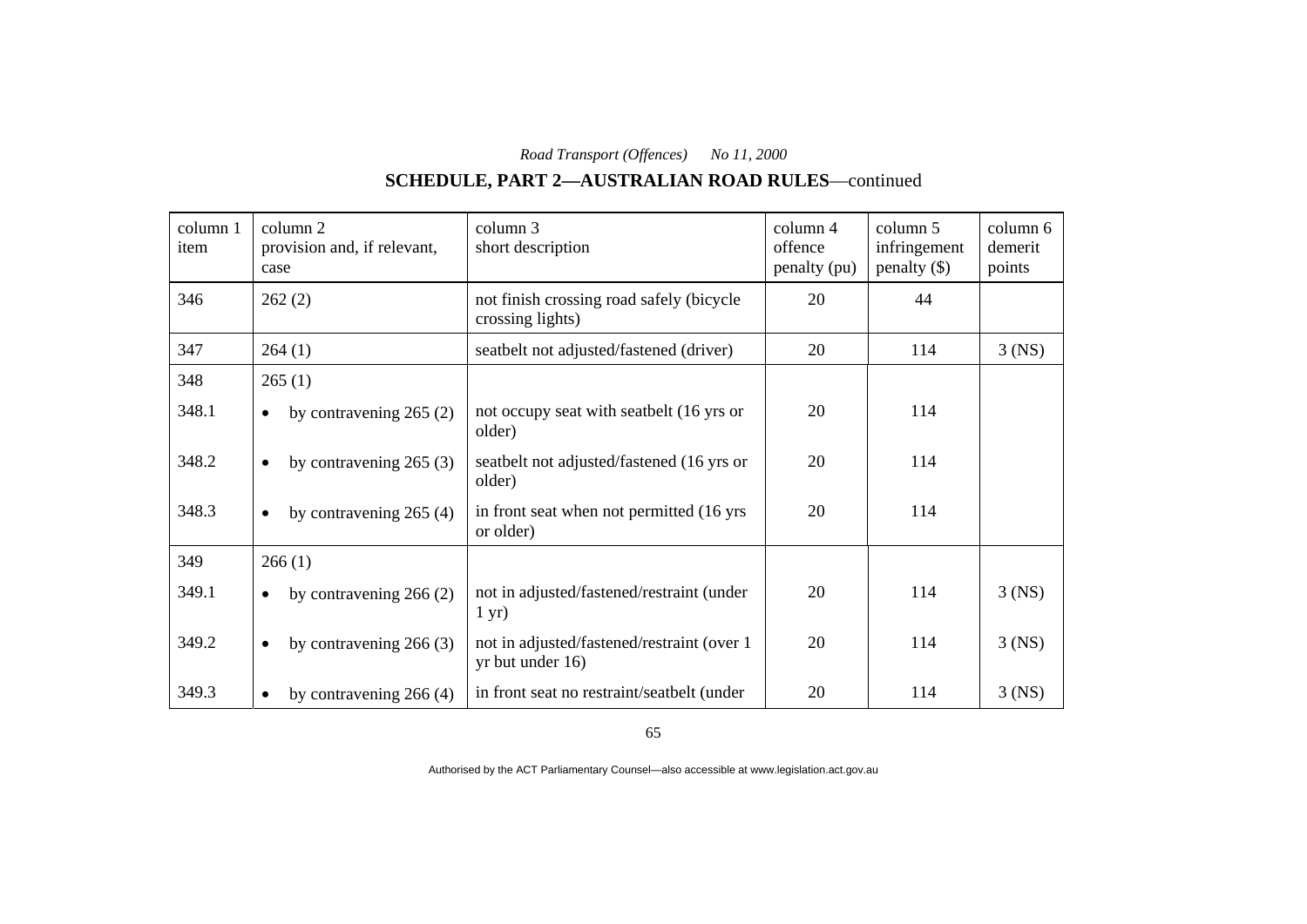## SCHEDULE, PART 2—AUSTRALIAN ROAD RULES—continued

| column 1 item | column 2 provision and, if relevant, case | column 3 short description | column 4 offence penalty (pu) | column 5 infringement penalty ($) | column 6 demerit points |
|---|---|---|---|---|---|
| 346 | 262 (2) | not finish crossing road safely (bicycle crossing lights) | 20 | 44 | |
| 347 | 264 (1) | seatbelt not adjusted/fastened (driver) | 20 | 114 | 3 (NS) |
| 348 | 265 (1) | | | | |
| 348.1 | • by contravening 265 (2) | not occupy seat with seatbelt (16 yrs or older) | 20 | 114 | |
| 348.2 | • by contravening 265 (3) | seatbelt not adjusted/fastened (16 yrs or older) | 20 | 114 | |
| 348.3 | • by contravening 265 (4) | in front seat when not permitted (16 yrs or older) | 20 | 114 | |
| 349 | 266 (1) | | | | |
| 349.1 | • by contravening 266 (2) | not in adjusted/fastened/restraint (under 1 yr) | 20 | 114 | 3 (NS) |
| 349.2 | • by contravening 266 (3) | not in adjusted/fastened/restraint (over 1 yr but under 16) | 20 | 114 | 3 (NS) |
| 349.3 | • by contravening 266 (4) | in front seat no restraint/seatbelt (under | 20 | 114 | 3 (NS) |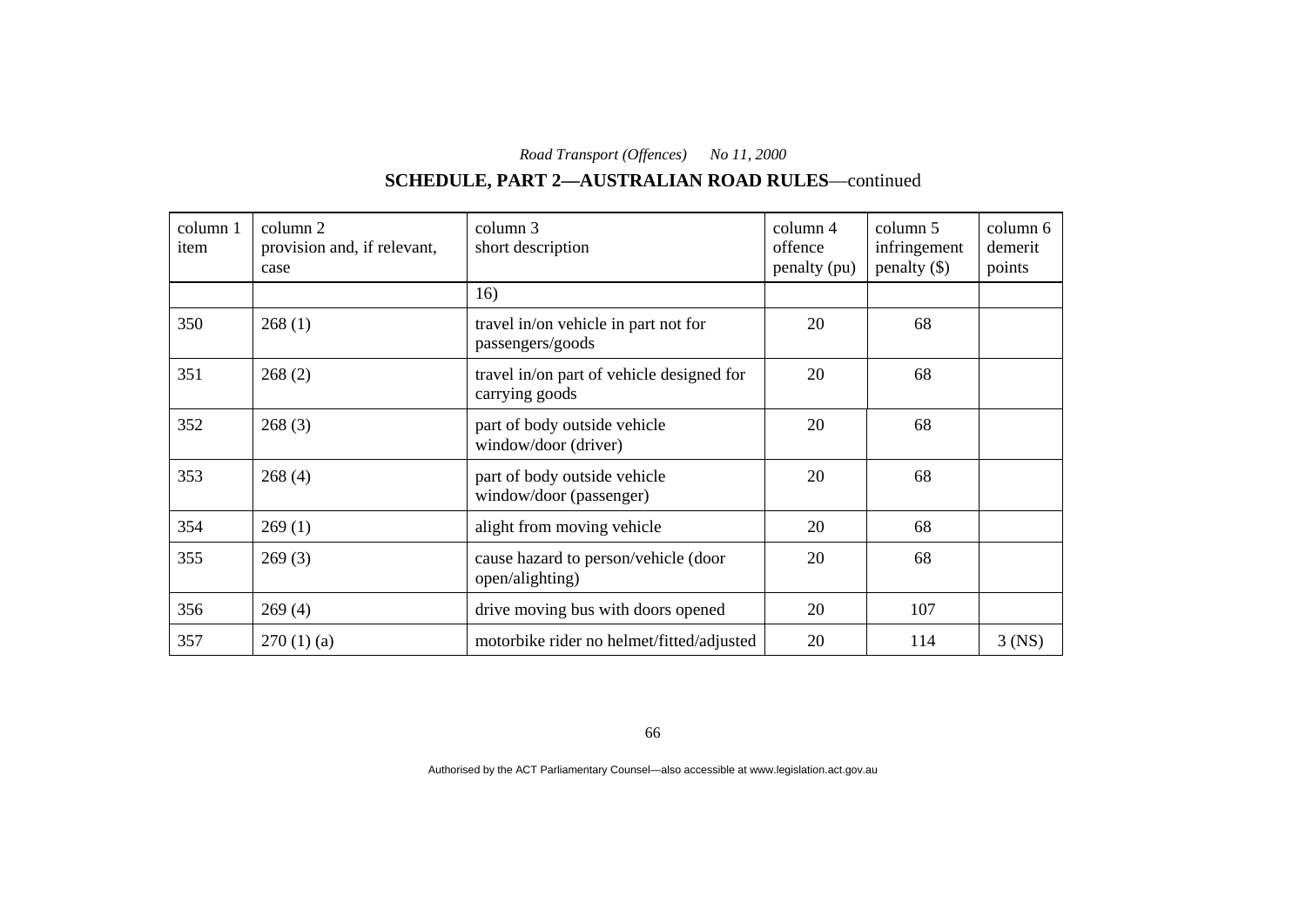## SCHEDULE, PART 2—AUSTRALIAN ROAD RULES—continued

| column 1 item | column 2 provision and, if relevant, case | column 3 short description | column 4 offence penalty (pu) | column 5 infringement penalty ($) | column 6 demerit points |
|---|---|---|---|---|---|
| | | 16) | | | |
| 350 | 268 (1) | travel in/on vehicle in part not for passengers/goods | 20 | 68 | |
| 351 | 268 (2) | travel in/on part of vehicle designed for carrying goods | 20 | 68 | |
| 352 | 268 (3) | part of body outside vehicle window/door (driver) | 20 | 68 | |
| 353 | 268 (4) | part of body outside vehicle window/door (passenger) | 20 | 68 | |
| 354 | 269 (1) | alight from moving vehicle | 20 | 68 | |
| 355 | 269 (3) | cause hazard to person/vehicle (door open/alighting) | 20 | 68 | |
| 356 | 269 (4) | drive moving bus with doors opened | 20 | 107 | |
| 357 | 270 (1) (a) | motorbike rider no helmet/fitted/adjusted | 20 | 114 | 3 (NS) |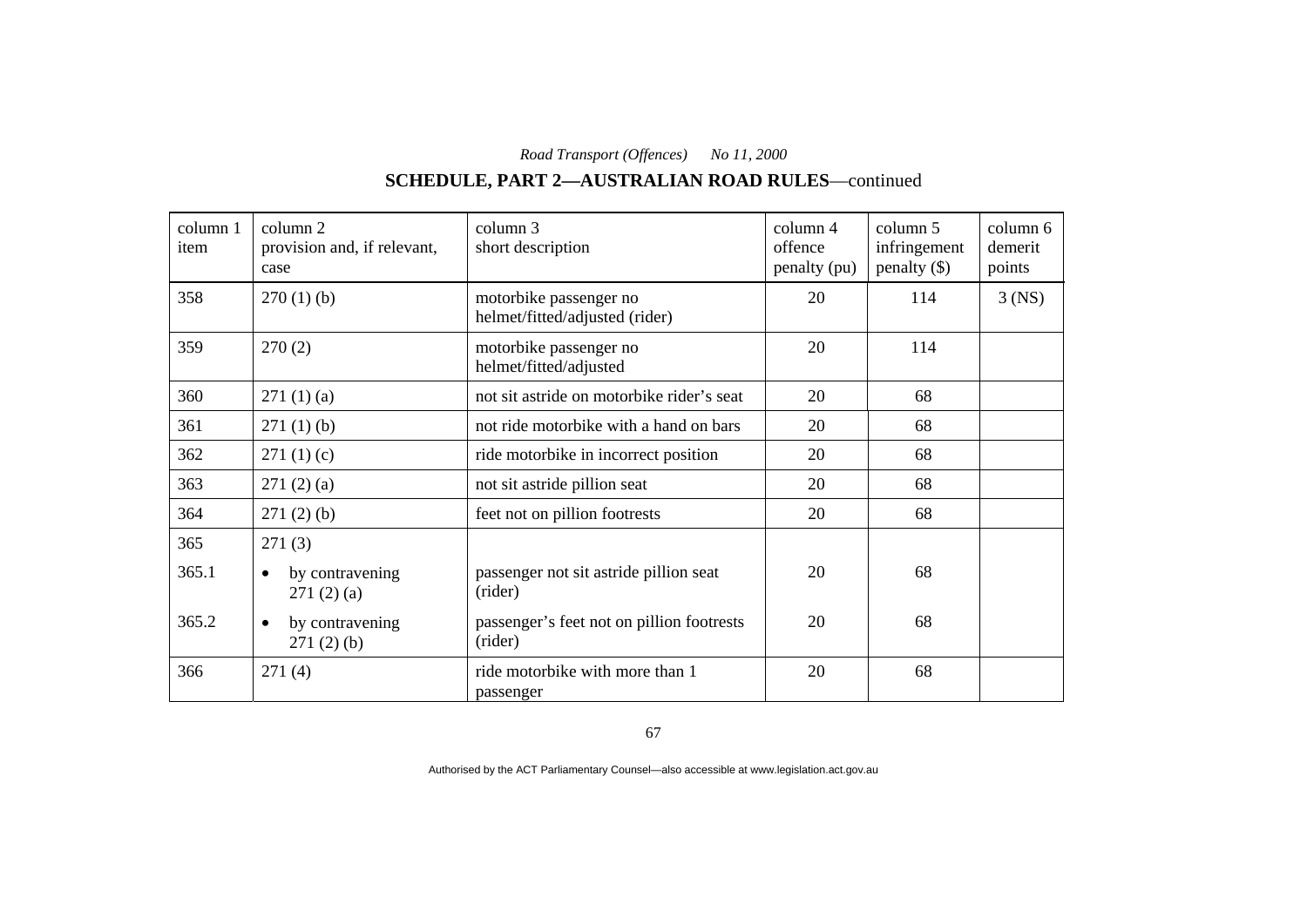## SCHEDULE, PART 2—AUSTRALIAN ROAD RULES—continued

| column 1 item | column 2 provision and, if relevant, case | column 3 short description | column 4 offence penalty (pu) | column 5 infringement penalty ($) | column 6 demerit points |
|---|---|---|---|---|---|
| 358 | 270 (1) (b) | motorbike passenger no helmet/fitted/adjusted (rider) | 20 | 114 | 3 (NS) |
| 359 | 270 (2) | motorbike passenger no helmet/fitted/adjusted | 20 | 114 | |
| 360 | 271 (1) (a) | not sit astride on motorbike rider's seat | 20 | 68 | |
| 361 | 271 (1) (b) | not ride motorbike with a hand on bars | 20 | 68 | |
| 362 | 271 (1) (c) | ride motorbike in incorrect position | 20 | 68 | |
| 363 | 271 (2) (a) | not sit astride pillion seat | 20 | 68 | |
| 364 | 271 (2) (b) | feet not on pillion footrests | 20 | 68 | |
| 365 | 271 (3) | | | | |
| 365.1 | • by contravening 271 (2) (a) | passenger not sit astride pillion seat (rider) | 20 | 68 | |
| 365.2 | • by contravening 271 (2) (b) | passenger's feet not on pillion footrests (rider) | 20 | 68 | |
| 366 | 271 (4) | ride motorbike with more than 1 passenger | 20 | 68 | |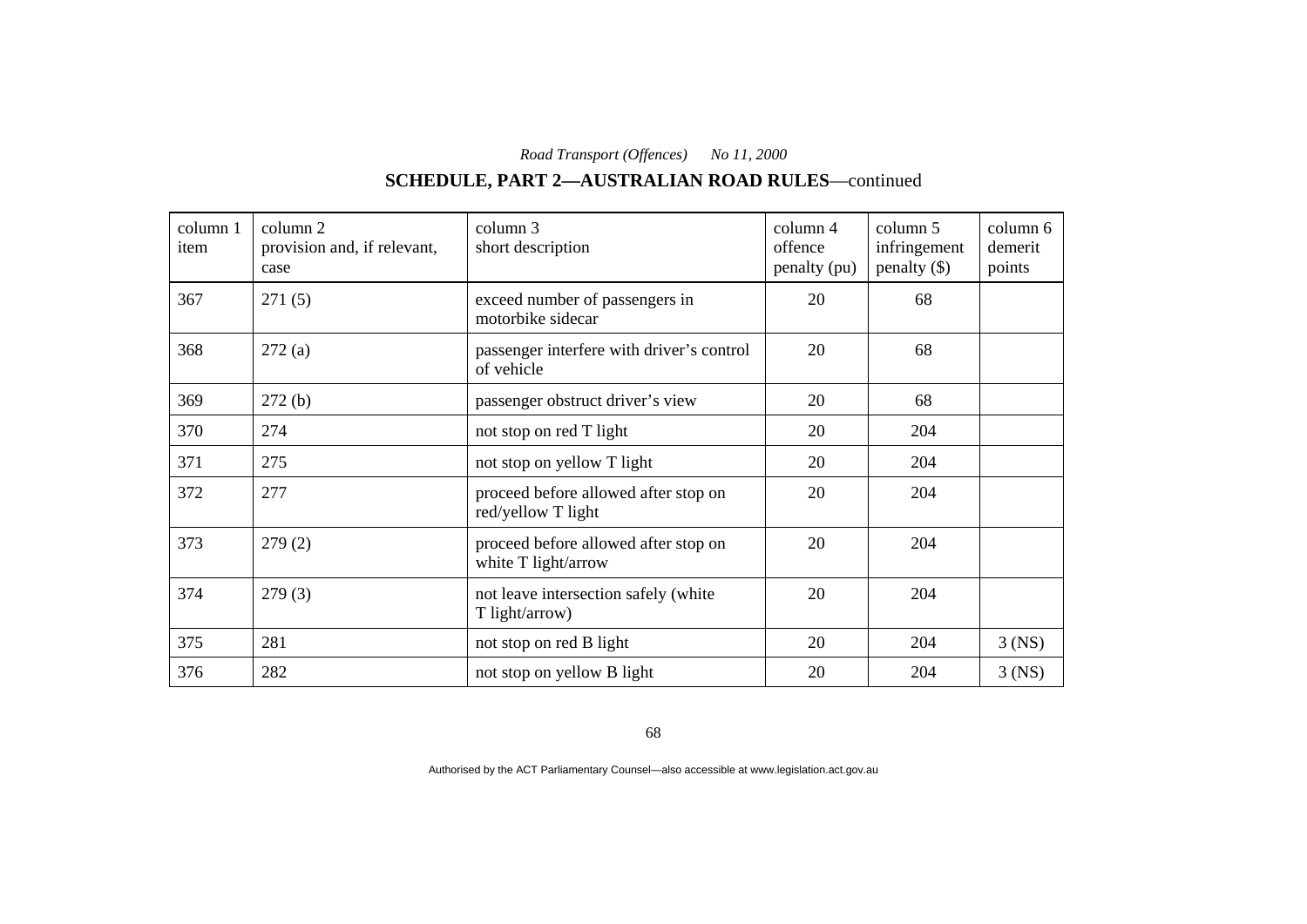## SCHEDULE, PART 2—AUSTRALIAN ROAD RULES—continued

| column 1 item | column 2 provision and, if relevant, case | column 3 short description | column 4 offence penalty (pu) | column 5 infringement penalty ($) | column 6 demerit points |
|---|---|---|---|---|---|
| 367 | 271 (5) | exceed number of passengers in motorbike sidecar | 20 | 68 | |
| 368 | 272 (a) | passenger interfere with driver's control of vehicle | 20 | 68 | |
| 369 | 272 (b) | passenger obstruct driver's view | 20 | 68 | |
| 370 | 274 | not stop on red T light | 20 | 204 | |
| 371 | 275 | not stop on yellow T light | 20 | 204 | |
| 372 | 277 | proceed before allowed after stop on red/yellow T light | 20 | 204 | |
| 373 | 279 (2) | proceed before allowed after stop on white T light/arrow | 20 | 204 | |
| 374 | 279 (3) | not leave intersection safely (white T light/arrow) | 20 | 204 | |
| 375 | 281 | not stop on red B light | 20 | 204 | 3 (NS) |
| 376 | 282 | not stop on yellow B light | 20 | 204 | 3 (NS) |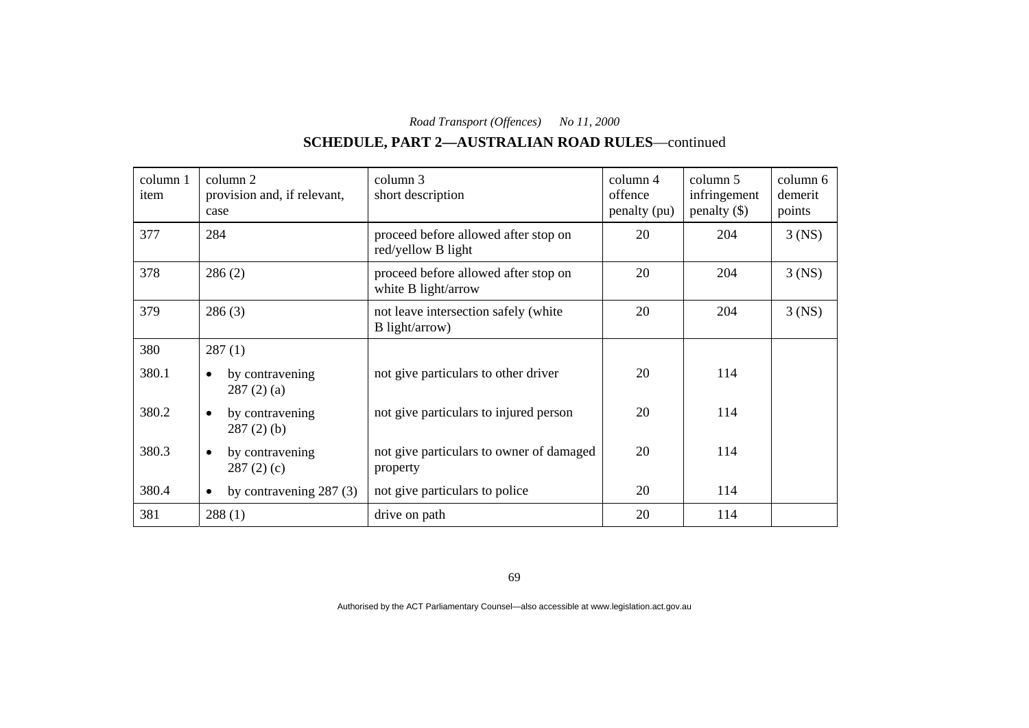## SCHEDULE, PART 2—AUSTRALIAN ROAD RULES—continued

| column 1 item | column 2 provision and, if relevant, case | column 3 short description | column 4 offence penalty (pu) | column 5 infringement penalty ($) | column 6 demerit points |
|---|---|---|---|---|---|
| 377 | 284 | proceed before allowed after stop on red/yellow B light | 20 | 204 | 3 (NS) |
| 378 | 286 (2) | proceed before allowed after stop on white B light/arrow | 20 | 204 | 3 (NS) |
| 379 | 286 (3) | not leave intersection safely (white B light/arrow) | 20 | 204 | 3 (NS) |
| 380 | 287 (1) | | | | |
| 380.1 | • by contravening 287 (2) (a) | not give particulars to other driver | 20 | 114 | |
| 380.2 | • by contravening 287 (2) (b) | not give particulars to injured person | 20 | 114 | |
| 380.3 | • by contravening 287 (2) (c) | not give particulars to owner of damaged property | 20 | 114 | |
| 380.4 | • by contravening 287 (3) | not give particulars to police | 20 | 114 | |
| 381 | 288 (1) | drive on path | 20 | 114 | |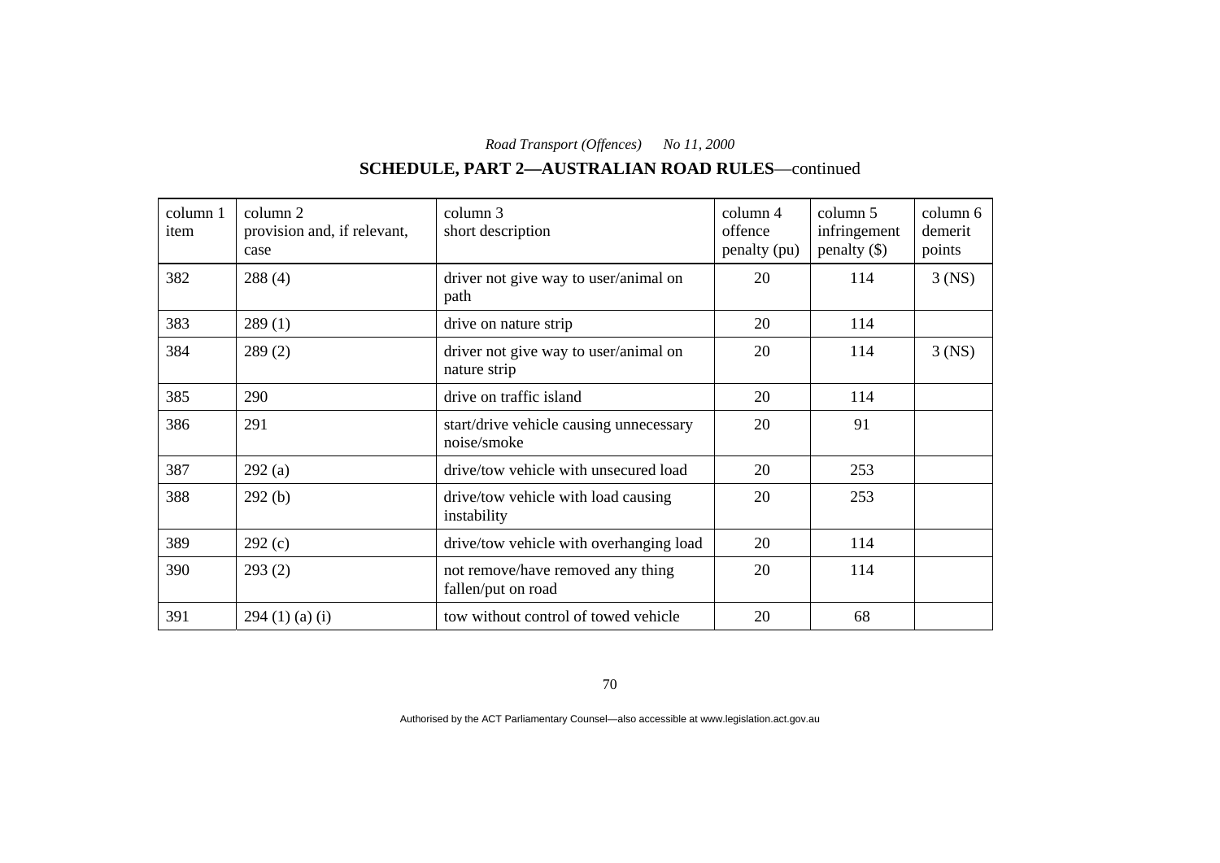## SCHEDULE, PART 2—AUSTRALIAN ROAD RULES—continued

| column 1 item | column 2 provision and, if relevant, case | column 3 short description | column 4 offence penalty (pu) | column 5 infringement penalty ($) | column 6 demerit points |
|---|---|---|---|---|---|
| 382 | 288 (4) | driver not give way to user/animal on path | 20 | 114 | 3 (NS) |
| 383 | 289 (1) | drive on nature strip | 20 | 114 | |
| 384 | 289 (2) | driver not give way to user/animal on nature strip | 20 | 114 | 3 (NS) |
| 385 | 290 | drive on traffic island | 20 | 114 | |
| 386 | 291 | start/drive vehicle causing unnecessary noise/smoke | 20 | 91 | |
| 387 | 292 (a) | drive/tow vehicle with unsecured load | 20 | 253 | |
| 388 | 292 (b) | drive/tow vehicle with load causing instability | 20 | 253 | |
| 389 | 292 (c) | drive/tow vehicle with overhanging load | 20 | 114 | |
| 390 | 293 (2) | not remove/have removed any thing fallen/put on road | 20 | 114 | |
| 391 | 294 (1) (a) (i) | tow without control of towed vehicle | 20 | 68 | |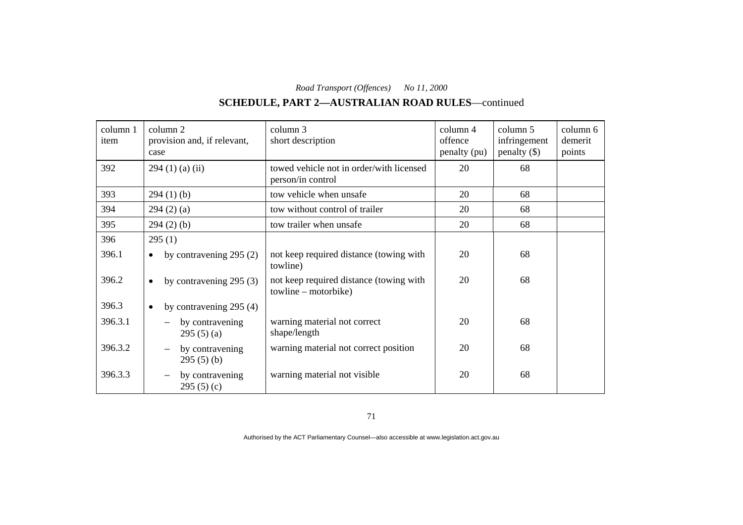## SCHEDULE, PART 2—AUSTRALIAN ROAD RULES—continued

| column 1 item | column 2 provision and, if relevant, case | column 3 short description | column 4 offence penalty (pu) | column 5 infringement penalty ($) | column 6 demerit points |
|---|---|---|---|---|---|
| 392 | 294 (1) (a) (ii) | towed vehicle not in order/with licensed person/in control | 20 | 68 | |
| 393 | 294 (1) (b) | tow vehicle when unsafe | 20 | 68 | |
| 394 | 294 (2) (a) | tow without control of trailer | 20 | 68 | |
| 395 | 294 (2) (b) | tow trailer when unsafe | 20 | 68 | |
| 396 | 295 (1) | | | | |
| 396.1 | • by contravening 295 (2) | not keep required distance (towing with towline) | 20 | 68 | |
| 396.2 | • by contravening 295 (3) | not keep required distance (towing with towline – motorbike) | 20 | 68 | |
| 396.3 | • by contravening 295 (4) | | | | |
| 396.3.1 | – by contravening 295 (5) (a) | warning material not correct shape/length | 20 | 68 | |
| 396.3.2 | – by contravening 295 (5) (b) | warning material not correct position | 20 | 68 | |
| 396.3.3 | – by contravening 295 (5) (c) | warning material not visible | 20 | 68 | |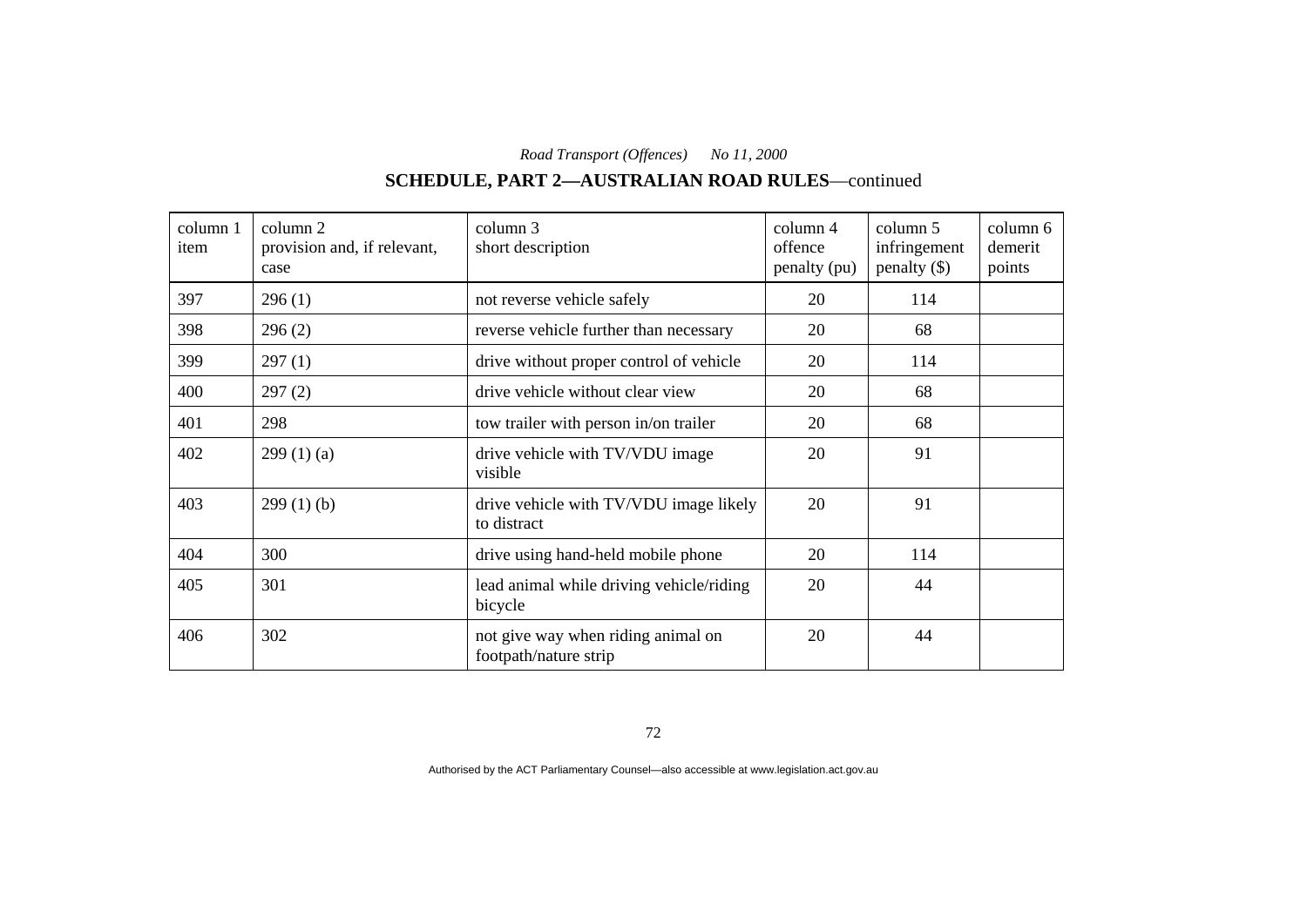## SCHEDULE, PART 2—AUSTRALIAN ROAD RULES—continued

| column 1 item | column 2 provision and, if relevant, case | column 3 short description | column 4 offence penalty (pu) | column 5 infringement penalty ($) | column 6 demerit points |
|---|---|---|---|---|---|
| 397 | 296 (1) | not reverse vehicle safely | 20 | 114 | |
| 398 | 296 (2) | reverse vehicle further than necessary | 20 | 68 | |
| 399 | 297 (1) | drive without proper control of vehicle | 20 | 114 | |
| 400 | 297 (2) | drive vehicle without clear view | 20 | 68 | |
| 401 | 298 | tow trailer with person in/on trailer | 20 | 68 | |
| 402 | 299 (1) (a) | drive vehicle with TV/VDU image visible | 20 | 91 | |
| 403 | 299 (1) (b) | drive vehicle with TV/VDU image likely to distract | 20 | 91 | |
| 404 | 300 | drive using hand-held mobile phone | 20 | 114 | |
| 405 | 301 | lead animal while driving vehicle/riding bicycle | 20 | 44 | |
| 406 | 302 | not give way when riding animal on footpath/nature strip | 20 | 44 | |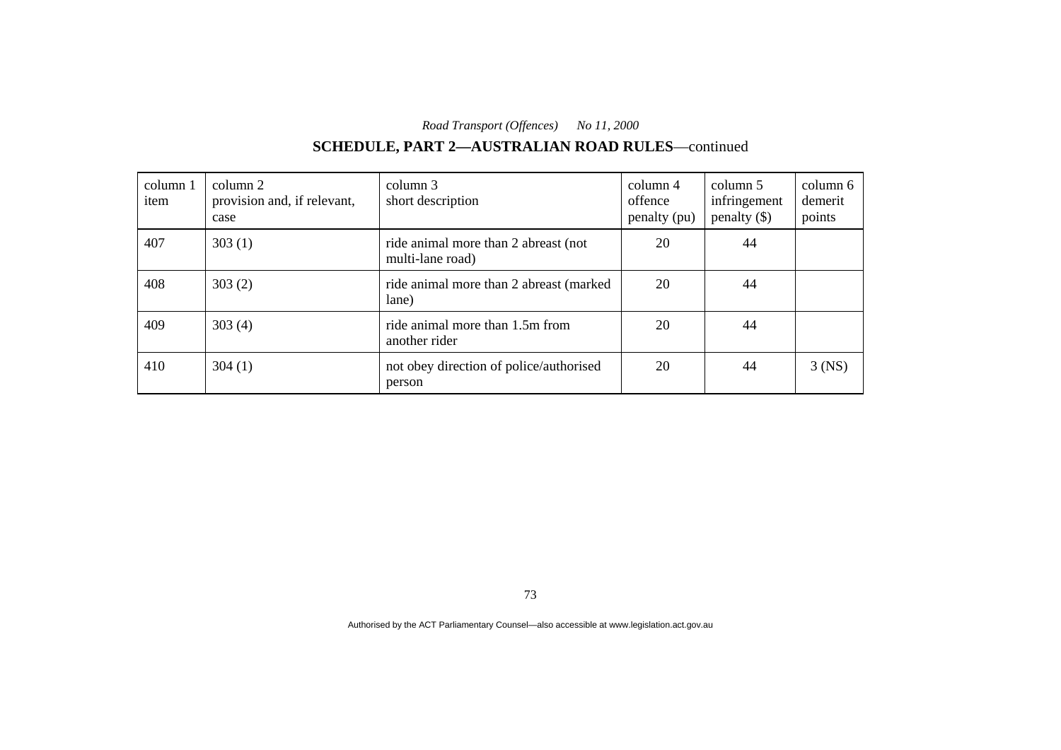## SCHEDULE, PART 2—AUSTRALIAN ROAD RULES—continued

| column 1 item | column 2 provision and, if relevant, case | column 3 short description | column 4 offence penalty (pu) | column 5 infringement penalty ($) | column 6 demerit points |
|---|---|---|---|---|---|
| 407 | 303 (1) | ride animal more than 2 abreast (not multi-lane road) | 20 | 44 | |
| 408 | 303 (2) | ride animal more than 2 abreast (marked lane) | 20 | 44 | |
| 409 | 303 (4) | ride animal more than 1.5m from another rider | 20 | 44 | |
| 410 | 304 (1) | not obey direction of police/authorised person | 20 | 44 | 3 (NS) |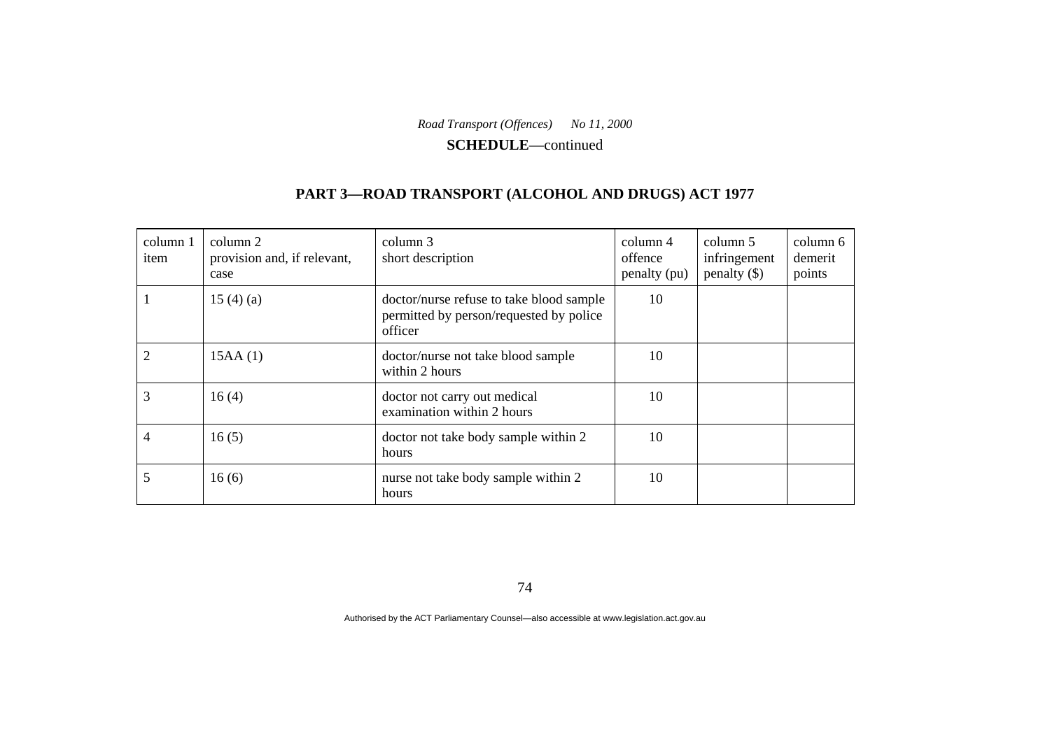**SCHEDULE**—continued

## PART 3—ROAD TRANSPORT (ALCOHOL AND DRUGS) ACT 1977

| column 1 item | column 2 provision and, if relevant, case | column 3 short description | column 4 offence penalty (pu) | column 5 infringement penalty ($) | column 6 demerit points |
|---|---|---|---|---|---|
| 1 | 15 (4) (a) | doctor/nurse refuse to take blood sample permitted by person/requested by police officer | 10 | | |
| 2 | 15AA (1) | doctor/nurse not take blood sample within 2 hours | 10 | | |
| 3 | 16 (4) | doctor not carry out medical examination within 2 hours | 10 | | |
| 4 | 16 (5) | doctor not take body sample within 2 hours | 10 | | |
| 5 | 16 (6) | nurse not take body sample within 2 hours | 10 | | |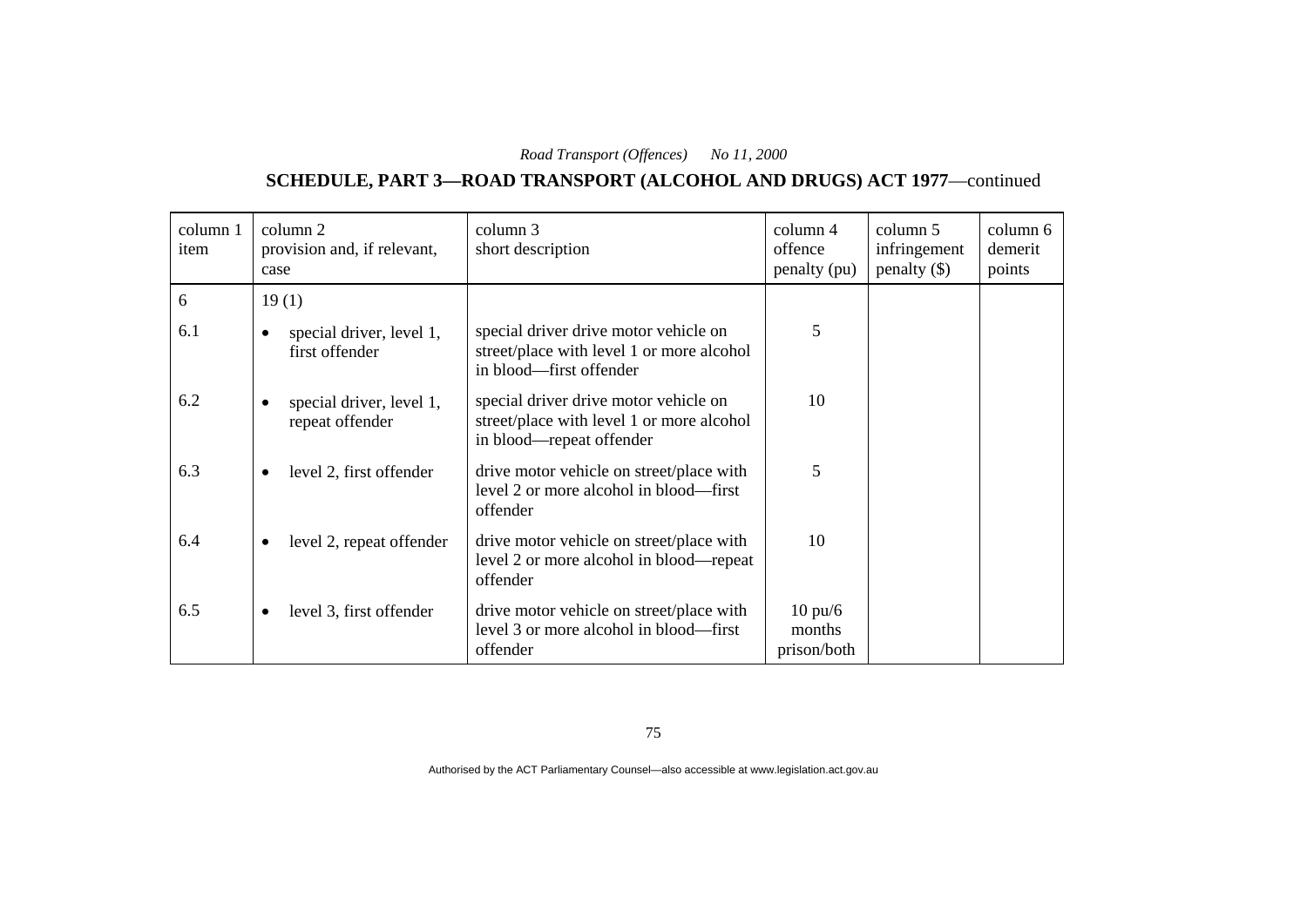## SCHEDULE, PART 3—ROAD TRANSPORT (ALCOHOL AND DRUGS) ACT 1977—continued

| column 1 item | column 2 provision and, if relevant, case | column 3 short description | column 4 offence penalty (pu) | column 5 infringement penalty ($) | column 6 demerit points |
|---|---|---|---|---|---|
| 6 | 19 (1) | | | | |
| 6.1 | • special driver, level 1, first offender | special driver drive motor vehicle on street/place with level 1 or more alcohol in blood—first offender | 5 | | |
| 6.2 | • special driver, level 1, repeat offender | special driver drive motor vehicle on street/place with level 1 or more alcohol in blood—repeat offender | 10 | | |
| 6.3 | • level 2, first offender | drive motor vehicle on street/place with level 2 or more alcohol in blood—first offender | 5 | | |
| 6.4 | • level 2, repeat offender | drive motor vehicle on street/place with level 2 or more alcohol in blood—repeat offender | 10 | | |
| 6.5 | • level 3, first offender | drive motor vehicle on street/place with level 3 or more alcohol in blood—first offender | 10 pu/6 months prison/both | | |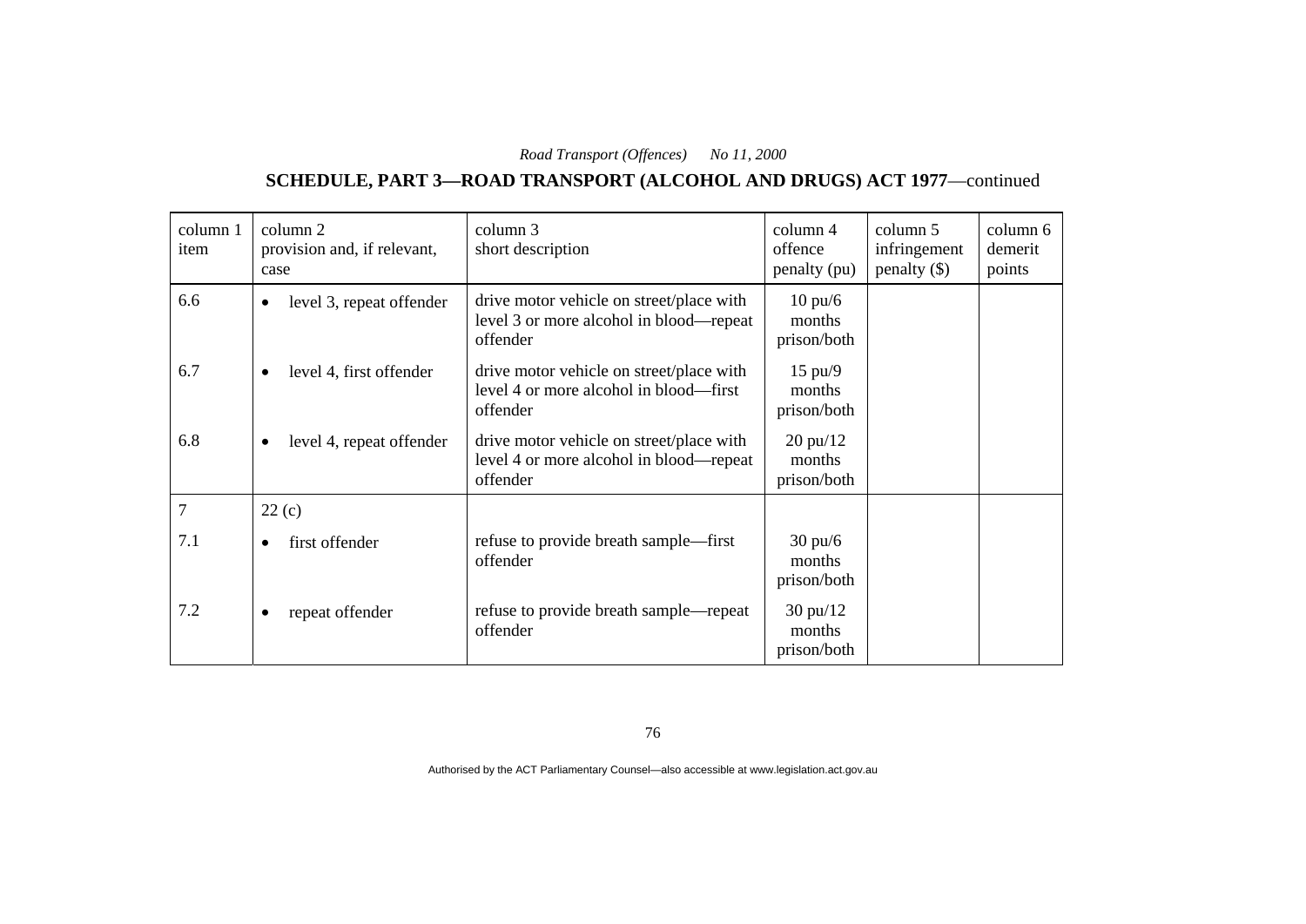## SCHEDULE, PART 3—ROAD TRANSPORT (ALCOHOL AND DRUGS) ACT 1977—continued

| column 1 item | column 2 provision and, if relevant, case | column 3 short description | column 4 offence penalty (pu) | column 5 infringement penalty ($) | column 6 demerit points |
|---|---|---|---|---|---|
| 6.6 | • level 3, repeat offender | drive motor vehicle on street/place with level 3 or more alcohol in blood—repeat offender | 10 pu/6 months prison/both | | |
| 6.7 | • level 4, first offender | drive motor vehicle on street/place with level 4 or more alcohol in blood—first offender | 15 pu/9 months prison/both | | |
| 6.8 | • level 4, repeat offender | drive motor vehicle on street/place with level 4 or more alcohol in blood—repeat offender | 20 pu/12 months prison/both | | |
| 7 | 22 (c) | | | | |
| 7.1 | • first offender | refuse to provide breath sample—first offender | 30 pu/6 months prison/both | | |
| 7.2 | • repeat offender | refuse to provide breath sample—repeat offender | 30 pu/12 months prison/both | | |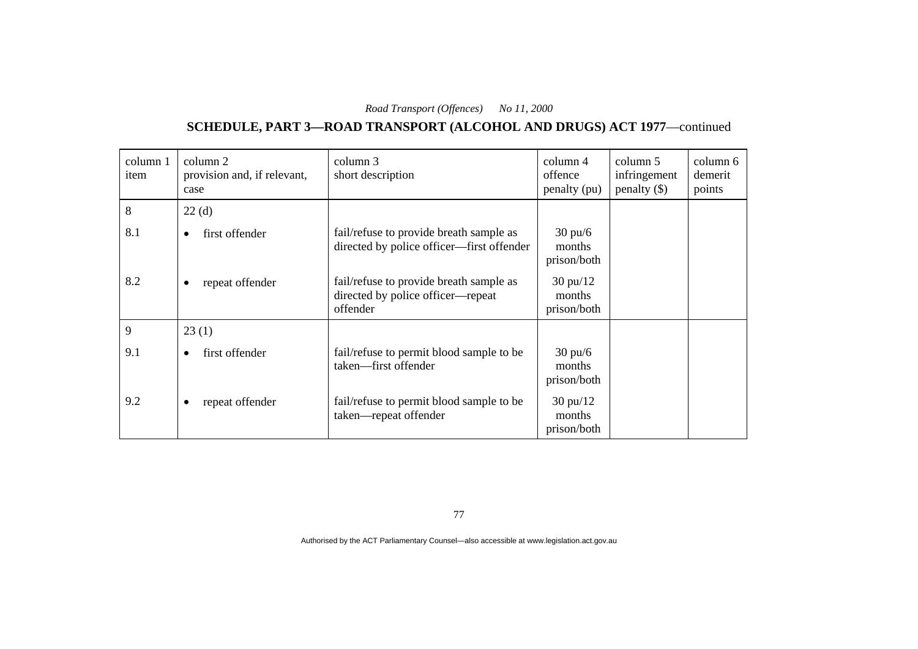## SCHEDULE, PART 3—ROAD TRANSPORT (ALCOHOL AND DRUGS) ACT 1977—continued

| column 1 item | column 2 provision and, if relevant, case | column 3 short description | column 4 offence penalty (pu) | column 5 infringement penalty ($) | column 6 demerit points |
|---|---|---|---|---|---|
| 8 | 22 (d) | | | | |
| 8.1 | • first offender | fail/refuse to provide breath sample as directed by police officer—first offender | 30 pu/6 months prison/both | | |
| 8.2 | • repeat offender | fail/refuse to provide breath sample as directed by police officer—repeat offender | 30 pu/12 months prison/both | | |
| 9 | 23 (1) | | | | |
| 9.1 | • first offender | fail/refuse to permit blood sample to be taken—first offender | 30 pu/6 months prison/both | | |
| 9.2 | • repeat offender | fail/refuse to permit blood sample to be taken—repeat offender | 30 pu/12 months prison/both | | |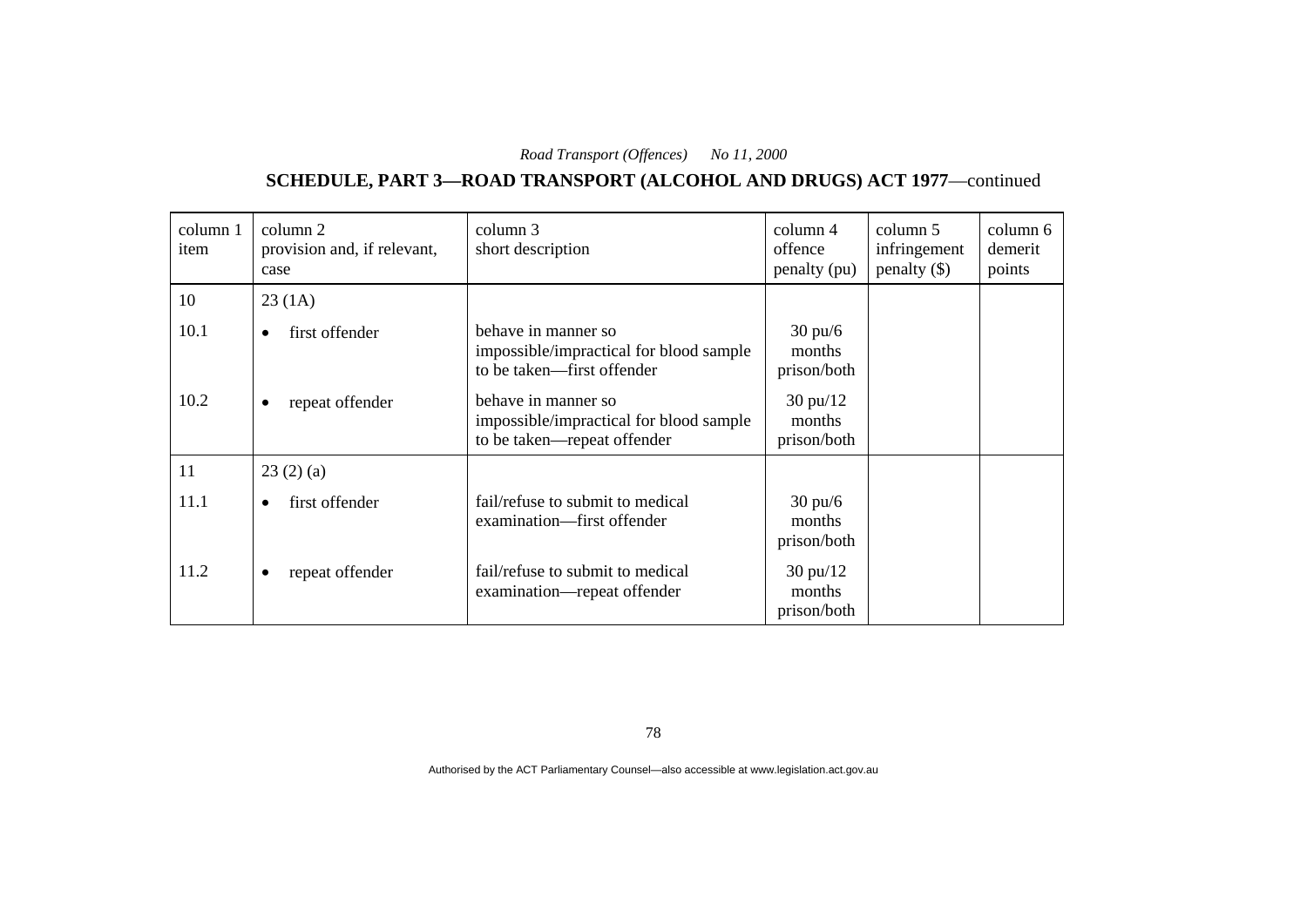## SCHEDULE, PART 3—ROAD TRANSPORT (ALCOHOL AND DRUGS) ACT 1977—continued

| column 1 item | column 2 provision and, if relevant, case | column 3 short description | column 4 offence penalty (pu) | column 5 infringement penalty ($) | column 6 demerit points |
|---|---|---|---|---|---|
| 10 | 23 (1A) | | | | |
| 10.1 | • first offender | behave in manner so impossible/impractical for blood sample to be taken—first offender | 30 pu/6 months prison/both | | |
| 10.2 | • repeat offender | behave in manner so impossible/impractical for blood sample to be taken—repeat offender | 30 pu/12 months prison/both | | |
| 11 | 23 (2) (a) | | | | |
| 11.1 | • first offender | fail/refuse to submit to medical examination—first offender | 30 pu/6 months prison/both | | |
| 11.2 | • repeat offender | fail/refuse to submit to medical examination—repeat offender | 30 pu/12 months prison/both | | |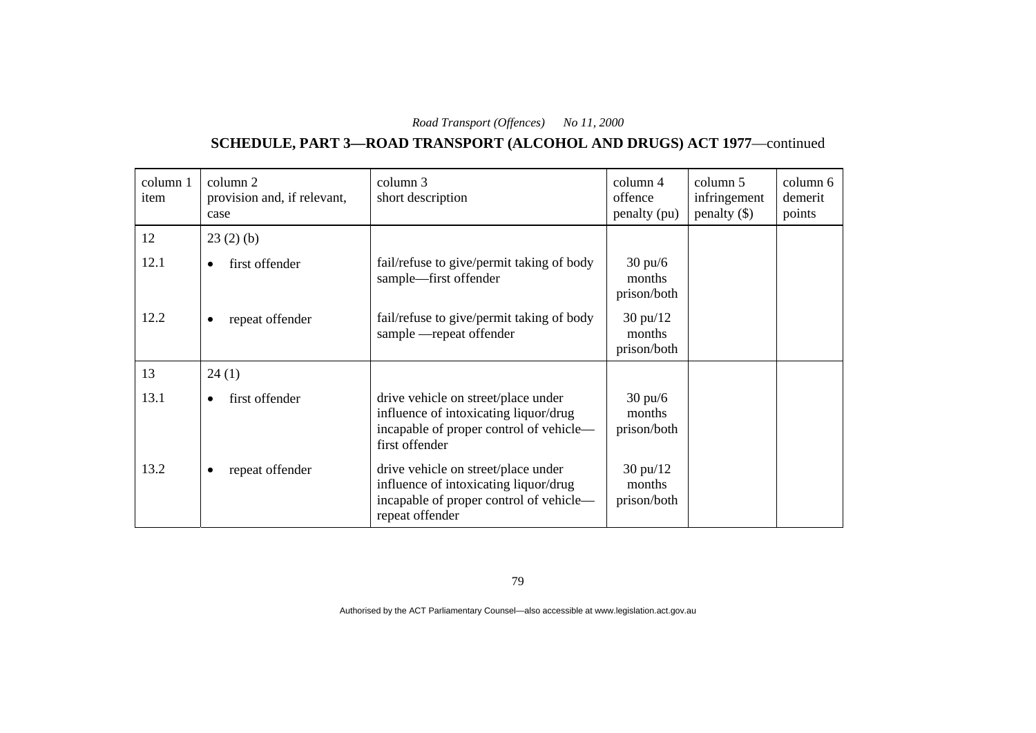## SCHEDULE, PART 3—ROAD TRANSPORT (ALCOHOL AND DRUGS) ACT 1977—continued

| column 1 item | column 2 provision and, if relevant, case | column 3 short description | column 4 offence penalty (pu) | column 5 infringement penalty ($) | column 6 demerit points |
|---|---|---|---|---|---|
| 12 | 23 (2) (b) | | | | |
| 12.1 | • first offender | fail/refuse to give/permit taking of body sample—first offender | 30 pu/6 months prison/both | | |
| 12.2 | • repeat offender | fail/refuse to give/permit taking of body sample —repeat offender | 30 pu/12 months prison/both | | |
| 13 | 24 (1) | | | | |
| 13.1 | • first offender | drive vehicle on street/place under influence of intoxicating liquor/drug incapable of proper control of vehicle—first offender | 30 pu/6 months prison/both | | |
| 13.2 | • repeat offender | drive vehicle on street/place under influence of intoxicating liquor/drug incapable of proper control of vehicle—repeat offender | 30 pu/12 months prison/both | | |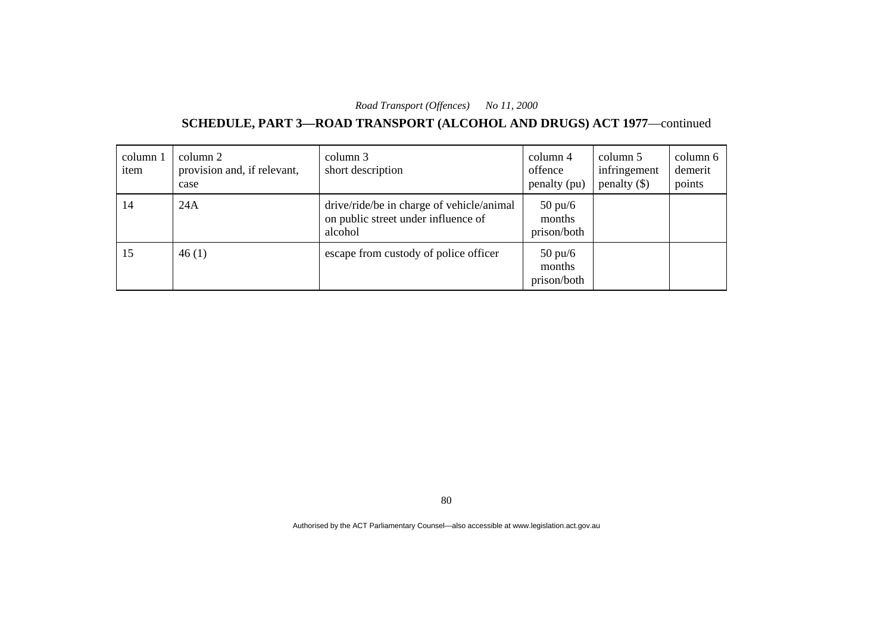## SCHEDULE, PART 3—ROAD TRANSPORT (ALCOHOL AND DRUGS) ACT 1977—continued

| column 1 item | column 2 provision and, if relevant, case | column 3 short description | column 4 offence penalty (pu) | column 5 infringement penalty ($) | column 6 demerit points |
|---|---|---|---|---|---|
| 14 | 24A | drive/ride/be in charge of vehicle/animal on public street under influence of alcohol | 50 pu/6 months prison/both | | |
| 15 | 46 (1) | escape from custody of police officer | 50 pu/6 months prison/both | | |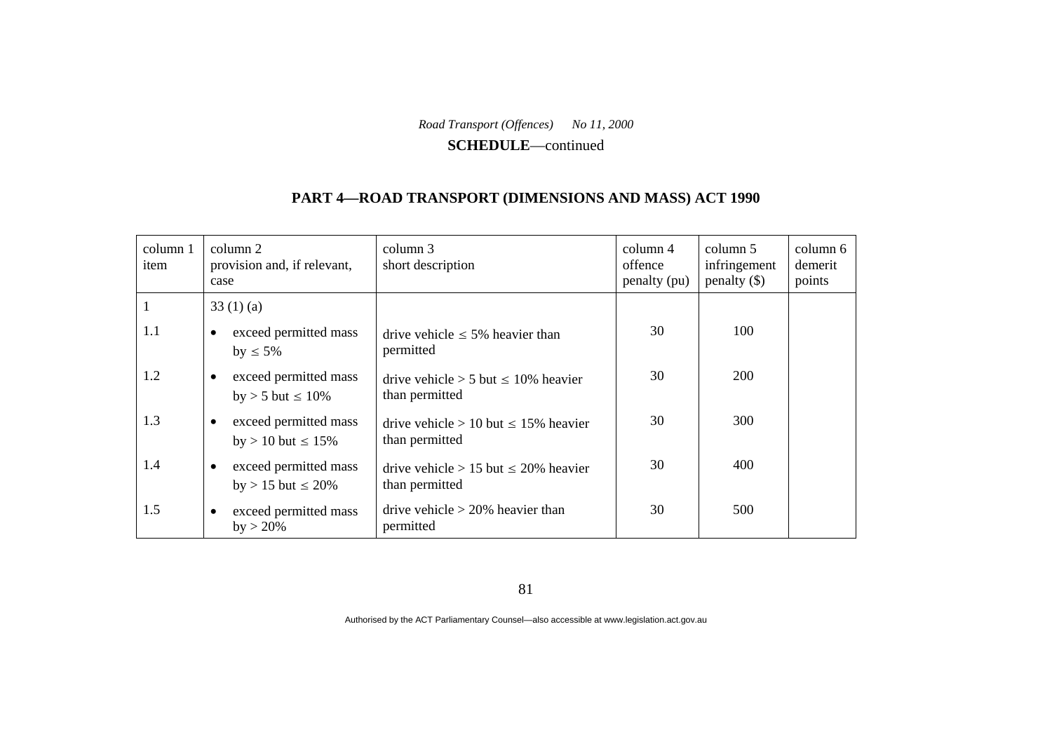**SCHEDULE**—continued

## PART 4—ROAD TRANSPORT (DIMENSIONS AND MASS) ACT 1990

| column 1 item | column 2 provision and, if relevant, case | column 3 short description | column 4 offence penalty (pu) | column 5 infringement penalty ($) | column 6 demerit points |
|---|---|---|---|---|---|
| 1 | 33 (1) (a) | | | | |
| 1.1 | • exceed permitted mass by ≤ 5% | drive vehicle ≤ 5% heavier than permitted | 30 | 100 | |
| 1.2 | • exceed permitted mass by > 5 but ≤ 10% | drive vehicle > 5 but ≤ 10% heavier than permitted | 30 | 200 | |
| 1.3 | • exceed permitted mass by > 10 but ≤ 15% | drive vehicle > 10 but ≤ 15% heavier than permitted | 30 | 300 | |
| 1.4 | • exceed permitted mass by > 15 but ≤ 20% | drive vehicle > 15 but ≤ 20% heavier than permitted | 30 | 400 | |
| 1.5 | • exceed permitted mass by > 20% | drive vehicle > 20% heavier than permitted | 30 | 500 | |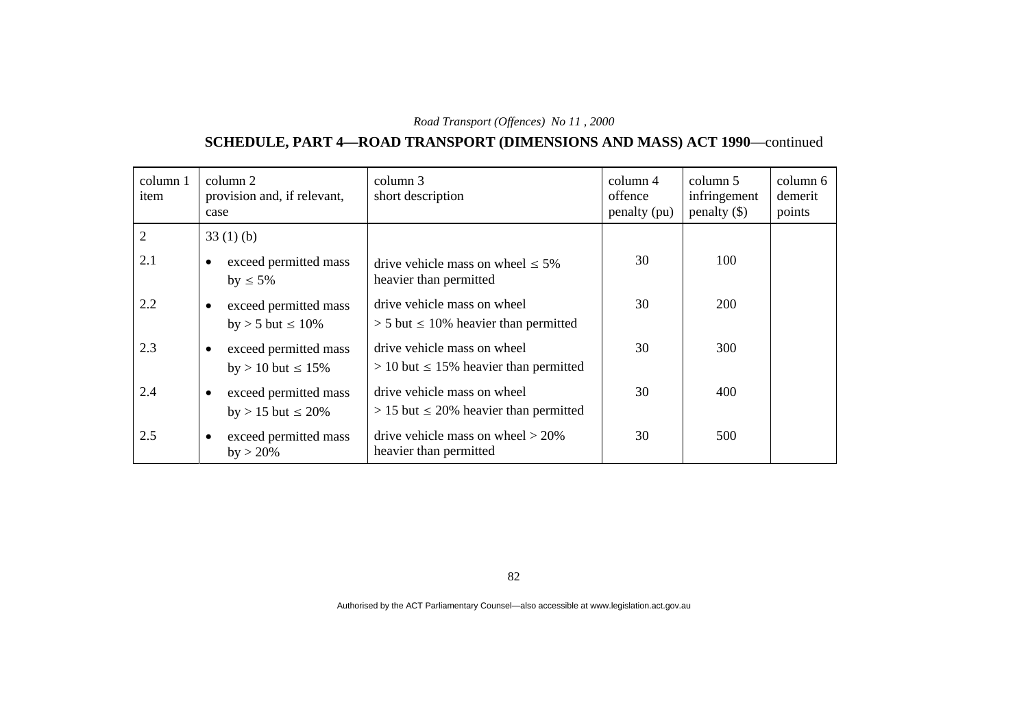## SCHEDULE, PART 4—ROAD TRANSPORT (DIMENSIONS AND MASS) ACT 1990—continued

| column 1 item | column 2 provision and, if relevant, case | column 3 short description | column 4 offence penalty (pu) | column 5 infringement penalty ($) | column 6 demerit points |
|---|---|---|---|---|---|
| 2 | 33 (1) (b) | | | | |
| 2.1 | • exceed permitted mass by ≤ 5% | drive vehicle mass on wheel ≤ 5% heavier than permitted | 30 | 100 | |
| 2.2 | • exceed permitted mass by > 5 but ≤ 10% | drive vehicle mass on wheel > 5 but ≤ 10% heavier than permitted | 30 | 200 | |
| 2.3 | • exceed permitted mass by > 10 but ≤ 15% | drive vehicle mass on wheel > 10 but ≤ 15% heavier than permitted | 30 | 300 | |
| 2.4 | • exceed permitted mass by > 15 but ≤ 20% | drive vehicle mass on wheel > 15 but ≤ 20% heavier than permitted | 30 | 400 | |
| 2.5 | • exceed permitted mass by > 20% | drive vehicle mass on wheel > 20% heavier than permitted | 30 | 500 | |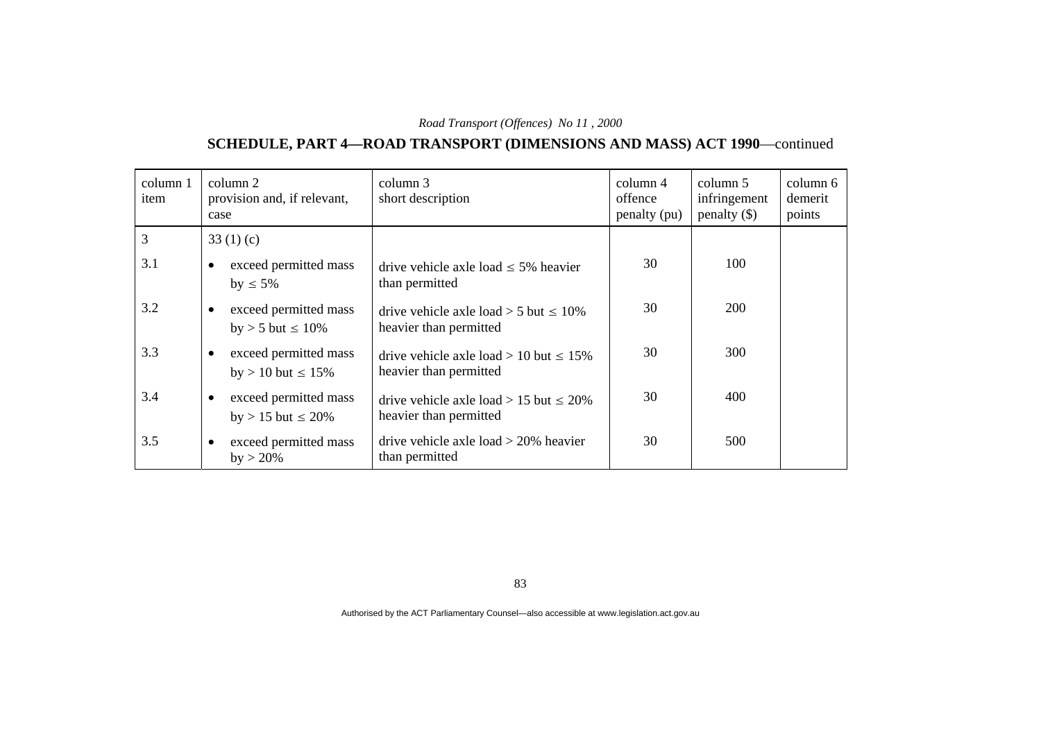## SCHEDULE, PART 4—ROAD TRANSPORT (DIMENSIONS AND MASS) ACT 1990—continued

| column 1 item | column 2 provision and, if relevant, case | column 3 short description | column 4 offence penalty (pu) | column 5 infringement penalty ($) | column 6 demerit points |
|---|---|---|---|---|---|
| 3 | 33 (1) (c) | | | | |
| 3.1 | • exceed permitted mass by ≤ 5% | drive vehicle axle load ≤ 5% heavier than permitted | 30 | 100 | |
| 3.2 | • exceed permitted mass by > 5 but ≤ 10% | drive vehicle axle load > 5 but ≤ 10% heavier than permitted | 30 | 200 | |
| 3.3 | • exceed permitted mass by > 10 but ≤ 15% | drive vehicle axle load > 10 but ≤ 15% heavier than permitted | 30 | 300 | |
| 3.4 | • exceed permitted mass by > 15 but ≤ 20% | drive vehicle axle load > 15 but ≤ 20% heavier than permitted | 30 | 400 | |
| 3.5 | • exceed permitted mass by > 20% | drive vehicle axle load > 20% heavier than permitted | 30 | 500 | |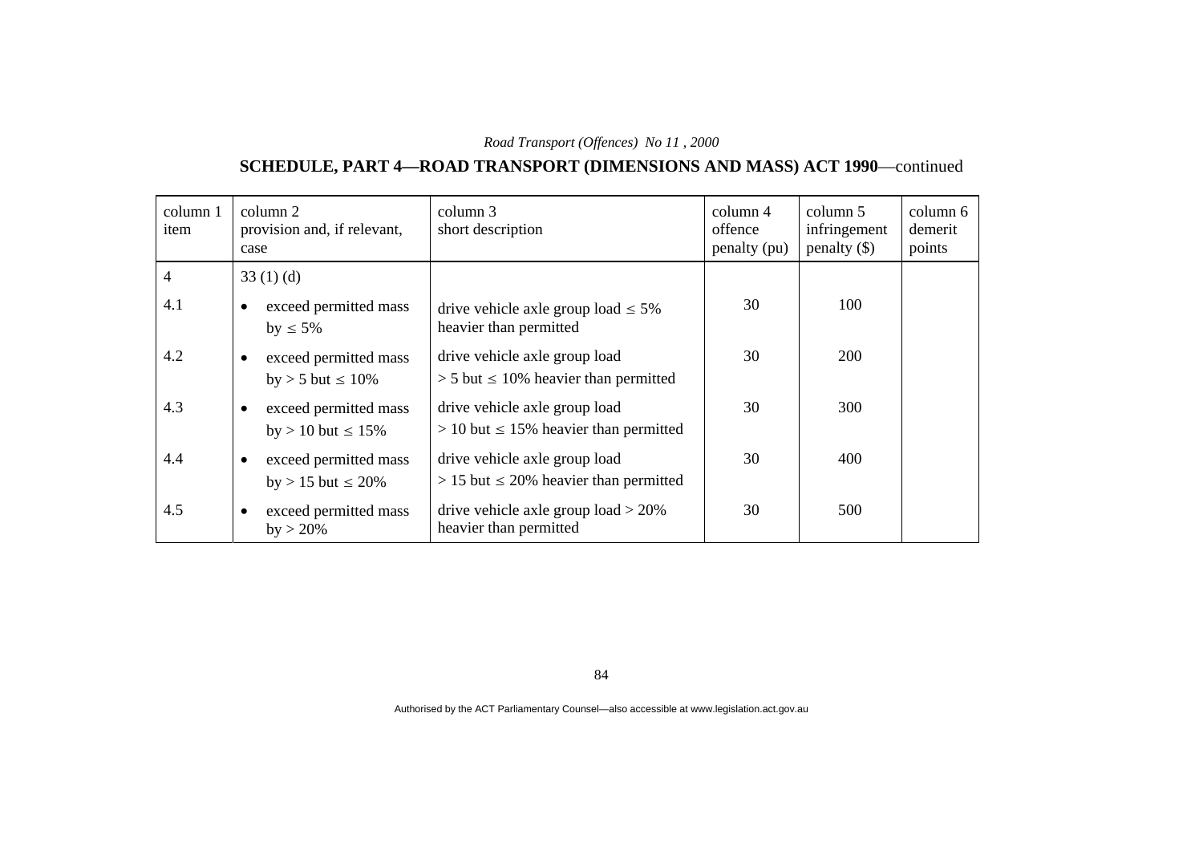## SCHEDULE, PART 4—ROAD TRANSPORT (DIMENSIONS AND MASS) ACT 1990—continued

| column 1 item | column 2 provision and, if relevant, case | column 3 short description | column 4 offence penalty (pu) | column 5 infringement penalty ($) | column 6 demerit points |
|---|---|---|---|---|---|
| 4 | 33 (1) (d) | | | | |
| 4.1 | • exceed permitted mass by ≤ 5% | drive vehicle axle group load ≤ 5% heavier than permitted | 30 | 100 | |
| 4.2 | • exceed permitted mass by > 5 but ≤ 10% | drive vehicle axle group load > 5 but ≤ 10% heavier than permitted | 30 | 200 | |
| 4.3 | • exceed permitted mass by > 10 but ≤ 15% | drive vehicle axle group load > 10 but ≤ 15% heavier than permitted | 30 | 300 | |
| 4.4 | • exceed permitted mass by > 15 but ≤ 20% | drive vehicle axle group load > 15 but ≤ 20% heavier than permitted | 30 | 400 | |
| 4.5 | • exceed permitted mass by > 20% | drive vehicle axle group load > 20% heavier than permitted | 30 | 500 | |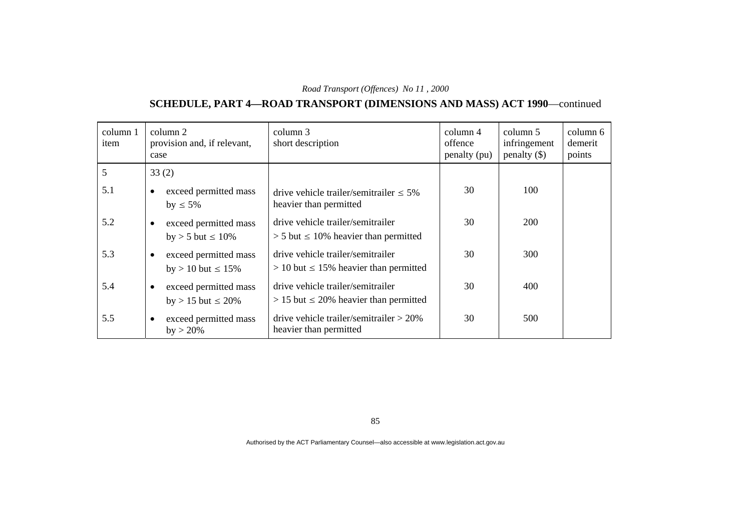## SCHEDULE, PART 4—ROAD TRANSPORT (DIMENSIONS AND MASS) ACT 1990—continued

| column 1 item | column 2 provision and, if relevant, case | column 3 short description | column 4 offence penalty (pu) | column 5 infringement penalty ($) | column 6 demerit points |
|---|---|---|---|---|---|
| 5 | 33 (2) | | | | |
| 5.1 | • exceed permitted mass by ≤ 5% | drive vehicle trailer/semitrailer ≤ 5% heavier than permitted | 30 | 100 | |
| 5.2 | • exceed permitted mass by > 5 but ≤ 10% | drive vehicle trailer/semitrailer > 5 but ≤ 10% heavier than permitted | 30 | 200 | |
| 5.3 | • exceed permitted mass by > 10 but ≤ 15% | drive vehicle trailer/semitrailer > 10 but ≤ 15% heavier than permitted | 30 | 300 | |
| 5.4 | • exceed permitted mass by > 15 but ≤ 20% | drive vehicle trailer/semitrailer > 15 but ≤ 20% heavier than permitted | 30 | 400 | |
| 5.5 | • exceed permitted mass by > 20% | drive vehicle trailer/semitrailer > 20% heavier than permitted | 30 | 500 | |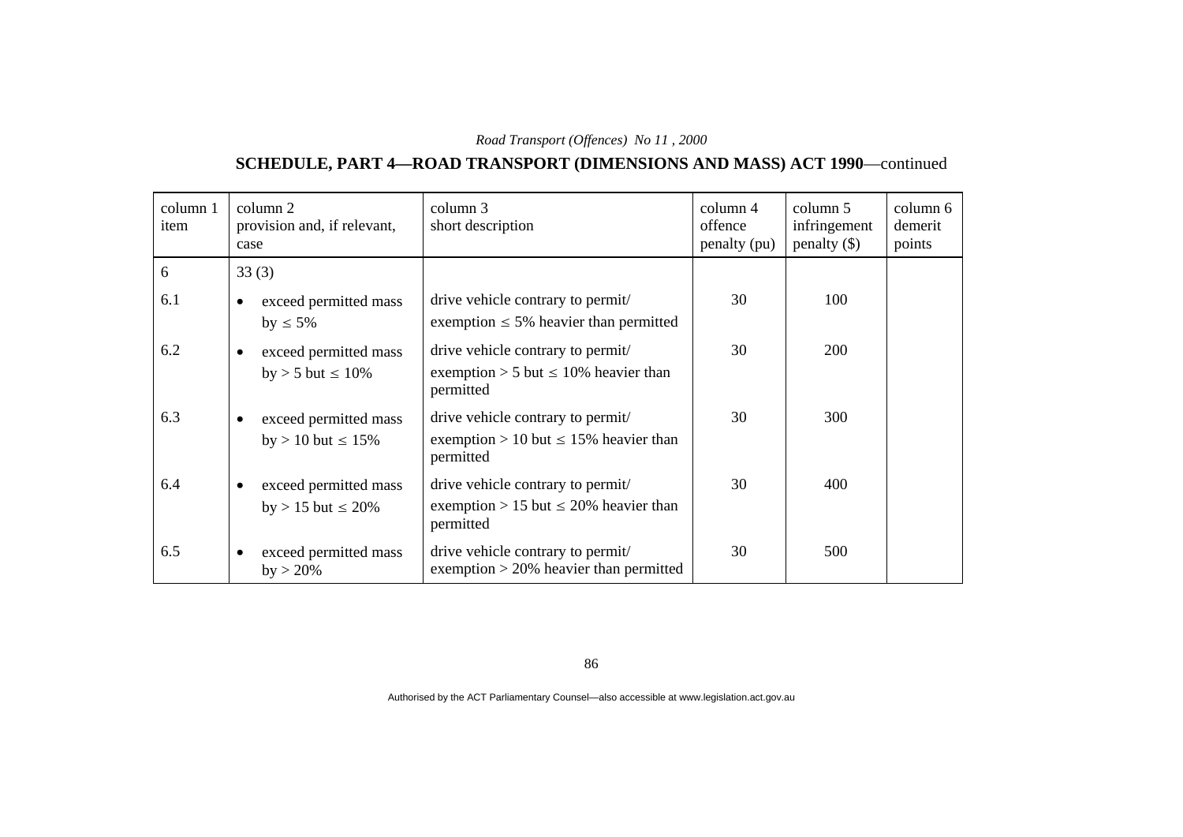## SCHEDULE, PART 4—ROAD TRANSPORT (DIMENSIONS AND MASS) ACT 1990—continued

| column 1 item | column 2 provision and, if relevant, case | column 3 short description | column 4 offence penalty (pu) | column 5 infringement penalty ($) | column 6 demerit points |
|---|---|---|---|---|---|
| 6 | 33 (3) | | | | |
| 6.1 | • exceed permitted mass by ≤ 5% | drive vehicle contrary to permit/ exemption ≤ 5% heavier than permitted | 30 | 100 | |
| 6.2 | • exceed permitted mass by > 5 but ≤ 10% | drive vehicle contrary to permit/ exemption > 5 but ≤ 10% heavier than permitted | 30 | 200 | |
| 6.3 | • exceed permitted mass by > 10 but ≤ 15% | drive vehicle contrary to permit/ exemption > 10 but ≤ 15% heavier than permitted | 30 | 300 | |
| 6.4 | • exceed permitted mass by > 15 but ≤ 20% | drive vehicle contrary to permit/ exemption > 15 but ≤ 20% heavier than permitted | 30 | 400 | |
| 6.5 | • exceed permitted mass by > 20% | drive vehicle contrary to permit/ exemption > 20% heavier than permitted | 30 | 500 | |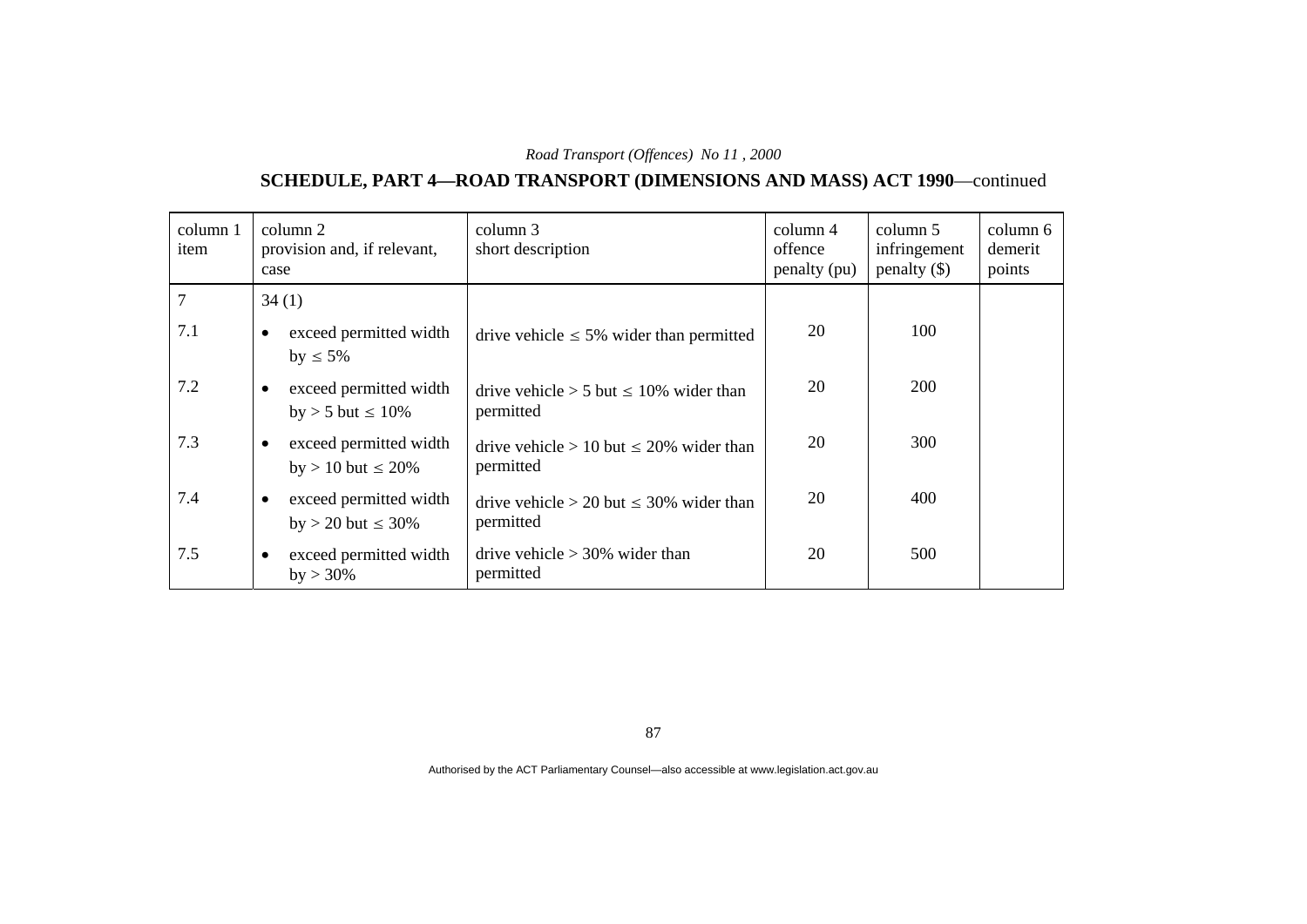## SCHEDULE, PART 4—ROAD TRANSPORT (DIMENSIONS AND MASS) ACT 1990—continued

| column 1 item | column 2 provision and, if relevant, case | column 3 short description | column 4 offence penalty (pu) | column 5 infringement penalty ($) | column 6 demerit points |
|---|---|---|---|---|---|
| 7 | 34 (1) | | | | |
| 7.1 | • exceed permitted width by ≤ 5% | drive vehicle ≤ 5% wider than permitted | 20 | 100 | |
| 7.2 | • exceed permitted width by > 5 but ≤ 10% | drive vehicle > 5 but ≤ 10% wider than permitted | 20 | 200 | |
| 7.3 | • exceed permitted width by > 10 but ≤ 20% | drive vehicle > 10 but ≤ 20% wider than permitted | 20 | 300 | |
| 7.4 | • exceed permitted width by > 20 but ≤ 30% | drive vehicle > 20 but ≤ 30% wider than permitted | 20 | 400 | |
| 7.5 | • exceed permitted width by > 30% | drive vehicle > 30% wider than permitted | 20 | 500 | |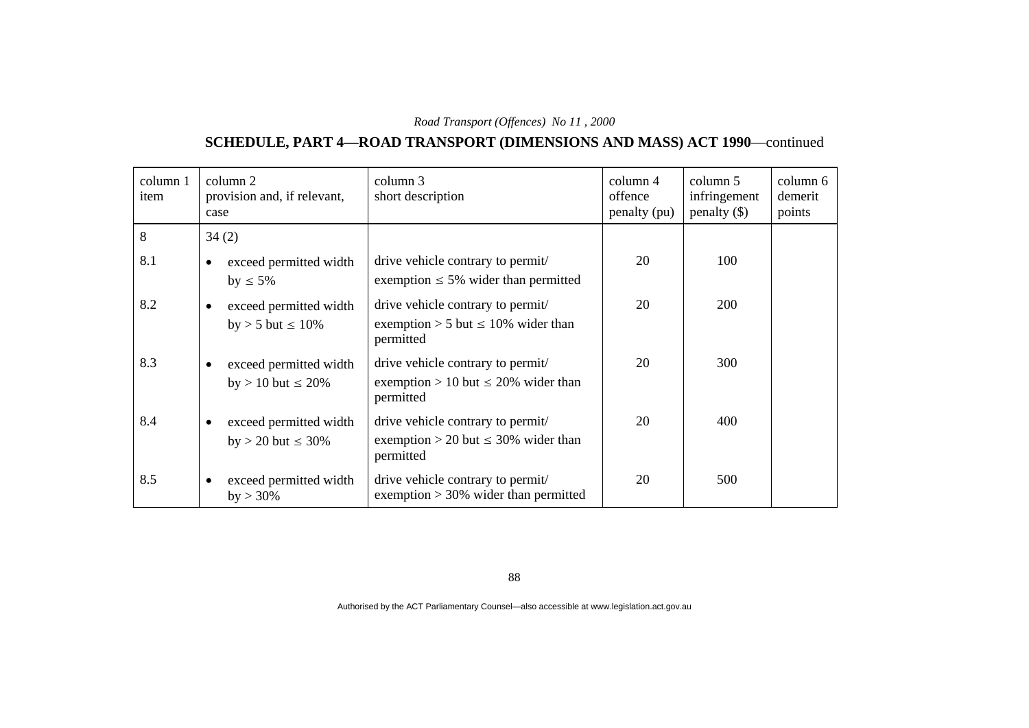## SCHEDULE, PART 4—ROAD TRANSPORT (DIMENSIONS AND MASS) ACT 1990—continued

| column 1 item | column 2 provision and, if relevant, case | column 3 short description | column 4 offence penalty (pu) | column 5 infringement penalty ($) | column 6 demerit points |
|---|---|---|---|---|---|
| 8 | 34 (2) | | | | |
| 8.1 | • exceed permitted width by ≤ 5% | drive vehicle contrary to permit/ exemption ≤ 5% wider than permitted | 20 | 100 | |
| 8.2 | • exceed permitted width by > 5 but ≤ 10% | drive vehicle contrary to permit/ exemption > 5 but ≤ 10% wider than permitted | 20 | 200 | |
| 8.3 | • exceed permitted width by > 10 but ≤ 20% | drive vehicle contrary to permit/ exemption > 10 but ≤ 20% wider than permitted | 20 | 300 | |
| 8.4 | • exceed permitted width by > 20 but ≤ 30% | drive vehicle contrary to permit/ exemption > 20 but ≤ 30% wider than permitted | 20 | 400 | |
| 8.5 | • exceed permitted width by > 30% | drive vehicle contrary to permit/ exemption > 30% wider than permitted | 20 | 500 | |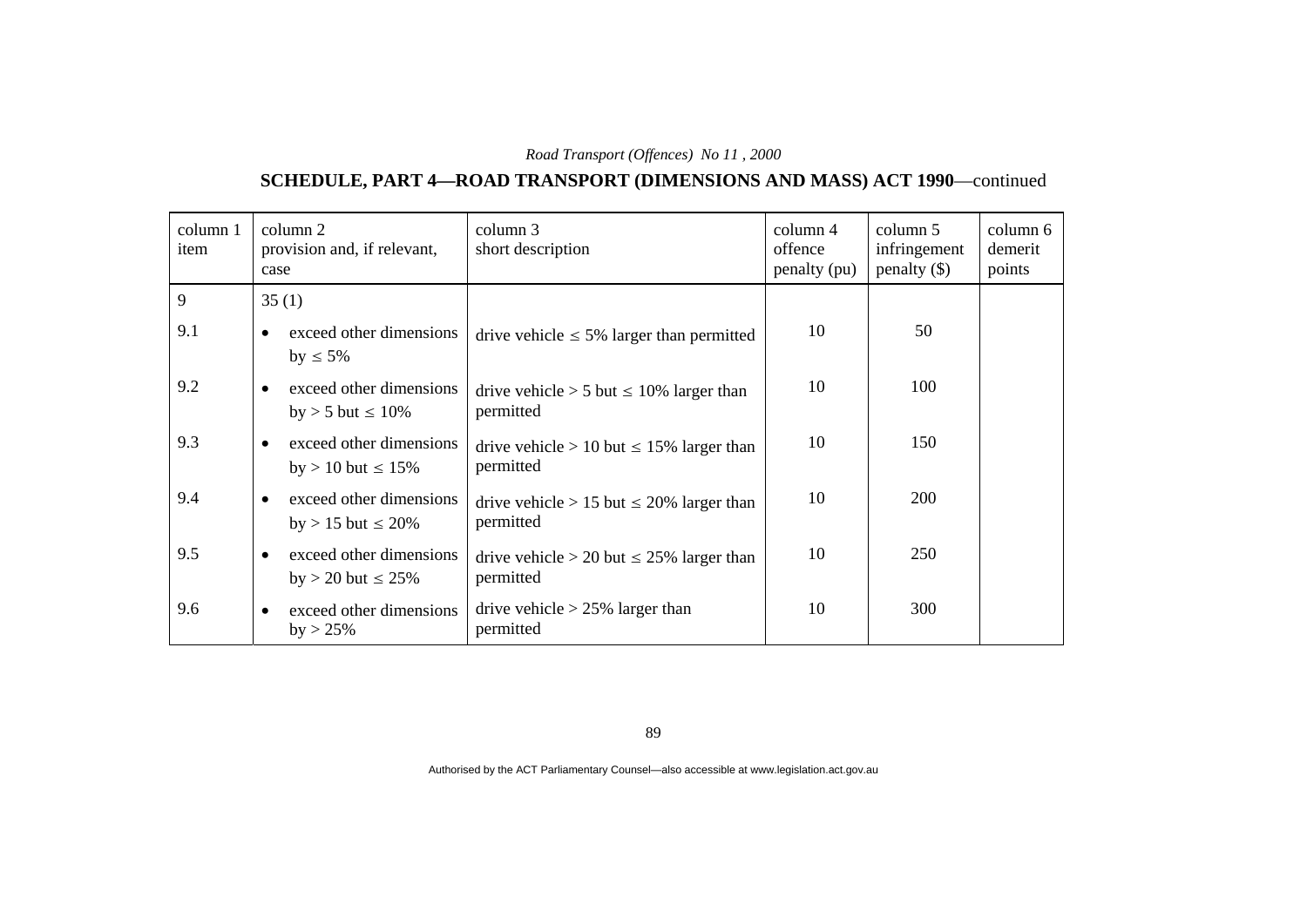## SCHEDULE, PART 4—ROAD TRANSPORT (DIMENSIONS AND MASS) ACT 1990—continued

| column 1 item | column 2 provision and, if relevant, case | column 3 short description | column 4 offence penalty (pu) | column 5 infringement penalty ($) | column 6 demerit points |
|---|---|---|---|---|---|
| 9 | 35 (1) | | | | |
| 9.1 | • exceed other dimensions by ≤ 5% | drive vehicle ≤ 5% larger than permitted | 10 | 50 | |
| 9.2 | • exceed other dimensions by > 5 but ≤ 10% | drive vehicle > 5 but ≤ 10% larger than permitted | 10 | 100 | |
| 9.3 | • exceed other dimensions by > 10 but ≤ 15% | drive vehicle > 10 but ≤ 15% larger than permitted | 10 | 150 | |
| 9.4 | • exceed other dimensions by > 15 but ≤ 20% | drive vehicle > 15 but ≤ 20% larger than permitted | 10 | 200 | |
| 9.5 | • exceed other dimensions by > 20 but ≤ 25% | drive vehicle > 20 but ≤ 25% larger than permitted | 10 | 250 | |
| 9.6 | • exceed other dimensions by > 25% | drive vehicle > 25% larger than permitted | 10 | 300 | |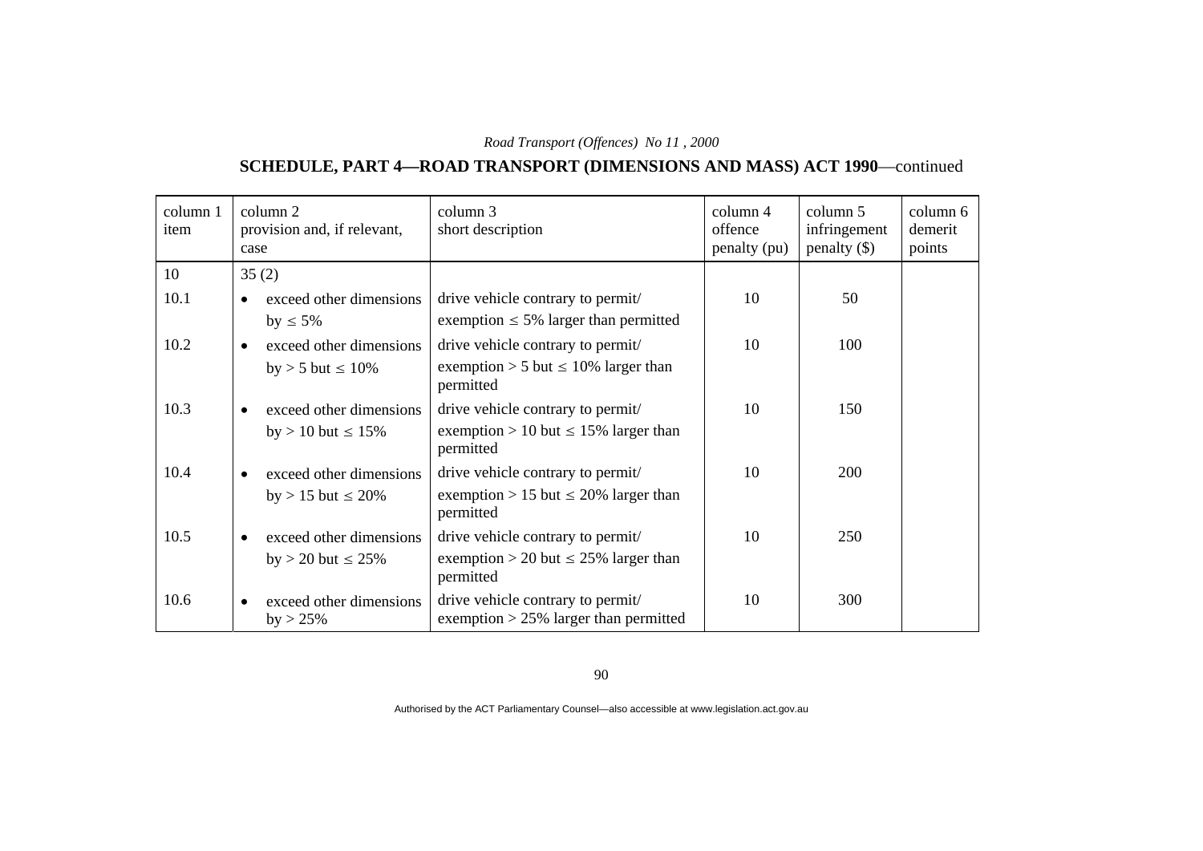## SCHEDULE, PART 4—ROAD TRANSPORT (DIMENSIONS AND MASS) ACT 1990—continued

| column 1 item | column 2 provision and, if relevant, case | column 3 short description | column 4 offence penalty (pu) | column 5 infringement penalty ($) | column 6 demerit points |
|---|---|---|---|---|---|
| 10 | 35 (2) | | | | |
| 10.1 | • exceed other dimensions by ≤ 5% | drive vehicle contrary to permit/ exemption ≤ 5% larger than permitted | 10 | 50 | |
| 10.2 | • exceed other dimensions by > 5 but ≤ 10% | drive vehicle contrary to permit/ exemption > 5 but ≤ 10% larger than permitted | 10 | 100 | |
| 10.3 | • exceed other dimensions by > 10 but ≤ 15% | drive vehicle contrary to permit/ exemption > 10 but ≤ 15% larger than permitted | 10 | 150 | |
| 10.4 | • exceed other dimensions by > 15 but ≤ 20% | drive vehicle contrary to permit/ exemption > 15 but ≤ 20% larger than permitted | 10 | 200 | |
| 10.5 | • exceed other dimensions by > 20 but ≤ 25% | drive vehicle contrary to permit/ exemption > 20 but ≤ 25% larger than permitted | 10 | 250 | |
| 10.6 | • exceed other dimensions by > 25% | drive vehicle contrary to permit/ exemption > 25% larger than permitted | 10 | 300 | |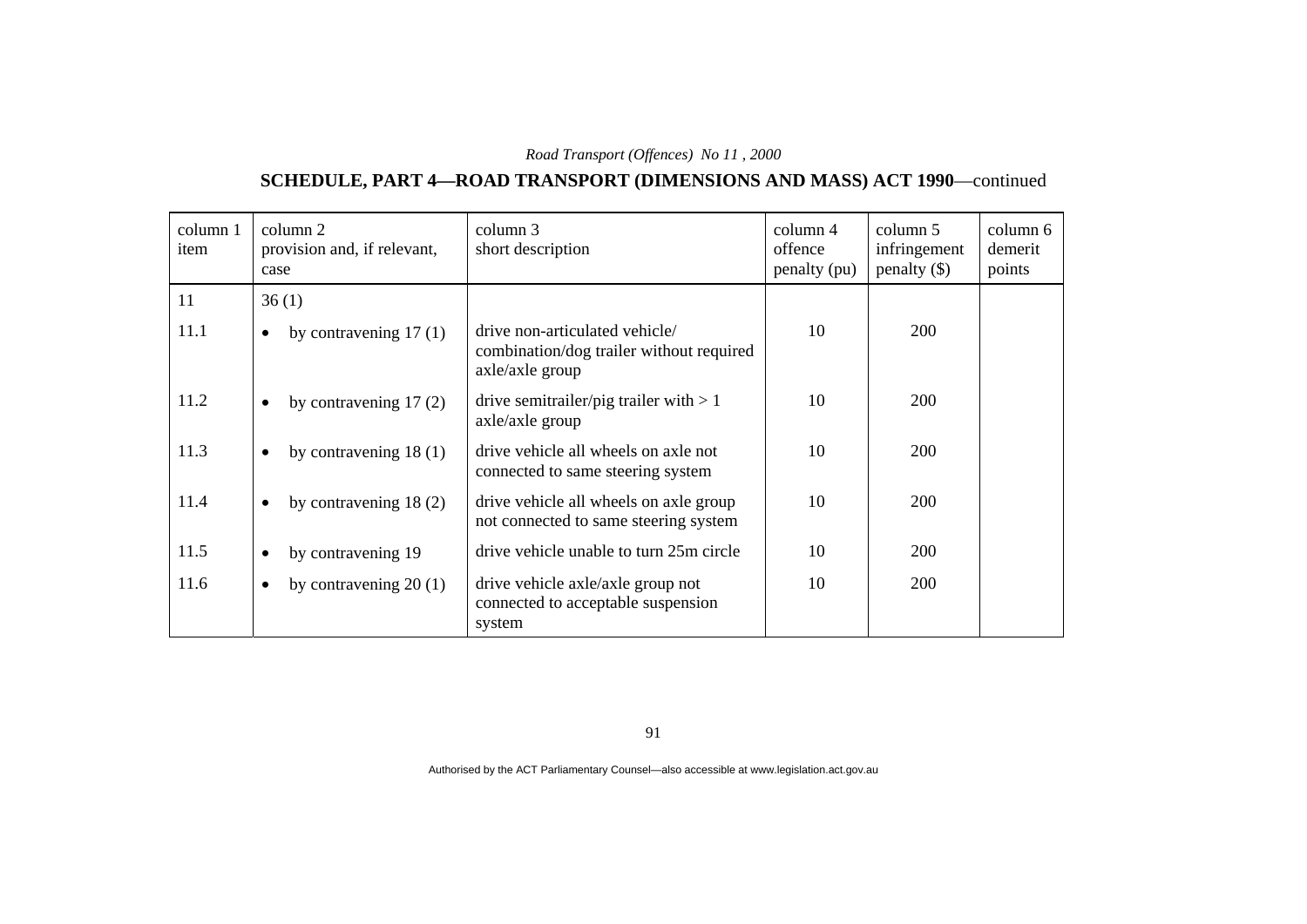## SCHEDULE, PART 4—ROAD TRANSPORT (DIMENSIONS AND MASS) ACT 1990—continued

| column 1 item | column 2 provision and, if relevant, case | column 3 short description | column 4 offence penalty (pu) | column 5 infringement penalty ($) | column 6 demerit points |
|---|---|---|---|---|---|
| 11 | 36 (1) | | | | |
| 11.1 | • by contravening 17 (1) | drive non-articulated vehicle/ combination/dog trailer without required axle/axle group | 10 | 200 | |
| 11.2 | • by contravening 17 (2) | drive semitrailer/pig trailer with > 1 axle/axle group | 10 | 200 | |
| 11.3 | • by contravening 18 (1) | drive vehicle all wheels on axle not connected to same steering system | 10 | 200 | |
| 11.4 | • by contravening 18 (2) | drive vehicle all wheels on axle group not connected to same steering system | 10 | 200 | |
| 11.5 | • by contravening 19 | drive vehicle unable to turn 25m circle | 10 | 200 | |
| 11.6 | • by contravening 20 (1) | drive vehicle axle/axle group not connected to acceptable suspension system | 10 | 200 | |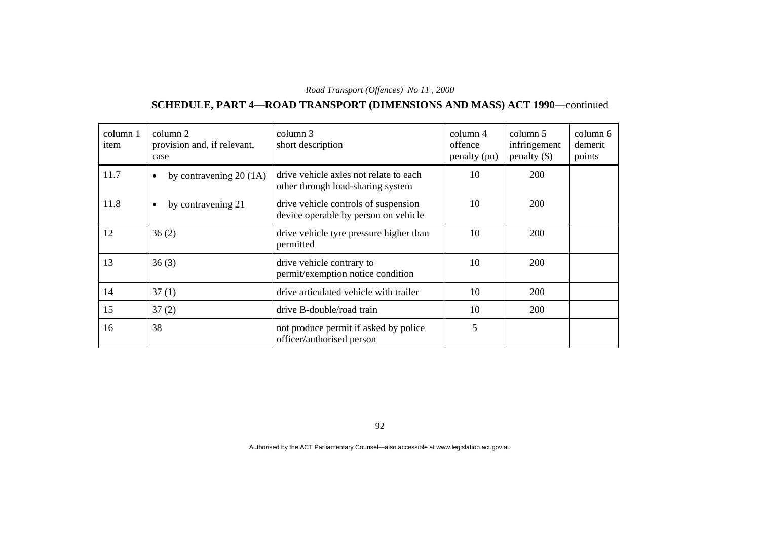## SCHEDULE, PART 4—ROAD TRANSPORT (DIMENSIONS AND MASS) ACT 1990—continued

| column 1 item | column 2 provision and, if relevant, case | column 3 short description | column 4 offence penalty (pu) | column 5 infringement penalty ($) | column 6 demerit points |
|---|---|---|---|---|---|
| 11.7 | • by contravening 20 (1A) | drive vehicle axles not relate to each other through load-sharing system | 10 | 200 | |
| 11.8 | • by contravening 21 | drive vehicle controls of suspension device operable by person on vehicle | 10 | 200 | |
| 12 | 36 (2) | drive vehicle tyre pressure higher than permitted | 10 | 200 | |
| 13 | 36 (3) | drive vehicle contrary to permit/exemption notice condition | 10 | 200 | |
| 14 | 37 (1) | drive articulated vehicle with trailer | 10 | 200 | |
| 15 | 37 (2) | drive B-double/road train | 10 | 200 | |
| 16 | 38 | not produce permit if asked by police officer/authorised person | 5 | | |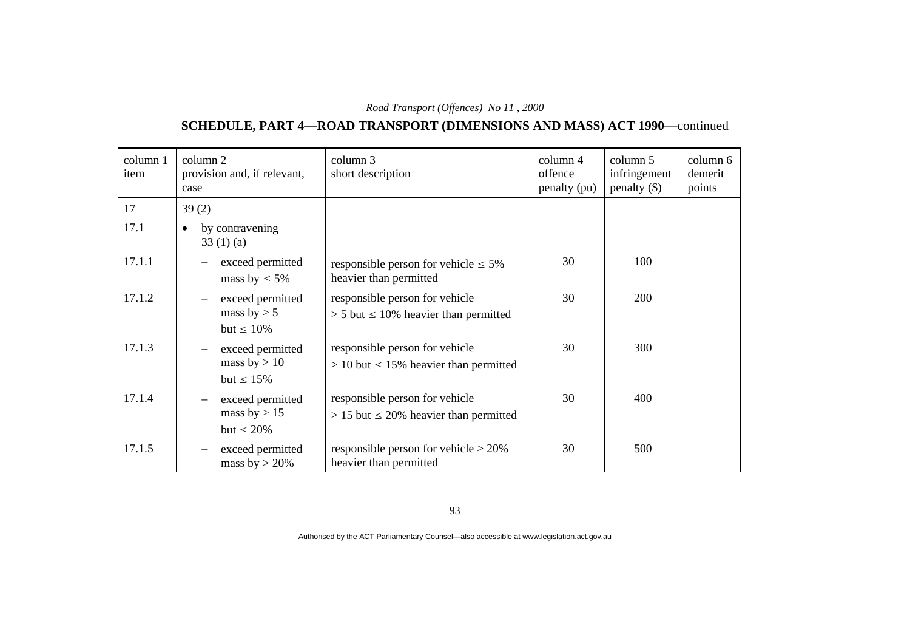## SCHEDULE, PART 4—ROAD TRANSPORT (DIMENSIONS AND MASS) ACT 1990—continued

| column 1 item | column 2 provision and, if relevant, case | column 3 short description | column 4 offence penalty (pu) | column 5 infringement penalty ($) | column 6 demerit points |
|---|---|---|---|---|---|
| 17 | 39 (2) | | | | |
| 17.1 | • by contravening 33 (1) (a) | | | | |
| 17.1.1 | – exceed permitted mass by ≤ 5% | responsible person for vehicle ≤ 5% heavier than permitted | 30 | 100 | |
| 17.1.2 | – exceed permitted mass by > 5 but ≤ 10% | responsible person for vehicle > 5 but ≤ 10% heavier than permitted | 30 | 200 | |
| 17.1.3 | – exceed permitted mass by > 10 but ≤ 15% | responsible person for vehicle > 10 but ≤ 15% heavier than permitted | 30 | 300 | |
| 17.1.4 | – exceed permitted mass by > 15 but ≤ 20% | responsible person for vehicle > 15 but ≤ 20% heavier than permitted | 30 | 400 | |
| 17.1.5 | – exceed permitted mass by > 20% | responsible person for vehicle > 20% heavier than permitted | 30 | 500 | |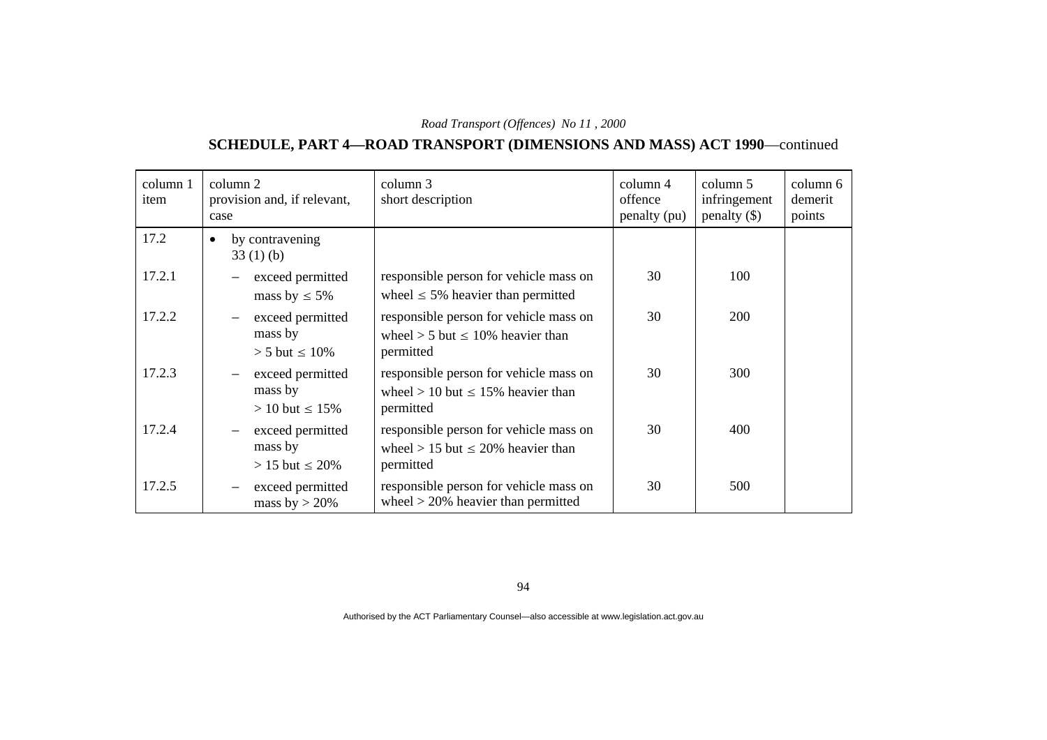## SCHEDULE, PART 4—ROAD TRANSPORT (DIMENSIONS AND MASS) ACT 1990—continued

| column 1 item | column 2 provision and, if relevant, case | column 3 short description | column 4 offence penalty (pu) | column 5 infringement penalty ($) | column 6 demerit points |
|---|---|---|---|---|---|
| 17.2 | • by contravening 33 (1) (b) | | | | |
| 17.2.1 | – exceed permitted mass by ≤ 5% | responsible person for vehicle mass on wheel ≤ 5% heavier than permitted | 30 | 100 | |
| 17.2.2 | – exceed permitted mass by > 5 but ≤ 10% | responsible person for vehicle mass on wheel > 5 but ≤ 10% heavier than permitted | 30 | 200 | |
| 17.2.3 | – exceed permitted mass by > 10 but ≤ 15% | responsible person for vehicle mass on wheel > 10 but ≤ 15% heavier than permitted | 30 | 300 | |
| 17.2.4 | – exceed permitted mass by > 15 but ≤ 20% | responsible person for vehicle mass on wheel > 15 but ≤ 20% heavier than permitted | 30 | 400 | |
| 17.2.5 | – exceed permitted mass by > 20% | responsible person for vehicle mass on wheel > 20% heavier than permitted | 30 | 500 | |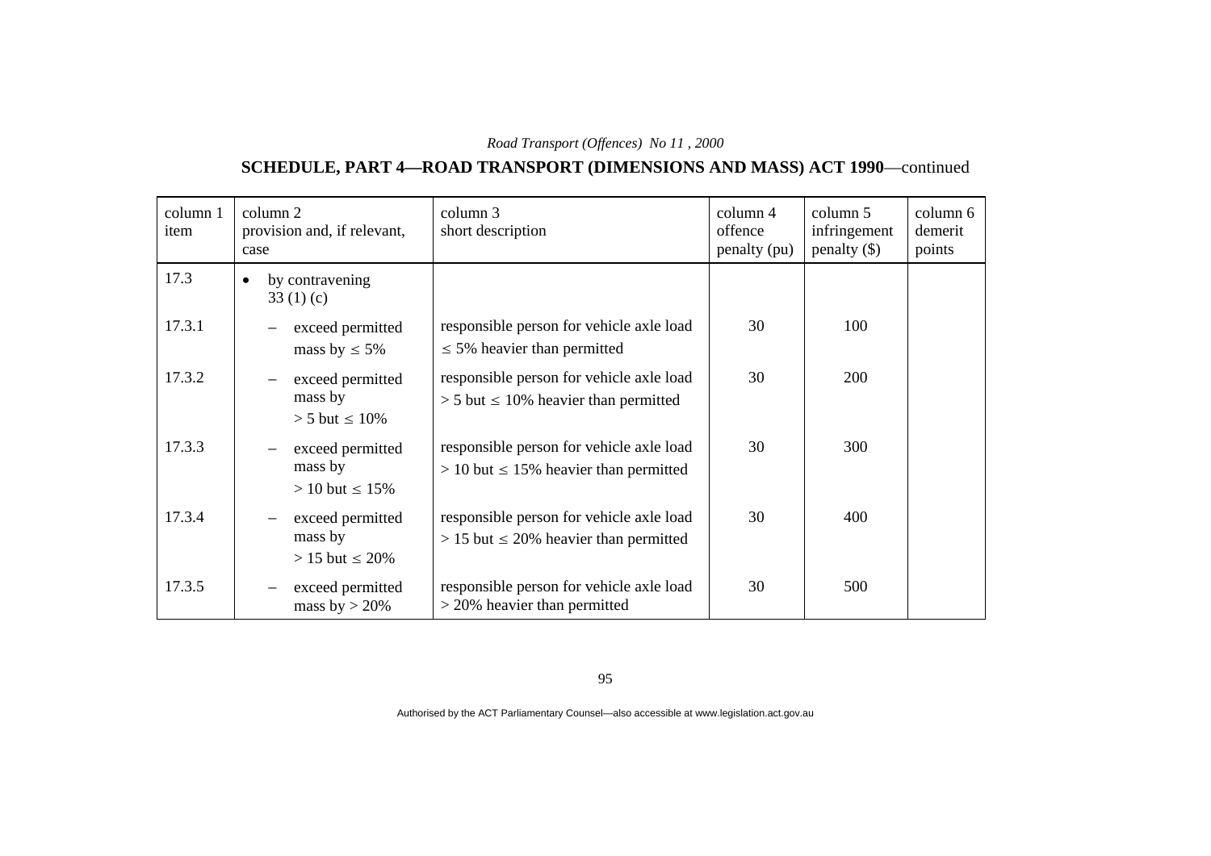## SCHEDULE, PART 4—ROAD TRANSPORT (DIMENSIONS AND MASS) ACT 1990—continued

| column 1 item | column 2 provision and, if relevant, case | column 3 short description | column 4 offence penalty (pu) | column 5 infringement penalty ($) | column 6 demerit points |
|---|---|---|---|---|---|
| 17.3 | • by contravening 33 (1) (c) | | | | |
| 17.3.1 | – exceed permitted mass by ≤ 5% | responsible person for vehicle axle load ≤ 5% heavier than permitted | 30 | 100 | |
| 17.3.2 | – exceed permitted mass by > 5 but ≤ 10% | responsible person for vehicle axle load > 5 but ≤ 10% heavier than permitted | 30 | 200 | |
| 17.3.3 | – exceed permitted mass by > 10 but ≤ 15% | responsible person for vehicle axle load > 10 but ≤ 15% heavier than permitted | 30 | 300 | |
| 17.3.4 | – exceed permitted mass by > 15 but ≤ 20% | responsible person for vehicle axle load > 15 but ≤ 20% heavier than permitted | 30 | 400 | |
| 17.3.5 | – exceed permitted mass by > 20% | responsible person for vehicle axle load > 20% heavier than permitted | 30 | 500 | |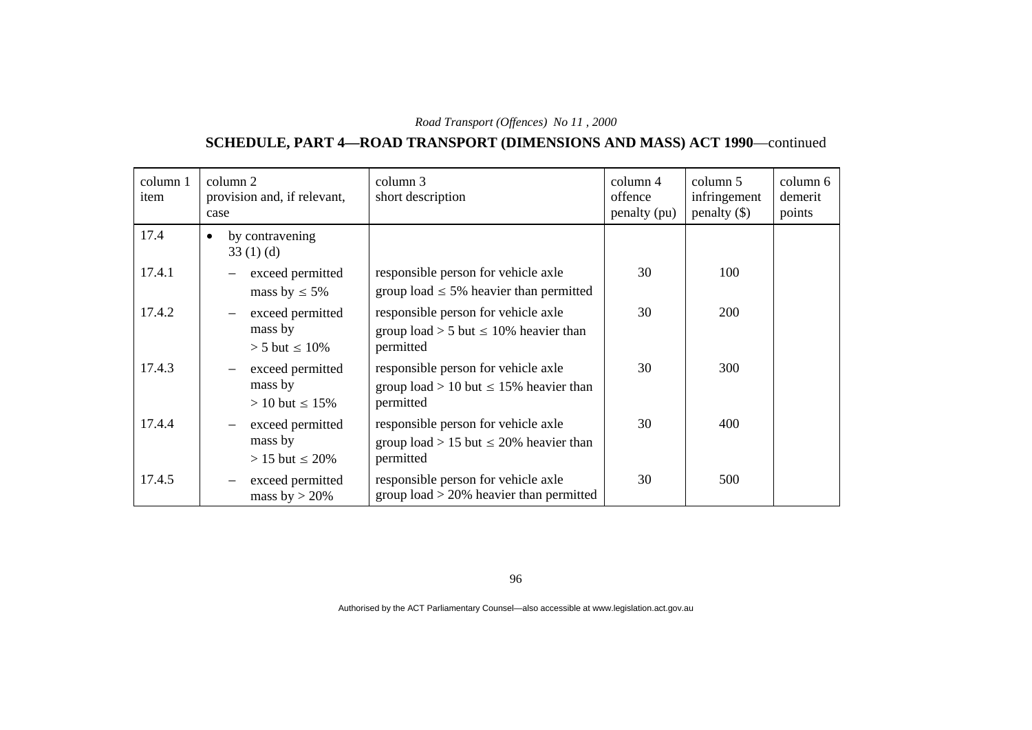## SCHEDULE, PART 4—ROAD TRANSPORT (DIMENSIONS AND MASS) ACT 1990—continued

| column 1 item | column 2 provision and, if relevant, case | column 3 short description | column 4 offence penalty (pu) | column 5 infringement penalty ($) | column 6 demerit points |
|---|---|---|---|---|---|
| 17.4 | • by contravening 33 (1) (d) | | | | |
| 17.4.1 | – exceed permitted mass by ≤ 5% | responsible person for vehicle axle group load ≤ 5% heavier than permitted | 30 | 100 | |
| 17.4.2 | – exceed permitted mass by > 5 but ≤ 10% | responsible person for vehicle axle group load > 5 but ≤ 10% heavier than permitted | 30 | 200 | |
| 17.4.3 | – exceed permitted mass by > 10 but ≤ 15% | responsible person for vehicle axle group load > 10 but ≤ 15% heavier than permitted | 30 | 300 | |
| 17.4.4 | – exceed permitted mass by > 15 but ≤ 20% | responsible person for vehicle axle group load > 15 but ≤ 20% heavier than permitted | 30 | 400 | |
| 17.4.5 | – exceed permitted mass by > 20% | responsible person for vehicle axle group load > 20% heavier than permitted | 30 | 500 | |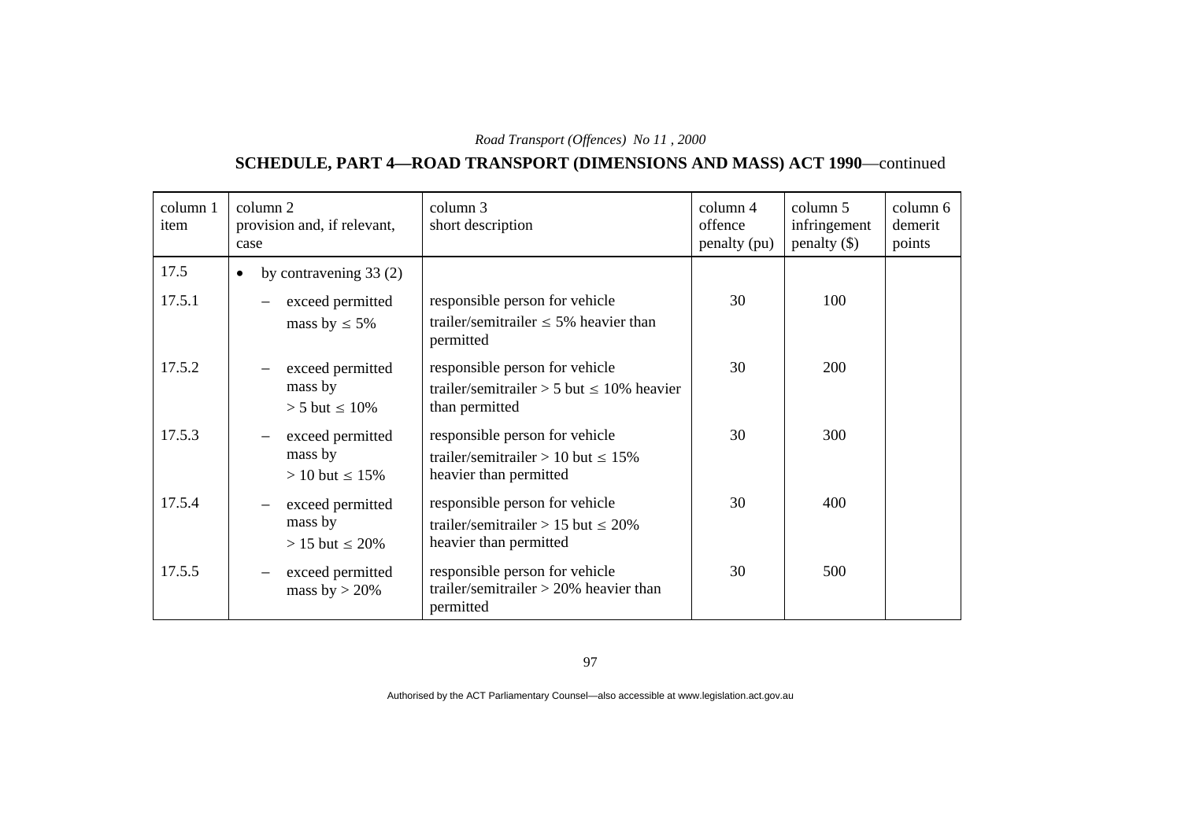## SCHEDULE, PART 4—ROAD TRANSPORT (DIMENSIONS AND MASS) ACT 1990—continued

| column 1 item | column 2 provision and, if relevant, case | column 3 short description | column 4 offence penalty (pu) | column 5 infringement penalty ($) | column 6 demerit points |
|---|---|---|---|---|---|
| 17.5 | • by contravening 33 (2) | | | | |
| 17.5.1 | – exceed permitted mass by ≤ 5% | responsible person for vehicle trailer/semitrailer ≤ 5% heavier than permitted | 30 | 100 | |
| 17.5.2 | – exceed permitted mass by > 5 but ≤ 10% | responsible person for vehicle trailer/semitrailer > 5 but ≤ 10% heavier than permitted | 30 | 200 | |
| 17.5.3 | – exceed permitted mass by > 10 but ≤ 15% | responsible person for vehicle trailer/semitrailer > 10 but ≤ 15% heavier than permitted | 30 | 300 | |
| 17.5.4 | – exceed permitted mass by > 15 but ≤ 20% | responsible person for vehicle trailer/semitrailer > 15 but ≤ 20% heavier than permitted | 30 | 400 | |
| 17.5.5 | – exceed permitted mass by > 20% | responsible person for vehicle trailer/semitrailer > 20% heavier than permitted | 30 | 500 | |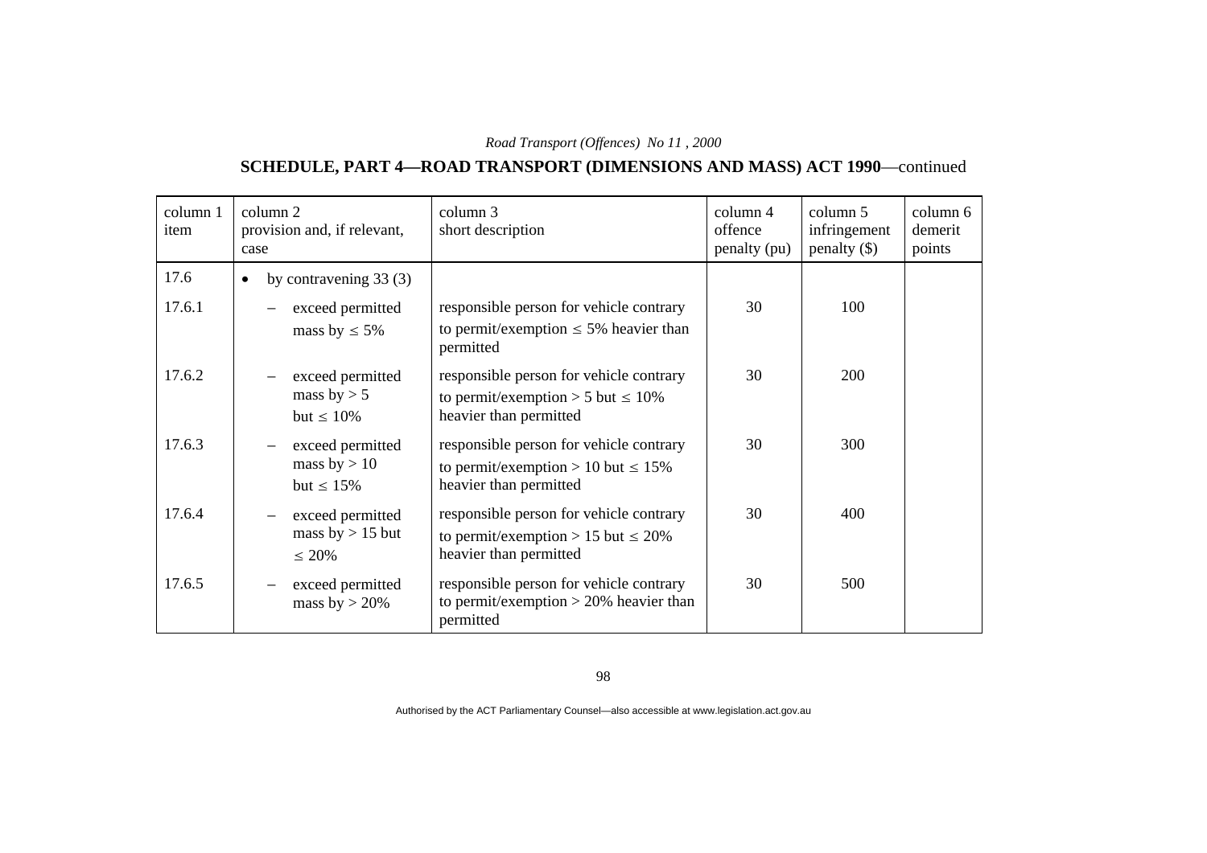## SCHEDULE, PART 4—ROAD TRANSPORT (DIMENSIONS AND MASS) ACT 1990—continued

| column 1 item | column 2 provision and, if relevant, case | column 3 short description | column 4 offence penalty (pu) | column 5 infringement penalty ($) | column 6 demerit points |
|---|---|---|---|---|---|
| 17.6 | • by contravening 33 (3) | | | | |
| 17.6.1 | – exceed permitted mass by ≤ 5% | responsible person for vehicle contrary to permit/exemption ≤ 5% heavier than permitted | 30 | 100 | |
| 17.6.2 | – exceed permitted mass by > 5 but ≤ 10% | responsible person for vehicle contrary to permit/exemption > 5 but ≤ 10% heavier than permitted | 30 | 200 | |
| 17.6.3 | – exceed permitted mass by > 10 but ≤ 15% | responsible person for vehicle contrary to permit/exemption > 10 but ≤ 15% heavier than permitted | 30 | 300 | |
| 17.6.4 | – exceed permitted mass by > 15 but ≤ 20% | responsible person for vehicle contrary to permit/exemption > 15 but ≤ 20% heavier than permitted | 30 | 400 | |
| 17.6.5 | – exceed permitted mass by > 20% | responsible person for vehicle contrary to permit/exemption > 20% heavier than permitted | 30 | 500 | |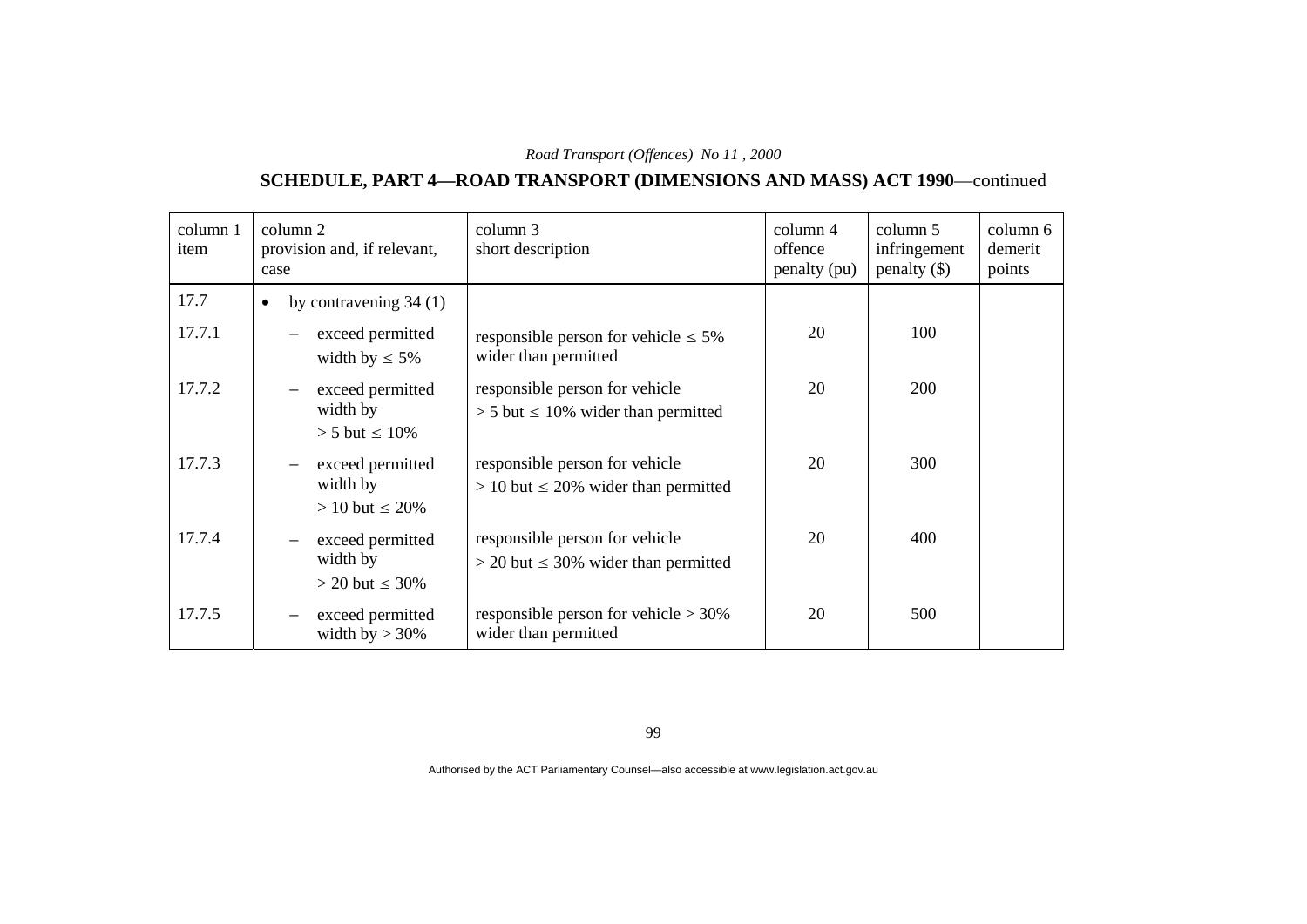## SCHEDULE, PART 4—ROAD TRANSPORT (DIMENSIONS AND MASS) ACT 1990—continued

| column 1 item | column 2 provision and, if relevant, case | column 3 short description | column 4 offence penalty (pu) | column 5 infringement penalty ($) | column 6 demerit points |
|---|---|---|---|---|---|
| 17.7 | • by contravening 34 (1) | | | | |
| 17.7.1 | – exceed permitted width by ≤ 5% | responsible person for vehicle ≤ 5% wider than permitted | 20 | 100 | |
| 17.7.2 | – exceed permitted width by > 5 but ≤ 10% | responsible person for vehicle > 5 but ≤ 10% wider than permitted | 20 | 200 | |
| 17.7.3 | – exceed permitted width by > 10 but ≤ 20% | responsible person for vehicle > 10 but ≤ 20% wider than permitted | 20 | 300 | |
| 17.7.4 | – exceed permitted width by > 20 but ≤ 30% | responsible person for vehicle > 20 but ≤ 30% wider than permitted | 20 | 400 | |
| 17.7.5 | – exceed permitted width by > 30% | responsible person for vehicle > 30% wider than permitted | 20 | 500 | |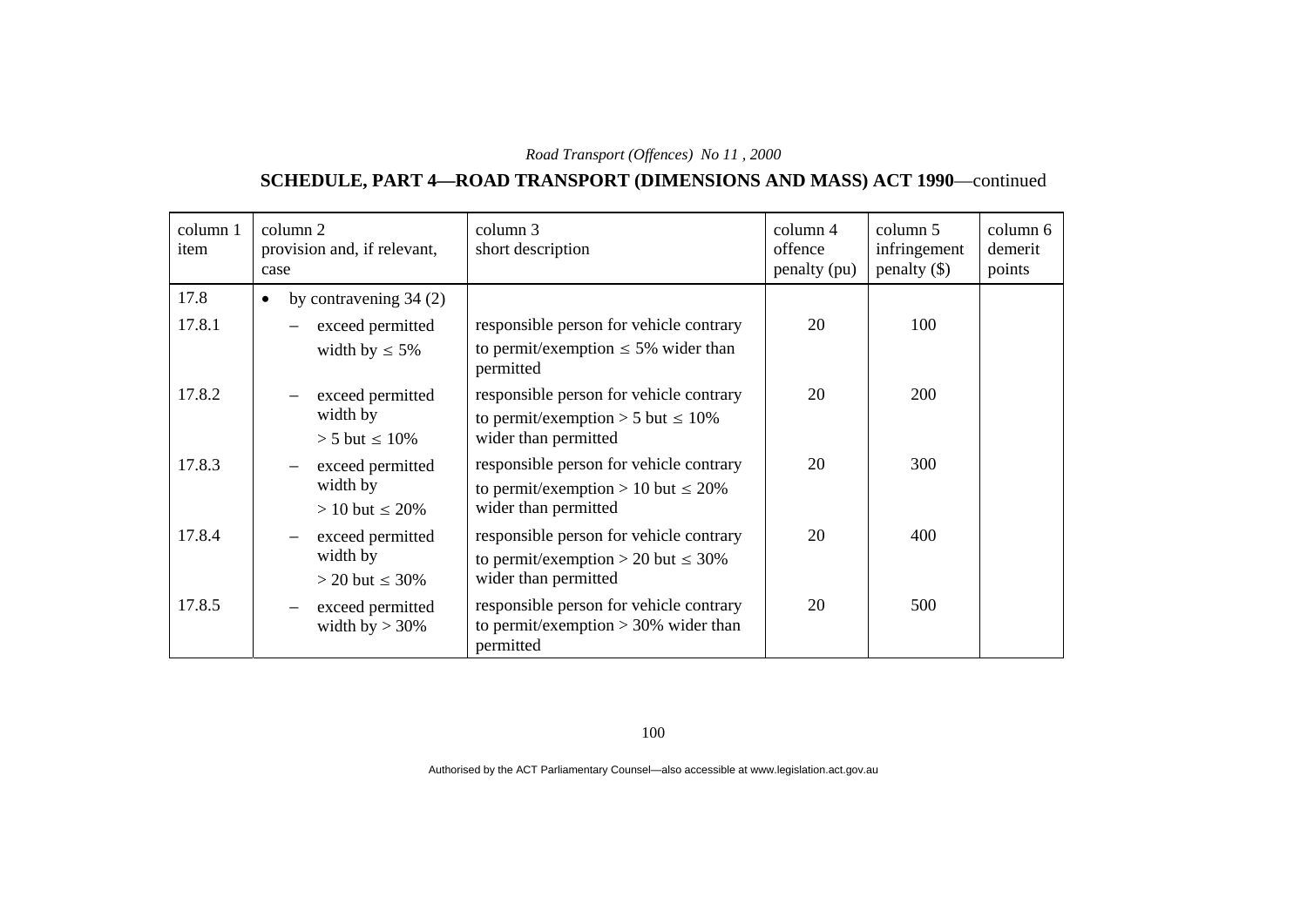## SCHEDULE, PART 4—ROAD TRANSPORT (DIMENSIONS AND MASS) ACT 1990—continued

| column 1 item | column 2 provision and, if relevant, case | column 3 short description | column 4 offence penalty (pu) | column 5 infringement penalty ($) | column 6 demerit points |
|---|---|---|---|---|---|
| 17.8 | • by contravening 34 (2) | | | | |
| 17.8.1 | – exceed permitted width by ≤ 5% | responsible person for vehicle contrary to permit/exemption ≤ 5% wider than permitted | 20 | 100 | |
| 17.8.2 | – exceed permitted width by > 5 but ≤ 10% | responsible person for vehicle contrary to permit/exemption > 5 but ≤ 10% wider than permitted | 20 | 200 | |
| 17.8.3 | – exceed permitted width by > 10 but ≤ 20% | responsible person for vehicle contrary to permit/exemption > 10 but ≤ 20% wider than permitted | 20 | 300 | |
| 17.8.4 | – exceed permitted width by > 20 but ≤ 30% | responsible person for vehicle contrary to permit/exemption > 20 but ≤ 30% wider than permitted | 20 | 400 | |
| 17.8.5 | – exceed permitted width by > 30% | responsible person for vehicle contrary to permit/exemption > 30% wider than permitted | 20 | 500 | |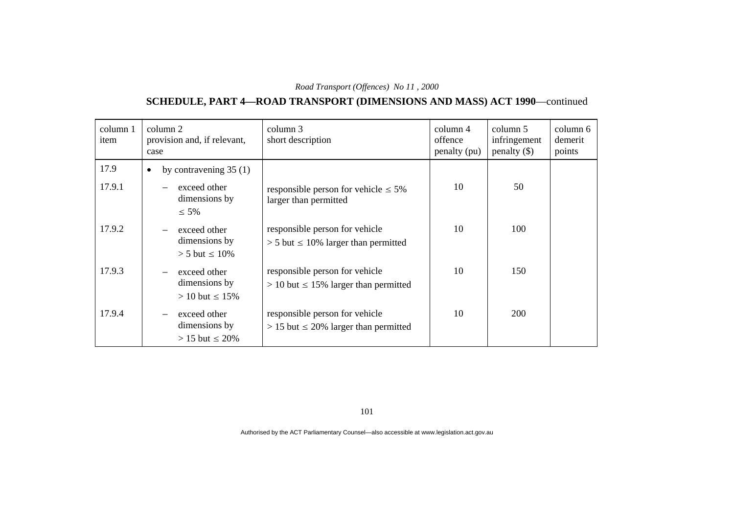## SCHEDULE, PART 4—ROAD TRANSPORT (DIMENSIONS AND MASS) ACT 1990—continued

| column 1 item | column 2 provision and, if relevant, case | column 3 short description | column 4 offence penalty (pu) | column 5 infringement penalty ($) | column 6 demerit points |
|---|---|---|---|---|---|
| 17.9 | • by contravening 35 (1) | | | | |
| 17.9.1 | – exceed other dimensions by ≤ 5% | responsible person for vehicle ≤ 5% larger than permitted | 10 | 50 | |
| 17.9.2 | – exceed other dimensions by > 5 but ≤ 10% | responsible person for vehicle > 5 but ≤ 10% larger than permitted | 10 | 100 | |
| 17.9.3 | – exceed other dimensions by > 10 but ≤ 15% | responsible person for vehicle > 10 but ≤ 15% larger than permitted | 10 | 150 | |
| 17.9.4 | – exceed other dimensions by > 15 but ≤ 20% | responsible person for vehicle > 15 but ≤ 20% larger than permitted | 10 | 200 | |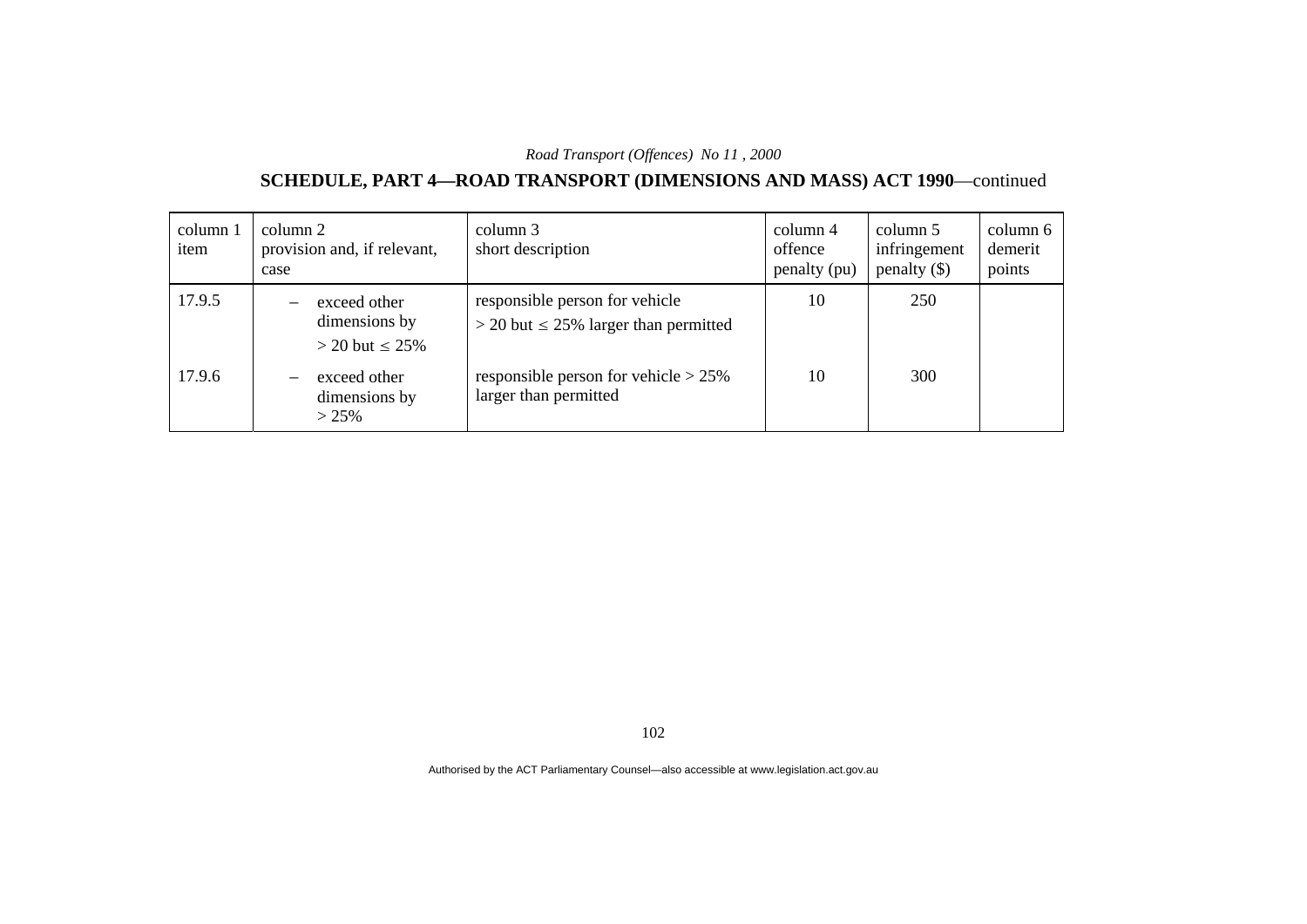## SCHEDULE, PART 4—ROAD TRANSPORT (DIMENSIONS AND MASS) ACT 1990—continued

| column 1 item | column 2 provision and, if relevant, case | column 3 short description | column 4 offence penalty (pu) | column 5 infringement penalty ($) | column 6 demerit points |
|---|---|---|---|---|---|
| 17.9.5 | – exceed other dimensions by > 20 but ≤ 25% | responsible person for vehicle > 20 but ≤ 25% larger than permitted | 10 | 250 | |
| 17.9.6 | – exceed other dimensions by > 25% | responsible person for vehicle > 25% larger than permitted | 10 | 300 | |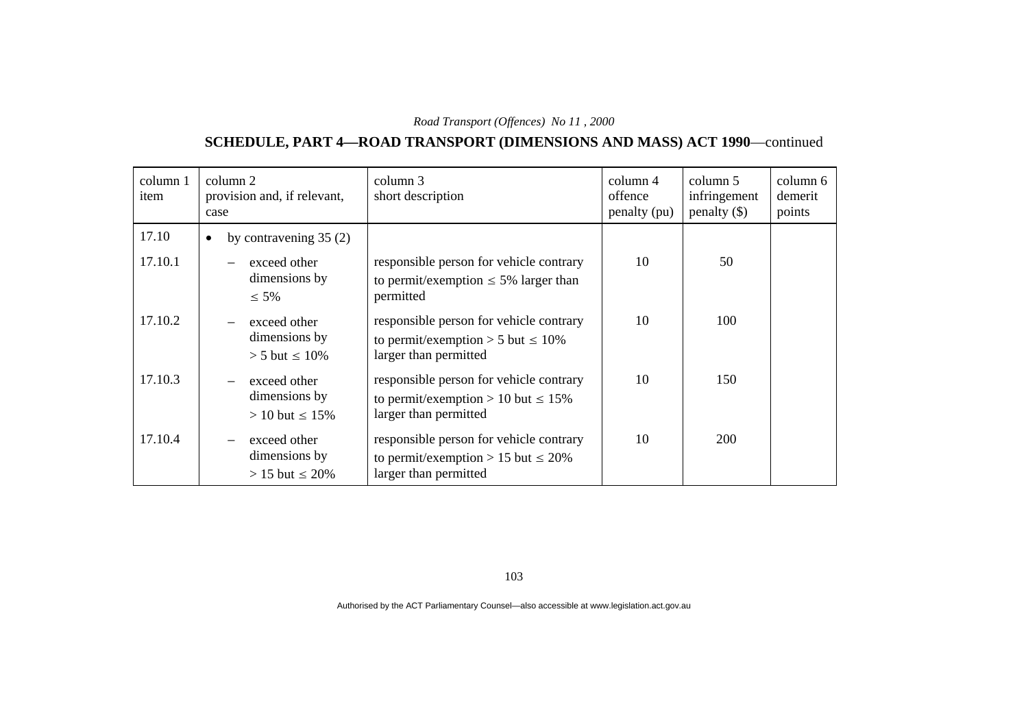## SCHEDULE, PART 4—ROAD TRANSPORT (DIMENSIONS AND MASS) ACT 1990—continued

| column 1 item | column 2 provision and, if relevant, case | column 3 short description | column 4 offence penalty (pu) | column 5 infringement penalty ($) | column 6 demerit points |
|---|---|---|---|---|---|
| 17.10 | • by contravening 35 (2) | | | | |
| 17.10.1 | – exceed other dimensions by ≤ 5% | responsible person for vehicle contrary to permit/exemption ≤ 5% larger than permitted | 10 | 50 | |
| 17.10.2 | – exceed other dimensions by > 5 but ≤ 10% | responsible person for vehicle contrary to permit/exemption > 5 but ≤ 10% larger than permitted | 10 | 100 | |
| 17.10.3 | – exceed other dimensions by > 10 but ≤ 15% | responsible person for vehicle contrary to permit/exemption > 10 but ≤ 15% larger than permitted | 10 | 150 | |
| 17.10.4 | – exceed other dimensions by > 15 but ≤ 20% | responsible person for vehicle contrary to permit/exemption > 15 but ≤ 20% larger than permitted | 10 | 200 | |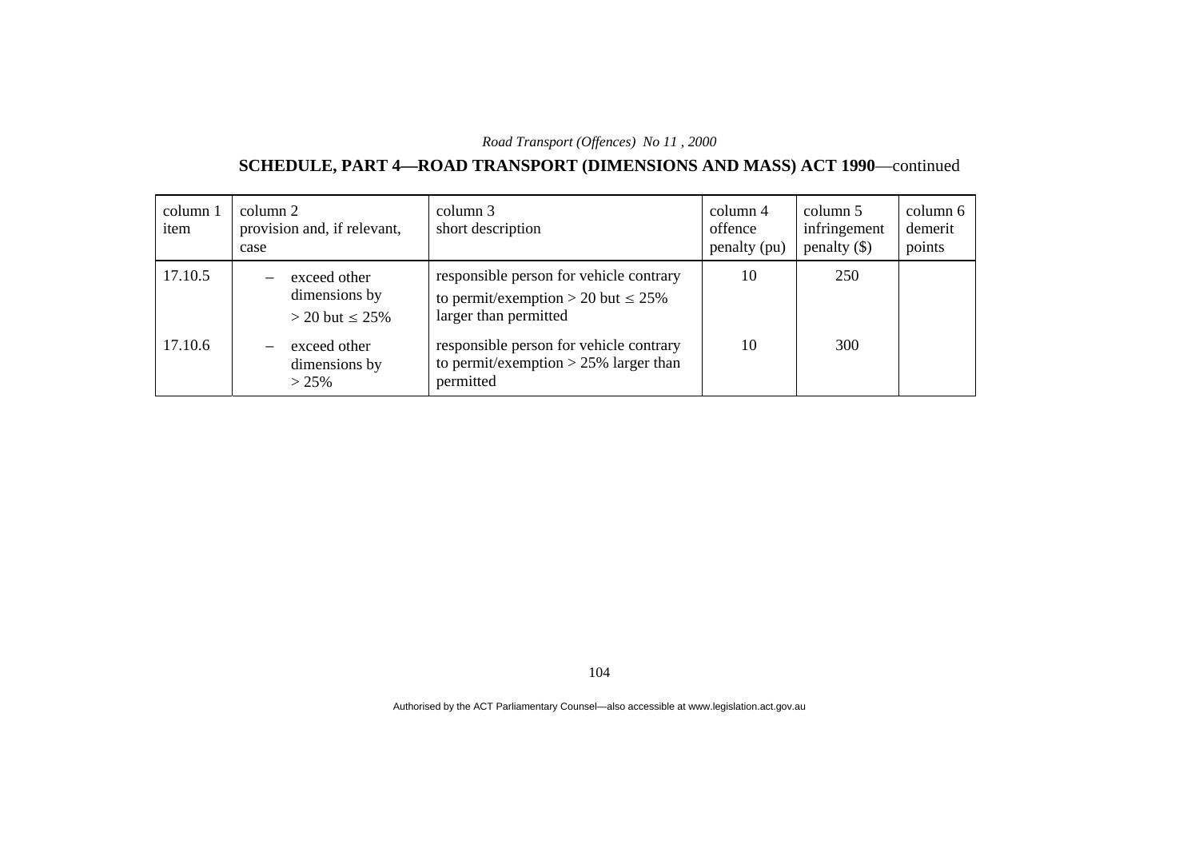## SCHEDULE, PART 4—ROAD TRANSPORT (DIMENSIONS AND MASS) ACT 1990—continued

| column 1 item | column 2 provision and, if relevant, case | column 3 short description | column 4 offence penalty (pu) | column 5 infringement penalty ($) | column 6 demerit points |
|---|---|---|---|---|---|
| 17.10.5 | – exceed other dimensions by > 20 but ≤ 25% | responsible person for vehicle contrary to permit/exemption > 20 but ≤ 25% larger than permitted | 10 | 250 | |
| 17.10.6 | – exceed other dimensions by > 25% | responsible person for vehicle contrary to permit/exemption > 25% larger than permitted | 10 | 300 | |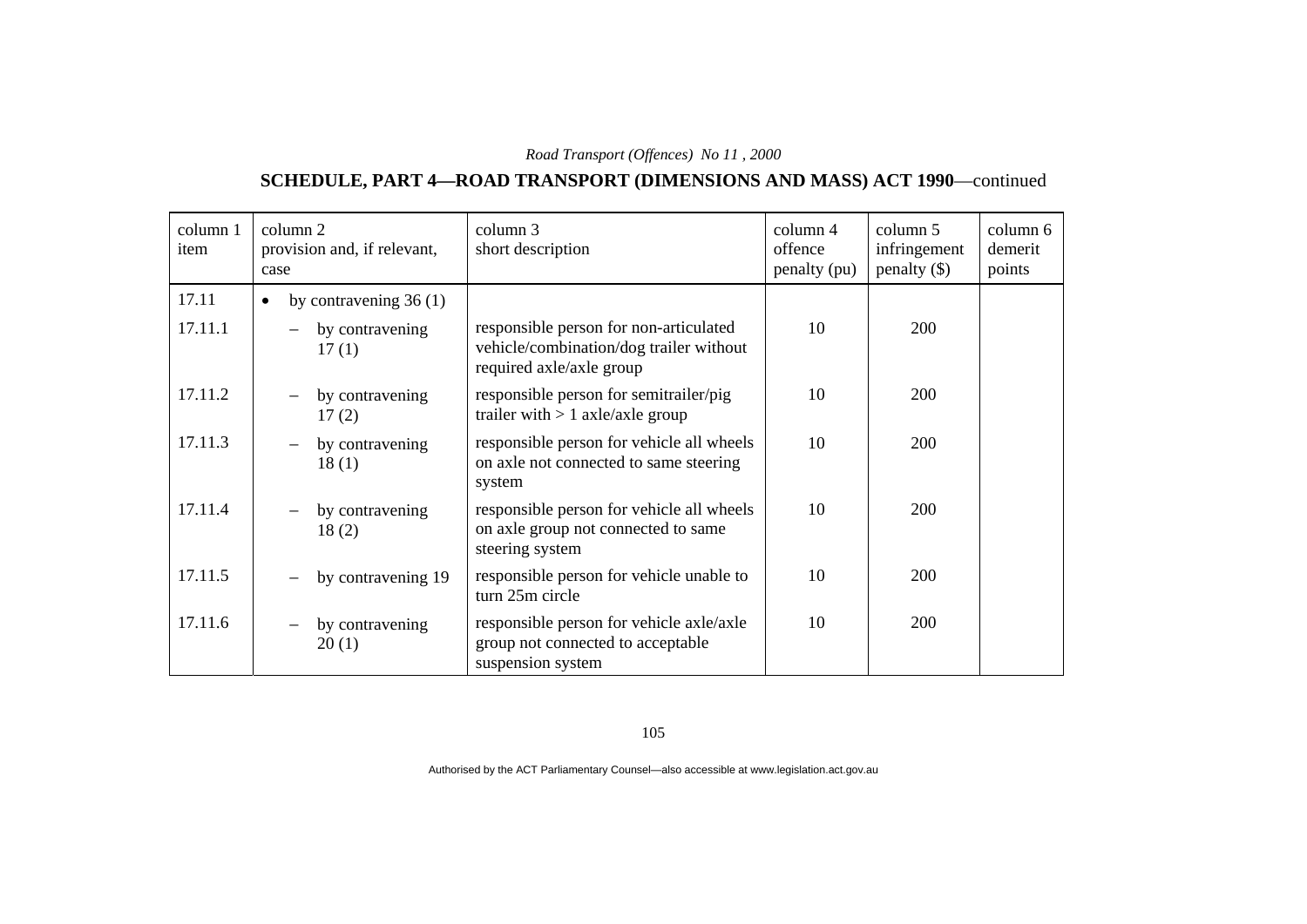## SCHEDULE, PART 4—ROAD TRANSPORT (DIMENSIONS AND MASS) ACT 1990—continued

| column 1 item | column 2 provision and, if relevant, case | column 3 short description | column 4 offence penalty (pu) | column 5 infringement penalty ($) | column 6 demerit points |
|---|---|---|---|---|---|
| 17.11 | • by contravening 36 (1) | | | | |
| 17.11.1 | – by contravening 17 (1) | responsible person for non-articulated vehicle/combination/dog trailer without required axle/axle group | 10 | 200 | |
| 17.11.2 | – by contravening 17 (2) | responsible person for semitrailer/pig trailer with > 1 axle/axle group | 10 | 200 | |
| 17.11.3 | – by contravening 18 (1) | responsible person for vehicle all wheels on axle not connected to same steering system | 10 | 200 | |
| 17.11.4 | – by contravening 18 (2) | responsible person for vehicle all wheels on axle group not connected to same steering system | 10 | 200 | |
| 17.11.5 | – by contravening 19 | responsible person for vehicle unable to turn 25m circle | 10 | 200 | |
| 17.11.6 | – by contravening 20 (1) | responsible person for vehicle axle/axle group not connected to acceptable suspension system | 10 | 200 | |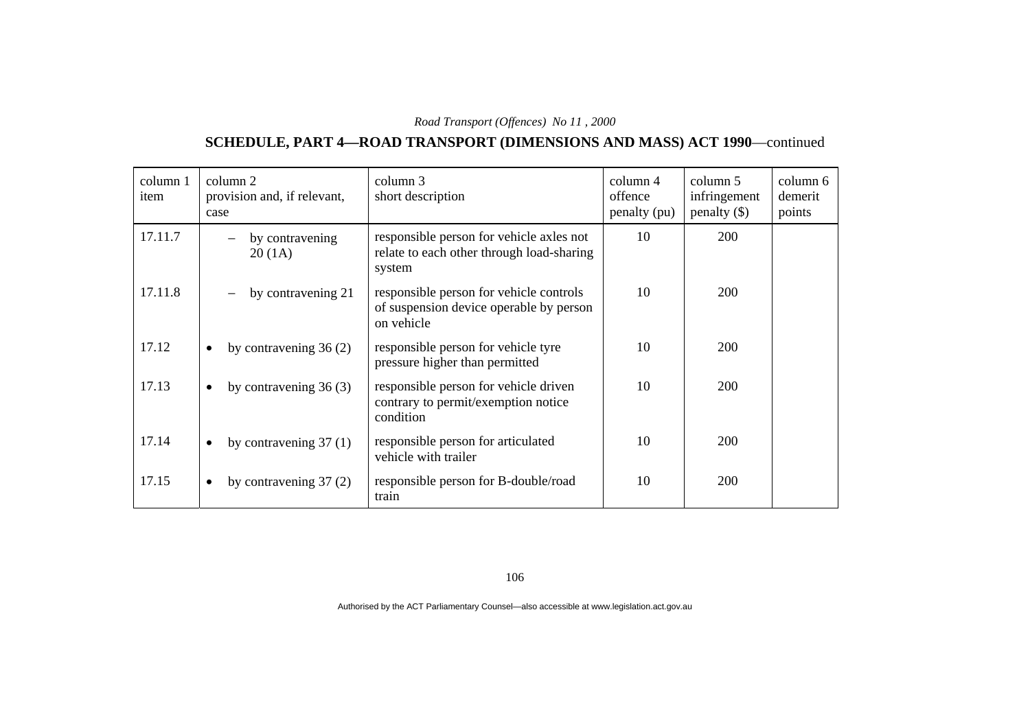## SCHEDULE, PART 4—ROAD TRANSPORT (DIMENSIONS AND MASS) ACT 1990—continued

| column 1 item | column 2 provision and, if relevant, case | column 3 short description | column 4 offence penalty (pu) | column 5 infringement penalty ($) | column 6 demerit points |
|---|---|---|---|---|---|
| 17.11.7 | – by contravening 20 (1A) | responsible person for vehicle axles not relate to each other through load-sharing system | 10 | 200 | |
| 17.11.8 | – by contravening 21 | responsible person for vehicle controls of suspension device operable by person on vehicle | 10 | 200 | |
| 17.12 | • by contravening 36 (2) | responsible person for vehicle tyre pressure higher than permitted | 10 | 200 | |
| 17.13 | • by contravening 36 (3) | responsible person for vehicle driven contrary to permit/exemption notice condition | 10 | 200 | |
| 17.14 | • by contravening 37 (1) | responsible person for articulated vehicle with trailer | 10 | 200 | |
| 17.15 | • by contravening 37 (2) | responsible person for B-double/road train | 10 | 200 | |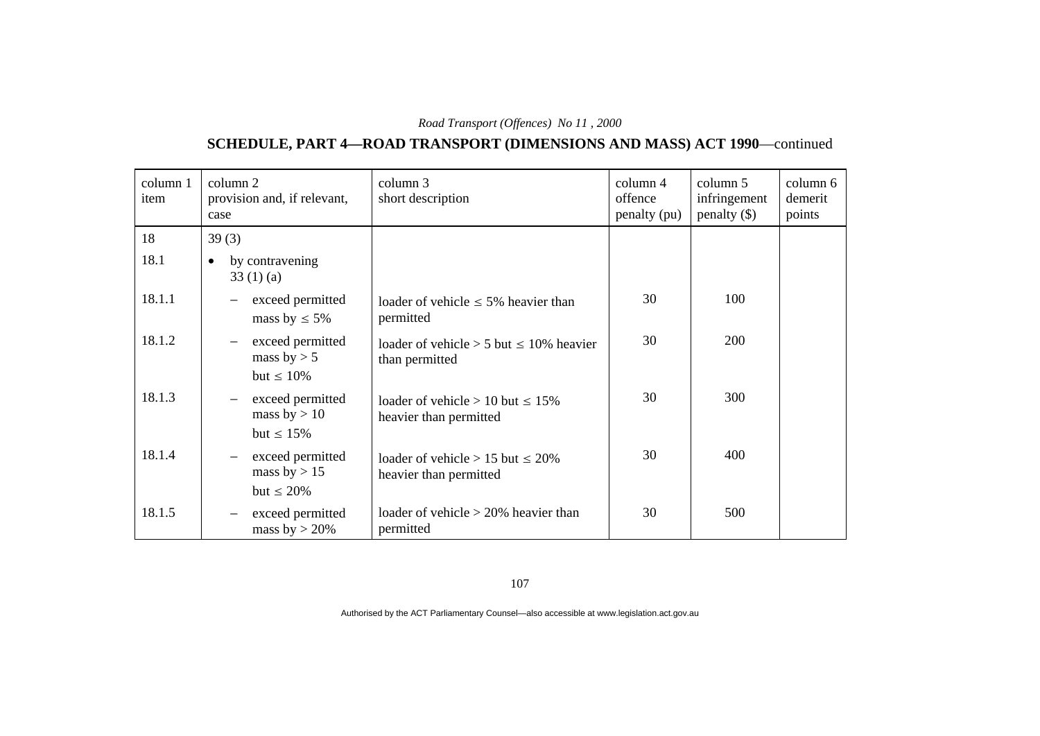## SCHEDULE, PART 4—ROAD TRANSPORT (DIMENSIONS AND MASS) ACT 1990—continued

| column 1 item | column 2 provision and, if relevant, case | column 3 short description | column 4 offence penalty (pu) | column 5 infringement penalty ($) | column 6 demerit points |
|---|---|---|---|---|---|
| 18 | 39 (3) | | | | |
| 18.1 | • by contravening 33 (1) (a) | | | | |
| 18.1.1 | – exceed permitted mass by ≤ 5% | loader of vehicle ≤ 5% heavier than permitted | 30 | 100 | |
| 18.1.2 | – exceed permitted mass by > 5 but ≤ 10% | loader of vehicle > 5 but ≤ 10% heavier than permitted | 30 | 200 | |
| 18.1.3 | – exceed permitted mass by > 10 but ≤ 15% | loader of vehicle > 10 but ≤ 15% heavier than permitted | 30 | 300 | |
| 18.1.4 | – exceed permitted mass by > 15 but ≤ 20% | loader of vehicle > 15 but ≤ 20% heavier than permitted | 30 | 400 | |
| 18.1.5 | – exceed permitted mass by > 20% | loader of vehicle > 20% heavier than permitted | 30 | 500 | |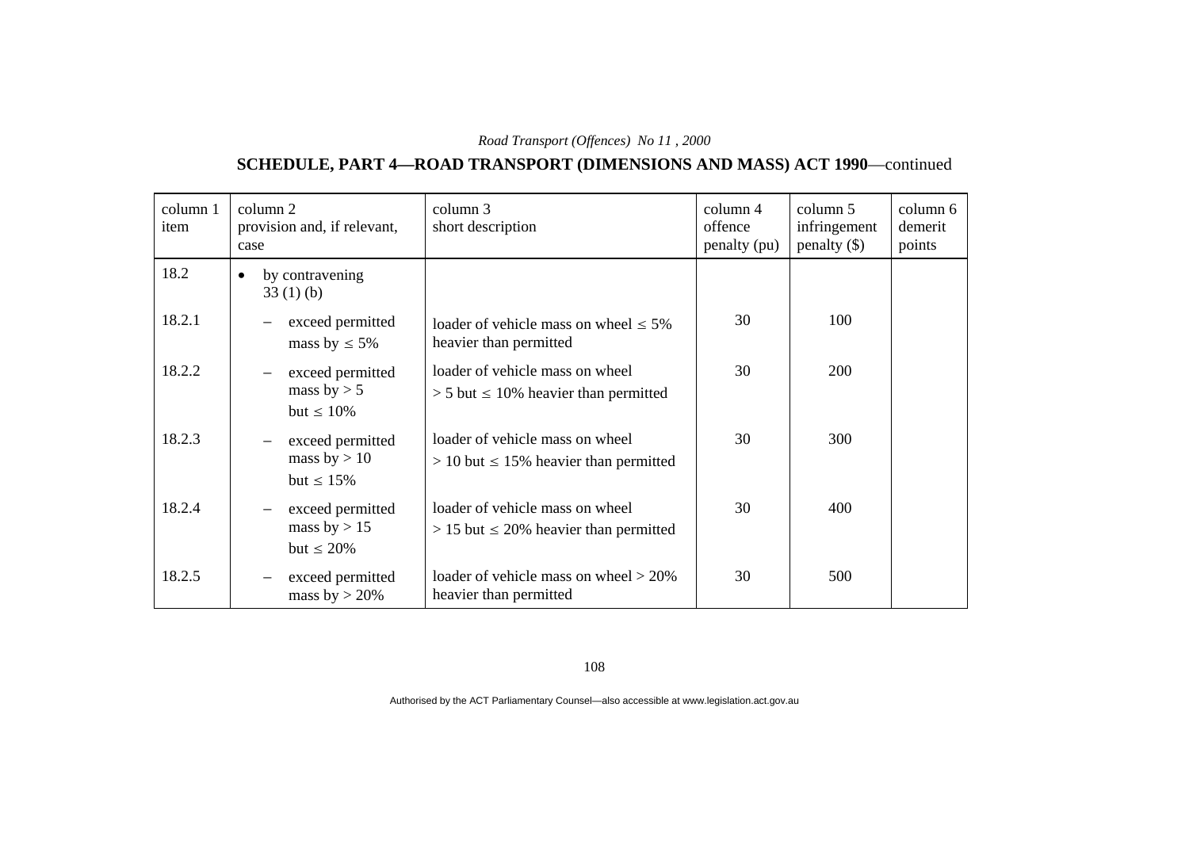## SCHEDULE, PART 4—ROAD TRANSPORT (DIMENSIONS AND MASS) ACT 1990—continued

| column 1 item | column 2 provision and, if relevant, case | column 3 short description | column 4 offence penalty (pu) | column 5 infringement penalty ($) | column 6 demerit points |
|---|---|---|---|---|---|
| 18.2 | • by contravening 33 (1) (b) | | | | |
| 18.2.1 | – exceed permitted mass by ≤ 5% | loader of vehicle mass on wheel ≤ 5% heavier than permitted | 30 | 100 | |
| 18.2.2 | – exceed permitted mass by > 5 but ≤ 10% | loader of vehicle mass on wheel > 5 but ≤ 10% heavier than permitted | 30 | 200 | |
| 18.2.3 | – exceed permitted mass by > 10 but ≤ 15% | loader of vehicle mass on wheel > 10 but ≤ 15% heavier than permitted | 30 | 300 | |
| 18.2.4 | – exceed permitted mass by > 15 but ≤ 20% | loader of vehicle mass on wheel > 15 but ≤ 20% heavier than permitted | 30 | 400 | |
| 18.2.5 | – exceed permitted mass by > 20% | loader of vehicle mass on wheel > 20% heavier than permitted | 30 | 500 | |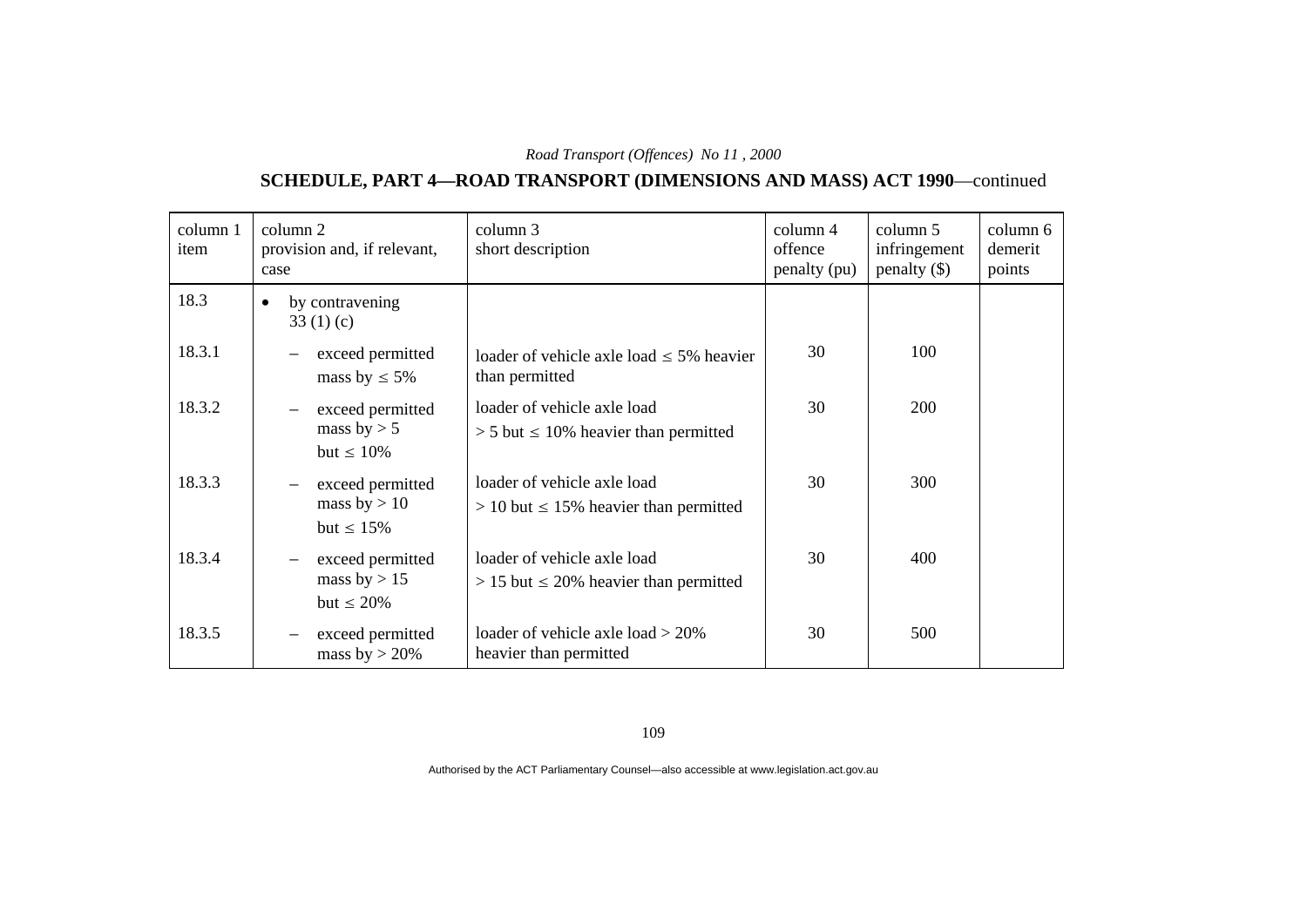## SCHEDULE, PART 4—ROAD TRANSPORT (DIMENSIONS AND MASS) ACT 1990—continued

| column 1 item | column 2 provision and, if relevant, case | column 3 short description | column 4 offence penalty (pu) | column 5 infringement penalty ($) | column 6 demerit points |
|---|---|---|---|---|---|
| 18.3 | • by contravening 33 (1) (c) | | | | |
| 18.3.1 | – exceed permitted mass by ≤ 5% | loader of vehicle axle load ≤ 5% heavier than permitted | 30 | 100 | |
| 18.3.2 | – exceed permitted mass by > 5 but ≤ 10% | loader of vehicle axle load > 5 but ≤ 10% heavier than permitted | 30 | 200 | |
| 18.3.3 | – exceed permitted mass by > 10 but ≤ 15% | loader of vehicle axle load > 10 but ≤ 15% heavier than permitted | 30 | 300 | |
| 18.3.4 | – exceed permitted mass by > 15 but ≤ 20% | loader of vehicle axle load > 15 but ≤ 20% heavier than permitted | 30 | 400 | |
| 18.3.5 | – exceed permitted mass by > 20% | loader of vehicle axle load > 20% heavier than permitted | 30 | 500 | |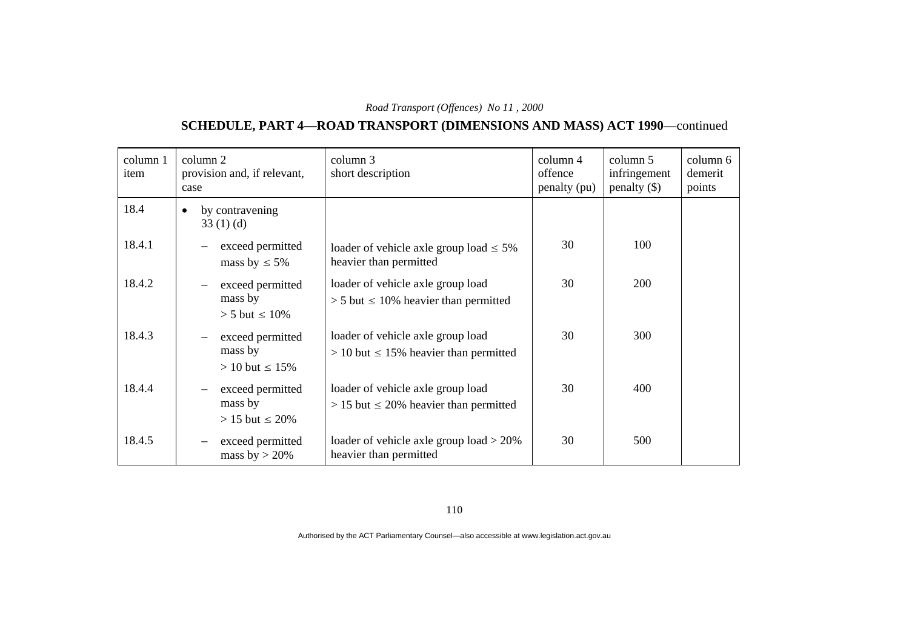## SCHEDULE, PART 4—ROAD TRANSPORT (DIMENSIONS AND MASS) ACT 1990—continued

| column 1 item | column 2 provision and, if relevant, case | column 3 short description | column 4 offence penalty (pu) | column 5 infringement penalty ($) | column 6 demerit points |
|---|---|---|---|---|---|
| 18.4 | • by contravening 33 (1) (d) | | | | |
| 18.4.1 | – exceed permitted mass by ≤ 5% | loader of vehicle axle group load ≤ 5% heavier than permitted | 30 | 100 | |
| 18.4.2 | – exceed permitted mass by > 5 but ≤ 10% | loader of vehicle axle group load > 5 but ≤ 10% heavier than permitted | 30 | 200 | |
| 18.4.3 | – exceed permitted mass by > 10 but ≤ 15% | loader of vehicle axle group load > 10 but ≤ 15% heavier than permitted | 30 | 300 | |
| 18.4.4 | – exceed permitted mass by > 15 but ≤ 20% | loader of vehicle axle group load > 15 but ≤ 20% heavier than permitted | 30 | 400 | |
| 18.4.5 | – exceed permitted mass by > 20% | loader of vehicle axle group load > 20% heavier than permitted | 30 | 500 | |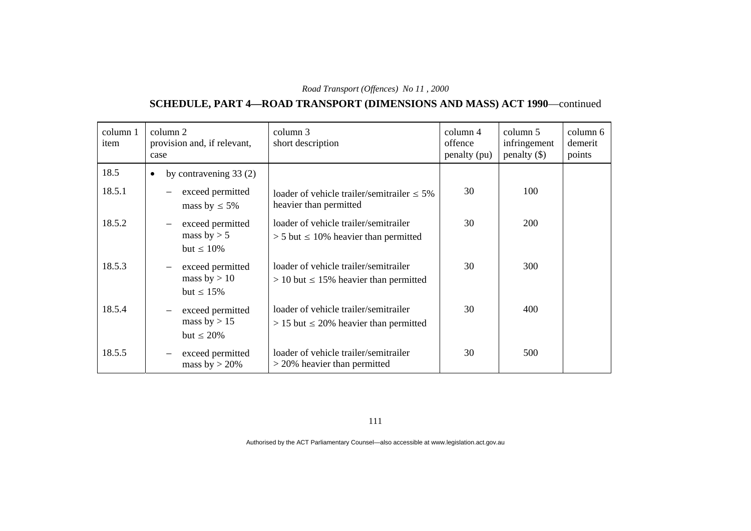## SCHEDULE, PART 4—ROAD TRANSPORT (DIMENSIONS AND MASS) ACT 1990—continued

| column 1 item | column 2 provision and, if relevant, case | column 3 short description | column 4 offence penalty (pu) | column 5 infringement penalty ($) | column 6 demerit points |
|---|---|---|---|---|---|
| 18.5 | • by contravening 33 (2) | | | | |
| 18.5.1 | – exceed permitted mass by ≤ 5% | loader of vehicle trailer/semitrailer ≤ 5% heavier than permitted | 30 | 100 | |
| 18.5.2 | – exceed permitted mass by > 5 but ≤ 10% | loader of vehicle trailer/semitrailer > 5 but ≤ 10% heavier than permitted | 30 | 200 | |
| 18.5.3 | – exceed permitted mass by > 10 but ≤ 15% | loader of vehicle trailer/semitrailer > 10 but ≤ 15% heavier than permitted | 30 | 300 | |
| 18.5.4 | – exceed permitted mass by > 15 but ≤ 20% | loader of vehicle trailer/semitrailer > 15 but ≤ 20% heavier than permitted | 30 | 400 | |
| 18.5.5 | – exceed permitted mass by > 20% | loader of vehicle trailer/semitrailer > 20% heavier than permitted | 30 | 500 | |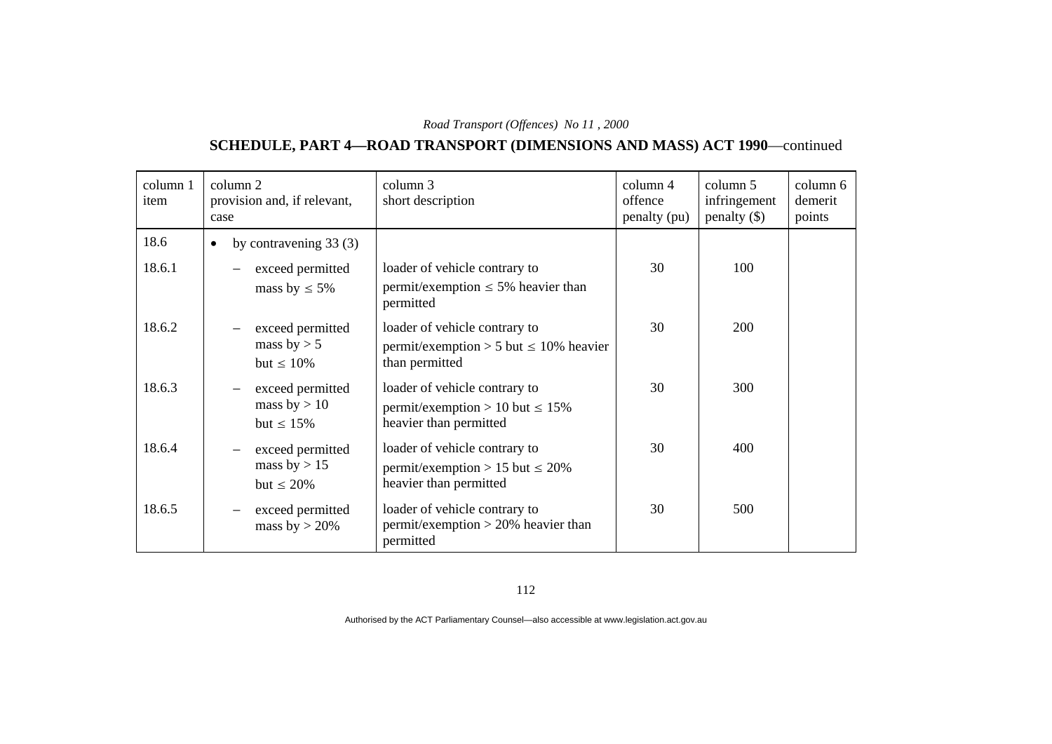## SCHEDULE, PART 4—ROAD TRANSPORT (DIMENSIONS AND MASS) ACT 1990—continued

| column 1 item | column 2 provision and, if relevant, case | column 3 short description | column 4 offence penalty (pu) | column 5 infringement penalty ($) | column 6 demerit points |
|---|---|---|---|---|---|
| 18.6 | • by contravening 33 (3) | | | | |
| 18.6.1 | – exceed permitted mass by ≤ 5% | loader of vehicle contrary to permit/exemption ≤ 5% heavier than permitted | 30 | 100 | |
| 18.6.2 | – exceed permitted mass by > 5 but ≤ 10% | loader of vehicle contrary to permit/exemption > 5 but ≤ 10% heavier than permitted | 30 | 200 | |
| 18.6.3 | – exceed permitted mass by > 10 but ≤ 15% | loader of vehicle contrary to permit/exemption > 10 but ≤ 15% heavier than permitted | 30 | 300 | |
| 18.6.4 | – exceed permitted mass by > 15 but ≤ 20% | loader of vehicle contrary to permit/exemption > 15 but ≤ 20% heavier than permitted | 30 | 400 | |
| 18.6.5 | – exceed permitted mass by > 20% | loader of vehicle contrary to permit/exemption > 20% heavier than permitted | 30 | 500 | |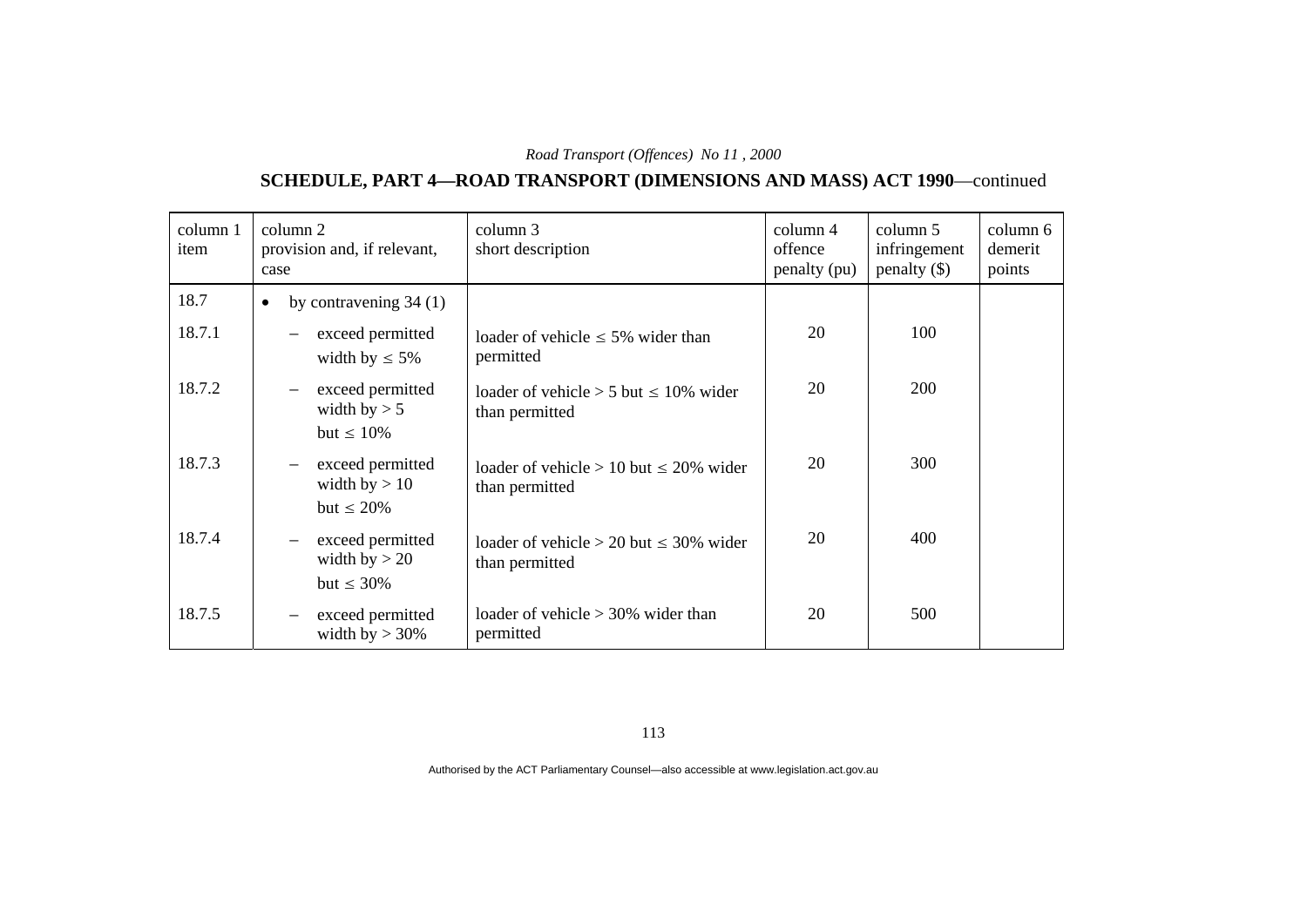## SCHEDULE, PART 4—ROAD TRANSPORT (DIMENSIONS AND MASS) ACT 1990—continued

| column 1 item | column 2 provision and, if relevant, case | column 3 short description | column 4 offence penalty (pu) | column 5 infringement penalty ($) | column 6 demerit points |
|---|---|---|---|---|---|
| 18.7 | • by contravening 34 (1) | | | | |
| 18.7.1 | – exceed permitted width by ≤ 5% | loader of vehicle ≤ 5% wider than permitted | 20 | 100 | |
| 18.7.2 | – exceed permitted width by > 5 but ≤ 10% | loader of vehicle > 5 but ≤ 10% wider than permitted | 20 | 200 | |
| 18.7.3 | – exceed permitted width by > 10 but ≤ 20% | loader of vehicle > 10 but ≤ 20% wider than permitted | 20 | 300 | |
| 18.7.4 | – exceed permitted width by > 20 but ≤ 30% | loader of vehicle > 20 but ≤ 30% wider than permitted | 20 | 400 | |
| 18.7.5 | – exceed permitted width by > 30% | loader of vehicle > 30% wider than permitted | 20 | 500 | |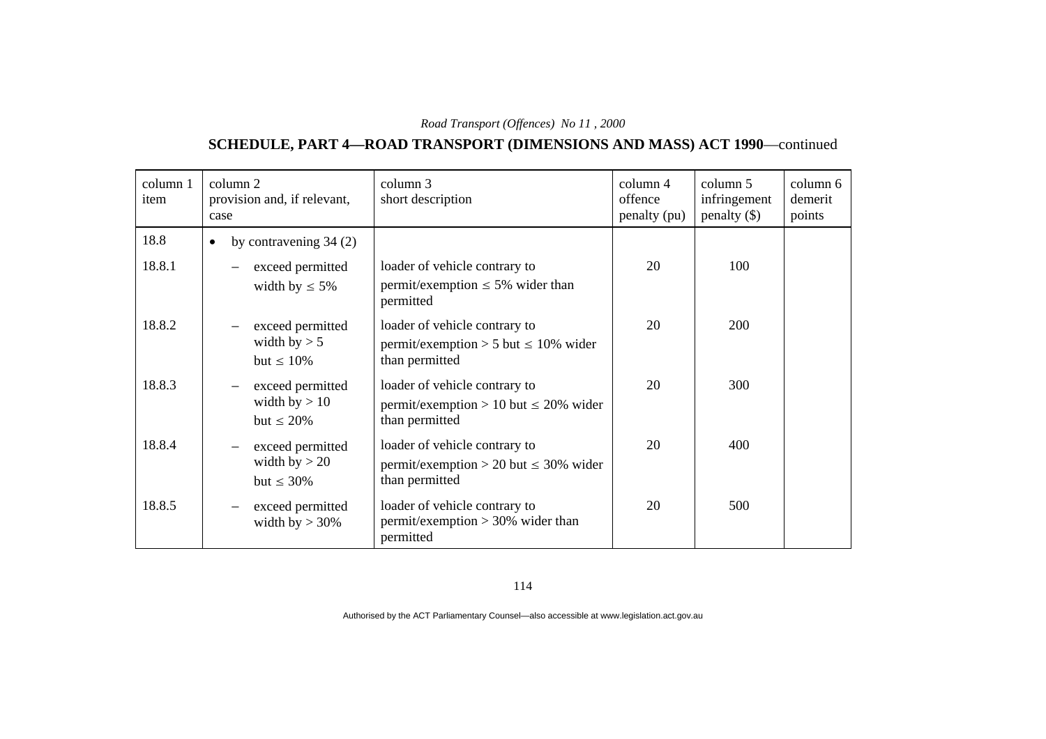## SCHEDULE, PART 4—ROAD TRANSPORT (DIMENSIONS AND MASS) ACT 1990—continued

| column 1 item | column 2 provision and, if relevant, case | column 3 short description | column 4 offence penalty (pu) | column 5 infringement penalty ($) | column 6 demerit points |
|---|---|---|---|---|---|
| 18.8 | • by contravening 34 (2) | | | | |
| 18.8.1 | – exceed permitted width by ≤ 5% | loader of vehicle contrary to permit/exemption ≤ 5% wider than permitted | 20 | 100 | |
| 18.8.2 | – exceed permitted width by > 5 but ≤ 10% | loader of vehicle contrary to permit/exemption > 5 but ≤ 10% wider than permitted | 20 | 200 | |
| 18.8.3 | – exceed permitted width by > 10 but ≤ 20% | loader of vehicle contrary to permit/exemption > 10 but ≤ 20% wider than permitted | 20 | 300 | |
| 18.8.4 | – exceed permitted width by > 20 but ≤ 30% | loader of vehicle contrary to permit/exemption > 20 but ≤ 30% wider than permitted | 20 | 400 | |
| 18.8.5 | – exceed permitted width by > 30% | loader of vehicle contrary to permit/exemption > 30% wider than permitted | 20 | 500 | |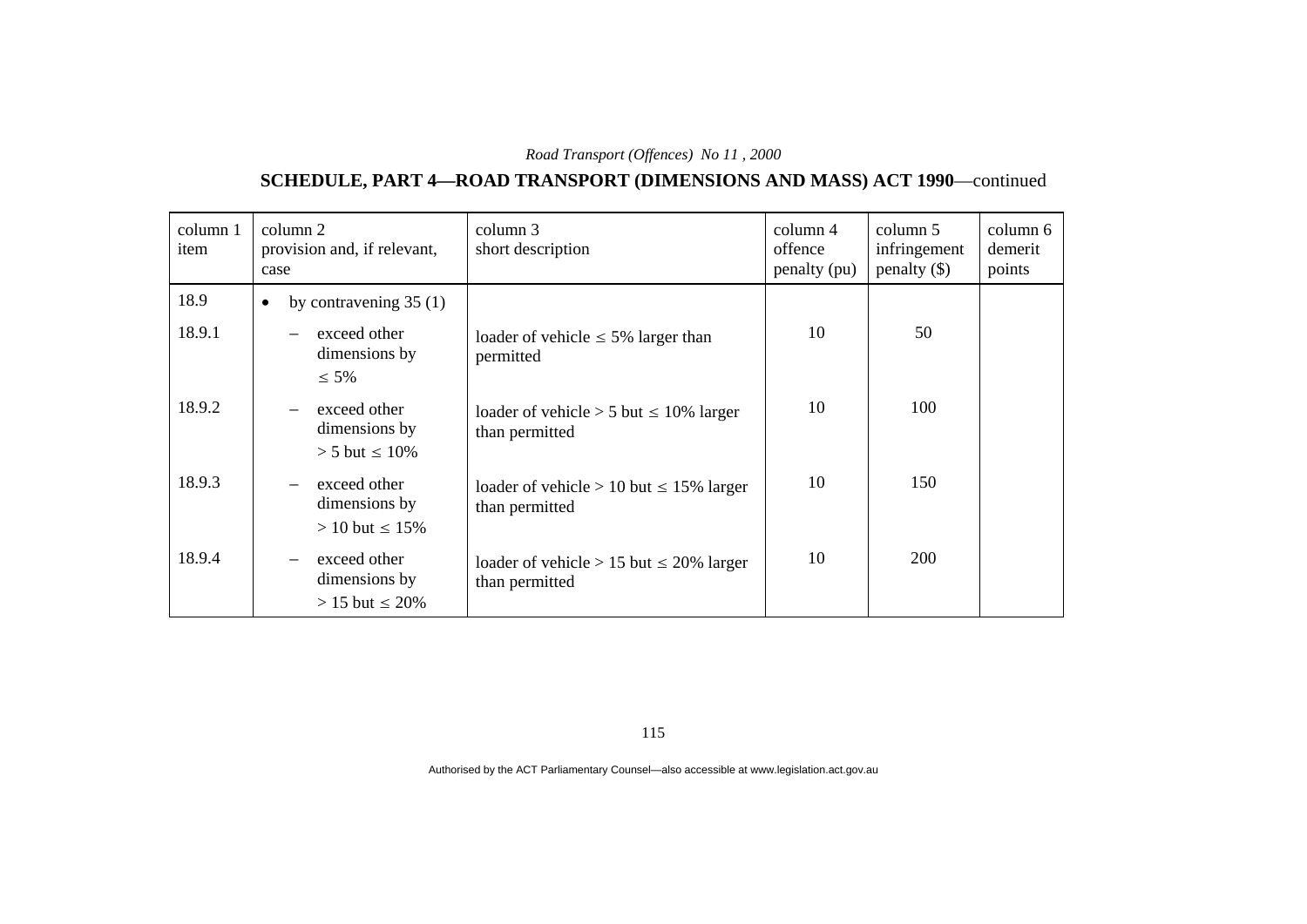## SCHEDULE, PART 4—ROAD TRANSPORT (DIMENSIONS AND MASS) ACT 1990—continued

| column 1 item | column 2 provision and, if relevant, case | column 3 short description | column 4 offence penalty (pu) | column 5 infringement penalty ($) | column 6 demerit points |
|---|---|---|---|---|---|
| 18.9 | • by contravening 35 (1) | | | | |
| 18.9.1 | – exceed other dimensions by ≤ 5% | loader of vehicle ≤ 5% larger than permitted | 10 | 50 | |
| 18.9.2 | – exceed other dimensions by > 5 but ≤ 10% | loader of vehicle > 5 but ≤ 10% larger than permitted | 10 | 100 | |
| 18.9.3 | – exceed other dimensions by > 10 but ≤ 15% | loader of vehicle > 10 but ≤ 15% larger than permitted | 10 | 150 | |
| 18.9.4 | – exceed other dimensions by > 15 but ≤ 20% | loader of vehicle > 15 but ≤ 20% larger than permitted | 10 | 200 | |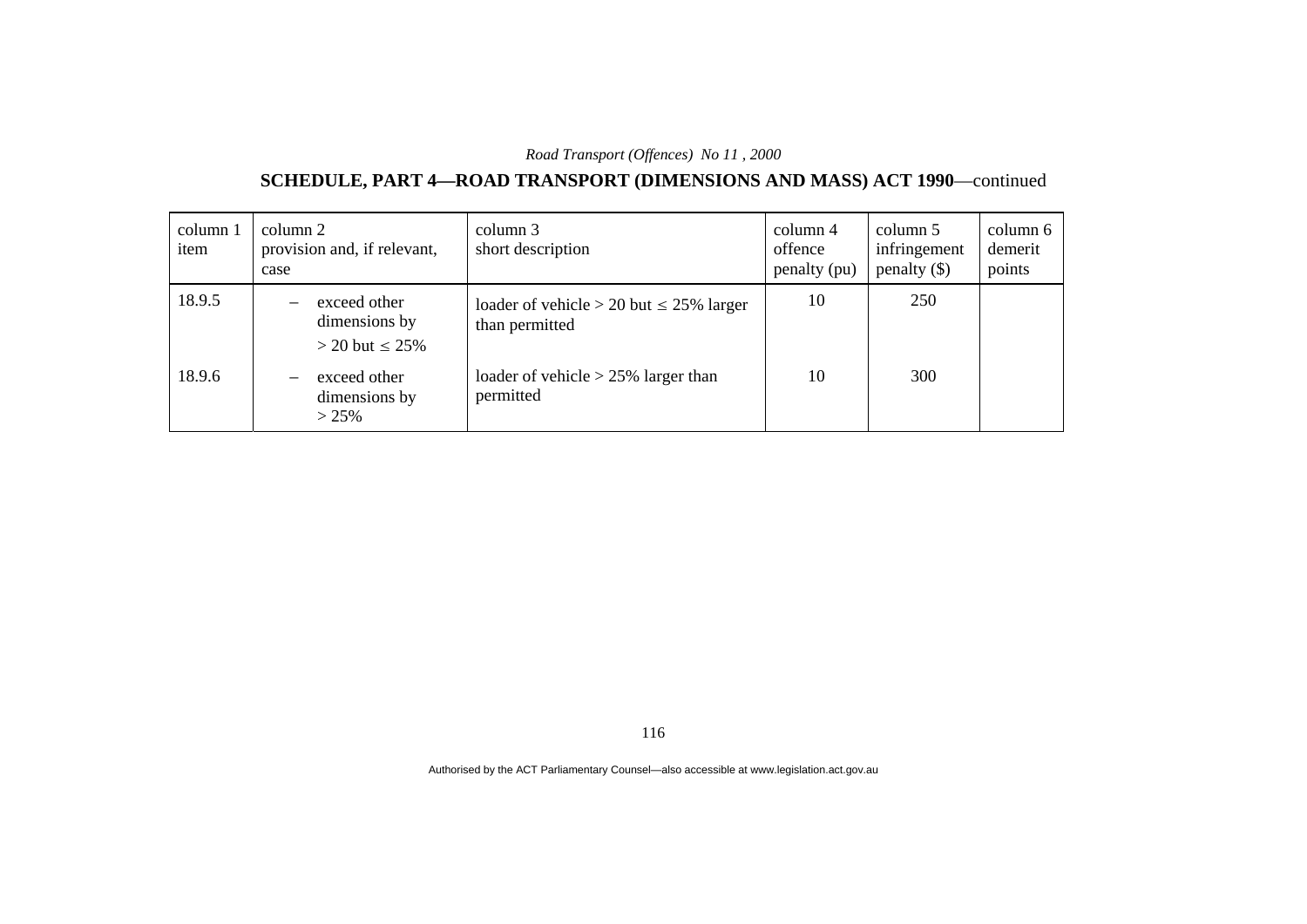## SCHEDULE, PART 4—ROAD TRANSPORT (DIMENSIONS AND MASS) ACT 1990—continued

| column 1 item | column 2 provision and, if relevant, case | column 3 short description | column 4 offence penalty (pu) | column 5 infringement penalty ($) | column 6 demerit points |
|---|---|---|---|---|---|
| 18.9.5 | – exceed other dimensions by > 20 but ≤ 25% | loader of vehicle > 20 but ≤ 25% larger than permitted | 10 | 250 | |
| 18.9.6 | – exceed other dimensions by > 25% | loader of vehicle > 25% larger than permitted | 10 | 300 | |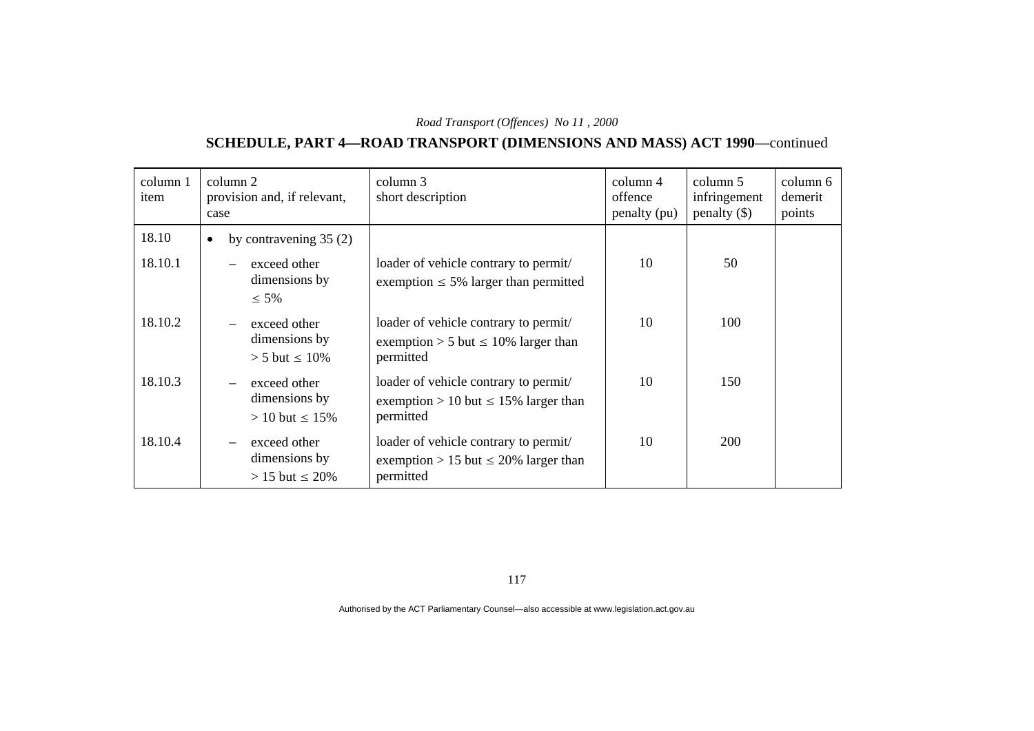## SCHEDULE, PART 4—ROAD TRANSPORT (DIMENSIONS AND MASS) ACT 1990—continued

| column 1 item | column 2 provision and, if relevant, case | column 3 short description | column 4 offence penalty (pu) | column 5 infringement penalty ($) | column 6 demerit points |
|---|---|---|---|---|---|
| 18.10 | • by contravening 35 (2) | | | | |
| 18.10.1 | – exceed other dimensions by ≤ 5% | loader of vehicle contrary to permit/ exemption ≤ 5% larger than permitted | 10 | 50 | |
| 18.10.2 | – exceed other dimensions by > 5 but ≤ 10% | loader of vehicle contrary to permit/ exemption > 5 but ≤ 10% larger than permitted | 10 | 100 | |
| 18.10.3 | – exceed other dimensions by > 10 but ≤ 15% | loader of vehicle contrary to permit/ exemption > 10 but ≤ 15% larger than permitted | 10 | 150 | |
| 18.10.4 | – exceed other dimensions by > 15 but ≤ 20% | loader of vehicle contrary to permit/ exemption > 15 but ≤ 20% larger than permitted | 10 | 200 | |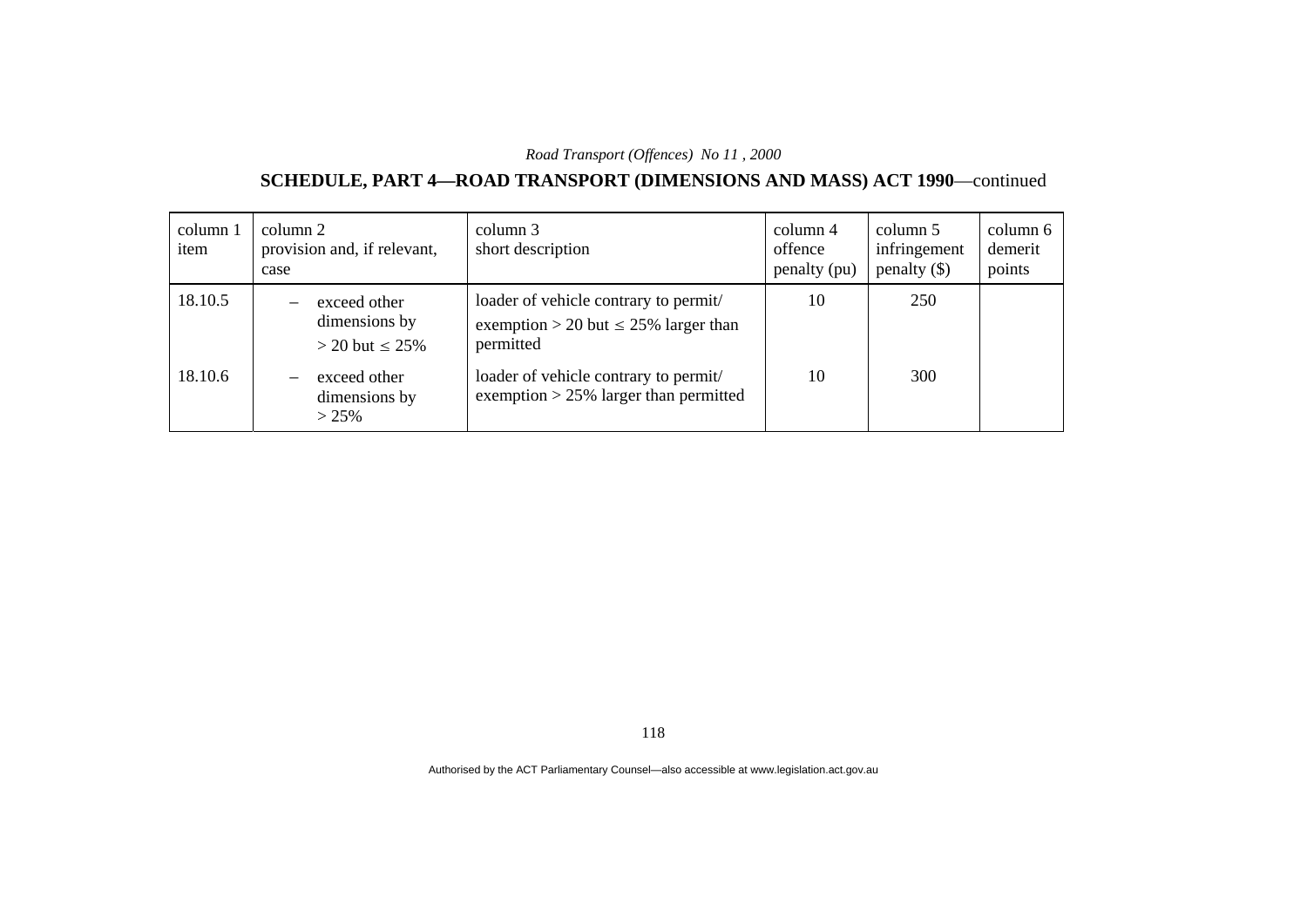## SCHEDULE, PART 4—ROAD TRANSPORT (DIMENSIONS AND MASS) ACT 1990—continued

| column 1 item | column 2 provision and, if relevant, case | column 3 short description | column 4 offence penalty (pu) | column 5 infringement penalty ($) | column 6 demerit points |
|---|---|---|---|---|---|
| 18.10.5 | – exceed other dimensions by > 20 but ≤ 25% | loader of vehicle contrary to permit/ exemption > 20 but ≤ 25% larger than permitted | 10 | 250 | |
| 18.10.6 | – exceed other dimensions by > 25% | loader of vehicle contrary to permit/ exemption > 25% larger than permitted | 10 | 300 | |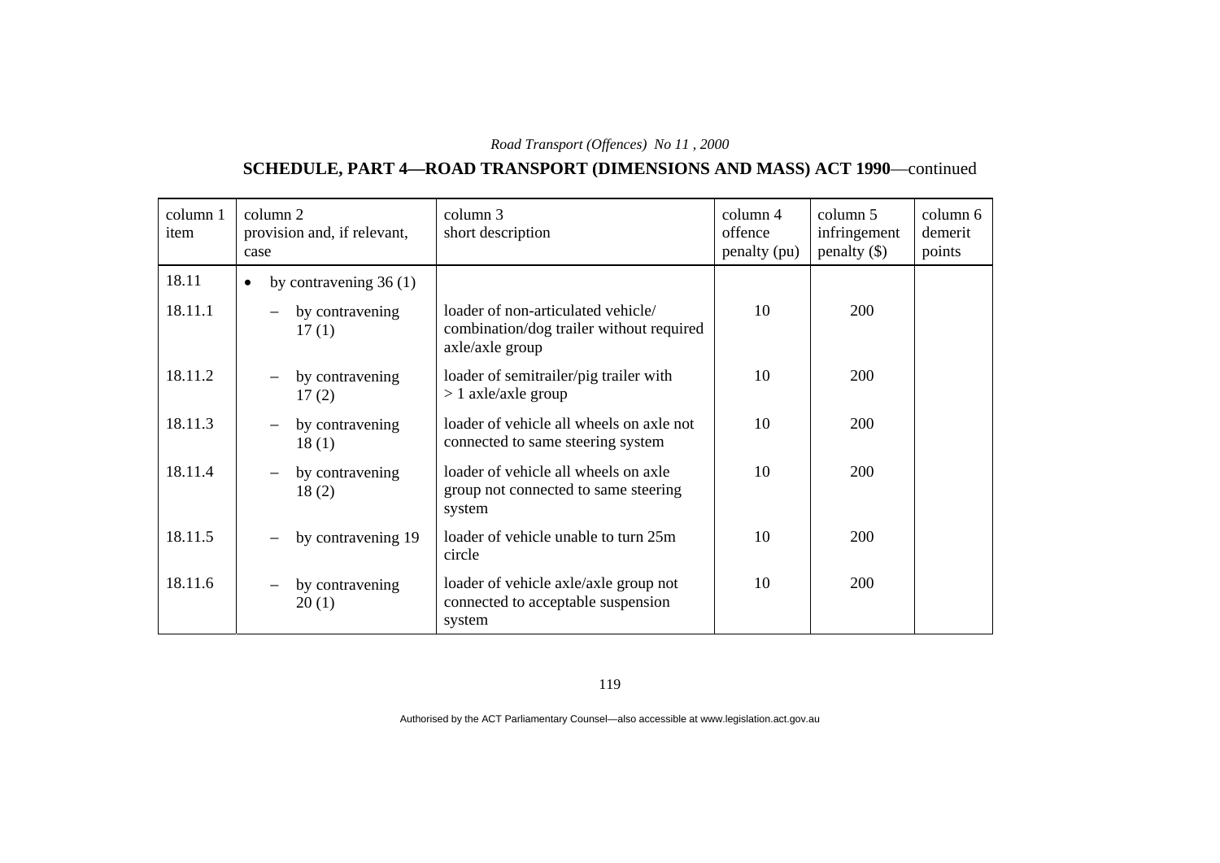## SCHEDULE, PART 4—ROAD TRANSPORT (DIMENSIONS AND MASS) ACT 1990—continued

| column 1 item | column 2 provision and, if relevant, case | column 3 short description | column 4 offence penalty (pu) | column 5 infringement penalty ($) | column 6 demerit points |
|---|---|---|---|---|---|
| 18.11 | • by contravening 36 (1) | | | | |
| 18.11.1 | – by contravening 17 (1) | loader of non-articulated vehicle/ combination/dog trailer without required axle/axle group | 10 | 200 | |
| 18.11.2 | – by contravening 17 (2) | loader of semitrailer/pig trailer with > 1 axle/axle group | 10 | 200 | |
| 18.11.3 | – by contravening 18 (1) | loader of vehicle all wheels on axle not connected to same steering system | 10 | 200 | |
| 18.11.4 | – by contravening 18 (2) | loader of vehicle all wheels on axle group not connected to same steering system | 10 | 200 | |
| 18.11.5 | – by contravening 19 | loader of vehicle unable to turn 25m circle | 10 | 200 | |
| 18.11.6 | – by contravening 20 (1) | loader of vehicle axle/axle group not connected to acceptable suspension system | 10 | 200 | |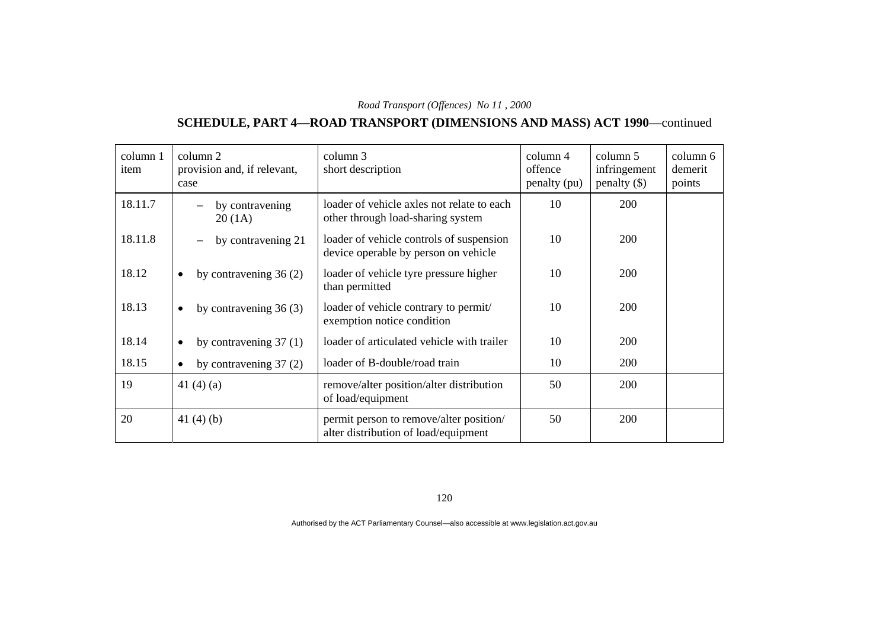## SCHEDULE, PART 4—ROAD TRANSPORT (DIMENSIONS AND MASS) ACT 1990—continued

| column 1 item | column 2 provision and, if relevant, case | column 3 short description | column 4 offence penalty (pu) | column 5 infringement penalty ($) | column 6 demerit points |
|---|---|---|---|---|---|
| 18.11.7 | – by contravening 20 (1A) | loader of vehicle axles not relate to each other through load-sharing system | 10 | 200 | |
| 18.11.8 | – by contravening 21 | loader of vehicle controls of suspension device operable by person on vehicle | 10 | 200 | |
| 18.12 | • by contravening 36 (2) | loader of vehicle tyre pressure higher than permitted | 10 | 200 | |
| 18.13 | • by contravening 36 (3) | loader of vehicle contrary to permit/ exemption notice condition | 10 | 200 | |
| 18.14 | • by contravening 37 (1) | loader of articulated vehicle with trailer | 10 | 200 | |
| 18.15 | • by contravening 37 (2) | loader of B-double/road train | 10 | 200 | |
| 19 | 41 (4) (a) | remove/alter position/alter distribution of load/equipment | 50 | 200 | |
| 20 | 41 (4) (b) | permit person to remove/alter position/ alter distribution of load/equipment | 50 | 200 | |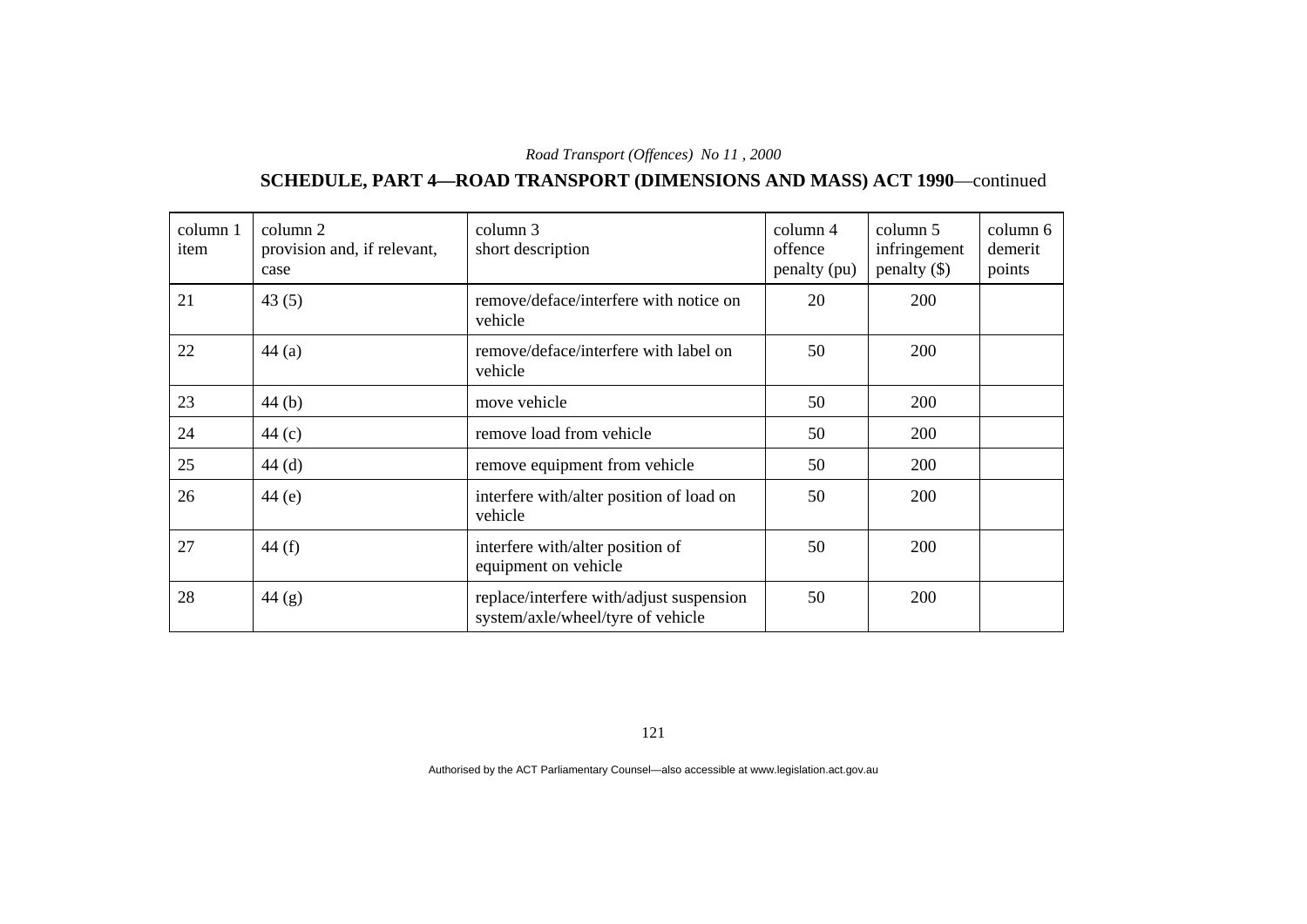## SCHEDULE, PART 4—ROAD TRANSPORT (DIMENSIONS AND MASS) ACT 1990—continued

| column 1 item | column 2 provision and, if relevant, case | column 3 short description | column 4 offence penalty (pu) | column 5 infringement penalty ($) | column 6 demerit points |
|---|---|---|---|---|---|
| 21 | 43 (5) | remove/deface/interfere with notice on vehicle | 20 | 200 | |
| 22 | 44 (a) | remove/deface/interfere with label on vehicle | 50 | 200 | |
| 23 | 44 (b) | move vehicle | 50 | 200 | |
| 24 | 44 (c) | remove load from vehicle | 50 | 200 | |
| 25 | 44 (d) | remove equipment from vehicle | 50 | 200 | |
| 26 | 44 (e) | interfere with/alter position of load on vehicle | 50 | 200 | |
| 27 | 44 (f) | interfere with/alter position of equipment on vehicle | 50 | 200 | |
| 28 | 44 (g) | replace/interfere with/adjust suspension system/axle/wheel/tyre of vehicle | 50 | 200 | |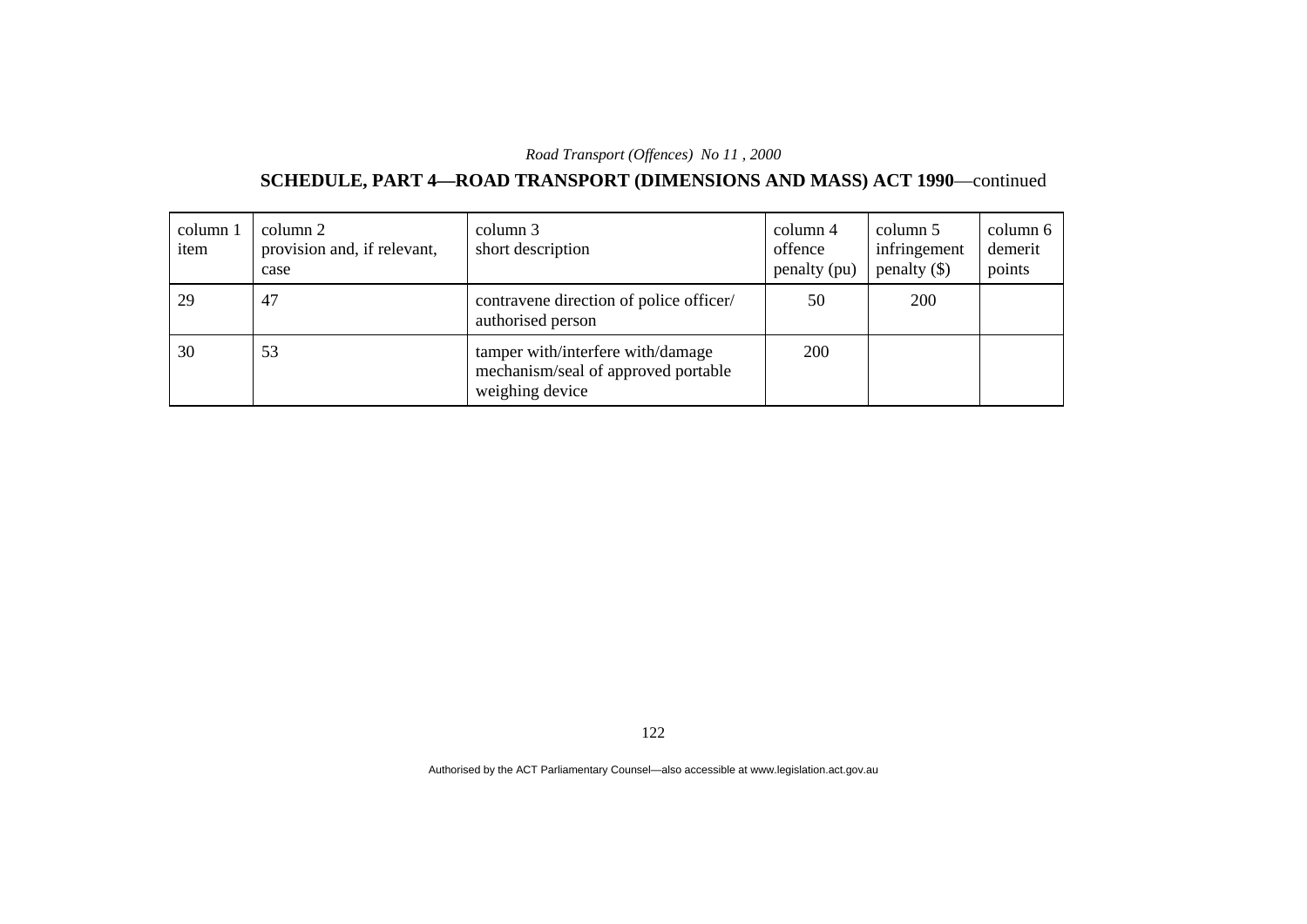## SCHEDULE, PART 4—ROAD TRANSPORT (DIMENSIONS AND MASS) ACT 1990—continued

| column 1 item | column 2 provision and, if relevant, case | column 3 short description | column 4 offence penalty (pu) | column 5 infringement penalty ($) | column 6 demerit points |
|---|---|---|---|---|---|
| 29 | 47 | contravene direction of police officer/ authorised person | 50 | 200 | |
| 30 | 53 | tamper with/interfere with/damage mechanism/seal of approved portable weighing device | 200 | | |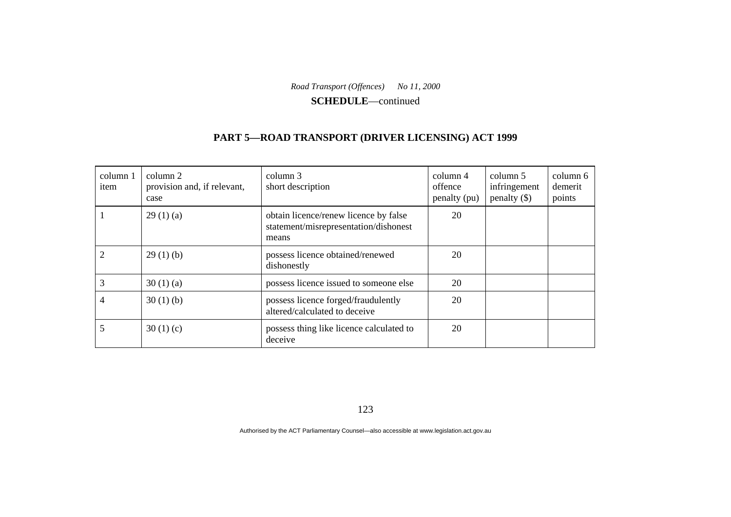**SCHEDULE**—continued

## PART 5—ROAD TRANSPORT (DRIVER LICENSING) ACT 1999

| column 1 item | column 2 provision and, if relevant, case | column 3 short description | column 4 offence penalty (pu) | column 5 infringement penalty ($) | column 6 demerit points |
|---|---|---|---|---|---|
| 1 | 29 (1) (a) | obtain licence/renew licence by false statement/misrepresentation/dishonest means | 20 | | |
| 2 | 29 (1) (b) | possess licence obtained/renewed dishonestly | 20 | | |
| 3 | 30 (1) (a) | possess licence issued to someone else | 20 | | |
| 4 | 30 (1) (b) | possess licence forged/fraudulently altered/calculated to deceive | 20 | | |
| 5 | 30 (1) (c) | possess thing like licence calculated to deceive | 20 | | |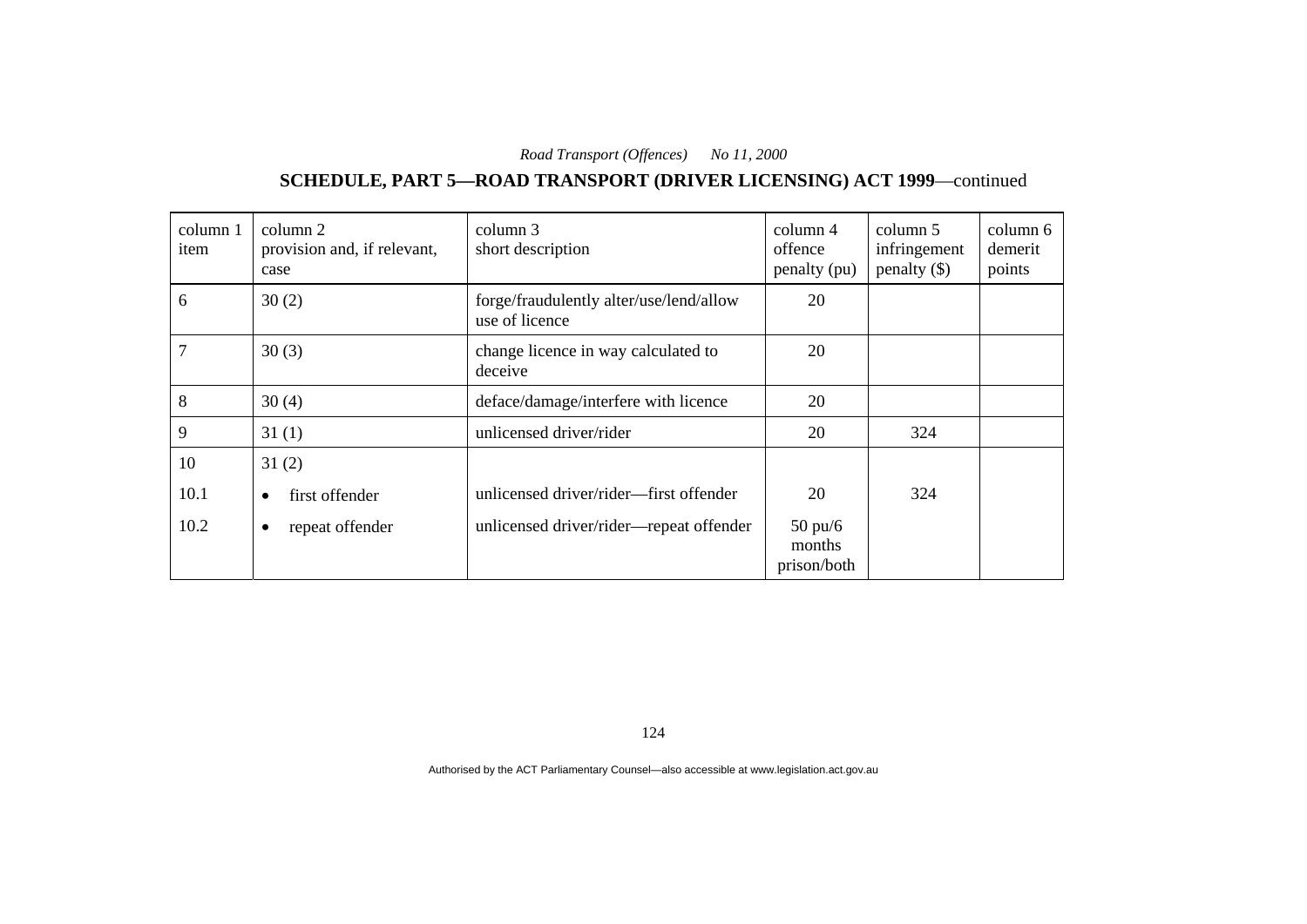## SCHEDULE, PART 5—ROAD TRANSPORT (DRIVER LICENSING) ACT 1999—continued

| column 1 item | column 2 provision and, if relevant, case | column 3 short description | column 4 offence penalty (pu) | column 5 infringement penalty ($) | column 6 demerit points |
|---|---|---|---|---|---|
| 6 | 30 (2) | forge/fraudulently alter/use/lend/allow use of licence | 20 | | |
| 7 | 30 (3) | change licence in way calculated to deceive | 20 | | |
| 8 | 30 (4) | deface/damage/interfere with licence | 20 | | |
| 9 | 31 (1) | unlicensed driver/rider | 20 | 324 | |
| 10 | 31 (2) | | | | |
| 10.1 | • first offender | unlicensed driver/rider—first offender | 20 | 324 | |
| 10.2 | • repeat offender | unlicensed driver/rider—repeat offender | 50 pu/6 months prison/both | | |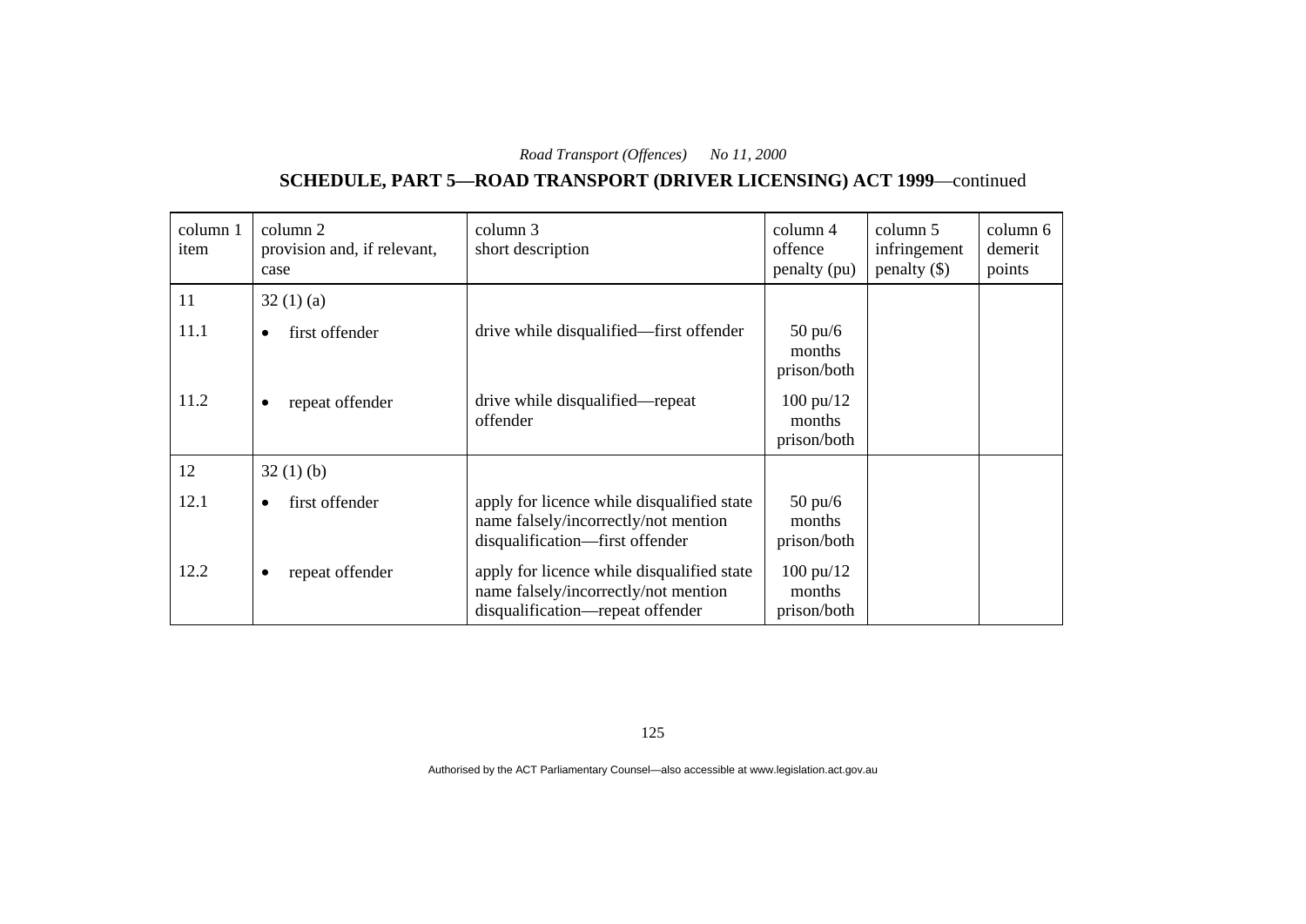## SCHEDULE, PART 5—ROAD TRANSPORT (DRIVER LICENSING) ACT 1999—continued

| column 1 item | column 2 provision and, if relevant, case | column 3 short description | column 4 offence penalty (pu) | column 5 infringement penalty ($) | column 6 demerit points |
|---|---|---|---|---|---|
| 11 | 32 (1) (a) | | | | |
| 11.1 | • first offender | drive while disqualified—first offender | 50 pu/6 months prison/both | | |
| 11.2 | • repeat offender | drive while disqualified—repeat offender | 100 pu/12 months prison/both | | |
| 12 | 32 (1) (b) | | | | |
| 12.1 | • first offender | apply for licence while disqualified state name falsely/incorrectly/not mention disqualification—first offender | 50 pu/6 months prison/both | | |
| 12.2 | • repeat offender | apply for licence while disqualified state name falsely/incorrectly/not mention disqualification—repeat offender | 100 pu/12 months prison/both | | |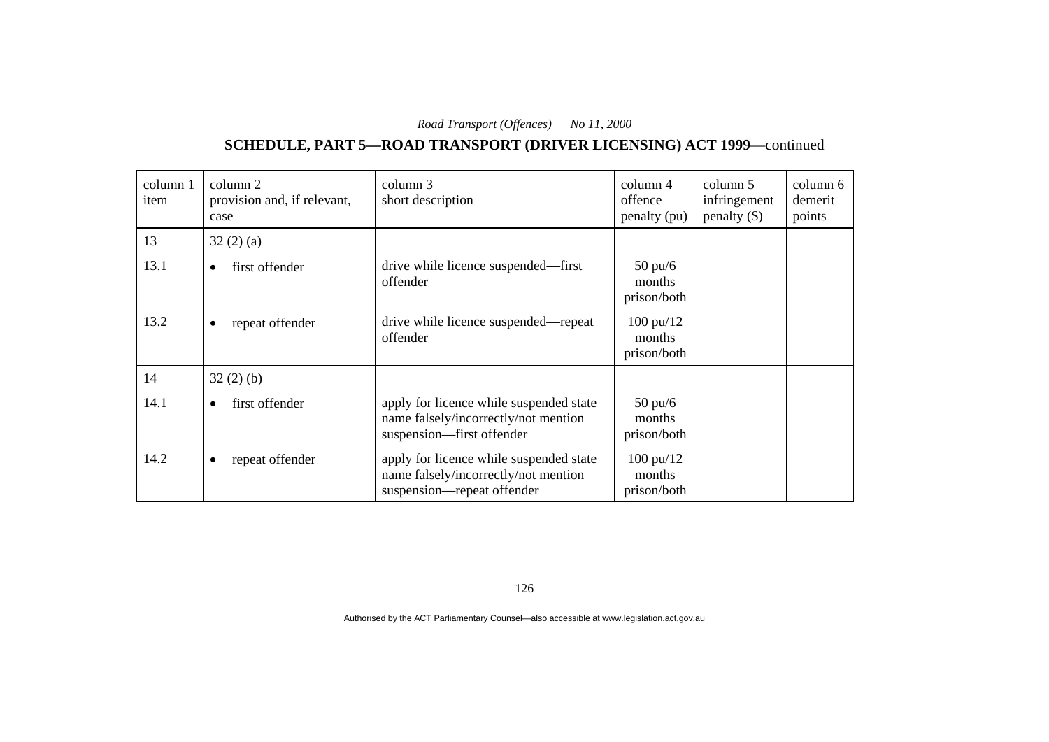## SCHEDULE, PART 5—ROAD TRANSPORT (DRIVER LICENSING) ACT 1999—continued

| column 1 item | column 2 provision and, if relevant, case | column 3 short description | column 4 offence penalty (pu) | column 5 infringement penalty ($) | column 6 demerit points |
|---|---|---|---|---|---|
| 13 | 32 (2) (a) | | | | |
| 13.1 | • first offender | drive while licence suspended—first offender | 50 pu/6 months prison/both | | |
| 13.2 | • repeat offender | drive while licence suspended—repeat offender | 100 pu/12 months prison/both | | |
| 14 | 32 (2) (b) | | | | |
| 14.1 | • first offender | apply for licence while suspended state name falsely/incorrectly/not mention suspension—first offender | 50 pu/6 months prison/both | | |
| 14.2 | • repeat offender | apply for licence while suspended state name falsely/incorrectly/not mention suspension—repeat offender | 100 pu/12 months prison/both | | |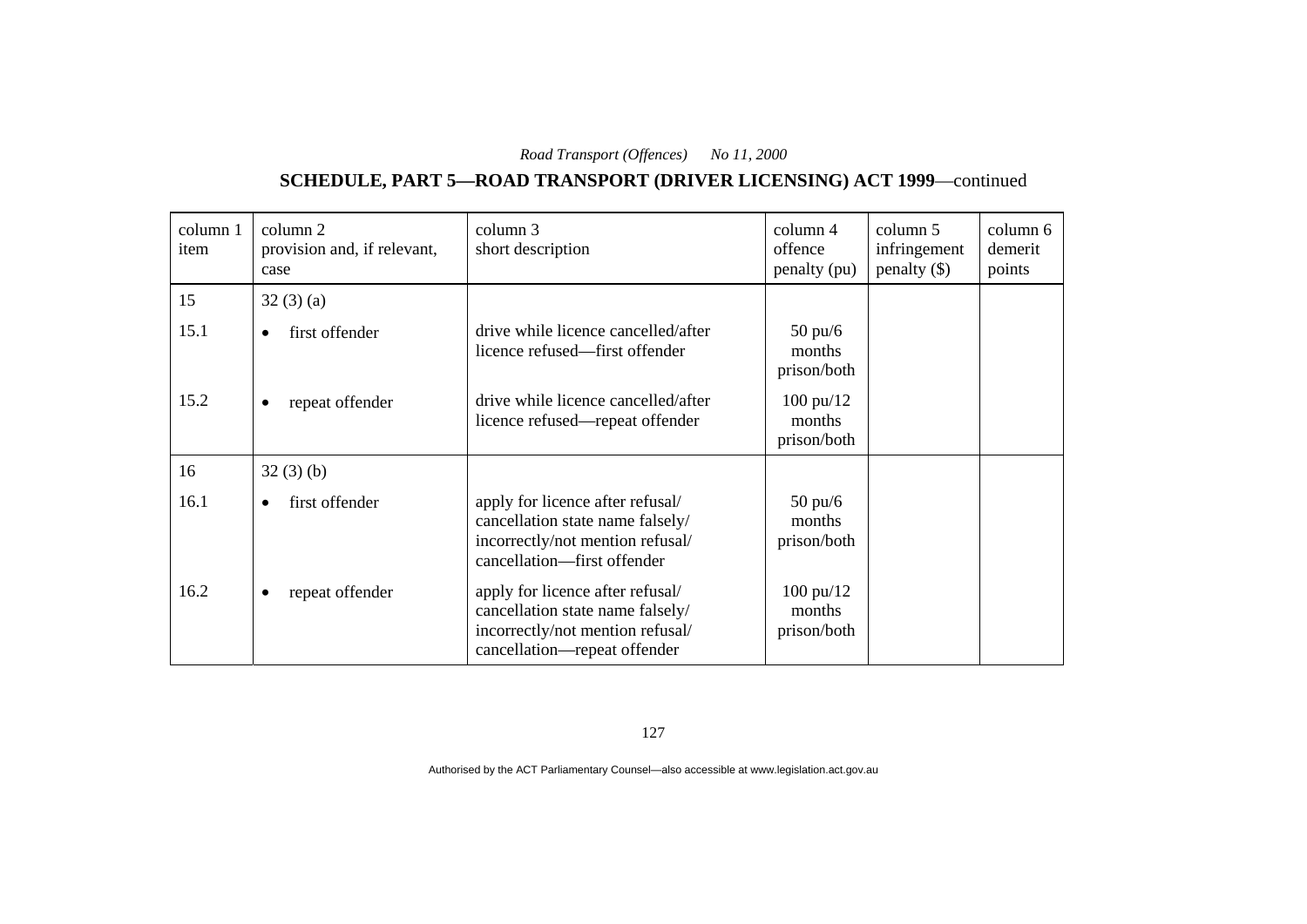## SCHEDULE, PART 5—ROAD TRANSPORT (DRIVER LICENSING) ACT 1999—continued

| column 1 item | column 2 provision and, if relevant, case | column 3 short description | column 4 offence penalty (pu) | column 5 infringement penalty ($) | column 6 demerit points |
|---|---|---|---|---|---|
| 15 | 32 (3) (a) | | | | |
| 15.1 | • first offender | drive while licence cancelled/after licence refused—first offender | 50 pu/6 months prison/both | | |
| 15.2 | • repeat offender | drive while licence cancelled/after licence refused—repeat offender | 100 pu/12 months prison/both | | |
| 16 | 32 (3) (b) | | | | |
| 16.1 | • first offender | apply for licence after refusal/ cancellation state name falsely/ incorrectly/not mention refusal/ cancellation—first offender | 50 pu/6 months prison/both | | |
| 16.2 | • repeat offender | apply for licence after refusal/ cancellation state name falsely/ incorrectly/not mention refusal/ cancellation—repeat offender | 100 pu/12 months prison/both | | |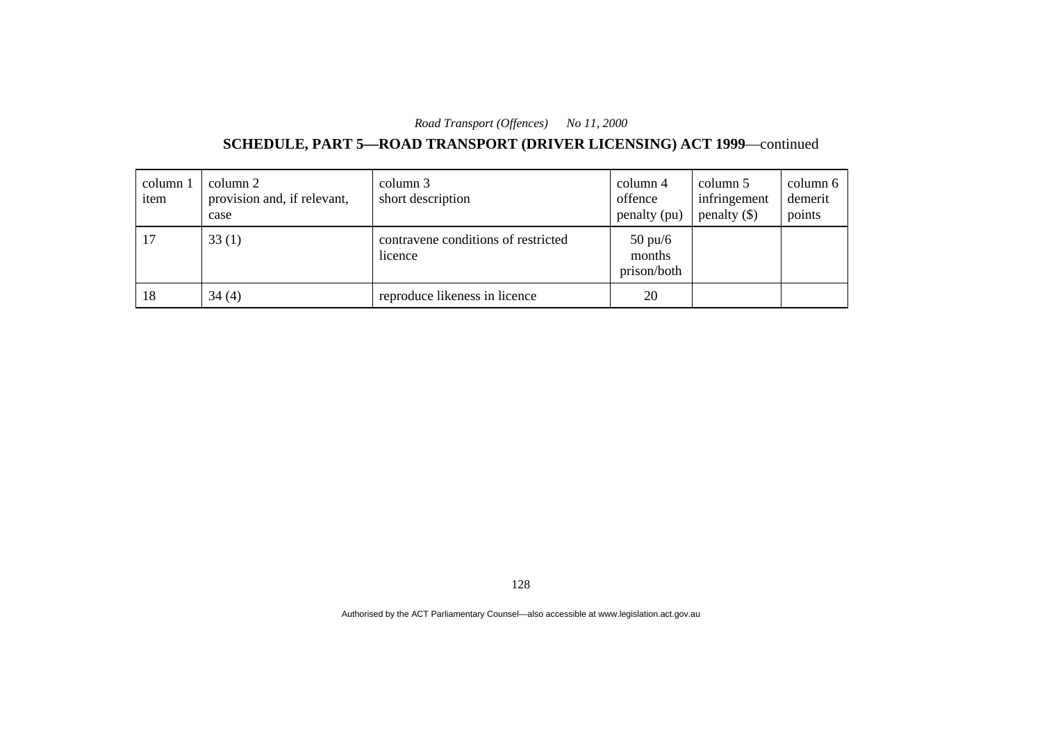**SCHEDULE, PART 5—ROAD TRANSPORT (DRIVER LICENSING) ACT 1999**—continued

| column 1 item | column 2 provision and, if relevant, case | column 3 short description | column 4 offence penalty (pu) | column 5 infringement penalty ($) | column 6 demerit points |
|---|---|---|---|---|---|
| 17 | 33 (1) | contravene conditions of restricted licence | 50 pu/6 months prison/both | | |
| 18 | 34 (4) | reproduce likeness in licence | 20 | | |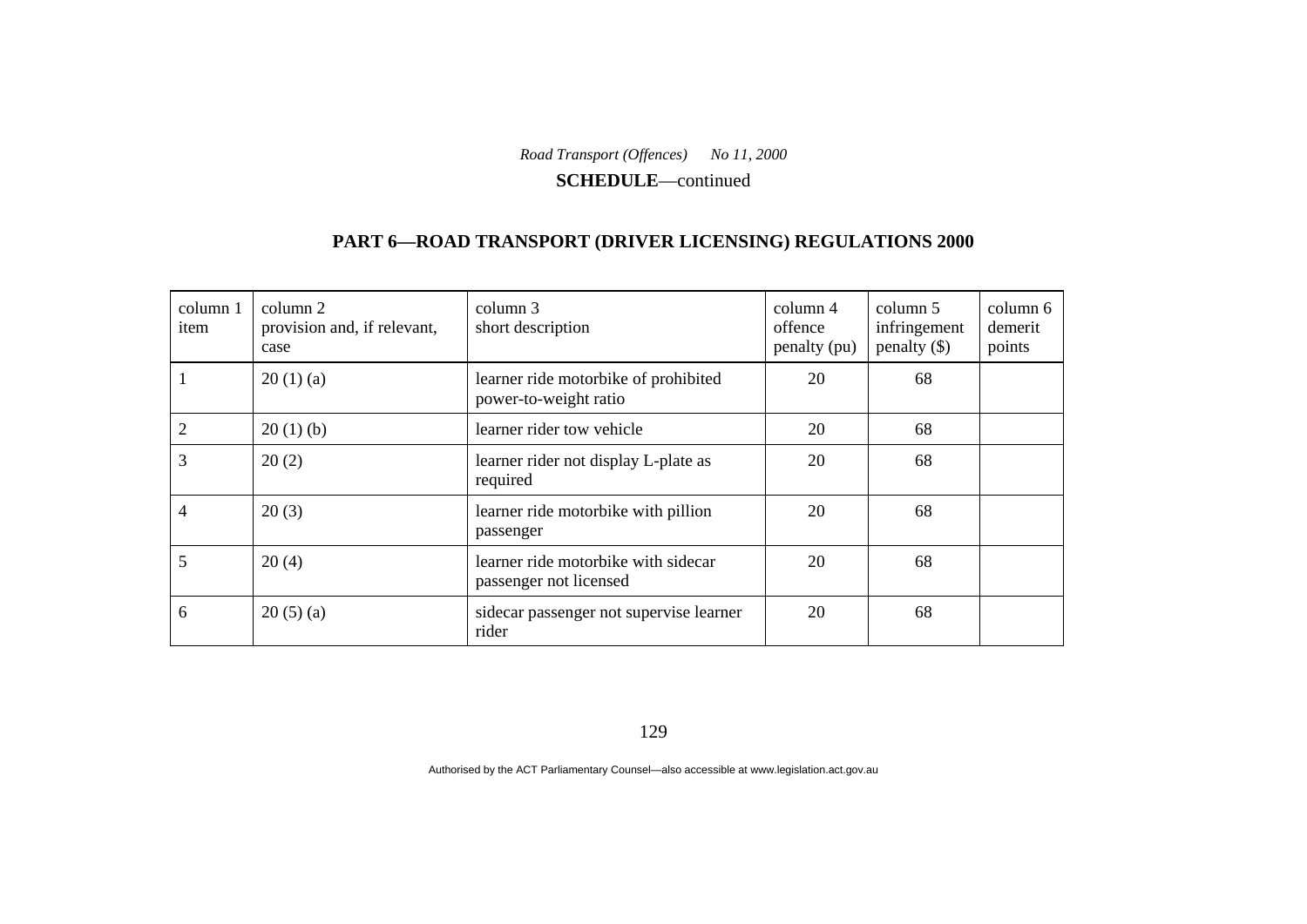**SCHEDULE**—continued

## PART 6—ROAD TRANSPORT (DRIVER LICENSING) REGULATIONS 2000

| column 1 item | column 2 provision and, if relevant, case | column 3 short description | column 4 offence penalty (pu) | column 5 infringement penalty ($) | column 6 demerit points |
|---|---|---|---|---|---|
| 1 | 20 (1) (a) | learner ride motorbike of prohibited power-to-weight ratio | 20 | 68 | |
| 2 | 20 (1) (b) | learner rider tow vehicle | 20 | 68 | |
| 3 | 20 (2) | learner rider not display L-plate as required | 20 | 68 | |
| 4 | 20 (3) | learner ride motorbike with pillion passenger | 20 | 68 | |
| 5 | 20 (4) | learner ride motorbike with sidecar passenger not licensed | 20 | 68 | |
| 6 | 20 (5) (a) | sidecar passenger not supervise learner rider | 20 | 68 | |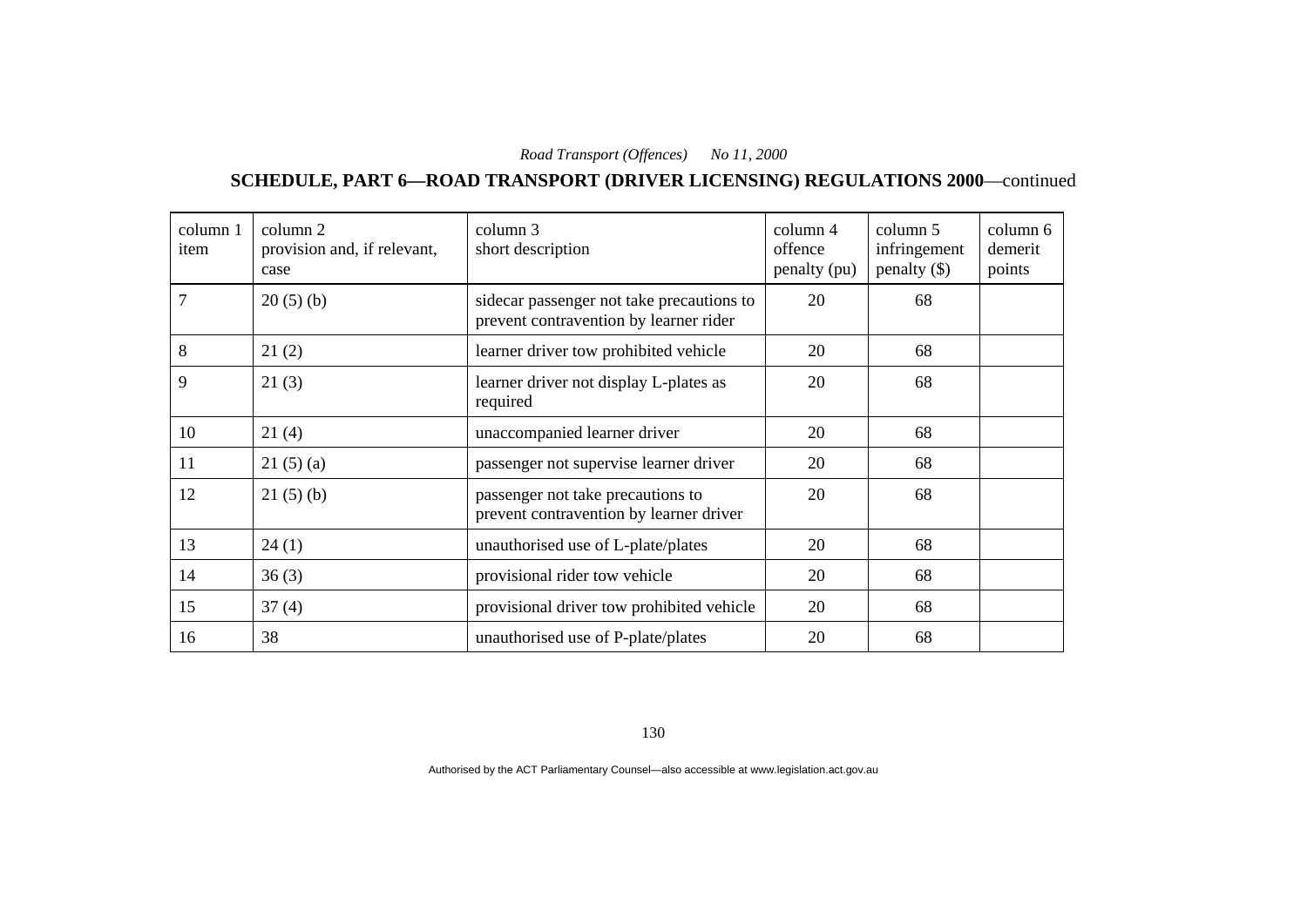## SCHEDULE, PART 6—ROAD TRANSPORT (DRIVER LICENSING) REGULATIONS 2000—continued

| column 1 item | column 2 provision and, if relevant, case | column 3 short description | column 4 offence penalty (pu) | column 5 infringement penalty ($) | column 6 demerit points |
|---|---|---|---|---|---|
| 7 | 20 (5) (b) | sidecar passenger not take precautions to prevent contravention by learner rider | 20 | 68 | |
| 8 | 21 (2) | learner driver tow prohibited vehicle | 20 | 68 | |
| 9 | 21 (3) | learner driver not display L-plates as required | 20 | 68 | |
| 10 | 21 (4) | unaccompanied learner driver | 20 | 68 | |
| 11 | 21 (5) (a) | passenger not supervise learner driver | 20 | 68 | |
| 12 | 21 (5) (b) | passenger not take precautions to prevent contravention by learner driver | 20 | 68 | |
| 13 | 24 (1) | unauthorised use of L-plate/plates | 20 | 68 | |
| 14 | 36 (3) | provisional rider tow vehicle | 20 | 68 | |
| 15 | 37 (4) | provisional driver tow prohibited vehicle | 20 | 68 | |
| 16 | 38 | unauthorised use of P-plate/plates | 20 | 68 | |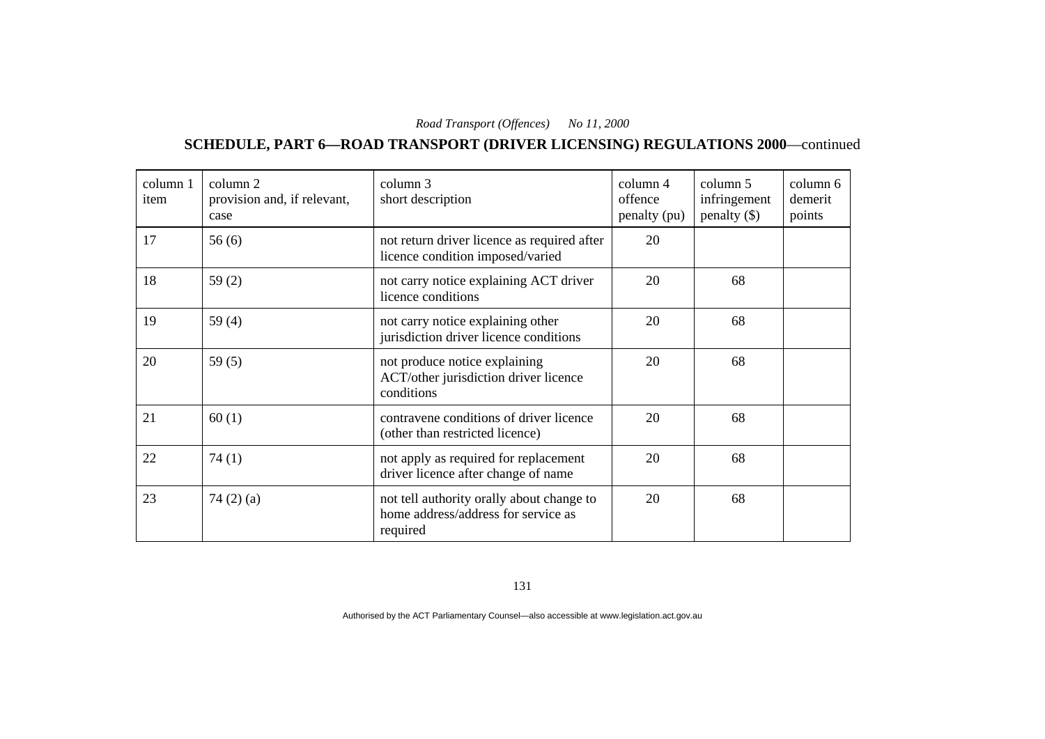**SCHEDULE, PART 6—ROAD TRANSPORT (DRIVER LICENSING) REGULATIONS 2000**—continued

| column 1 item | column 2 provision and, if relevant, case | column 3 short description | column 4 offence penalty (pu) | column 5 infringement penalty ($) | column 6 demerit points |
|---|---|---|---|---|---|
| 17 | 56 (6) | not return driver licence as required after licence condition imposed/varied | 20 | | |
| 18 | 59 (2) | not carry notice explaining ACT driver licence conditions | 20 | 68 | |
| 19 | 59 (4) | not carry notice explaining other jurisdiction driver licence conditions | 20 | 68 | |
| 20 | 59 (5) | not produce notice explaining ACT/other jurisdiction driver licence conditions | 20 | 68 | |
| 21 | 60 (1) | contravene conditions of driver licence (other than restricted licence) | 20 | 68 | |
| 22 | 74 (1) | not apply as required for replacement driver licence after change of name | 20 | 68 | |
| 23 | 74 (2) (a) | not tell authority orally about change to home address/address for service as required | 20 | 68 | |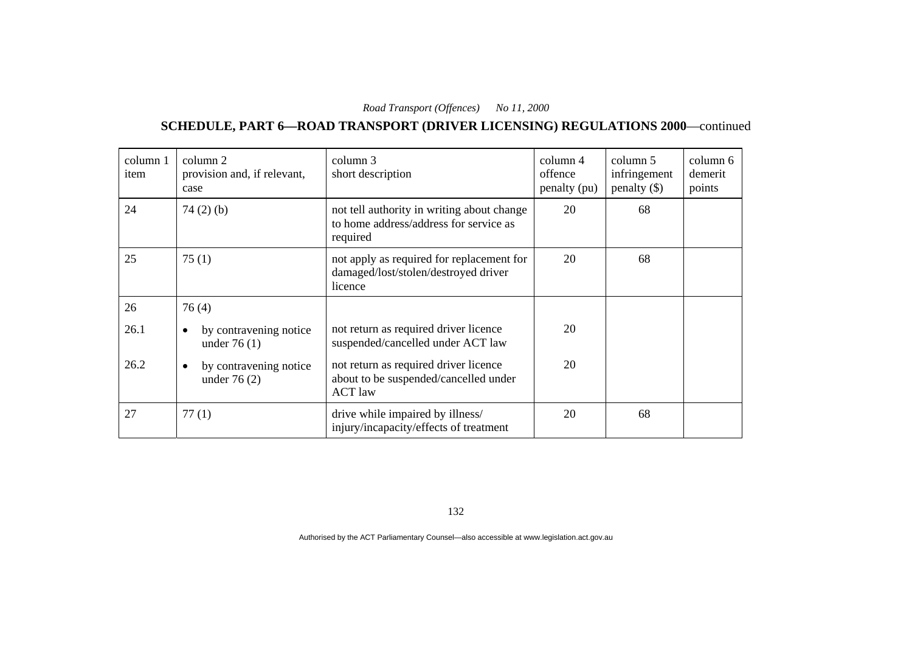## SCHEDULE, PART 6—ROAD TRANSPORT (DRIVER LICENSING) REGULATIONS 2000—continued

| column 1 item | column 2 provision and, if relevant, case | column 3 short description | column 4 offence penalty (pu) | column 5 infringement penalty ($) | column 6 demerit points |
|---|---|---|---|---|---|
| 24 | 74 (2) (b) | not tell authority in writing about change to home address/address for service as required | 20 | 68 | |
| 25 | 75 (1) | not apply as required for replacement for damaged/lost/stolen/destroyed driver licence | 20 | 68 | |
| 26 | 76 (4) | | | | |
| 26.1 | • by contravening notice under 76 (1) | not return as required driver licence suspended/cancelled under ACT law | 20 | | |
| 26.2 | • by contravening notice under 76 (2) | not return as required driver licence about to be suspended/cancelled under ACT law | 20 | | |
| 27 | 77 (1) | drive while impaired by illness/ injury/incapacity/effects of treatment | 20 | 68 | |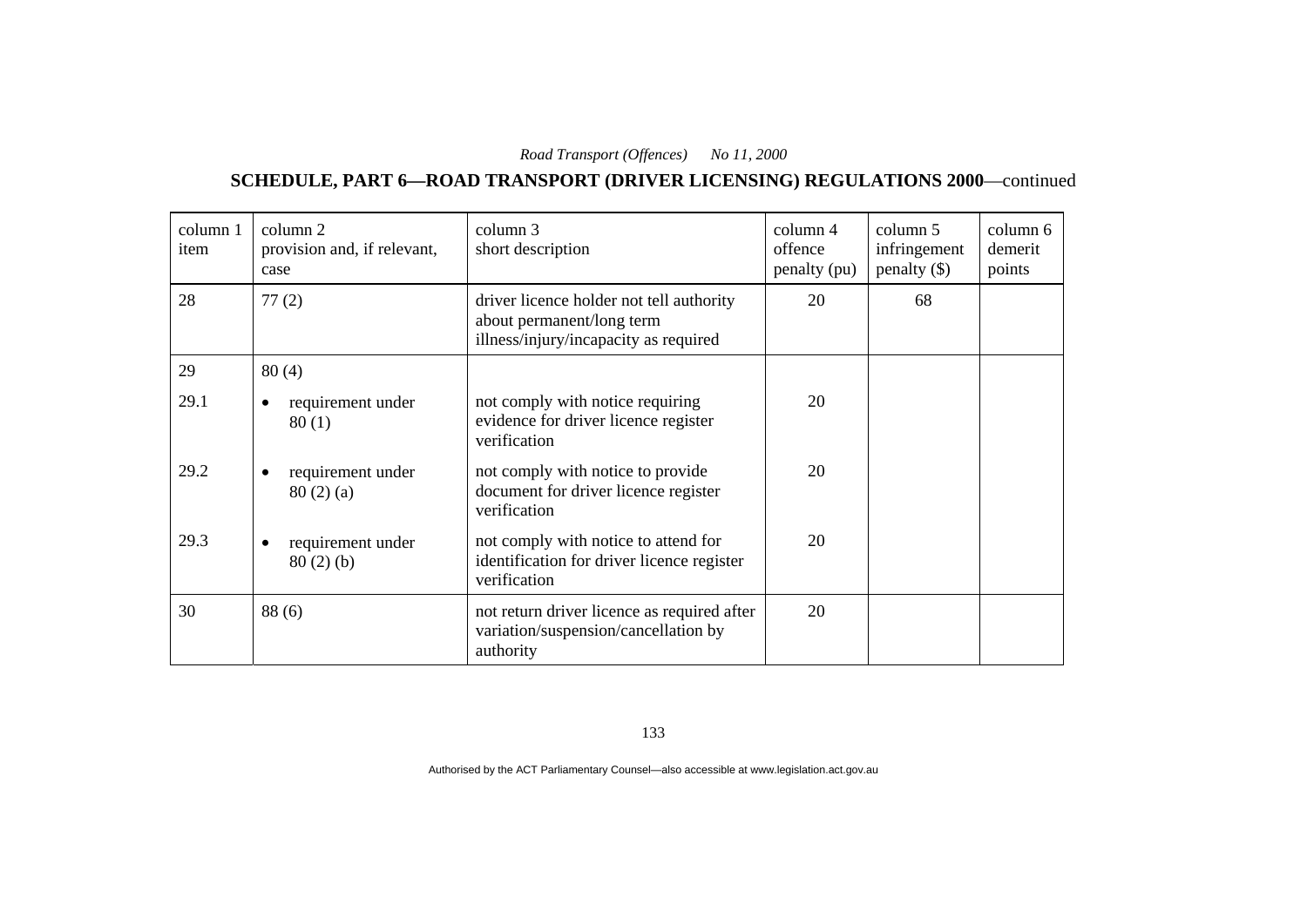## SCHEDULE, PART 6—ROAD TRANSPORT (DRIVER LICENSING) REGULATIONS 2000—continued

| column 1 item | column 2 provision and, if relevant, case | column 3 short description | column 4 offence penalty (pu) | column 5 infringement penalty ($) | column 6 demerit points |
|---|---|---|---|---|---|
| 28 | 77 (2) | driver licence holder not tell authority about permanent/long term illness/injury/incapacity as required | 20 | 68 | |
| 29 | 80 (4) | | | | |
| 29.1 | • requirement under 80 (1) | not comply with notice requiring evidence for driver licence register verification | 20 | | |
| 29.2 | • requirement under 80 (2) (a) | not comply with notice to provide document for driver licence register verification | 20 | | |
| 29.3 | • requirement under 80 (2) (b) | not comply with notice to attend for identification for driver licence register verification | 20 | | |
| 30 | 88 (6) | not return driver licence as required after variation/suspension/cancellation by authority | 20 | | |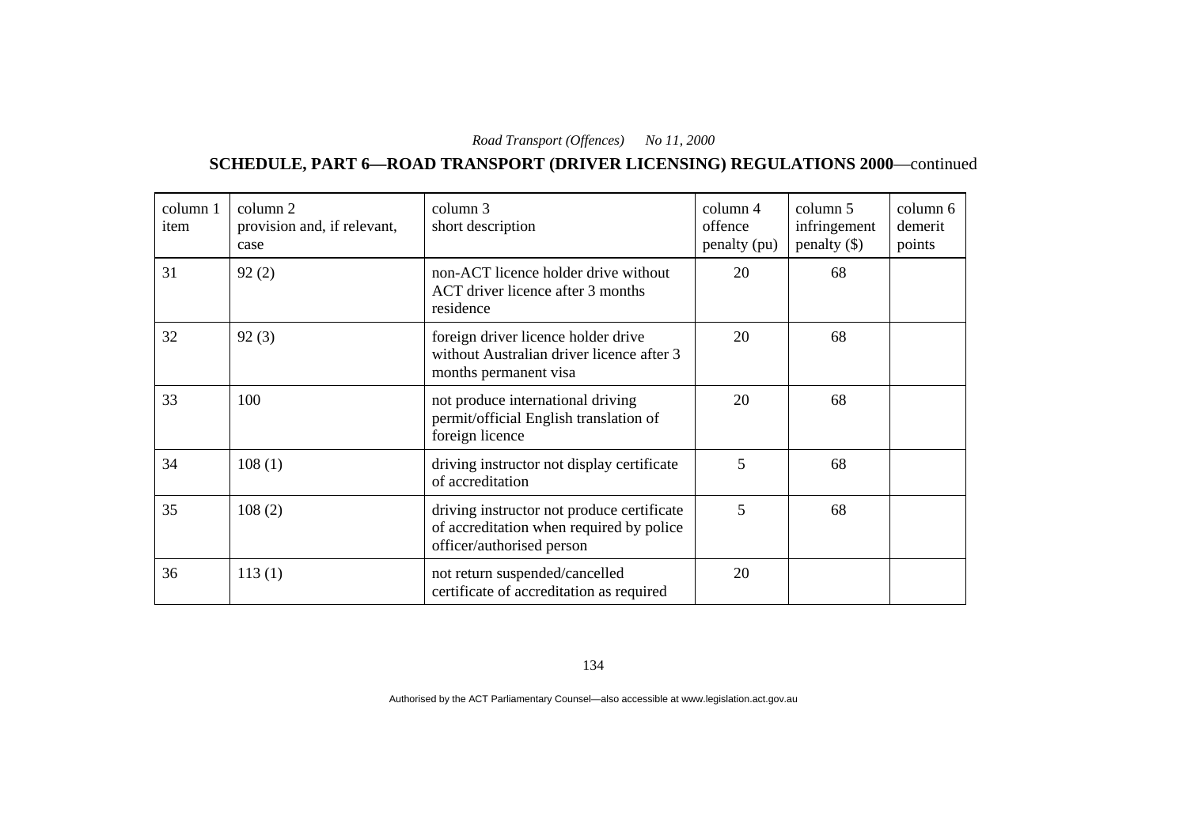## SCHEDULE, PART 6—ROAD TRANSPORT (DRIVER LICENSING) REGULATIONS 2000—continued

| column 1 item | column 2 provision and, if relevant, case | column 3 short description | column 4 offence penalty (pu) | column 5 infringement penalty ($) | column 6 demerit points |
|---|---|---|---|---|---|
| 31 | 92 (2) | non-ACT licence holder drive without ACT driver licence after 3 months residence | 20 | 68 | |
| 32 | 92 (3) | foreign driver licence holder drive without Australian driver licence after 3 months permanent visa | 20 | 68 | |
| 33 | 100 | not produce international driving permit/official English translation of foreign licence | 20 | 68 | |
| 34 | 108 (1) | driving instructor not display certificate of accreditation | 5 | 68 | |
| 35 | 108 (2) | driving instructor not produce certificate of accreditation when required by police officer/authorised person | 5 | 68 | |
| 36 | 113 (1) | not return suspended/cancelled certificate of accreditation as required | 20 | | |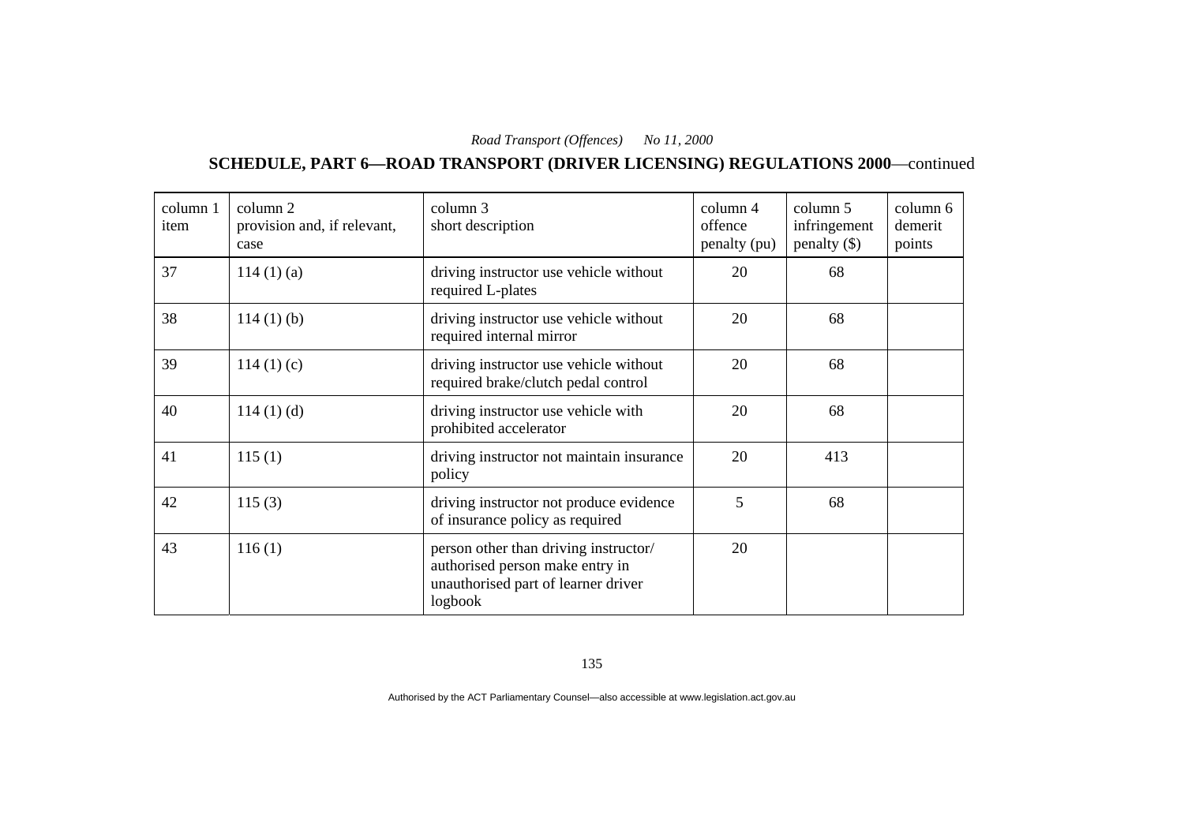## SCHEDULE, PART 6—ROAD TRANSPORT (DRIVER LICENSING) REGULATIONS 2000—continued

| column 1 item | column 2 provision and, if relevant, case | column 3 short description | column 4 offence penalty (pu) | column 5 infringement penalty ($) | column 6 demerit points |
|---|---|---|---|---|---|
| 37 | 114 (1) (a) | driving instructor use vehicle without required L-plates | 20 | 68 | |
| 38 | 114 (1) (b) | driving instructor use vehicle without required internal mirror | 20 | 68 | |
| 39 | 114 (1) (c) | driving instructor use vehicle without required brake/clutch pedal control | 20 | 68 | |
| 40 | 114 (1) (d) | driving instructor use vehicle with prohibited accelerator | 20 | 68 | |
| 41 | 115 (1) | driving instructor not maintain insurance policy | 20 | 413 | |
| 42 | 115 (3) | driving instructor not produce evidence of insurance policy as required | 5 | 68 | |
| 43 | 116 (1) | person other than driving instructor/ authorised person make entry in unauthorised part of learner driver logbook | 20 | | |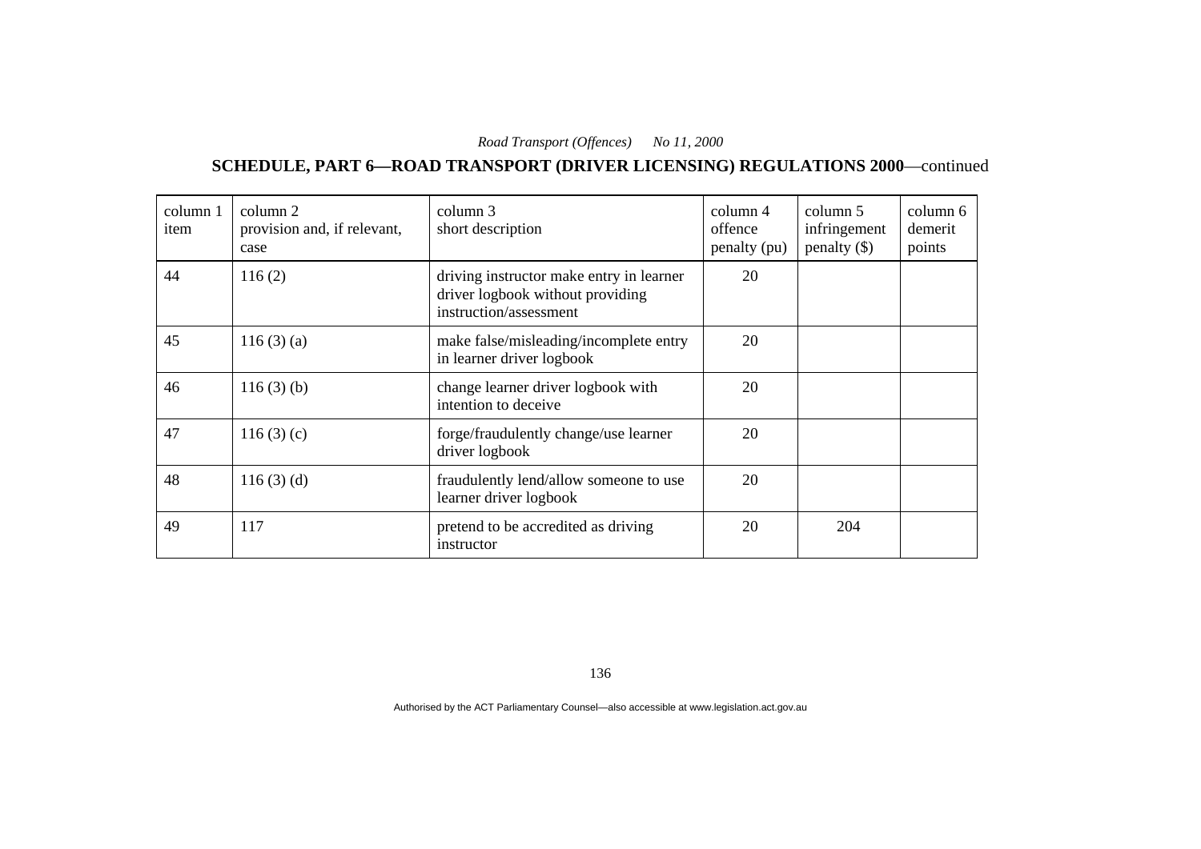## SCHEDULE, PART 6—ROAD TRANSPORT (DRIVER LICENSING) REGULATIONS 2000—continued

| column 1 item | column 2 provision and, if relevant, case | column 3 short description | column 4 offence penalty (pu) | column 5 infringement penalty ($) | column 6 demerit points |
|---|---|---|---|---|---|
| 44 | 116 (2) | driving instructor make entry in learner driver logbook without providing instruction/assessment | 20 | | |
| 45 | 116 (3) (a) | make false/misleading/incomplete entry in learner driver logbook | 20 | | |
| 46 | 116 (3) (b) | change learner driver logbook with intention to deceive | 20 | | |
| 47 | 116 (3) (c) | forge/fraudulently change/use learner driver logbook | 20 | | |
| 48 | 116 (3) (d) | fraudulently lend/allow someone to use learner driver logbook | 20 | | |
| 49 | 117 | pretend to be accredited as driving instructor | 20 | 204 | |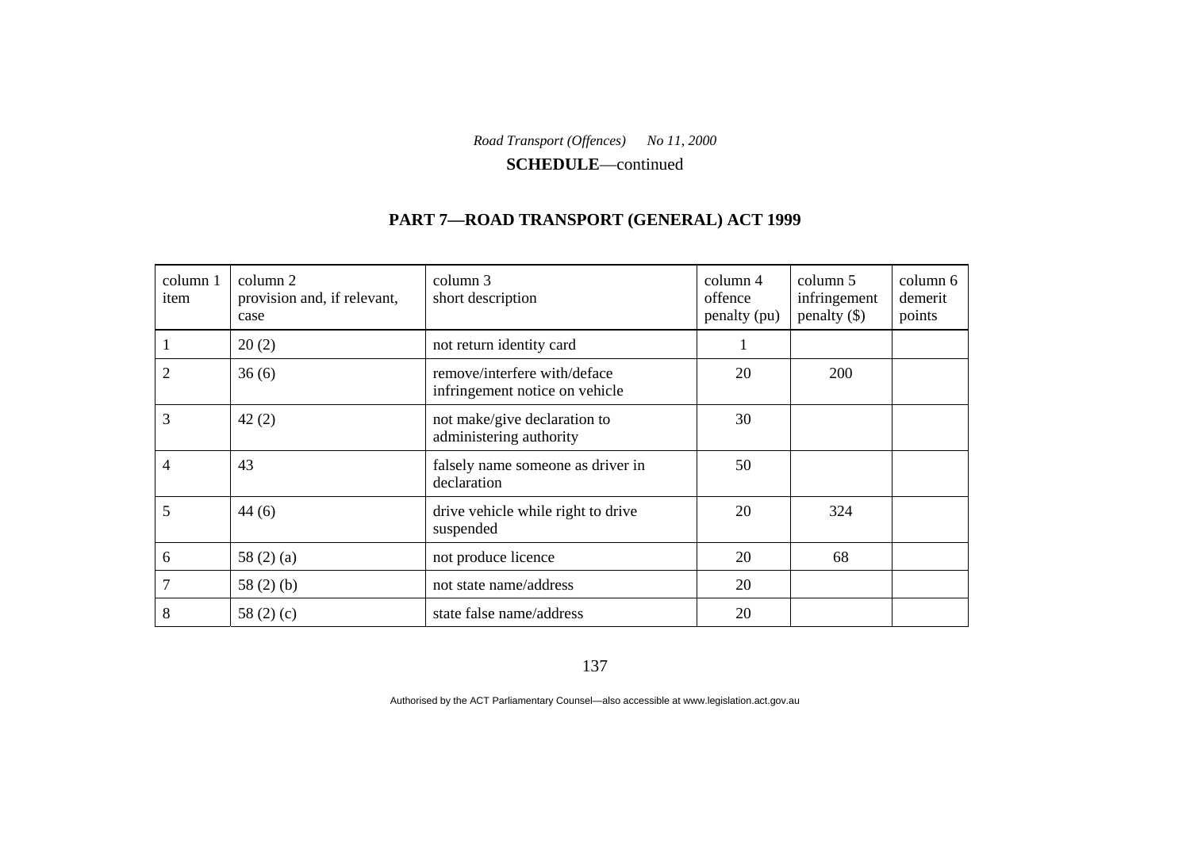**SCHEDULE**—continued

## PART 7—ROAD TRANSPORT (GENERAL) ACT 1999

| column 1 item | column 2 provision and, if relevant, case | column 3 short description | column 4 offence penalty (pu) | column 5 infringement penalty ($) | column 6 demerit points |
|---|---|---|---|---|---|
| 1 | 20 (2) | not return identity card | 1 | | |
| 2 | 36 (6) | remove/interfere with/deface infringement notice on vehicle | 20 | 200 | |
| 3 | 42 (2) | not make/give declaration to administering authority | 30 | | |
| 4 | 43 | falsely name someone as driver in declaration | 50 | | |
| 5 | 44 (6) | drive vehicle while right to drive suspended | 20 | 324 | |
| 6 | 58 (2) (a) | not produce licence | 20 | 68 | |
| 7 | 58 (2) (b) | not state name/address | 20 | | |
| 8 | 58 (2) (c) | state false name/address | 20 | | |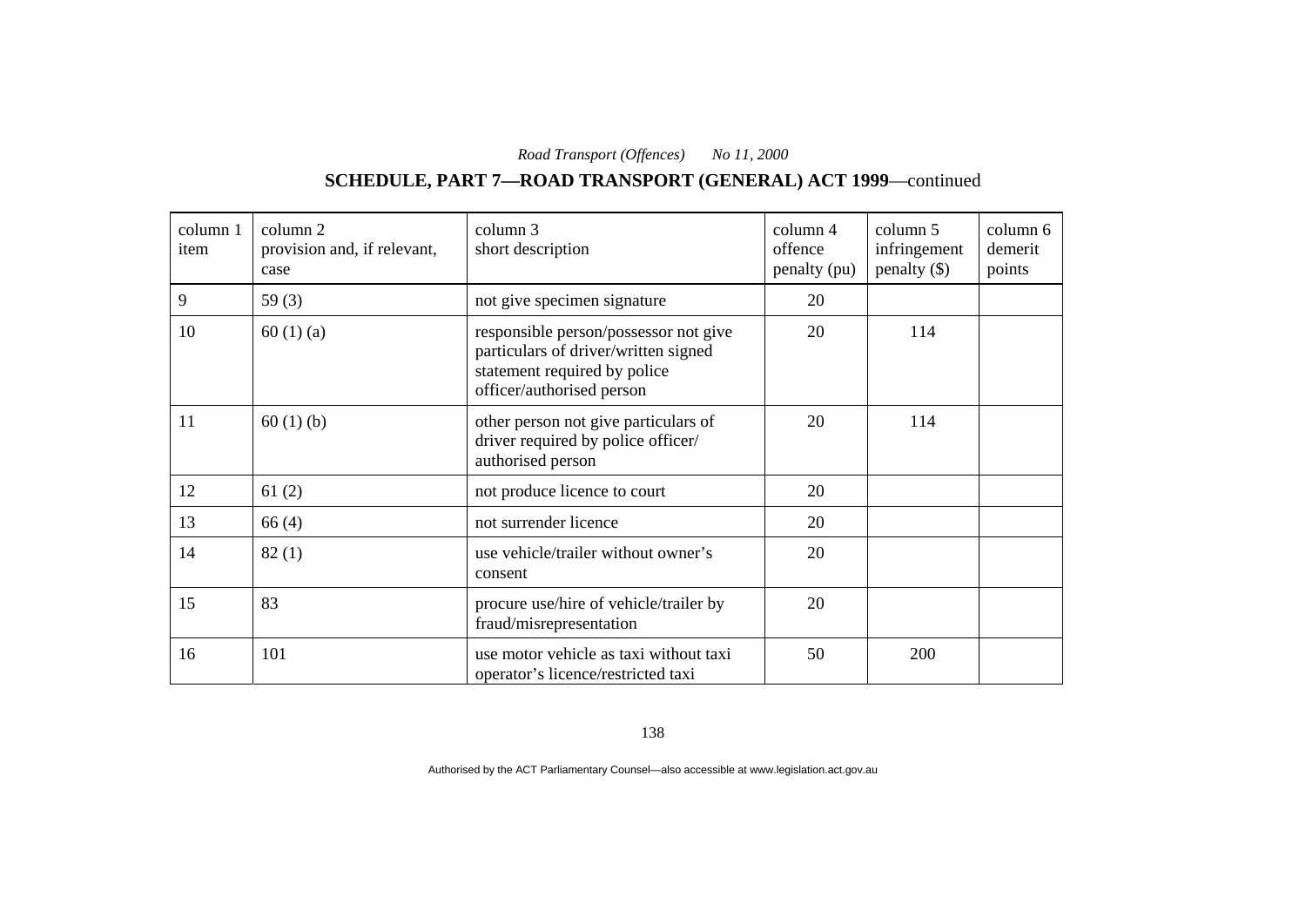## SCHEDULE, PART 7—ROAD TRANSPORT (GENERAL) ACT 1999—continued

| column 1 item | column 2 provision and, if relevant, case | column 3 short description | column 4 offence penalty (pu) | column 5 infringement penalty ($) | column 6 demerit points |
|---|---|---|---|---|---|
| 9 | 59 (3) | not give specimen signature | 20 | | |
| 10 | 60 (1) (a) | responsible person/possessor not give particulars of driver/written signed statement required by police officer/authorised person | 20 | 114 | |
| 11 | 60 (1) (b) | other person not give particulars of driver required by police officer/ authorised person | 20 | 114 | |
| 12 | 61 (2) | not produce licence to court | 20 | | |
| 13 | 66 (4) | not surrender licence | 20 | | |
| 14 | 82 (1) | use vehicle/trailer without owner's consent | 20 | | |
| 15 | 83 | procure use/hire of vehicle/trailer by fraud/misrepresentation | 20 | | |
| 16 | 101 | use motor vehicle as taxi without taxi operator's licence/restricted taxi | 50 | 200 | |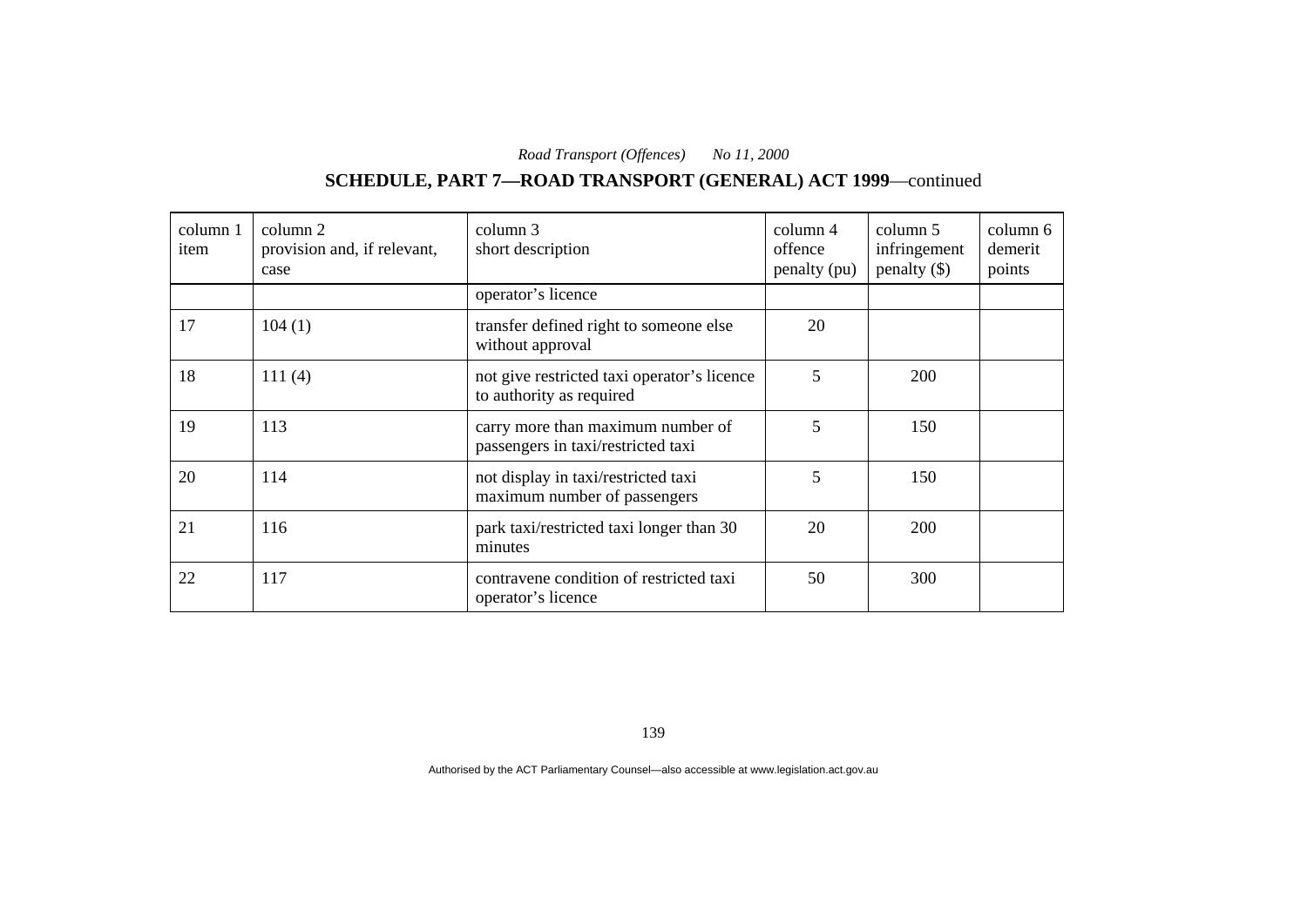## SCHEDULE, PART 7—ROAD TRANSPORT (GENERAL) ACT 1999—continued

| column 1 item | column 2 provision and, if relevant, case | column 3 short description | column 4 offence penalty (pu) | column 5 infringement penalty ($) | column 6 demerit points |
|---|---|---|---|---|---|
| | | operator's licence | | | |
| 17 | 104 (1) | transfer defined right to someone else without approval | 20 | | |
| 18 | 111 (4) | not give restricted taxi operator's licence to authority as required | 5 | 200 | |
| 19 | 113 | carry more than maximum number of passengers in taxi/restricted taxi | 5 | 150 | |
| 20 | 114 | not display in taxi/restricted taxi maximum number of passengers | 5 | 150 | |
| 21 | 116 | park taxi/restricted taxi longer than 30 minutes | 20 | 200 | |
| 22 | 117 | contravene condition of restricted taxi operator's licence | 50 | 300 | |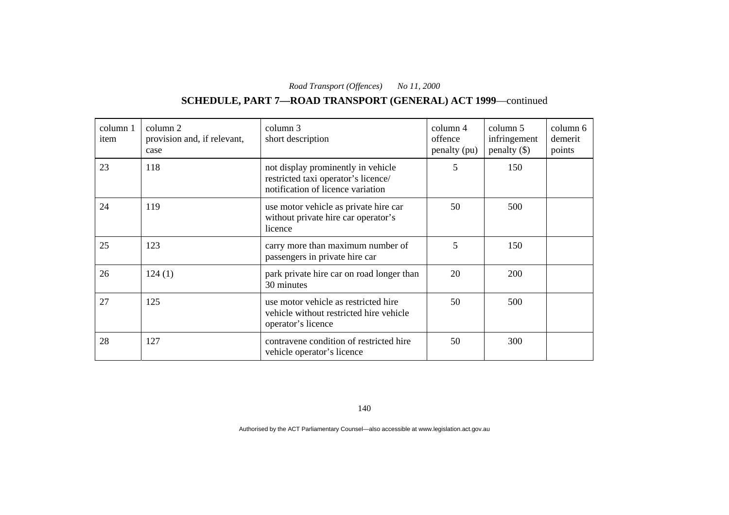## SCHEDULE, PART 7—ROAD TRANSPORT (GENERAL) ACT 1999—continued

| column 1 item | column 2 provision and, if relevant, case | column 3 short description | column 4 offence penalty (pu) | column 5 infringement penalty ($) | column 6 demerit points |
|---|---|---|---|---|---|
| 23 | 118 | not display prominently in vehicle restricted taxi operator's licence/ notification of licence variation | 5 | 150 | |
| 24 | 119 | use motor vehicle as private hire car without private hire car operator's licence | 50 | 500 | |
| 25 | 123 | carry more than maximum number of passengers in private hire car | 5 | 150 | |
| 26 | 124 (1) | park private hire car on road longer than 30 minutes | 20 | 200 | |
| 27 | 125 | use motor vehicle as restricted hire vehicle without restricted hire vehicle operator's licence | 50 | 500 | |
| 28 | 127 | contravene condition of restricted hire vehicle operator's licence | 50 | 300 | |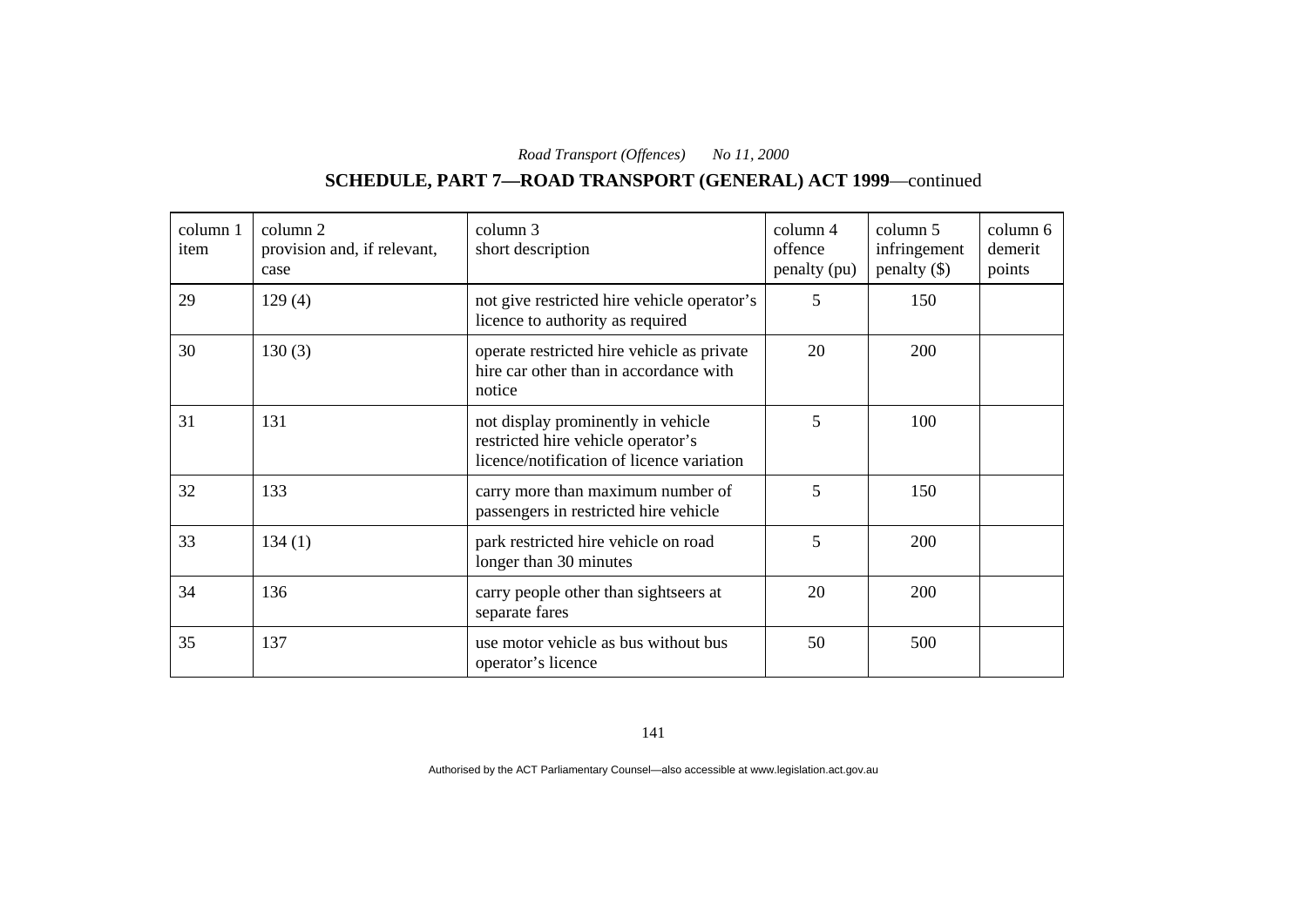## SCHEDULE, PART 7—ROAD TRANSPORT (GENERAL) ACT 1999—continued

| column 1 item | column 2 provision and, if relevant, case | column 3 short description | column 4 offence penalty (pu) | column 5 infringement penalty ($) | column 6 demerit points |
|---|---|---|---|---|---|
| 29 | 129 (4) | not give restricted hire vehicle operator's licence to authority as required | 5 | 150 | |
| 30 | 130 (3) | operate restricted hire vehicle as private hire car other than in accordance with notice | 20 | 200 | |
| 31 | 131 | not display prominently in vehicle restricted hire vehicle operator's licence/notification of licence variation | 5 | 100 | |
| 32 | 133 | carry more than maximum number of passengers in restricted hire vehicle | 5 | 150 | |
| 33 | 134 (1) | park restricted hire vehicle on road longer than 30 minutes | 5 | 200 | |
| 34 | 136 | carry people other than sightseers at separate fares | 20 | 200 | |
| 35 | 137 | use motor vehicle as bus without bus operator's licence | 50 | 500 | |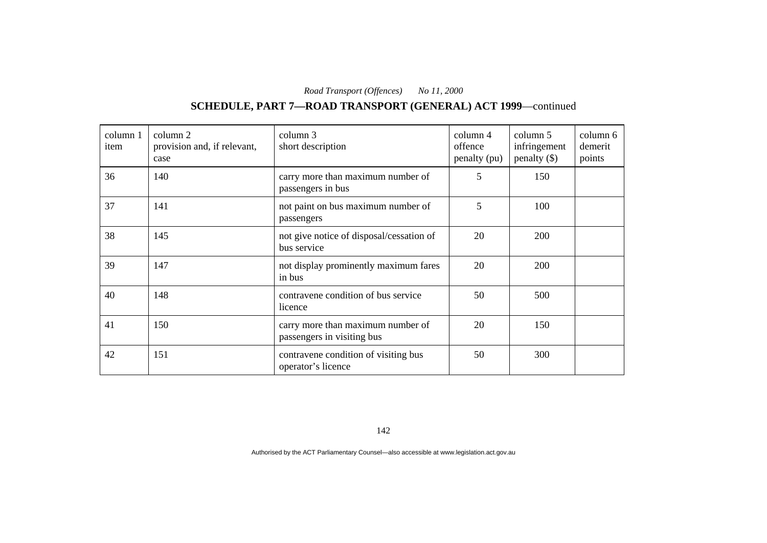## SCHEDULE, PART 7—ROAD TRANSPORT (GENERAL) ACT 1999—continued

| column 1 item | column 2 provision and, if relevant, case | column 3 short description | column 4 offence penalty (pu) | column 5 infringement penalty ($) | column 6 demerit points |
|---|---|---|---|---|---|
| 36 | 140 | carry more than maximum number of passengers in bus | 5 | 150 | |
| 37 | 141 | not paint on bus maximum number of passengers | 5 | 100 | |
| 38 | 145 | not give notice of disposal/cessation of bus service | 20 | 200 | |
| 39 | 147 | not display prominently maximum fares in bus | 20 | 200 | |
| 40 | 148 | contravene condition of bus service licence | 50 | 500 | |
| 41 | 150 | carry more than maximum number of passengers in visiting bus | 20 | 150 | |
| 42 | 151 | contravene condition of visiting bus operator's licence | 50 | 300 | |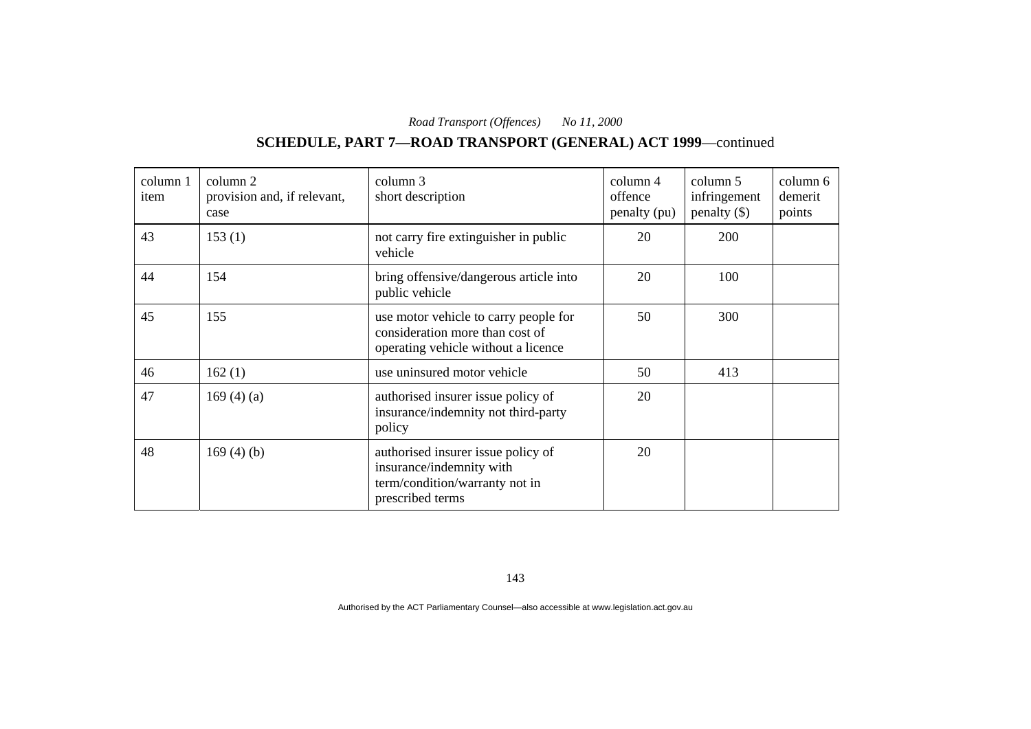## SCHEDULE, PART 7—ROAD TRANSPORT (GENERAL) ACT 1999—continued

| column 1 item | column 2 provision and, if relevant, case | column 3 short description | column 4 offence penalty (pu) | column 5 infringement penalty ($) | column 6 demerit points |
|---|---|---|---|---|---|
| 43 | 153 (1) | not carry fire extinguisher in public vehicle | 20 | 200 | |
| 44 | 154 | bring offensive/dangerous article into public vehicle | 20 | 100 | |
| 45 | 155 | use motor vehicle to carry people for consideration more than cost of operating vehicle without a licence | 50 | 300 | |
| 46 | 162 (1) | use uninsured motor vehicle | 50 | 413 | |
| 47 | 169 (4) (a) | authorised insurer issue policy of insurance/indemnity not third-party policy | 20 | | |
| 48 | 169 (4) (b) | authorised insurer issue policy of insurance/indemnity with term/condition/warranty not in prescribed terms | 20 | | |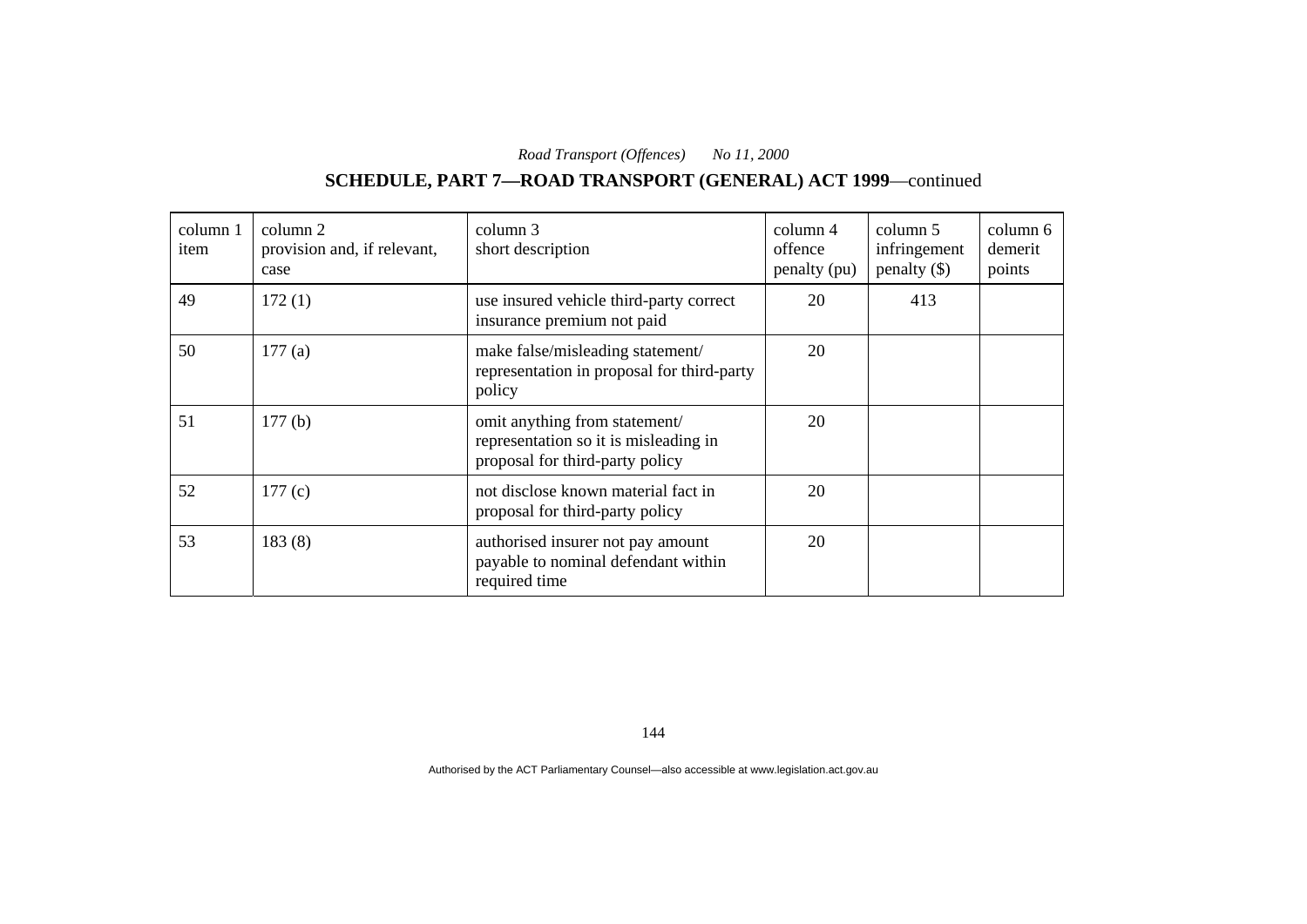## SCHEDULE, PART 7—ROAD TRANSPORT (GENERAL) ACT 1999—continued

| column 1 item | column 2 provision and, if relevant, case | column 3 short description | column 4 offence penalty (pu) | column 5 infringement penalty ($) | column 6 demerit points |
|---|---|---|---|---|---|
| 49 | 172 (1) | use insured vehicle third-party correct insurance premium not paid | 20 | 413 | |
| 50 | 177 (a) | make false/misleading statement/ representation in proposal for third-party policy | 20 | | |
| 51 | 177 (b) | omit anything from statement/ representation so it is misleading in proposal for third-party policy | 20 | | |
| 52 | 177 (c) | not disclose known material fact in proposal for third-party policy | 20 | | |
| 53 | 183 (8) | authorised insurer not pay amount payable to nominal defendant within required time | 20 | | |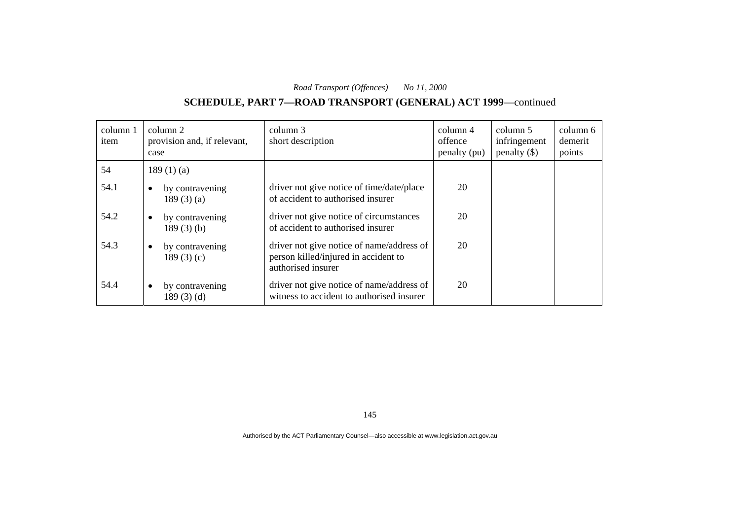## SCHEDULE, PART 7—ROAD TRANSPORT (GENERAL) ACT 1999—continued

| column 1 item | column 2 provision and, if relevant, case | column 3 short description | column 4 offence penalty (pu) | column 5 infringement penalty ($) | column 6 demerit points |
|---|---|---|---|---|---|
| 54 | 189 (1) (a) | | | | |
| 54.1 | • by contravening 189 (3) (a) | driver not give notice of time/date/place of accident to authorised insurer | 20 | | |
| 54.2 | • by contravening 189 (3) (b) | driver not give notice of circumstances of accident to authorised insurer | 20 | | |
| 54.3 | • by contravening 189 (3) (c) | driver not give notice of name/address of person killed/injured in accident to authorised insurer | 20 | | |
| 54.4 | • by contravening 189 (3) (d) | driver not give notice of name/address of witness to accident to authorised insurer | 20 | | |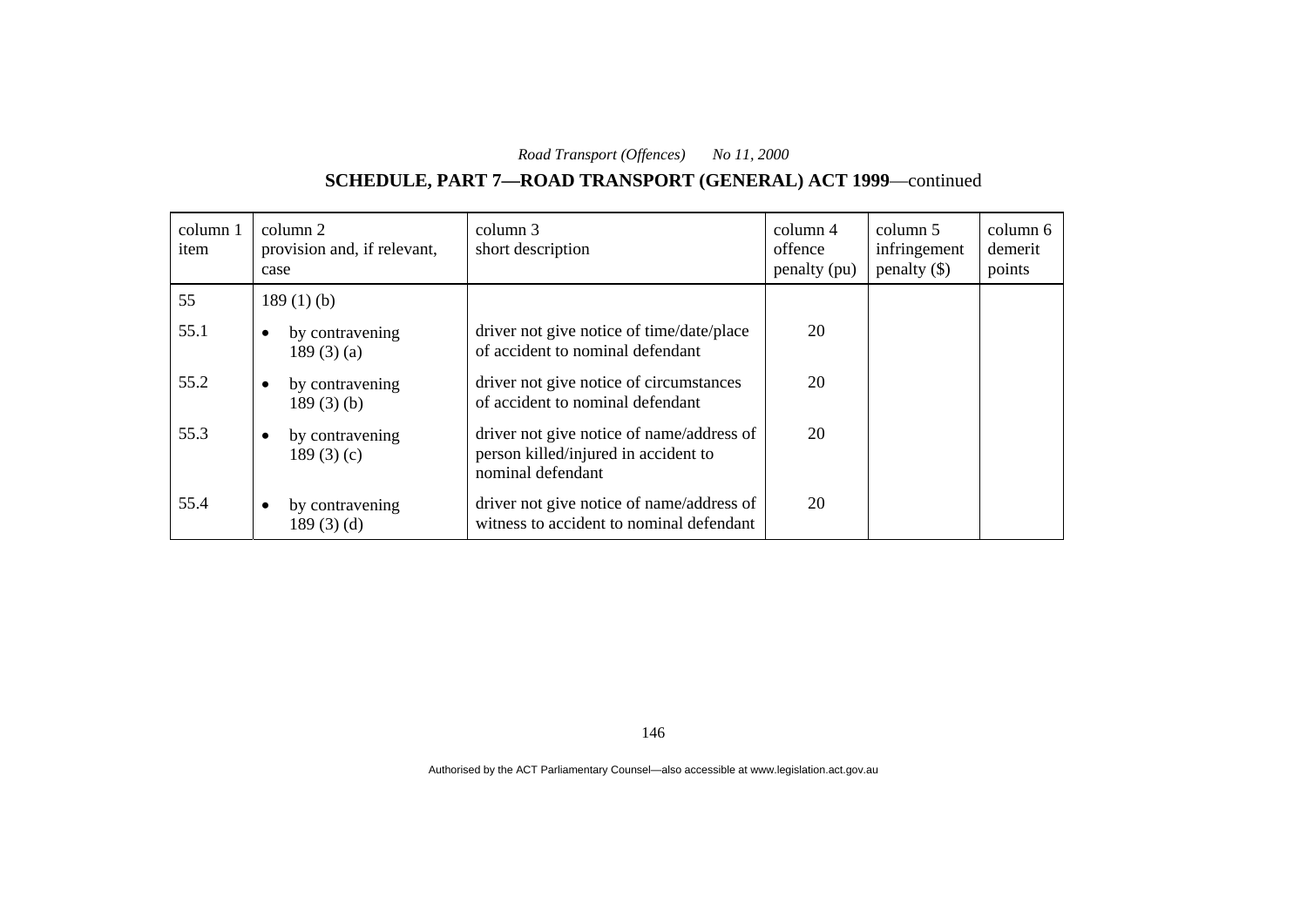## SCHEDULE, PART 7—ROAD TRANSPORT (GENERAL) ACT 1999—continued

| column 1 item | column 2 provision and, if relevant, case | column 3 short description | column 4 offence penalty (pu) | column 5 infringement penalty ($) | column 6 demerit points |
|---|---|---|---|---|---|
| 55 | 189 (1) (b) | | | | |
| 55.1 | • by contravening 189 (3) (a) | driver not give notice of time/date/place of accident to nominal defendant | 20 | | |
| 55.2 | • by contravening 189 (3) (b) | driver not give notice of circumstances of accident to nominal defendant | 20 | | |
| 55.3 | • by contravening 189 (3) (c) | driver not give notice of name/address of person killed/injured in accident to nominal defendant | 20 | | |
| 55.4 | • by contravening 189 (3) (d) | driver not give notice of name/address of witness to accident to nominal defendant | 20 | | |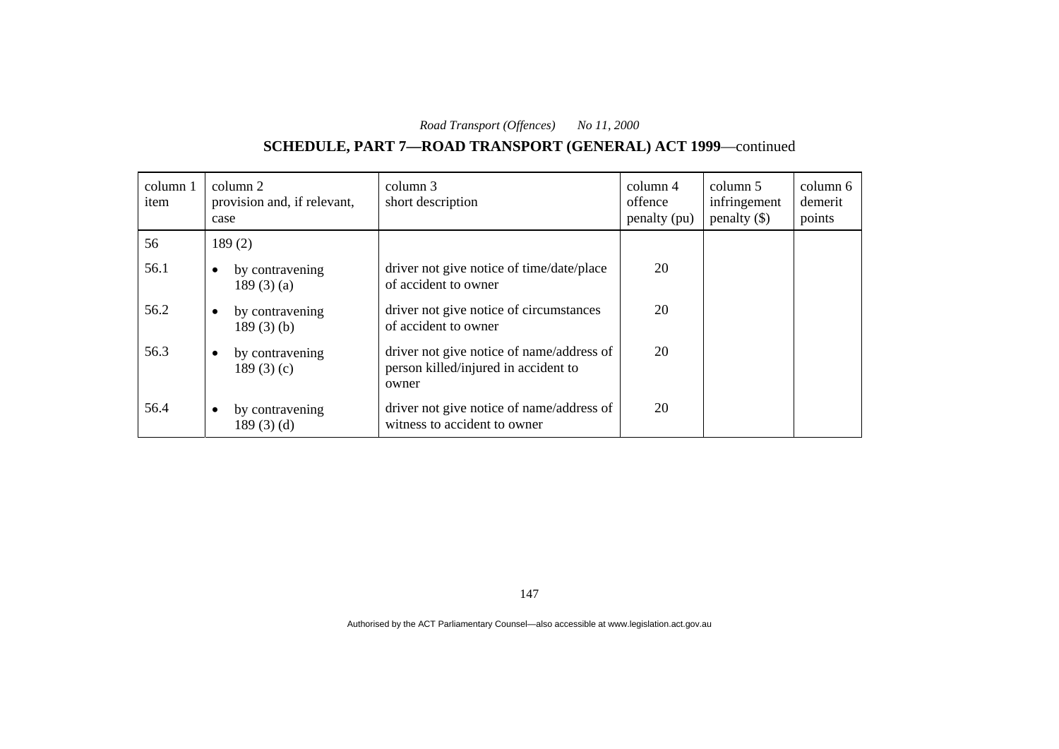## SCHEDULE, PART 7—ROAD TRANSPORT (GENERAL) ACT 1999—continued

| column 1 item | column 2 provision and, if relevant, case | column 3 short description | column 4 offence penalty (pu) | column 5 infringement penalty ($) | column 6 demerit points |
|---|---|---|---|---|---|
| 56 | 189 (2) | | | | |
| 56.1 | • by contravening 189 (3) (a) | driver not give notice of time/date/place of accident to owner | 20 | | |
| 56.2 | • by contravening 189 (3) (b) | driver not give notice of circumstances of accident to owner | 20 | | |
| 56.3 | • by contravening 189 (3) (c) | driver not give notice of name/address of person killed/injured in accident to owner | 20 | | |
| 56.4 | • by contravening 189 (3) (d) | driver not give notice of name/address of witness to accident to owner | 20 | | |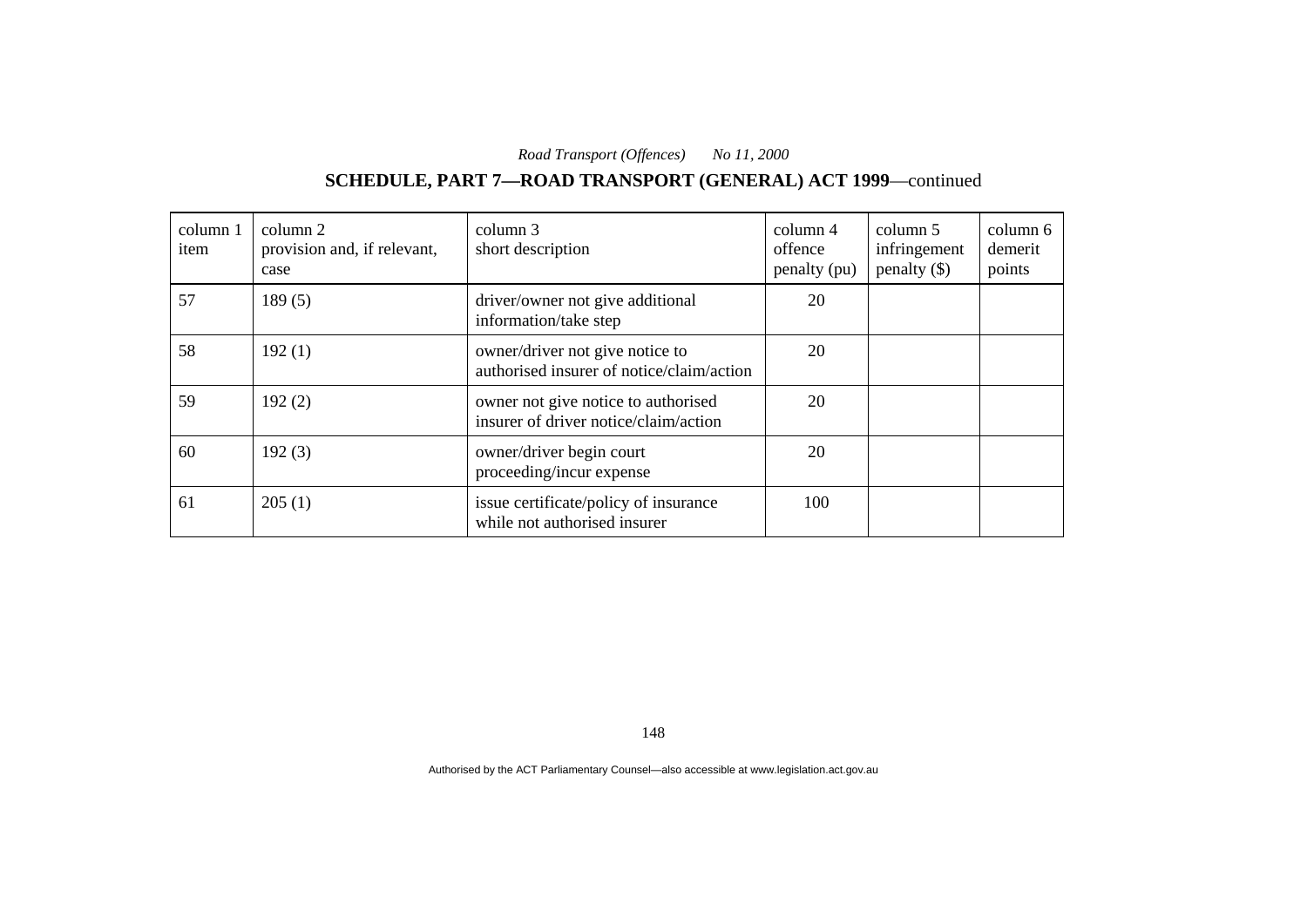## SCHEDULE, PART 7—ROAD TRANSPORT (GENERAL) ACT 1999—continued

| column 1 item | column 2 provision and, if relevant, case | column 3 short description | column 4 offence penalty (pu) | column 5 infringement penalty ($) | column 6 demerit points |
|---|---|---|---|---|---|
| 57 | 189 (5) | driver/owner not give additional information/take step | 20 | | |
| 58 | 192 (1) | owner/driver not give notice to authorised insurer of notice/claim/action | 20 | | |
| 59 | 192 (2) | owner not give notice to authorised insurer of driver notice/claim/action | 20 | | |
| 60 | 192 (3) | owner/driver begin court proceeding/incur expense | 20 | | |
| 61 | 205 (1) | issue certificate/policy of insurance while not authorised insurer | 100 | | |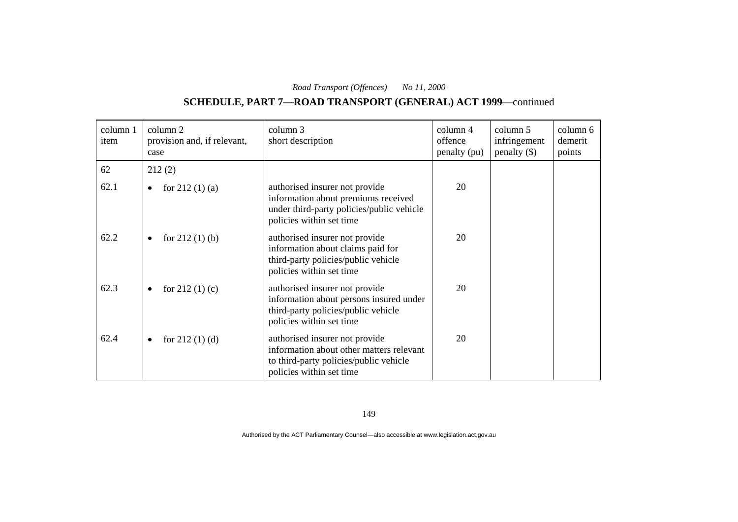**SCHEDULE, PART 7—ROAD TRANSPORT (GENERAL) ACT 1999**—continued

| column 1 item | column 2 provision and, if relevant, case | column 3 short description | column 4 offence penalty (pu) | column 5 infringement penalty ($) | column 6 demerit points |
|---|---|---|---|---|---|
| 62 | 212 (2) | | | | |
| 62.1 | • for 212 (1) (a) | authorised insurer not provide information about premiums received under third-party policies/public vehicle policies within set time | 20 | | |
| 62.2 | • for 212 (1) (b) | authorised insurer not provide information about claims paid for third-party policies/public vehicle policies within set time | 20 | | |
| 62.3 | • for 212 (1) (c) | authorised insurer not provide information about persons insured under third-party policies/public vehicle policies within set time | 20 | | |
| 62.4 | • for 212 (1) (d) | authorised insurer not provide information about other matters relevant to third-party policies/public vehicle policies within set time | 20 | | |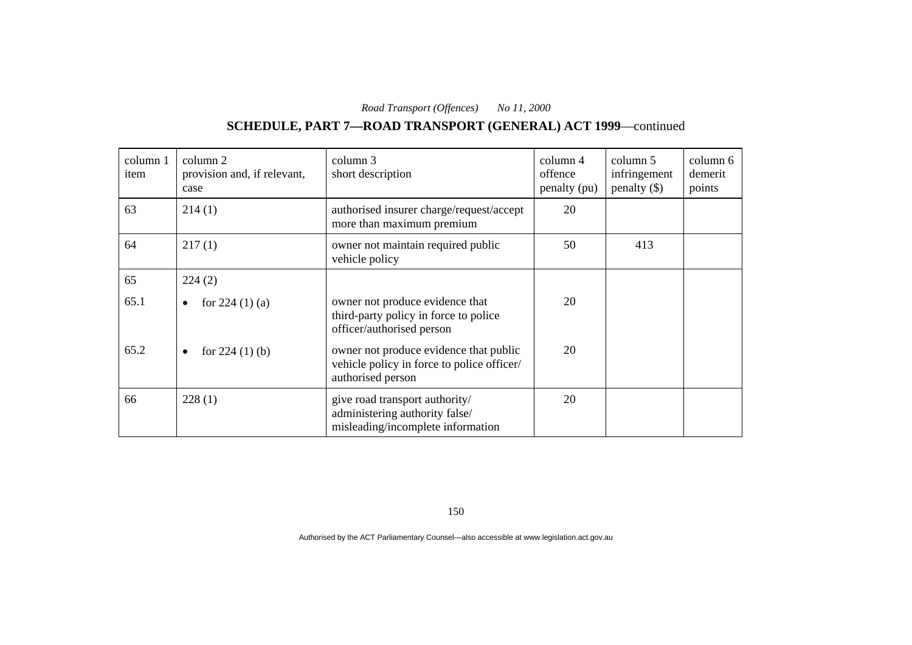## SCHEDULE, PART 7—ROAD TRANSPORT (GENERAL) ACT 1999—continued

| column 1 item | column 2 provision and, if relevant, case | column 3 short description | column 4 offence penalty (pu) | column 5 infringement penalty ($) | column 6 demerit points |
|---|---|---|---|---|---|
| 63 | 214 (1) | authorised insurer charge/request/accept more than maximum premium | 20 | | |
| 64 | 217 (1) | owner not maintain required public vehicle policy | 50 | 413 | |
| 65 | 224 (2) | | | | |
| 65.1 | • for 224 (1) (a) | owner not produce evidence that third-party policy in force to police officer/authorised person | 20 | | |
| 65.2 | • for 224 (1) (b) | owner not produce evidence that public vehicle policy in force to police officer/ authorised person | 20 | | |
| 66 | 228 (1) | give road transport authority/ administering authority false/ misleading/incomplete information | 20 | | |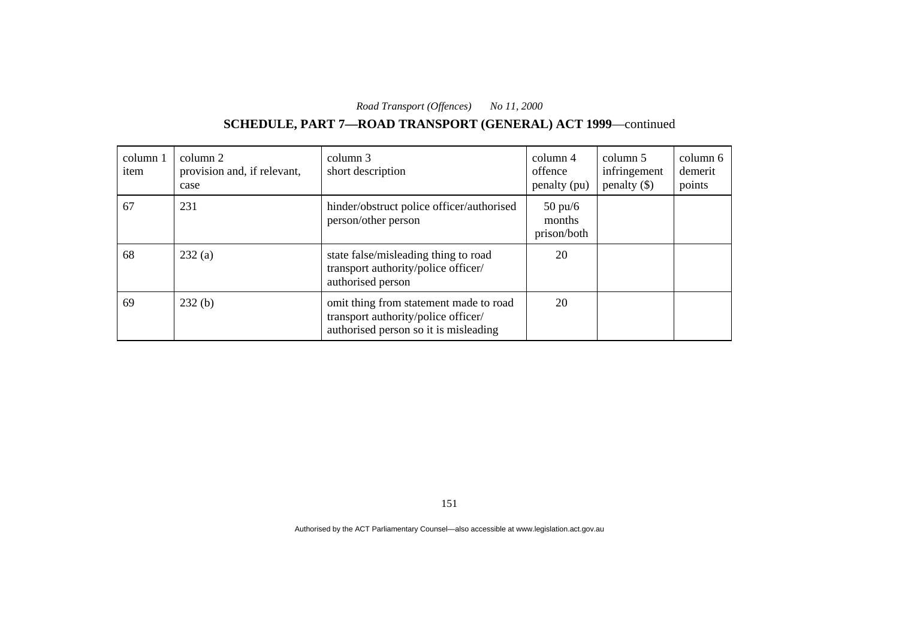## SCHEDULE, PART 7—ROAD TRANSPORT (GENERAL) ACT 1999—continued

| column 1 item | column 2 provision and, if relevant, case | column 3 short description | column 4 offence penalty (pu) | column 5 infringement penalty ($) | column 6 demerit points |
|---|---|---|---|---|---|
| 67 | 231 | hinder/obstruct police officer/authorised person/other person | 50 pu/6 months prison/both | | |
| 68 | 232 (a) | state false/misleading thing to road transport authority/police officer/ authorised person | 20 | | |
| 69 | 232 (b) | omit thing from statement made to road transport authority/police officer/ authorised person so it is misleading | 20 | | |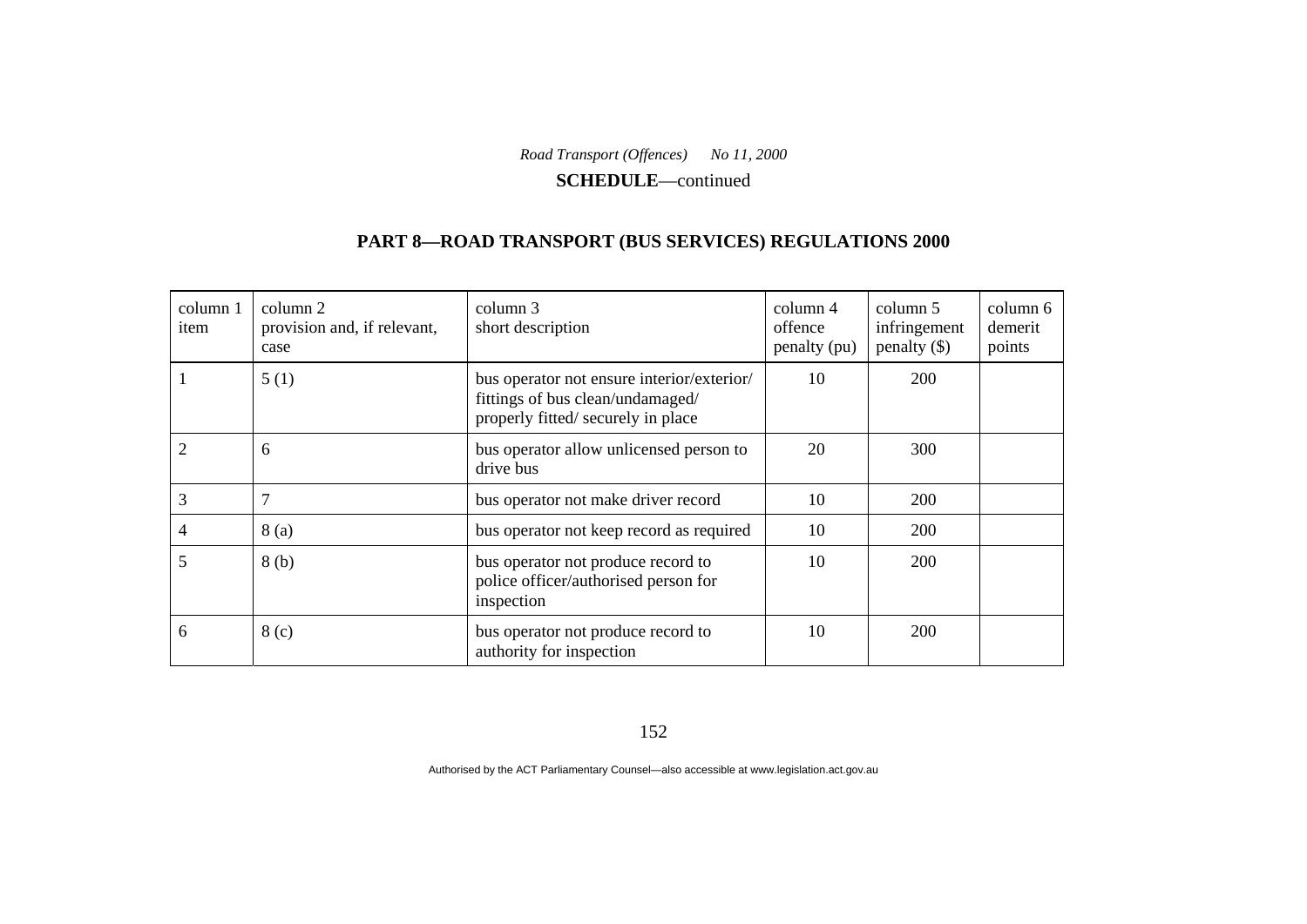**SCHEDULE**—continued

## PART 8—ROAD TRANSPORT (BUS SERVICES) REGULATIONS 2000

| column 1 item | column 2 provision and, if relevant, case | column 3 short description | column 4 offence penalty (pu) | column 5 infringement penalty ($) | column 6 demerit points |
|---|---|---|---|---|---|
| 1 | 5 (1) | bus operator not ensure interior/exterior/ fittings of bus clean/undamaged/ properly fitted/ securely in place | 10 | 200 | |
| 2 | 6 | bus operator allow unlicensed person to drive bus | 20 | 300 | |
| 3 | 7 | bus operator not make driver record | 10 | 200 | |
| 4 | 8 (a) | bus operator not keep record as required | 10 | 200 | |
| 5 | 8 (b) | bus operator not produce record to police officer/authorised person for inspection | 10 | 200 | |
| 6 | 8 (c) | bus operator not produce record to authority for inspection | 10 | 200 | |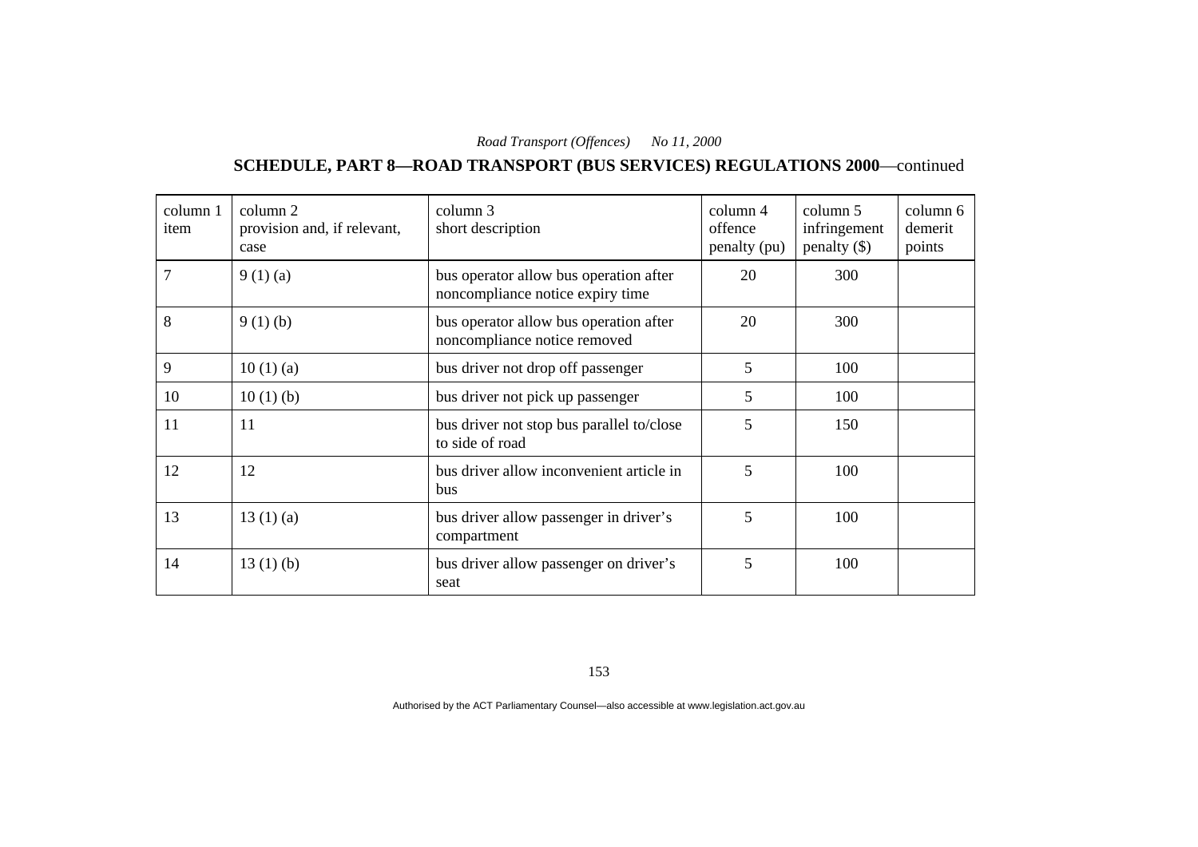## SCHEDULE, PART 8—ROAD TRANSPORT (BUS SERVICES) REGULATIONS 2000—continued

| column 1 item | column 2 provision and, if relevant, case | column 3 short description | column 4 offence penalty (pu) | column 5 infringement penalty ($) | column 6 demerit points |
|---|---|---|---|---|---|
| 7 | 9 (1) (a) | bus operator allow bus operation after noncompliance notice expiry time | 20 | 300 | |
| 8 | 9 (1) (b) | bus operator allow bus operation after noncompliance notice removed | 20 | 300 | |
| 9 | 10 (1) (a) | bus driver not drop off passenger | 5 | 100 | |
| 10 | 10 (1) (b) | bus driver not pick up passenger | 5 | 100 | |
| 11 | 11 | bus driver not stop bus parallel to/close to side of road | 5 | 150 | |
| 12 | 12 | bus driver allow inconvenient article in bus | 5 | 100 | |
| 13 | 13 (1) (a) | bus driver allow passenger in driver's compartment | 5 | 100 | |
| 14 | 13 (1) (b) | bus driver allow passenger on driver's seat | 5 | 100 | |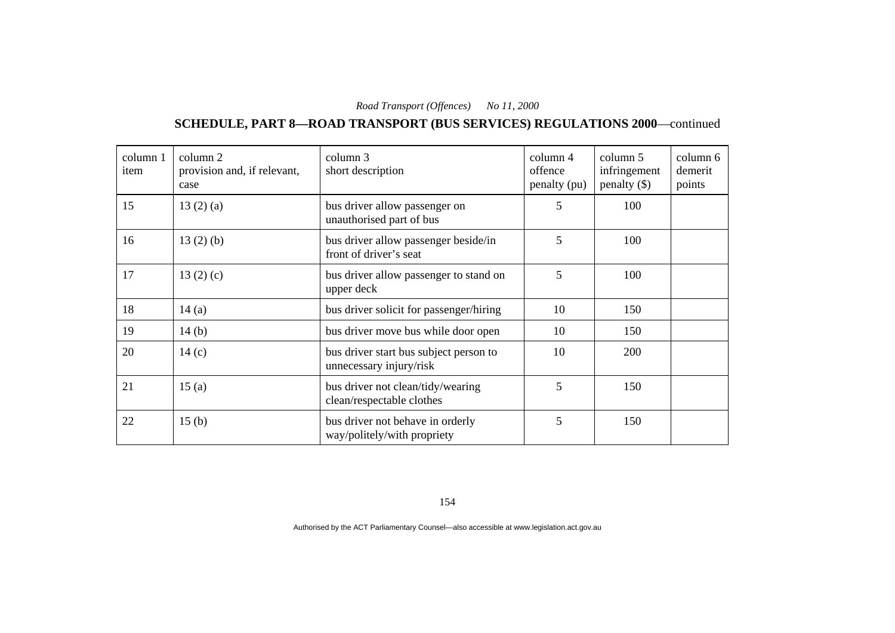## SCHEDULE, PART 8—ROAD TRANSPORT (BUS SERVICES) REGULATIONS 2000—continued

| column 1 item | column 2 provision and, if relevant, case | column 3 short description | column 4 offence penalty (pu) | column 5 infringement penalty ($) | column 6 demerit points |
|---|---|---|---|---|---|
| 15 | 13 (2) (a) | bus driver allow passenger on unauthorised part of bus | 5 | 100 | |
| 16 | 13 (2) (b) | bus driver allow passenger beside/in front of driver's seat | 5 | 100 | |
| 17 | 13 (2) (c) | bus driver allow passenger to stand on upper deck | 5 | 100 | |
| 18 | 14 (a) | bus driver solicit for passenger/hiring | 10 | 150 | |
| 19 | 14 (b) | bus driver move bus while door open | 10 | 150 | |
| 20 | 14 (c) | bus driver start bus subject person to unnecessary injury/risk | 10 | 200 | |
| 21 | 15 (a) | bus driver not clean/tidy/wearing clean/respectable clothes | 5 | 150 | |
| 22 | 15 (b) | bus driver not behave in orderly way/politely/with propriety | 5 | 150 | |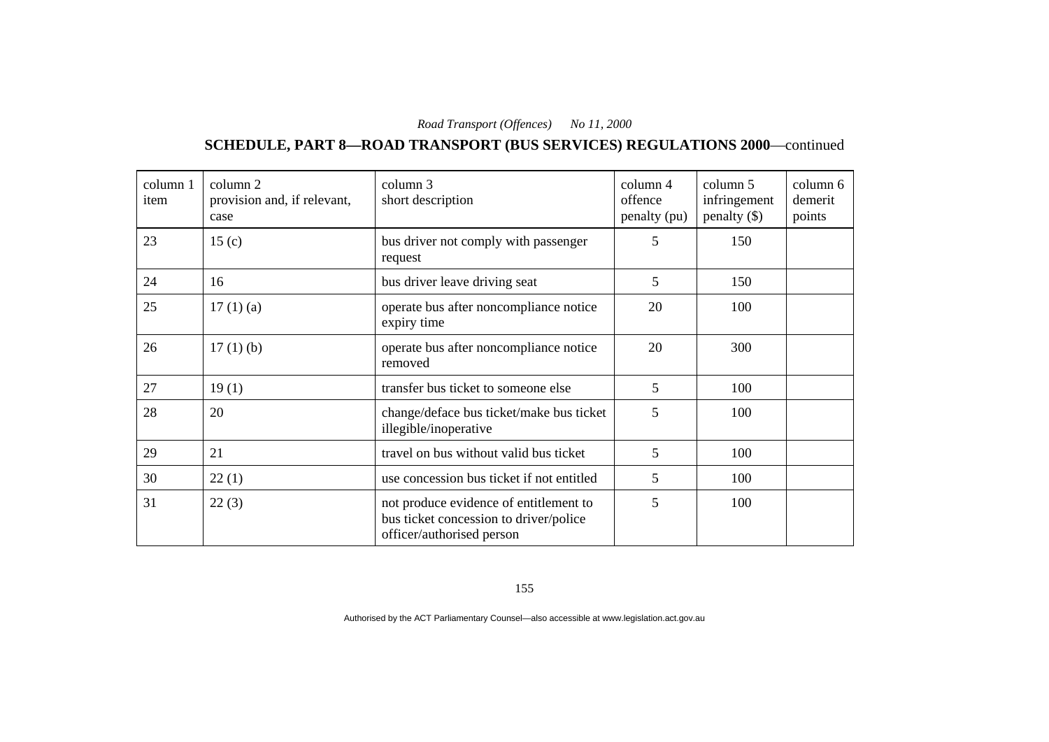## SCHEDULE, PART 8—ROAD TRANSPORT (BUS SERVICES) REGULATIONS 2000—continued

| column 1 item | column 2 provision and, if relevant, case | column 3 short description | column 4 offence penalty (pu) | column 5 infringement penalty ($) | column 6 demerit points |
|---|---|---|---|---|---|
| 23 | 15 (c) | bus driver not comply with passenger request | 5 | 150 | |
| 24 | 16 | bus driver leave driving seat | 5 | 150 | |
| 25 | 17 (1) (a) | operate bus after noncompliance notice expiry time | 20 | 100 | |
| 26 | 17 (1) (b) | operate bus after noncompliance notice removed | 20 | 300 | |
| 27 | 19 (1) | transfer bus ticket to someone else | 5 | 100 | |
| 28 | 20 | change/deface bus ticket/make bus ticket illegible/inoperative | 5 | 100 | |
| 29 | 21 | travel on bus without valid bus ticket | 5 | 100 | |
| 30 | 22 (1) | use concession bus ticket if not entitled | 5 | 100 | |
| 31 | 22 (3) | not produce evidence of entitlement to bus ticket concession to driver/police officer/authorised person | 5 | 100 | |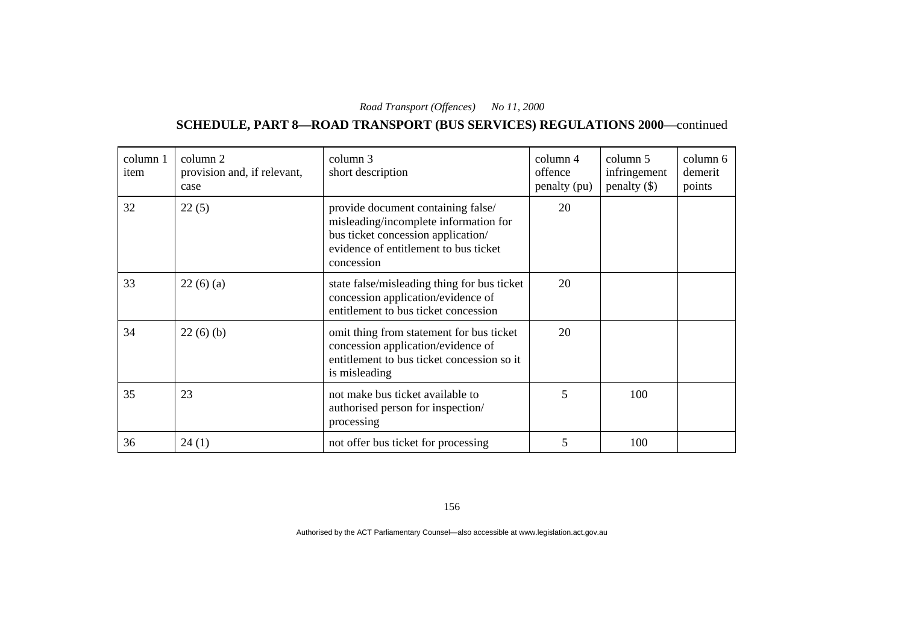## SCHEDULE, PART 8—ROAD TRANSPORT (BUS SERVICES) REGULATIONS 2000—continued

| column 1 item | column 2 provision and, if relevant, case | column 3 short description | column 4 offence penalty (pu) | column 5 infringement penalty ($) | column 6 demerit points |
|---|---|---|---|---|---|
| 32 | 22 (5) | provide document containing false/ misleading/incomplete information for bus ticket concession application/ evidence of entitlement to bus ticket concession | 20 | | |
| 33 | 22 (6) (a) | state false/misleading thing for bus ticket concession application/evidence of entitlement to bus ticket concession | 20 | | |
| 34 | 22 (6) (b) | omit thing from statement for bus ticket concession application/evidence of entitlement to bus ticket concession so it is misleading | 20 | | |
| 35 | 23 | not make bus ticket available to authorised person for inspection/ processing | 5 | 100 | |
| 36 | 24 (1) | not offer bus ticket for processing | 5 | 100 | |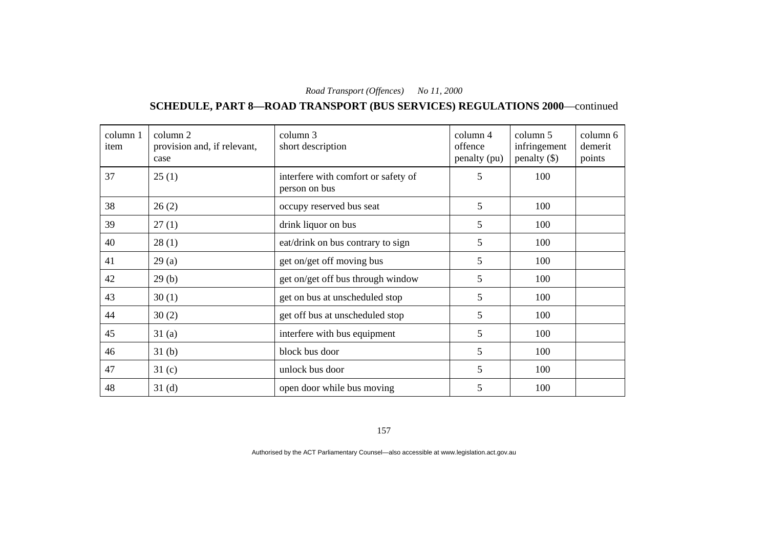## SCHEDULE, PART 8—ROAD TRANSPORT (BUS SERVICES) REGULATIONS 2000—continued

| column 1 item | column 2 provision and, if relevant, case | column 3 short description | column 4 offence penalty (pu) | column 5 infringement penalty ($) | column 6 demerit points |
|---|---|---|---|---|---|
| 37 | 25 (1) | interfere with comfort or safety of person on bus | 5 | 100 | |
| 38 | 26 (2) | occupy reserved bus seat | 5 | 100 | |
| 39 | 27 (1) | drink liquor on bus | 5 | 100 | |
| 40 | 28 (1) | eat/drink on bus contrary to sign | 5 | 100 | |
| 41 | 29 (a) | get on/get off moving bus | 5 | 100 | |
| 42 | 29 (b) | get on/get off bus through window | 5 | 100 | |
| 43 | 30 (1) | get on bus at unscheduled stop | 5 | 100 | |
| 44 | 30 (2) | get off bus at unscheduled stop | 5 | 100 | |
| 45 | 31 (a) | interfere with bus equipment | 5 | 100 | |
| 46 | 31 (b) | block bus door | 5 | 100 | |
| 47 | 31 (c) | unlock bus door | 5 | 100 | |
| 48 | 31 (d) | open door while bus moving | 5 | 100 | |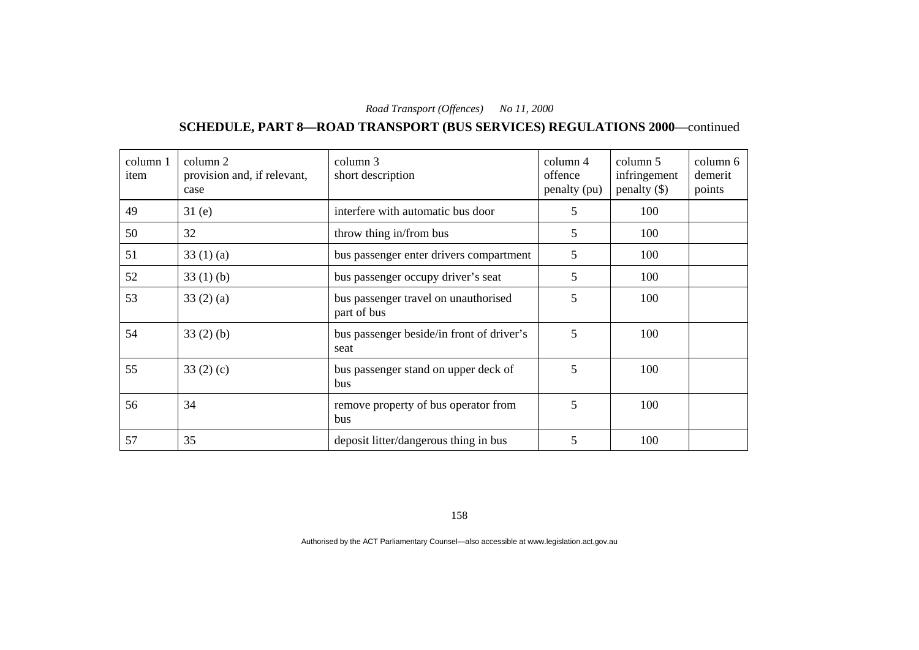## SCHEDULE, PART 8—ROAD TRANSPORT (BUS SERVICES) REGULATIONS 2000—continued

| column 1 item | column 2 provision and, if relevant, case | column 3 short description | column 4 offence penalty (pu) | column 5 infringement penalty ($) | column 6 demerit points |
|---|---|---|---|---|---|
| 49 | 31 (e) | interfere with automatic bus door | 5 | 100 | |
| 50 | 32 | throw thing in/from bus | 5 | 100 | |
| 51 | 33 (1) (a) | bus passenger enter drivers compartment | 5 | 100 | |
| 52 | 33 (1) (b) | bus passenger occupy driver's seat | 5 | 100 | |
| 53 | 33 (2) (a) | bus passenger travel on unauthorised part of bus | 5 | 100 | |
| 54 | 33 (2) (b) | bus passenger beside/in front of driver's seat | 5 | 100 | |
| 55 | 33 (2) (c) | bus passenger stand on upper deck of bus | 5 | 100 | |
| 56 | 34 | remove property of bus operator from bus | 5 | 100 | |
| 57 | 35 | deposit litter/dangerous thing in bus | 5 | 100 | |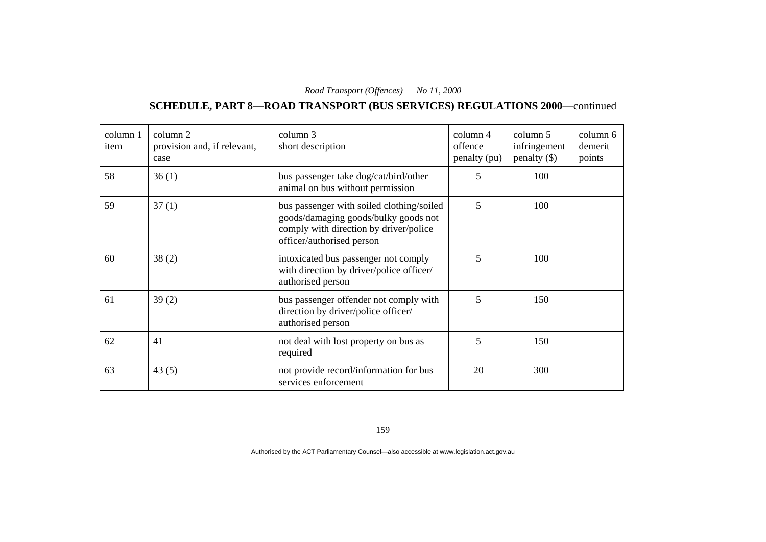**SCHEDULE, PART 8—ROAD TRANSPORT (BUS SERVICES) REGULATIONS 2000**—continued

| column 1 item | column 2 provision and, if relevant, case | column 3 short description | column 4 offence penalty (pu) | column 5 infringement penalty ($) | column 6 demerit points |
|---|---|---|---|---|---|
| 58 | 36 (1) | bus passenger take dog/cat/bird/other animal on bus without permission | 5 | 100 | |
| 59 | 37 (1) | bus passenger with soiled clothing/soiled goods/damaging goods/bulky goods not comply with direction by driver/police officer/authorised person | 5 | 100 | |
| 60 | 38 (2) | intoxicated bus passenger not comply with direction by driver/police officer/ authorised person | 5 | 100 | |
| 61 | 39 (2) | bus passenger offender not comply with direction by driver/police officer/ authorised person | 5 | 150 | |
| 62 | 41 | not deal with lost property on bus as required | 5 | 150 | |
| 63 | 43 (5) | not provide record/information for bus services enforcement | 20 | 300 | |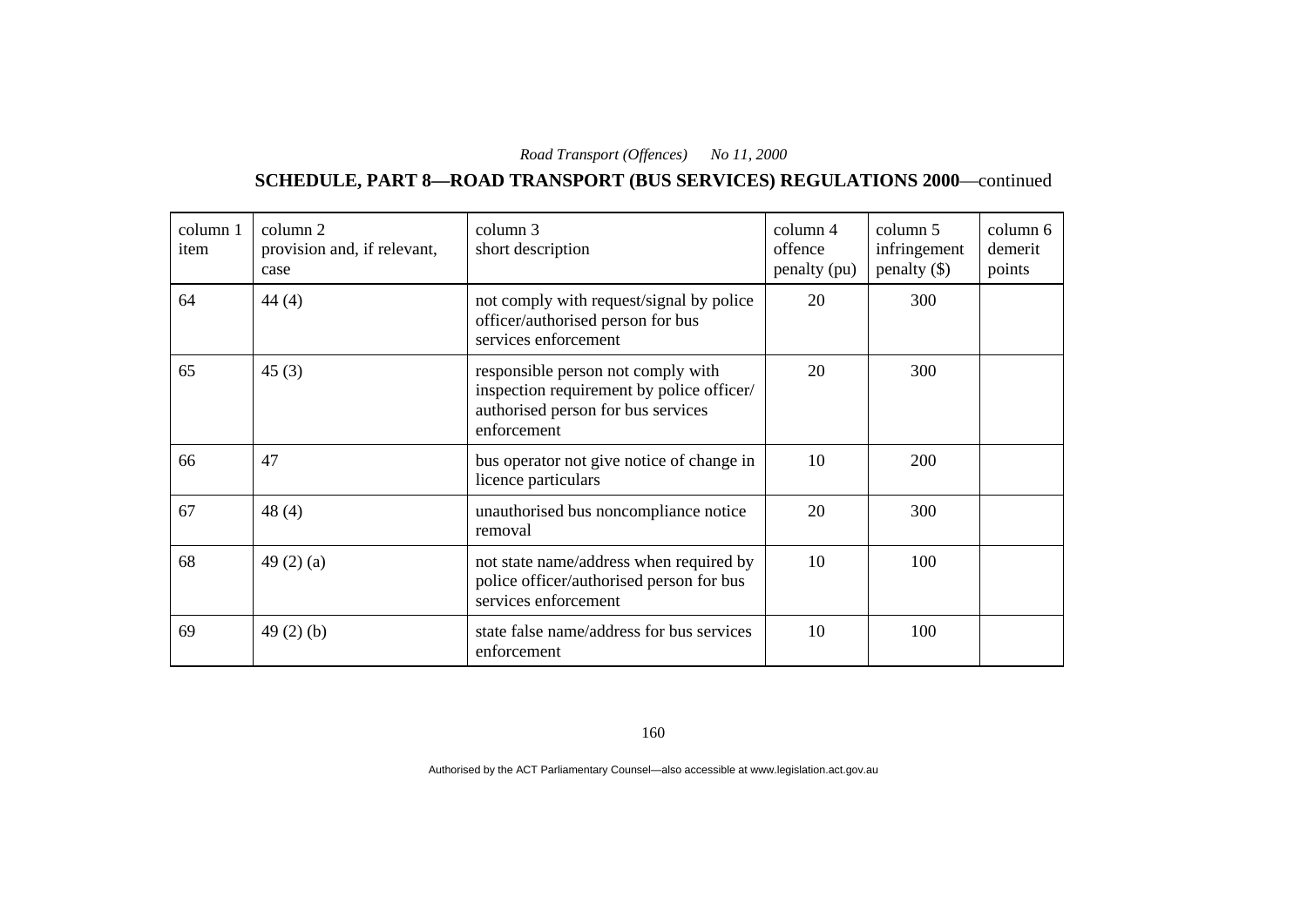## SCHEDULE, PART 8—ROAD TRANSPORT (BUS SERVICES) REGULATIONS 2000—continued

| column 1 item | column 2 provision and, if relevant, case | column 3 short description | column 4 offence penalty (pu) | column 5 infringement penalty ($) | column 6 demerit points |
|---|---|---|---|---|---|
| 64 | 44 (4) | not comply with request/signal by police officer/authorised person for bus services enforcement | 20 | 300 | |
| 65 | 45 (3) | responsible person not comply with inspection requirement by police officer/ authorised person for bus services enforcement | 20 | 300 | |
| 66 | 47 | bus operator not give notice of change in licence particulars | 10 | 200 | |
| 67 | 48 (4) | unauthorised bus noncompliance notice removal | 20 | 300 | |
| 68 | 49 (2) (a) | not state name/address when required by police officer/authorised person for bus services enforcement | 10 | 100 | |
| 69 | 49 (2) (b) | state false name/address for bus services enforcement | 10 | 100 | |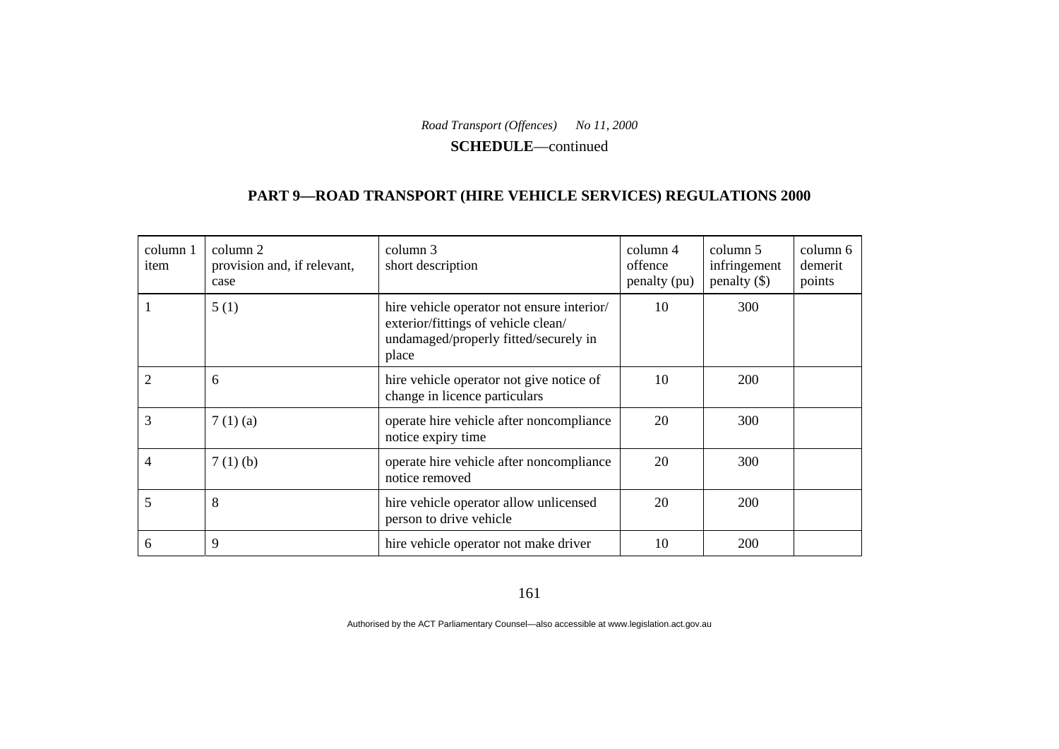**SCHEDULE**—continued

## PART 9—ROAD TRANSPORT (HIRE VEHICLE SERVICES) REGULATIONS 2000

| column 1 item | column 2 provision and, if relevant, case | column 3 short description | column 4 offence penalty (pu) | column 5 infringement penalty ($) | column 6 demerit points |
|---|---|---|---|---|---|
| 1 | 5 (1) | hire vehicle operator not ensure interior/ exterior/fittings of vehicle clean/ undamaged/properly fitted/securely in place | 10 | 300 | |
| 2 | 6 | hire vehicle operator not give notice of change in licence particulars | 10 | 200 | |
| 3 | 7 (1) (a) | operate hire vehicle after noncompliance notice expiry time | 20 | 300 | |
| 4 | 7 (1) (b) | operate hire vehicle after noncompliance notice removed | 20 | 300 | |
| 5 | 8 | hire vehicle operator allow unlicensed person to drive vehicle | 20 | 200 | |
| 6 | 9 | hire vehicle operator not make driver | 10 | 200 | |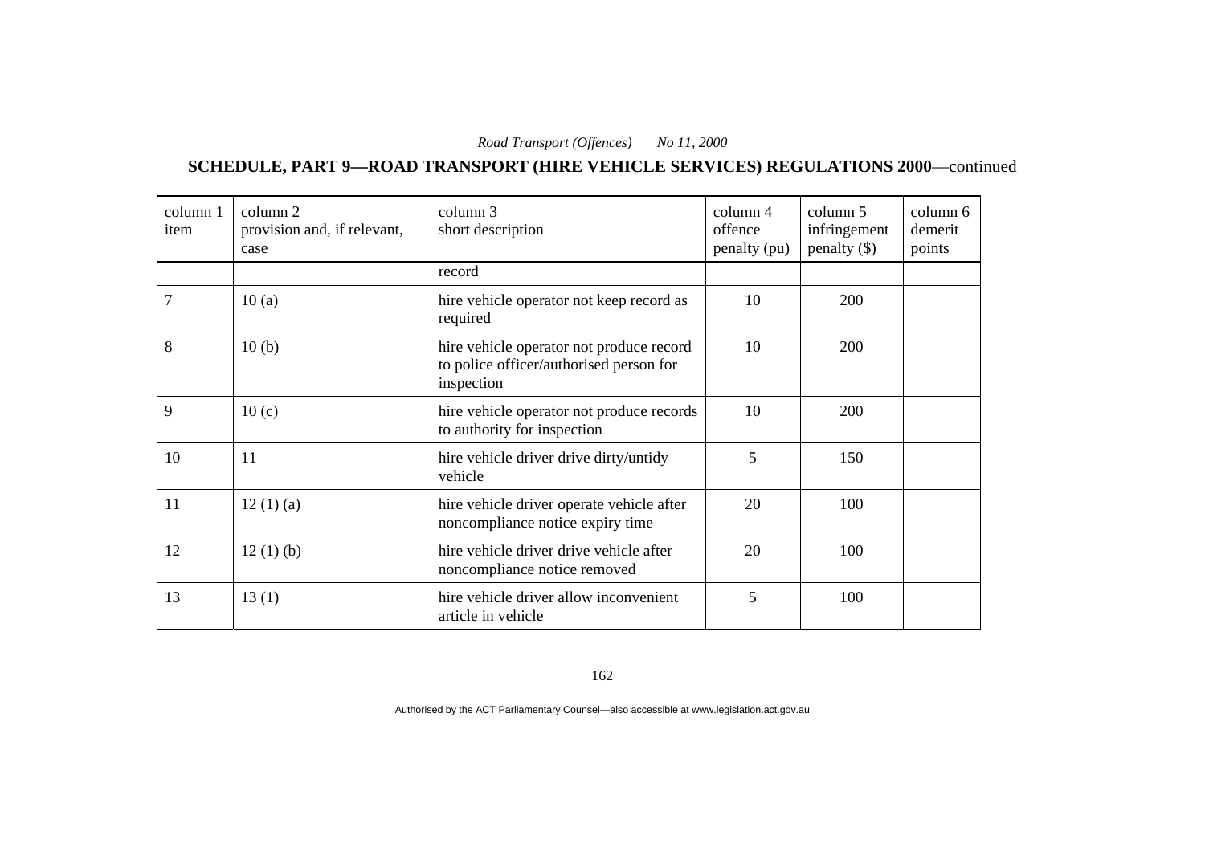## SCHEDULE, PART 9—ROAD TRANSPORT (HIRE VEHICLE SERVICES) REGULATIONS 2000—continued

| column 1 item | column 2 provision and, if relevant, case | column 3 short description | column 4 offence penalty (pu) | column 5 infringement penalty ($) | column 6 demerit points |
|---|---|---|---|---|---|
| | | record | | | |
| 7 | 10 (a) | hire vehicle operator not keep record as required | 10 | 200 | |
| 8 | 10 (b) | hire vehicle operator not produce record to police officer/authorised person for inspection | 10 | 200 | |
| 9 | 10 (c) | hire vehicle operator not produce records to authority for inspection | 10 | 200 | |
| 10 | 11 | hire vehicle driver drive dirty/untidy vehicle | 5 | 150 | |
| 11 | 12 (1) (a) | hire vehicle driver operate vehicle after noncompliance notice expiry time | 20 | 100 | |
| 12 | 12 (1) (b) | hire vehicle driver drive vehicle after noncompliance notice removed | 20 | 100 | |
| 13 | 13 (1) | hire vehicle driver allow inconvenient article in vehicle | 5 | 100 | |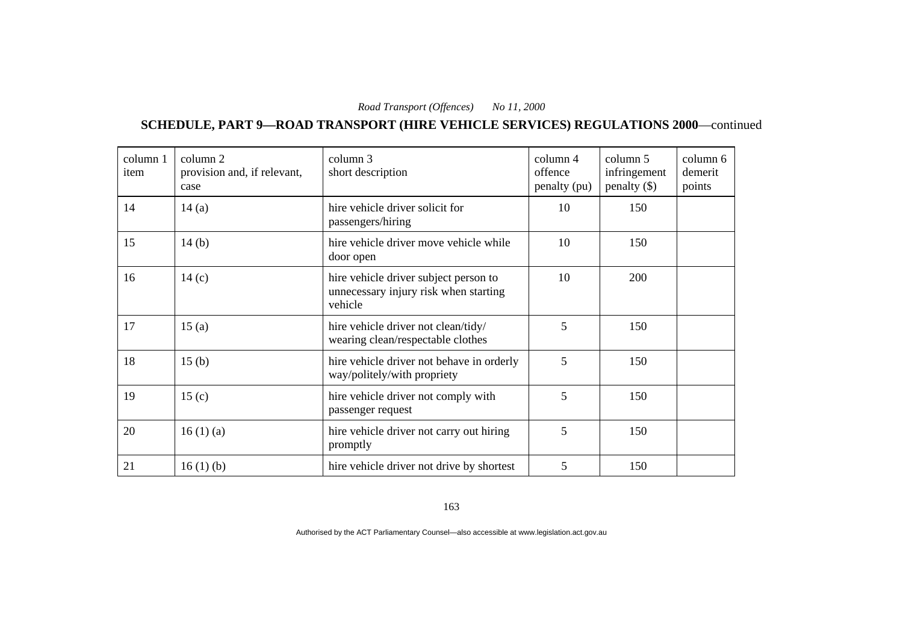## SCHEDULE, PART 9—ROAD TRANSPORT (HIRE VEHICLE SERVICES) REGULATIONS 2000—continued

| column 1 item | column 2 provision and, if relevant, case | column 3 short description | column 4 offence penalty (pu) | column 5 infringement penalty ($) | column 6 demerit points |
|---|---|---|---|---|---|
| 14 | 14 (a) | hire vehicle driver solicit for passengers/hiring | 10 | 150 | |
| 15 | 14 (b) | hire vehicle driver move vehicle while door open | 10 | 150 | |
| 16 | 14 (c) | hire vehicle driver subject person to unnecessary injury risk when starting vehicle | 10 | 200 | |
| 17 | 15 (a) | hire vehicle driver not clean/tidy/ wearing clean/respectable clothes | 5 | 150 | |
| 18 | 15 (b) | hire vehicle driver not behave in orderly way/politely/with propriety | 5 | 150 | |
| 19 | 15 (c) | hire vehicle driver not comply with passenger request | 5 | 150 | |
| 20 | 16 (1) (a) | hire vehicle driver not carry out hiring promptly | 5 | 150 | |
| 21 | 16 (1) (b) | hire vehicle driver not drive by shortest | 5 | 150 | |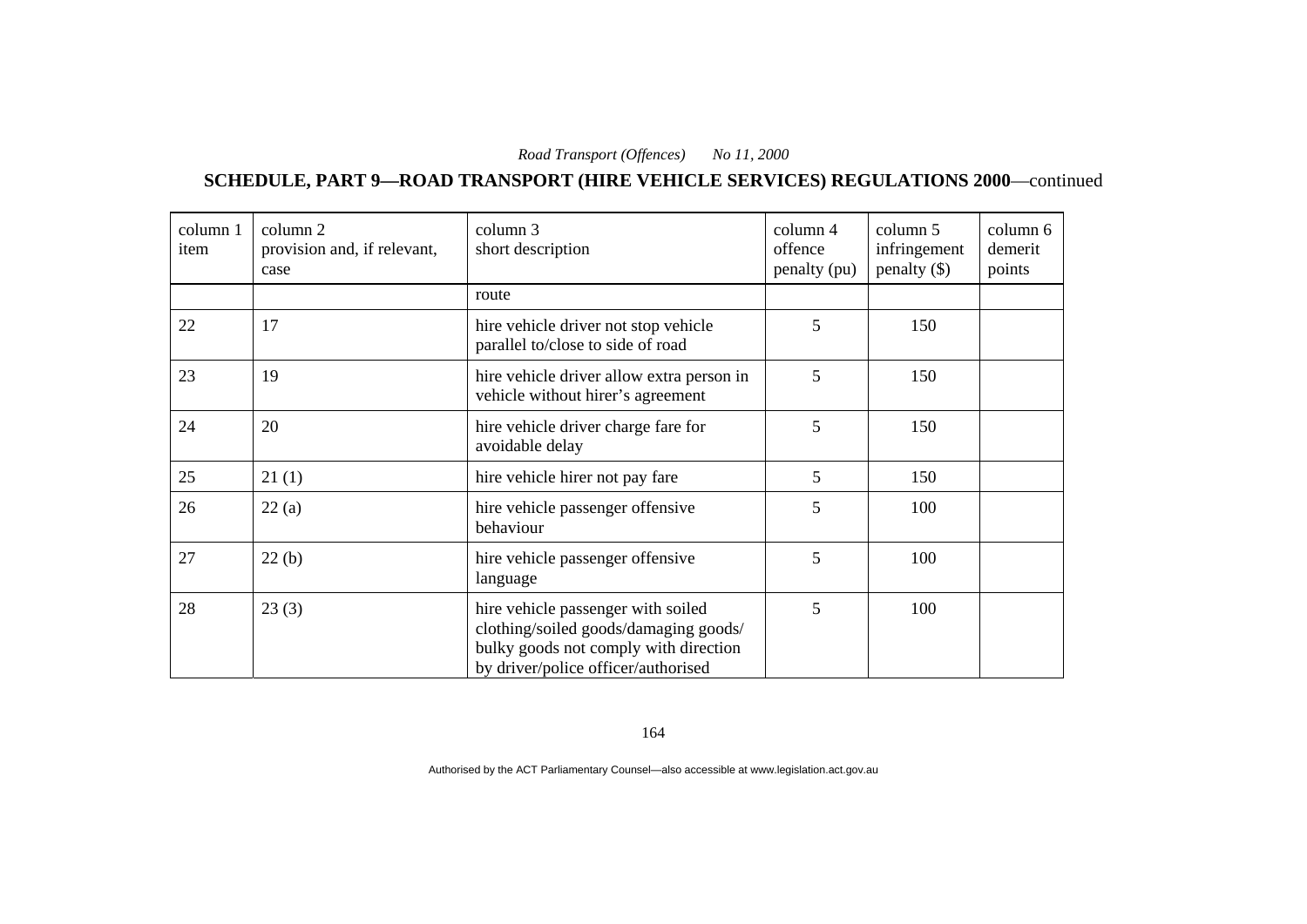**SCHEDULE, PART 9—ROAD TRANSPORT (HIRE VEHICLE SERVICES) REGULATIONS 2000**—continued

| column 1 item | column 2 provision and, if relevant, case | column 3 short description | column 4 offence penalty (pu) | column 5 infringement penalty ($) | column 6 demerit points |
|---|---|---|---|---|---|
| | | route | | | |
| 22 | 17 | hire vehicle driver not stop vehicle parallel to/close to side of road | 5 | 150 | |
| 23 | 19 | hire vehicle driver allow extra person in vehicle without hirer's agreement | 5 | 150 | |
| 24 | 20 | hire vehicle driver charge fare for avoidable delay | 5 | 150 | |
| 25 | 21 (1) | hire vehicle hirer not pay fare | 5 | 150 | |
| 26 | 22 (a) | hire vehicle passenger offensive behaviour | 5 | 100 | |
| 27 | 22 (b) | hire vehicle passenger offensive language | 5 | 100 | |
| 28 | 23 (3) | hire vehicle passenger with soiled clothing/soiled goods/damaging goods/ bulky goods not comply with direction by driver/police officer/authorised | 5 | 100 | |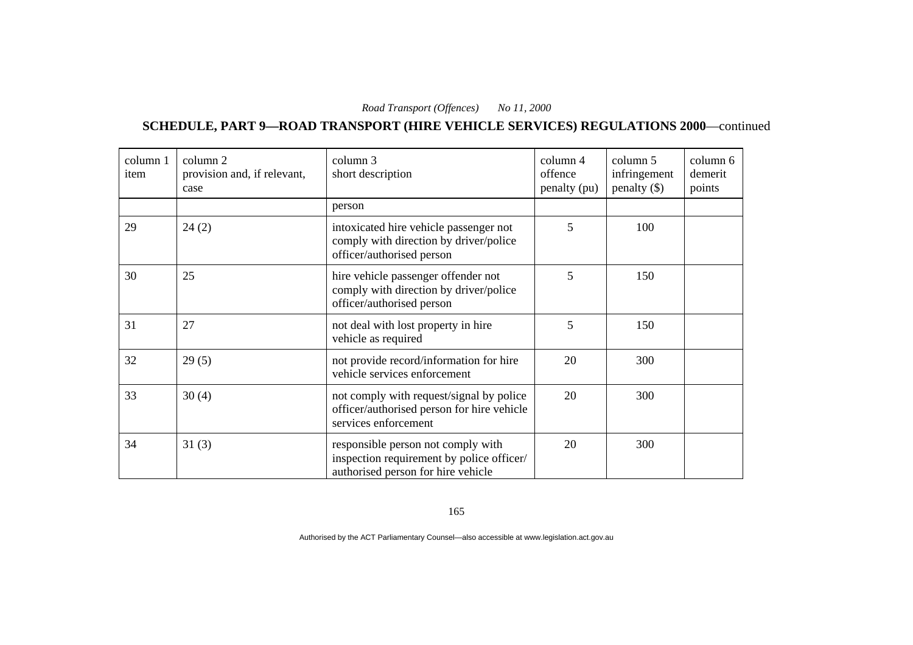## SCHEDULE, PART 9—ROAD TRANSPORT (HIRE VEHICLE SERVICES) REGULATIONS 2000—continued

| column 1 item | column 2 provision and, if relevant, case | column 3 short description | column 4 offence penalty (pu) | column 5 infringement penalty ($) | column 6 demerit points |
|---|---|---|---|---|---|
| | | person | | | |
| 29 | 24 (2) | intoxicated hire vehicle passenger not comply with direction by driver/police officer/authorised person | 5 | 100 | |
| 30 | 25 | hire vehicle passenger offender not comply with direction by driver/police officer/authorised person | 5 | 150 | |
| 31 | 27 | not deal with lost property in hire vehicle as required | 5 | 150 | |
| 32 | 29 (5) | not provide record/information for hire vehicle services enforcement | 20 | 300 | |
| 33 | 30 (4) | not comply with request/signal by police officer/authorised person for hire vehicle services enforcement | 20 | 300 | |
| 34 | 31 (3) | responsible person not comply with inspection requirement by police officer/ authorised person for hire vehicle | 20 | 300 | |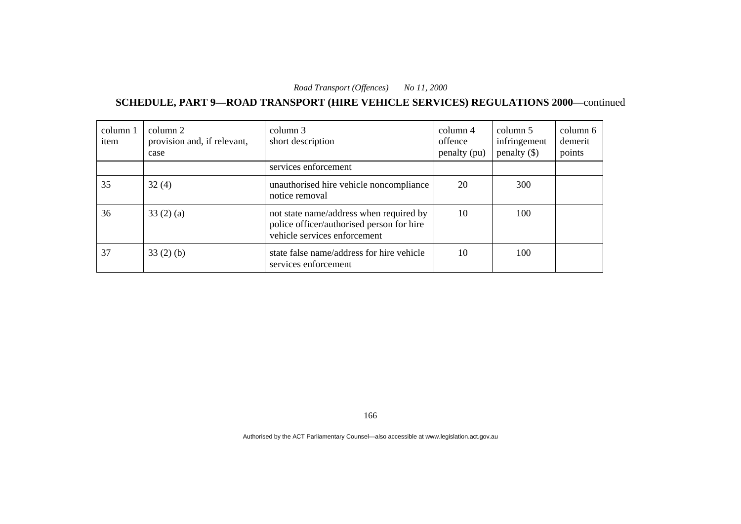## SCHEDULE, PART 9—ROAD TRANSPORT (HIRE VEHICLE SERVICES) REGULATIONS 2000—continued

| column 1 item | column 2 provision and, if relevant, case | column 3 short description | column 4 offence penalty (pu) | column 5 infringement penalty ($) | column 6 demerit points |
|---|---|---|---|---|---|
| | | services enforcement | | | |
| 35 | 32 (4) | unauthorised hire vehicle noncompliance notice removal | 20 | 300 | |
| 36 | 33 (2) (a) | not state name/address when required by police officer/authorised person for hire vehicle services enforcement | 10 | 100 | |
| 37 | 33 (2) (b) | state false name/address for hire vehicle services enforcement | 10 | 100 | |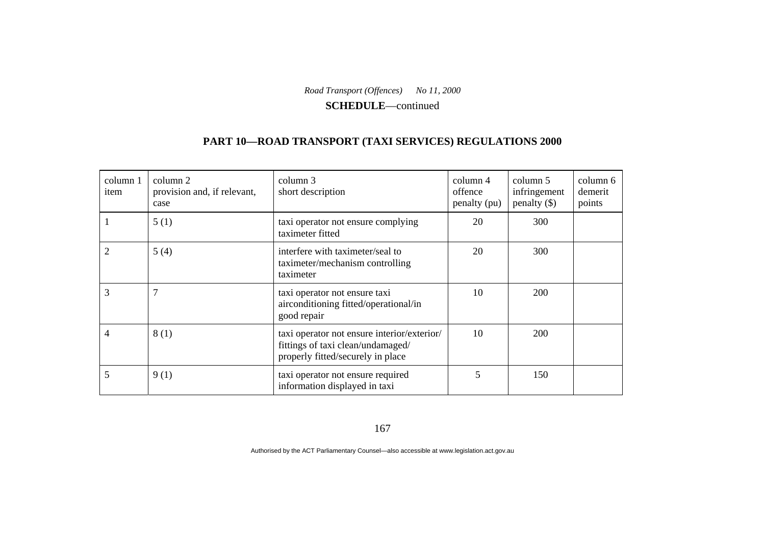**SCHEDULE**—continued

## PART 10—ROAD TRANSPORT (TAXI SERVICES) REGULATIONS 2000

| column 1 item | column 2 provision and, if relevant, case | column 3 short description | column 4 offence penalty (pu) | column 5 infringement penalty ($) | column 6 demerit points |
|---|---|---|---|---|---|
| 1 | 5 (1) | taxi operator not ensure complying taximeter fitted | 20 | 300 | |
| 2 | 5 (4) | interfere with taximeter/seal to taximeter/mechanism controlling taximeter | 20 | 300 | |
| 3 | 7 | taxi operator not ensure taxi airconditioning fitted/operational/in good repair | 10 | 200 | |
| 4 | 8 (1) | taxi operator not ensure interior/exterior/ fittings of taxi clean/undamaged/ properly fitted/securely in place | 10 | 200 | |
| 5 | 9 (1) | taxi operator not ensure required information displayed in taxi | 5 | 150 | |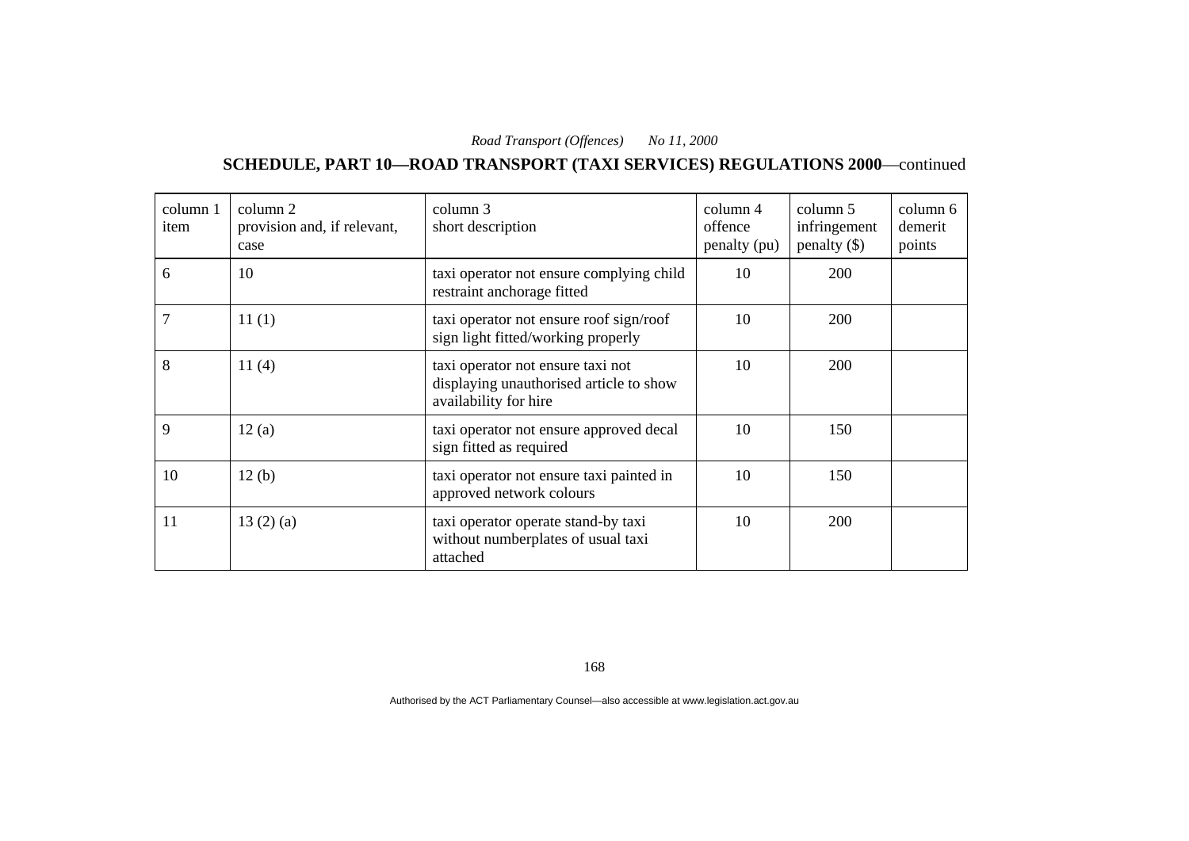## SCHEDULE, PART 10—ROAD TRANSPORT (TAXI SERVICES) REGULATIONS 2000—continued

| column 1 item | column 2 provision and, if relevant, case | column 3 short description | column 4 offence penalty (pu) | column 5 infringement penalty ($) | column 6 demerit points |
|---|---|---|---|---|---|
| 6 | 10 | taxi operator not ensure complying child restraint anchorage fitted | 10 | 200 | |
| 7 | 11 (1) | taxi operator not ensure roof sign/roof sign light fitted/working properly | 10 | 200 | |
| 8 | 11 (4) | taxi operator not ensure taxi not displaying unauthorised article to show availability for hire | 10 | 200 | |
| 9 | 12 (a) | taxi operator not ensure approved decal sign fitted as required | 10 | 150 | |
| 10 | 12 (b) | taxi operator not ensure taxi painted in approved network colours | 10 | 150 | |
| 11 | 13 (2) (a) | taxi operator operate stand-by taxi without numberplates of usual taxi attached | 10 | 200 | |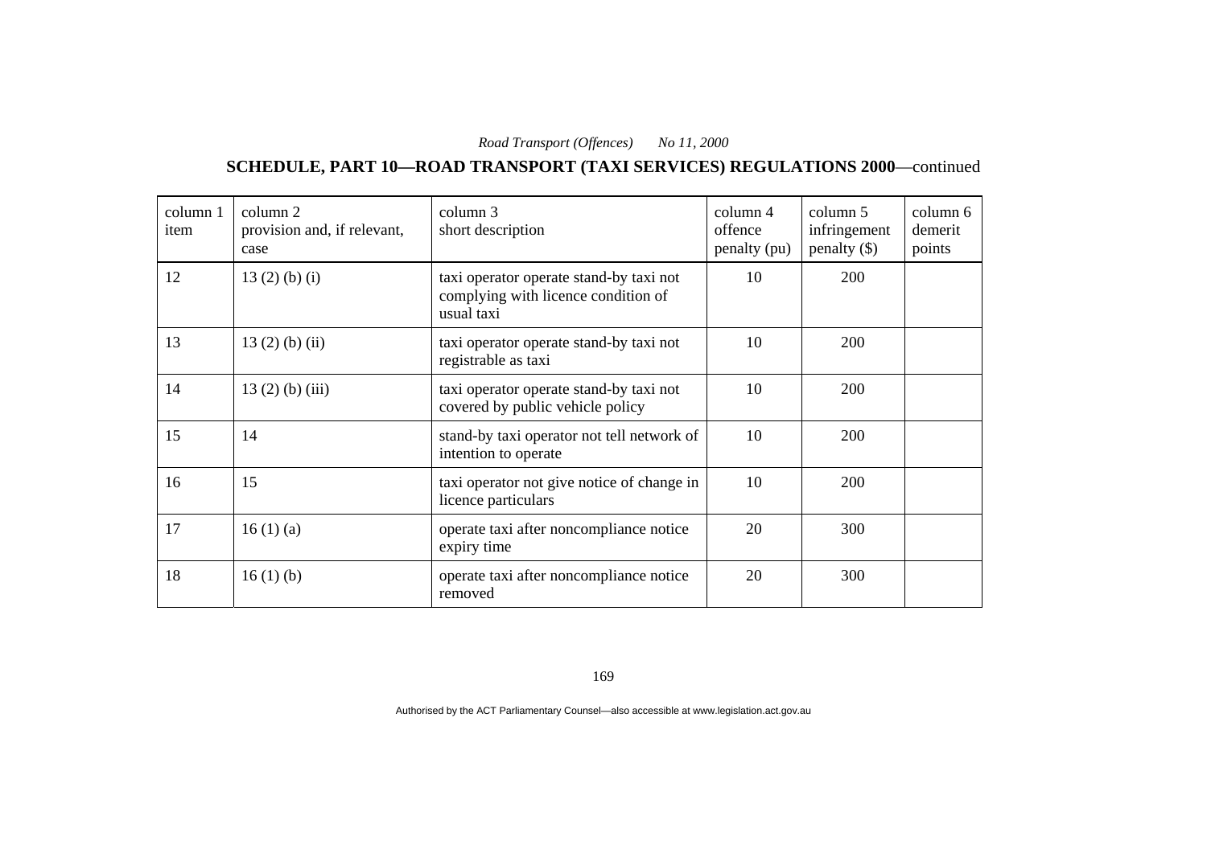## SCHEDULE, PART 10—ROAD TRANSPORT (TAXI SERVICES) REGULATIONS 2000—continued

| column 1 item | column 2 provision and, if relevant, case | column 3 short description | column 4 offence penalty (pu) | column 5 infringement penalty ($) | column 6 demerit points |
|---|---|---|---|---|---|
| 12 | 13 (2) (b) (i) | taxi operator operate stand-by taxi not complying with licence condition of usual taxi | 10 | 200 | |
| 13 | 13 (2) (b) (ii) | taxi operator operate stand-by taxi not registrable as taxi | 10 | 200 | |
| 14 | 13 (2) (b) (iii) | taxi operator operate stand-by taxi not covered by public vehicle policy | 10 | 200 | |
| 15 | 14 | stand-by taxi operator not tell network of intention to operate | 10 | 200 | |
| 16 | 15 | taxi operator not give notice of change in licence particulars | 10 | 200 | |
| 17 | 16 (1) (a) | operate taxi after noncompliance notice expiry time | 20 | 300 | |
| 18 | 16 (1) (b) | operate taxi after noncompliance notice removed | 20 | 300 | |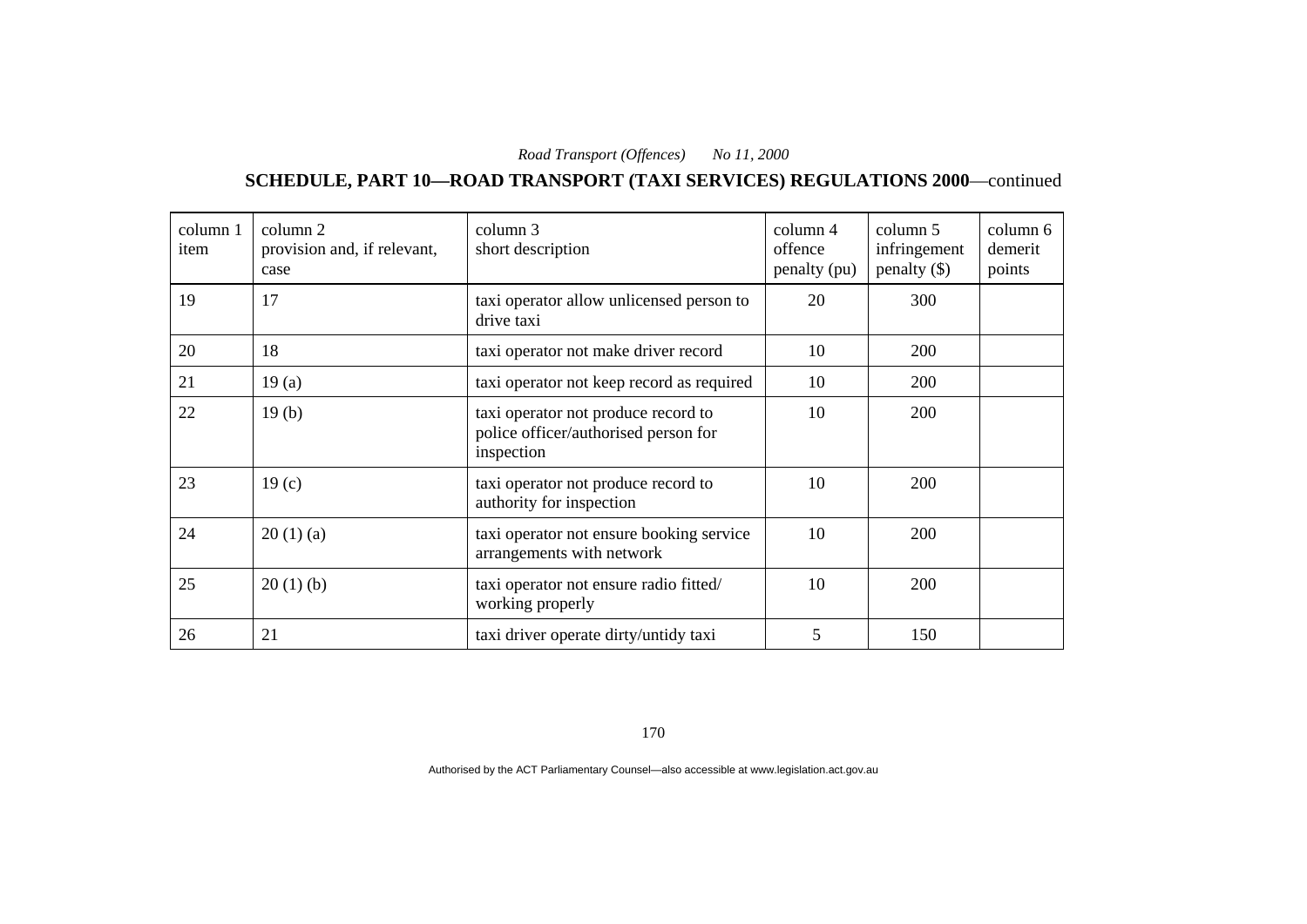## SCHEDULE, PART 10—ROAD TRANSPORT (TAXI SERVICES) REGULATIONS 2000—continued

| column 1 item | column 2 provision and, if relevant, case | column 3 short description | column 4 offence penalty (pu) | column 5 infringement penalty ($) | column 6 demerit points |
|---|---|---|---|---|---|
| 19 | 17 | taxi operator allow unlicensed person to drive taxi | 20 | 300 | |
| 20 | 18 | taxi operator not make driver record | 10 | 200 | |
| 21 | 19 (a) | taxi operator not keep record as required | 10 | 200 | |
| 22 | 19 (b) | taxi operator not produce record to police officer/authorised person for inspection | 10 | 200 | |
| 23 | 19 (c) | taxi operator not produce record to authority for inspection | 10 | 200 | |
| 24 | 20 (1) (a) | taxi operator not ensure booking service arrangements with network | 10 | 200 | |
| 25 | 20 (1) (b) | taxi operator not ensure radio fitted/ working properly | 10 | 200 | |
| 26 | 21 | taxi driver operate dirty/untidy taxi | 5 | 150 | |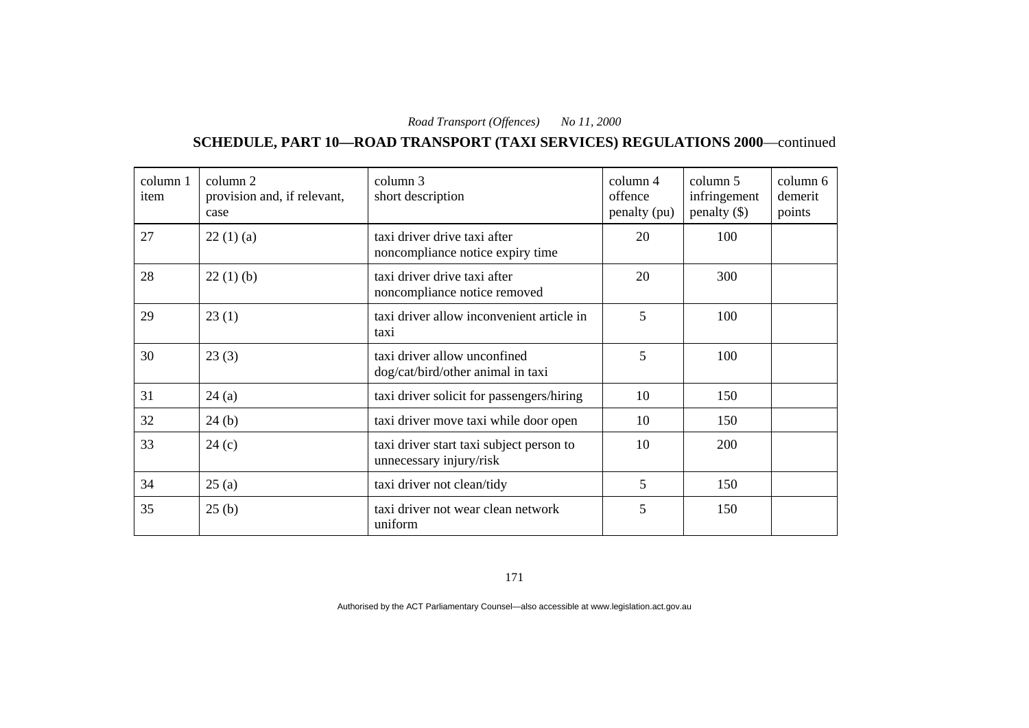## SCHEDULE, PART 10—ROAD TRANSPORT (TAXI SERVICES) REGULATIONS 2000—continued

| column 1 item | column 2 provision and, if relevant, case | column 3 short description | column 4 offence penalty (pu) | column 5 infringement penalty ($) | column 6 demerit points |
|---|---|---|---|---|---|
| 27 | 22 (1) (a) | taxi driver drive taxi after noncompliance notice expiry time | 20 | 100 | |
| 28 | 22 (1) (b) | taxi driver drive taxi after noncompliance notice removed | 20 | 300 | |
| 29 | 23 (1) | taxi driver allow inconvenient article in taxi | 5 | 100 | |
| 30 | 23 (3) | taxi driver allow unconfined dog/cat/bird/other animal in taxi | 5 | 100 | |
| 31 | 24 (a) | taxi driver solicit for passengers/hiring | 10 | 150 | |
| 32 | 24 (b) | taxi driver move taxi while door open | 10 | 150 | |
| 33 | 24 (c) | taxi driver start taxi subject person to unnecessary injury/risk | 10 | 200 | |
| 34 | 25 (a) | taxi driver not clean/tidy | 5 | 150 | |
| 35 | 25 (b) | taxi driver not wear clean network uniform | 5 | 150 | |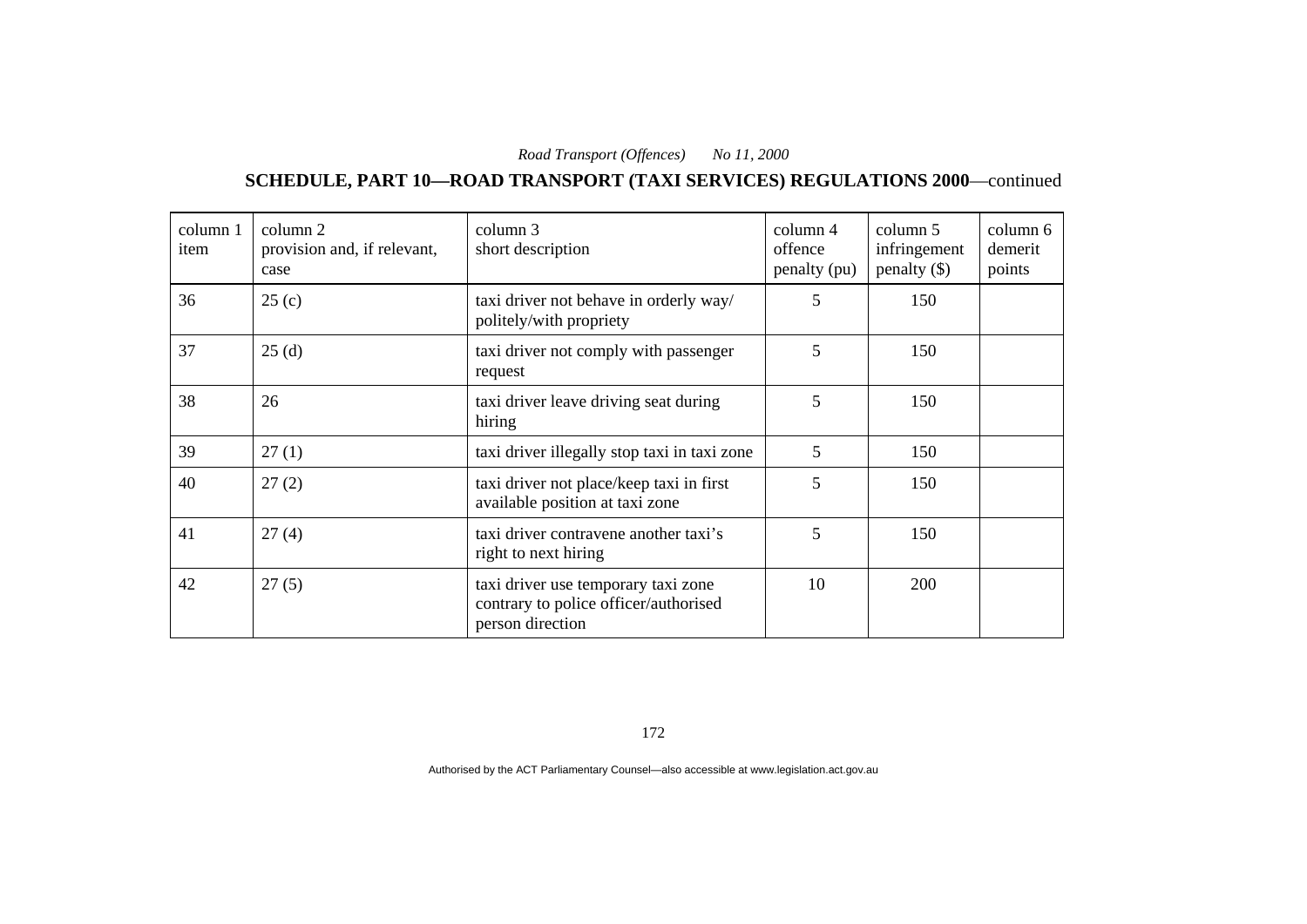## SCHEDULE, PART 10—ROAD TRANSPORT (TAXI SERVICES) REGULATIONS 2000—continued

| column 1 item | column 2 provision and, if relevant, case | column 3 short description | column 4 offence penalty (pu) | column 5 infringement penalty ($) | column 6 demerit points |
|---|---|---|---|---|---|
| 36 | 25 (c) | taxi driver not behave in orderly way/ politely/with propriety | 5 | 150 | |
| 37 | 25 (d) | taxi driver not comply with passenger request | 5 | 150 | |
| 38 | 26 | taxi driver leave driving seat during hiring | 5 | 150 | |
| 39 | 27 (1) | taxi driver illegally stop taxi in taxi zone | 5 | 150 | |
| 40 | 27 (2) | taxi driver not place/keep taxi in first available position at taxi zone | 5 | 150 | |
| 41 | 27 (4) | taxi driver contravene another taxi's right to next hiring | 5 | 150 | |
| 42 | 27 (5) | taxi driver use temporary taxi zone contrary to police officer/authorised person direction | 10 | 200 | |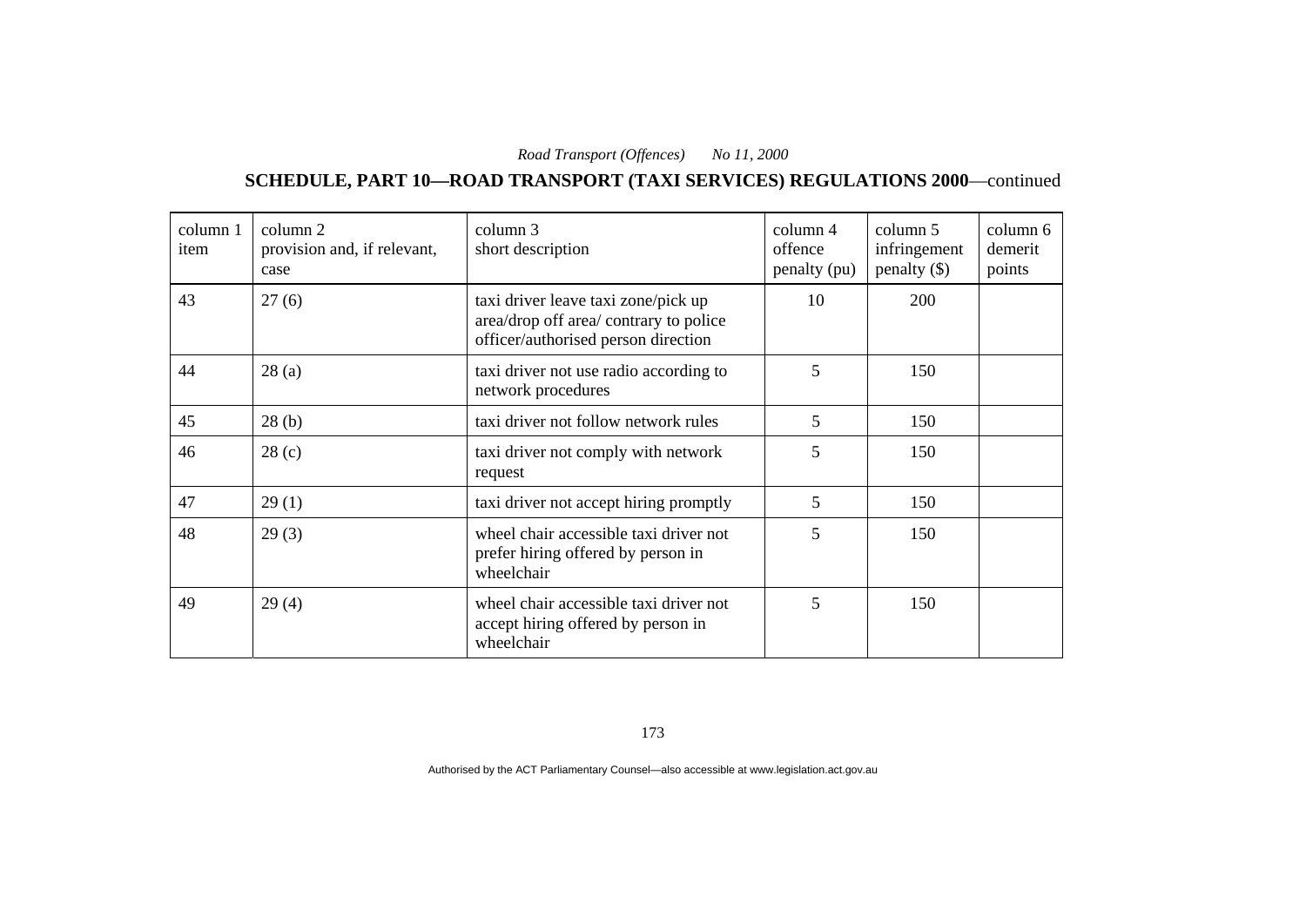## SCHEDULE, PART 10—ROAD TRANSPORT (TAXI SERVICES) REGULATIONS 2000—continued

| column 1 item | column 2 provision and, if relevant, case | column 3 short description | column 4 offence penalty (pu) | column 5 infringement penalty ($) | column 6 demerit points |
|---|---|---|---|---|---|
| 43 | 27 (6) | taxi driver leave taxi zone/pick up area/drop off area/ contrary to police officer/authorised person direction | 10 | 200 | |
| 44 | 28 (a) | taxi driver not use radio according to network procedures | 5 | 150 | |
| 45 | 28 (b) | taxi driver not follow network rules | 5 | 150 | |
| 46 | 28 (c) | taxi driver not comply with network request | 5 | 150 | |
| 47 | 29 (1) | taxi driver not accept hiring promptly | 5 | 150 | |
| 48 | 29 (3) | wheel chair accessible taxi driver not prefer hiring offered by person in wheelchair | 5 | 150 | |
| 49 | 29 (4) | wheel chair accessible taxi driver not accept hiring offered by person in wheelchair | 5 | 150 | |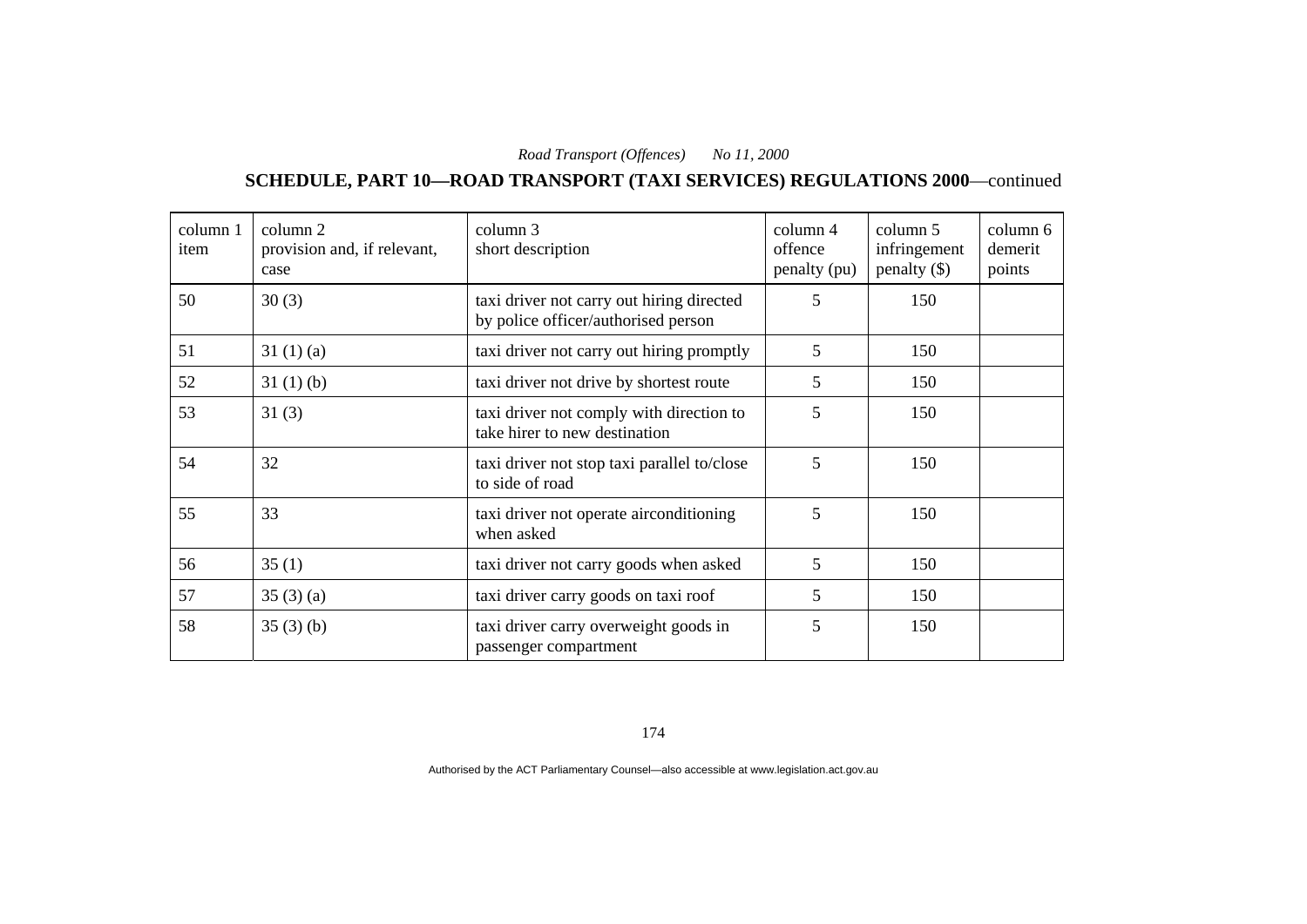**SCHEDULE, PART 10—ROAD TRANSPORT (TAXI SERVICES) REGULATIONS 2000**—continued

| column 1 item | column 2 provision and, if relevant, case | column 3 short description | column 4 offence penalty (pu) | column 5 infringement penalty ($) | column 6 demerit points |
|---|---|---|---|---|---|
| 50 | 30 (3) | taxi driver not carry out hiring directed by police officer/authorised person | 5 | 150 | |
| 51 | 31 (1) (a) | taxi driver not carry out hiring promptly | 5 | 150 | |
| 52 | 31 (1) (b) | taxi driver not drive by shortest route | 5 | 150 | |
| 53 | 31 (3) | taxi driver not comply with direction to take hirer to new destination | 5 | 150 | |
| 54 | 32 | taxi driver not stop taxi parallel to/close to side of road | 5 | 150 | |
| 55 | 33 | taxi driver not operate airconditioning when asked | 5 | 150 | |
| 56 | 35 (1) | taxi driver not carry goods when asked | 5 | 150 | |
| 57 | 35 (3) (a) | taxi driver carry goods on taxi roof | 5 | 150 | |
| 58 | 35 (3) (b) | taxi driver carry overweight goods in passenger compartment | 5 | 150 | |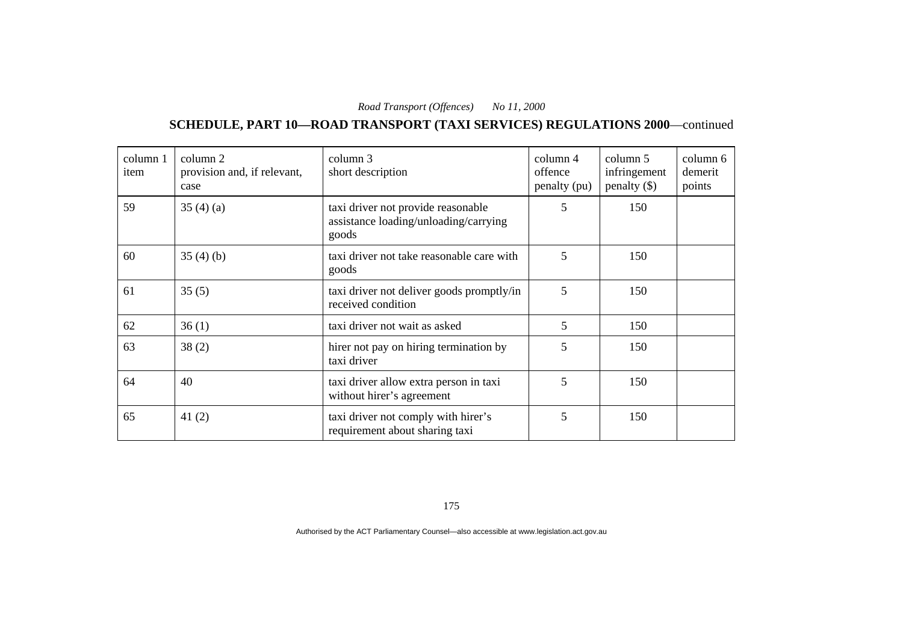## SCHEDULE, PART 10—ROAD TRANSPORT (TAXI SERVICES) REGULATIONS 2000—continued

| column 1 item | column 2 provision and, if relevant, case | column 3 short description | column 4 offence penalty (pu) | column 5 infringement penalty ($) | column 6 demerit points |
|---|---|---|---|---|---|
| 59 | 35 (4) (a) | taxi driver not provide reasonable assistance loading/unloading/carrying goods | 5 | 150 | |
| 60 | 35 (4) (b) | taxi driver not take reasonable care with goods | 5 | 150 | |
| 61 | 35 (5) | taxi driver not deliver goods promptly/in received condition | 5 | 150 | |
| 62 | 36 (1) | taxi driver not wait as asked | 5 | 150 | |
| 63 | 38 (2) | hirer not pay on hiring termination by taxi driver | 5 | 150 | |
| 64 | 40 | taxi driver allow extra person in taxi without hirer's agreement | 5 | 150 | |
| 65 | 41 (2) | taxi driver not comply with hirer's requirement about sharing taxi | 5 | 150 | |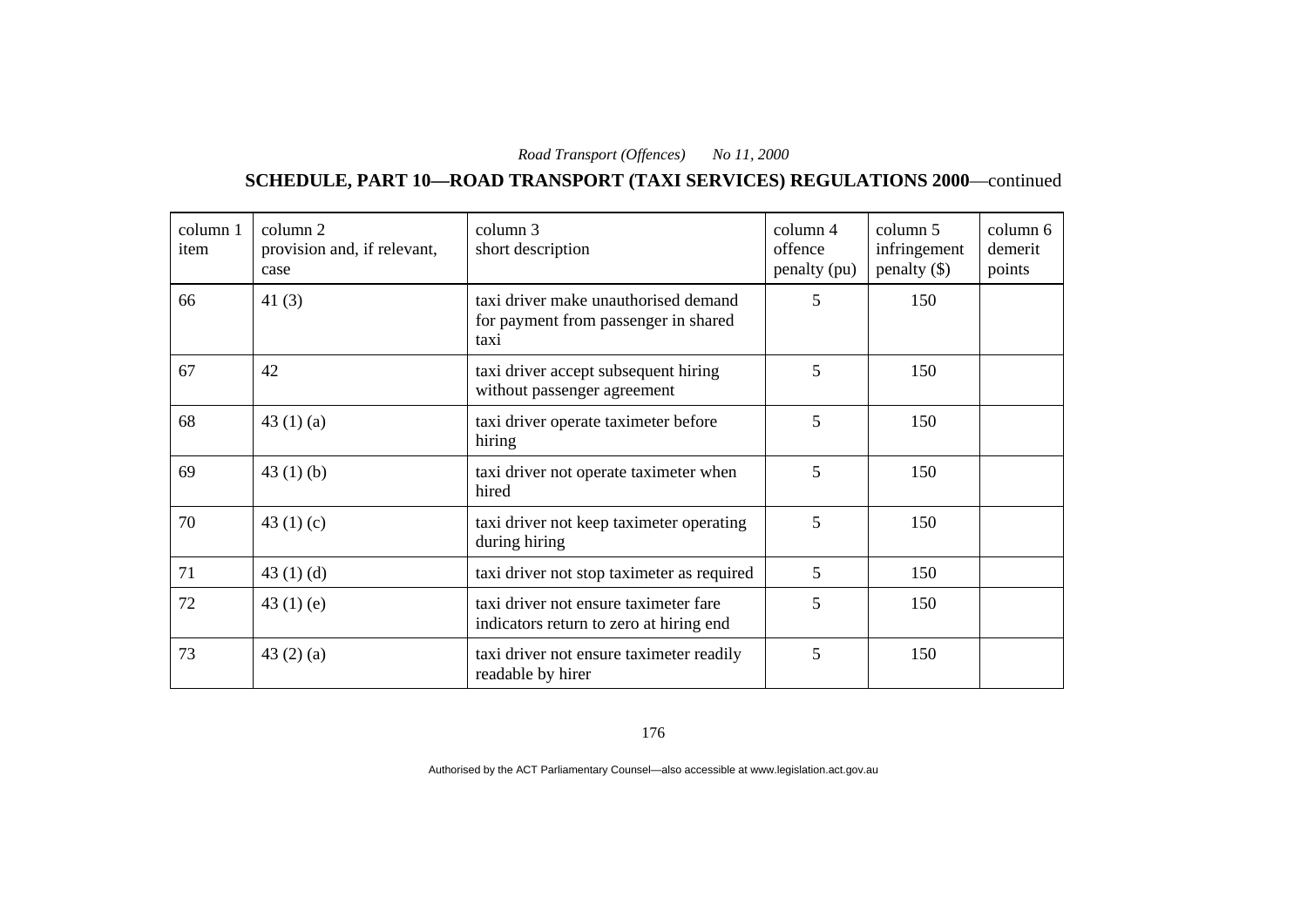## SCHEDULE, PART 10—ROAD TRANSPORT (TAXI SERVICES) REGULATIONS 2000—continued

| column 1 item | column 2 provision and, if relevant, case | column 3 short description | column 4 offence penalty (pu) | column 5 infringement penalty ($) | column 6 demerit points |
|---|---|---|---|---|---|
| 66 | 41 (3) | taxi driver make unauthorised demand for payment from passenger in shared taxi | 5 | 150 | |
| 67 | 42 | taxi driver accept subsequent hiring without passenger agreement | 5 | 150 | |
| 68 | 43 (1) (a) | taxi driver operate taximeter before hiring | 5 | 150 | |
| 69 | 43 (1) (b) | taxi driver not operate taximeter when hired | 5 | 150 | |
| 70 | 43 (1) (c) | taxi driver not keep taximeter operating during hiring | 5 | 150 | |
| 71 | 43 (1) (d) | taxi driver not stop taximeter as required | 5 | 150 | |
| 72 | 43 (1) (e) | taxi driver not ensure taximeter fare indicators return to zero at hiring end | 5 | 150 | |
| 73 | 43 (2) (a) | taxi driver not ensure taximeter readily readable by hirer | 5 | 150 | |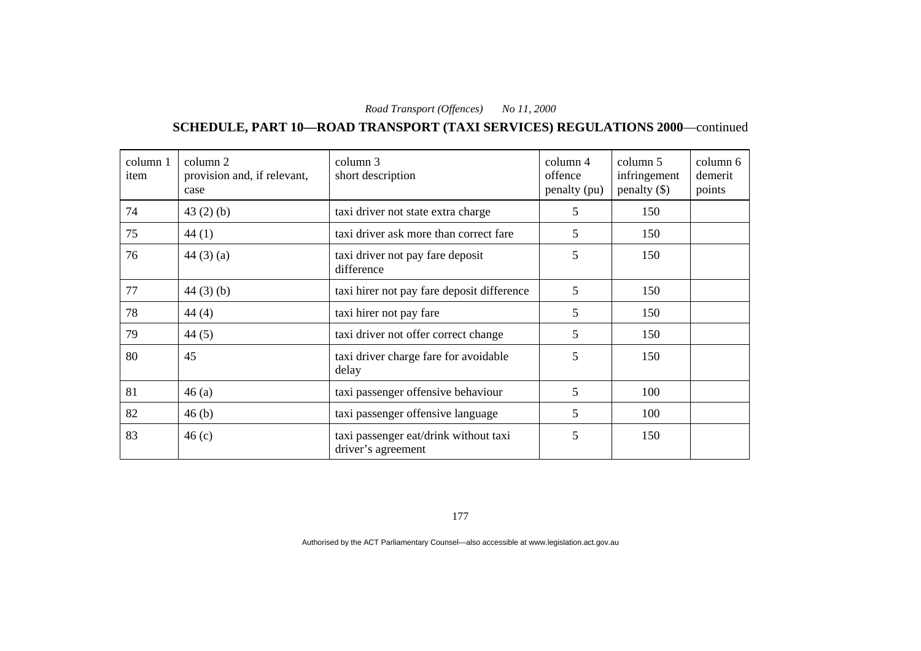**SCHEDULE, PART 10—ROAD TRANSPORT (TAXI SERVICES) REGULATIONS 2000**—continued

| column 1 item | column 2 provision and, if relevant, case | column 3 short description | column 4 offence penalty (pu) | column 5 infringement penalty ($) | column 6 demerit points |
|---|---|---|---|---|---|
| 74 | 43 (2) (b) | taxi driver not state extra charge | 5 | 150 | |
| 75 | 44 (1) | taxi driver ask more than correct fare | 5 | 150 | |
| 76 | 44 (3) (a) | taxi driver not pay fare deposit difference | 5 | 150 | |
| 77 | 44 (3) (b) | taxi hirer not pay fare deposit difference | 5 | 150 | |
| 78 | 44 (4) | taxi hirer not pay fare | 5 | 150 | |
| 79 | 44 (5) | taxi driver not offer correct change | 5 | 150 | |
| 80 | 45 | taxi driver charge fare for avoidable delay | 5 | 150 | |
| 81 | 46 (a) | taxi passenger offensive behaviour | 5 | 100 | |
| 82 | 46 (b) | taxi passenger offensive language | 5 | 100 | |
| 83 | 46 (c) | taxi passenger eat/drink without taxi driver's agreement | 5 | 150 | |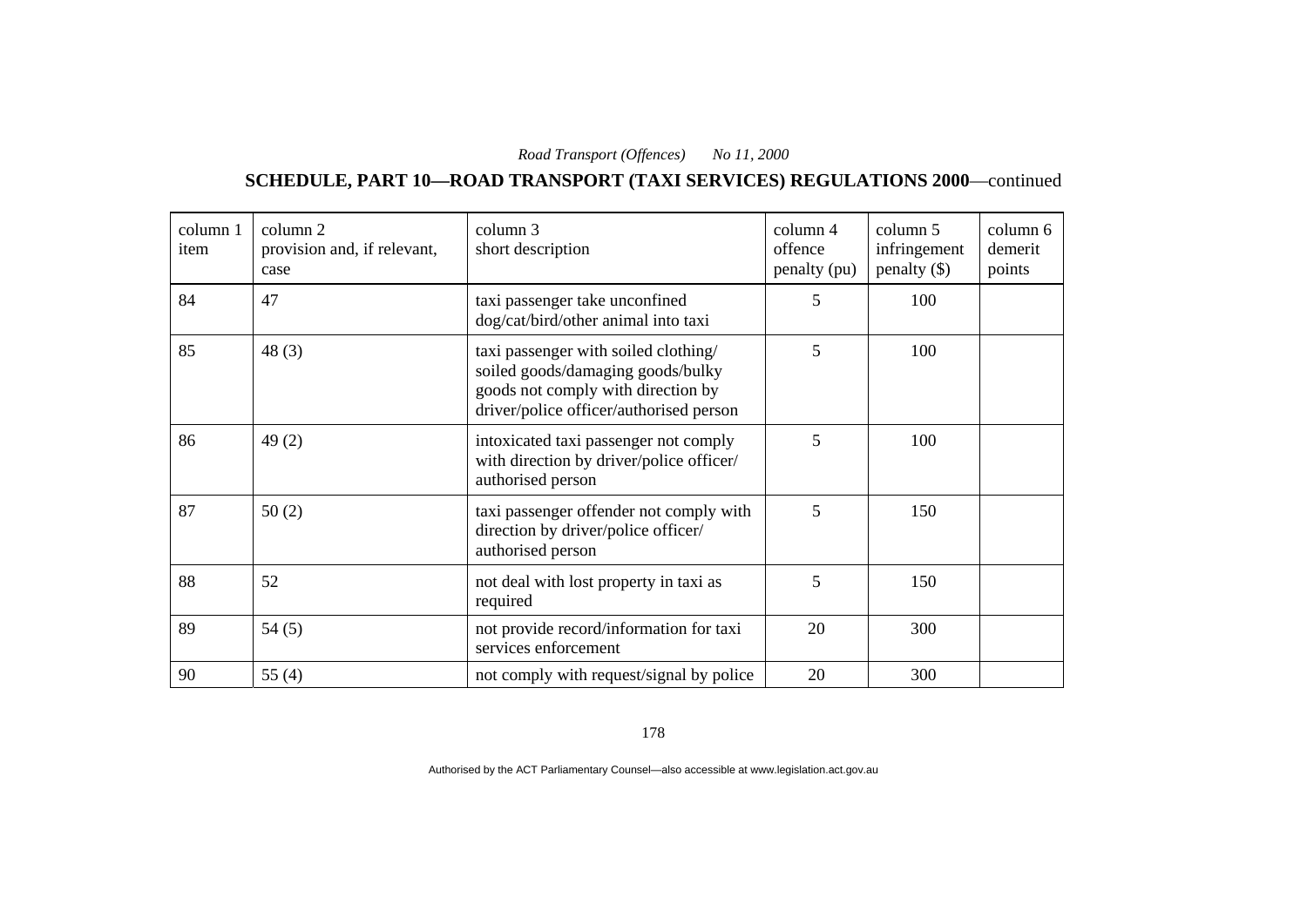## SCHEDULE, PART 10—ROAD TRANSPORT (TAXI SERVICES) REGULATIONS 2000—continued

| column 1 item | column 2 provision and, if relevant, case | column 3 short description | column 4 offence penalty (pu) | column 5 infringement penalty ($) | column 6 demerit points |
|---|---|---|---|---|---|
| 84 | 47 | taxi passenger take unconfined dog/cat/bird/other animal into taxi | 5 | 100 | |
| 85 | 48 (3) | taxi passenger with soiled clothing/ soiled goods/damaging goods/bulky goods not comply with direction by driver/police officer/authorised person | 5 | 100 | |
| 86 | 49 (2) | intoxicated taxi passenger not comply with direction by driver/police officer/ authorised person | 5 | 100 | |
| 87 | 50 (2) | taxi passenger offender not comply with direction by driver/police officer/ authorised person | 5 | 150 | |
| 88 | 52 | not deal with lost property in taxi as required | 5 | 150 | |
| 89 | 54 (5) | not provide record/information for taxi services enforcement | 20 | 300 | |
| 90 | 55 (4) | not comply with request/signal by police | 20 | 300 | |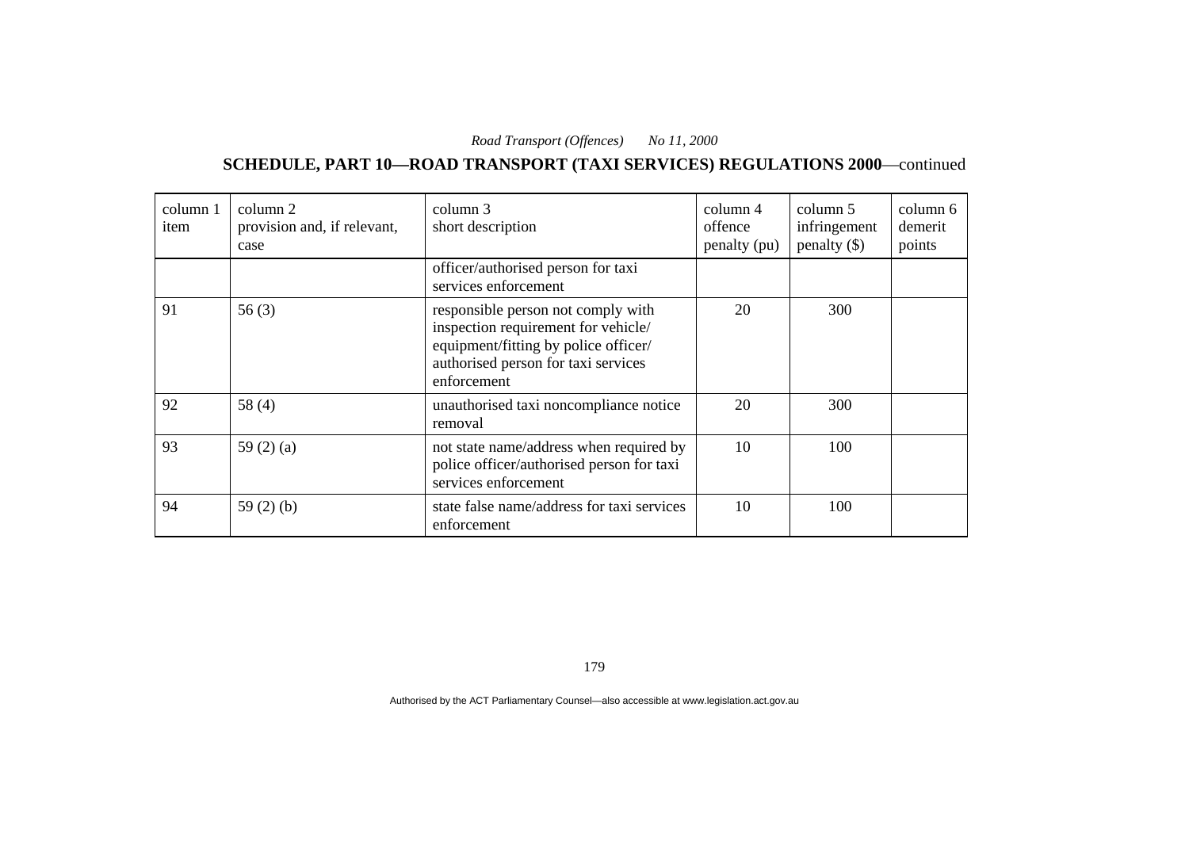## SCHEDULE, PART 10—ROAD TRANSPORT (TAXI SERVICES) REGULATIONS 2000—continued

| column 1 item | column 2 provision and, if relevant, case | column 3 short description | column 4 offence penalty (pu) | column 5 infringement penalty ($) | column 6 demerit points |
|---|---|---|---|---|---|
| | | officer/authorised person for taxi services enforcement | | | |
| 91 | 56 (3) | responsible person not comply with inspection requirement for vehicle/ equipment/fitting by police officer/ authorised person for taxi services enforcement | 20 | 300 | |
| 92 | 58 (4) | unauthorised taxi noncompliance notice removal | 20 | 300 | |
| 93 | 59 (2) (a) | not state name/address when required by police officer/authorised person for taxi services enforcement | 10 | 100 | |
| 94 | 59 (2) (b) | state false name/address for taxi services enforcement | 10 | 100 | |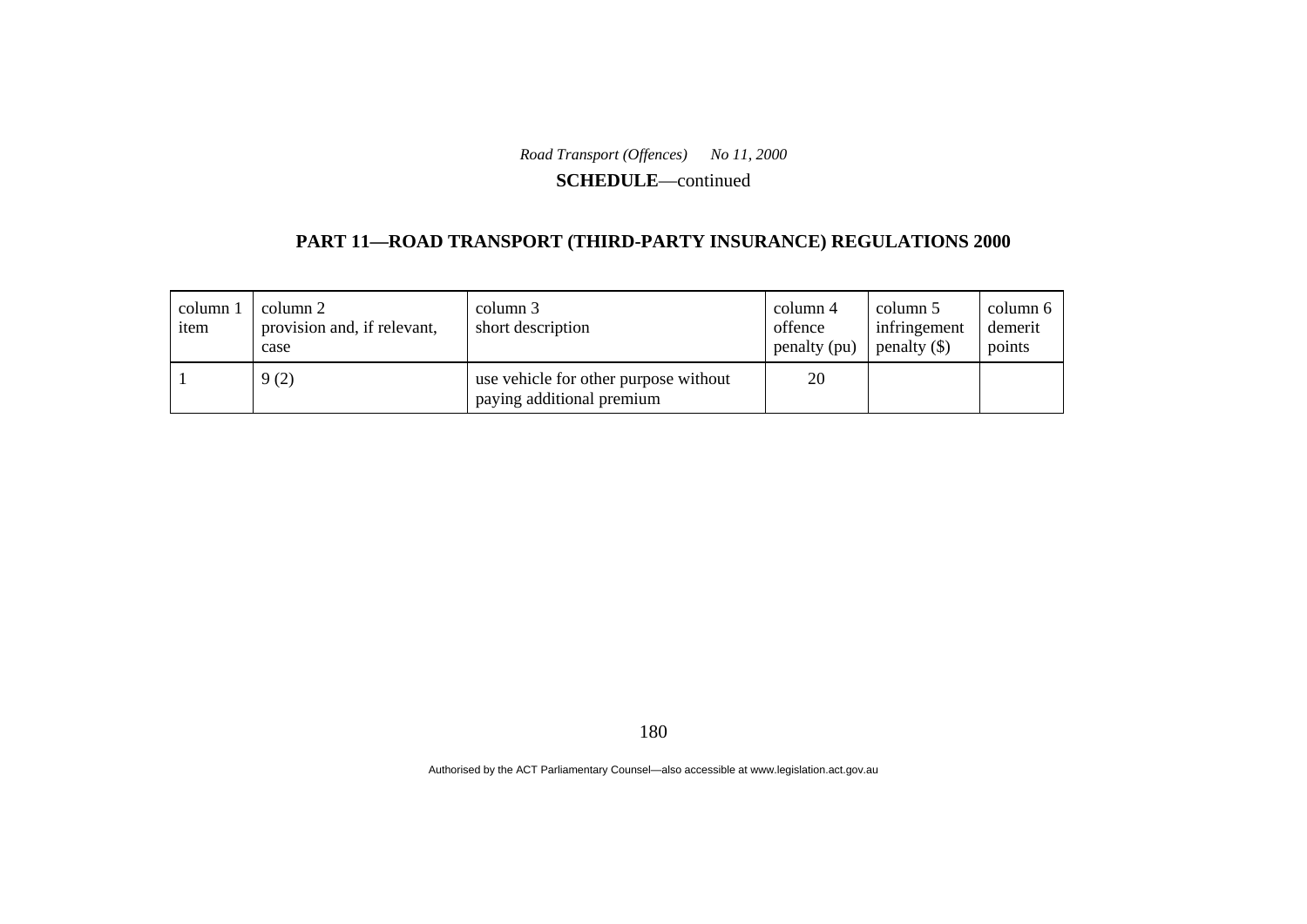**SCHEDULE**—continued

## PART 11—ROAD TRANSPORT (THIRD-PARTY INSURANCE) REGULATIONS 2000

| column 1 item | column 2 provision and, if relevant, case | column 3 short description | column 4 offence penalty (pu) | column 5 infringement penalty ($) | column 6 demerit points |
|---|---|---|---|---|---|
| 1 | 9 (2) | use vehicle for other purpose without paying additional premium | 20 | | |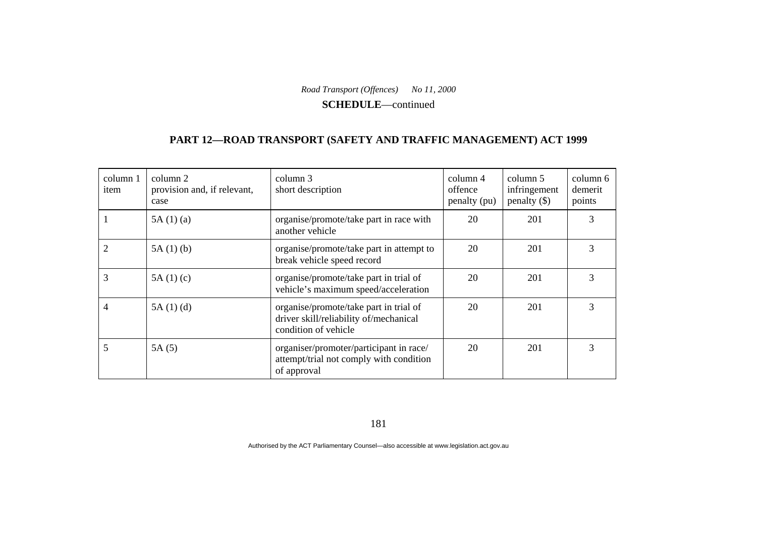**SCHEDULE**—continued

## PART 12—ROAD TRANSPORT (SAFETY AND TRAFFIC MANAGEMENT) ACT 1999

| column 1 item | column 2 provision and, if relevant, case | column 3 short description | column 4 offence penalty (pu) | column 5 infringement penalty ($) | column 6 demerit points |
|---|---|---|---|---|---|
| 1 | 5A (1) (a) | organise/promote/take part in race with another vehicle | 20 | 201 | 3 |
| 2 | 5A (1) (b) | organise/promote/take part in attempt to break vehicle speed record | 20 | 201 | 3 |
| 3 | 5A (1) (c) | organise/promote/take part in trial of vehicle's maximum speed/acceleration | 20 | 201 | 3 |
| 4 | 5A (1) (d) | organise/promote/take part in trial of driver skill/reliability of/mechanical condition of vehicle | 20 | 201 | 3 |
| 5 | 5A (5) | organiser/promoter/participant in race/ attempt/trial not comply with condition of approval | 20 | 201 | 3 |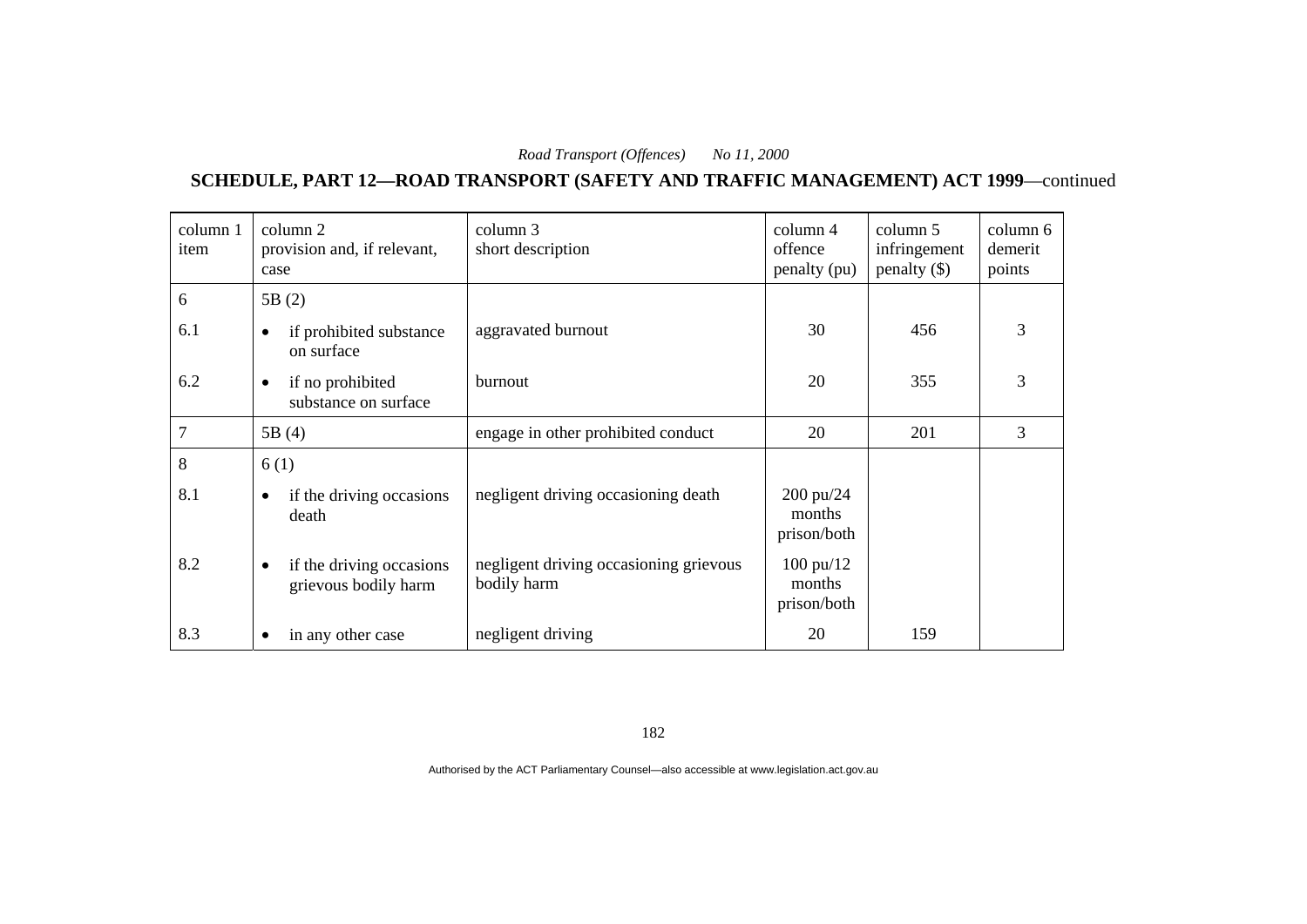## SCHEDULE, PART 12—ROAD TRANSPORT (SAFETY AND TRAFFIC MANAGEMENT) ACT 1999—continued

| column 1 item | column 2 provision and, if relevant, case | column 3 short description | column 4 offence penalty (pu) | column 5 infringement penalty ($) | column 6 demerit points |
|---|---|---|---|---|---|
| 6 | 5B (2) | | | | |
| 6.1 | • if prohibited substance on surface | aggravated burnout | 30 | 456 | 3 |
| 6.2 | • if no prohibited substance on surface | burnout | 20 | 355 | 3 |
| 7 | 5B (4) | engage in other prohibited conduct | 20 | 201 | 3 |
| 8 | 6 (1) | | | | |
| 8.1 | • if the driving occasions death | negligent driving occasioning death | 200 pu/24 months prison/both | | |
| 8.2 | • if the driving occasions grievous bodily harm | negligent driving occasioning grievous bodily harm | 100 pu/12 months prison/both | | |
| 8.3 | • in any other case | negligent driving | 20 | 159 | |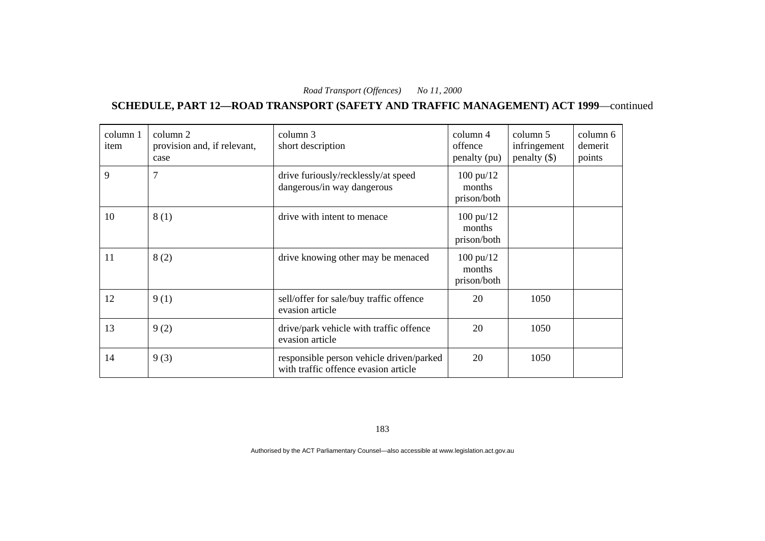## SCHEDULE, PART 12—ROAD TRANSPORT (SAFETY AND TRAFFIC MANAGEMENT) ACT 1999—continued

| column 1 item | column 2 provision and, if relevant, case | column 3 short description | column 4 offence penalty (pu) | column 5 infringement penalty ($) | column 6 demerit points |
|---|---|---|---|---|---|
| 9 | 7 | drive furiously/recklessly/at speed dangerous/in way dangerous | 100 pu/12 months prison/both | | |
| 10 | 8 (1) | drive with intent to menace | 100 pu/12 months prison/both | | |
| 11 | 8 (2) | drive knowing other may be menaced | 100 pu/12 months prison/both | | |
| 12 | 9 (1) | sell/offer for sale/buy traffic offence evasion article | 20 | 1050 | |
| 13 | 9 (2) | drive/park vehicle with traffic offence evasion article | 20 | 1050 | |
| 14 | 9 (3) | responsible person vehicle driven/parked with traffic offence evasion article | 20 | 1050 | |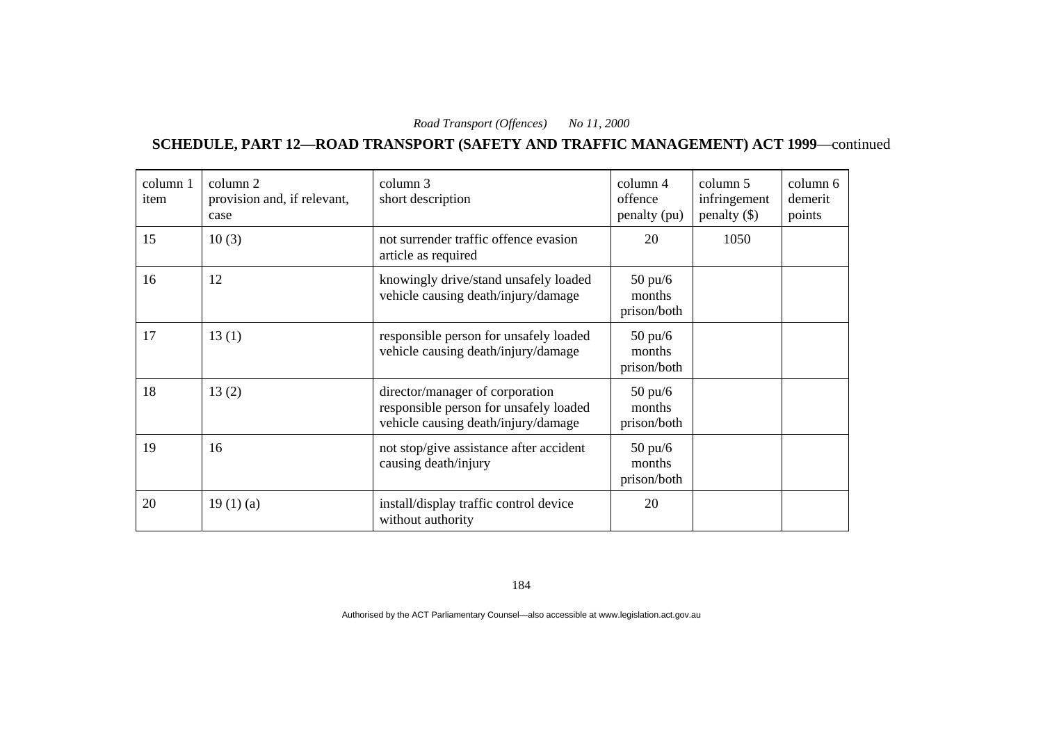## SCHEDULE, PART 12—ROAD TRANSPORT (SAFETY AND TRAFFIC MANAGEMENT) ACT 1999—continued

| column 1 item | column 2 provision and, if relevant, case | column 3 short description | column 4 offence penalty (pu) | column 5 infringement penalty ($) | column 6 demerit points |
|---|---|---|---|---|---|
| 15 | 10 (3) | not surrender traffic offence evasion article as required | 20 | 1050 | |
| 16 | 12 | knowingly drive/stand unsafely loaded vehicle causing death/injury/damage | 50 pu/6 months prison/both | | |
| 17 | 13 (1) | responsible person for unsafely loaded vehicle causing death/injury/damage | 50 pu/6 months prison/both | | |
| 18 | 13 (2) | director/manager of corporation responsible person for unsafely loaded vehicle causing death/injury/damage | 50 pu/6 months prison/both | | |
| 19 | 16 | not stop/give assistance after accident causing death/injury | 50 pu/6 months prison/both | | |
| 20 | 19 (1) (a) | install/display traffic control device without authority | 20 | | |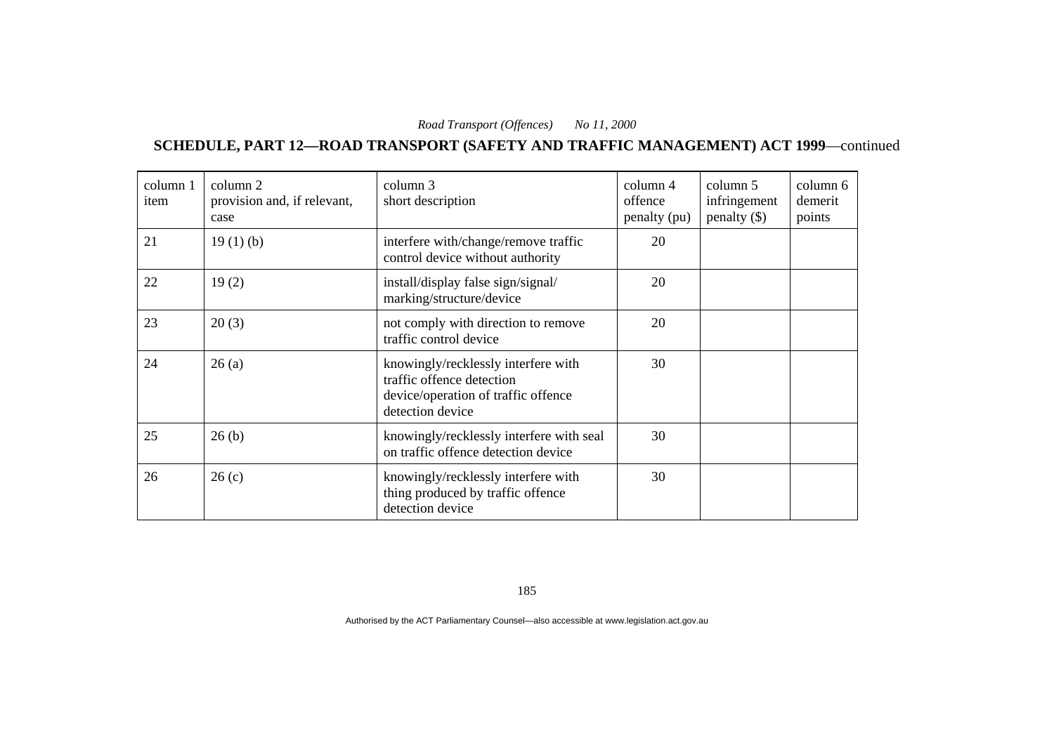## SCHEDULE, PART 12—ROAD TRANSPORT (SAFETY AND TRAFFIC MANAGEMENT) ACT 1999—continued

| column 1 item | column 2 provision and, if relevant, case | column 3 short description | column 4 offence penalty (pu) | column 5 infringement penalty ($) | column 6 demerit points |
|---|---|---|---|---|---|
| 21 | 19 (1) (b) | interfere with/change/remove traffic control device without authority | 20 | | |
| 22 | 19 (2) | install/display false sign/signal/ marking/structure/device | 20 | | |
| 23 | 20 (3) | not comply with direction to remove traffic control device | 20 | | |
| 24 | 26 (a) | knowingly/recklessly interfere with traffic offence detection device/operation of traffic offence detection device | 30 | | |
| 25 | 26 (b) | knowingly/recklessly interfere with seal on traffic offence detection device | 30 | | |
| 26 | 26 (c) | knowingly/recklessly interfere with thing produced by traffic offence detection device | 30 | | |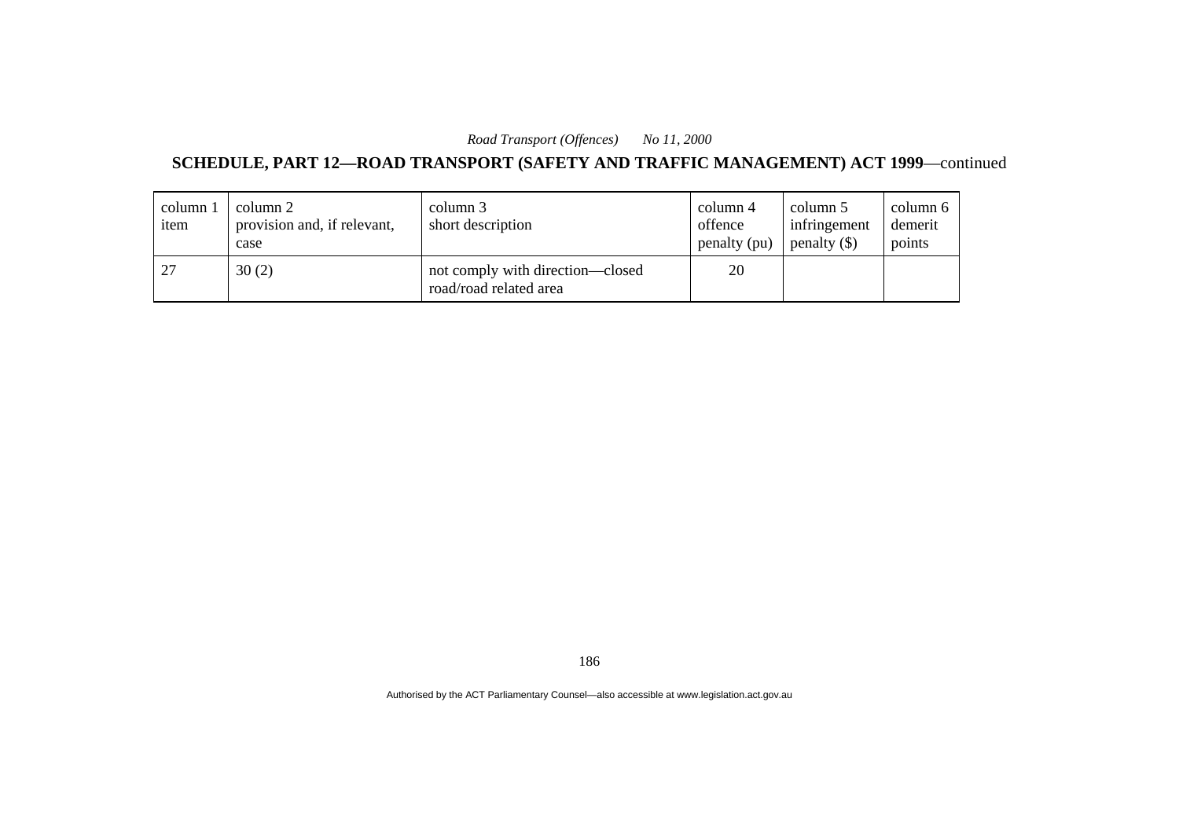## SCHEDULE, PART 12—ROAD TRANSPORT (SAFETY AND TRAFFIC MANAGEMENT) ACT 1999—continued

| column 1 item | column 2 provision and, if relevant, case | column 3 short description | column 4 offence penalty (pu) | column 5 infringement penalty ($) | column 6 demerit points |
|---|---|---|---|---|---|
| 27 | 30 (2) | not comply with direction—closed road/road related area | 20 | | |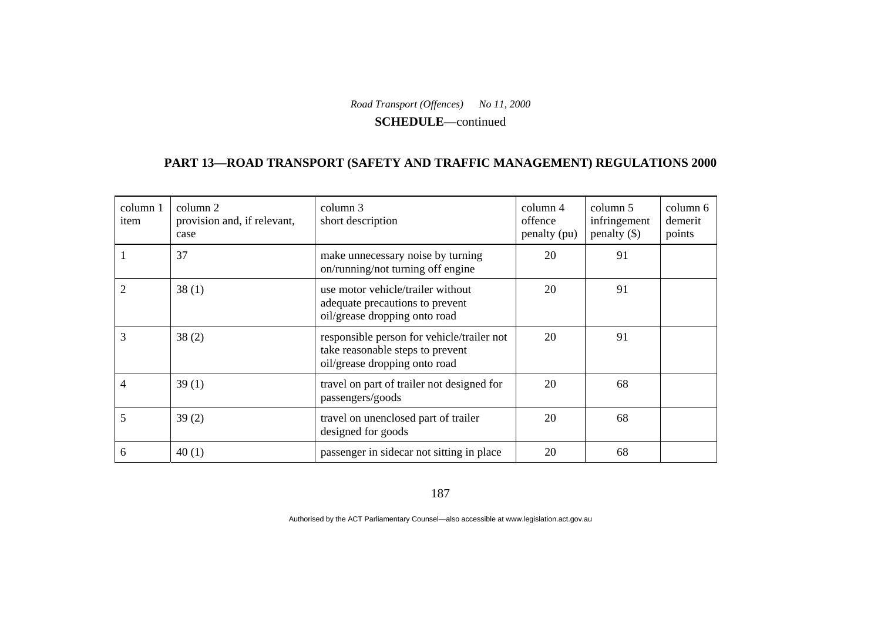**SCHEDULE**—continued

## PART 13—ROAD TRANSPORT (SAFETY AND TRAFFIC MANAGEMENT) REGULATIONS 2000

| column 1 item | column 2 provision and, if relevant, case | column 3 short description | column 4 offence penalty (pu) | column 5 infringement penalty ($) | column 6 demerit points |
|---|---|---|---|---|---|
| 1 | 37 | make unnecessary noise by turning on/running/not turning off engine | 20 | 91 | |
| 2 | 38 (1) | use motor vehicle/trailer without adequate precautions to prevent oil/grease dropping onto road | 20 | 91 | |
| 3 | 38 (2) | responsible person for vehicle/trailer not take reasonable steps to prevent oil/grease dropping onto road | 20 | 91 | |
| 4 | 39 (1) | travel on part of trailer not designed for passengers/goods | 20 | 68 | |
| 5 | 39 (2) | travel on unenclosed part of trailer designed for goods | 20 | 68 | |
| 6 | 40 (1) | passenger in sidecar not sitting in place | 20 | 68 | |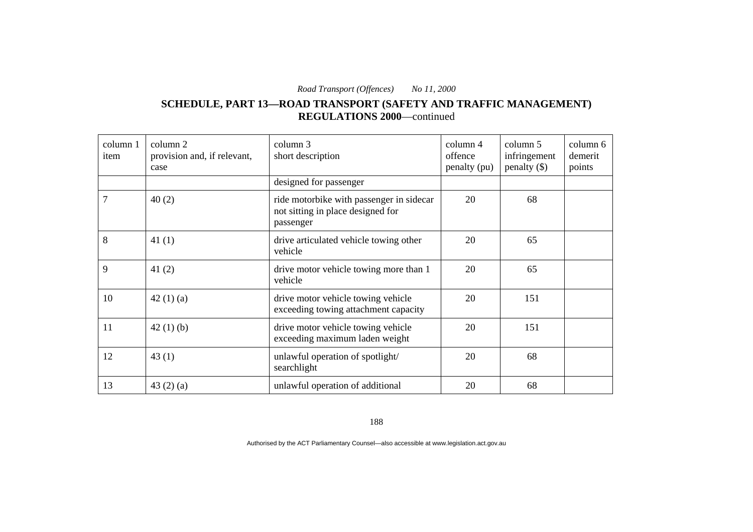## SCHEDULE, PART 13—ROAD TRANSPORT (SAFETY AND TRAFFIC MANAGEMENT) REGULATIONS 2000—continued

| column 1 item | column 2 provision and, if relevant, case | column 3 short description | column 4 offence penalty (pu) | column 5 infringement penalty ($) | column 6 demerit points |
|---|---|---|---|---|---|
| | | designed for passenger | | | |
| 7 | 40 (2) | ride motorbike with passenger in sidecar not sitting in place designed for passenger | 20 | 68 | |
| 8 | 41 (1) | drive articulated vehicle towing other vehicle | 20 | 65 | |
| 9 | 41 (2) | drive motor vehicle towing more than 1 vehicle | 20 | 65 | |
| 10 | 42 (1) (a) | drive motor vehicle towing vehicle exceeding towing attachment capacity | 20 | 151 | |
| 11 | 42 (1) (b) | drive motor vehicle towing vehicle exceeding maximum laden weight | 20 | 151 | |
| 12 | 43 (1) | unlawful operation of spotlight/ searchlight | 20 | 68 | |
| 13 | 43 (2) (a) | unlawful operation of additional | 20 | 68 | |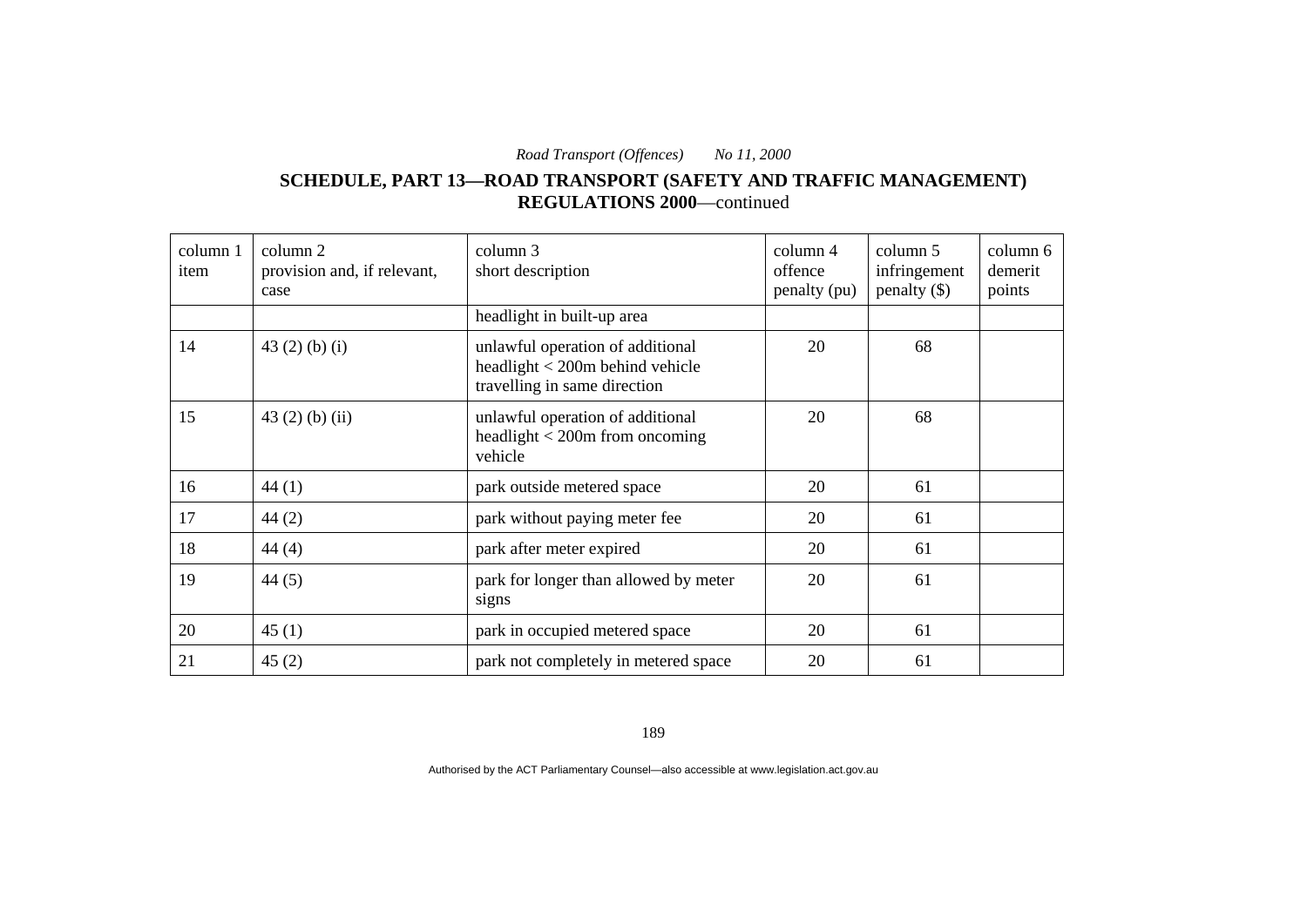## SCHEDULE, PART 13—ROAD TRANSPORT (SAFETY AND TRAFFIC MANAGEMENT) REGULATIONS 2000—continued

| column 1 item | column 2 provision and, if relevant, case | column 3 short description | column 4 offence penalty (pu) | column 5 infringement penalty ($) | column 6 demerit points |
|---|---|---|---|---|---|
| | | headlight in built-up area | | | |
| 14 | 43 (2) (b) (i) | unlawful operation of additional headlight < 200m behind vehicle travelling in same direction | 20 | 68 | |
| 15 | 43 (2) (b) (ii) | unlawful operation of additional headlight < 200m from oncoming vehicle | 20 | 68 | |
| 16 | 44 (1) | park outside metered space | 20 | 61 | |
| 17 | 44 (2) | park without paying meter fee | 20 | 61 | |
| 18 | 44 (4) | park after meter expired | 20 | 61 | |
| 19 | 44 (5) | park for longer than allowed by meter signs | 20 | 61 | |
| 20 | 45 (1) | park in occupied metered space | 20 | 61 | |
| 21 | 45 (2) | park not completely in metered space | 20 | 61 | |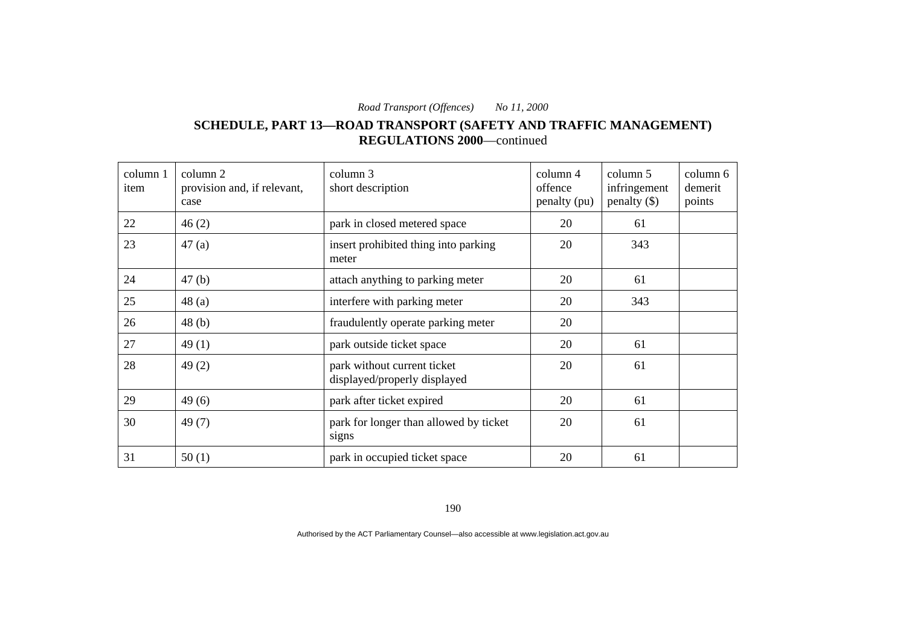**SCHEDULE, PART 13—ROAD TRANSPORT (SAFETY AND TRAFFIC MANAGEMENT) REGULATIONS 2000**—continued

| column 1 item | column 2 provision and, if relevant, case | column 3 short description | column 4 offence penalty (pu) | column 5 infringement penalty ($) | column 6 demerit points |
|---|---|---|---|---|---|
| 22 | 46 (2) | park in closed metered space | 20 | 61 | |
| 23 | 47 (a) | insert prohibited thing into parking meter | 20 | 343 | |
| 24 | 47 (b) | attach anything to parking meter | 20 | 61 | |
| 25 | 48 (a) | interfere with parking meter | 20 | 343 | |
| 26 | 48 (b) | fraudulently operate parking meter | 20 | | |
| 27 | 49 (1) | park outside ticket space | 20 | 61 | |
| 28 | 49 (2) | park without current ticket displayed/properly displayed | 20 | 61 | |
| 29 | 49 (6) | park after ticket expired | 20 | 61 | |
| 30 | 49 (7) | park for longer than allowed by ticket signs | 20 | 61 | |
| 31 | 50 (1) | park in occupied ticket space | 20 | 61 | |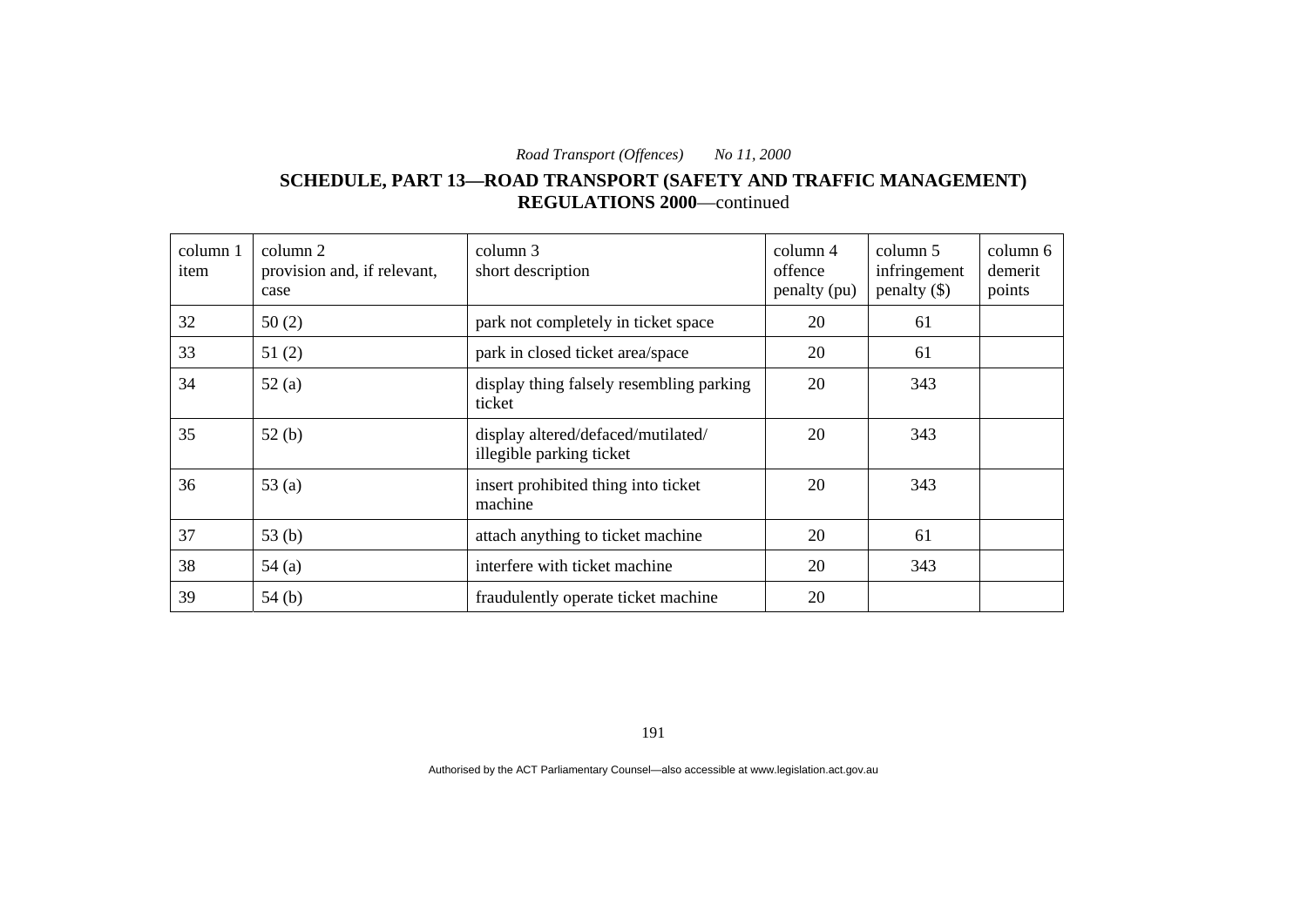## SCHEDULE, PART 13—ROAD TRANSPORT (SAFETY AND TRAFFIC MANAGEMENT) REGULATIONS 2000—continued

| column 1 item | column 2 provision and, if relevant, case | column 3 short description | column 4 offence penalty (pu) | column 5 infringement penalty ($) | column 6 demerit points |
|---|---|---|---|---|---|
| 32 | 50 (2) | park not completely in ticket space | 20 | 61 | |
| 33 | 51 (2) | park in closed ticket area/space | 20 | 61 | |
| 34 | 52 (a) | display thing falsely resembling parking ticket | 20 | 343 | |
| 35 | 52 (b) | display altered/defaced/mutilated/ illegible parking ticket | 20 | 343 | |
| 36 | 53 (a) | insert prohibited thing into ticket machine | 20 | 343 | |
| 37 | 53 (b) | attach anything to ticket machine | 20 | 61 | |
| 38 | 54 (a) | interfere with ticket machine | 20 | 343 | |
| 39 | 54 (b) | fraudulently operate ticket machine | 20 | | |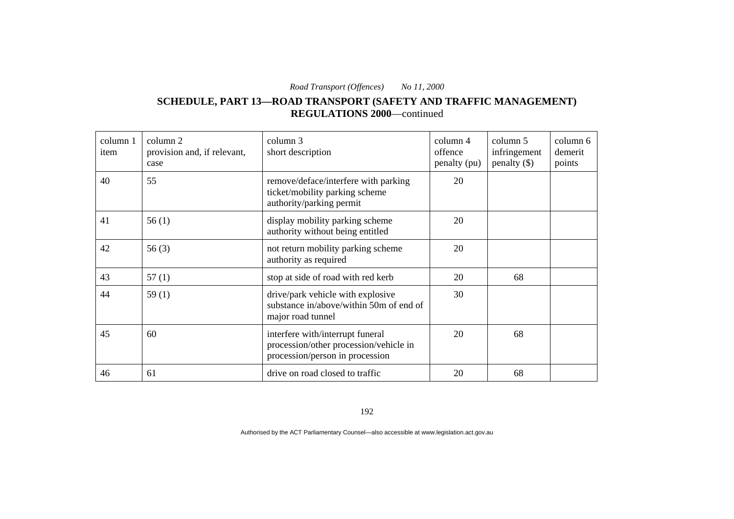## SCHEDULE, PART 13—ROAD TRANSPORT (SAFETY AND TRAFFIC MANAGEMENT) REGULATIONS 2000—continued

| column 1 item | column 2 provision and, if relevant, case | column 3 short description | column 4 offence penalty (pu) | column 5 infringement penalty ($) | column 6 demerit points |
|---|---|---|---|---|---|
| 40 | 55 | remove/deface/interfere with parking ticket/mobility parking scheme authority/parking permit | 20 | | |
| 41 | 56 (1) | display mobility parking scheme authority without being entitled | 20 | | |
| 42 | 56 (3) | not return mobility parking scheme authority as required | 20 | | |
| 43 | 57 (1) | stop at side of road with red kerb | 20 | 68 | |
| 44 | 59 (1) | drive/park vehicle with explosive substance in/above/within 50m of end of major road tunnel | 30 | | |
| 45 | 60 | interfere with/interrupt funeral procession/other procession/vehicle in procession/person in procession | 20 | 68 | |
| 46 | 61 | drive on road closed to traffic | 20 | 68 | |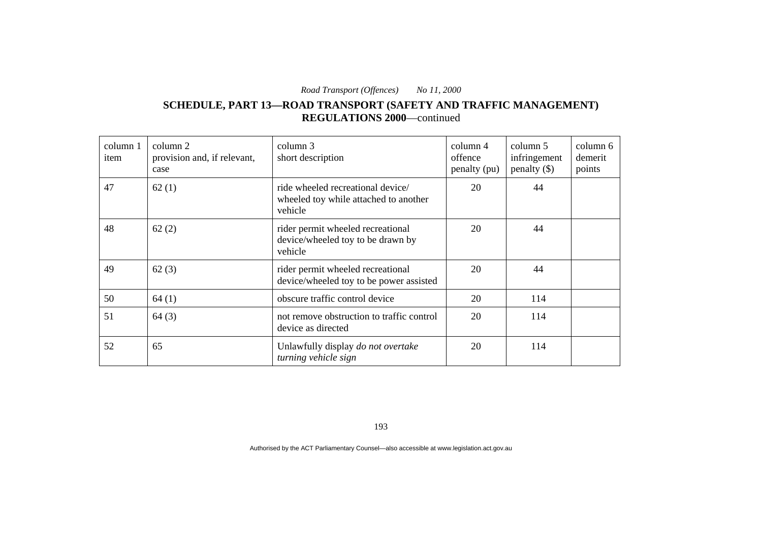## SCHEDULE, PART 13—ROAD TRANSPORT (SAFETY AND TRAFFIC MANAGEMENT) REGULATIONS 2000—continued

| column 1 item | column 2 provision and, if relevant, case | column 3 short description | column 4 offence penalty (pu) | column 5 infringement penalty ($) | column 6 demerit points |
|---|---|---|---|---|---|
| 47 | 62 (1) | ride wheeled recreational device/ wheeled toy while attached to another vehicle | 20 | 44 | |
| 48 | 62 (2) | rider permit wheeled recreational device/wheeled toy to be drawn by vehicle | 20 | 44 | |
| 49 | 62 (3) | rider permit wheeled recreational device/wheeled toy to be power assisted | 20 | 44 | |
| 50 | 64 (1) | obscure traffic control device | 20 | 114 | |
| 51 | 64 (3) | not remove obstruction to traffic control device as directed | 20 | 114 | |
| 52 | 65 | Unlawfully display *do not overtake turning vehicle sign* | 20 | 114 | |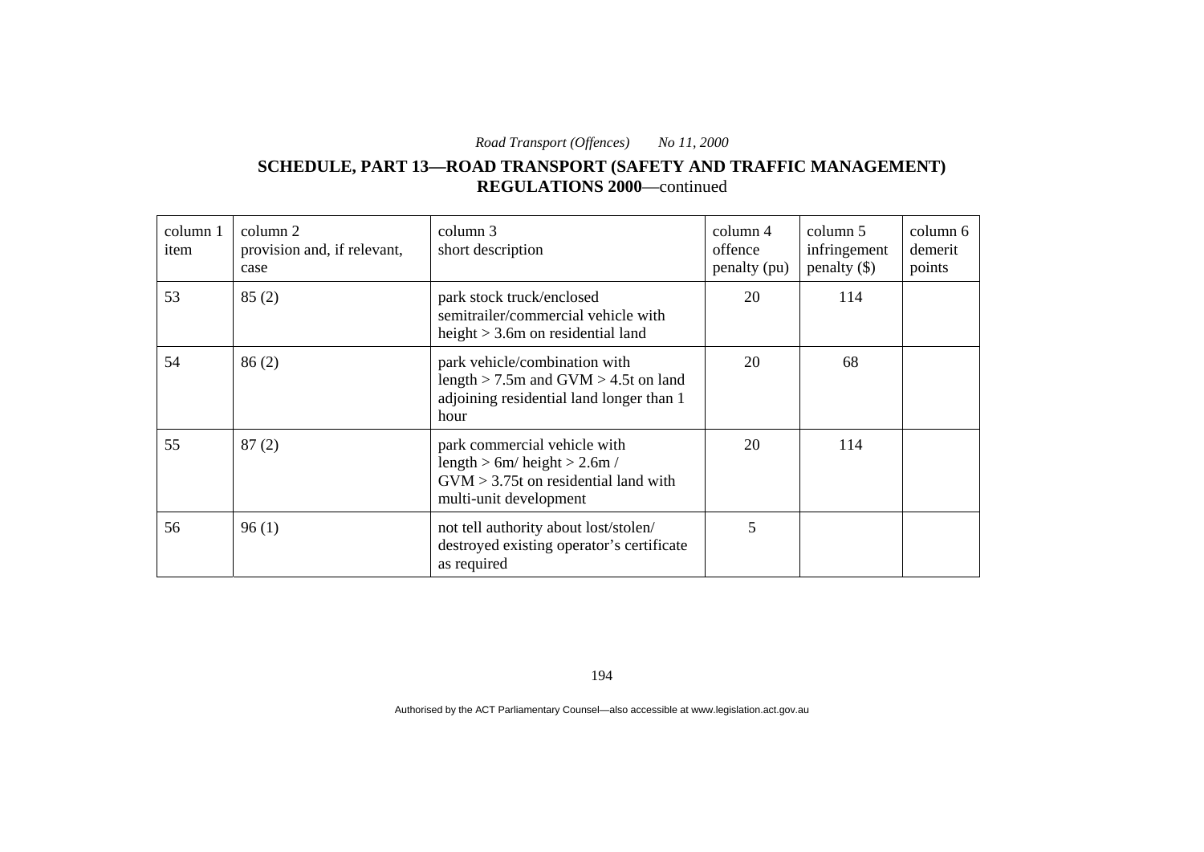## SCHEDULE, PART 13—ROAD TRANSPORT (SAFETY AND TRAFFIC MANAGEMENT) REGULATIONS 2000—continued

| column 1 item | column 2 provision and, if relevant, case | column 3 short description | column 4 offence penalty (pu) | column 5 infringement penalty ($) | column 6 demerit points |
|---|---|---|---|---|---|
| 53 | 85 (2) | park stock truck/enclosed semitrailer/commercial vehicle with height > 3.6m on residential land | 20 | 114 | |
| 54 | 86 (2) | park vehicle/combination with length > 7.5m and GVM > 4.5t on land adjoining residential land longer than 1 hour | 20 | 68 | |
| 55 | 87 (2) | park commercial vehicle with length > 6m/ height > 2.6m / GVM > 3.75t on residential land with multi-unit development | 20 | 114 | |
| 56 | 96 (1) | not tell authority about lost/stolen/ destroyed existing operator's certificate as required | 5 | | |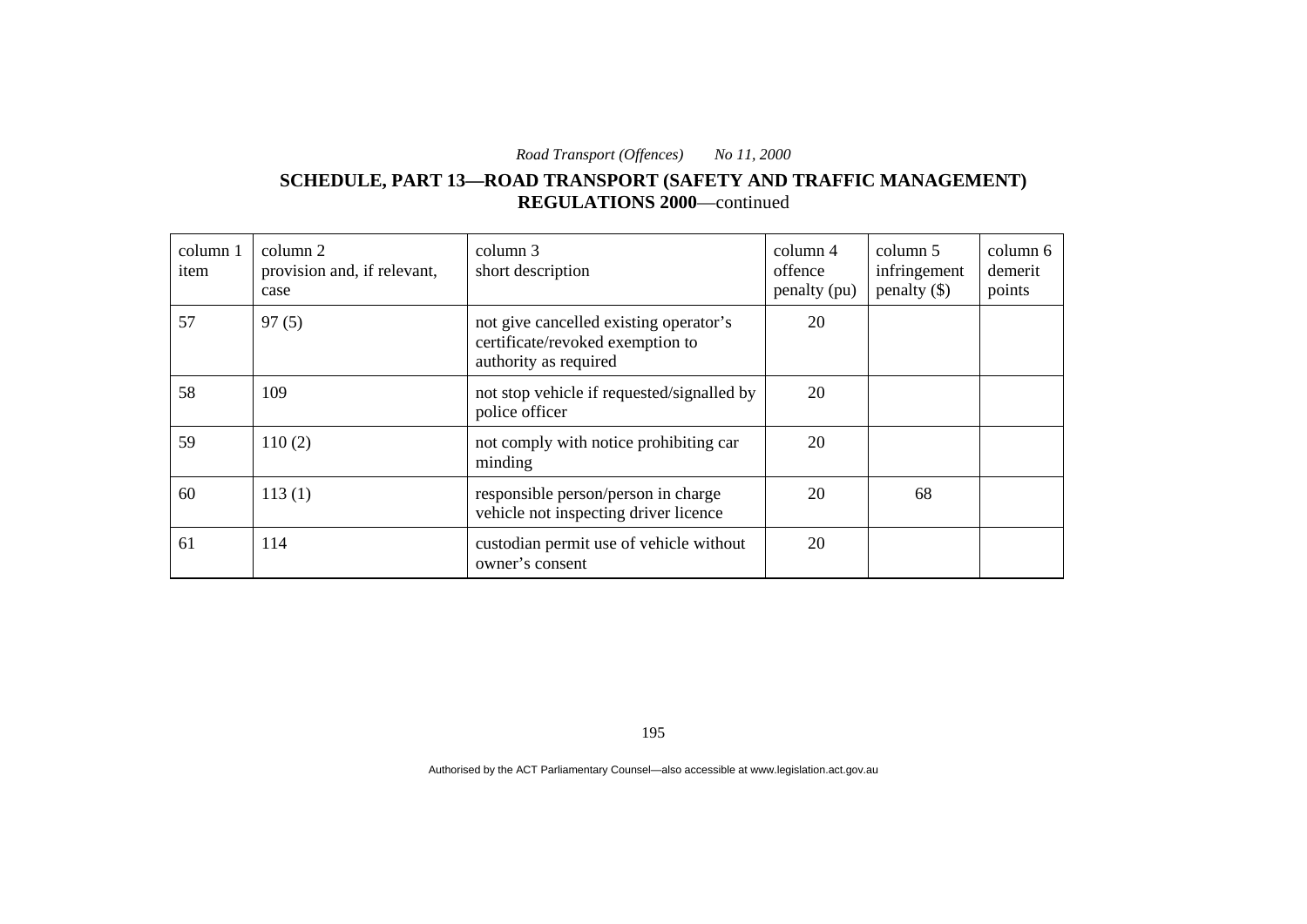## SCHEDULE, PART 13—ROAD TRANSPORT (SAFETY AND TRAFFIC MANAGEMENT) REGULATIONS 2000—continued

| column 1 item | column 2 provision and, if relevant, case | column 3 short description | column 4 offence penalty (pu) | column 5 infringement penalty ($) | column 6 demerit points |
|---|---|---|---|---|---|
| 57 | 97 (5) | not give cancelled existing operator's certificate/revoked exemption to authority as required | 20 | | |
| 58 | 109 | not stop vehicle if requested/signalled by police officer | 20 | | |
| 59 | 110 (2) | not comply with notice prohibiting car minding | 20 | | |
| 60 | 113 (1) | responsible person/person in charge vehicle not inspecting driver licence | 20 | 68 | |
| 61 | 114 | custodian permit use of vehicle without owner's consent | 20 | | |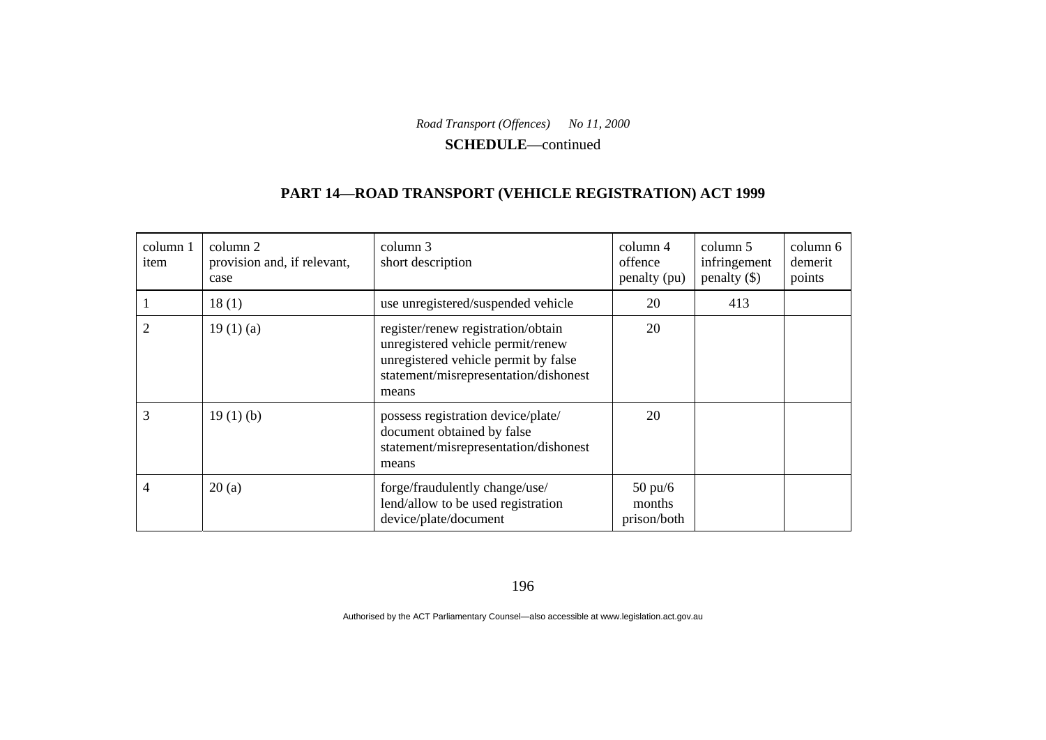**SCHEDULE**—continued

## PART 14—ROAD TRANSPORT (VEHICLE REGISTRATION) ACT 1999

| column 1 item | column 2 provision and, if relevant, case | column 3 short description | column 4 offence penalty (pu) | column 5 infringement penalty ($) | column 6 demerit points |
|---|---|---|---|---|---|
| 1 | 18 (1) | use unregistered/suspended vehicle | 20 | 413 | |
| 2 | 19 (1) (a) | register/renew registration/obtain unregistered vehicle permit/renew unregistered vehicle permit by false statement/misrepresentation/dishonest means | 20 | | |
| 3 | 19 (1) (b) | possess registration device/plate/ document obtained by false statement/misrepresentation/dishonest means | 20 | | |
| 4 | 20 (a) | forge/fraudulently change/use/ lend/allow to be used registration device/plate/document | 50 pu/6 months prison/both | | |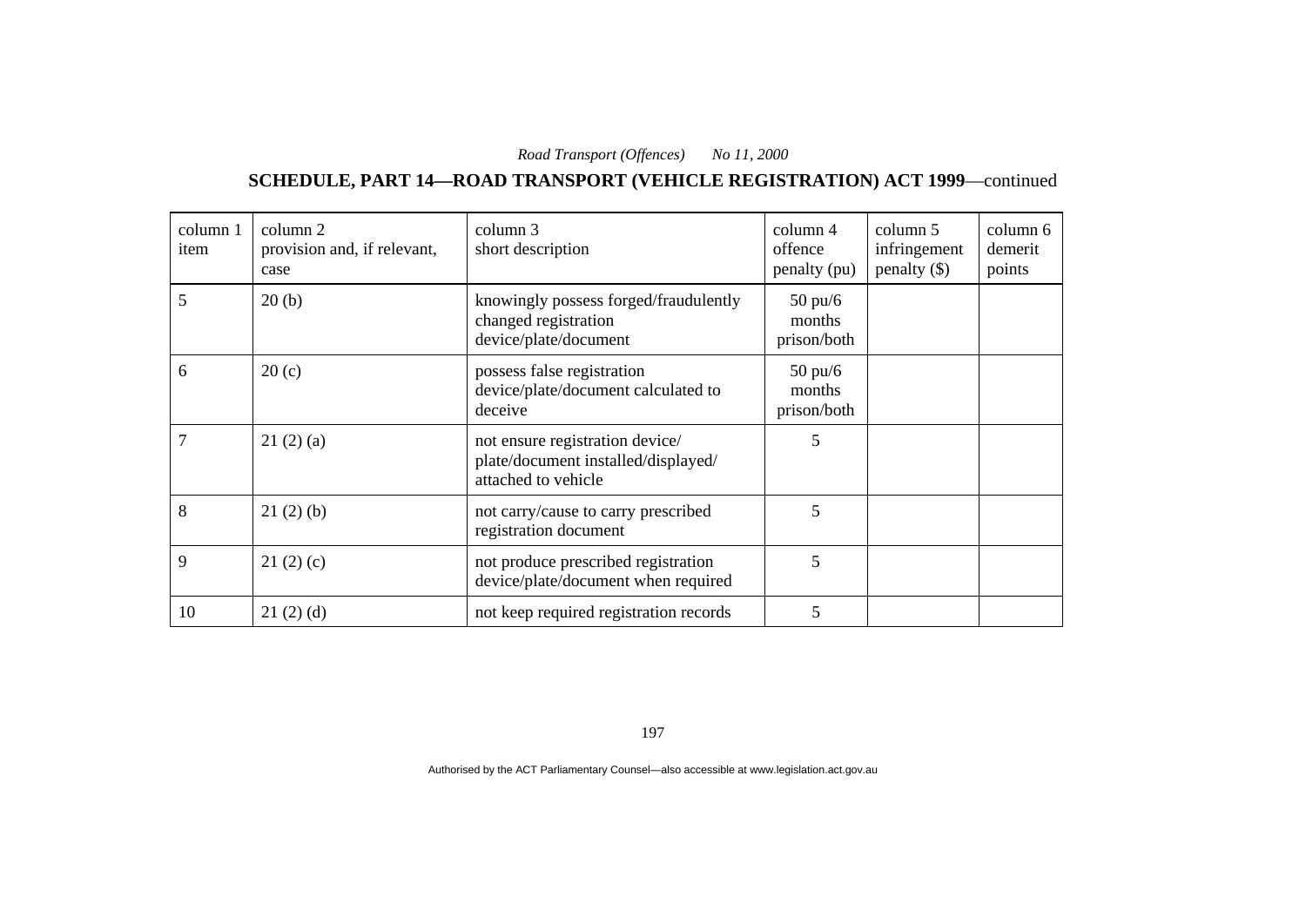## SCHEDULE, PART 14—ROAD TRANSPORT (VEHICLE REGISTRATION) ACT 1999—continued

| column 1 item | column 2 provision and, if relevant, case | column 3 short description | column 4 offence penalty (pu) | column 5 infringement penalty ($) | column 6 demerit points |
|---|---|---|---|---|---|
| 5 | 20 (b) | knowingly possess forged/fraudulently changed registration device/plate/document | 50 pu/6 months prison/both | | |
| 6 | 20 (c) | possess false registration device/plate/document calculated to deceive | 50 pu/6 months prison/both | | |
| 7 | 21 (2) (a) | not ensure registration device/ plate/document installed/displayed/ attached to vehicle | 5 | | |
| 8 | 21 (2) (b) | not carry/cause to carry prescribed registration document | 5 | | |
| 9 | 21 (2) (c) | not produce prescribed registration device/plate/document when required | 5 | | |
| 10 | 21 (2) (d) | not keep required registration records | 5 | | |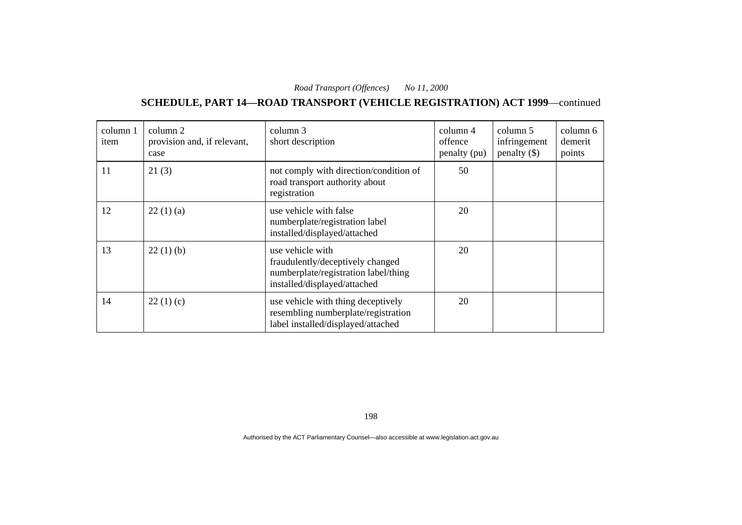## SCHEDULE, PART 14—ROAD TRANSPORT (VEHICLE REGISTRATION) ACT 1999—continued

| column 1 item | column 2 provision and, if relevant, case | column 3 short description | column 4 offence penalty (pu) | column 5 infringement penalty ($) | column 6 demerit points |
|---|---|---|---|---|---|
| 11 | 21 (3) | not comply with direction/condition of road transport authority about registration | 50 | | |
| 12 | 22 (1) (a) | use vehicle with false numberplate/registration label installed/displayed/attached | 20 | | |
| 13 | 22 (1) (b) | use vehicle with fraudulently/deceptively changed numberplate/registration label/thing installed/displayed/attached | 20 | | |
| 14 | 22 (1) (c) | use vehicle with thing deceptively resembling numberplate/registration label installed/displayed/attached | 20 | | |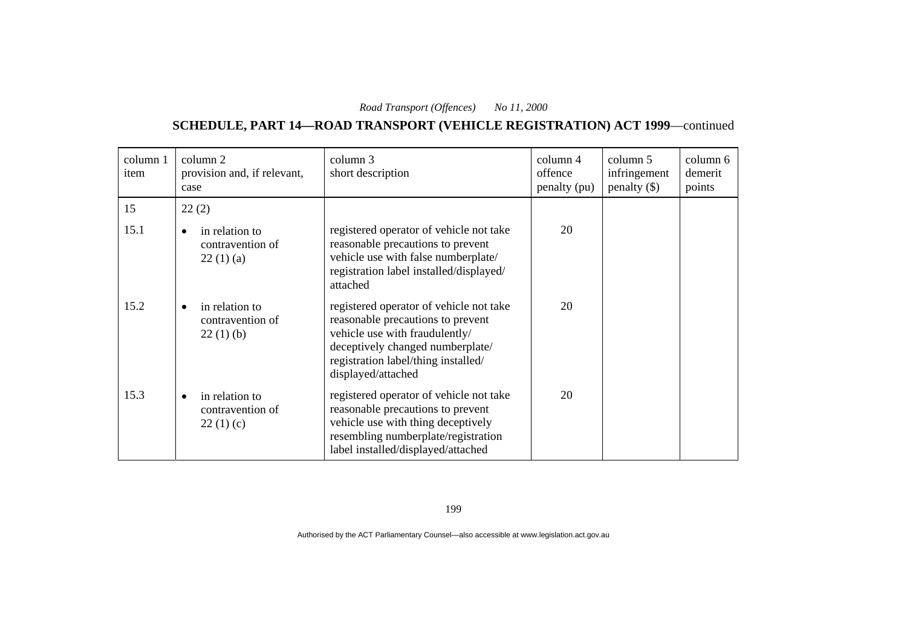## SCHEDULE, PART 14—ROAD TRANSPORT (VEHICLE REGISTRATION) ACT 1999—continued

| column 1 item | column 2 provision and, if relevant, case | column 3 short description | column 4 offence penalty (pu) | column 5 infringement penalty ($) | column 6 demerit points |
|---|---|---|---|---|---|
| 15 | 22 (2) | | | | |
| 15.1 | • in relation to contravention of 22 (1) (a) | registered operator of vehicle not take reasonable precautions to prevent vehicle use with false numberplate/ registration label installed/displayed/ attached | 20 | | |
| 15.2 | • in relation to contravention of 22 (1) (b) | registered operator of vehicle not take reasonable precautions to prevent vehicle use with fraudulently/ deceptively changed numberplate/ registration label/thing installed/ displayed/attached | 20 | | |
| 15.3 | • in relation to contravention of 22 (1) (c) | registered operator of vehicle not take reasonable precautions to prevent vehicle use with thing deceptively resembling numberplate/registration label installed/displayed/attached | 20 | | |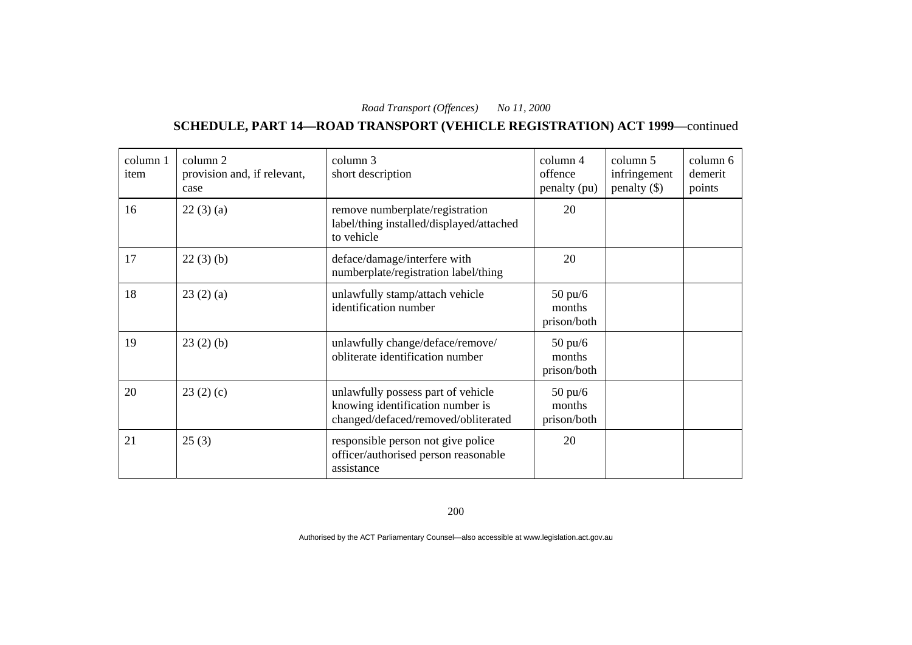## SCHEDULE, PART 14—ROAD TRANSPORT (VEHICLE REGISTRATION) ACT 1999—continued

| column 1 item | column 2 provision and, if relevant, case | column 3 short description | column 4 offence penalty (pu) | column 5 infringement penalty ($) | column 6 demerit points |
|---|---|---|---|---|---|
| 16 | 22 (3) (a) | remove numberplate/registration label/thing installed/displayed/attached to vehicle | 20 | | |
| 17 | 22 (3) (b) | deface/damage/interfere with numberplate/registration label/thing | 20 | | |
| 18 | 23 (2) (a) | unlawfully stamp/attach vehicle identification number | 50 pu/6 months prison/both | | |
| 19 | 23 (2) (b) | unlawfully change/deface/remove/ obliterate identification number | 50 pu/6 months prison/both | | |
| 20 | 23 (2) (c) | unlawfully possess part of vehicle knowing identification number is changed/defaced/removed/obliterated | 50 pu/6 months prison/both | | |
| 21 | 25 (3) | responsible person not give police officer/authorised person reasonable assistance | 20 | | |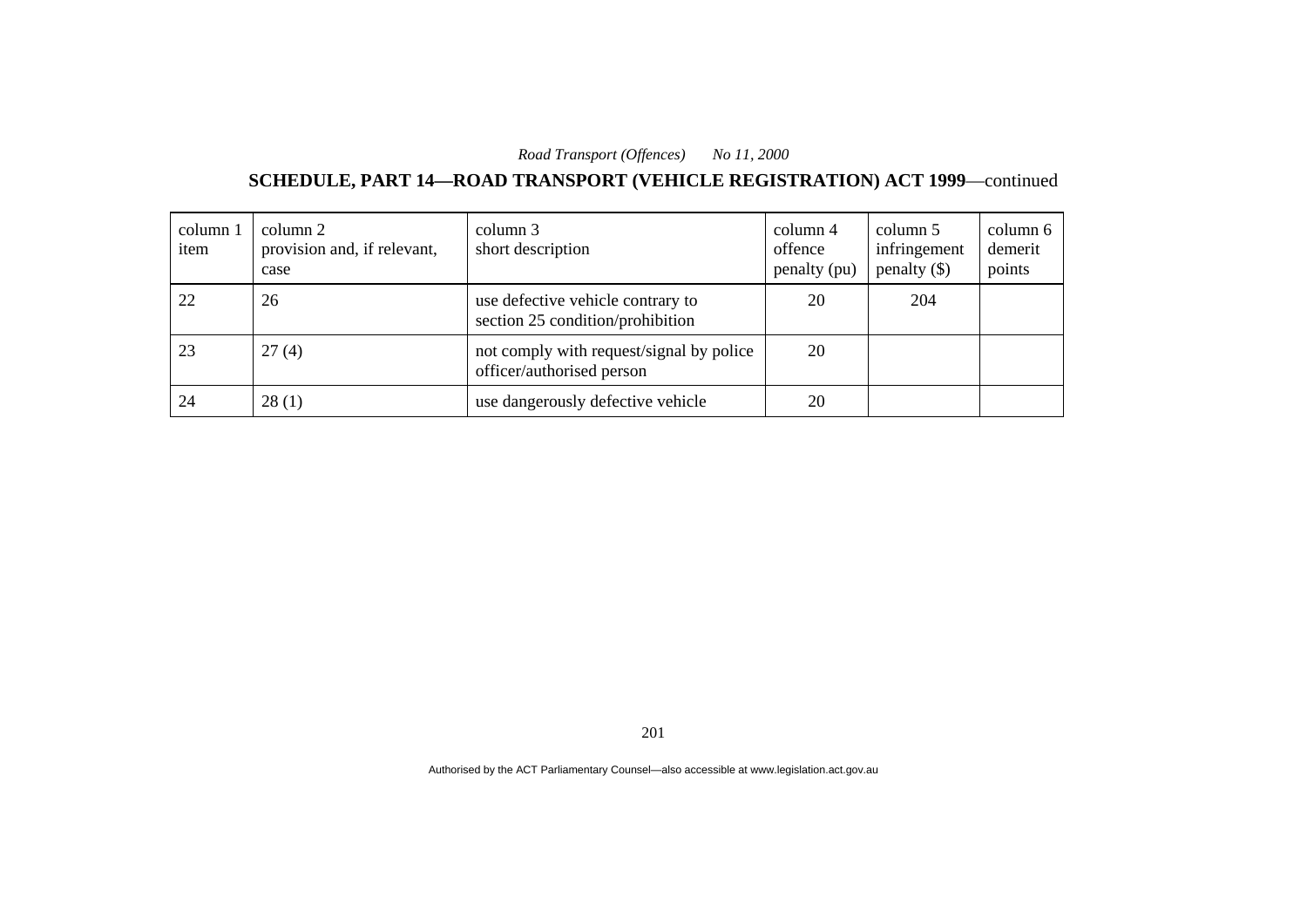**SCHEDULE, PART 14—ROAD TRANSPORT (VEHICLE REGISTRATION) ACT 1999**—continued

| column 1 item | column 2 provision and, if relevant, case | column 3 short description | column 4 offence penalty (pu) | column 5 infringement penalty ($) | column 6 demerit points |
|---|---|---|---|---|---|
| 22 | 26 | use defective vehicle contrary to section 25 condition/prohibition | 20 | 204 | |
| 23 | 27 (4) | not comply with request/signal by police officer/authorised person | 20 | | |
| 24 | 28 (1) | use dangerously defective vehicle | 20 | | |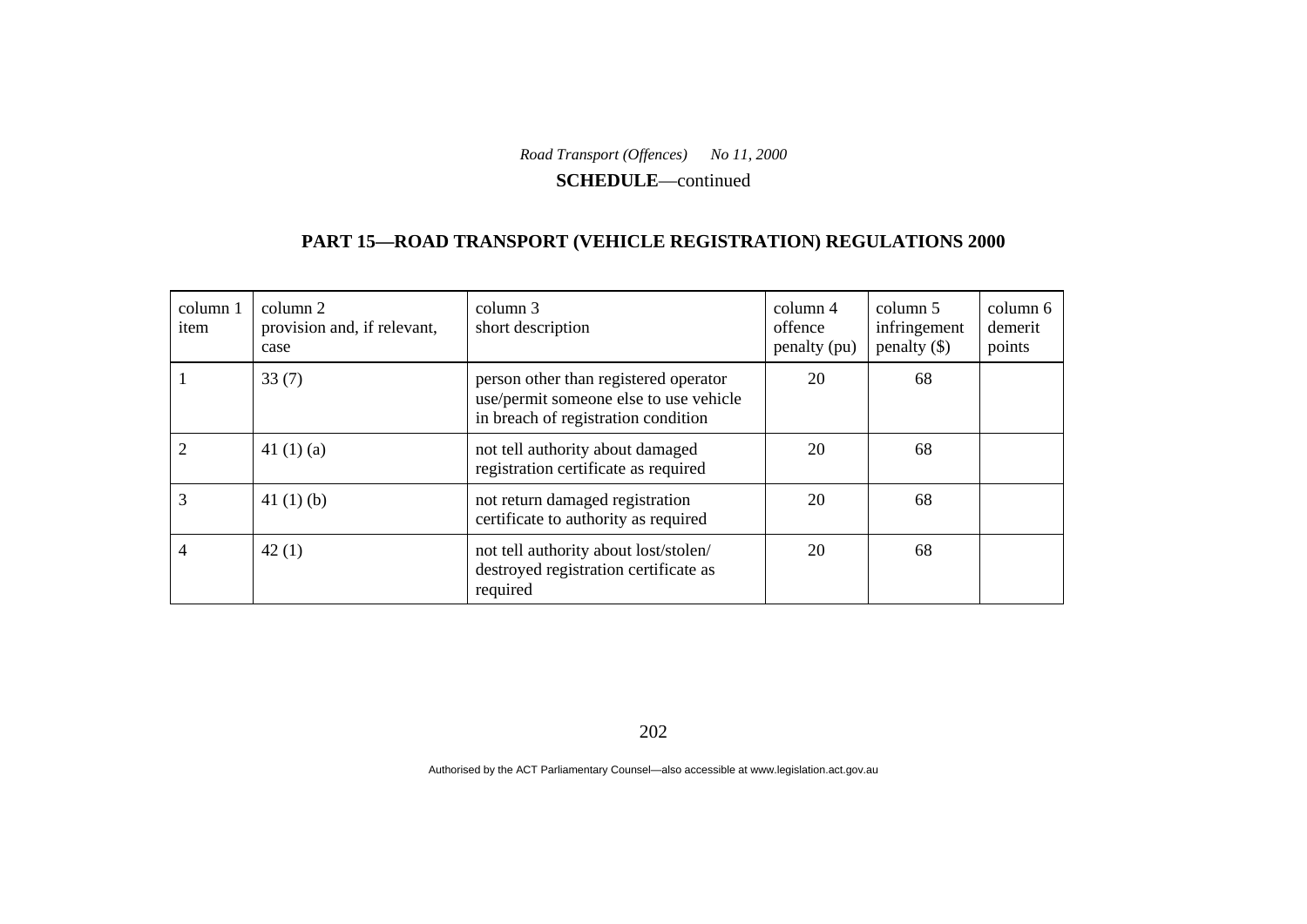**SCHEDULE**—continued

## PART 15—ROAD TRANSPORT (VEHICLE REGISTRATION) REGULATIONS 2000

| column 1 item | column 2 provision and, if relevant, case | column 3 short description | column 4 offence penalty (pu) | column 5 infringement penalty ($) | column 6 demerit points |
|---|---|---|---|---|---|
| 1 | 33 (7) | person other than registered operator use/permit someone else to use vehicle in breach of registration condition | 20 | 68 | |
| 2 | 41 (1) (a) | not tell authority about damaged registration certificate as required | 20 | 68 | |
| 3 | 41 (1) (b) | not return damaged registration certificate to authority as required | 20 | 68 | |
| 4 | 42 (1) | not tell authority about lost/stolen/ destroyed registration certificate as required | 20 | 68 | |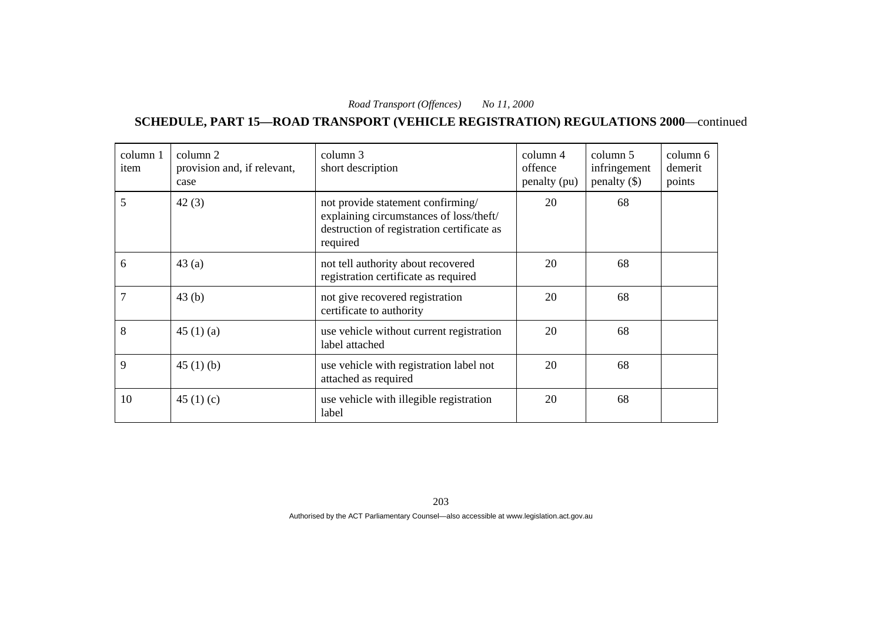## SCHEDULE, PART 15—ROAD TRANSPORT (VEHICLE REGISTRATION) REGULATIONS 2000—continued

| column 1 item | column 2 provision and, if relevant, case | column 3 short description | column 4 offence penalty (pu) | column 5 infringement penalty ($) | column 6 demerit points |
|---|---|---|---|---|---|
| 5 | 42 (3) | not provide statement confirming/ explaining circumstances of loss/theft/ destruction of registration certificate as required | 20 | 68 | |
| 6 | 43 (a) | not tell authority about recovered registration certificate as required | 20 | 68 | |
| 7 | 43 (b) | not give recovered registration certificate to authority | 20 | 68 | |
| 8 | 45 (1) (a) | use vehicle without current registration label attached | 20 | 68 | |
| 9 | 45 (1) (b) | use vehicle with registration label not attached as required | 20 | 68 | |
| 10 | 45 (1) (c) | use vehicle with illegible registration label | 20 | 68 | |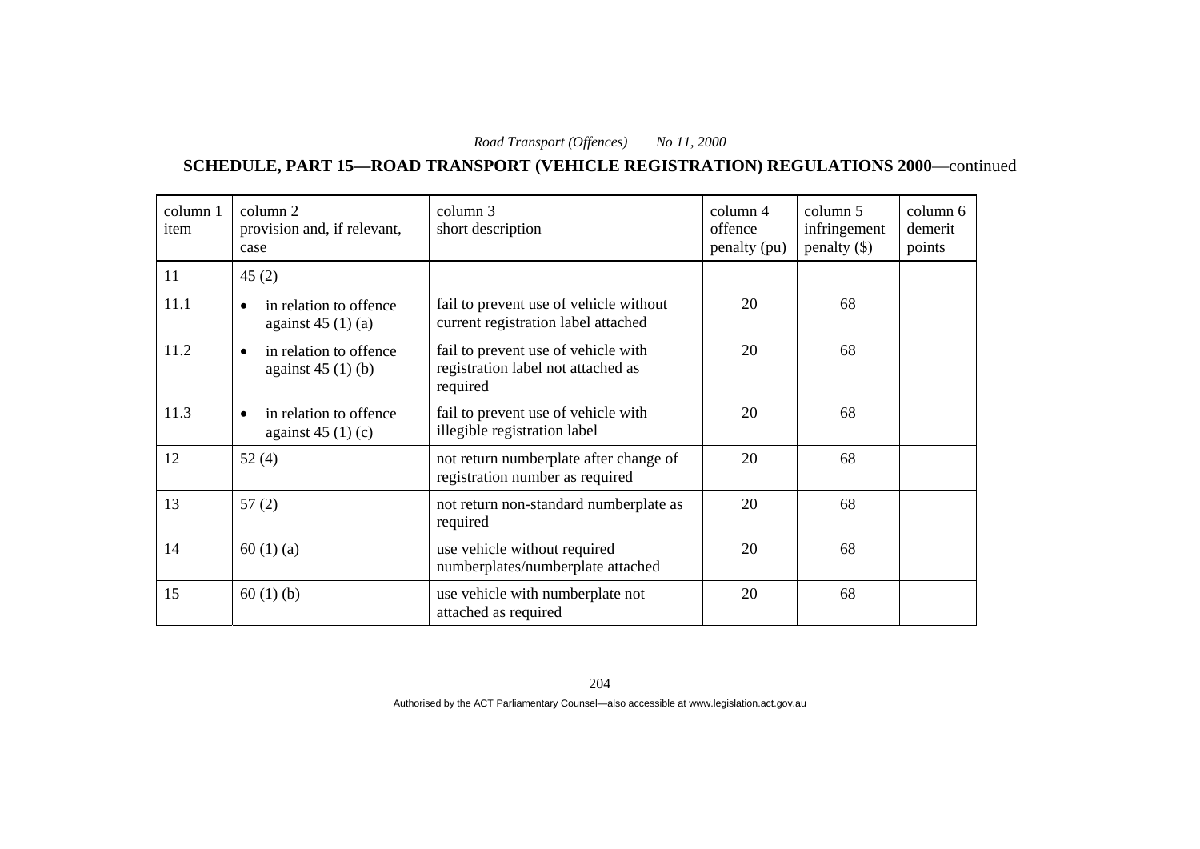## SCHEDULE, PART 15—ROAD TRANSPORT (VEHICLE REGISTRATION) REGULATIONS 2000—continued

| column 1 item | column 2 provision and, if relevant, case | column 3 short description | column 4 offence penalty (pu) | column 5 infringement penalty ($) | column 6 demerit points |
|---|---|---|---|---|---|
| 11 | 45 (2) | | | | |
| 11.1 | • in relation to offence against 45 (1) (a) | fail to prevent use of vehicle without current registration label attached | 20 | 68 | |
| 11.2 | • in relation to offence against 45 (1) (b) | fail to prevent use of vehicle with registration label not attached as required | 20 | 68 | |
| 11.3 | • in relation to offence against 45 (1) (c) | fail to prevent use of vehicle with illegible registration label | 20 | 68 | |
| 12 | 52 (4) | not return numberplate after change of registration number as required | 20 | 68 | |
| 13 | 57 (2) | not return non-standard numberplate as required | 20 | 68 | |
| 14 | 60 (1) (a) | use vehicle without required numberplates/numberplate attached | 20 | 68 | |
| 15 | 60 (1) (b) | use vehicle with numberplate not attached as required | 20 | 68 | |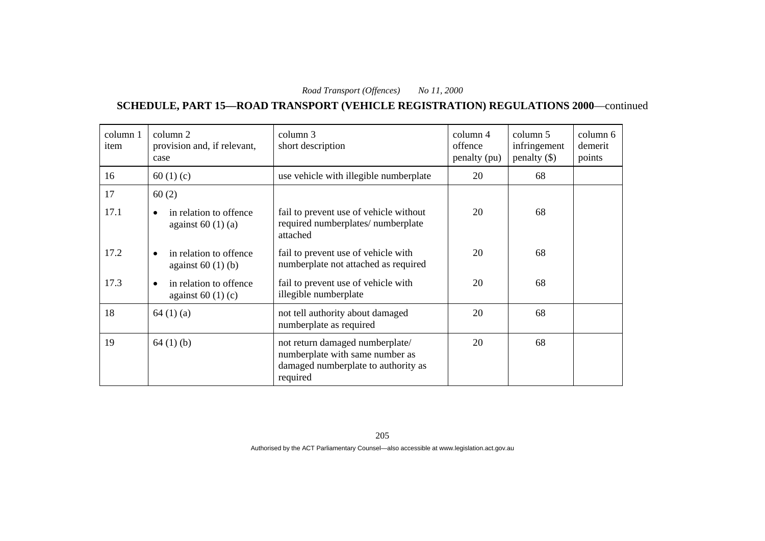## SCHEDULE, PART 15—ROAD TRANSPORT (VEHICLE REGISTRATION) REGULATIONS 2000—continued

| column 1 item | column 2 provision and, if relevant, case | column 3 short description | column 4 offence penalty (pu) | column 5 infringement penalty ($) | column 6 demerit points |
|---|---|---|---|---|---|
| 16 | 60 (1) (c) | use vehicle with illegible numberplate | 20 | 68 | |
| 17 | 60 (2) | | | | |
| 17.1 | • in relation to offence against 60 (1) (a) | fail to prevent use of vehicle without required numberplates/ numberplate attached | 20 | 68 | |
| 17.2 | • in relation to offence against 60 (1) (b) | fail to prevent use of vehicle with numberplate not attached as required | 20 | 68 | |
| 17.3 | • in relation to offence against 60 (1) (c) | fail to prevent use of vehicle with illegible numberplate | 20 | 68 | |
| 18 | 64 (1) (a) | not tell authority about damaged numberplate as required | 20 | 68 | |
| 19 | 64 (1) (b) | not return damaged numberplate/ numberplate with same number as damaged numberplate to authority as required | 20 | 68 | |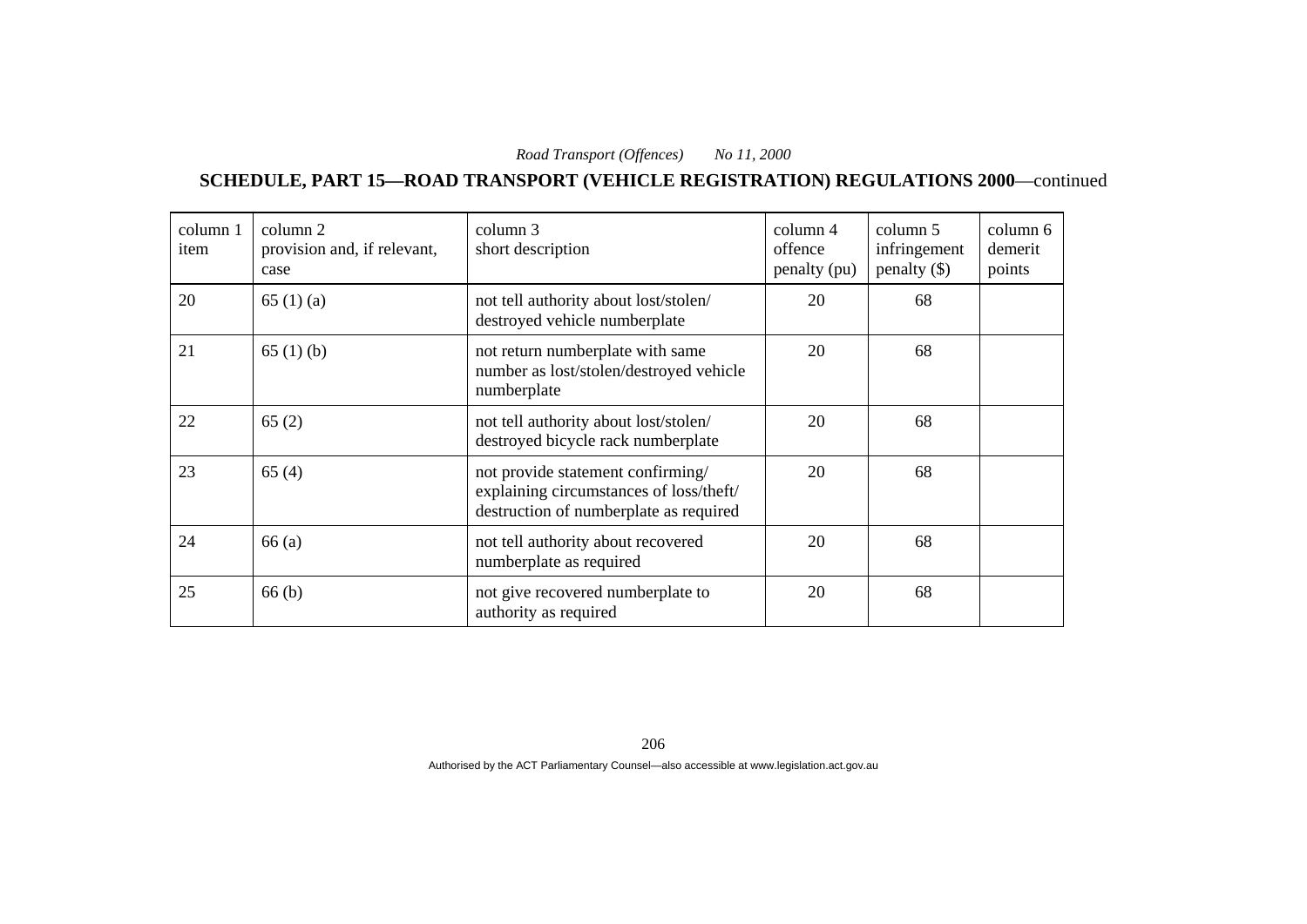**SCHEDULE, PART 15—ROAD TRANSPORT (VEHICLE REGISTRATION) REGULATIONS 2000**—continued

| column 1 item | column 2 provision and, if relevant, case | column 3 short description | column 4 offence penalty (pu) | column 5 infringement penalty ($) | column 6 demerit points |
|---|---|---|---|---|---|
| 20 | 65 (1) (a) | not tell authority about lost/stolen/ destroyed vehicle numberplate | 20 | 68 | |
| 21 | 65 (1) (b) | not return numberplate with same number as lost/stolen/destroyed vehicle numberplate | 20 | 68 | |
| 22 | 65 (2) | not tell authority about lost/stolen/ destroyed bicycle rack numberplate | 20 | 68 | |
| 23 | 65 (4) | not provide statement confirming/ explaining circumstances of loss/theft/ destruction of numberplate as required | 20 | 68 | |
| 24 | 66 (a) | not tell authority about recovered numberplate as required | 20 | 68 | |
| 25 | 66 (b) | not give recovered numberplate to authority as required | 20 | 68 | |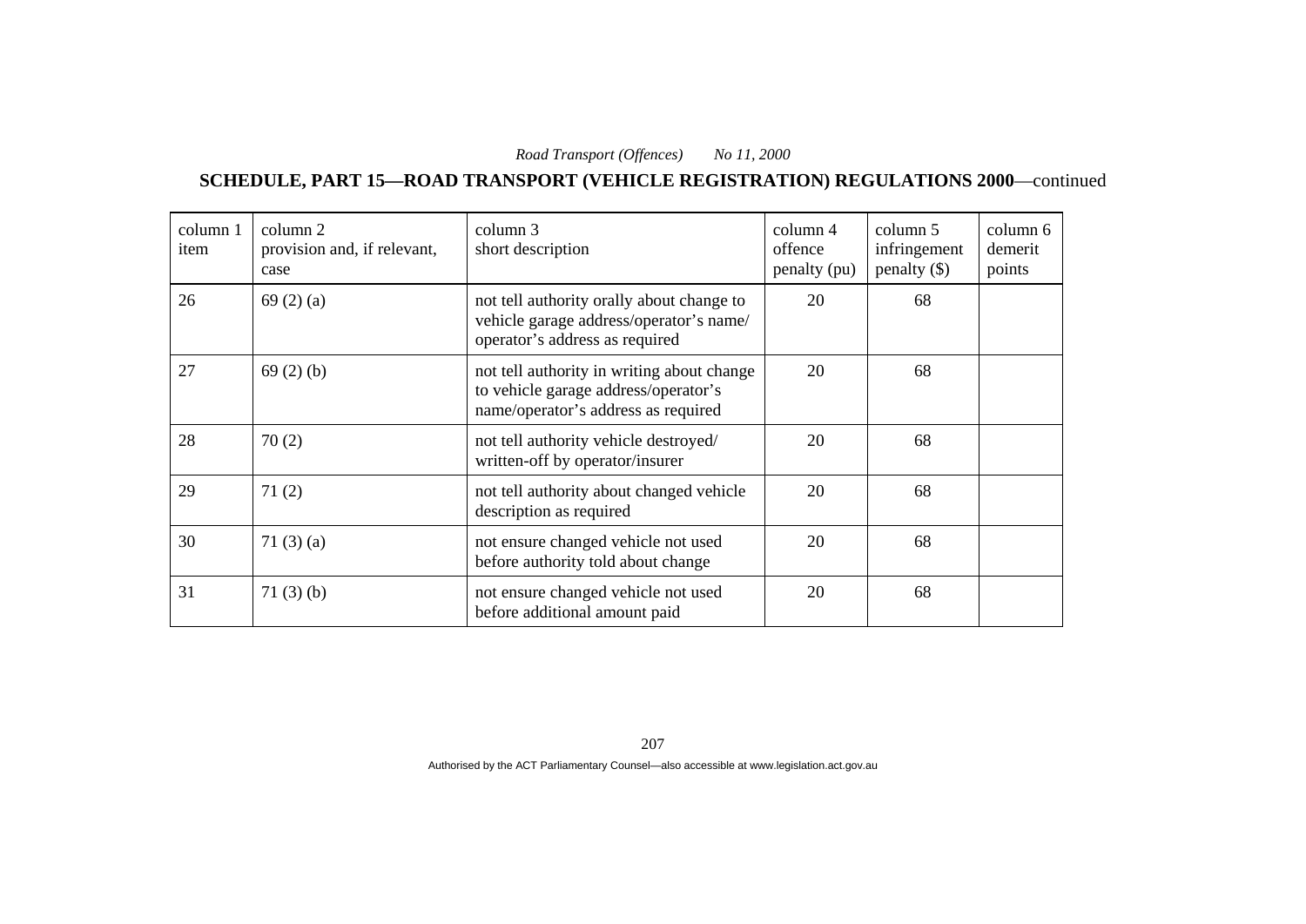## SCHEDULE, PART 15—ROAD TRANSPORT (VEHICLE REGISTRATION) REGULATIONS 2000—continued

| column 1 item | column 2 provision and, if relevant, case | column 3 short description | column 4 offence penalty (pu) | column 5 infringement penalty ($) | column 6 demerit points |
|---|---|---|---|---|---|
| 26 | 69 (2) (a) | not tell authority orally about change to vehicle garage address/operator's name/ operator's address as required | 20 | 68 | |
| 27 | 69 (2) (b) | not tell authority in writing about change to vehicle garage address/operator's name/operator's address as required | 20 | 68 | |
| 28 | 70 (2) | not tell authority vehicle destroyed/ written-off by operator/insurer | 20 | 68 | |
| 29 | 71 (2) | not tell authority about changed vehicle description as required | 20 | 68 | |
| 30 | 71 (3) (a) | not ensure changed vehicle not used before authority told about change | 20 | 68 | |
| 31 | 71 (3) (b) | not ensure changed vehicle not used before additional amount paid | 20 | 68 | |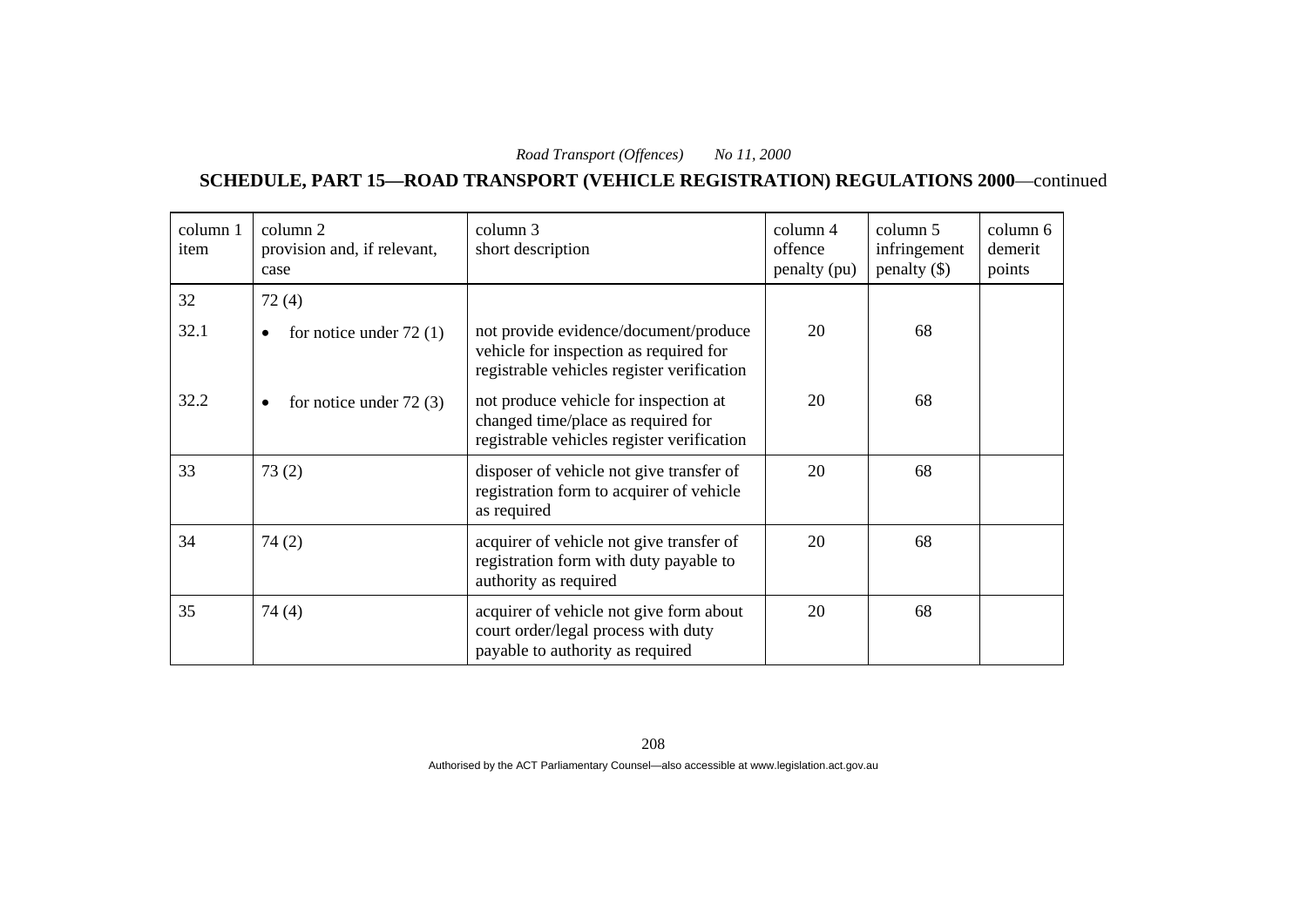## SCHEDULE, PART 15—ROAD TRANSPORT (VEHICLE REGISTRATION) REGULATIONS 2000—continued

| column 1 item | column 2 provision and, if relevant, case | column 3 short description | column 4 offence penalty (pu) | column 5 infringement penalty ($) | column 6 demerit points |
|---|---|---|---|---|---|
| 32 | 72 (4) | | | | |
| 32.1 | • for notice under 72 (1) | not provide evidence/document/produce vehicle for inspection as required for registrable vehicles register verification | 20 | 68 | |
| 32.2 | • for notice under 72 (3) | not produce vehicle for inspection at changed time/place as required for registrable vehicles register verification | 20 | 68 | |
| 33 | 73 (2) | disposer of vehicle not give transfer of registration form to acquirer of vehicle as required | 20 | 68 | |
| 34 | 74 (2) | acquirer of vehicle not give transfer of registration form with duty payable to authority as required | 20 | 68 | |
| 35 | 74 (4) | acquirer of vehicle not give form about court order/legal process with duty payable to authority as required | 20 | 68 | |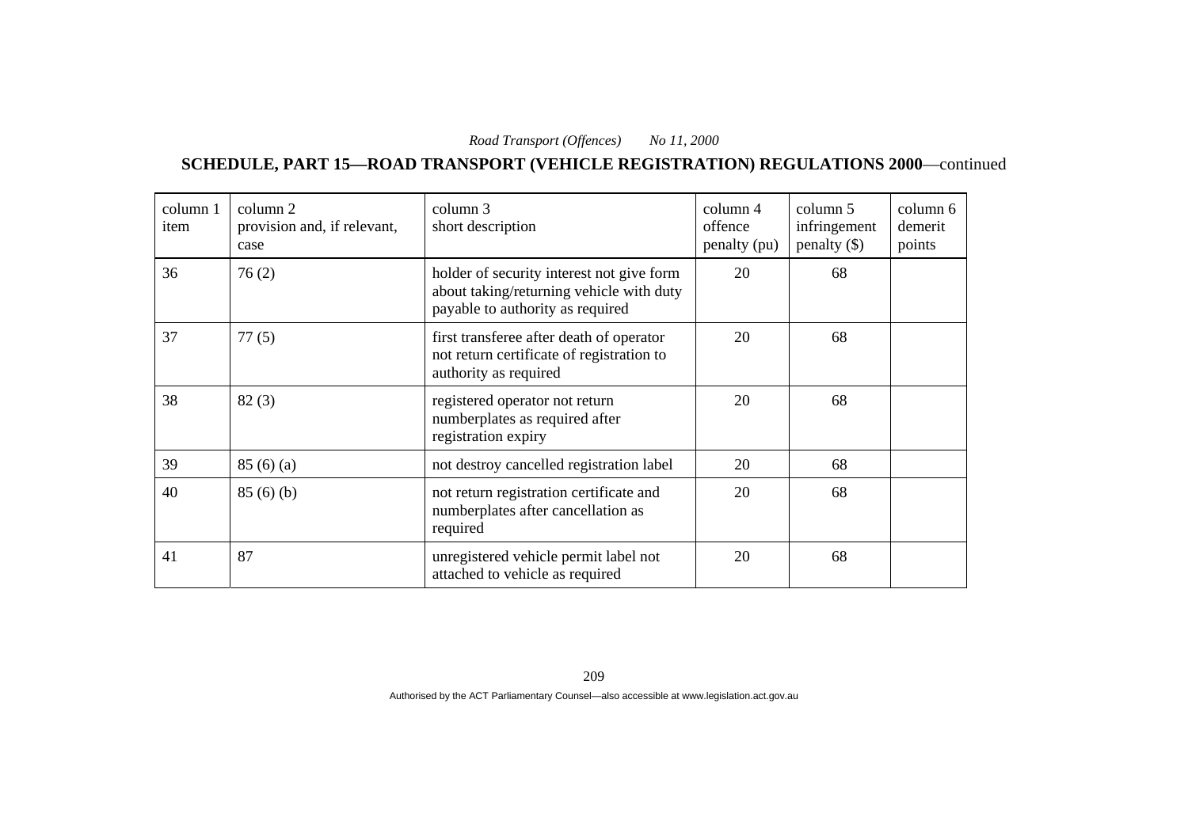## SCHEDULE, PART 15—ROAD TRANSPORT (VEHICLE REGISTRATION) REGULATIONS 2000—continued

| column 1 item | column 2 provision and, if relevant, case | column 3 short description | column 4 offence penalty (pu) | column 5 infringement penalty ($) | column 6 demerit points |
|---|---|---|---|---|---|
| 36 | 76 (2) | holder of security interest not give form about taking/returning vehicle with duty payable to authority as required | 20 | 68 | |
| 37 | 77 (5) | first transferee after death of operator not return certificate of registration to authority as required | 20 | 68 | |
| 38 | 82 (3) | registered operator not return numberplates as required after registration expiry | 20 | 68 | |
| 39 | 85 (6) (a) | not destroy cancelled registration label | 20 | 68 | |
| 40 | 85 (6) (b) | not return registration certificate and numberplates after cancellation as required | 20 | 68 | |
| 41 | 87 | unregistered vehicle permit label not attached to vehicle as required | 20 | 68 | |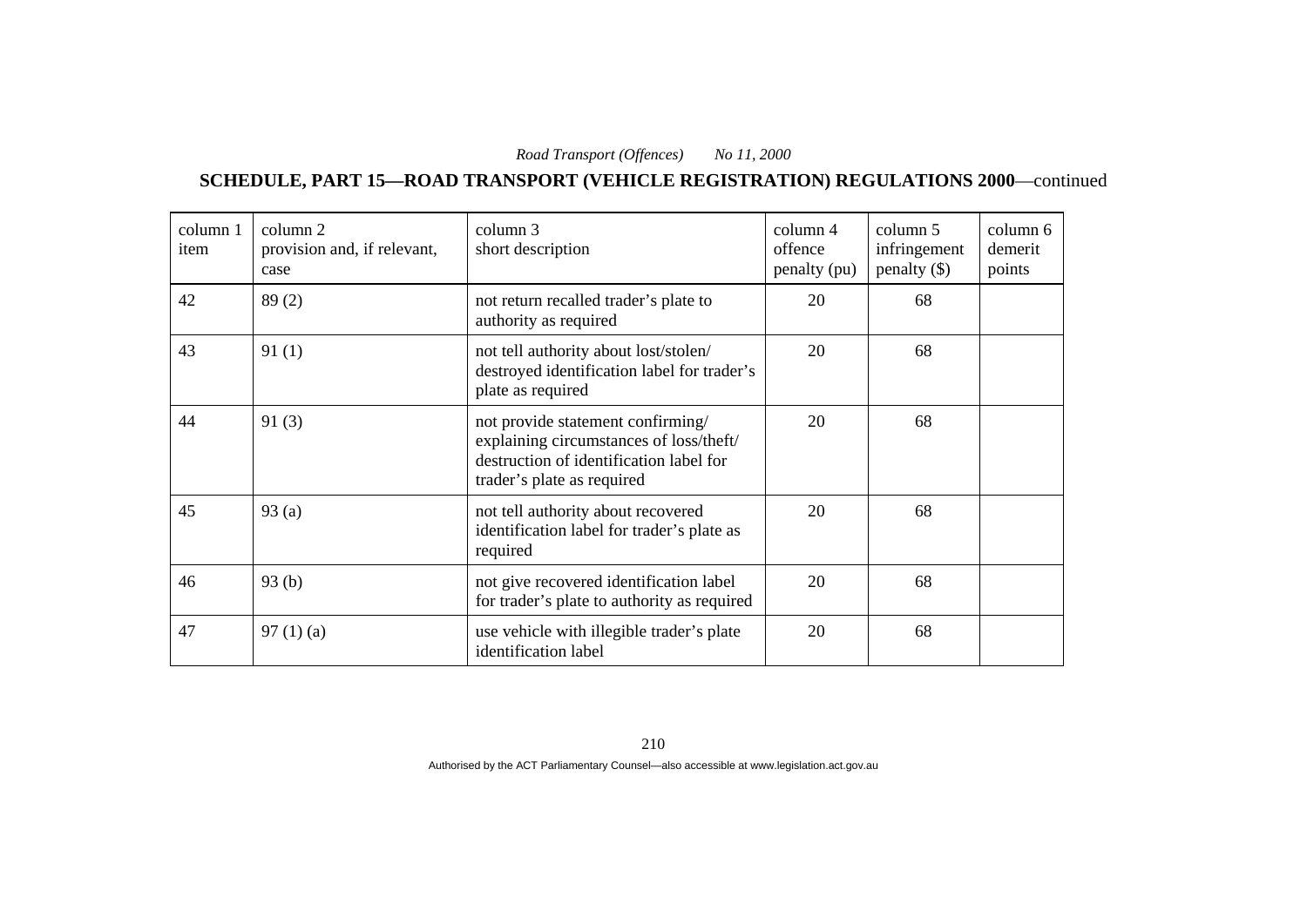## SCHEDULE, PART 15—ROAD TRANSPORT (VEHICLE REGISTRATION) REGULATIONS 2000—continued

| column 1 item | column 2 provision and, if relevant, case | column 3 short description | column 4 offence penalty (pu) | column 5 infringement penalty ($) | column 6 demerit points |
|---|---|---|---|---|---|
| 42 | 89 (2) | not return recalled trader's plate to authority as required | 20 | 68 | |
| 43 | 91 (1) | not tell authority about lost/stolen/ destroyed identification label for trader's plate as required | 20 | 68 | |
| 44 | 91 (3) | not provide statement confirming/ explaining circumstances of loss/theft/ destruction of identification label for trader's plate as required | 20 | 68 | |
| 45 | 93 (a) | not tell authority about recovered identification label for trader's plate as required | 20 | 68 | |
| 46 | 93 (b) | not give recovered identification label for trader's plate to authority as required | 20 | 68 | |
| 47 | 97 (1) (a) | use vehicle with illegible trader's plate identification label | 20 | 68 | |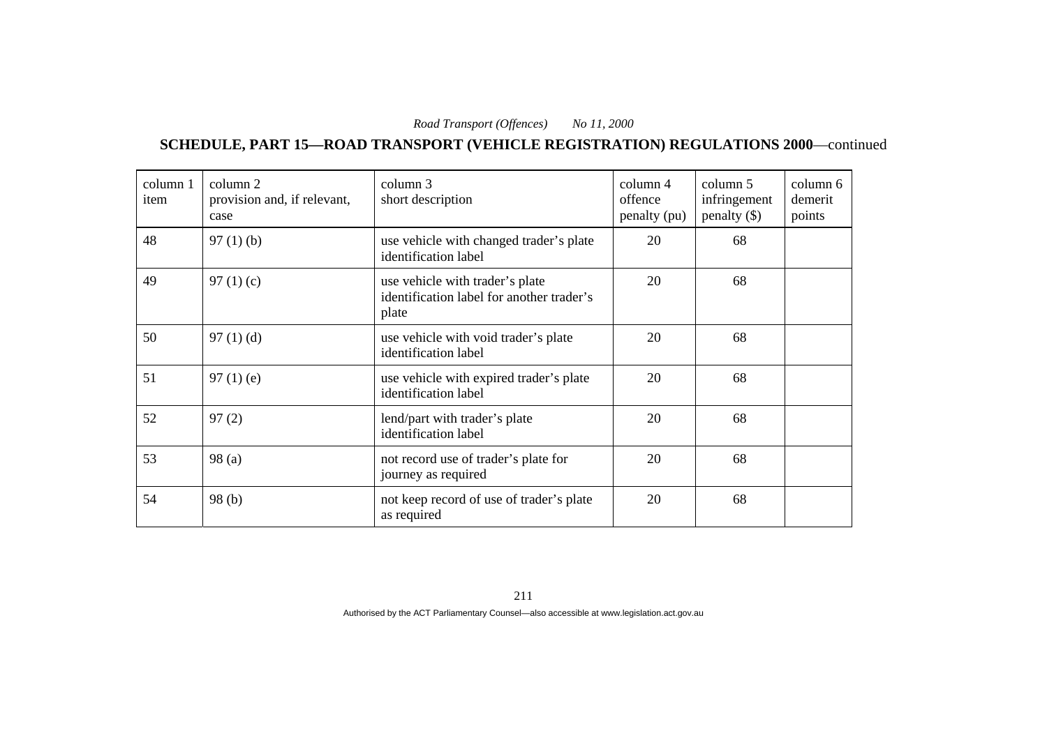## SCHEDULE, PART 15—ROAD TRANSPORT (VEHICLE REGISTRATION) REGULATIONS 2000—continued

| column 1 item | column 2 provision and, if relevant, case | column 3 short description | column 4 offence penalty (pu) | column 5 infringement penalty ($) | column 6 demerit points |
|---|---|---|---|---|---|
| 48 | 97 (1) (b) | use vehicle with changed trader's plate identification label | 20 | 68 | |
| 49 | 97 (1) (c) | use vehicle with trader's plate identification label for another trader's plate | 20 | 68 | |
| 50 | 97 (1) (d) | use vehicle with void trader's plate identification label | 20 | 68 | |
| 51 | 97 (1) (e) | use vehicle with expired trader's plate identification label | 20 | 68 | |
| 52 | 97 (2) | lend/part with trader's plate identification label | 20 | 68 | |
| 53 | 98 (a) | not record use of trader's plate for journey as required | 20 | 68 | |
| 54 | 98 (b) | not keep record of use of trader's plate as required | 20 | 68 | |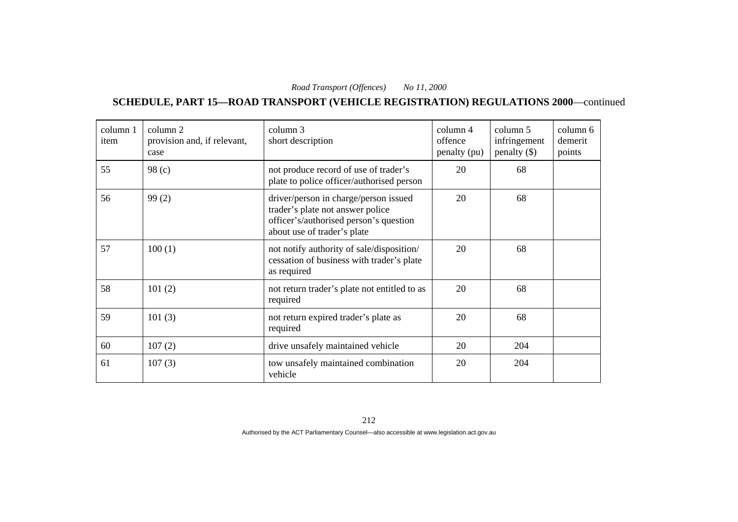## SCHEDULE, PART 15—ROAD TRANSPORT (VEHICLE REGISTRATION) REGULATIONS 2000—continued

| column 1 item | column 2 provision and, if relevant, case | column 3 short description | column 4 offence penalty (pu) | column 5 infringement penalty ($) | column 6 demerit points |
|---|---|---|---|---|---|
| 55 | 98 (c) | not produce record of use of trader's plate to police officer/authorised person | 20 | 68 | |
| 56 | 99 (2) | driver/person in charge/person issued trader's plate not answer police officer's/authorised person's question about use of trader's plate | 20 | 68 | |
| 57 | 100 (1) | not notify authority of sale/disposition/ cessation of business with trader's plate as required | 20 | 68 | |
| 58 | 101 (2) | not return trader's plate not entitled to as required | 20 | 68 | |
| 59 | 101 (3) | not return expired trader's plate as required | 20 | 68 | |
| 60 | 107 (2) | drive unsafely maintained vehicle | 20 | 204 | |
| 61 | 107 (3) | tow unsafely maintained combination vehicle | 20 | 204 | |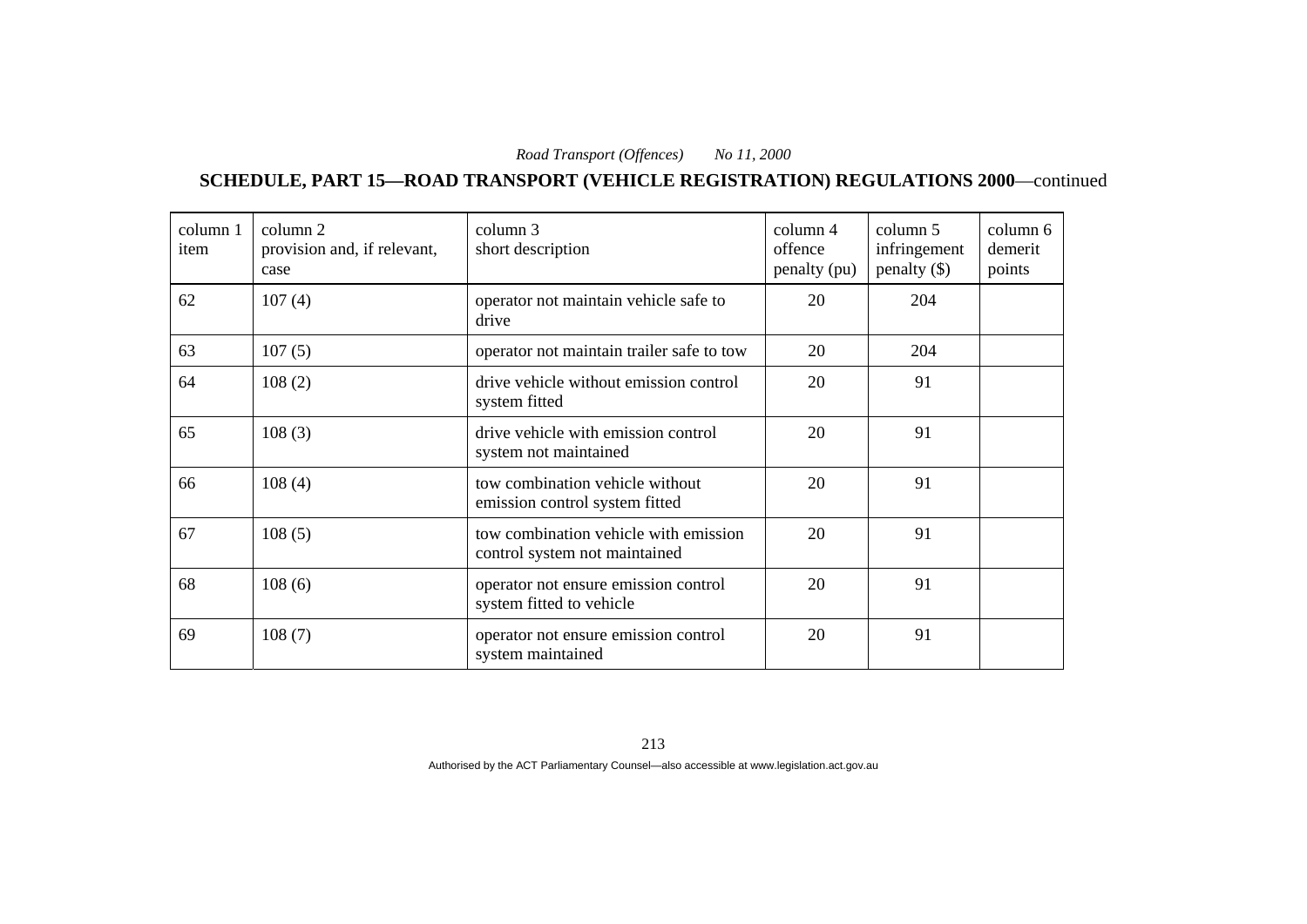## SCHEDULE, PART 15—ROAD TRANSPORT (VEHICLE REGISTRATION) REGULATIONS 2000—continued

| column 1 item | column 2 provision and, if relevant, case | column 3 short description | column 4 offence penalty (pu) | column 5 infringement penalty ($) | column 6 demerit points |
|---|---|---|---|---|---|
| 62 | 107 (4) | operator not maintain vehicle safe to drive | 20 | 204 | |
| 63 | 107 (5) | operator not maintain trailer safe to tow | 20 | 204 | |
| 64 | 108 (2) | drive vehicle without emission control system fitted | 20 | 91 | |
| 65 | 108 (3) | drive vehicle with emission control system not maintained | 20 | 91 | |
| 66 | 108 (4) | tow combination vehicle without emission control system fitted | 20 | 91 | |
| 67 | 108 (5) | tow combination vehicle with emission control system not maintained | 20 | 91 | |
| 68 | 108 (6) | operator not ensure emission control system fitted to vehicle | 20 | 91 | |
| 69 | 108 (7) | operator not ensure emission control system maintained | 20 | 91 | |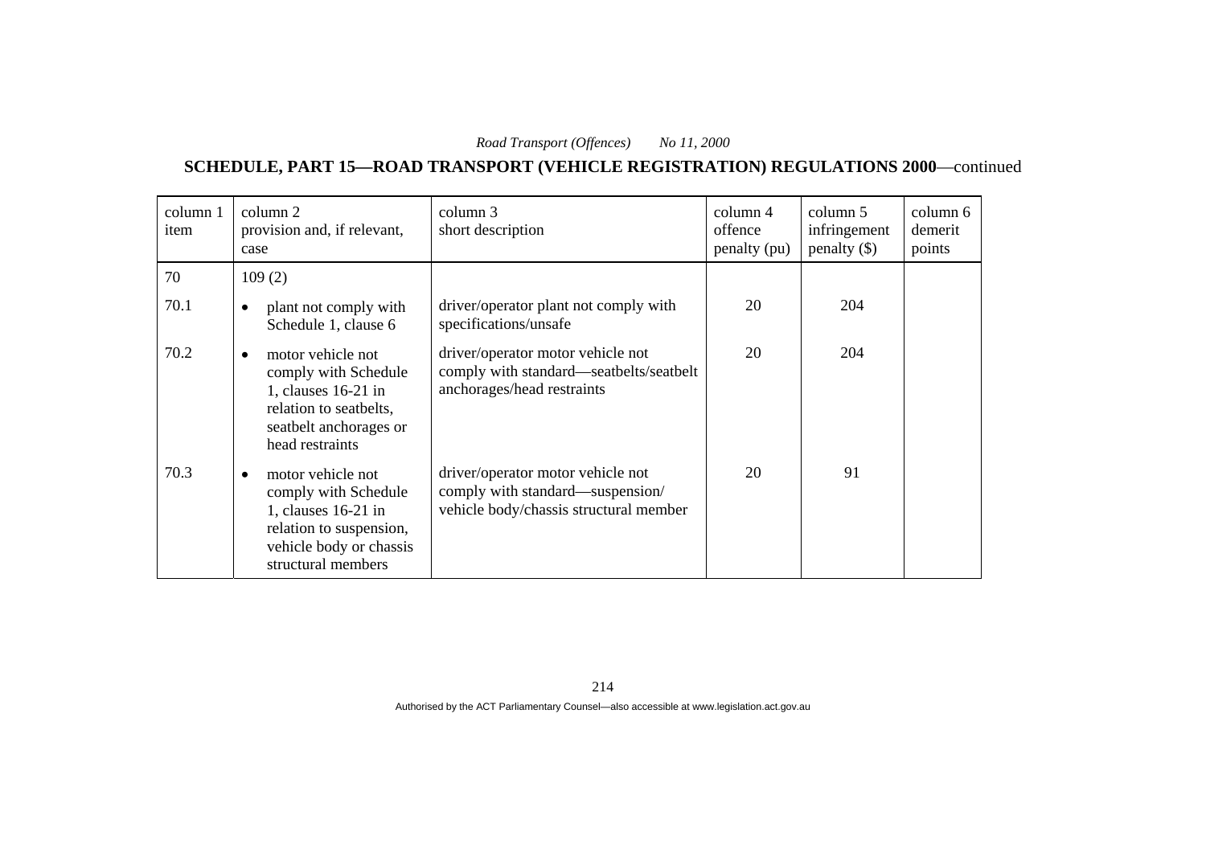## SCHEDULE, PART 15—ROAD TRANSPORT (VEHICLE REGISTRATION) REGULATIONS 2000—continued

| column 1 item | column 2 provision and, if relevant, case | column 3 short description | column 4 offence penalty (pu) | column 5 infringement penalty ($) | column 6 demerit points |
|---|---|---|---|---|---|
| 70 | 109 (2) | | | | |
| 70.1 | • plant not comply with Schedule 1, clause 6 | driver/operator plant not comply with specifications/unsafe | 20 | 204 | |
| 70.2 | • motor vehicle not comply with Schedule 1, clauses 16-21 in relation to seatbelts, seatbelt anchorages or head restraints | driver/operator motor vehicle not comply with standard—seatbelts/seatbelt anchorages/head restraints | 20 | 204 | |
| 70.3 | • motor vehicle not comply with Schedule 1, clauses 16-21 in relation to suspension, vehicle body or chassis structural members | driver/operator motor vehicle not comply with standard—suspension/ vehicle body/chassis structural member | 20 | 91 | |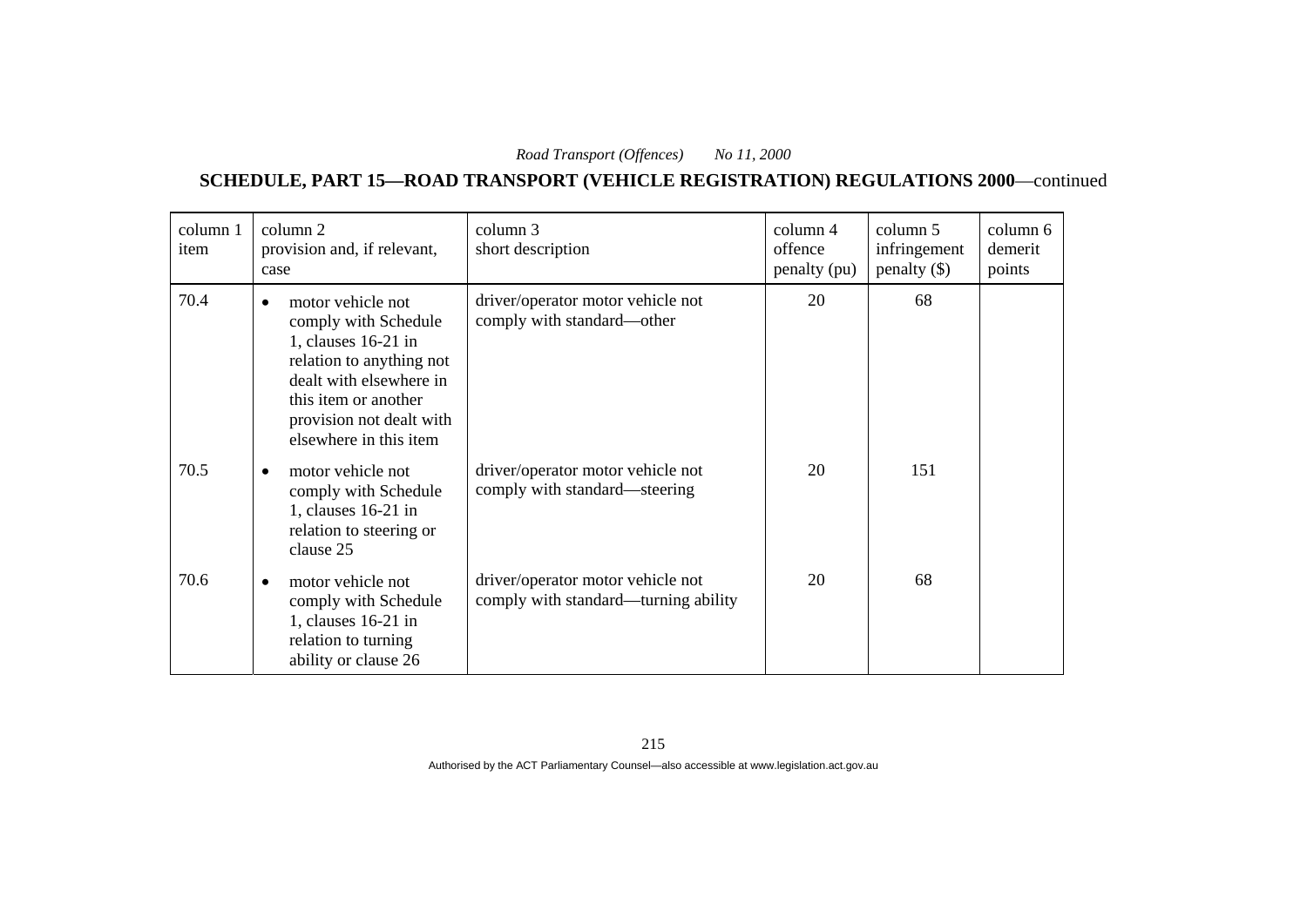## SCHEDULE, PART 15—ROAD TRANSPORT (VEHICLE REGISTRATION) REGULATIONS 2000—continued

| column 1 item | column 2 provision and, if relevant, case | column 3 short description | column 4 offence penalty (pu) | column 5 infringement penalty ($) | column 6 demerit points |
|---|---|---|---|---|---|
| 70.4 | • motor vehicle not comply with Schedule 1, clauses 16-21 in relation to anything not dealt with elsewhere in this item or another provision not dealt with elsewhere in this item | driver/operator motor vehicle not comply with standard—other | 20 | 68 | |
| 70.5 | • motor vehicle not comply with Schedule 1, clauses 16-21 in relation to steering or clause 25 | driver/operator motor vehicle not comply with standard—steering | 20 | 151 | |
| 70.6 | • motor vehicle not comply with Schedule 1, clauses 16-21 in relation to turning ability or clause 26 | driver/operator motor vehicle not comply with standard—turning ability | 20 | 68 | |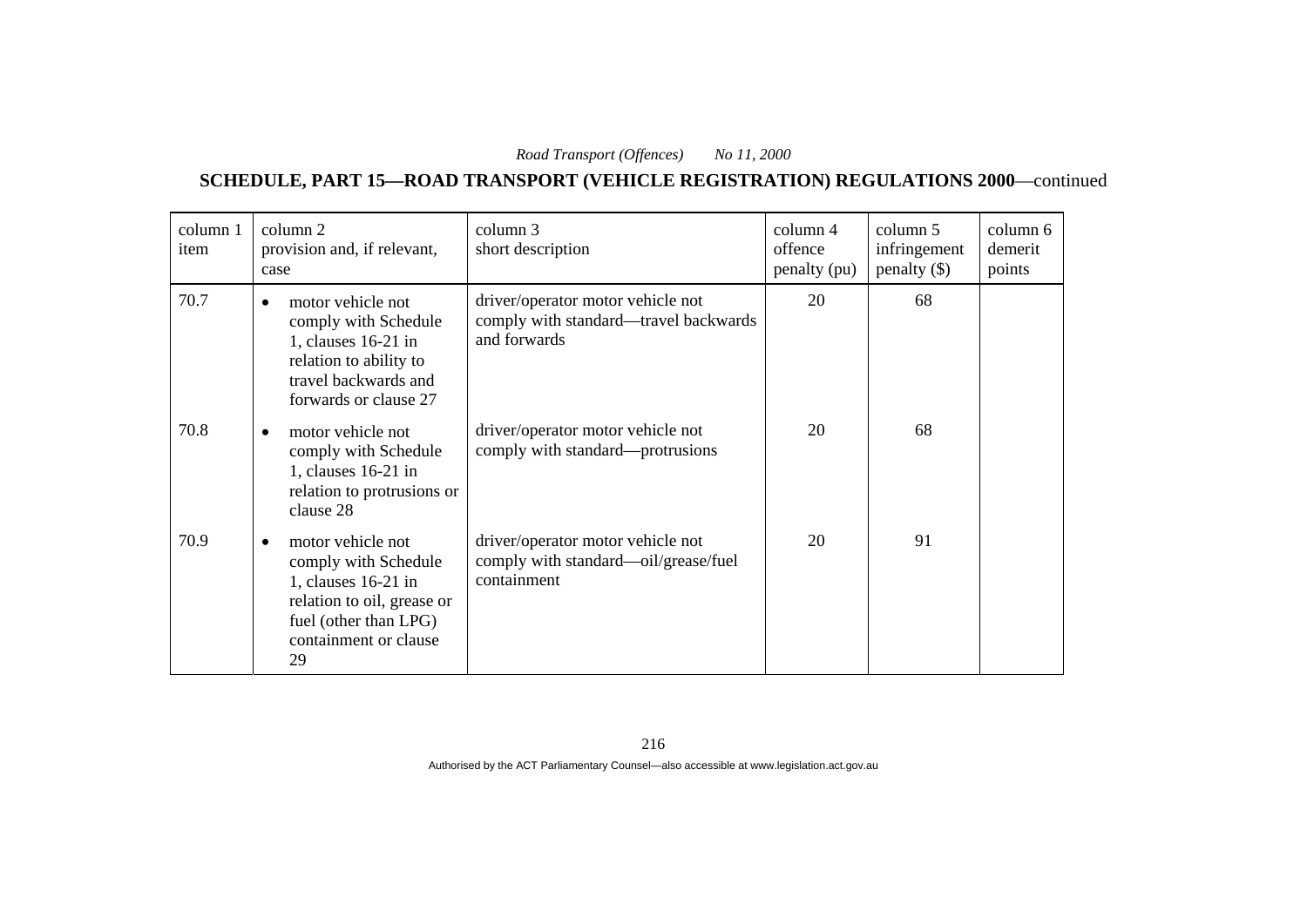**SCHEDULE, PART 15—ROAD TRANSPORT (VEHICLE REGISTRATION) REGULATIONS 2000**—continued

| column 1 item | column 2 provision and, if relevant, case | column 3 short description | column 4 offence penalty (pu) | column 5 infringement penalty ($) | column 6 demerit points |
|---|---|---|---|---|---|
| 70.7 | • motor vehicle not comply with Schedule 1, clauses 16-21 in relation to ability to travel backwards and forwards or clause 27 | driver/operator motor vehicle not comply with standard—travel backwards and forwards | 20 | 68 | |
| 70.8 | • motor vehicle not comply with Schedule 1, clauses 16-21 in relation to protrusions or clause 28 | driver/operator motor vehicle not comply with standard—protrusions | 20 | 68 | |
| 70.9 | • motor vehicle not comply with Schedule 1, clauses 16-21 in relation to oil, grease or fuel (other than LPG) containment or clause 29 | driver/operator motor vehicle not comply with standard—oil/grease/fuel containment | 20 | 91 | |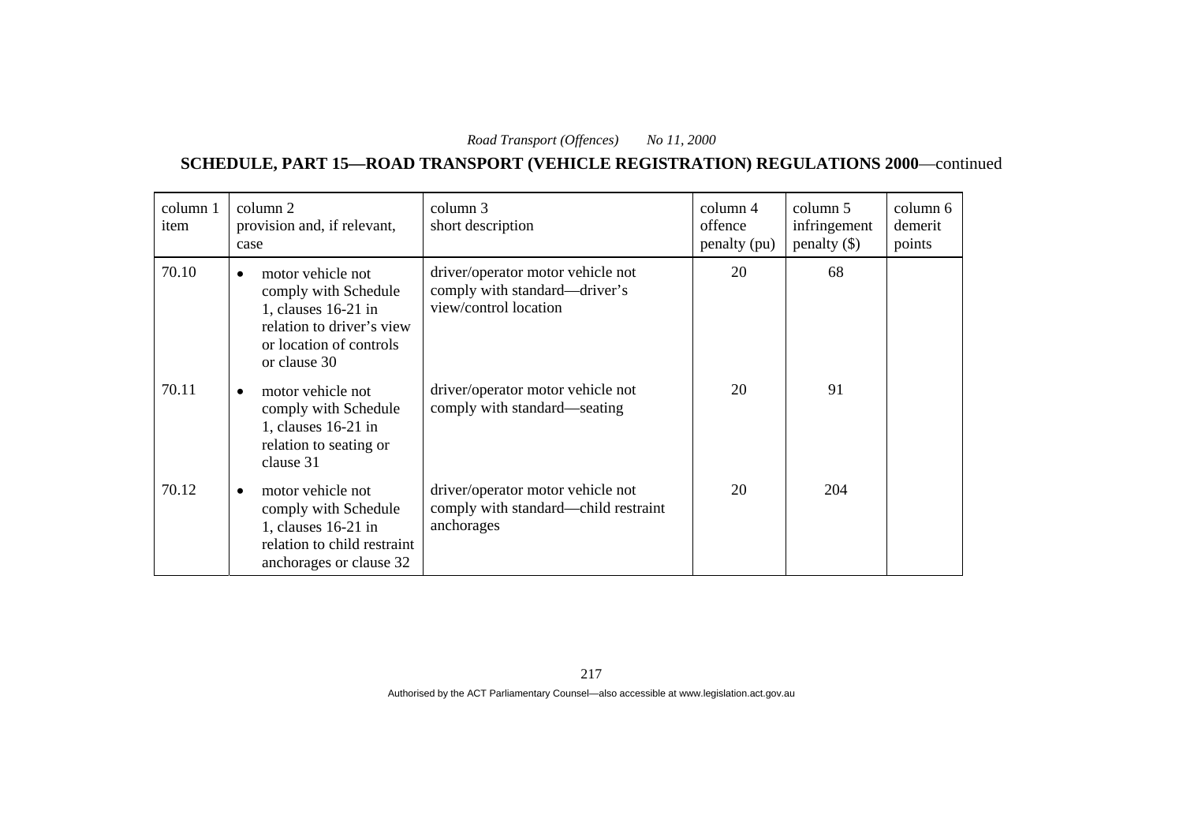## SCHEDULE, PART 15—ROAD TRANSPORT (VEHICLE REGISTRATION) REGULATIONS 2000—continued

| column 1 item | column 2 provision and, if relevant, case | column 3 short description | column 4 offence penalty (pu) | column 5 infringement penalty ($) | column 6 demerit points |
|---|---|---|---|---|---|
| 70.10 | • motor vehicle not comply with Schedule 1, clauses 16-21 in relation to driver's view or location of controls or clause 30 | driver/operator motor vehicle not comply with standard—driver's view/control location | 20 | 68 | |
| 70.11 | • motor vehicle not comply with Schedule 1, clauses 16-21 in relation to seating or clause 31 | driver/operator motor vehicle not comply with standard—seating | 20 | 91 | |
| 70.12 | • motor vehicle not comply with Schedule 1, clauses 16-21 in relation to child restraint anchorages or clause 32 | driver/operator motor vehicle not comply with standard—child restraint anchorages | 20 | 204 | |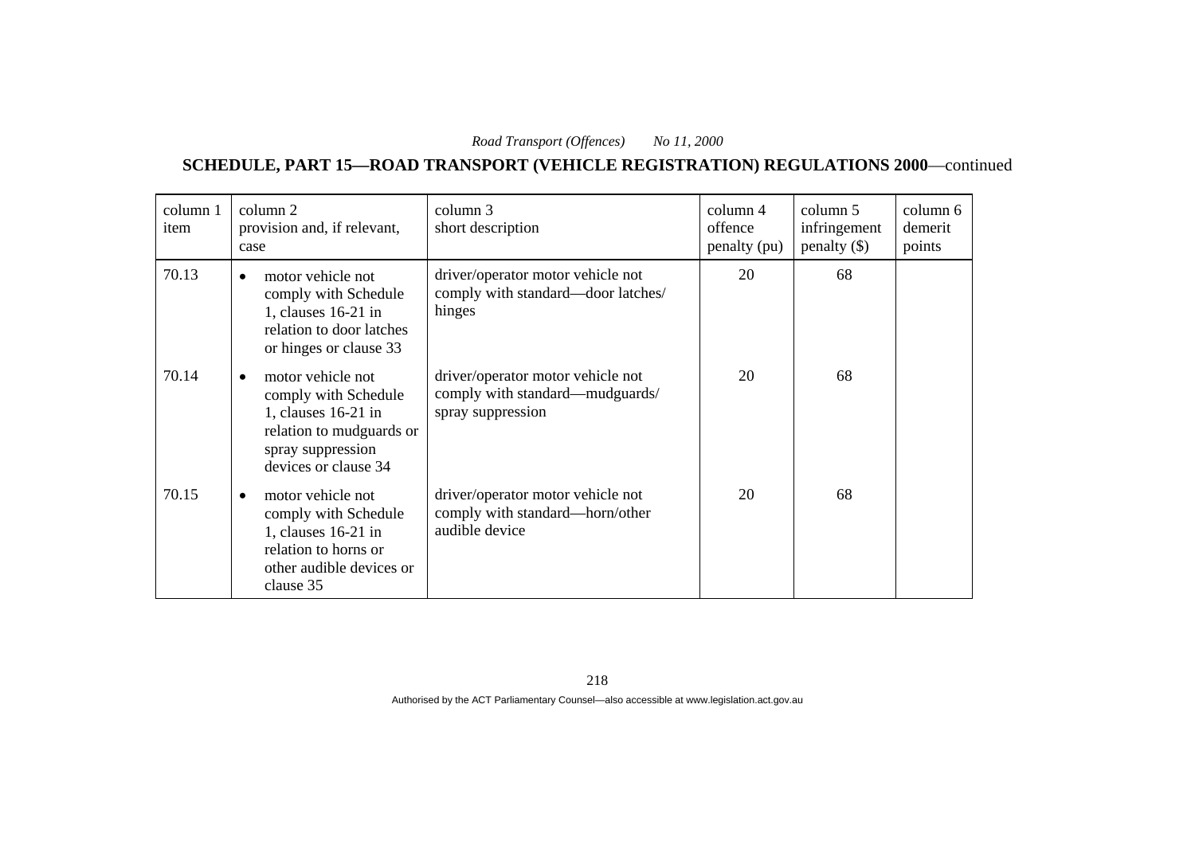## SCHEDULE, PART 15—ROAD TRANSPORT (VEHICLE REGISTRATION) REGULATIONS 2000—continued

| column 1 item | column 2 provision and, if relevant, case | column 3 short description | column 4 offence penalty (pu) | column 5 infringement penalty ($) | column 6 demerit points |
|---|---|---|---|---|---|
| 70.13 | • motor vehicle not comply with Schedule 1, clauses 16-21 in relation to door latches or hinges or clause 33 | driver/operator motor vehicle not comply with standard—door latches/ hinges | 20 | 68 | |
| 70.14 | • motor vehicle not comply with Schedule 1, clauses 16-21 in relation to mudguards or spray suppression devices or clause 34 | driver/operator motor vehicle not comply with standard—mudguards/ spray suppression | 20 | 68 | |
| 70.15 | • motor vehicle not comply with Schedule 1, clauses 16-21 in relation to horns or other audible devices or clause 35 | driver/operator motor vehicle not comply with standard—horn/other audible device | 20 | 68 | |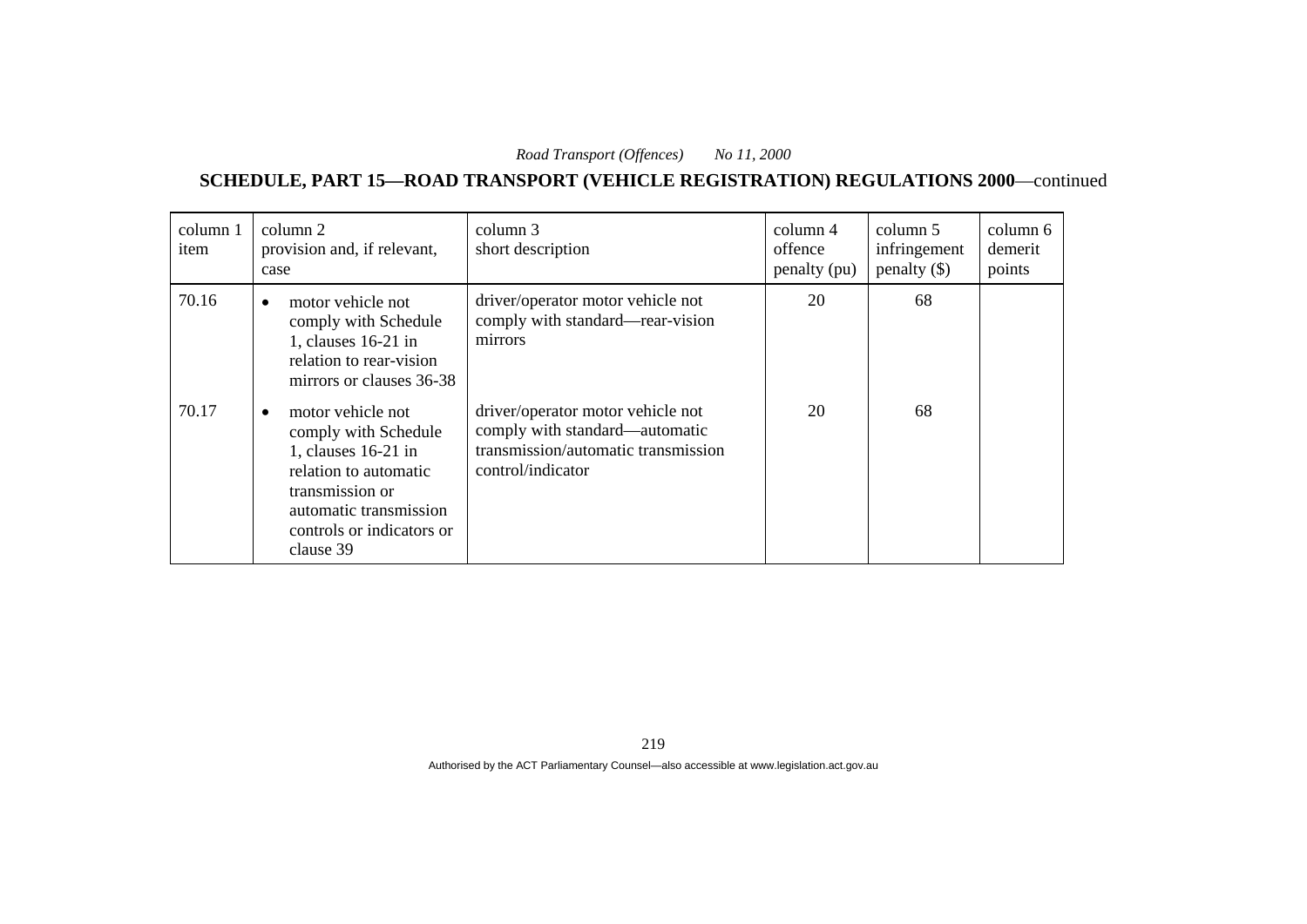## SCHEDULE, PART 15—ROAD TRANSPORT (VEHICLE REGISTRATION) REGULATIONS 2000—continued

| column 1 item | column 2 provision and, if relevant, case | column 3 short description | column 4 offence penalty (pu) | column 5 infringement penalty ($) | column 6 demerit points |
|---|---|---|---|---|---|
| 70.16 | • motor vehicle not comply with Schedule 1, clauses 16-21 in relation to rear-vision mirrors or clauses 36-38 | driver/operator motor vehicle not comply with standard—rear-vision mirrors | 20 | 68 | |
| 70.17 | • motor vehicle not comply with Schedule 1, clauses 16-21 in relation to automatic transmission or automatic transmission controls or indicators or clause 39 | driver/operator motor vehicle not comply with standard—automatic transmission/automatic transmission control/indicator | 20 | 68 | |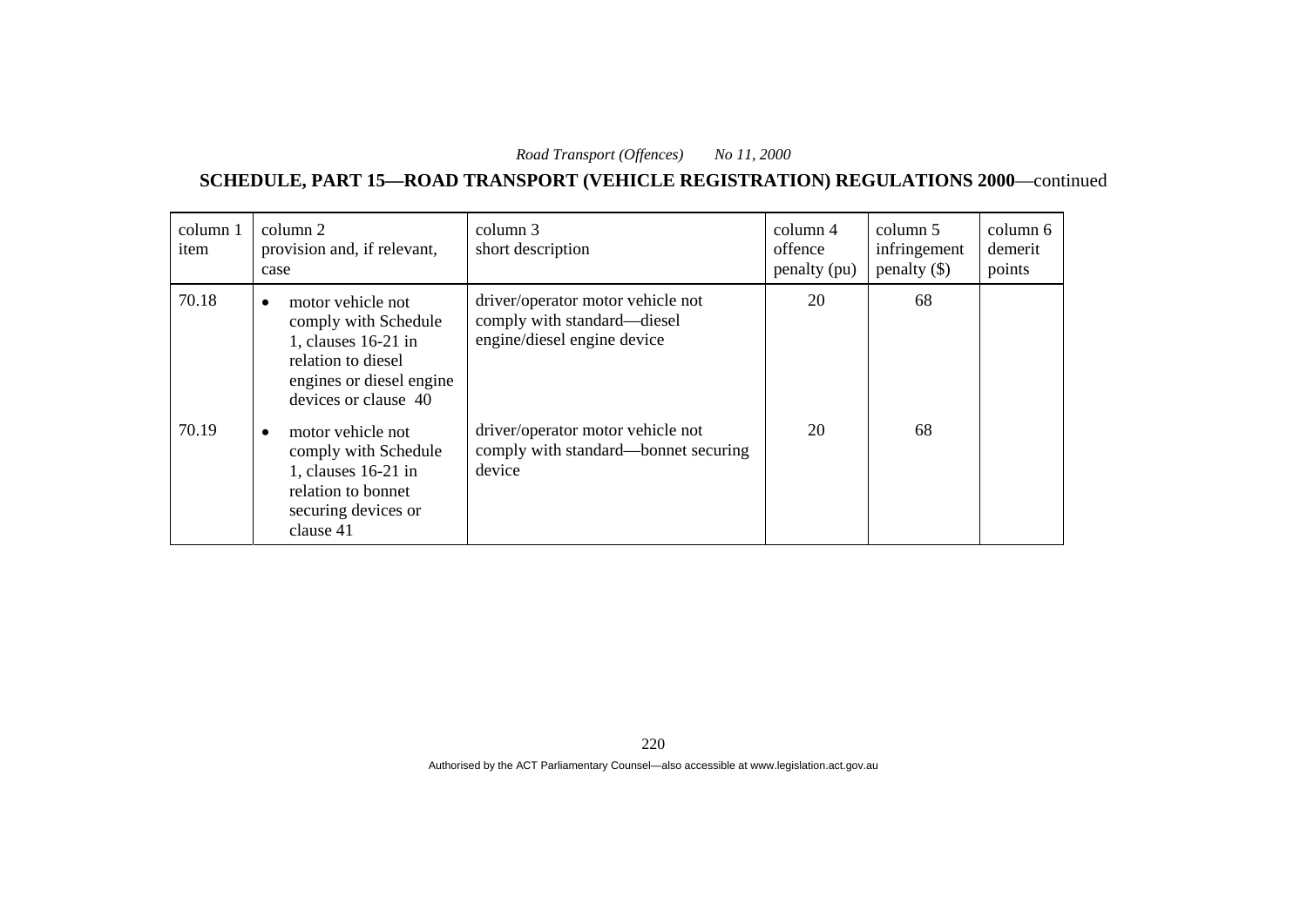## SCHEDULE, PART 15—ROAD TRANSPORT (VEHICLE REGISTRATION) REGULATIONS 2000—continued

| column 1 item | column 2 provision and, if relevant, case | column 3 short description | column 4 offence penalty (pu) | column 5 infringement penalty ($) | column 6 demerit points |
|---|---|---|---|---|---|
| 70.18 | • motor vehicle not comply with Schedule 1, clauses 16-21 in relation to diesel engines or diesel engine devices or clause 40 | driver/operator motor vehicle not comply with standard—diesel engine/diesel engine device | 20 | 68 | |
| 70.19 | • motor vehicle not comply with Schedule 1, clauses 16-21 in relation to bonnet securing devices or clause 41 | driver/operator motor vehicle not comply with standard—bonnet securing device | 20 | 68 | |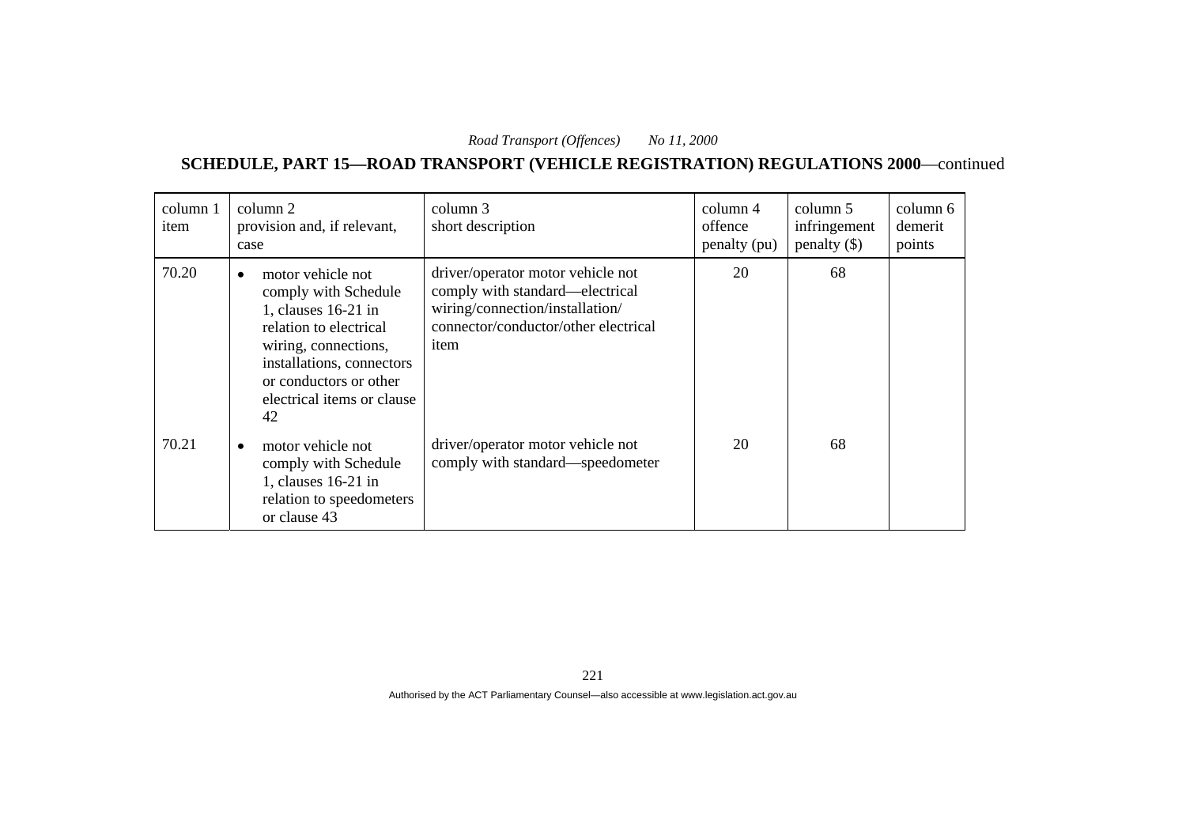## SCHEDULE, PART 15—ROAD TRANSPORT (VEHICLE REGISTRATION) REGULATIONS 2000—continued

| column 1 item | column 2 provision and, if relevant, case | column 3 short description | column 4 offence penalty (pu) | column 5 infringement penalty ($) | column 6 demerit points |
|---|---|---|---|---|---|
| 70.20 | • motor vehicle not comply with Schedule 1, clauses 16-21 in relation to electrical wiring, connections, installations, connectors or conductors or other electrical items or clause 42 | driver/operator motor vehicle not comply with standard—electrical wiring/connection/installation/ connector/conductor/other electrical item | 20 | 68 | |
| 70.21 | • motor vehicle not comply with Schedule 1, clauses 16-21 in relation to speedometers or clause 43 | driver/operator motor vehicle not comply with standard—speedometer | 20 | 68 | |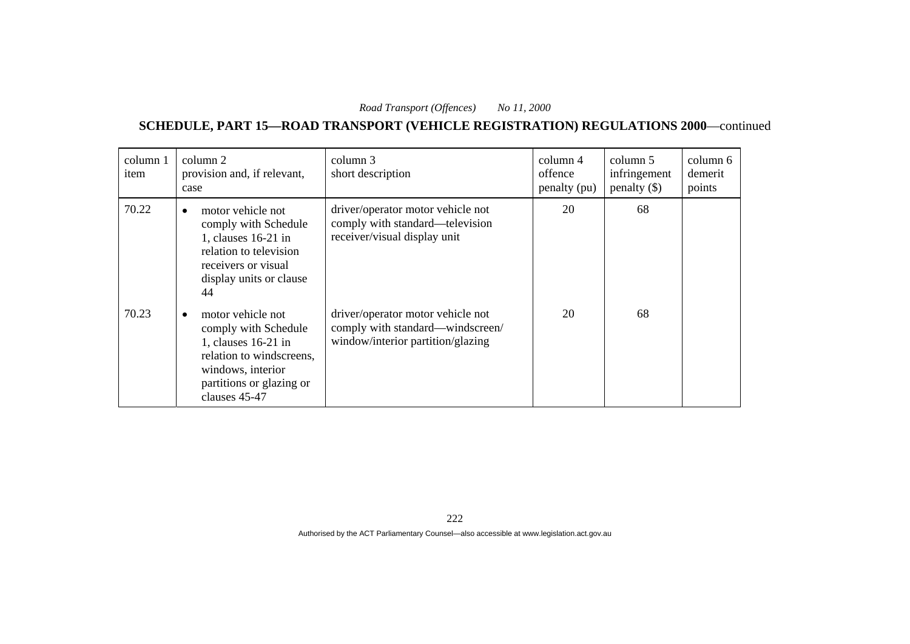## SCHEDULE, PART 15—ROAD TRANSPORT (VEHICLE REGISTRATION) REGULATIONS 2000—continued

| column 1 item | column 2 provision and, if relevant, case | column 3 short description | column 4 offence penalty (pu) | column 5 infringement penalty ($) | column 6 demerit points |
|---|---|---|---|---|---|
| 70.22 | • motor vehicle not comply with Schedule 1, clauses 16-21 in relation to television receivers or visual display units or clause 44 | driver/operator motor vehicle not comply with standard—television receiver/visual display unit | 20 | 68 | |
| 70.23 | • motor vehicle not comply with Schedule 1, clauses 16-21 in relation to windscreens, windows, interior partitions or glazing or clauses 45-47 | driver/operator motor vehicle not comply with standard—windscreen/ window/interior partition/glazing | 20 | 68 | |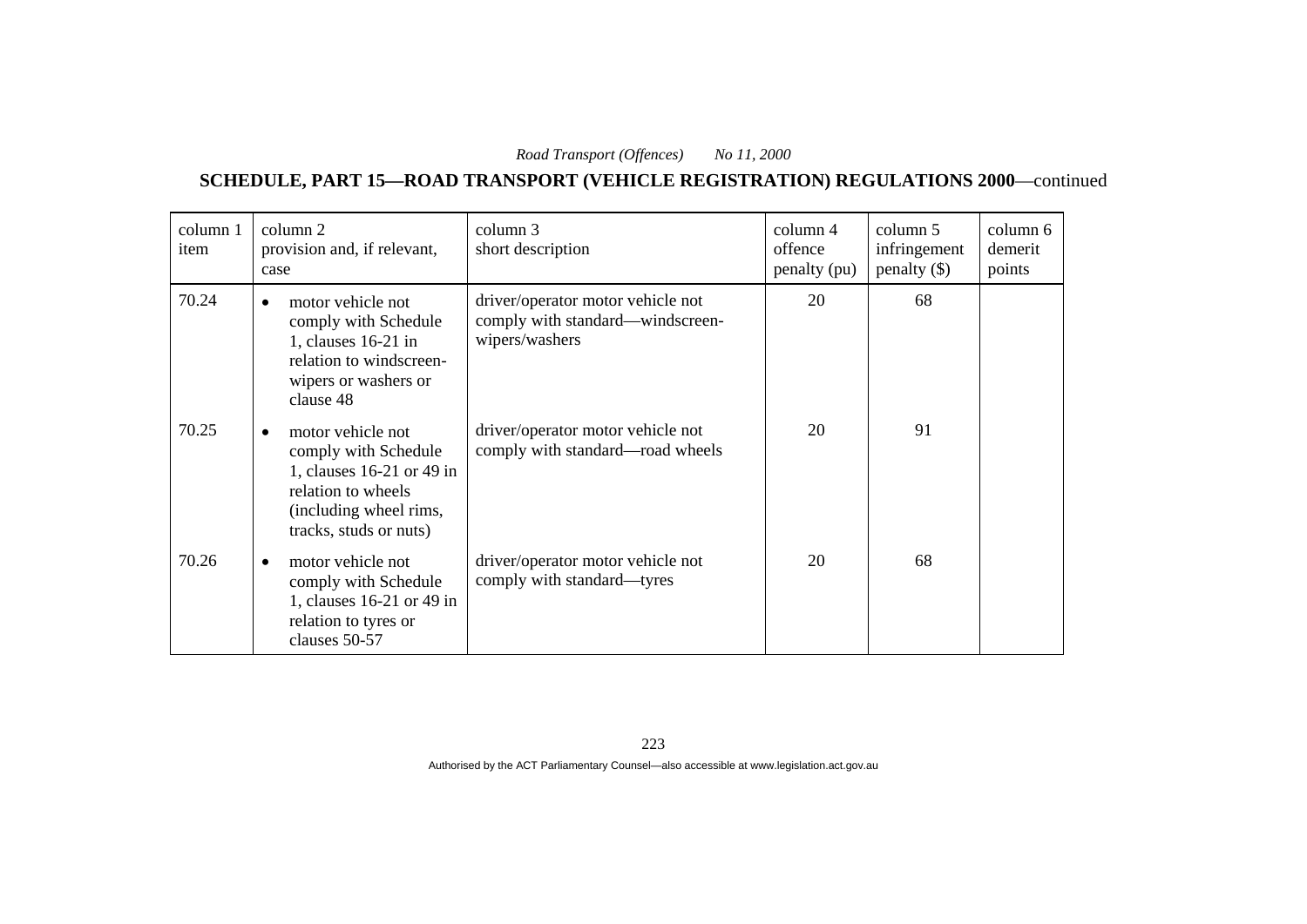## SCHEDULE, PART 15—ROAD TRANSPORT (VEHICLE REGISTRATION) REGULATIONS 2000—continued

| column 1 item | column 2 provision and, if relevant, case | column 3 short description | column 4 offence penalty (pu) | column 5 infringement penalty ($) | column 6 demerit points |
|---|---|---|---|---|---|
| 70.24 | • motor vehicle not comply with Schedule 1, clauses 16-21 in relation to windscreen-wipers or washers or clause 48 | driver/operator motor vehicle not comply with standard—windscreen-wipers/washers | 20 | 68 | |
| 70.25 | • motor vehicle not comply with Schedule 1, clauses 16-21 or 49 in relation to wheels (including wheel rims, tracks, studs or nuts) | driver/operator motor vehicle not comply with standard—road wheels | 20 | 91 | |
| 70.26 | • motor vehicle not comply with Schedule 1, clauses 16-21 or 49 in relation to tyres or clauses 50-57 | driver/operator motor vehicle not comply with standard—tyres | 20 | 68 | |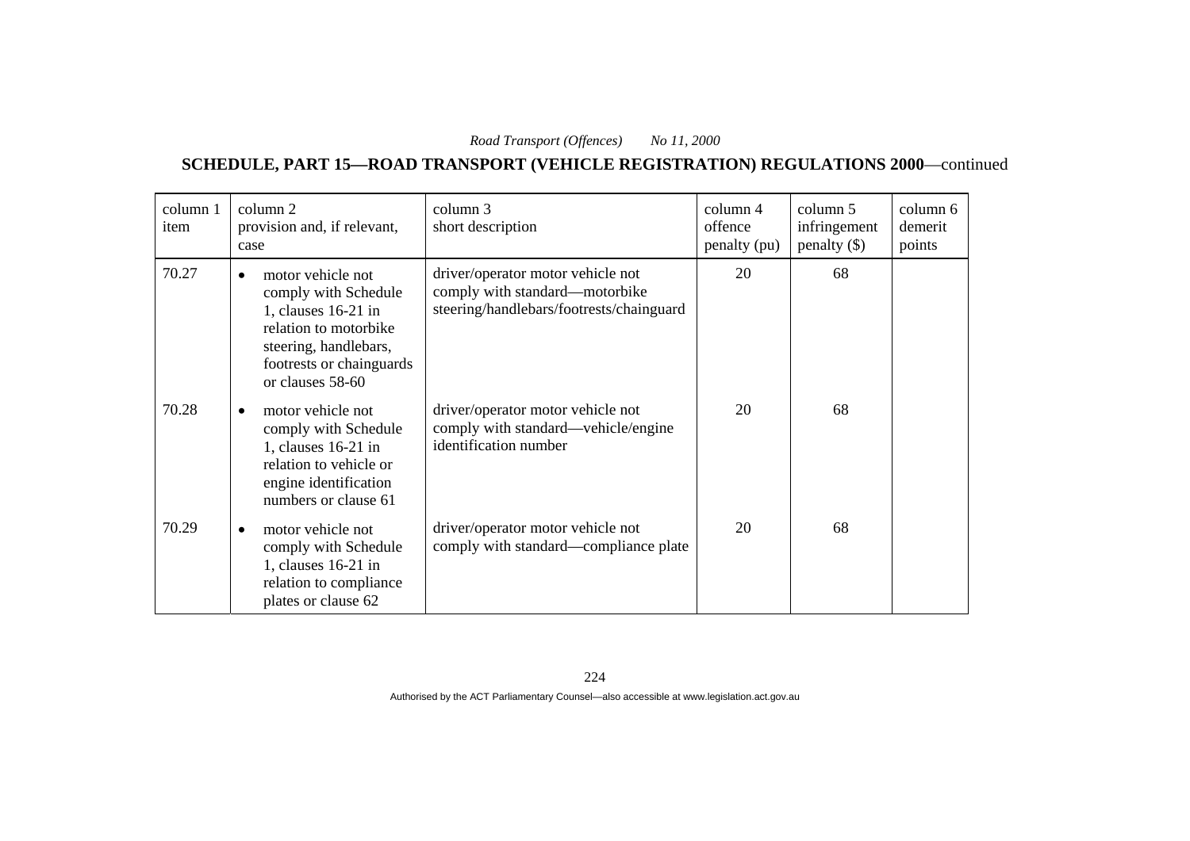## SCHEDULE, PART 15—ROAD TRANSPORT (VEHICLE REGISTRATION) REGULATIONS 2000—continued

| column 1 item | column 2 provision and, if relevant, case | column 3 short description | column 4 offence penalty (pu) | column 5 infringement penalty ($) | column 6 demerit points |
|---|---|---|---|---|---|
| 70.27 | • motor vehicle not comply with Schedule 1, clauses 16-21 in relation to motorbike steering, handlebars, footrests or chainguards or clauses 58-60 | driver/operator motor vehicle not comply with standard—motorbike steering/handlebars/footrests/chainguard | 20 | 68 | |
| 70.28 | • motor vehicle not comply with Schedule 1, clauses 16-21 in relation to vehicle or engine identification numbers or clause 61 | driver/operator motor vehicle not comply with standard—vehicle/engine identification number | 20 | 68 | |
| 70.29 | • motor vehicle not comply with Schedule 1, clauses 16-21 in relation to compliance plates or clause 62 | driver/operator motor vehicle not comply with standard—compliance plate | 20 | 68 | |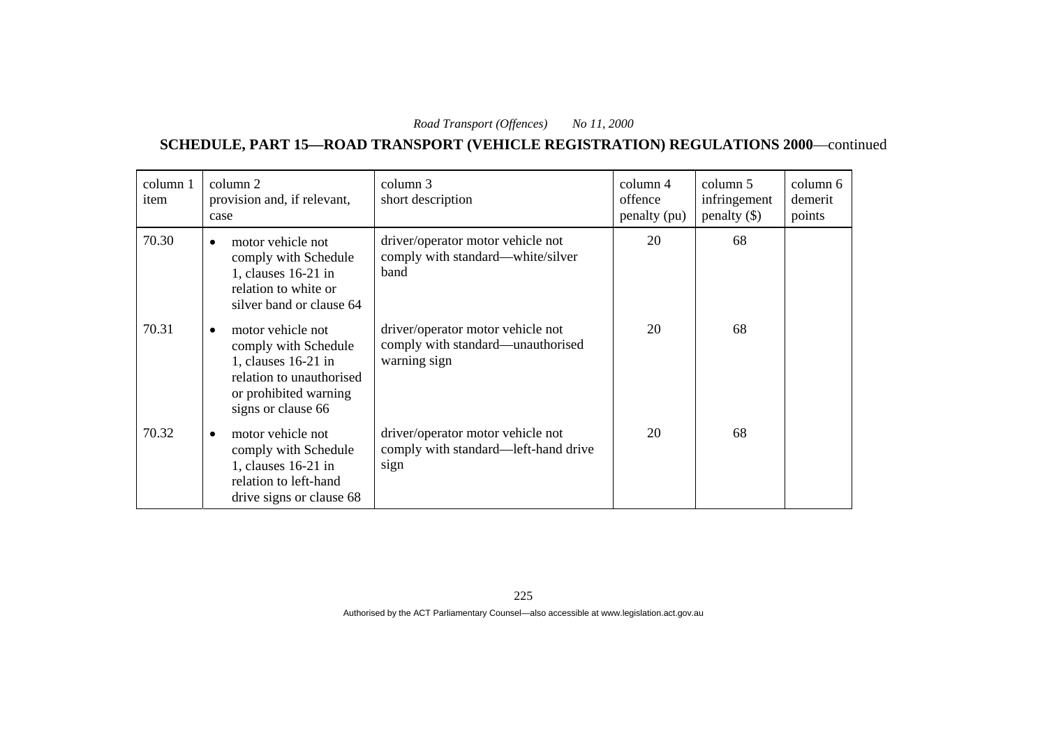## SCHEDULE, PART 15—ROAD TRANSPORT (VEHICLE REGISTRATION) REGULATIONS 2000—continued

| column 1 item | column 2 provision and, if relevant, case | column 3 short description | column 4 offence penalty (pu) | column 5 infringement penalty ($) | column 6 demerit points |
|---|---|---|---|---|---|
| 70.30 | • motor vehicle not comply with Schedule 1, clauses 16-21 in relation to white or silver band or clause 64 | driver/operator motor vehicle not comply with standard—white/silver band | 20 | 68 | |
| 70.31 | • motor vehicle not comply with Schedule 1, clauses 16-21 in relation to unauthorised or prohibited warning signs or clause 66 | driver/operator motor vehicle not comply with standard—unauthorised warning sign | 20 | 68 | |
| 70.32 | • motor vehicle not comply with Schedule 1, clauses 16-21 in relation to left-hand drive signs or clause 68 | driver/operator motor vehicle not comply with standard—left-hand drive sign | 20 | 68 | |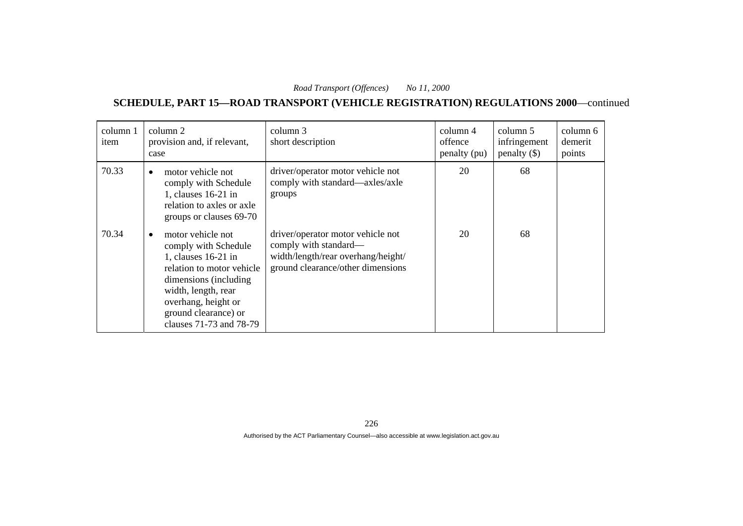## SCHEDULE, PART 15—ROAD TRANSPORT (VEHICLE REGISTRATION) REGULATIONS 2000—continued

| column 1 item | column 2 provision and, if relevant, case | column 3 short description | column 4 offence penalty (pu) | column 5 infringement penalty ($) | column 6 demerit points |
|---|---|---|---|---|---|
| 70.33 | • motor vehicle not comply with Schedule 1, clauses 16-21 in relation to axles or axle groups or clauses 69-70 | driver/operator motor vehicle not comply with standard—axles/axle groups | 20 | 68 | |
| 70.34 | • motor vehicle not comply with Schedule 1, clauses 16-21 in relation to motor vehicle dimensions (including width, length, rear overhang, height or ground clearance) or clauses 71-73 and 78-79 | driver/operator motor vehicle not comply with standard—width/length/rear overhang/height/ ground clearance/other dimensions | 20 | 68 | |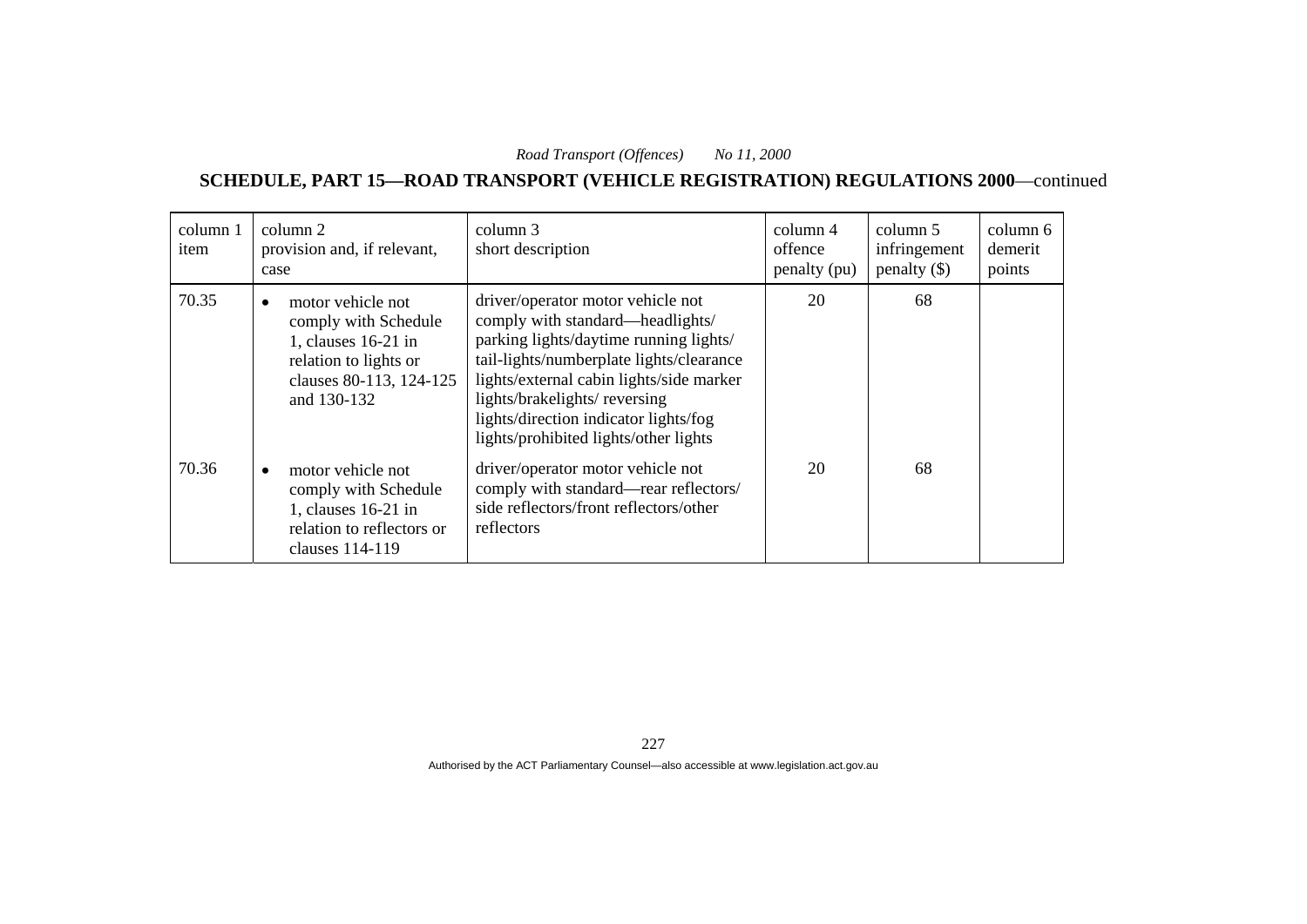## SCHEDULE, PART 15—ROAD TRANSPORT (VEHICLE REGISTRATION) REGULATIONS 2000—continued

| column 1 item | column 2 provision and, if relevant, case | column 3 short description | column 4 offence penalty (pu) | column 5 infringement penalty ($) | column 6 demerit points |
|---|---|---|---|---|---|
| 70.35 | • motor vehicle not comply with Schedule 1, clauses 16-21 in relation to lights or clauses 80-113, 124-125 and 130-132 | driver/operator motor vehicle not comply with standard—headlights/ parking lights/daytime running lights/ tail-lights/numberplate lights/clearance lights/external cabin lights/side marker lights/brakelights/ reversing lights/direction indicator lights/fog lights/prohibited lights/other lights | 20 | 68 | |
| 70.36 | • motor vehicle not comply with Schedule 1, clauses 16-21 in relation to reflectors or clauses 114-119 | driver/operator motor vehicle not comply with standard—rear reflectors/ side reflectors/front reflectors/other reflectors | 20 | 68 | |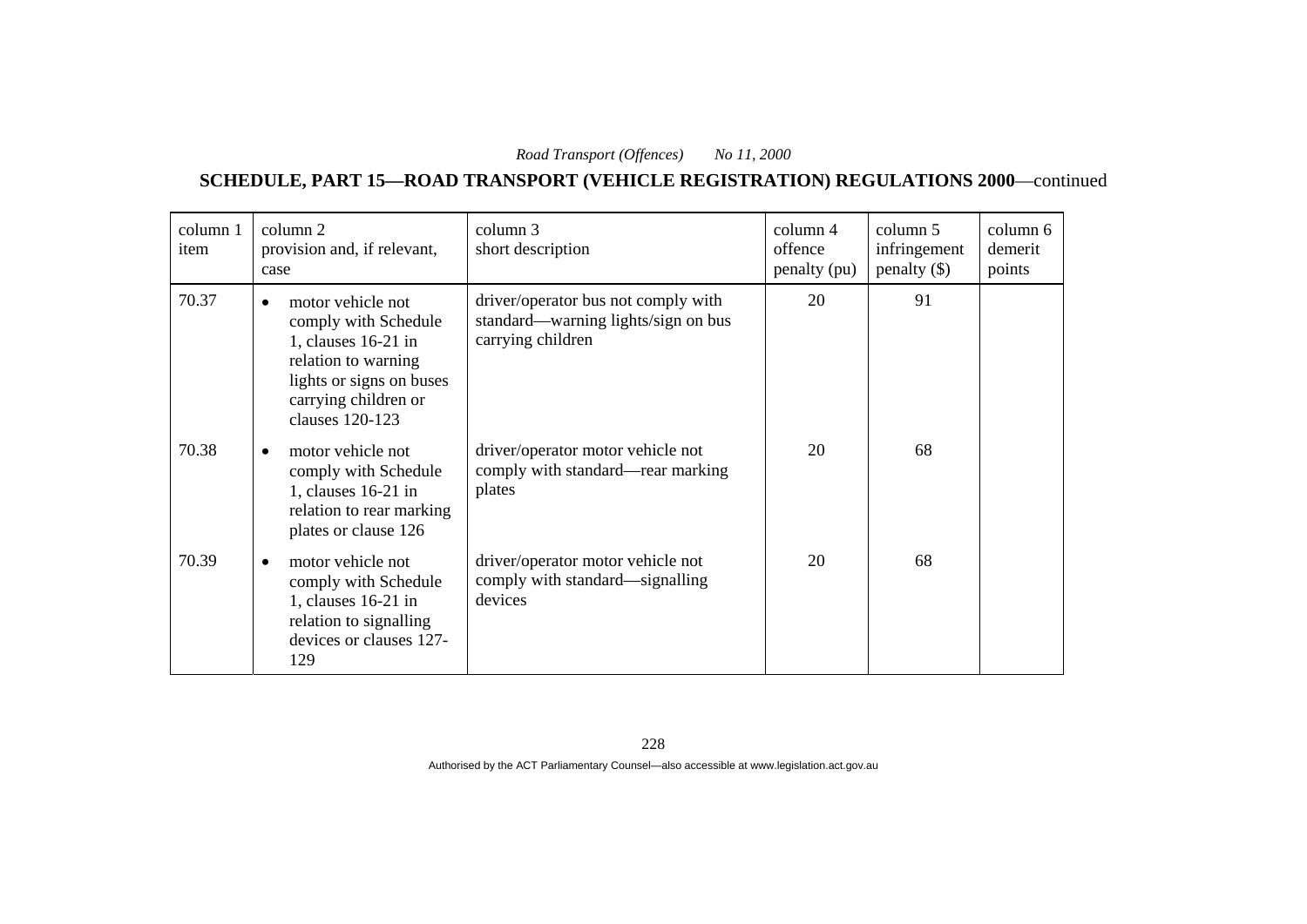## SCHEDULE, PART 15—ROAD TRANSPORT (VEHICLE REGISTRATION) REGULATIONS 2000—continued

| column 1 item | column 2 provision and, if relevant, case | column 3 short description | column 4 offence penalty (pu) | column 5 infringement penalty ($) | column 6 demerit points |
|---|---|---|---|---|---|
| 70.37 | • motor vehicle not comply with Schedule 1, clauses 16-21 in relation to warning lights or signs on buses carrying children or clauses 120-123 | driver/operator bus not comply with standard—warning lights/sign on bus carrying children | 20 | 91 | |
| 70.38 | • motor vehicle not comply with Schedule 1, clauses 16-21 in relation to rear marking plates or clause 126 | driver/operator motor vehicle not comply with standard—rear marking plates | 20 | 68 | |
| 70.39 | • motor vehicle not comply with Schedule 1, clauses 16-21 in relation to signalling devices or clauses 127-129 | driver/operator motor vehicle not comply with standard—signalling devices | 20 | 68 | |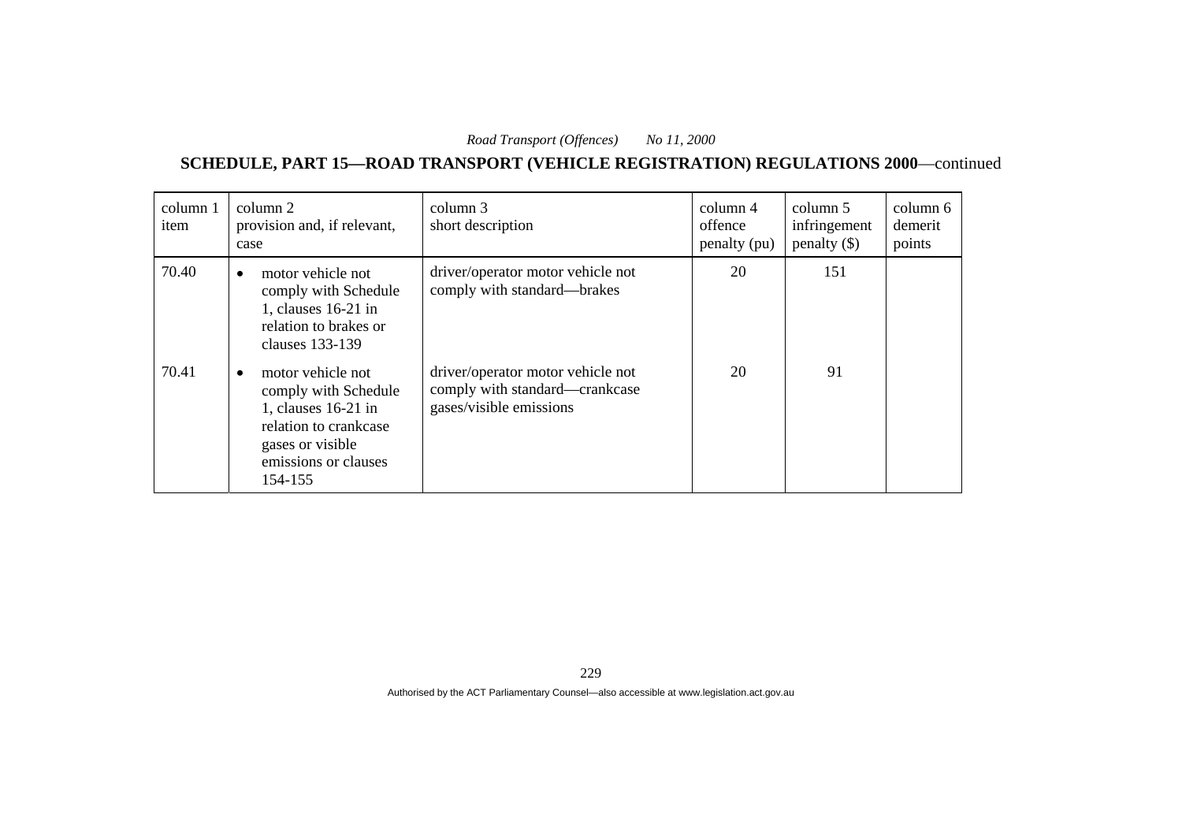## SCHEDULE, PART 15—ROAD TRANSPORT (VEHICLE REGISTRATION) REGULATIONS 2000—continued

| column 1 item | column 2 provision and, if relevant, case | column 3 short description | column 4 offence penalty (pu) | column 5 infringement penalty ($) | column 6 demerit points |
|---|---|---|---|---|---|
| 70.40 | • motor vehicle not comply with Schedule 1, clauses 16-21 in relation to brakes or clauses 133-139 | driver/operator motor vehicle not comply with standard—brakes | 20 | 151 | |
| 70.41 | • motor vehicle not comply with Schedule 1, clauses 16-21 in relation to crankcase gases or visible emissions or clauses 154-155 | driver/operator motor vehicle not comply with standard—crankcase gases/visible emissions | 20 | 91 | |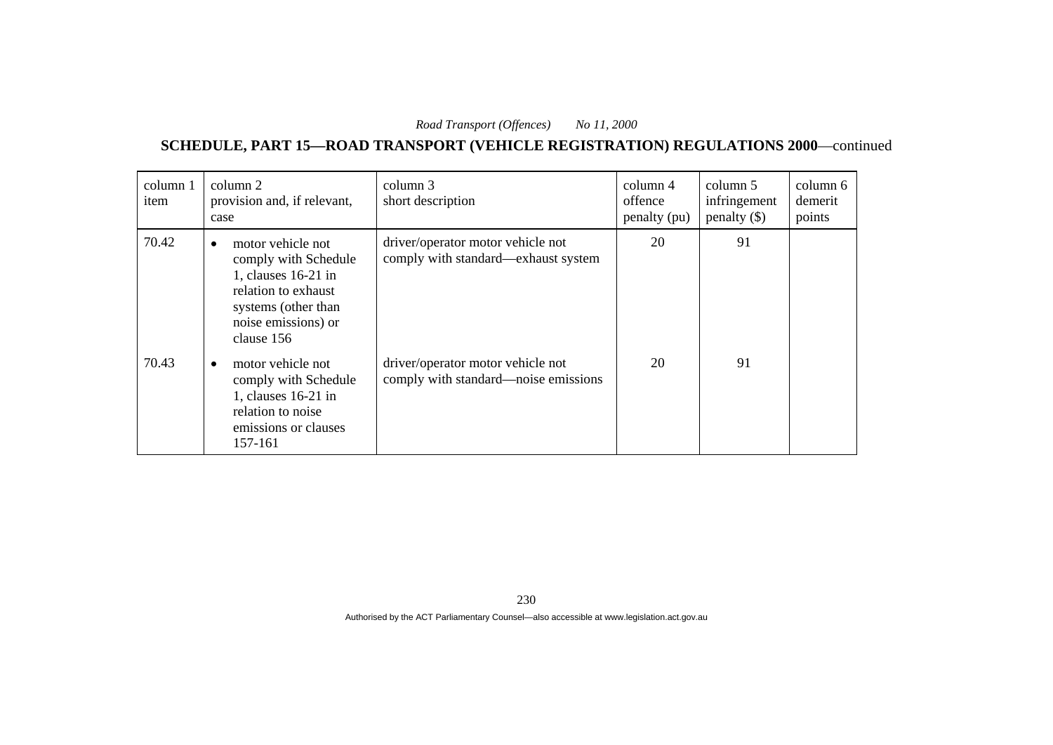## SCHEDULE, PART 15—ROAD TRANSPORT (VEHICLE REGISTRATION) REGULATIONS 2000—continued

| column 1 item | column 2 provision and, if relevant, case | column 3 short description | column 4 offence penalty (pu) | column 5 infringement penalty ($) | column 6 demerit points |
|---|---|---|---|---|---|
| 70.42 | • motor vehicle not comply with Schedule 1, clauses 16-21 in relation to exhaust systems (other than noise emissions) or clause 156 | driver/operator motor vehicle not comply with standard—exhaust system | 20 | 91 | |
| 70.43 | • motor vehicle not comply with Schedule 1, clauses 16-21 in relation to noise emissions or clauses 157-161 | driver/operator motor vehicle not comply with standard—noise emissions | 20 | 91 | |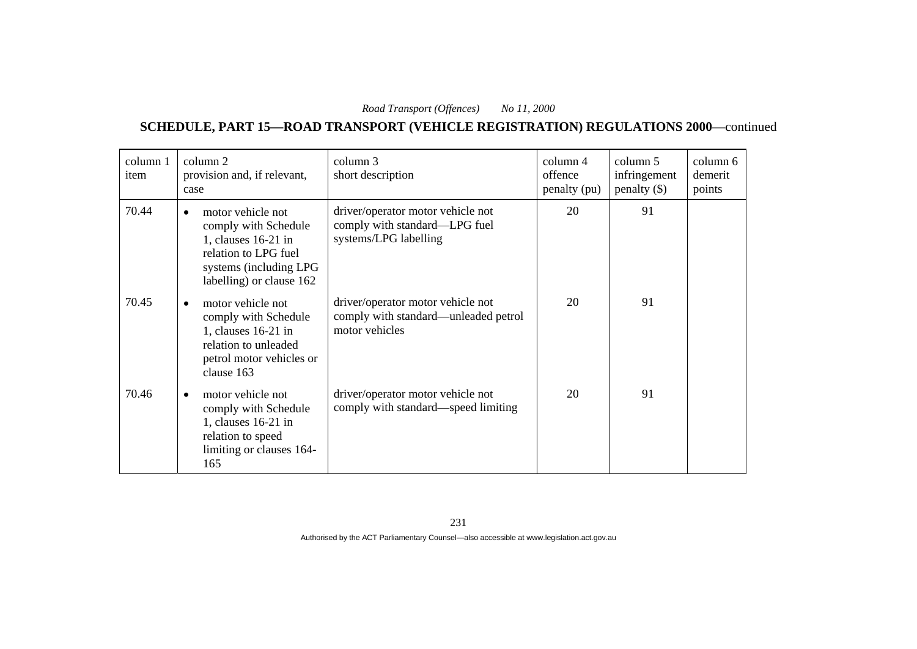## SCHEDULE, PART 15—ROAD TRANSPORT (VEHICLE REGISTRATION) REGULATIONS 2000—continued

| column 1 item | column 2 provision and, if relevant, case | column 3 short description | column 4 offence penalty (pu) | column 5 infringement penalty ($) | column 6 demerit points |
|---|---|---|---|---|---|
| 70.44 | • motor vehicle not comply with Schedule 1, clauses 16-21 in relation to LPG fuel systems (including LPG labelling) or clause 162 | driver/operator motor vehicle not comply with standard—LPG fuel systems/LPG labelling | 20 | 91 | |
| 70.45 | • motor vehicle not comply with Schedule 1, clauses 16-21 in relation to unleaded petrol motor vehicles or clause 163 | driver/operator motor vehicle not comply with standard—unleaded petrol motor vehicles | 20 | 91 | |
| 70.46 | • motor vehicle not comply with Schedule 1, clauses 16-21 in relation to speed limiting or clauses 164-165 | driver/operator motor vehicle not comply with standard—speed limiting | 20 | 91 | |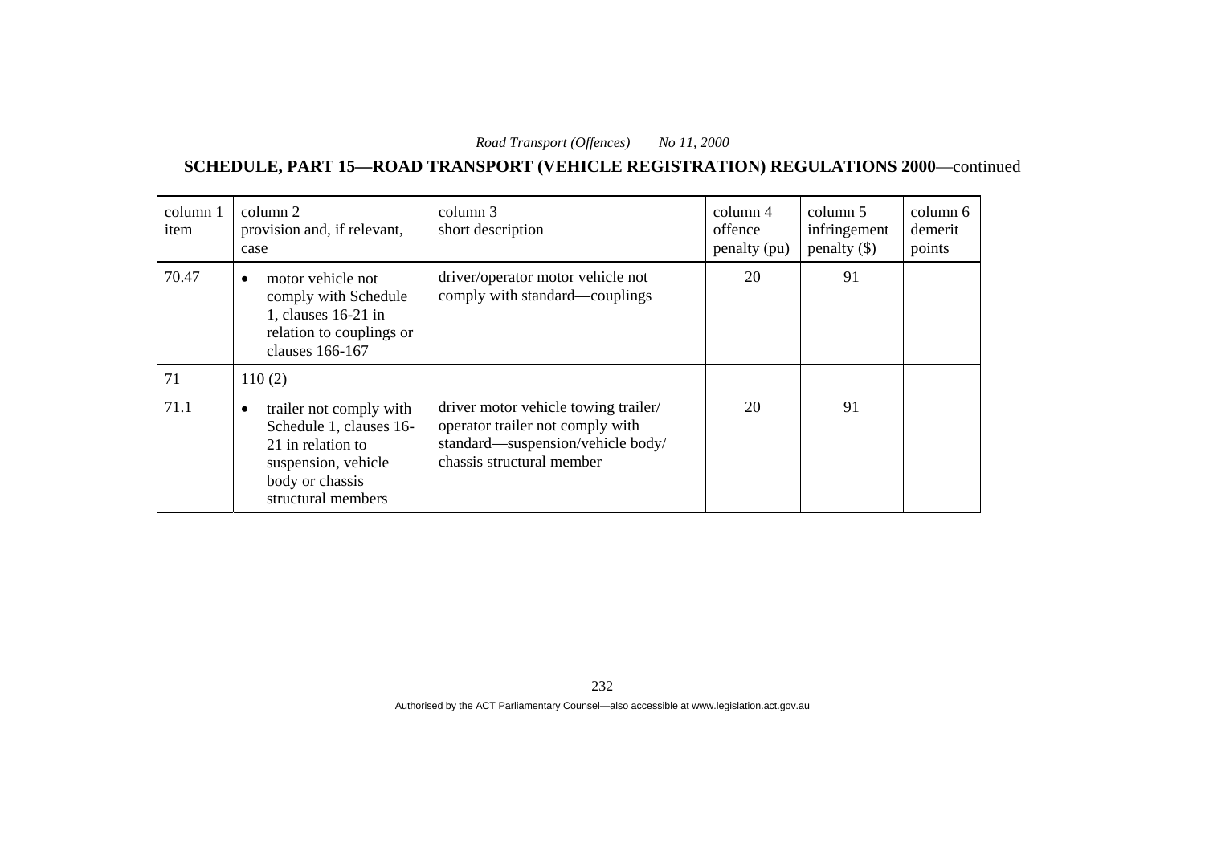**SCHEDULE, PART 15—ROAD TRANSPORT (VEHICLE REGISTRATION) REGULATIONS 2000**—continued

| column 1 item | column 2 provision and, if relevant, case | column 3 short description | column 4 offence penalty (pu) | column 5 infringement penalty ($) | column 6 demerit points |
|---|---|---|---|---|---|
| 70.47 | • motor vehicle not comply with Schedule 1, clauses 16-21 in relation to couplings or clauses 166-167 | driver/operator motor vehicle not comply with standard—couplings | 20 | 91 | |
| 71 | 110 (2) | | | | |
| 71.1 | • trailer not comply with Schedule 1, clauses 16-21 in relation to suspension, vehicle body or chassis structural members | driver motor vehicle towing trailer/ operator trailer not comply with standard—suspension/vehicle body/ chassis structural member | 20 | 91 | |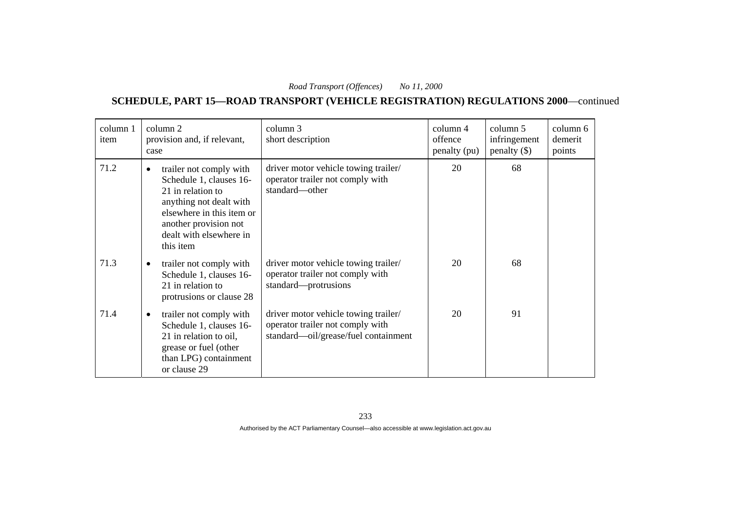**SCHEDULE, PART 15—ROAD TRANSPORT (VEHICLE REGISTRATION) REGULATIONS 2000**—continued

| column 1 item | column 2 provision and, if relevant, case | column 3 short description | column 4 offence penalty (pu) | column 5 infringement penalty ($) | column 6 demerit points |
|---|---|---|---|---|---|
| 71.2 | • trailer not comply with Schedule 1, clauses 16-21 in relation to anything not dealt with elsewhere in this item or another provision not dealt with elsewhere in this item | driver motor vehicle towing trailer/ operator trailer not comply with standard—other | 20 | 68 | |
| 71.3 | • trailer not comply with Schedule 1, clauses 16-21 in relation to protrusions or clause 28 | driver motor vehicle towing trailer/ operator trailer not comply with standard—protrusions | 20 | 68 | |
| 71.4 | • trailer not comply with Schedule 1, clauses 16-21 in relation to oil, grease or fuel (other than LPG) containment or clause 29 | driver motor vehicle towing trailer/ operator trailer not comply with standard—oil/grease/fuel containment | 20 | 91 | |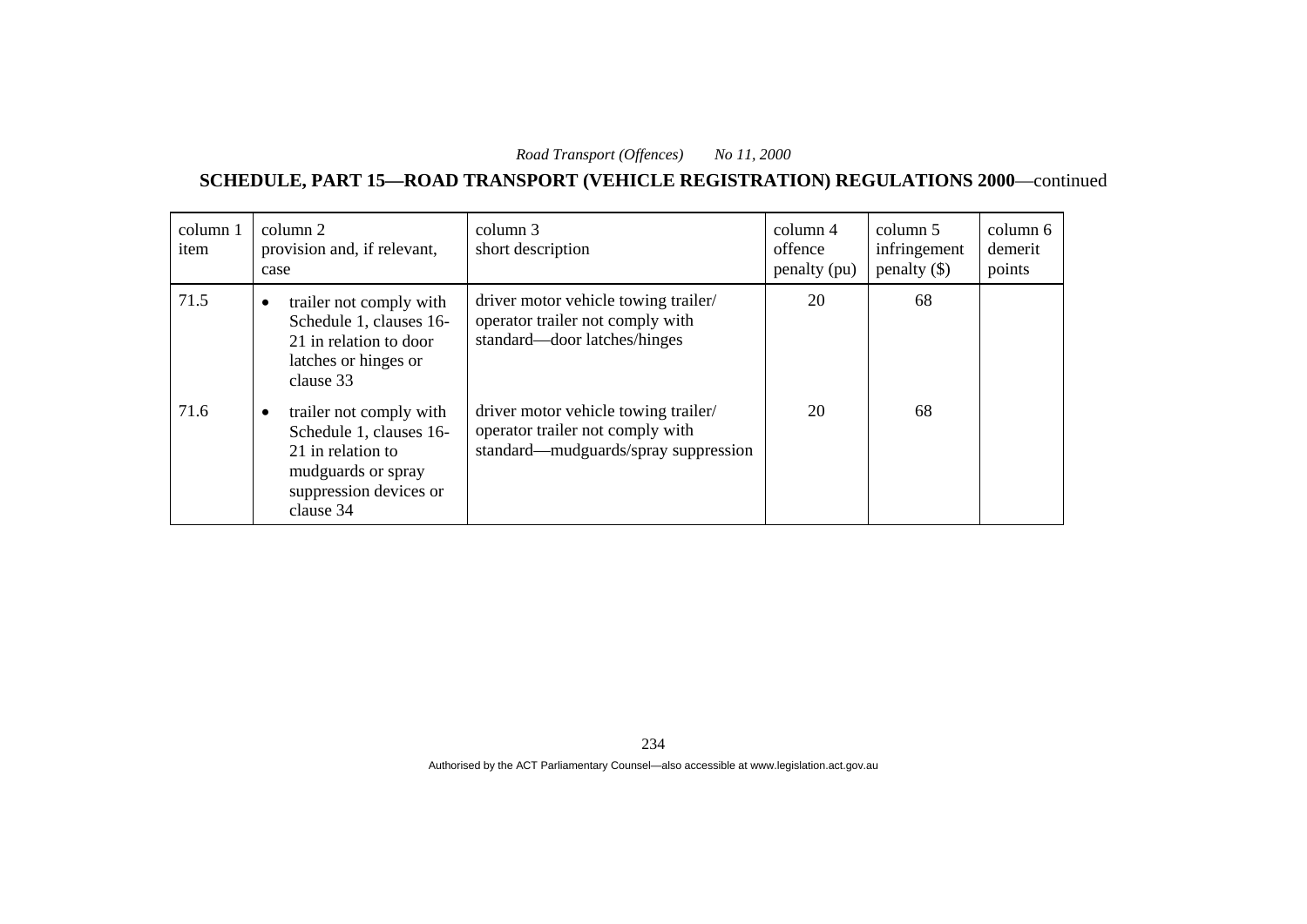## SCHEDULE, PART 15—ROAD TRANSPORT (VEHICLE REGISTRATION) REGULATIONS 2000—continued

| column 1 item | column 2 provision and, if relevant, case | column 3 short description | column 4 offence penalty (pu) | column 5 infringement penalty ($) | column 6 demerit points |
|---|---|---|---|---|---|
| 71.5 | • trailer not comply with Schedule 1, clauses 16-21 in relation to door latches or hinges or clause 33 | driver motor vehicle towing trailer/ operator trailer not comply with standard—door latches/hinges | 20 | 68 | |
| 71.6 | • trailer not comply with Schedule 1, clauses 16-21 in relation to mudguards or spray suppression devices or clause 34 | driver motor vehicle towing trailer/ operator trailer not comply with standard—mudguards/spray suppression | 20 | 68 | |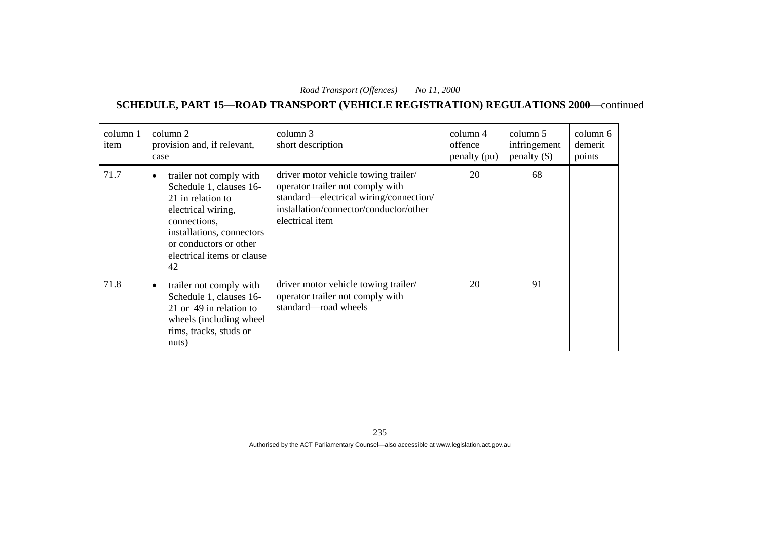## SCHEDULE, PART 15—ROAD TRANSPORT (VEHICLE REGISTRATION) REGULATIONS 2000—continued

| column 1 item | column 2 provision and, if relevant, case | column 3 short description | column 4 offence penalty (pu) | column 5 infringement penalty ($) | column 6 demerit points |
|---|---|---|---|---|---|
| 71.7 | • trailer not comply with Schedule 1, clauses 16-21 in relation to electrical wiring, connections, installations, connectors or conductors or other electrical items or clause 42 | driver motor vehicle towing trailer/ operator trailer not comply with standard—electrical wiring/connection/ installation/connector/conductor/other electrical item | 20 | 68 | |
| 71.8 | • trailer not comply with Schedule 1, clauses 16-21 or 49 in relation to wheels (including wheel rims, tracks, studs or nuts) | driver motor vehicle towing trailer/ operator trailer not comply with standard—road wheels | 20 | 91 | |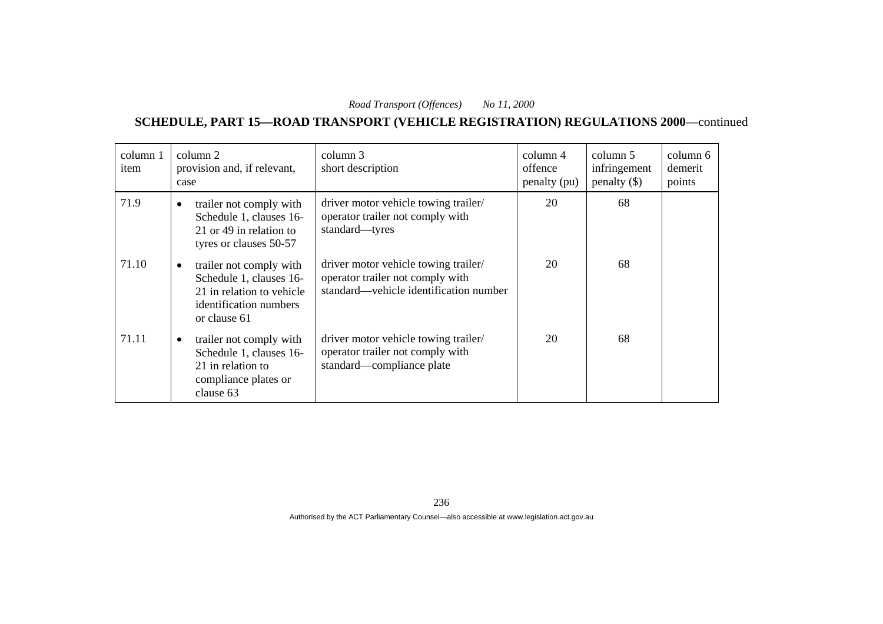## SCHEDULE, PART 15—ROAD TRANSPORT (VEHICLE REGISTRATION) REGULATIONS 2000—continued

| column 1 item | column 2 provision and, if relevant, case | column 3 short description | column 4 offence penalty (pu) | column 5 infringement penalty ($) | column 6 demerit points |
|---|---|---|---|---|---|
| 71.9 | • trailer not comply with Schedule 1, clauses 16-21 or 49 in relation to tyres or clauses 50-57 | driver motor vehicle towing trailer/ operator trailer not comply with standard—tyres | 20 | 68 | |
| 71.10 | • trailer not comply with Schedule 1, clauses 16-21 in relation to vehicle identification numbers or clause 61 | driver motor vehicle towing trailer/ operator trailer not comply with standard—vehicle identification number | 20 | 68 | |
| 71.11 | • trailer not comply with Schedule 1, clauses 16-21 in relation to compliance plates or clause 63 | driver motor vehicle towing trailer/ operator trailer not comply with standard—compliance plate | 20 | 68 | |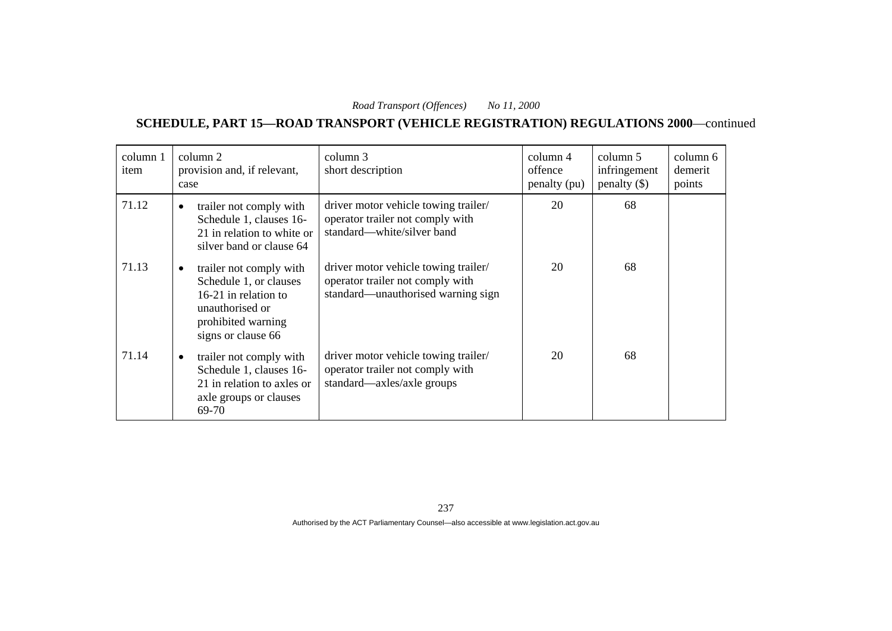## SCHEDULE, PART 15—ROAD TRANSPORT (VEHICLE REGISTRATION) REGULATIONS 2000—continued

| column 1 item | column 2 provision and, if relevant, case | column 3 short description | column 4 offence penalty (pu) | column 5 infringement penalty ($) | column 6 demerit points |
|---|---|---|---|---|---|
| 71.12 | • trailer not comply with Schedule 1, clauses 16-21 in relation to white or silver band or clause 64 | driver motor vehicle towing trailer/ operator trailer not comply with standard—white/silver band | 20 | 68 | |
| 71.13 | • trailer not comply with Schedule 1, or clauses 16-21 in relation to unauthorised or prohibited warning signs or clause 66 | driver motor vehicle towing trailer/ operator trailer not comply with standard—unauthorised warning sign | 20 | 68 | |
| 71.14 | • trailer not comply with Schedule 1, clauses 16-21 in relation to axles or axle groups or clauses 69-70 | driver motor vehicle towing trailer/ operator trailer not comply with standard—axles/axle groups | 20 | 68 | |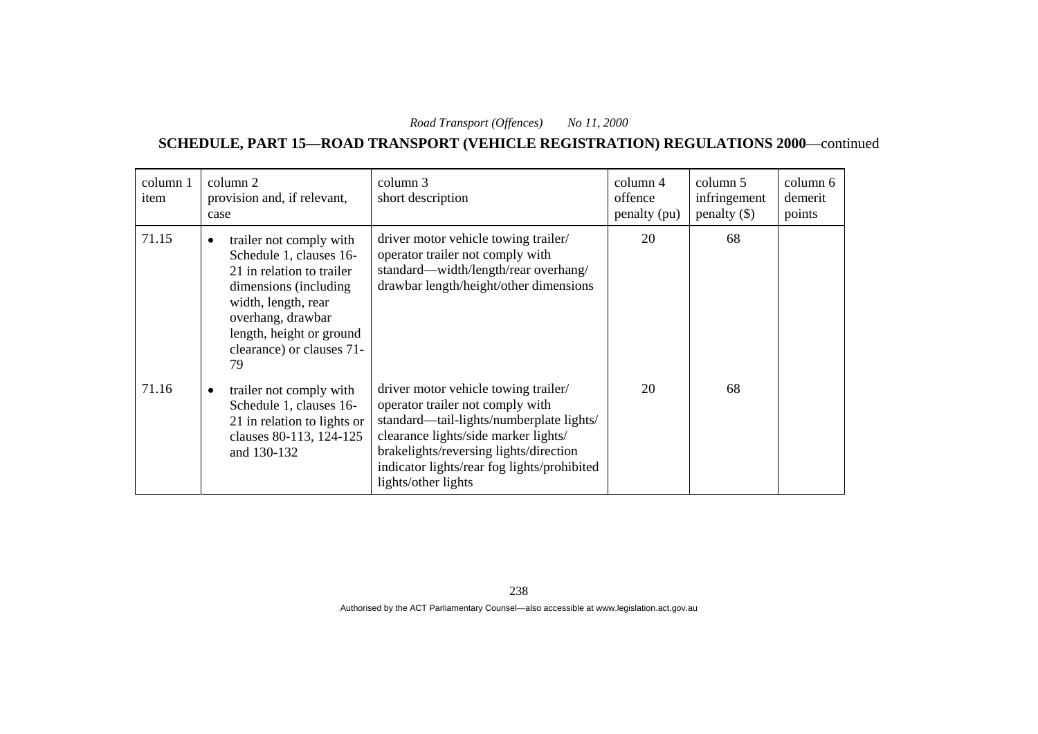## SCHEDULE, PART 15—ROAD TRANSPORT (VEHICLE REGISTRATION) REGULATIONS 2000—continued

| column 1 item | column 2 provision and, if relevant, case | column 3 short description | column 4 offence penalty (pu) | column 5 infringement penalty ($) | column 6 demerit points |
|---|---|---|---|---|---|
| 71.15 | • trailer not comply with Schedule 1, clauses 16-21 in relation to trailer dimensions (including width, length, rear overhang, drawbar length, height or ground clearance) or clauses 71-79 | driver motor vehicle towing trailer/ operator trailer not comply with standard—width/length/rear overhang/ drawbar length/height/other dimensions | 20 | 68 | |
| 71.16 | • trailer not comply with Schedule 1, clauses 16-21 in relation to lights or clauses 80-113, 124-125 and 130-132 | driver motor vehicle towing trailer/ operator trailer not comply with standard—tail-lights/numberplate lights/ clearance lights/side marker lights/ brakelights/reversing lights/direction indicator lights/rear fog lights/prohibited lights/other lights | 20 | 68 | |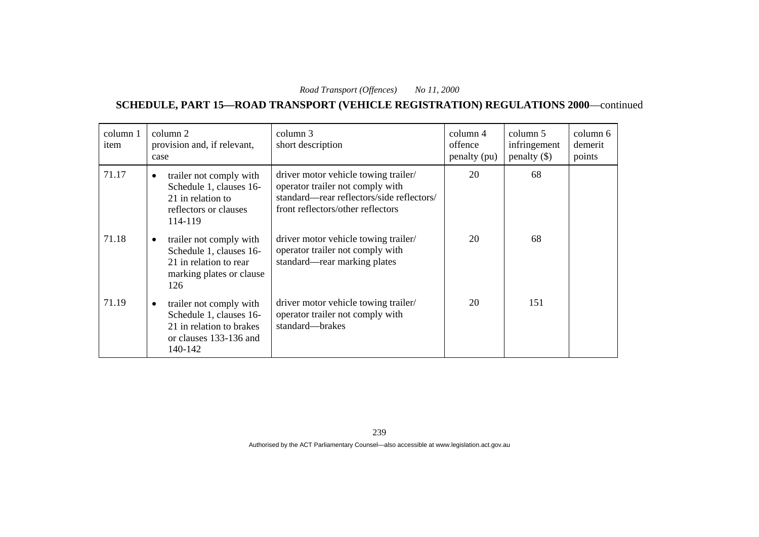## SCHEDULE, PART 15—ROAD TRANSPORT (VEHICLE REGISTRATION) REGULATIONS 2000—continued

| column 1 item | column 2 provision and, if relevant, case | column 3 short description | column 4 offence penalty (pu) | column 5 infringement penalty ($) | column 6 demerit points |
|---|---|---|---|---|---|
| 71.17 | • trailer not comply with Schedule 1, clauses 16-21 in relation to reflectors or clauses 114-119 | driver motor vehicle towing trailer/ operator trailer not comply with standard—rear reflectors/side reflectors/ front reflectors/other reflectors | 20 | 68 | |
| 71.18 | • trailer not comply with Schedule 1, clauses 16-21 in relation to rear marking plates or clause 126 | driver motor vehicle towing trailer/ operator trailer not comply with standard—rear marking plates | 20 | 68 | |
| 71.19 | • trailer not comply with Schedule 1, clauses 16-21 in relation to brakes or clauses 133-136 and 140-142 | driver motor vehicle towing trailer/ operator trailer not comply with standard—brakes | 20 | 151 | |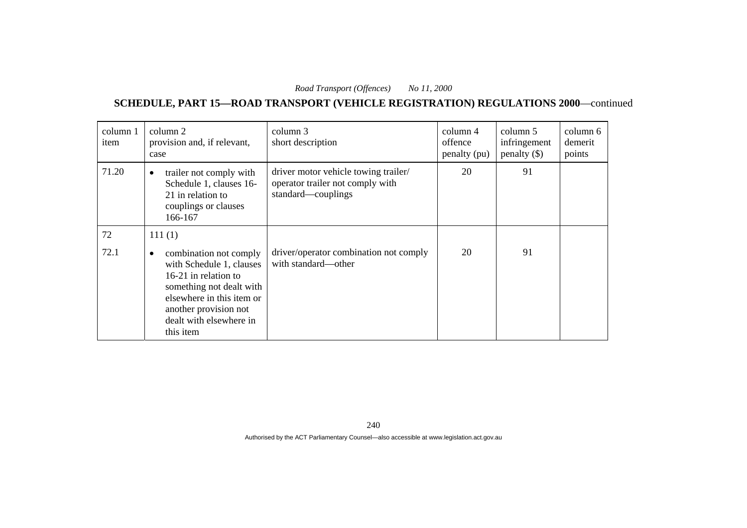## SCHEDULE, PART 15—ROAD TRANSPORT (VEHICLE REGISTRATION) REGULATIONS 2000—continued

| column 1 item | column 2 provision and, if relevant, case | column 3 short description | column 4 offence penalty (pu) | column 5 infringement penalty ($) | column 6 demerit points |
|---|---|---|---|---|---|
| 71.20 | • trailer not comply with Schedule 1, clauses 16-21 in relation to couplings or clauses 166-167 | driver motor vehicle towing trailer/ operator trailer not comply with standard—couplings | 20 | 91 | |
| 72 | 111 (1) | | | | |
| 72.1 | • combination not comply with Schedule 1, clauses 16-21 in relation to something not dealt with elsewhere in this item or another provision not dealt with elsewhere in this item | driver/operator combination not comply with standard—other | 20 | 91 | |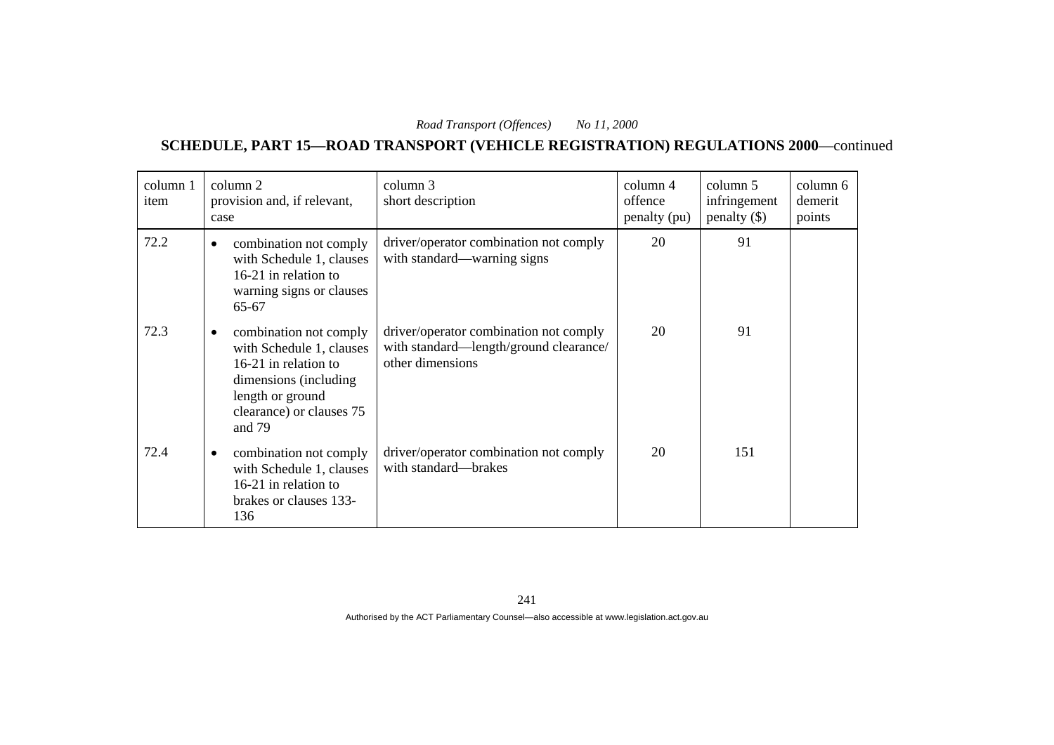## SCHEDULE, PART 15—ROAD TRANSPORT (VEHICLE REGISTRATION) REGULATIONS 2000—continued

| column 1 item | column 2 provision and, if relevant, case | column 3 short description | column 4 offence penalty (pu) | column 5 infringement penalty ($) | column 6 demerit points |
|---|---|---|---|---|---|
| 72.2 | • combination not comply with Schedule 1, clauses 16-21 in relation to warning signs or clauses 65-67 | driver/operator combination not comply with standard—warning signs | 20 | 91 | |
| 72.3 | • combination not comply with Schedule 1, clauses 16-21 in relation to dimensions (including length or ground clearance) or clauses 75 and 79 | driver/operator combination not comply with standard—length/ground clearance/ other dimensions | 20 | 91 | |
| 72.4 | • combination not comply with Schedule 1, clauses 16-21 in relation to brakes or clauses 133-136 | driver/operator combination not comply with standard—brakes | 20 | 151 | |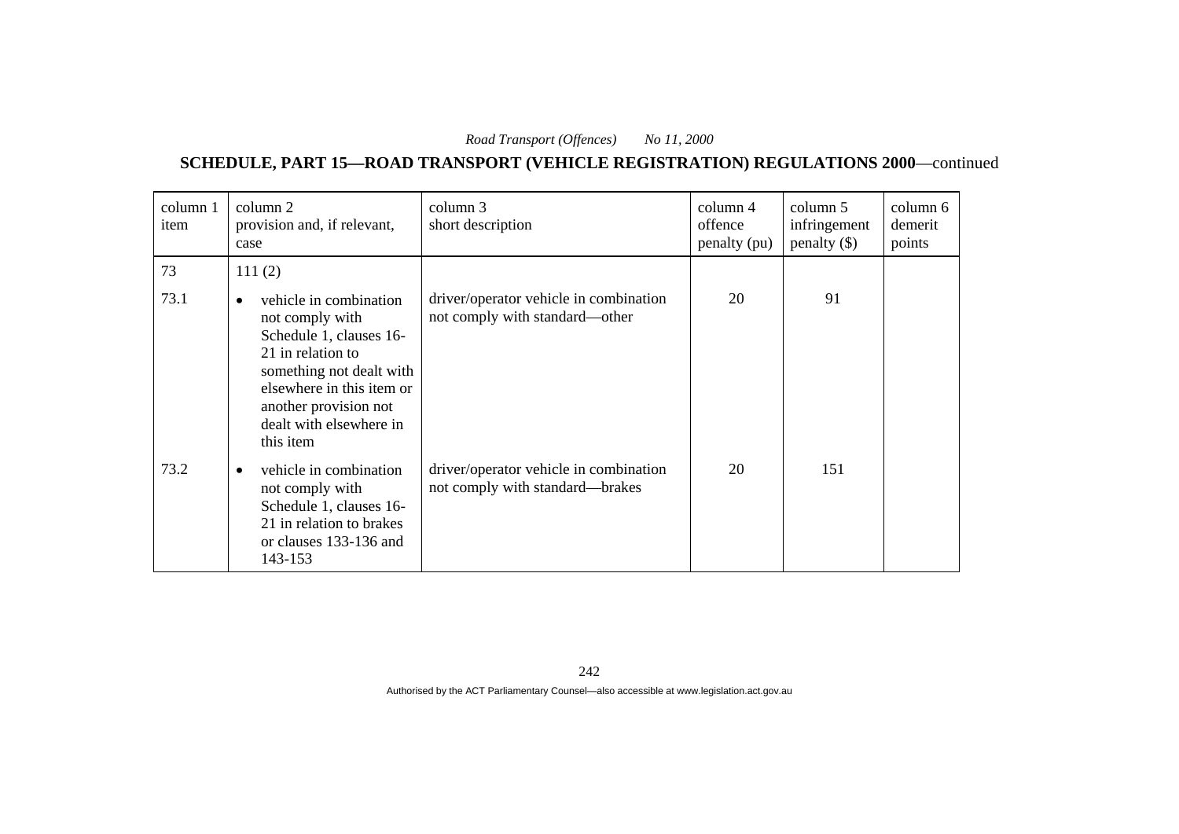## SCHEDULE, PART 15—ROAD TRANSPORT (VEHICLE REGISTRATION) REGULATIONS 2000—continued

| column 1 item | column 2 provision and, if relevant, case | column 3 short description | column 4 offence penalty (pu) | column 5 infringement penalty ($) | column 6 demerit points |
|---|---|---|---|---|---|
| 73 | 111 (2) | | | | |
| 73.1 | • vehicle in combination not comply with Schedule 1, clauses 16-21 in relation to something not dealt with elsewhere in this item or another provision not dealt with elsewhere in this item | driver/operator vehicle in combination not comply with standard—other | 20 | 91 | |
| 73.2 | • vehicle in combination not comply with Schedule 1, clauses 16-21 in relation to brakes or clauses 133-136 and 143-153 | driver/operator vehicle in combination not comply with standard—brakes | 20 | 151 | |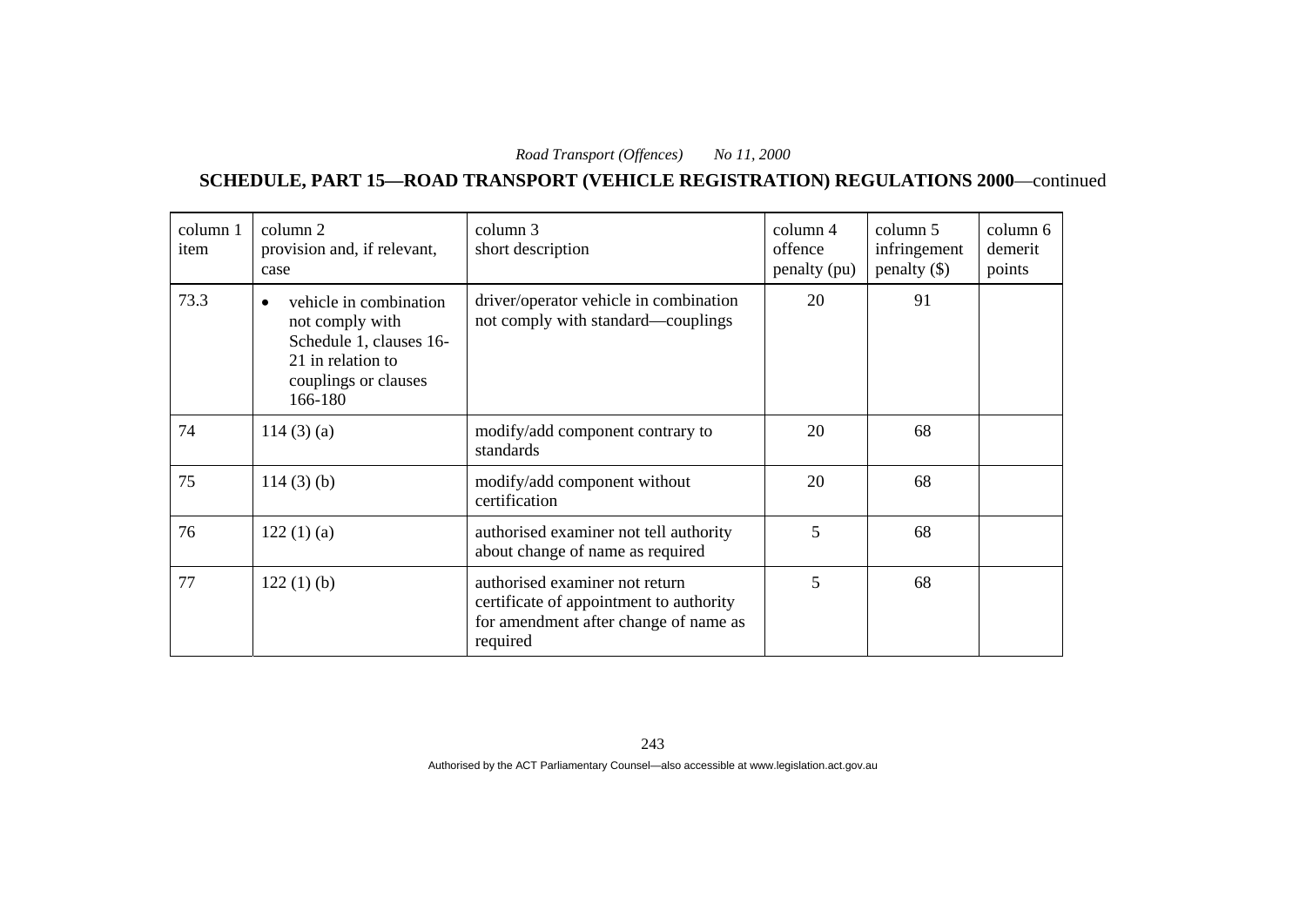## SCHEDULE, PART 15—ROAD TRANSPORT (VEHICLE REGISTRATION) REGULATIONS 2000—continued

| column 1 item | column 2 provision and, if relevant, case | column 3 short description | column 4 offence penalty (pu) | column 5 infringement penalty ($) | column 6 demerit points |
|---|---|---|---|---|---|
| 73.3 | • vehicle in combination not comply with Schedule 1, clauses 16-21 in relation to couplings or clauses 166-180 | driver/operator vehicle in combination not comply with standard—couplings | 20 | 91 | |
| 74 | 114 (3) (a) | modify/add component contrary to standards | 20 | 68 | |
| 75 | 114 (3) (b) | modify/add component without certification | 20 | 68 | |
| 76 | 122 (1) (a) | authorised examiner not tell authority about change of name as required | 5 | 68 | |
| 77 | 122 (1) (b) | authorised examiner not return certificate of appointment to authority for amendment after change of name as required | 5 | 68 | |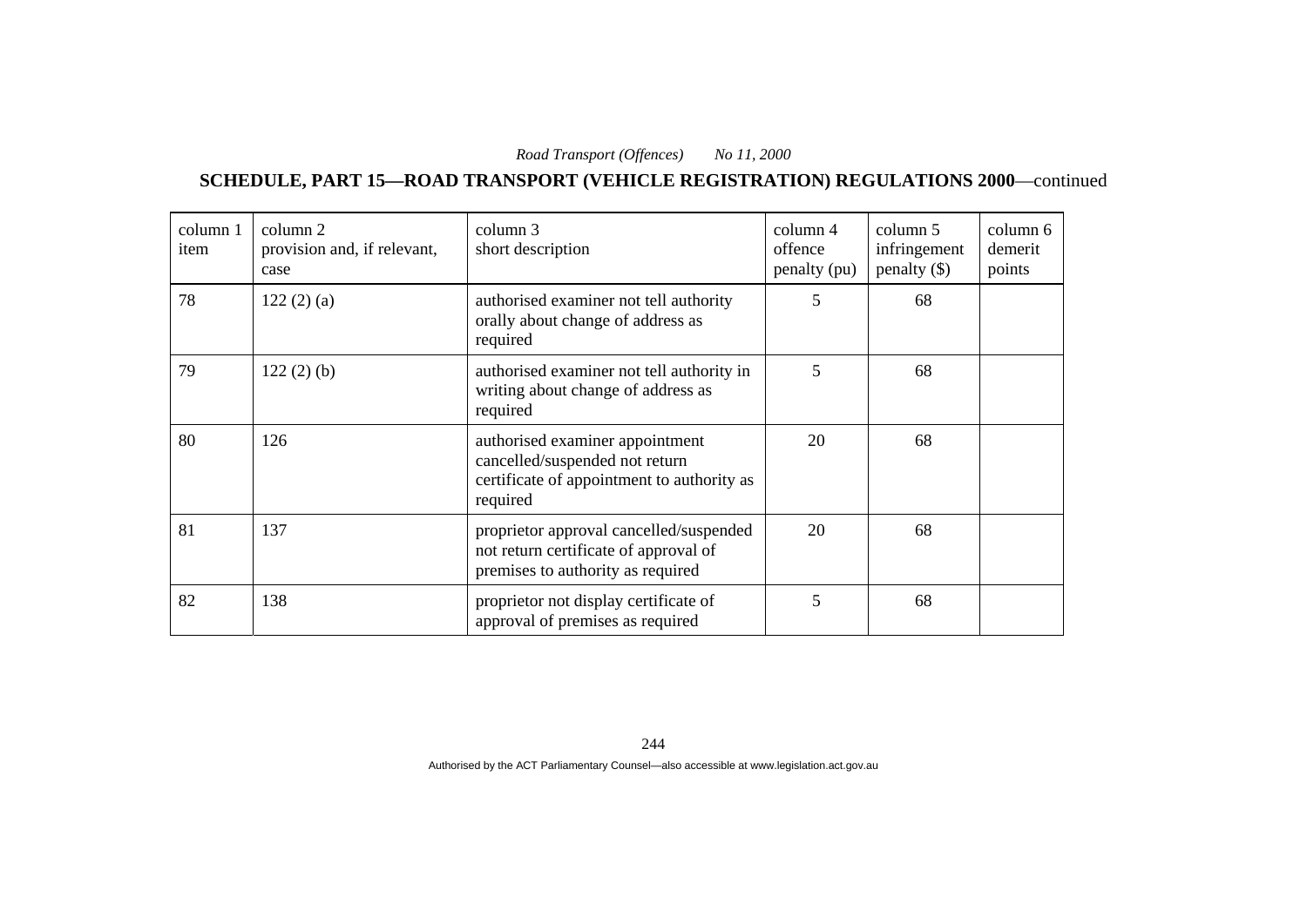## SCHEDULE, PART 15—ROAD TRANSPORT (VEHICLE REGISTRATION) REGULATIONS 2000—continued

| column 1 item | column 2 provision and, if relevant, case | column 3 short description | column 4 offence penalty (pu) | column 5 infringement penalty ($) | column 6 demerit points |
|---|---|---|---|---|---|
| 78 | 122 (2) (a) | authorised examiner not tell authority orally about change of address as required | 5 | 68 | |
| 79 | 122 (2) (b) | authorised examiner not tell authority in writing about change of address as required | 5 | 68 | |
| 80 | 126 | authorised examiner appointment cancelled/suspended not return certificate of appointment to authority as required | 20 | 68 | |
| 81 | 137 | proprietor approval cancelled/suspended not return certificate of approval of premises to authority as required | 20 | 68 | |
| 82 | 138 | proprietor not display certificate of approval of premises as required | 5 | 68 | |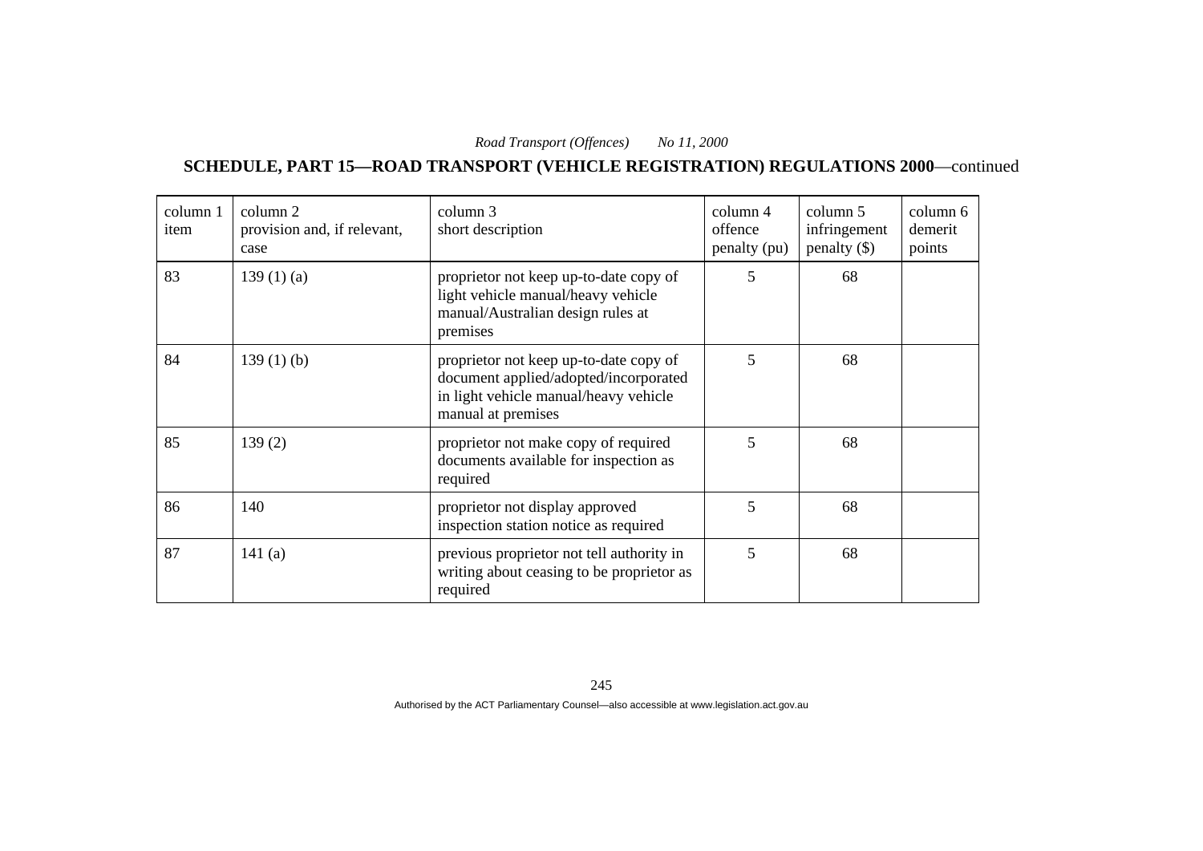## SCHEDULE, PART 15—ROAD TRANSPORT (VEHICLE REGISTRATION) REGULATIONS 2000—continued

| column 1 item | column 2 provision and, if relevant, case | column 3 short description | column 4 offence penalty (pu) | column 5 infringement penalty ($) | column 6 demerit points |
|---|---|---|---|---|---|
| 83 | 139 (1) (a) | proprietor not keep up-to-date copy of light vehicle manual/heavy vehicle manual/Australian design rules at premises | 5 | 68 | |
| 84 | 139 (1) (b) | proprietor not keep up-to-date copy of document applied/adopted/incorporated in light vehicle manual/heavy vehicle manual at premises | 5 | 68 | |
| 85 | 139 (2) | proprietor not make copy of required documents available for inspection as required | 5 | 68 | |
| 86 | 140 | proprietor not display approved inspection station notice as required | 5 | 68 | |
| 87 | 141 (a) | previous proprietor not tell authority in writing about ceasing to be proprietor as required | 5 | 68 | |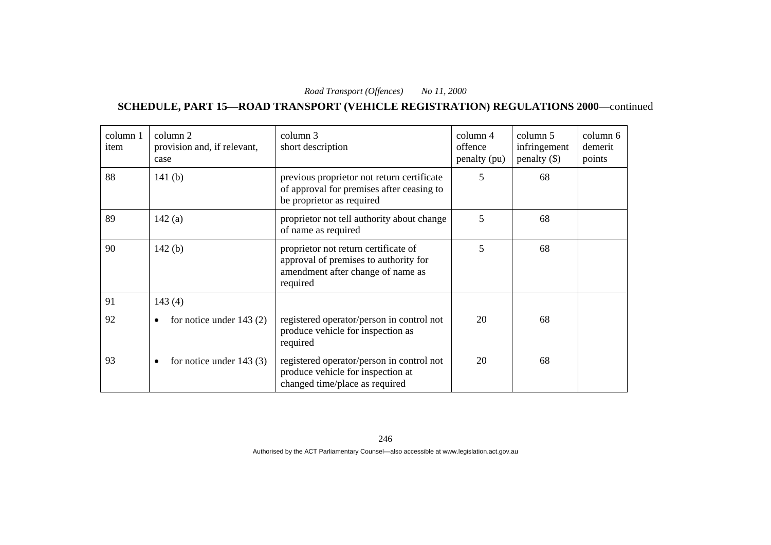**SCHEDULE, PART 15—ROAD TRANSPORT (VEHICLE REGISTRATION) REGULATIONS 2000**—continued

| column 1 item | column 2 provision and, if relevant, case | column 3 short description | column 4 offence penalty (pu) | column 5 infringement penalty ($) | column 6 demerit points |
|---|---|---|---|---|---|
| 88 | 141 (b) | previous proprietor not return certificate of approval for premises after ceasing to be proprietor as required | 5 | 68 | |
| 89 | 142 (a) | proprietor not tell authority about change of name as required | 5 | 68 | |
| 90 | 142 (b) | proprietor not return certificate of approval of premises to authority for amendment after change of name as required | 5 | 68 | |
| 91 | 143 (4) | | | | |
| 92 | • for notice under 143 (2) | registered operator/person in control not produce vehicle for inspection as required | 20 | 68 | |
| 93 | • for notice under 143 (3) | registered operator/person in control not produce vehicle for inspection at changed time/place as required | 20 | 68 | |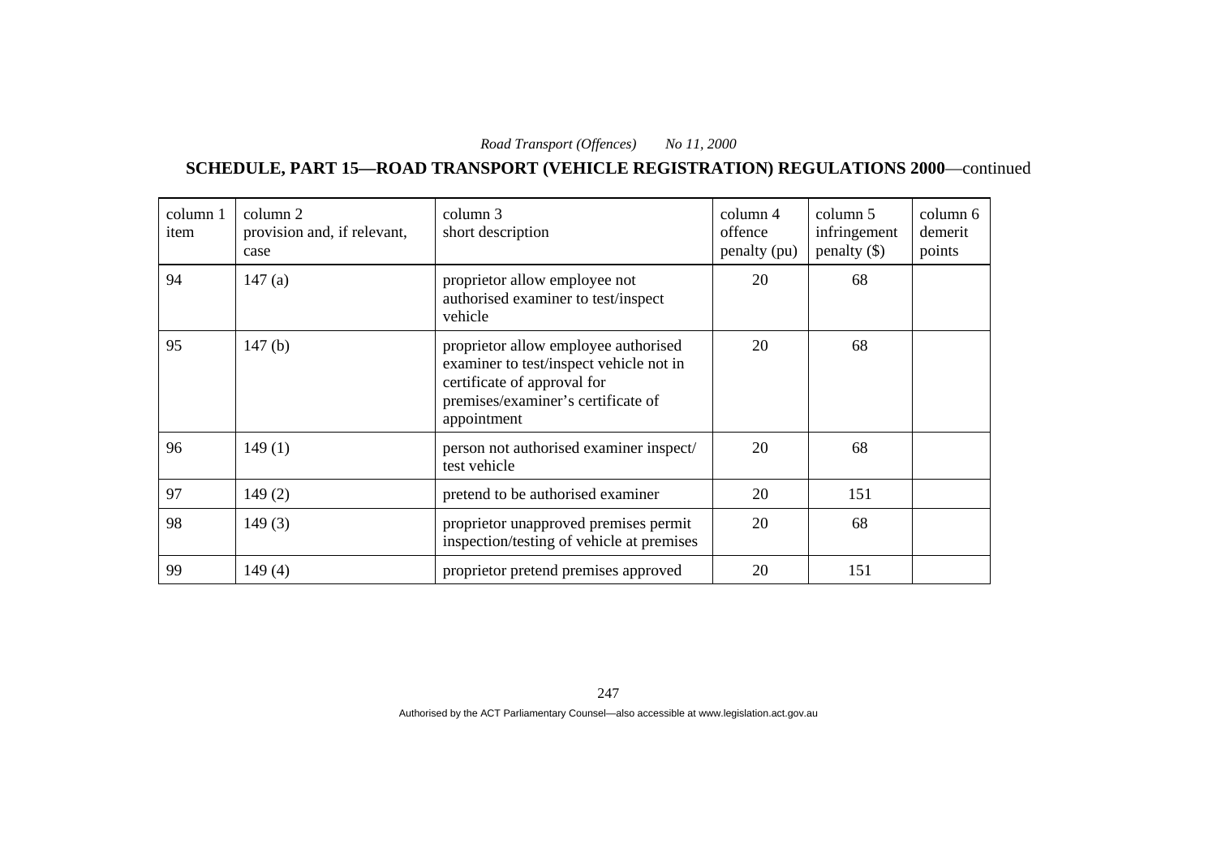## SCHEDULE, PART 15—ROAD TRANSPORT (VEHICLE REGISTRATION) REGULATIONS 2000—continued

| column 1 item | column 2 provision and, if relevant, case | column 3 short description | column 4 offence penalty (pu) | column 5 infringement penalty ($) | column 6 demerit points |
|---|---|---|---|---|---|
| 94 | 147 (a) | proprietor allow employee not authorised examiner to test/inspect vehicle | 20 | 68 | |
| 95 | 147 (b) | proprietor allow employee authorised examiner to test/inspect vehicle not in certificate of approval for premises/examiner's certificate of appointment | 20 | 68 | |
| 96 | 149 (1) | person not authorised examiner inspect/ test vehicle | 20 | 68 | |
| 97 | 149 (2) | pretend to be authorised examiner | 20 | 151 | |
| 98 | 149 (3) | proprietor unapproved premises permit inspection/testing of vehicle at premises | 20 | 68 | |
| 99 | 149 (4) | proprietor pretend premises approved | 20 | 151 | |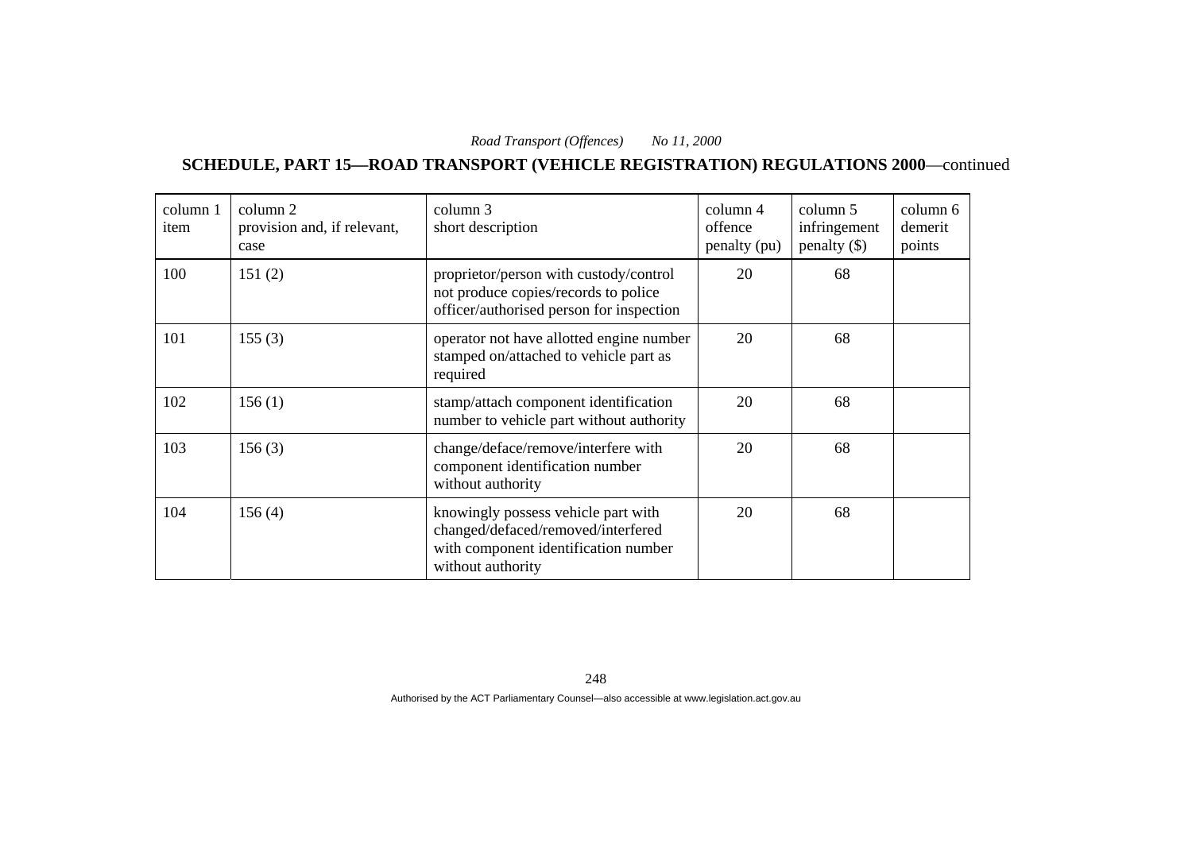**SCHEDULE, PART 15—ROAD TRANSPORT (VEHICLE REGISTRATION) REGULATIONS 2000**—continued

| column 1 item | column 2 provision and, if relevant, case | column 3 short description | column 4 offence penalty (pu) | column 5 infringement penalty ($) | column 6 demerit points |
|---|---|---|---|---|---|
| 100 | 151 (2) | proprietor/person with custody/control not produce copies/records to police officer/authorised person for inspection | 20 | 68 | |
| 101 | 155 (3) | operator not have allotted engine number stamped on/attached to vehicle part as required | 20 | 68 | |
| 102 | 156 (1) | stamp/attach component identification number to vehicle part without authority | 20 | 68 | |
| 103 | 156 (3) | change/deface/remove/interfere with component identification number without authority | 20 | 68 | |
| 104 | 156 (4) | knowingly possess vehicle part with changed/defaced/removed/interfered with component identification number without authority | 20 | 68 | |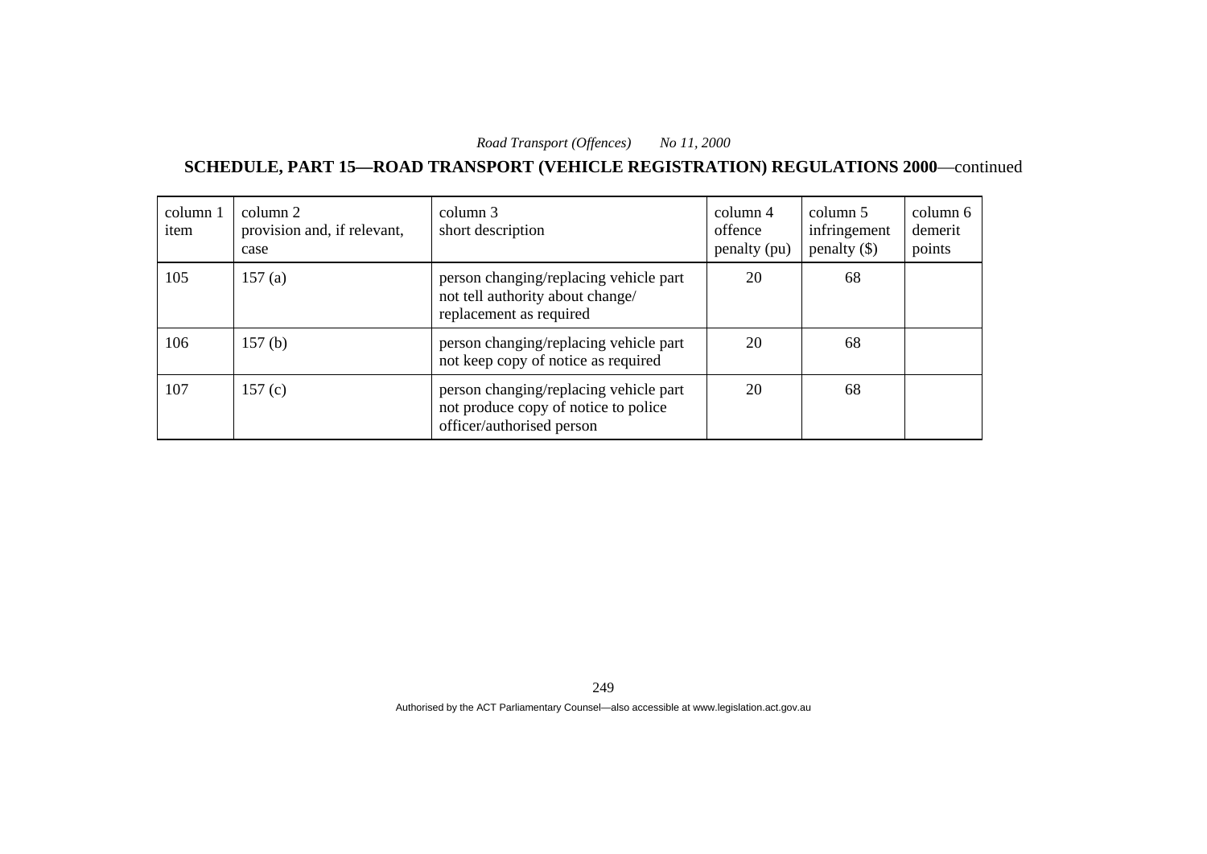## SCHEDULE, PART 15—ROAD TRANSPORT (VEHICLE REGISTRATION) REGULATIONS 2000—continued

| column 1 item | column 2 provision and, if relevant, case | column 3 short description | column 4 offence penalty (pu) | column 5 infringement penalty ($) | column 6 demerit points |
|---|---|---|---|---|---|
| 105 | 157 (a) | person changing/replacing vehicle part not tell authority about change/ replacement as required | 20 | 68 | |
| 106 | 157 (b) | person changing/replacing vehicle part not keep copy of notice as required | 20 | 68 | |
| 107 | 157 (c) | person changing/replacing vehicle part not produce copy of notice to police officer/authorised person | 20 | 68 | |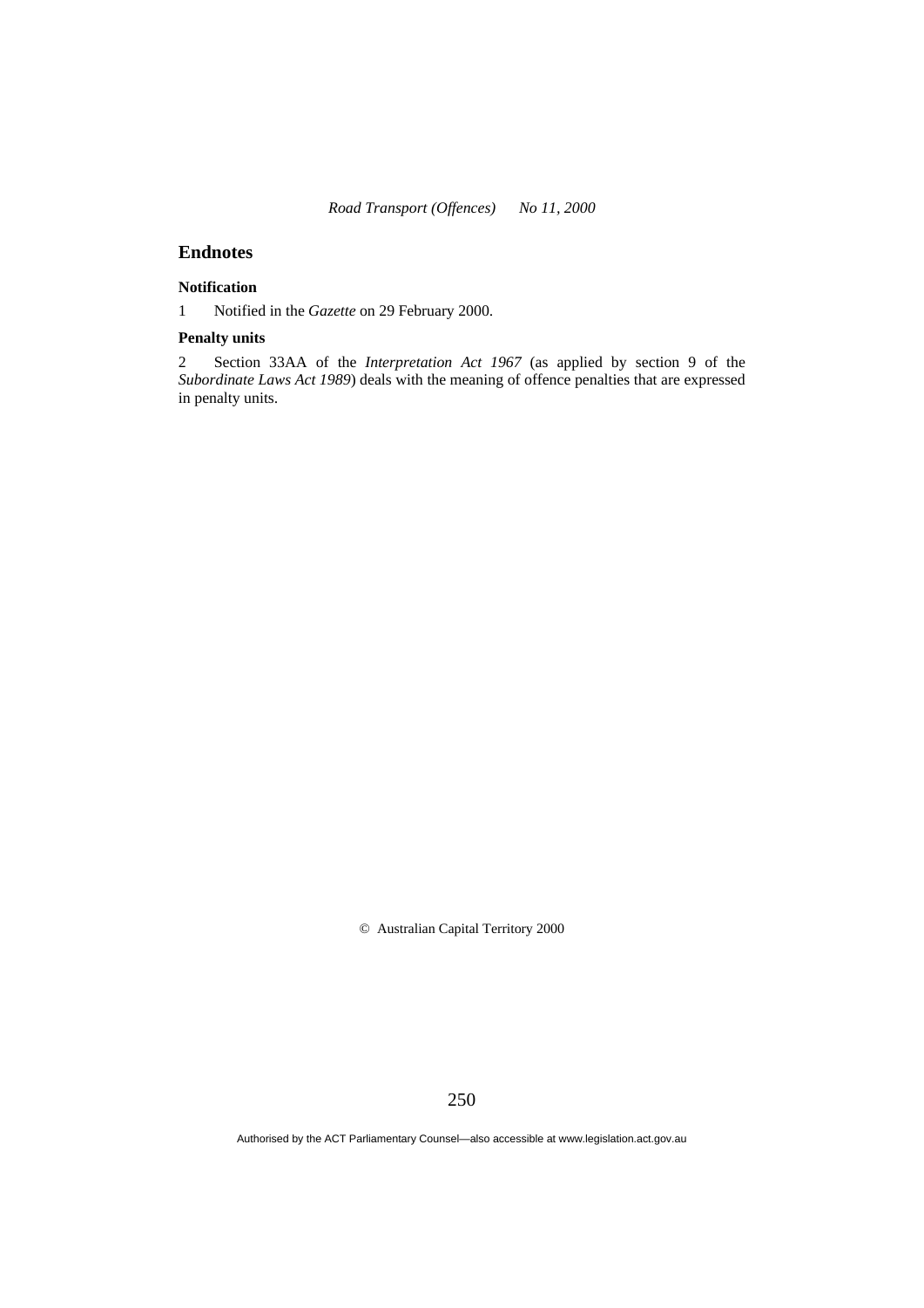## Endnotes

### Notification

1 Notified in the *Gazette* on 29 February 2000.

### Penalty units

2 Section 33AA of the *Interpretation Act 1967* (as applied by section 9 of the *Subordinate Laws Act 1989*) deals with the meaning of offence penalties that are expressed in penalty units.

© Australian Capital Territory 2000